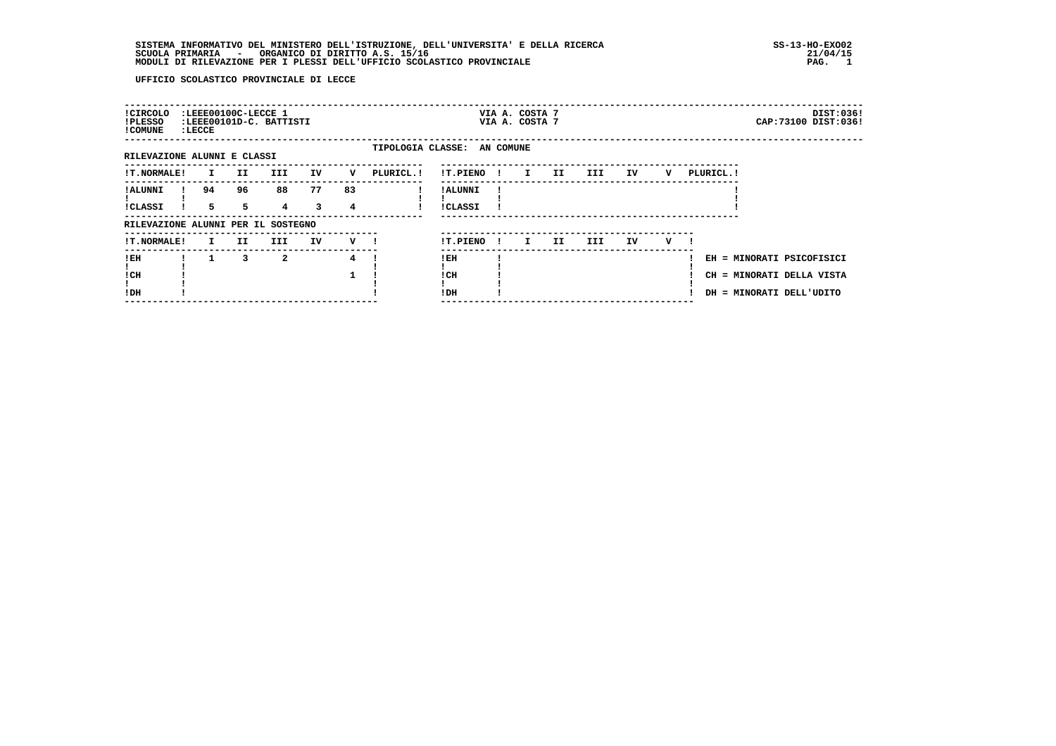SISTEMA INFORMATIVO DEL MINISTERO DELL'ISTRUZIONE, DELL'UNIVERSITA' E DELLA RICERCA
SCUOLA PRIMARIA - ORGANICO DI DIRITTO A.S. 15/16
MODULI DI RILEVAZIONE PER I PLESSI DELL'UFFICIO SCOLASTICO PROVINCIALE

SS-13-HO-EXO02
21/04/15

UFFICIO SCOLASTICO PROVINCIALE DI LECCE

| | | | |
|---|---|---|---|
| CIRCOLO | :LEEE00100C-LECCE 1 | VIA A. COSTA 7 | DIST:036 |
| PLESSO | :LEEE00101D-C. BATTISTI | VIA A. COSTA 7 | CAP:73100 DIST:036 |
| COMUNE | :LECCE | | |

TIPOLOGIA CLASSE: AN COMUNE

RILEVAZIONE ALUNNI E CLASSI

| T.NORMALE | I | II | III | IV | V | PLURICL. |
|---|---|---|---|---|---|---|
| ALUNNI | 94 | 96 | 88 | 77 | 83 | |
| CLASSI | 5 | 5 | 4 | 3 | 4 | |

| T.PIENO | I | II | III | IV | V | PLURICL. |
|---|---|---|---|---|---|---|
| ALUNNI | | | | | | |
| CLASSI | | | | | | |

RILEVAZIONE ALUNNI PER IL SOSTEGNO

| T.NORMALE | I | II | III | IV | V |
|---|---|---|---|---|---|
| EH | 1 | 3 | 2 | | 4 |
| CH | | | | | 1 |
| DH | | | | | |

| T.PIENO | I | II | III | IV | V |
|---|---|---|---|---|---|
| EH | | | | | |
| CH | | | | | |
| DH | | | | | |

EH = MINORATI PSICOFISICI
CH = MINORATI DELLA VISTA
DH = MINORATI DELL'UDITO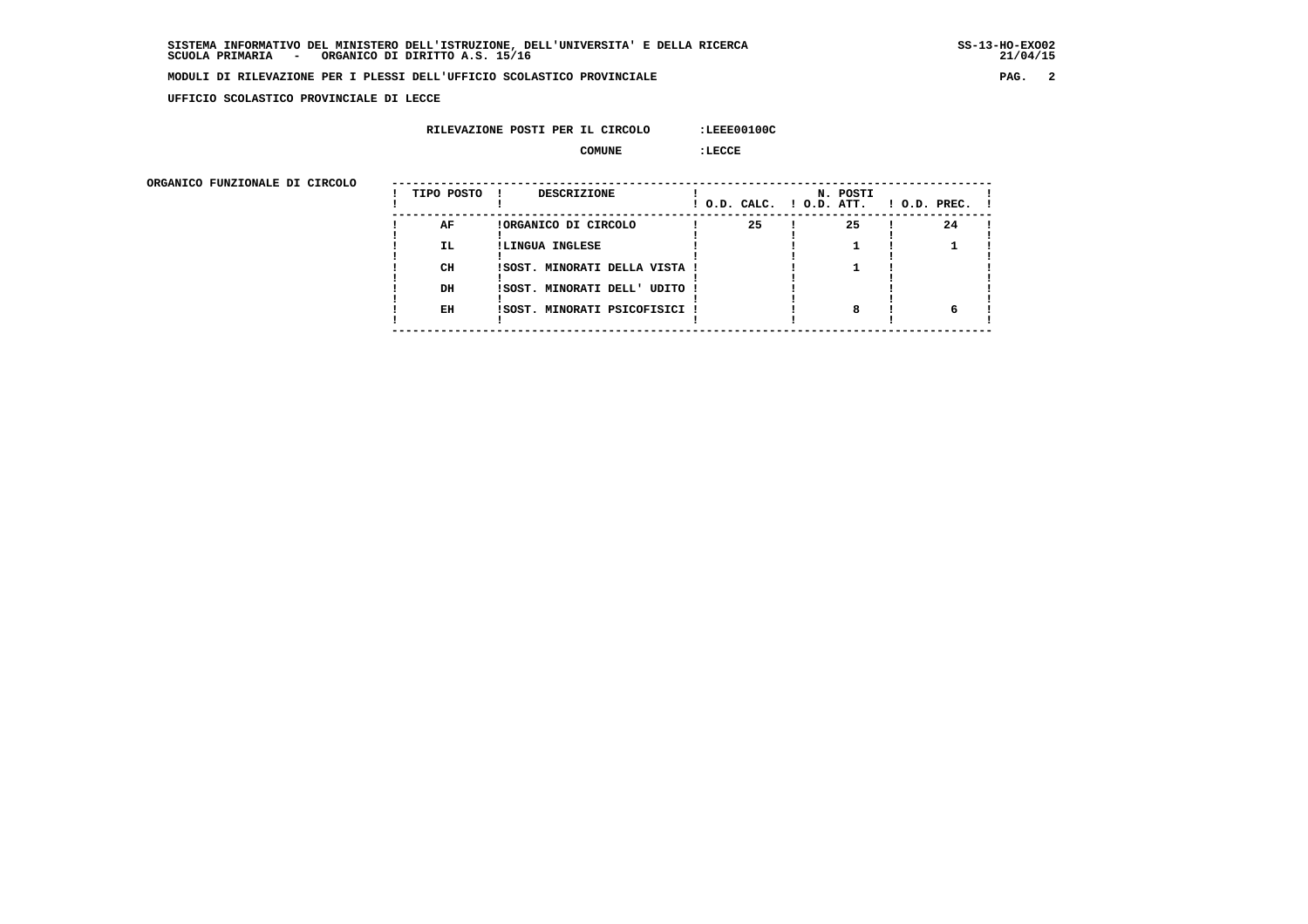SISTEMA INFORMATIVO DEL MINISTERO DELL'ISTRUZIONE, DELL'UNIVERSITA' E DELLA RICERCA
SCUOLA PRIMARIA - ORGANICO DI DIRITTO A.S. 15/16

**MODULI DI RILEVAZIONE PER I PLESSI DELL'UFFICIO SCOLASTICO PROVINCIALE**

**UFFICIO SCOLASTICO PROVINCIALE DI LECCE**

RILEVAZIONE POSTI PER IL CIRCOLO :LEEE00100C

COMUNE :LECCE

ORGANICO FUNZIONALE DI CIRCOLO

| TIPO POSTO | DESCRIZIONE | N. POSTI O.D. CALC. | O.D. ATT. | O.D. PREC. |
|---|---|---|---|---|
| AF | ORGANICO DI CIRCOLO | 25 | 25 | 24 |
| IL | LINGUA INGLESE | | 1 | 1 |
| CH | SOST. MINORATI DELLA VISTA | | 1 | |
| DH | SOST. MINORATI DELL' UDITO | | | |
| EH | SOST. MINORATI PSICOFISICI | | 8 | 6 |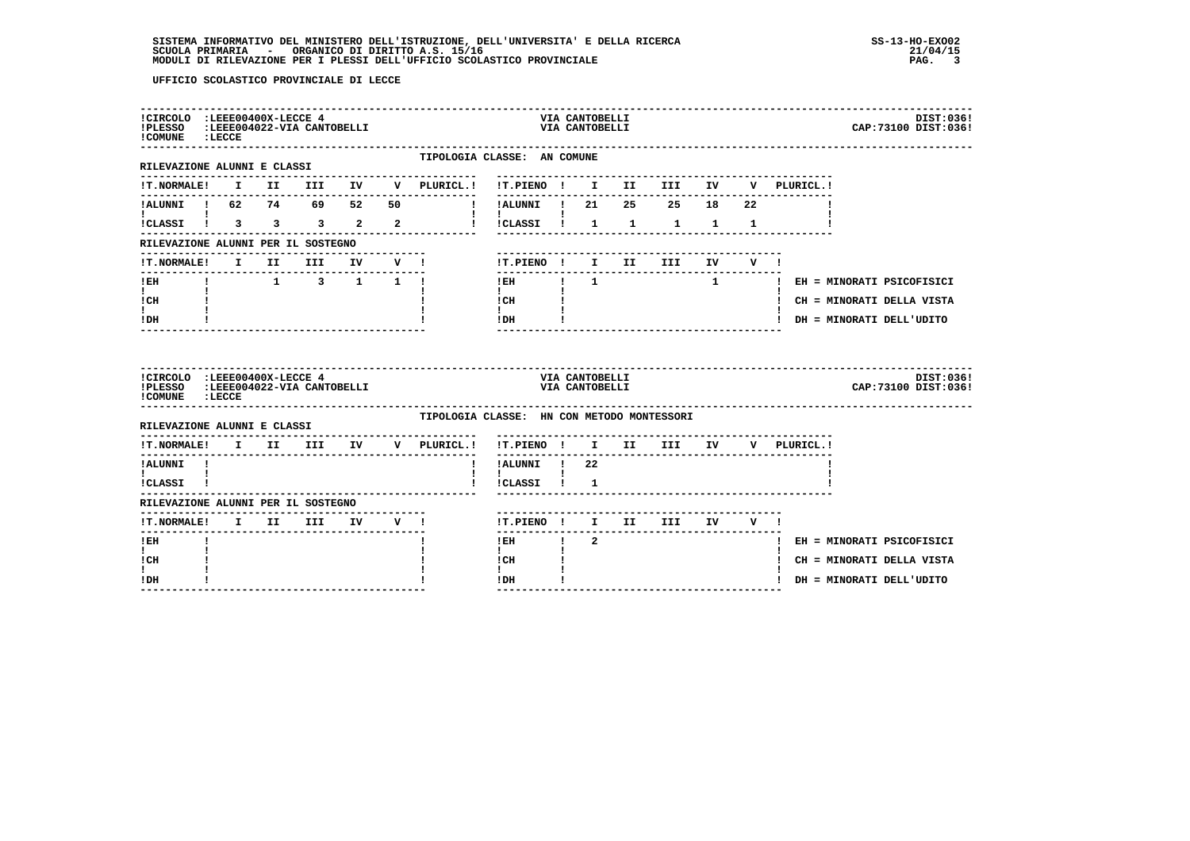UFFICIO SCOLASTICO PROVINCIALE DI LECCE

!CIRCOLO :LEEE00400X-LECCE 4 — VIA CANTOBELLI — DIST:036!
!PLESSO :LEEE004022-VIA CANTOBELLI — VIA CANTOBELLI — CAP:73100 DIST:036!
!COMUNE :LECCE

TIPOLOGIA CLASSE: AN COMUNE

RILEVAZIONE ALUNNI E CLASSI

| T.NORMALE | I | II | III | IV | V | PLURICL. | T.PIENO | I | II | III | IV | V | PLURICL. |
|---|---|---|---|---|---|---|---|---|---|---|---|---|---|
| ALUNNI | 62 | 74 | 69 | 52 | 50 | | ALUNNI | 21 | 25 | 25 | 18 | 22 | |
| CLASSI | 3 | 3 | 3 | 2 | 2 | | CLASSI | 1 | 1 | 1 | 1 | 1 | |

RILEVAZIONE ALUNNI PER IL SOSTEGNO

| T.NORMALE | I | II | III | IV | V | T.PIENO | I | II | III | IV | V |
|---|---|---|---|---|---|---|---|---|---|---|---|
| EH | | 1 | 3 | 1 | 1 | EH | 1 | | | 1 | |
| CH | | | | | | CH | | | | | |
| DH | | | | | | DH | | | | | |

EH = MINORATI PSICOFISICI
CH = MINORATI DELLA VISTA
DH = MINORATI DELL'UDITO

!CIRCOLO :LEEE00400X-LECCE 4 — VIA CANTOBELLI — DIST:036!
!PLESSO :LEEE004022-VIA CANTOBELLI — VIA CANTOBELLI — CAP:73100 DIST:036!
!COMUNE :LECCE

TIPOLOGIA CLASSE: HN CON METODO MONTESSORI

RILEVAZIONE ALUNNI E CLASSI

| T.NORMALE | I | II | III | IV | V | PLURICL. | T.PIENO | I | II | III | IV | V | PLURICL. |
|---|---|---|---|---|---|---|---|---|---|---|---|---|---|
| ALUNNI | | | | | | | ALUNNI | 22 | | | | | |
| CLASSI | | | | | | | CLASSI | 1 | | | | | |

RILEVAZIONE ALUNNI PER IL SOSTEGNO

| T.NORMALE | I | II | III | IV | V | T.PIENO | I | II | III | IV | V |
|---|---|---|---|---|---|---|---|---|---|---|---|
| EH | | | | | | EH | 2 | | | | |
| CH | | | | | | CH | | | | | |
| DH | | | | | | DH | | | | | |

EH = MINORATI PSICOFISICI
CH = MINORATI DELLA VISTA
DH = MINORATI DELL'UDITO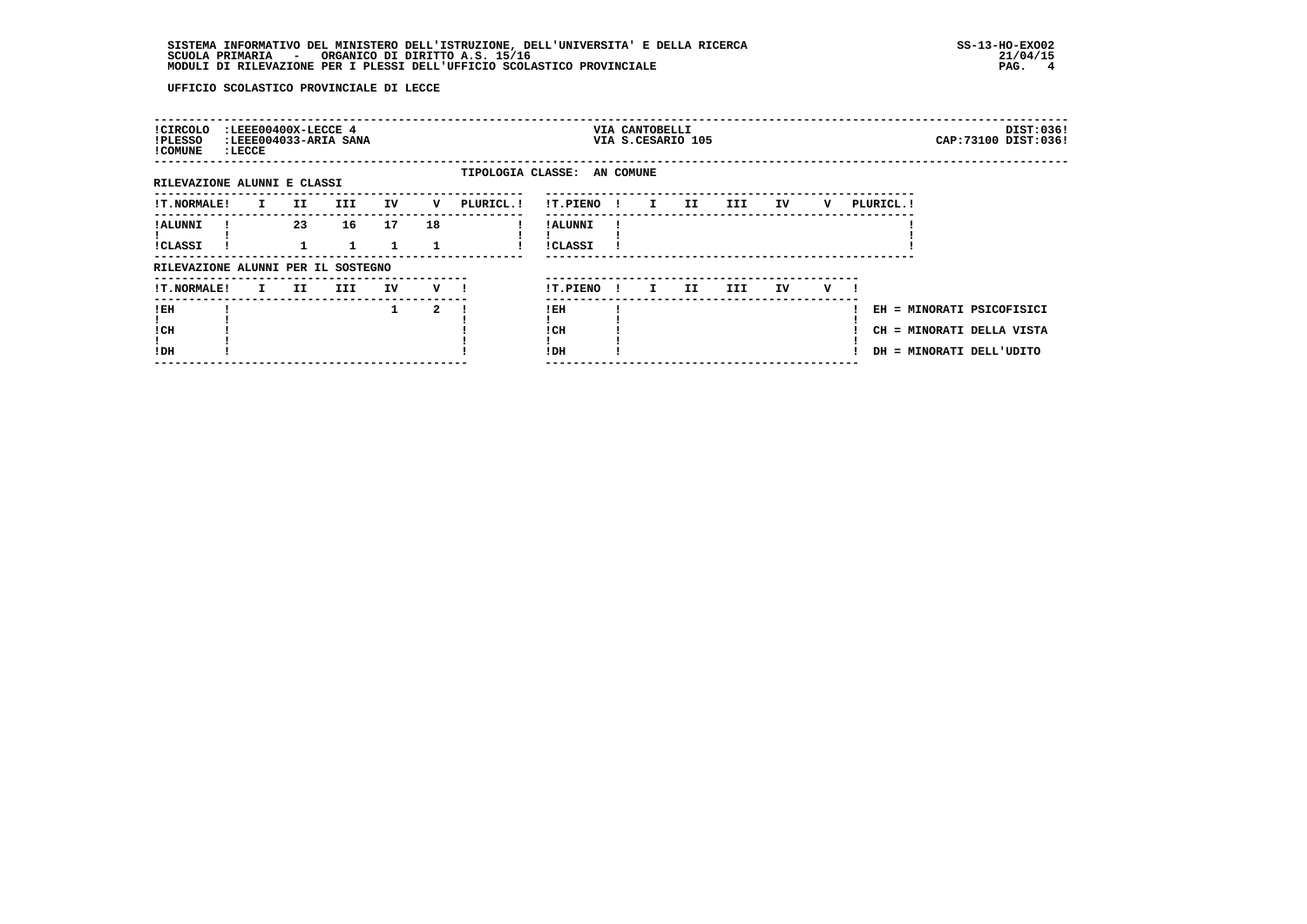UFFICIO SCOLASTICO PROVINCIALE DI LECCE

| | | | |
|---|---|---|---|
| !CIRCOLO | :LEEE00400X-LECCE 4 | VIA CANTOBELLI | DIST:036! |
| !PLESSO | :LEEE004033-ARIA SANA | VIA S.CESARIO 105 | CAP:73100 DIST:036! |
| !COMUNE | :LECCE | | |

TIPOLOGIA CLASSE: AN COMUNE

RILEVAZIONE ALUNNI E CLASSI

| !T.NORMALE! | I | II | III | IV | V | PLURICL.! | !T.PIENO ! | I | II | III | IV | V | PLURICL.! |
|---|---|---|---|---|---|---|---|---|---|---|---|---|---|
| !ALUNNI ! | | 23 | 16 | 17 | 18 | ! | !ALUNNI ! | | | | | | ! |
| !CLASSI ! | | 1 | 1 | 1 | 1 | ! | !CLASSI ! | | | | | | ! |

RILEVAZIONE ALUNNI PER IL SOSTEGNO

| !T.NORMALE! | I | II | III | IV | V ! | !T.PIENO ! | I | II | III | IV | V ! | |
|---|---|---|---|---|---|---|---|---|---|---|---|---|
| !EH ! | | | | 1 | 2 ! | !EH ! | | | | | ! | EH = MINORATI PSICOFISICI |
| !CH ! | | | | | ! | !CH ! | | | | | ! | CH = MINORATI DELLA VISTA |
| !DH ! | | | | | ! | !DH ! | | | | | ! | DH = MINORATI DELL'UDITO |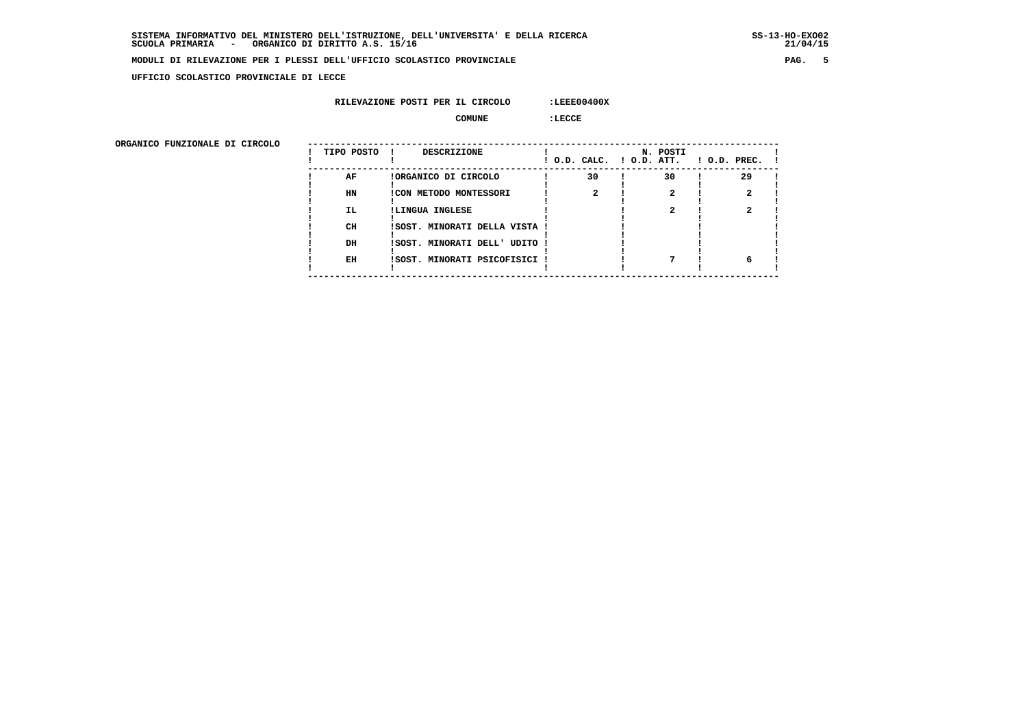SISTEMA INFORMATIVO DEL MINISTERO DELL'ISTRUZIONE, DELL'UNIVERSITA' E DELLA RICERCA
SCUOLA PRIMARIA - ORGANICO DI DIRITTO A.S. 15/16

MODULI DI RILEVAZIONE PER I PLESSI DELL'UFFICIO SCOLASTICO PROVINCIALE

UFFICIO SCOLASTICO PROVINCIALE DI LECCE

RILEVAZIONE POSTI PER IL CIRCOLO :LEEE00400X

COMUNE :LECCE

ORGANICO FUNZIONALE DI CIRCOLO

| TIPO POSTO | DESCRIZIONE | N. POSTI O.D. CALC. | O.D. ATT. | O.D. PREC. |
|---|---|---|---|---|
| AF | ORGANICO DI CIRCOLO | 30 | 30 | 29 |
| HN | CON METODO MONTESSORI | 2 | 2 | 2 |
| IL | LINGUA INGLESE | | 2 | 2 |
| CH | SOST. MINORATI DELLA VISTA | | | |
| DH | SOST. MINORATI DELL' UDITO | | | |
| EH | SOST. MINORATI PSICOFISICI | | 7 | 6 |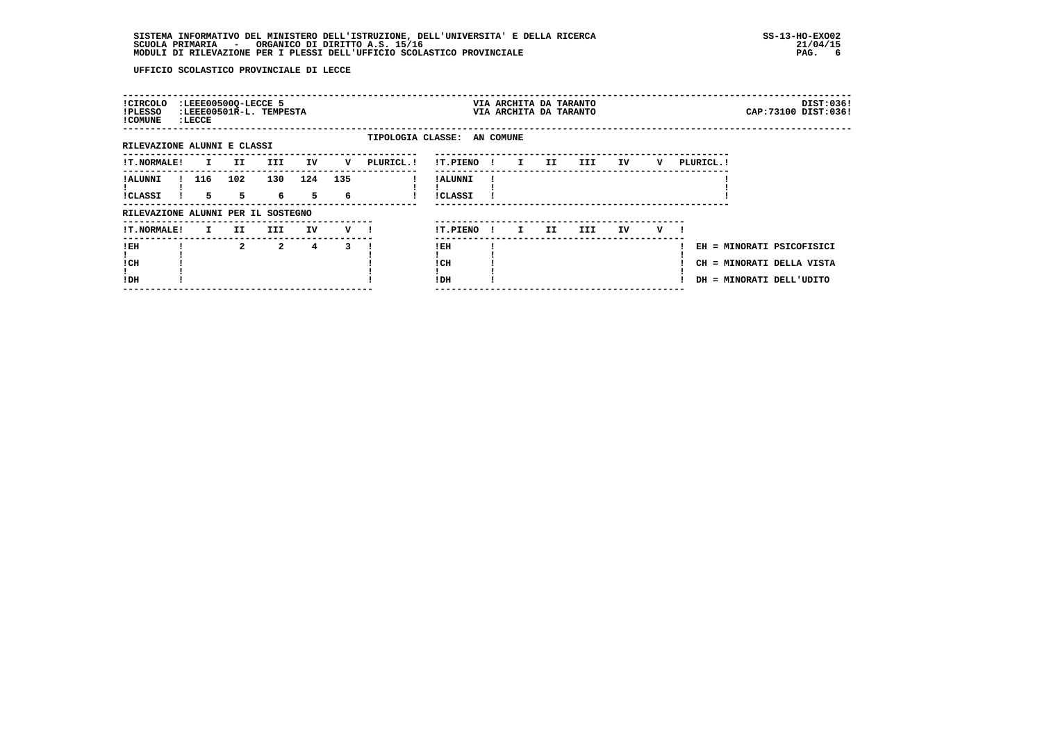UFFICIO SCOLASTICO PROVINCIALE DI LECCE

| | | | |
|---|---|---|---|
| !CIRCOLO :LEEE00500Q-LECCE 5 | VIA ARCHITA DA TARANTO | | DIST:036! |
| !PLESSO :LEEE00501R-L. TEMPESTA | VIA ARCHITA DA TARANTO | | CAP:73100 DIST:036! |
| !COMUNE :LECCE | | | |

TIPOLOGIA CLASSE: AN COMUNE

RILEVAZIONE ALUNNI E CLASSI

| T.NORMALE | I | II | III | IV | V | PLURICL. |
|---|---|---|---|---|---|---|
| ALUNNI | 116 | 102 | 130 | 124 | 135 | |
| CLASSI | 5 | 5 | 6 | 5 | 6 | |

| T.PIENO | I | II | III | IV | V | PLURICL. |
|---|---|---|---|---|---|---|
| ALUNNI | | | | | | |
| CLASSI | | | | | | |

RILEVAZIONE ALUNNI PER IL SOSTEGNO

| T.NORMALE | I | II | III | IV | V |
|---|---|---|---|---|---|
| EH | | 2 | 2 | 4 | 3 |
| CH | | | | | |
| DH | | | | | |

| T.PIENO | I | II | III | IV | V |
|---|---|---|---|---|---|
| EH | | | | | |
| CH | | | | | |
| DH | | | | | |

EH = MINORATI PSICOFISICI
CH = MINORATI DELLA VISTA
DH = MINORATI DELL'UDITO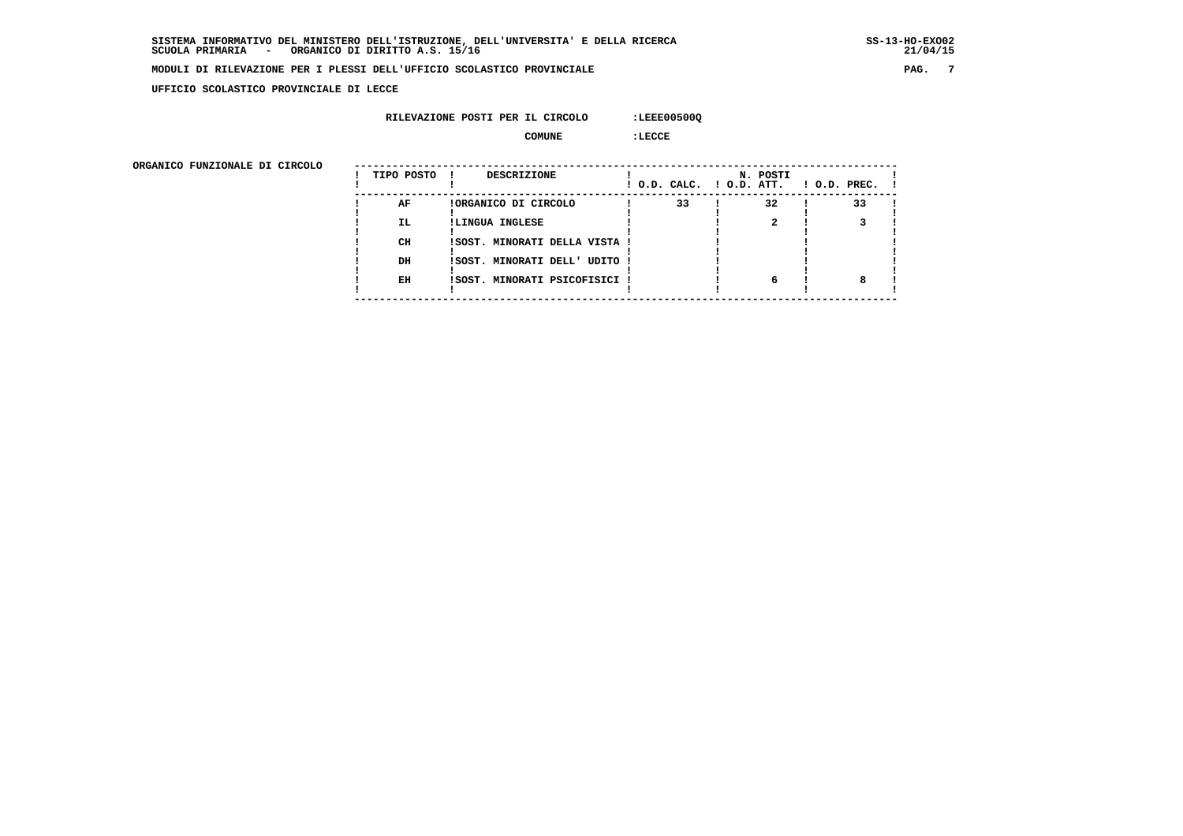**SISTEMA INFORMATIVO DEL MINISTERO DELL'ISTRUZIONE, DELL'UNIVERSITA' E DELLA RICERCA** SS-13-HO-EXO02
**SCUOLA PRIMARIA - ORGANICO DI DIRITTO A.S. 15/16** 21/04/15

**MODULI DI RILEVAZIONE PER I PLESSI DELL'UFFICIO SCOLASTICO PROVINCIALE**

**UFFICIO SCOLASTICO PROVINCIALE DI LECCE**

**RILEVAZIONE POSTI PER IL CIRCOLO :LEEE00500Q**

**COMUNE :LECCE**

**ORGANICO FUNZIONALE DI CIRCOLO**

| TIPO POSTO | DESCRIZIONE | N. POSTI O.D. CALC. | O.D. ATT. | O.D. PREC. |
|---|---|---|---|---|
| AF | ORGANICO DI CIRCOLO | 33 | 32 | 33 |
| IL | LINGUA INGLESE | | 2 | 3 |
| CH | SOST. MINORATI DELLA VISTA | | | |
| DH | SOST. MINORATI DELL' UDITO | | | |
| EH | SOST. MINORATI PSICOFISICI | | 6 | 8 |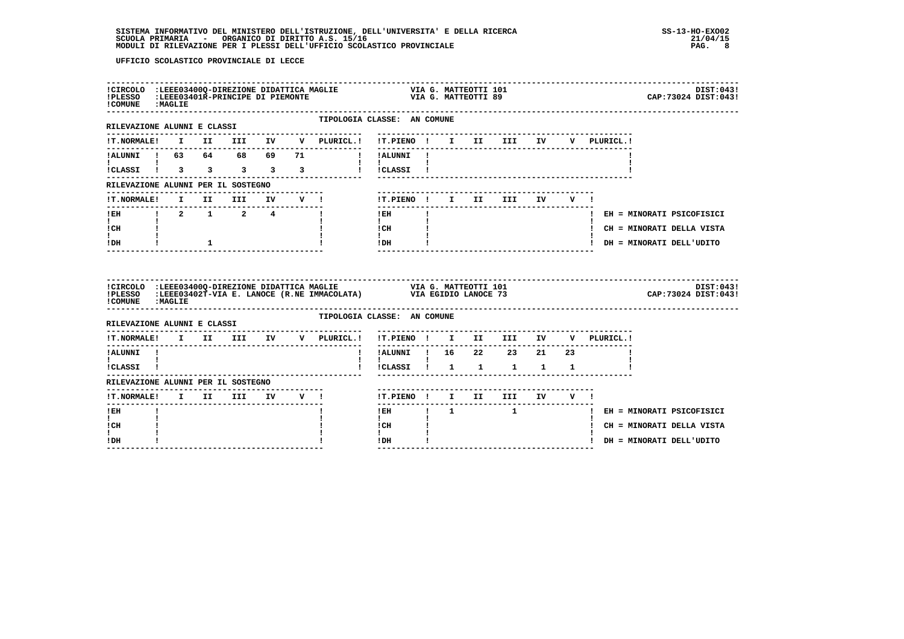UFFICIO SCOLASTICO PROVINCIALE DI LECCE

| | | | |
|---|---|---|---|
| CIRCOLO | :LEEE03400Q-DIREZIONE DIDATTICA MAGLIE | VIA G. MATTEOTTI 101 | DIST:043 |
| PLESSO | :LEEE03401R-PRINCIPE DI PIEMONTE | VIA G. MATTEOTTI 89 | CAP:73024 DIST:043 |
| COMUNE | :MAGLIE | | |

TIPOLOGIA CLASSE: AN COMUNE

RILEVAZIONE ALUNNI E CLASSI

| T.NORMALE | I | II | III | IV | V | PLURICL. | T.PIENO | I | II | III | IV | V | PLURICL. |
|---|---|---|---|---|---|---|---|---|---|---|---|---|---|
| ALUNNI | 63 | 64 | 68 | 69 | 71 | | ALUNNI | | | | | | |
| CLASSI | 3 | 3 | 3 | 3 | 3 | | CLASSI | | | | | | |

RILEVAZIONE ALUNNI PER IL SOSTEGNO

| T.NORMALE | I | II | III | IV | V | T.PIENO | I | II | III | IV | V | |
|---|---|---|---|---|---|---|---|---|---|---|---|---|
| EH | 2 | 1 | 2 | 4 | | EH | | | | | | EH = MINORATI PSICOFISICI |
| CH | | | | | | CH | | | | | | CH = MINORATI DELLA VISTA |
| DH | | 1 | | | | DH | | | | | | DH = MINORATI DELL'UDITO |

| | | | |
|---|---|---|---|
| CIRCOLO | :LEEE03400Q-DIREZIONE DIDATTICA MAGLIE | VIA G. MATTEOTTI 101 | DIST:043 |
| PLESSO | :LEEE03402T-VIA E. LANOCE (R.NE IMMACOLATA) | VIA EGIDIO LANOCE 73 | CAP:73024 DIST:043 |
| COMUNE | :MAGLIE | | |

TIPOLOGIA CLASSE: AN COMUNE

RILEVAZIONE ALUNNI E CLASSI

| T.NORMALE | I | II | III | IV | V | PLURICL. | T.PIENO | I | II | III | IV | V | PLURICL. |
|---|---|---|---|---|---|---|---|---|---|---|---|---|---|
| ALUNNI | | | | | | | ALUNNI | 16 | 22 | 23 | 21 | 23 | |
| CLASSI | | | | | | | CLASSI | 1 | 1 | 1 | 1 | 1 | |

RILEVAZIONE ALUNNI PER IL SOSTEGNO

| T.NORMALE | I | II | III | IV | V | T.PIENO | I | II | III | IV | V | |
|---|---|---|---|---|---|---|---|---|---|---|---|---|
| EH | | | | | | EH | 1 | | 1 | | | EH = MINORATI PSICOFISICI |
| CH | | | | | | CH | | | | | | CH = MINORATI DELLA VISTA |
| DH | | | | | | DH | | | | | | DH = MINORATI DELL'UDITO |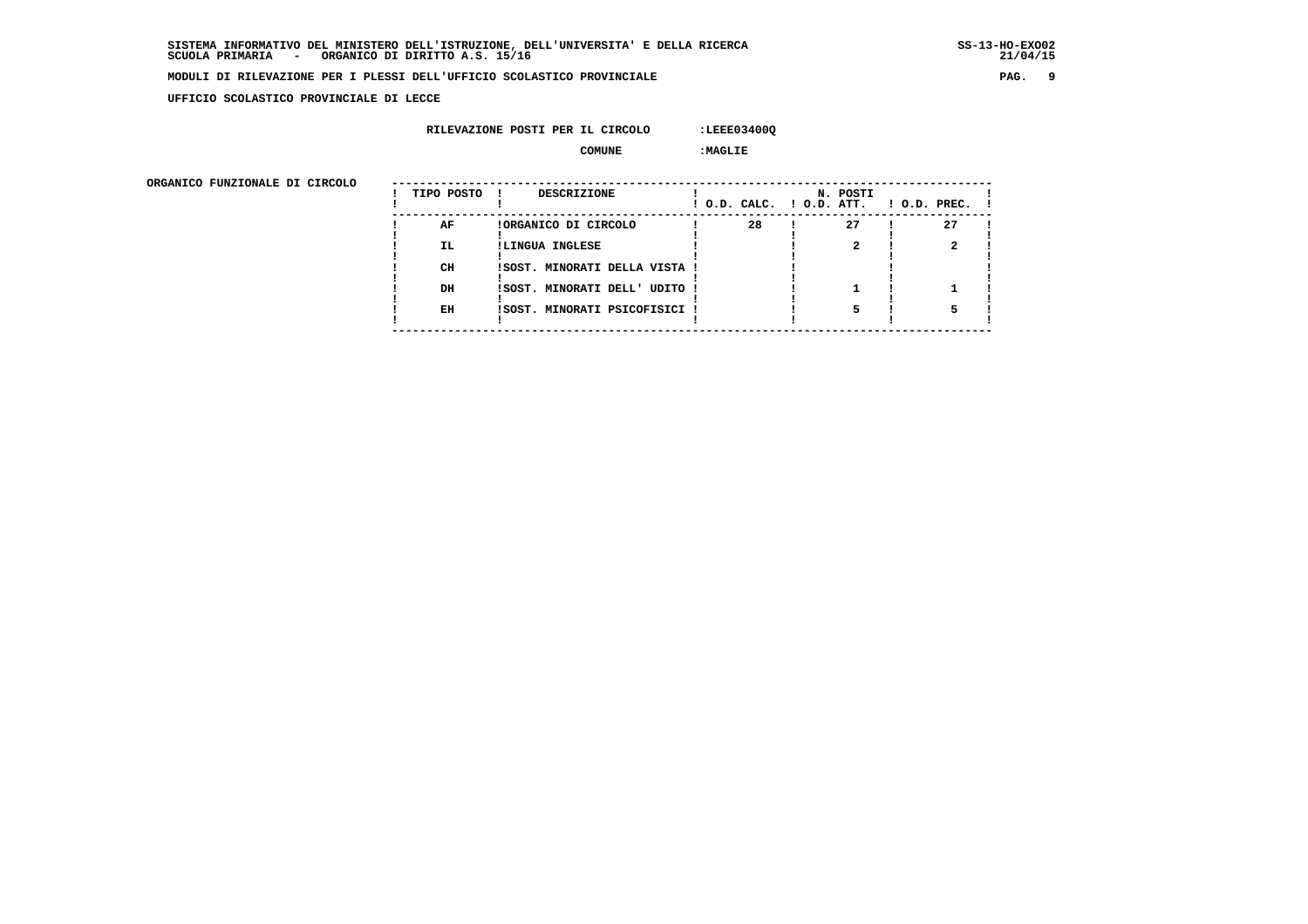UFFICIO SCOLASTICO PROVINCIALE DI LECCE

RILEVAZIONE POSTI PER IL CIRCOLO :LEEE03400Q

COMUNE :MAGLIE

ORGANICO FUNZIONALE DI CIRCOLO

| TIPO POSTO | DESCRIZIONE | N. POSTI O.D. CALC. | O.D. ATT. | O.D. PREC. |
|---|---|---|---|---|
| AF | ORGANICO DI CIRCOLO | 28 | 27 | 27 |
| IL | LINGUA INGLESE | | 2 | 2 |
| CH | SOST. MINORATI DELLA VISTA | | | |
| DH | SOST. MINORATI DELL' UDITO | | 1 | 1 |
| EH | SOST. MINORATI PSICOFISICI | | 5 | 5 |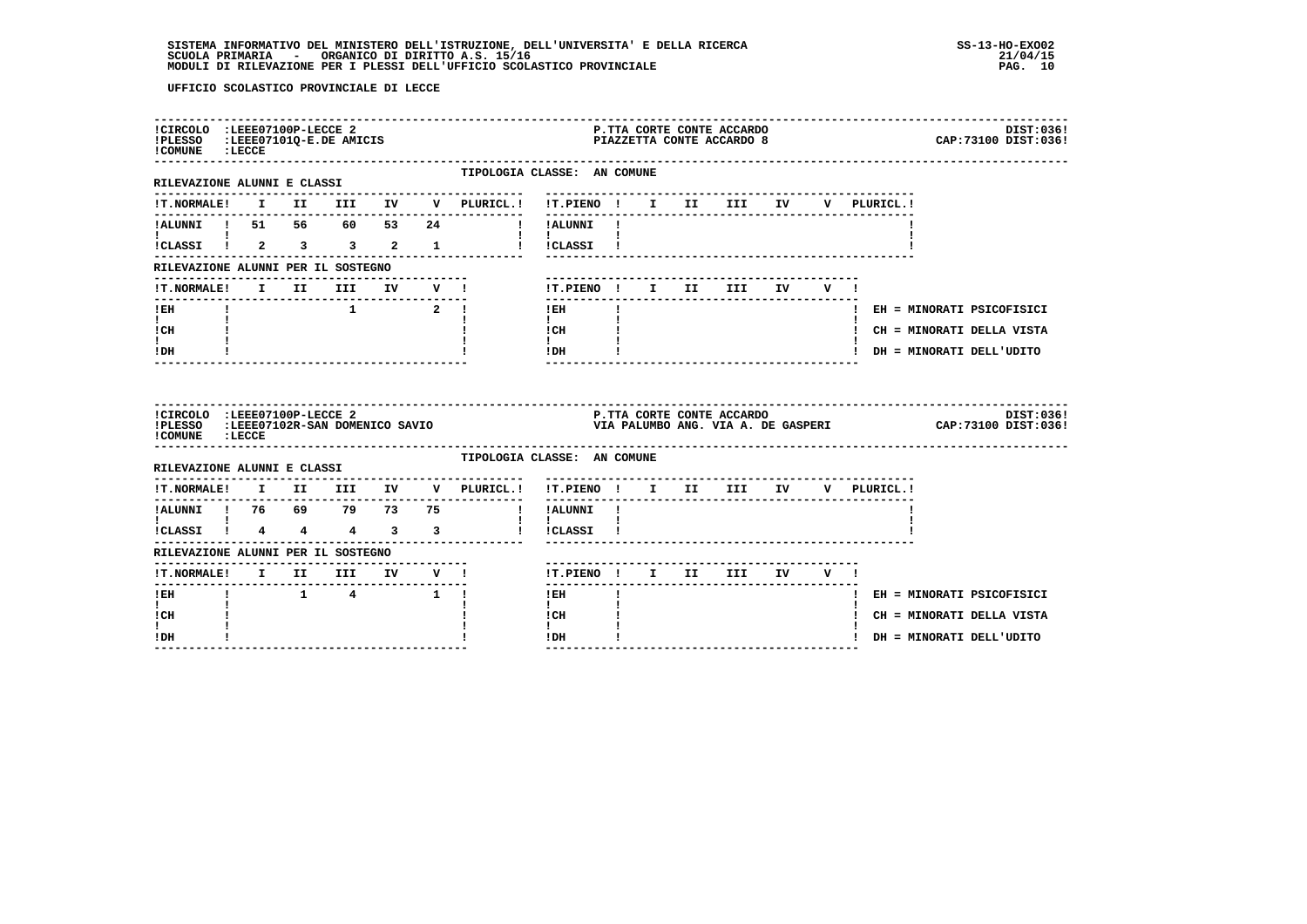UFFICIO SCOLASTICO PROVINCIALE DI LECCE

**!CIRCOLO :LEEE07100P-LECCE 2** — P.TTA CORTE CONTE ACCARDO — DIST:036!
**!PLESSO :LEEE07101Q-E.DE AMICIS** — PIAZZETTA CONTE ACCARDO 8 — CAP:73100 DIST:036!
**!COMUNE :LECCE**

TIPOLOGIA CLASSE: AN COMUNE

RILEVAZIONE ALUNNI E CLASSI

| !T.NORMALE! | I | II | III | IV | V | PLURICL.! | !T.PIENO ! | I | II | III | IV | V | PLURICL.! |
|---|---|---|---|---|---|---|---|---|---|---|---|---|---|
| !ALUNNI ! | 51 | 56 | 60 | 53 | 24 | | !ALUNNI ! | | | | | | |
| !CLASSI ! | 2 | 3 | 3 | 2 | 1 | | !CLASSI ! | | | | | | |

RILEVAZIONE ALUNNI PER IL SOSTEGNO

| !T.NORMALE! | I | II | III | IV | V ! | !T.PIENO ! | I | II | III | IV | V ! |
|---|---|---|---|---|---|---|---|---|---|---|---|
| !EH | | | 1 | | 2 | !EH | | | | | |
| !CH | | | | | | !CH | | | | | |
| !DH | | | | | | !DH | | | | | |

EH = MINORATI PSICOFISICI
CH = MINORATI DELLA VISTA
DH = MINORATI DELL'UDITO

**!CIRCOLO :LEEE07100P-LECCE 2** — P.TTA CORTE CONTE ACCARDO — DIST:036!
**!PLESSO :LEEE07102R-SAN DOMENICO SAVIO** — VIA PALUMBO ANG. VIA A. DE GASPERI — CAP:73100 DIST:036!
**!COMUNE :LECCE**

TIPOLOGIA CLASSE: AN COMUNE

RILEVAZIONE ALUNNI E CLASSI

| !T.NORMALE! | I | II | III | IV | V | PLURICL.! | !T.PIENO ! | I | II | III | IV | V | PLURICL.! |
|---|---|---|---|---|---|---|---|---|---|---|---|---|---|
| !ALUNNI ! | 76 | 69 | 79 | 73 | 75 | | !ALUNNI ! | | | | | | |
| !CLASSI ! | 4 | 4 | 4 | 3 | 3 | | !CLASSI ! | | | | | | |

RILEVAZIONE ALUNNI PER IL SOSTEGNO

| !T.NORMALE! | I | II | III | IV | V ! | !T.PIENO ! | I | II | III | IV | V ! |
|---|---|---|---|---|---|---|---|---|---|---|---|
| !EH | | 1 | 4 | | 1 | !EH | | | | | |
| !CH | | | | | | !CH | | | | | |
| !DH | | | | | | !DH | | | | | |

EH = MINORATI PSICOFISICI
CH = MINORATI DELLA VISTA
DH = MINORATI DELL'UDITO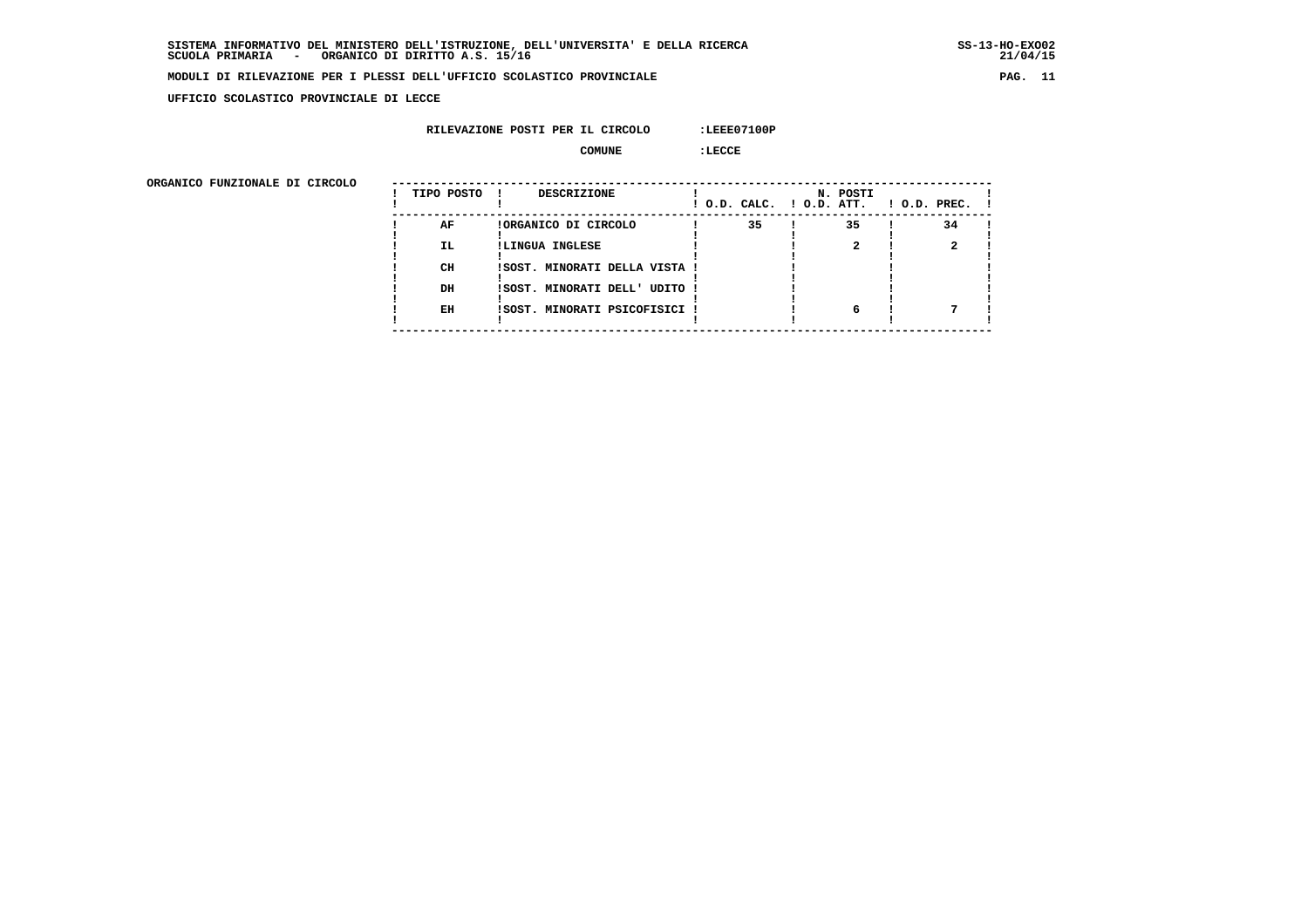SISTEMA INFORMATIVO DEL MINISTERO DELL'ISTRUZIONE, DELL'UNIVERSITA' E DELLA RICERCA
SCUOLA PRIMARIA - ORGANICO DI DIRITTO A.S. 15/16

SS-13-HO-EXO02
21/04/15

**MODULI DI RILEVAZIONE PER I PLESSI DELL'UFFICIO SCOLASTICO PROVINCIALE**

**UFFICIO SCOLASTICO PROVINCIALE DI LECCE**

RILEVAZIONE POSTI PER IL CIRCOLO :LEEE07100P

COMUNE :LECCE

ORGANICO FUNZIONALE DI CIRCOLO

| TIPO POSTO | DESCRIZIONE | N. POSTI O.D. CALC. | O.D. ATT. | O.D. PREC. |
|---|---|---|---|---|
| AF | ORGANICO DI CIRCOLO | 35 | 35 | 34 |
| IL | LINGUA INGLESE | | 2 | 2 |
| CH | SOST. MINORATI DELLA VISTA | | | |
| DH | SOST. MINORATI DELL' UDITO | | | |
| EH | SOST. MINORATI PSICOFISICI | | 6 | 7 |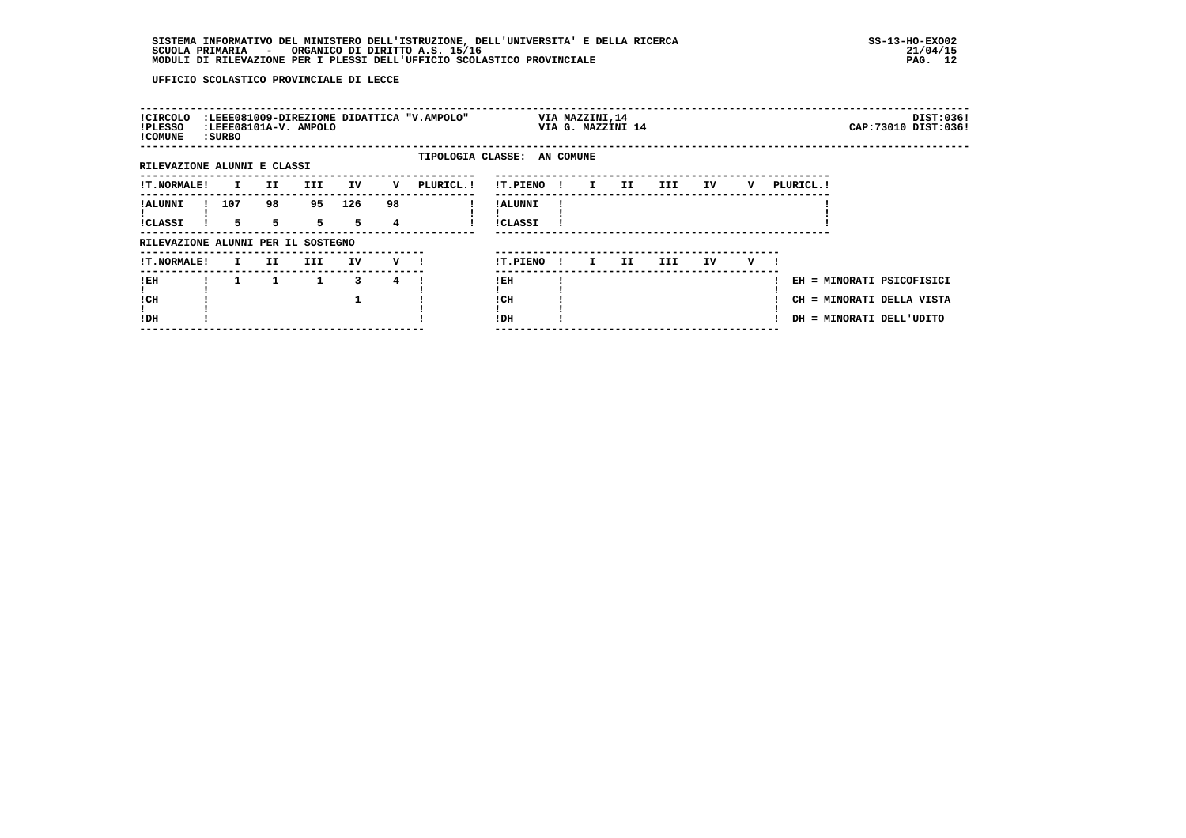UFFICIO SCOLASTICO PROVINCIALE DI LECCE

| | | | |
|---|---|---|---|
| !CIRCOLO | :LEEE081009-DIREZIONE DIDATTICA "V.AMPOLO" | VIA MAZZINI,14 | DIST:036! |
| !PLESSO | :LEEE08101A-V. AMPOLO | VIA G. MAZZINI 14 | CAP:73010 DIST:036! |
| !COMUNE | :SURBO | | |

TIPOLOGIA CLASSE: AN COMUNE

RILEVAZIONE ALUNNI E CLASSI

| !T.NORMALE! | I | II | III | IV | V | PLURICL.! | !T.PIENO ! | I | II | III | IV | V | PLURICL.! |
|---|---|---|---|---|---|---|---|---|---|---|---|---|---|
| !ALUNNI ! | 107 | 98 | 95 | 126 | 98 | ! | !ALUNNI ! | | | | | | ! |
| !CLASSI ! | 5 | 5 | 5 | 5 | 4 | ! | !CLASSI ! | | | | | | ! |

RILEVAZIONE ALUNNI PER IL SOSTEGNO

| !T.NORMALE! | I | II | III | IV | V ! | !T.PIENO ! | I | II | III | IV | V ! | |
|---|---|---|---|---|---|---|---|---|---|---|---|---|
| !EH ! | 1 | 1 | 1 | 3 | 4 ! | !EH ! | | | | | ! | EH = MINORATI PSICOFISICI |
| !CH ! | | | | 1 | ! | !CH ! | | | | | ! | CH = MINORATI DELLA VISTA |
| !DH ! | | | | | ! | !DH ! | | | | | ! | DH = MINORATI DELL'UDITO |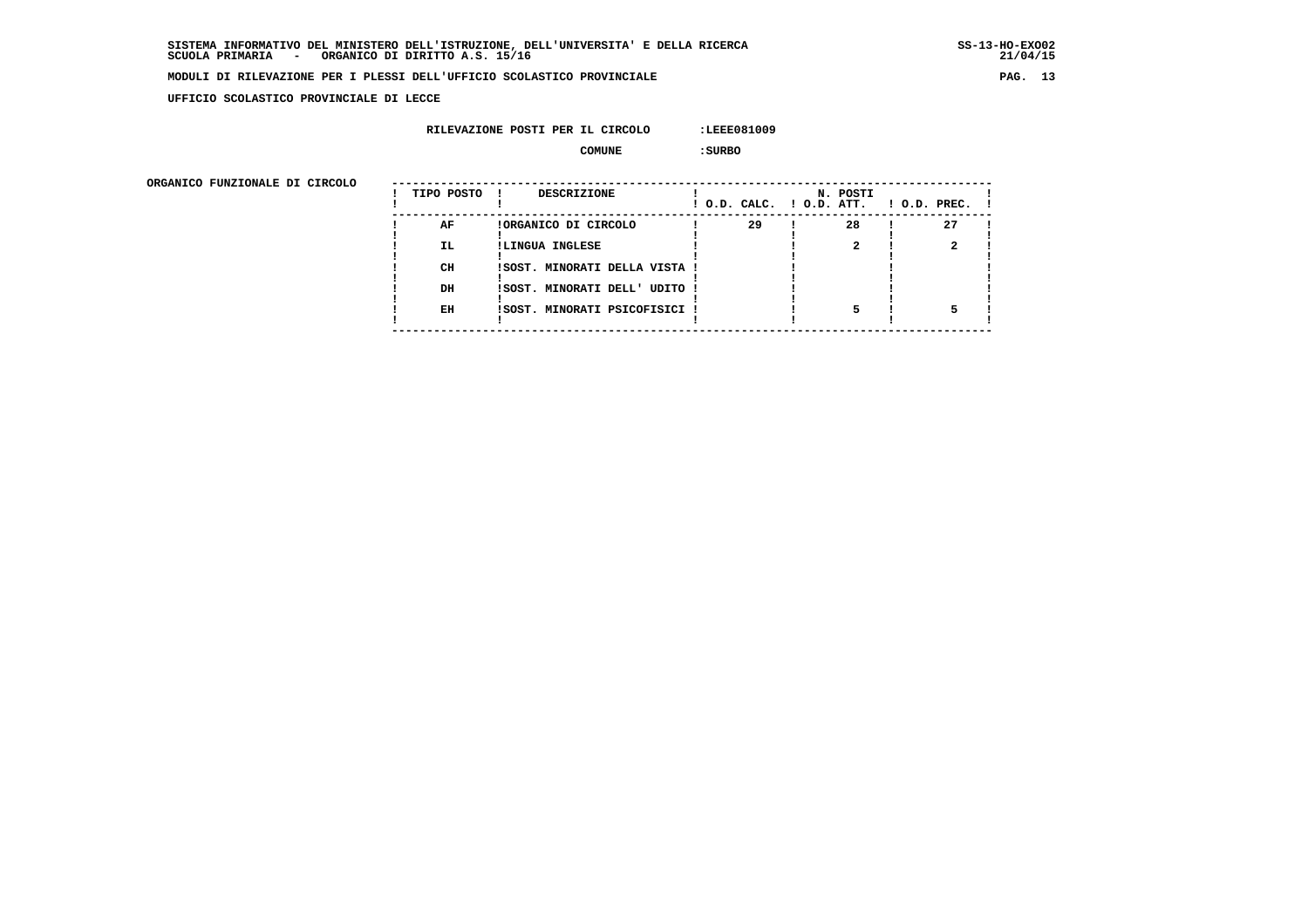**SISTEMA INFORMATIVO DEL MINISTERO DELL'ISTRUZIONE, DELL'UNIVERSITA' E DELLA RICERCA** — SS-13-HO-EXO02

**SCUOLA PRIMARIA - ORGANICO DI DIRITTO A.S. 15/16** — 21/04/15

**MODULI DI RILEVAZIONE PER I PLESSI DELL'UFFICIO SCOLASTICO PROVINCIALE**

**UFFICIO SCOLASTICO PROVINCIALE DI LECCE**

**RILEVAZIONE POSTI PER IL CIRCOLO :LEEE081009**

**COMUNE :SURBO**

**ORGANICO FUNZIONALE DI CIRCOLO**

| TIPO POSTO | DESCRIZIONE | N. POSTI O.D. CALC. | O.D. ATT. | O.D. PREC. |
|---|---|---|---|---|
| AF | ORGANICO DI CIRCOLO | 29 | 28 | 27 |
| IL | LINGUA INGLESE | | 2 | 2 |
| CH | SOST. MINORATI DELLA VISTA | | | |
| DH | SOST. MINORATI DELL' UDITO | | | |
| EH | SOST. MINORATI PSICOFISICI | | 5 | 5 |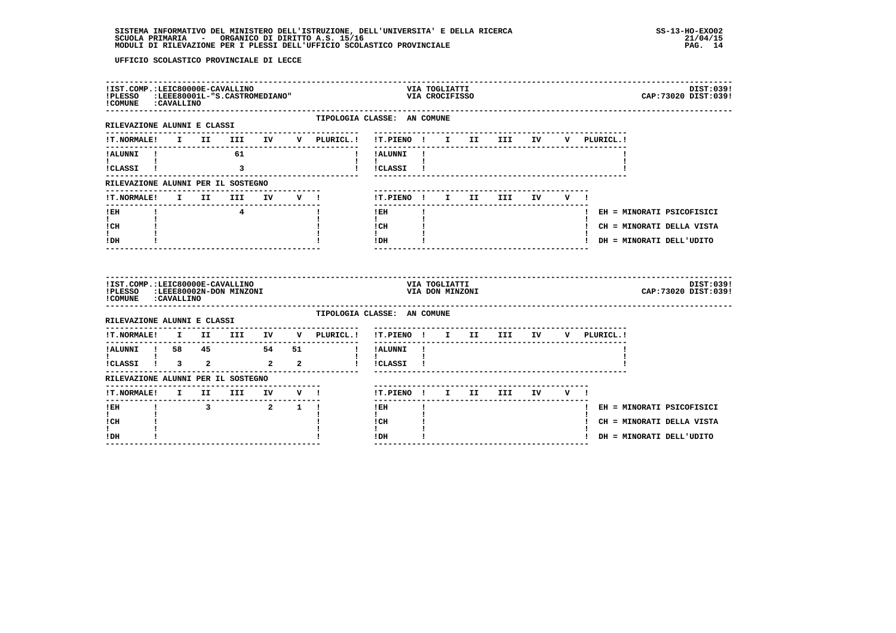UFFICIO SCOLASTICO PROVINCIALE DI LECCE

**IST.COMP.:** LEIC80000E-CAVALLINO — VIA TOGLIATTI — DIST:039
**PLESSO:** LEEE80001L-"S.CASTROMEDIANO" — VIA CROCIFISSO — CAP:73020 DIST:039
**COMUNE:** CAVALLINO

TIPOLOGIA CLASSE: AN COMUNE

RILEVAZIONE ALUNNI E CLASSI

| T.NORMALE | I | II | III | IV | V | PLURICL. |
|---|---|---|---|---|---|---|
| ALUNNI | | | 61 | | | |
| CLASSI | | | 3 | | | |

| T.PIENO | I | II | III | IV | V | PLURICL. |
|---|---|---|---|---|---|---|
| ALUNNI | | | | | | |
| CLASSI | | | | | | |

RILEVAZIONE ALUNNI PER IL SOSTEGNO

| T.NORMALE | I | II | III | IV | V |
|---|---|---|---|---|---|
| EH | | | 4 | | |
| CH | | | | | |
| DH | | | | | |

| T.PIENO | I | II | III | IV | V |
|---|---|---|---|---|---|
| EH | | | | | |
| CH | | | | | |
| DH | | | | | |

EH = MINORATI PSICOFISICI
CH = MINORATI DELLA VISTA
DH = MINORATI DELL'UDITO

**IST.COMP.:** LEIC80000E-CAVALLINO — VIA TOGLIATTI — DIST:039
**PLESSO:** LEEE80002N-DON MINZONI — VIA DON MINZONI — CAP:73020 DIST:039
**COMUNE:** CAVALLINO

TIPOLOGIA CLASSE: AN COMUNE

RILEVAZIONE ALUNNI E CLASSI

| T.NORMALE | I | II | III | IV | V | PLURICL. |
|---|---|---|---|---|---|---|
| ALUNNI | 58 | 45 | | 54 | 51 | |
| CLASSI | 3 | 2 | | 2 | 2 | |

| T.PIENO | I | II | III | IV | V | PLURICL. |
|---|---|---|---|---|---|---|
| ALUNNI | | | | | | |
| CLASSI | | | | | | |

RILEVAZIONE ALUNNI PER IL SOSTEGNO

| T.NORMALE | I | II | III | IV | V |
|---|---|---|---|---|---|
| EH | | 3 | | 2 | 1 |
| CH | | | | | |
| DH | | | | | |

| T.PIENO | I | II | III | IV | V |
|---|---|---|---|---|---|
| EH | | | | | |
| CH | | | | | |
| DH | | | | | |

EH = MINORATI PSICOFISICI
CH = MINORATI DELLA VISTA
DH = MINORATI DELL'UDITO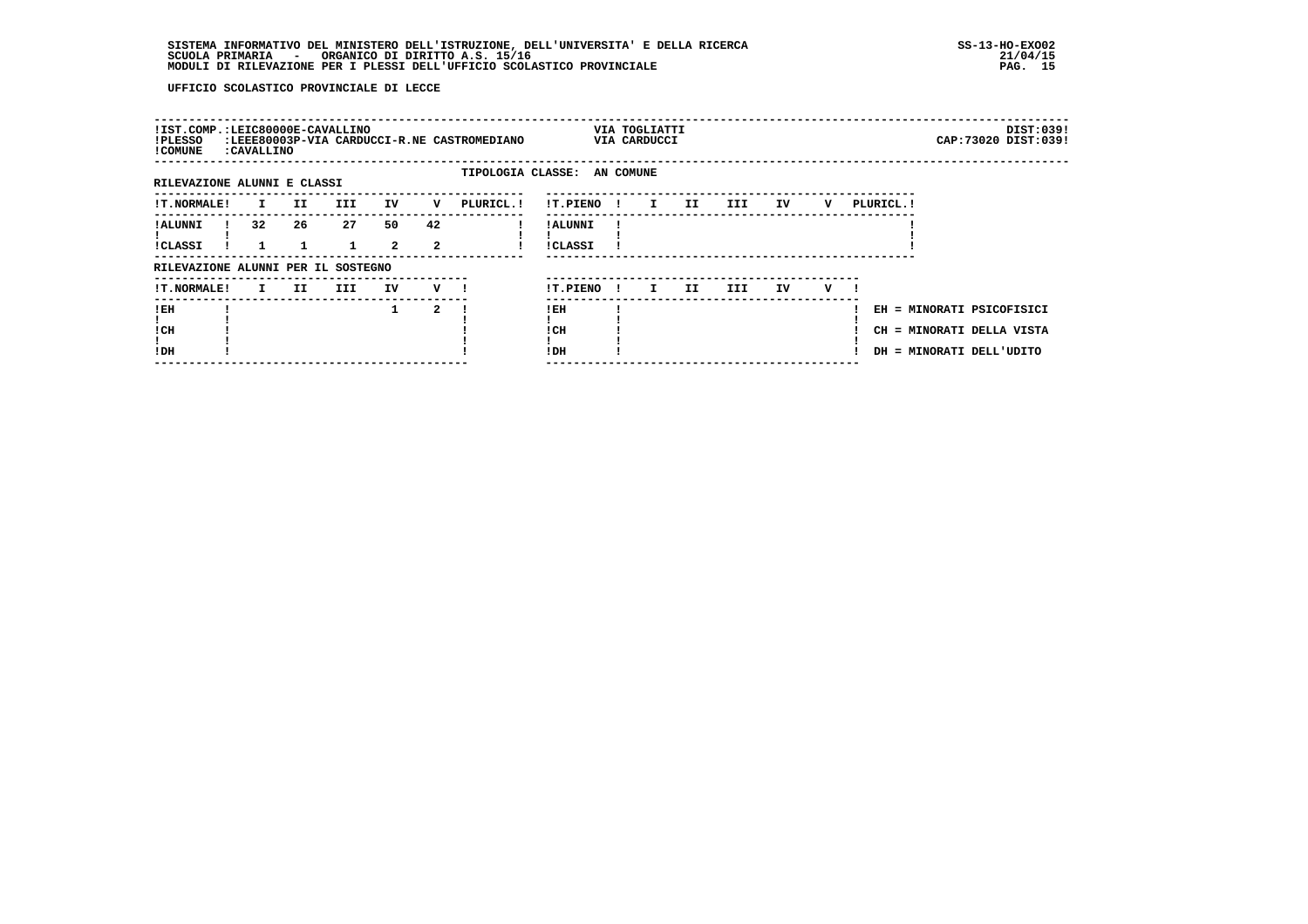UFFICIO SCOLASTICO PROVINCIALE DI LECCE

| !IST.COMP.:LEIC80000E-CAVALLINO | VIA TOGLIATTI | DIST:039! |
|---|---|---|
| !PLESSO :LEEE80003P-VIA CARDUCCI-R.NE CASTROMEDIANO | VIA CARDUCCI | CAP:73020 DIST:039! |
| !COMUNE :CAVALLINO | | |

TIPOLOGIA CLASSE: AN COMUNE

RILEVAZIONE ALUNNI E CLASSI

| !T.NORMALE! | I | II | III | IV | V | PLURICL.! |
|---|---|---|---|---|---|---|
| !ALUNNI ! | 32 | 26 | 27 | 50 | 42 | |
| !CLASSI ! | 1 | 1 | 1 | 2 | 2 | |

| !T.PIENO ! | I | II | III | IV | V | PLURICL.! |
|---|---|---|---|---|---|---|
| !ALUNNI ! | | | | | | |
| !CLASSI ! | | | | | | |

RILEVAZIONE ALUNNI PER IL SOSTEGNO

| !T.NORMALE! | I | II | III | IV | V ! |
|---|---|---|---|---|---|
| !EH ! | | | | 1 | 2 |
| !CH ! | | | | | |
| !DH ! | | | | | |

| !T.PIENO ! | I | II | III | IV | V ! |
|---|---|---|---|---|---|
| !EH ! | | | | | |
| !CH ! | | | | | |
| !DH ! | | | | | |

EH = MINORATI PSICOFISICI
CH = MINORATI DELLA VISTA
DH = MINORATI DELL'UDITO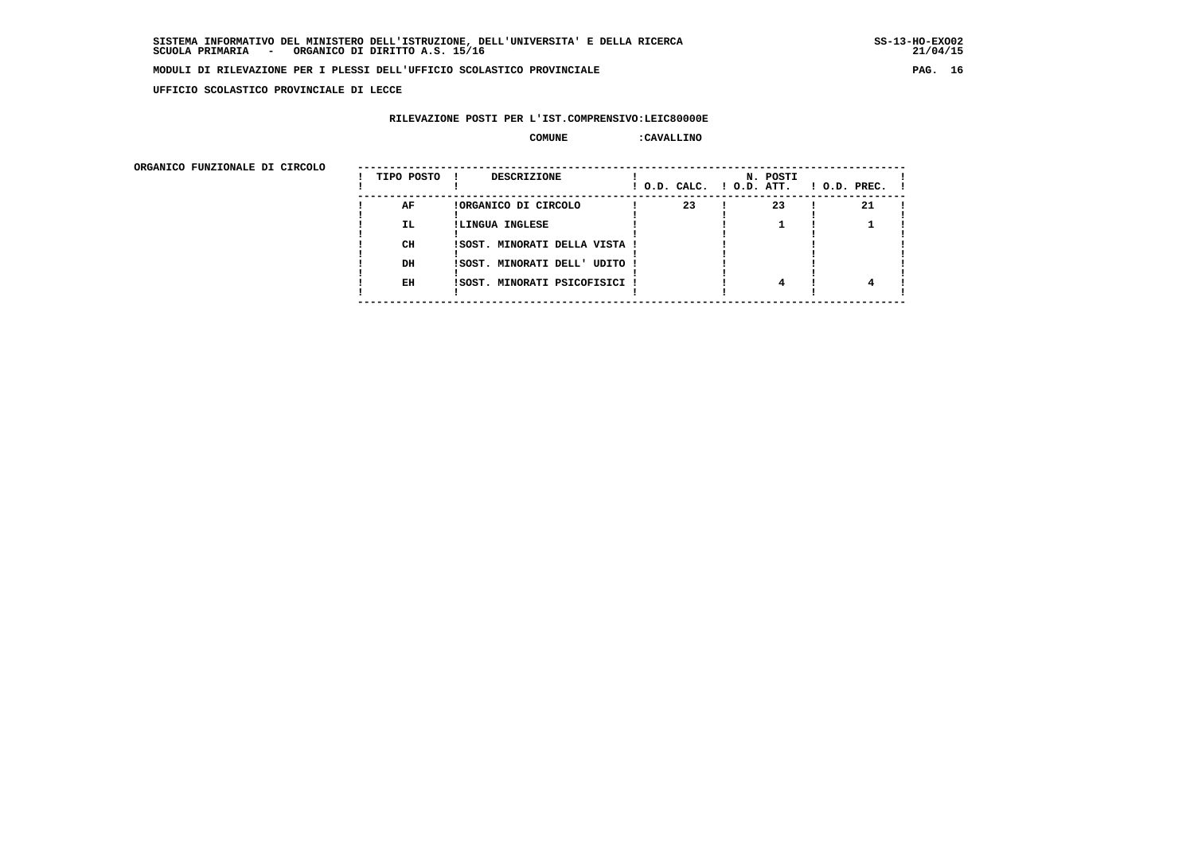SISTEMA INFORMATIVO DEL MINISTERO DELL'ISTRUZIONE, DELL'UNIVERSITA' E DELLA RICERCA
SCUOLA PRIMARIA - ORGANICO DI DIRITTO A.S. 15/16

**MODULI DI RILEVAZIONE PER I PLESSI DELL'UFFICIO SCOLASTICO PROVINCIALE**

**UFFICIO SCOLASTICO PROVINCIALE DI LECCE**

**RILEVAZIONE POSTI PER L'IST.COMPRENSIVO:LEIC80000E**

**COMUNE :CAVALLINO**

**ORGANICO FUNZIONALE DI CIRCOLO**

| TIPO POSTO | DESCRIZIONE | N. POSTI O.D. CALC. | O.D. ATT. | O.D. PREC. |
|---|---|---|---|---|
| AF | ORGANICO DI CIRCOLO | 23 | 23 | 21 |
| IL | LINGUA INGLESE | | 1 | 1 |
| CH | SOST. MINORATI DELLA VISTA | | | |
| DH | SOST. MINORATI DELL' UDITO | | | |
| EH | SOST. MINORATI PSICOFISICI | | 4 | 4 |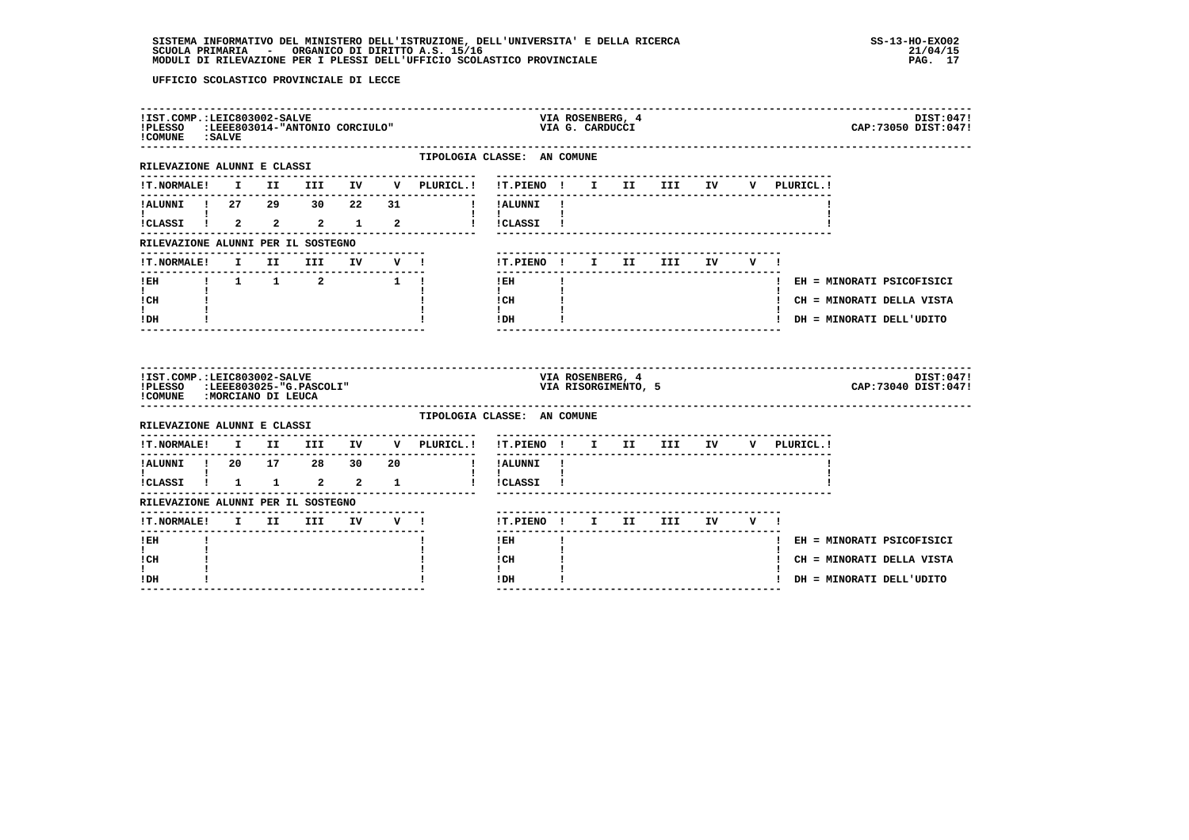UFFICIO SCOLASTICO PROVINCIALE DI LECCE

**IST.COMP.:LEIC803002-SALVE** — VIA ROSENBERG, 4 — DIST:047
**PLESSO :LEEE803014-"ANTONIO CORCIULO"** — VIA G. CARDUCCI — CAP:73050 DIST:047
**COMUNE :SALVE**

TIPOLOGIA CLASSE: AN COMUNE

RILEVAZIONE ALUNNI E CLASSI

| T.NORMALE | I | II | III | IV | V | PLURICL. | T.PIENO | I | II | III | IV | V | PLURICL. |
|---|---|---|---|---|---|---|---|---|---|---|---|---|---|
| ALUNNI | 27 | 29 | 30 | 22 | 31 | | ALUNNI | | | | | | |
| CLASSI | 2 | 2 | 2 | 1 | 2 | | CLASSI | | | | | | |

RILEVAZIONE ALUNNI PER IL SOSTEGNO

| T.NORMALE | I | II | III | IV | V | T.PIENO | I | II | III | IV | V |
|---|---|---|---|---|---|---|---|---|---|---|---|
| EH | 1 | 1 | 2 | | 1 | EH | | | | | |
| CH | | | | | | CH | | | | | |
| DH | | | | | | DH | | | | | |

EH = MINORATI PSICOFISICI
CH = MINORATI DELLA VISTA
DH = MINORATI DELL'UDITO

**IST.COMP.:LEIC803002-SALVE** — VIA ROSENBERG, 4 — DIST:047
**PLESSO :LEEE803025-"G.PASCOLI"** — VIA RISORGIMENTO, 5 — CAP:73040 DIST:047
**COMUNE :MORCIANO DI LEUCA**

TIPOLOGIA CLASSE: AN COMUNE

RILEVAZIONE ALUNNI E CLASSI

| T.NORMALE | I | II | III | IV | V | PLURICL. | T.PIENO | I | II | III | IV | V | PLURICL. |
|---|---|---|---|---|---|---|---|---|---|---|---|---|---|
| ALUNNI | 20 | 17 | 28 | 30 | 20 | | ALUNNI | | | | | | |
| CLASSI | 1 | 1 | 2 | 2 | 1 | | CLASSI | | | | | | |

RILEVAZIONE ALUNNI PER IL SOSTEGNO

| T.NORMALE | I | II | III | IV | V | T.PIENO | I | II | III | IV | V |
|---|---|---|---|---|---|---|---|---|---|---|---|
| EH | | | | | | EH | | | | | |
| CH | | | | | | CH | | | | | |
| DH | | | | | | DH | | | | | |

EH = MINORATI PSICOFISICI
CH = MINORATI DELLA VISTA
DH = MINORATI DELL'UDITO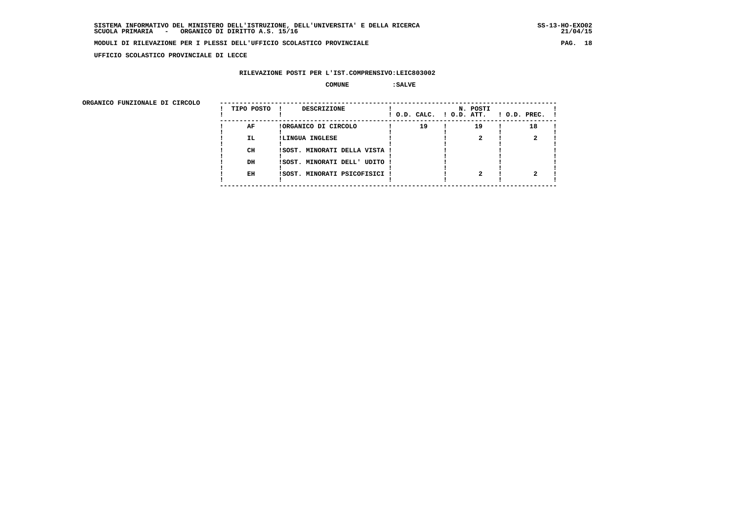**UFFICIO SCOLASTICO PROVINCIALE DI LECCE**

**RILEVAZIONE POSTI PER L'IST.COMPRENSIVO:LEIC803002**

**COMUNE :SALVE**

**ORGANICO FUNZIONALE DI CIRCOLO**

| TIPO POSTO | DESCRIZIONE | N. POSTI O.D. CALC. | O.D. ATT. | O.D. PREC. |
|---|---|---|---|---|
| AF | ORGANICO DI CIRCOLO | 19 | 19 | 18 |
| IL | LINGUA INGLESE | | 2 | 2 |
| CH | SOST. MINORATI DELLA VISTA | | | |
| DH | SOST. MINORATI DELL' UDITO | | | |
| EH | SOST. MINORATI PSICOFISICI | | 2 | 2 |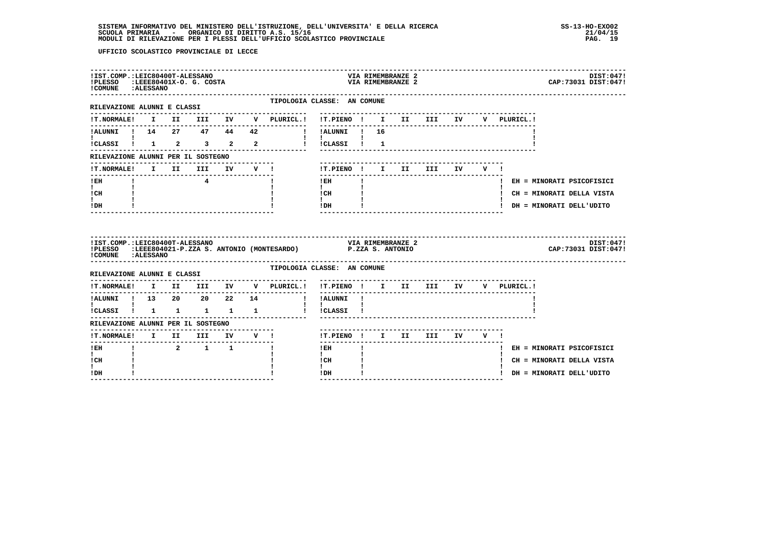UFFICIO SCOLASTICO PROVINCIALE DI LECCE

**IST.COMP.:** LEIC80400T-ALESSANO — VIA RIMEMBRANZE 2 — DIST:047
**PLESSO:** LEEE80401X-O. G. COSTA — VIA RIMEMBRANZE 2 — CAP:73031 DIST:047
**COMUNE:** ALESSANO

TIPOLOGIA CLASSE: AN COMUNE

RILEVAZIONE ALUNNI E CLASSI

| T.NORMALE | I | II | III | IV | V | PLURICL. | T.PIENO | I | II | III | IV | V | PLURICL. |
|---|---|---|---|---|---|---|---|---|---|---|---|---|---|
| ALUNNI | 14 | 27 | 47 | 44 | 42 | | ALUNNI | 16 | | | | | |
| CLASSI | 1 | 2 | 3 | 2 | 2 | | CLASSI | 1 | | | | | |

RILEVAZIONE ALUNNI PER IL SOSTEGNO

| T.NORMALE | I | II | III | IV | V | T.PIENO | I | II | III | IV | V |
|---|---|---|---|---|---|---|---|---|---|---|---|
| EH | | | 4 | | | EH | | | | | |
| CH | | | | | | CH | | | | | |
| DH | | | | | | DH | | | | | |

EH = MINORATI PSICOFISICI
CH = MINORATI DELLA VISTA
DH = MINORATI DELL'UDITO

---

**IST.COMP.:** LEIC80400T-ALESSANO — VIA RIMEMBRANZE 2 — DIST:047
**PLESSO:** LEEE804021-P.ZZA S. ANTONIO (MONTESARDO) — P.ZZA S. ANTONIO — CAP:73031 DIST:047
**COMUNE:** ALESSANO

TIPOLOGIA CLASSE: AN COMUNE

RILEVAZIONE ALUNNI E CLASSI

| T.NORMALE | I | II | III | IV | V | PLURICL. | T.PIENO | I | II | III | IV | V | PLURICL. |
|---|---|---|---|---|---|---|---|---|---|---|---|---|---|
| ALUNNI | 13 | 20 | 20 | 22 | 14 | | ALUNNI | | | | | | |
| CLASSI | 1 | 1 | 1 | 1 | 1 | | CLASSI | | | | | | |

RILEVAZIONE ALUNNI PER IL SOSTEGNO

| T.NORMALE | I | II | III | IV | V | T.PIENO | I | II | III | IV | V |
|---|---|---|---|---|---|---|---|---|---|---|---|
| EH | | 2 | 1 | 1 | | EH | | | | | |
| CH | | | | | | CH | | | | | |
| DH | | | | | | DH | | | | | |

EH = MINORATI PSICOFISICI
CH = MINORATI DELLA VISTA
DH = MINORATI DELL'UDITO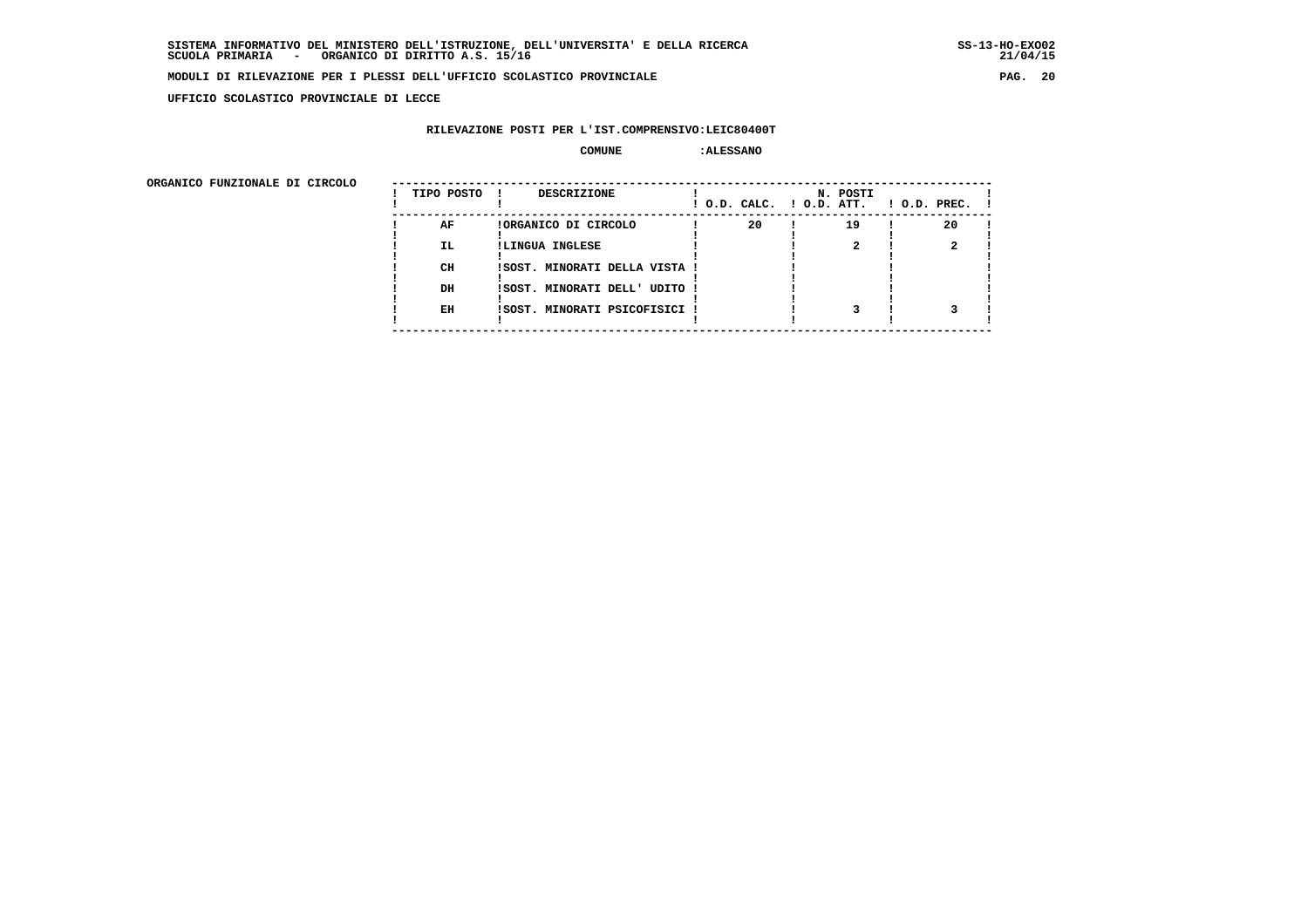UFFICIO SCOLASTICO PROVINCIALE DI LECCE

RILEVAZIONE POSTI PER L'IST.COMPRENSIVO:LEIC80400T

COMUNE :ALESSANO

ORGANICO FUNZIONALE DI CIRCOLO

| TIPO POSTO | DESCRIZIONE | N. POSTI O.D. CALC. | O.D. ATT. | O.D. PREC. |
|---|---|---|---|---|
| AF | ORGANICO DI CIRCOLO | 20 | 19 | 20 |
| IL | LINGUA INGLESE | | 2 | 2 |
| CH | SOST. MINORATI DELLA VISTA | | | |
| DH | SOST. MINORATI DELL' UDITO | | | |
| EH | SOST. MINORATI PSICOFISICI | | 3 | 3 |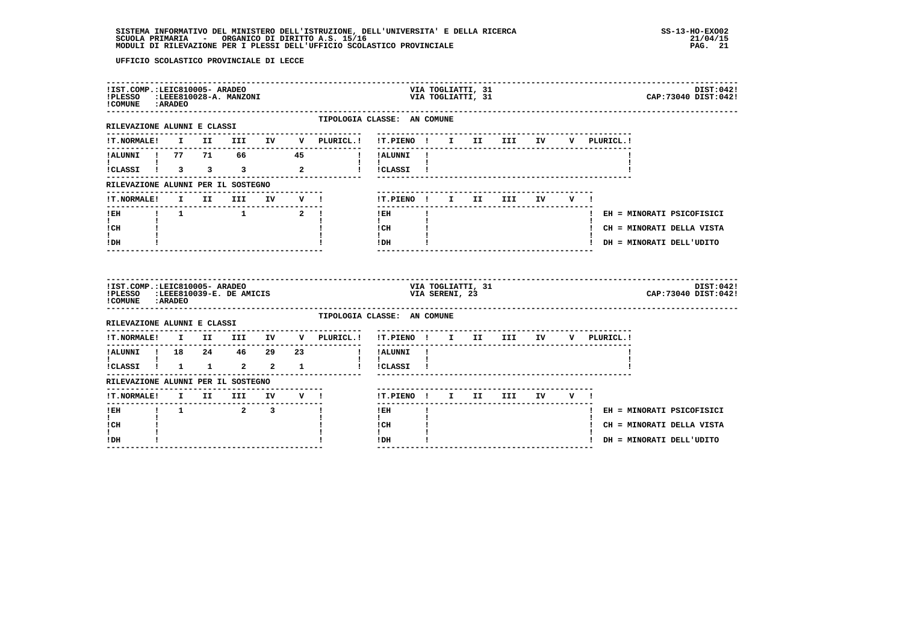SISTEMA INFORMATIVO DEL MINISTERO DELL'ISTRUZIONE, DELL'UNIVERSITA' E DELLA RICERCA
SCUOLA PRIMARIA - ORGANICO DI DIRITTO A.S. 15/16
MODULI DI RILEVAZIONE PER I PLESSI DELL'UFFICIO SCOLASTICO PROVINCIALE

SS-13-HO-EXO02
21/04/15

UFFICIO SCOLASTICO PROVINCIALE DI LECCE

IST.COMP.:LEIC810005- ARADEO — VIA TOGLIATTI, 31 — DIST:042
PLESSO :LEEE810028-A. MANZONI — VIA TOGLIATTI, 31 — CAP:73040 DIST:042
COMUNE :ARADEO

TIPOLOGIA CLASSE: AN COMUNE

RILEVAZIONE ALUNNI E CLASSI

| T.NORMALE | I | II | III | IV | V | PLURICL. | T.PIENO | I | II | III | IV | V | PLURICL. |
|---|---|---|---|---|---|---|---|---|---|---|---|---|---|
| ALUNNI | 77 | 71 | 66 | | 45 | | ALUNNI | | | | | | |
| CLASSI | 3 | 3 | 3 | | 2 | | CLASSI | | | | | | |

RILEVAZIONE ALUNNI PER IL SOSTEGNO

| T.NORMALE | I | II | III | IV | V | T.PIENO | I | II | III | IV | V |
|---|---|---|---|---|---|---|---|---|---|---|---|
| EH | 1 | | 1 | | 2 | EH | | | | | |
| CH | | | | | | CH | | | | | |
| DH | | | | | | DH | | | | | |

EH = MINORATI PSICOFISICI
CH = MINORATI DELLA VISTA
DH = MINORATI DELL'UDITO

IST.COMP.:LEIC810005- ARADEO — VIA TOGLIATTI, 31 — DIST:042
PLESSO :LEEE810039-E. DE AMICIS — VIA SERENI, 23 — CAP:73040 DIST:042
COMUNE :ARADEO

TIPOLOGIA CLASSE: AN COMUNE

RILEVAZIONE ALUNNI E CLASSI

| T.NORMALE | I | II | III | IV | V | PLURICL. | T.PIENO | I | II | III | IV | V | PLURICL. |
|---|---|---|---|---|---|---|---|---|---|---|---|---|---|
| ALUNNI | 18 | 24 | 46 | 29 | 23 | | ALUNNI | | | | | | |
| CLASSI | 1 | 1 | 2 | 2 | 1 | | CLASSI | | | | | | |

RILEVAZIONE ALUNNI PER IL SOSTEGNO

| T.NORMALE | I | II | III | IV | V | T.PIENO | I | II | III | IV | V |
|---|---|---|---|---|---|---|---|---|---|---|---|
| EH | 1 | | 2 | 3 | | EH | | | | | |
| CH | | | | | | CH | | | | | |
| DH | | | | | | DH | | | | | |

EH = MINORATI PSICOFISICI
CH = MINORATI DELLA VISTA
DH = MINORATI DELL'UDITO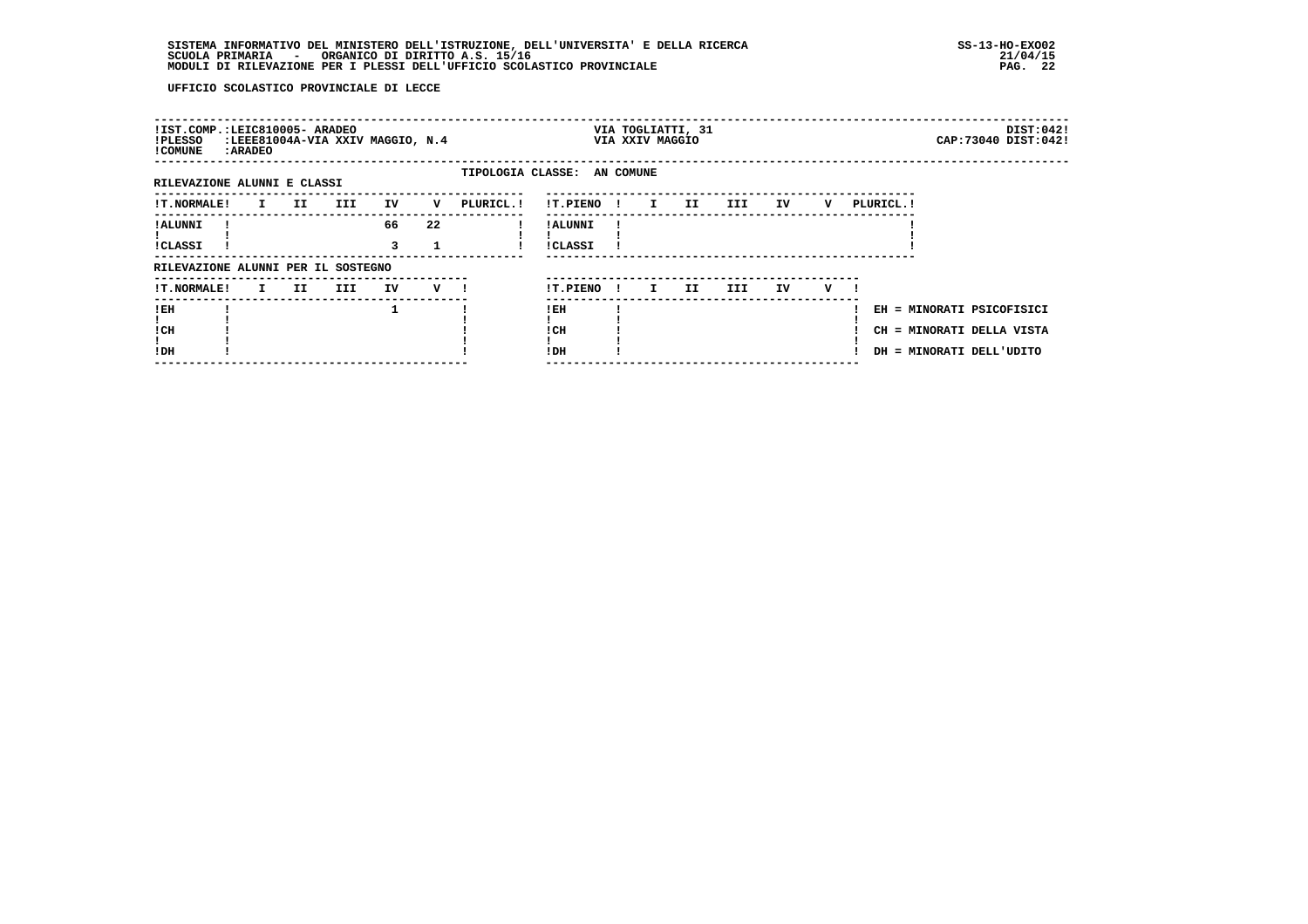UFFICIO SCOLASTICO PROVINCIALE DI LECCE

| !IST.COMP.:LEIC810005- ARADEO | VIA TOGLIATTI, 31 | DIST:042! |
|---|---|---|
| !PLESSO :LEEE81004A-VIA XXIV MAGGIO, N.4 | VIA XXIV MAGGIO | CAP:73040 DIST:042! |
| !COMUNE :ARADEO | | |

TIPOLOGIA CLASSE: AN COMUNE

RILEVAZIONE ALUNNI E CLASSI

| !T.NORMALE! | I | II | III | IV | V | PLURICL.! | !T.PIENO ! | I | II | III | IV | V | PLURICL.! |
|---|---|---|---|---|---|---|---|---|---|---|---|---|---|
| !ALUNNI ! | | | | 66 | 22 | ! | !ALUNNI ! | | | | | | ! |
| !CLASSI ! | | | | 3 | 1 | ! | !CLASSI ! | | | | | | ! |

RILEVAZIONE ALUNNI PER IL SOSTEGNO

| !T.NORMALE! | I | II | III | IV | V ! | !T.PIENO ! | I | II | III | IV | V ! | |
|---|---|---|---|---|---|---|---|---|---|---|---|---|
| !EH ! | | | | 1 | ! | !EH ! | | | | | ! | EH = MINORATI PSICOFISICI |
| !CH ! | | | | | ! | !CH ! | | | | | ! | CH = MINORATI DELLA VISTA |
| !DH ! | | | | | ! | !DH ! | | | | | ! | DH = MINORATI DELL'UDITO |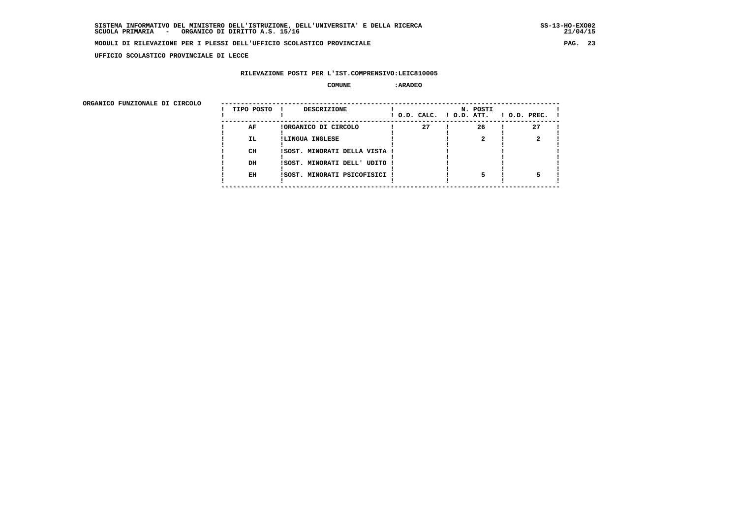UFFICIO SCOLASTICO PROVINCIALE DI LECCE

## RILEVAZIONE POSTI PER L'IST.COMPRENSIVO:LEIC810005

**COMUNE :ARADEO**

ORGANICO FUNZIONALE DI CIRCOLO

| TIPO POSTO | DESCRIZIONE | N. POSTI O.D. CALC. | O.D. ATT. | O.D. PREC. |
|---|---|---|---|---|
| AF | ORGANICO DI CIRCOLO | 27 | 26 | 27 |
| IL | LINGUA INGLESE | | 2 | 2 |
| CH | SOST. MINORATI DELLA VISTA | | | |
| DH | SOST. MINORATI DELL' UDITO | | | |
| EH | SOST. MINORATI PSICOFISICI | | 5 | 5 |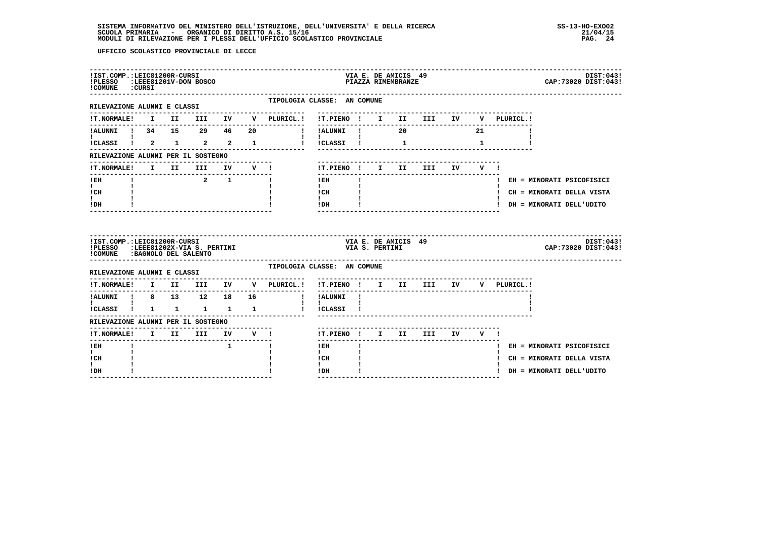UFFICIO SCOLASTICO PROVINCIALE DI LECCE

**IST.COMP.:** LEIC81200R-CURSI — VIA E. DE AMICIS 49 — DIST:043
**PLESSO:** LEEE81201V-DON BOSCO — PIAZZA RIMEMBRANZE — CAP:73020 DIST:043
**COMUNE:** CURSI

TIPOLOGIA CLASSE: AN COMUNE

RILEVAZIONE ALUNNI E CLASSI

| T.NORMALE | I | II | III | IV | V | PLURICL. |
|---|---|---|---|---|---|---|
| ALUNNI | 34 | 15 | 29 | 46 | 20 | |
| CLASSI | 2 | 1 | 2 | 2 | 1 | |

| T.PIENO | I | II | III | IV | V | PLURICL. |
|---|---|---|---|---|---|---|
| ALUNNI | | 20 | | | 21 | |
| CLASSI | | 1 | | | 1 | |

RILEVAZIONE ALUNNI PER IL SOSTEGNO

| T.NORMALE | I | II | III | IV | V |
|---|---|---|---|---|---|
| EH | | | 2 | 1 | |
| CH | | | | | |
| DH | | | | | |

| T.PIENO | I | II | III | IV | V |
|---|---|---|---|---|---|
| EH | | | | | |
| CH | | | | | |
| DH | | | | | |

EH = MINORATI PSICOFISICI
CH = MINORATI DELLA VISTA
DH = MINORATI DELL'UDITO

---

**IST.COMP.:** LEIC81200R-CURSI — VIA E. DE AMICIS 49 — DIST:043
**PLESSO:** LEEE81202X-VIA S. PERTINI — VIA S. PERTINI — CAP:73020 DIST:043
**COMUNE:** BAGNOLO DEL SALENTO

TIPOLOGIA CLASSE: AN COMUNE

RILEVAZIONE ALUNNI E CLASSI

| T.NORMALE | I | II | III | IV | V | PLURICL. |
|---|---|---|---|---|---|---|
| ALUNNI | 8 | 13 | 12 | 18 | 16 | |
| CLASSI | 1 | 1 | 1 | 1 | 1 | |

| T.PIENO | I | II | III | IV | V | PLURICL. |
|---|---|---|---|---|---|---|
| ALUNNI | | | | | | |
| CLASSI | | | | | | |

RILEVAZIONE ALUNNI PER IL SOSTEGNO

| T.NORMALE | I | II | III | IV | V |
|---|---|---|---|---|---|
| EH | | | | 1 | |
| CH | | | | | |
| DH | | | | | |

| T.PIENO | I | II | III | IV | V |
|---|---|---|---|---|---|
| EH | | | | | |
| CH | | | | | |
| DH | | | | | |

EH = MINORATI PSICOFISICI
CH = MINORATI DELLA VISTA
DH = MINORATI DELL'UDITO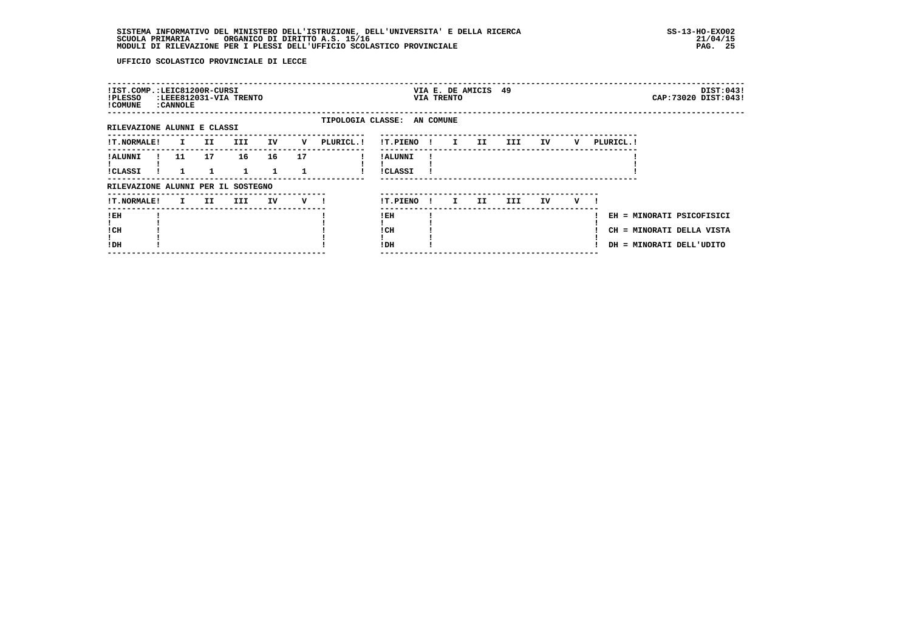UFFICIO SCOLASTICO PROVINCIALE DI LECCE

| | | | |
|---|---|---|---|
| IST.COMP.:LEIC81200R-CURSI | VIA E. DE AMICIS 49 | | DIST:043 |
| PLESSO :LEEE812031-VIA TRENTO | VIA TRENTO | | CAP:73020 DIST:043 |
| COMUNE :CANNOLE | | | |

TIPOLOGIA CLASSE: AN COMUNE

RILEVAZIONE ALUNNI E CLASSI

| T.NORMALE | I | II | III | IV | V | PLURICL. | T.PIENO | I | II | III | IV | V | PLURICL. |
|---|---|---|---|---|---|---|---|---|---|---|---|---|---|
| ALUNNI | 11 | 17 | 16 | 16 | 17 | | ALUNNI | | | | | | |
| CLASSI | 1 | 1 | 1 | 1 | 1 | | CLASSI | | | | | | |

RILEVAZIONE ALUNNI PER IL SOSTEGNO

| T.NORMALE | I | II | III | IV | V | T.PIENO | I | II | III | IV | V |
|---|---|---|---|---|---|---|---|---|---|---|---|
| EH | | | | | | EH | | | | | |
| CH | | | | | | CH | | | | | |
| DH | | | | | | DH | | | | | |

EH = MINORATI PSICOFISICI
CH = MINORATI DELLA VISTA
DH = MINORATI DELL'UDITO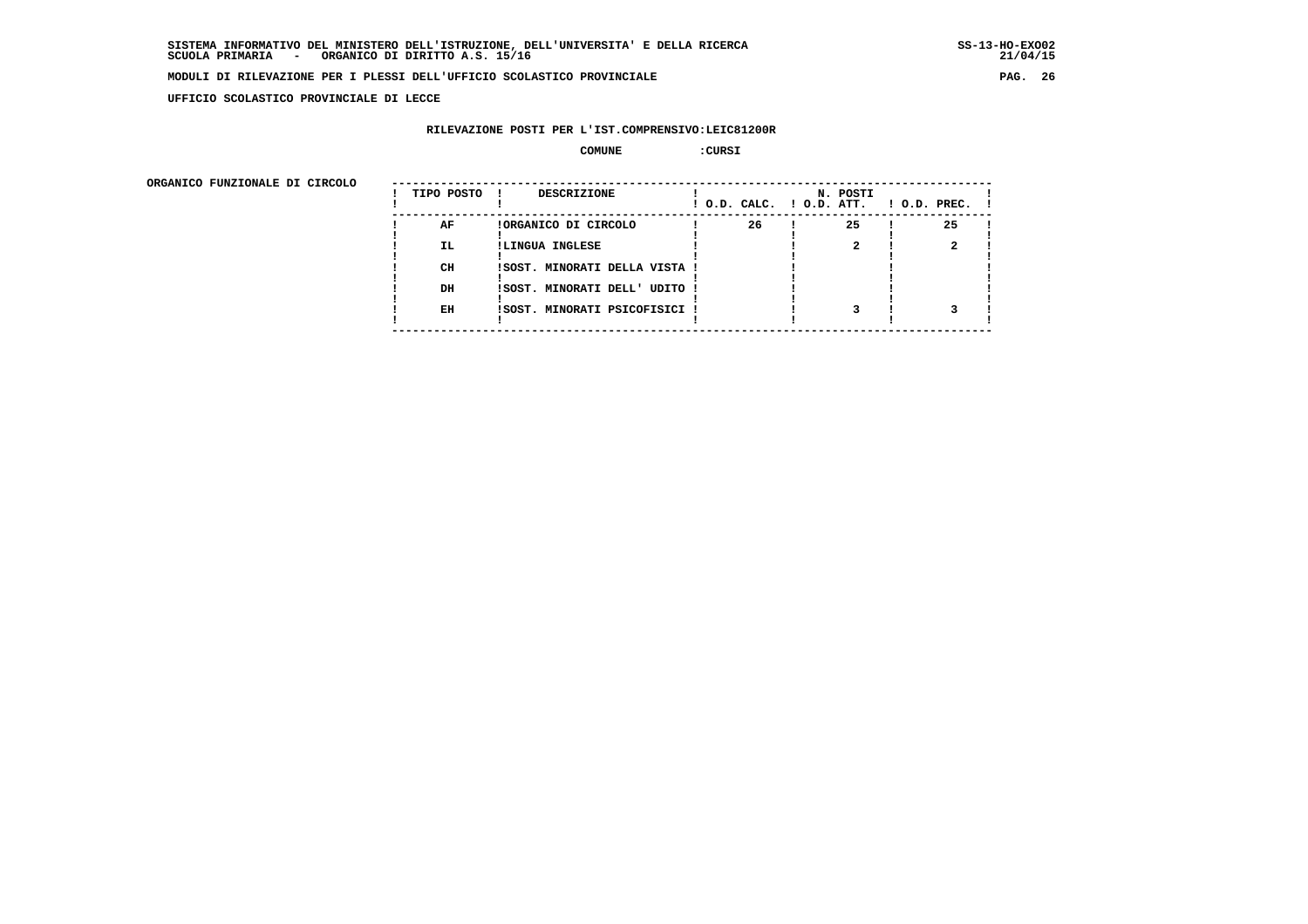**UFFICIO SCOLASTICO PROVINCIALE DI LECCE**

**RILEVAZIONE POSTI PER L'IST.COMPRENSIVO:LEIC81200R**

**COMUNE :CURSI**

**ORGANICO FUNZIONALE DI CIRCOLO**

| TIPO POSTO | DESCRIZIONE | N. POSTI O.D. CALC. | O.D. ATT. | O.D. PREC. |
|---|---|---|---|---|
| AF | ORGANICO DI CIRCOLO | 26 | 25 | 25 |
| IL | LINGUA INGLESE | | 2 | 2 |
| CH | SOST. MINORATI DELLA VISTA | | | |
| DH | SOST. MINORATI DELL' UDITO | | | |
| EH | SOST. MINORATI PSICOFISICI | | 3 | 3 |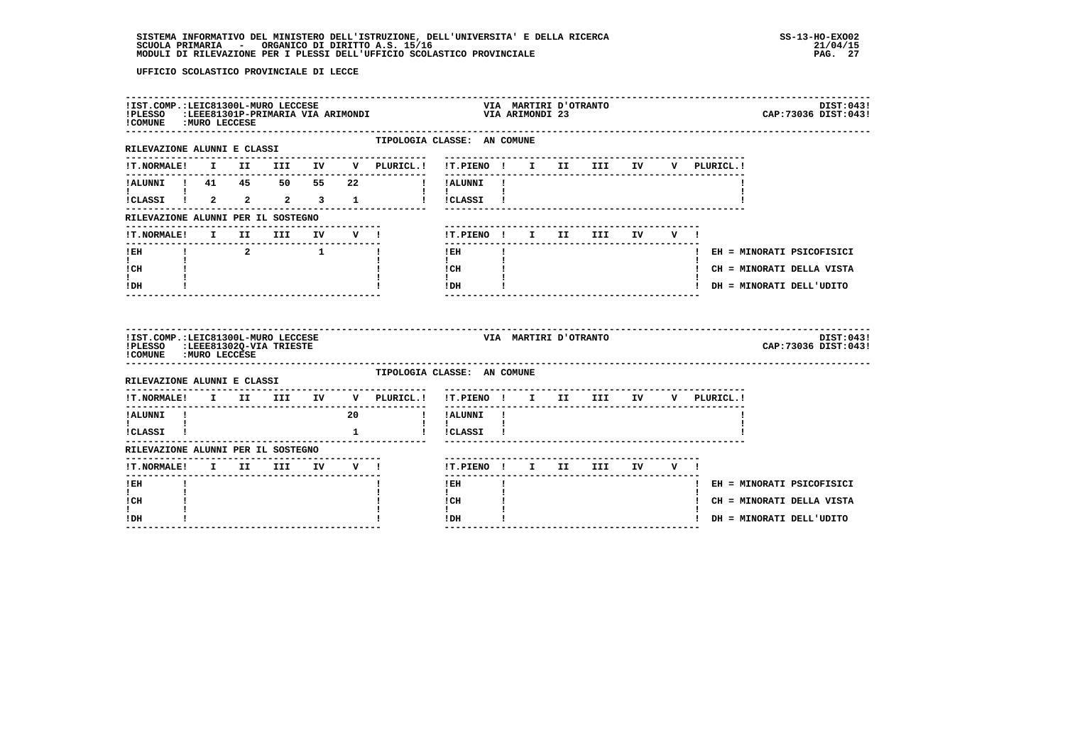UFFICIO SCOLASTICO PROVINCIALE DI LECCE

!IST.COMP.:LEIC81300L-MURO LECCESE  VIA MARTIRI D'OTRANTO  DIST:043!
!PLESSO :LEEE81301P-PRIMARIA VIA ARIMONDI  VIA ARIMONDI 23  CAP:73036 DIST:043!
!COMUNE :MURO LECCESE

TIPOLOGIA CLASSE: AN COMUNE

RILEVAZIONE ALUNNI E CLASSI

| T.NORMALE | I | II | III | IV | V | PLURICL. | T.PIENO | I | II | III | IV | V | PLURICL. |
|---|---|---|---|---|---|---|---|---|---|---|---|---|---|
| ALUNNI | 41 | 45 | 50 | 55 | 22 | | ALUNNI | | | | | | |
| CLASSI | 2 | 2 | 2 | 3 | 1 | | CLASSI | | | | | | |

RILEVAZIONE ALUNNI PER IL SOSTEGNO

| T.NORMALE | I | II | III | IV | V | T.PIENO | I | II | III | IV | V |
|---|---|---|---|---|---|---|---|---|---|---|---|
| EH | | 2 | | 1 | | EH | | | | | |
| CH | | | | | | CH | | | | | |
| DH | | | | | | DH | | | | | |

EH = MINORATI PSICOFISICI
CH = MINORATI DELLA VISTA
DH = MINORATI DELL'UDITO

!IST.COMP.:LEIC81300L-MURO LECCESE  VIA MARTIRI D'OTRANTO  DIST:043!
!PLESSO :LEEE81302Q-VIA TRIESTE  CAP:73036 DIST:043!
!COMUNE :MURO LECCESE

TIPOLOGIA CLASSE: AN COMUNE

RILEVAZIONE ALUNNI E CLASSI

| T.NORMALE | I | II | III | IV | V | PLURICL. | T.PIENO | I | II | III | IV | V | PLURICL. |
|---|---|---|---|---|---|---|---|---|---|---|---|---|---|
| ALUNNI | | | | | 20 | | ALUNNI | | | | | | |
| CLASSI | | | | | 1 | | CLASSI | | | | | | |

RILEVAZIONE ALUNNI PER IL SOSTEGNO

| T.NORMALE | I | II | III | IV | V | T.PIENO | I | II | III | IV | V |
|---|---|---|---|---|---|---|---|---|---|---|---|
| EH | | | | | | EH | | | | | |
| CH | | | | | | CH | | | | | |
| DH | | | | | | DH | | | | | |

EH = MINORATI PSICOFISICI
CH = MINORATI DELLA VISTA
DH = MINORATI DELL'UDITO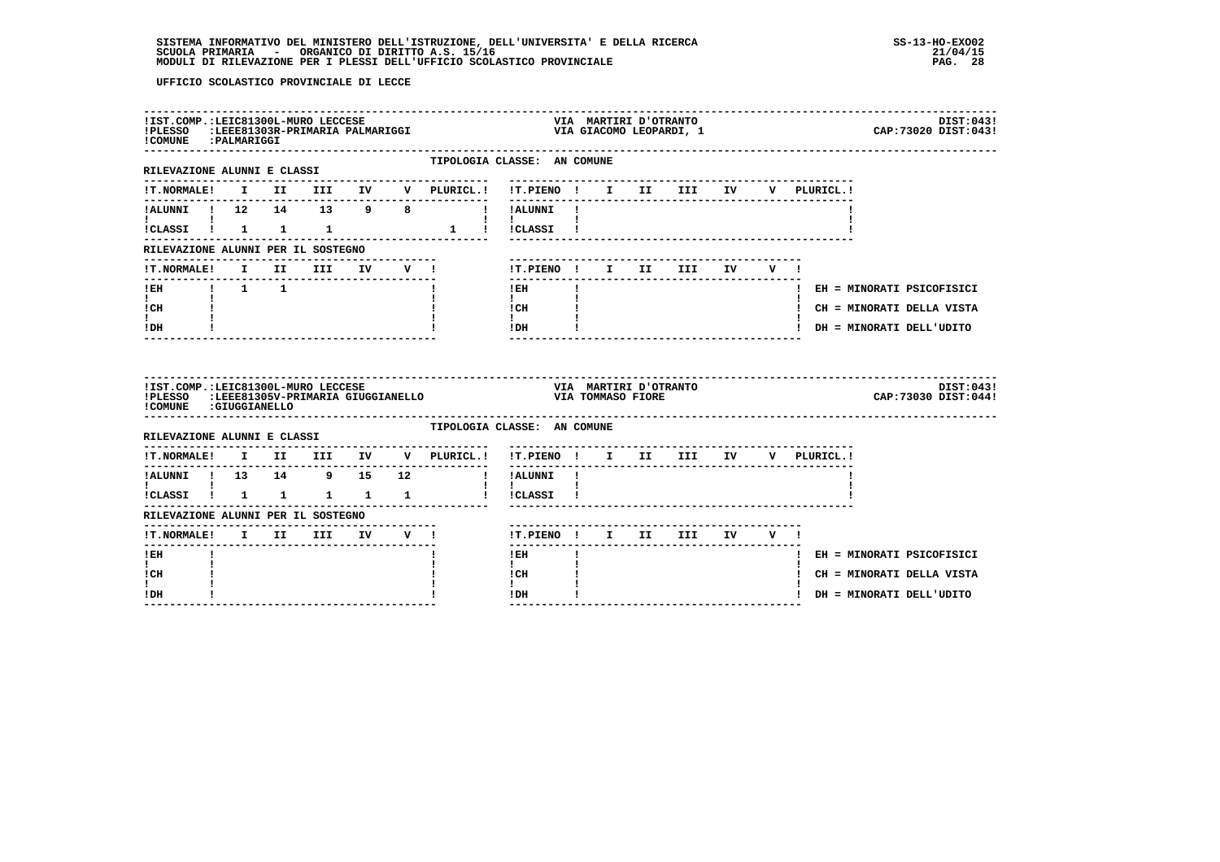UFFICIO SCOLASTICO PROVINCIALE DI LECCE

IST.COMP.:LEIC81300L-MURO LECCESE — VIA MARTIRI D'OTRANTO — DIST:043
PLESSO :LEEE81303R-PRIMARIA PALMARIGGI — VIA GIACOMO LEOPARDI, 1 — CAP:73020 DIST:043
COMUNE :PALMARIGGI

TIPOLOGIA CLASSE: AN COMUNE

RILEVAZIONE ALUNNI E CLASSI

| T.NORMALE | I | II | III | IV | V | PLURICL. | T.PIENO | I | II | III | IV | V | PLURICL. |
|---|---|---|---|---|---|---|---|---|---|---|---|---|---|
| ALUNNI | 12 | 14 | 13 | 9 | 8 | | ALUNNI | | | | | | |
| CLASSI | 1 | 1 | 1 | | | 1 | CLASSI | | | | | | |

RILEVAZIONE ALUNNI PER IL SOSTEGNO

| T.NORMALE | I | II | III | IV | V | T.PIENO | I | II | III | IV | V |
|---|---|---|---|---|---|---|---|---|---|---|---|
| EH | 1 | 1 | | | | EH | | | | | |
| CH | | | | | | CH | | | | | |
| DH | | | | | | DH | | | | | |

EH = MINORATI PSICOFISICI
CH = MINORATI DELLA VISTA
DH = MINORATI DELL'UDITO

IST.COMP.:LEIC81300L-MURO LECCESE — VIA MARTIRI D'OTRANTO — DIST:043
PLESSO :LEEE81305V-PRIMARIA GIUGGIANELLO — VIA TOMMASO FIORE — CAP:73030 DIST:044
COMUNE :GIUGGIANELLO

TIPOLOGIA CLASSE: AN COMUNE

RILEVAZIONE ALUNNI E CLASSI

| T.NORMALE | I | II | III | IV | V | PLURICL. | T.PIENO | I | II | III | IV | V | PLURICL. |
|---|---|---|---|---|---|---|---|---|---|---|---|---|---|
| ALUNNI | 13 | 14 | 9 | 15 | 12 | | ALUNNI | | | | | | |
| CLASSI | 1 | 1 | 1 | 1 | 1 | | CLASSI | | | | | | |

RILEVAZIONE ALUNNI PER IL SOSTEGNO

| T.NORMALE | I | II | III | IV | V | T.PIENO | I | II | III | IV | V |
|---|---|---|---|---|---|---|---|---|---|---|---|
| EH | | | | | | EH | | | | | |
| CH | | | | | | CH | | | | | |
| DH | | | | | | DH | | | | | |

EH = MINORATI PSICOFISICI
CH = MINORATI DELLA VISTA
DH = MINORATI DELL'UDITO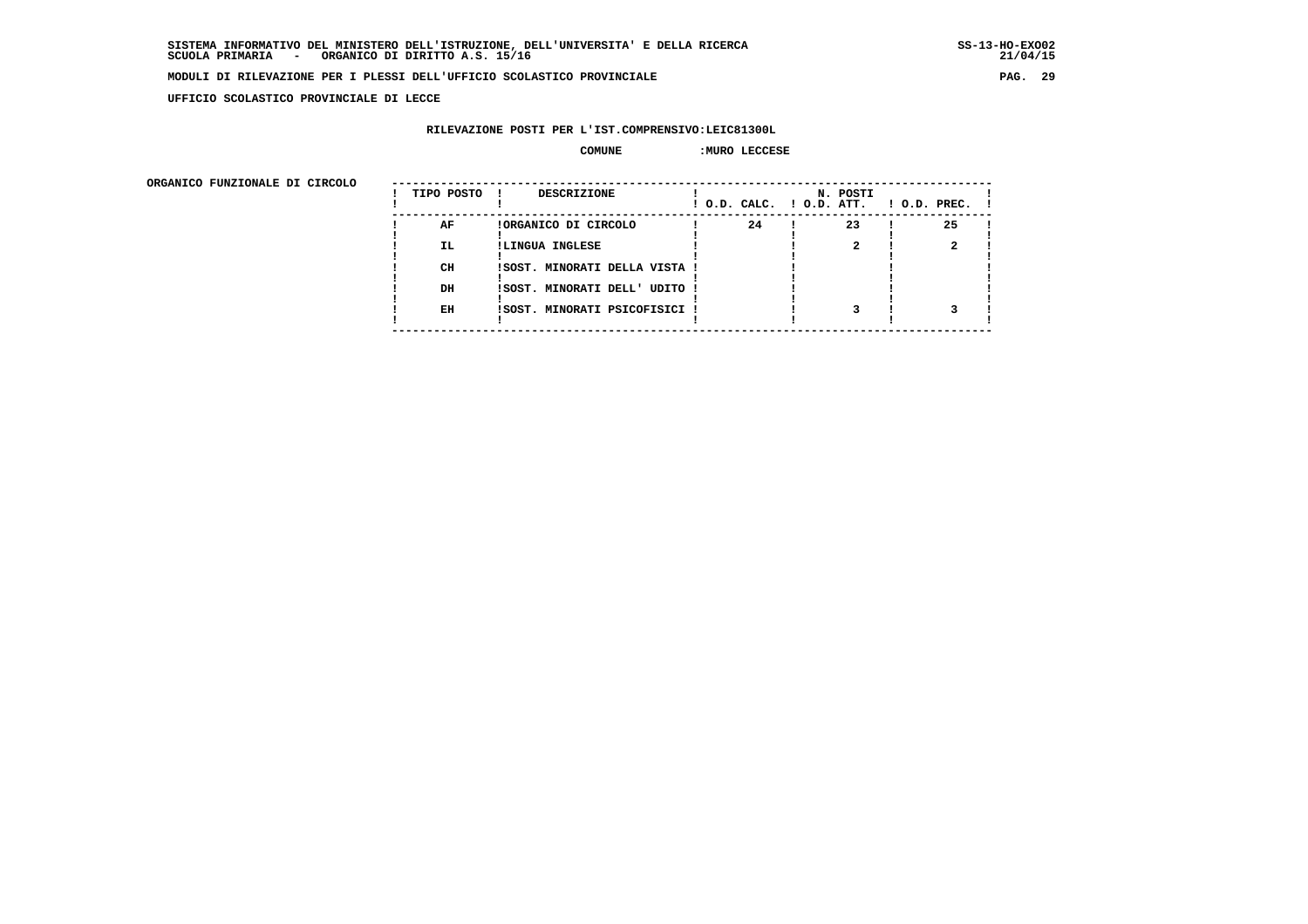UFFICIO SCOLASTICO PROVINCIALE DI LECCE

RILEVAZIONE POSTI PER L'IST.COMPRENSIVO:LEIC81300L

COMUNE :MURO LECCESE

ORGANICO FUNZIONALE DI CIRCOLO

| TIPO POSTO | DESCRIZIONE | N. POSTI O.D. CALC. | O.D. ATT. | O.D. PREC. |
|---|---|---|---|---|
| AF | ORGANICO DI CIRCOLO | 24 | 23 | 25 |
| IL | LINGUA INGLESE | | 2 | 2 |
| CH | SOST. MINORATI DELLA VISTA | | | |
| DH | SOST. MINORATI DELL' UDITO | | | |
| EH | SOST. MINORATI PSICOFISICI | | 3 | 3 |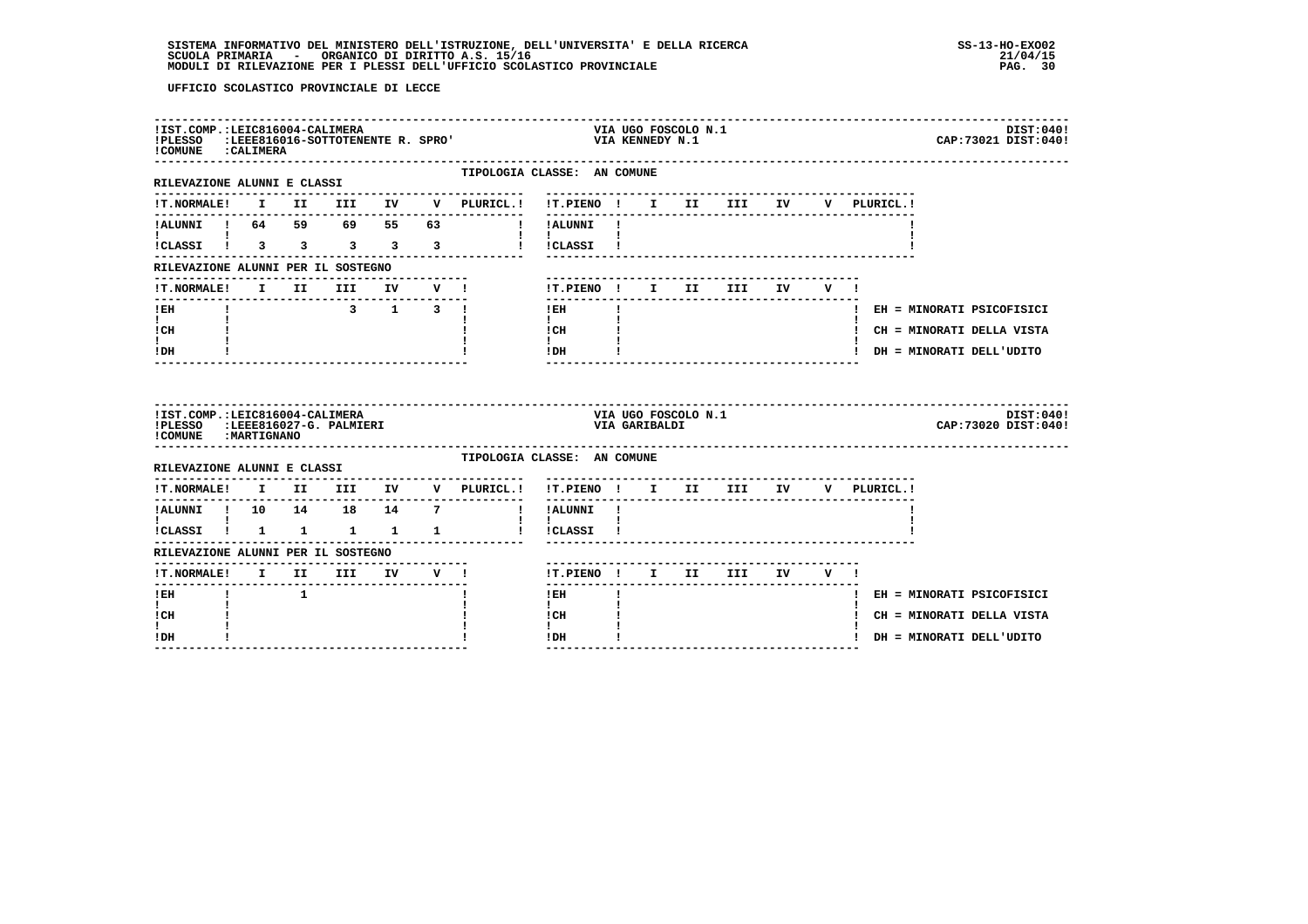UFFICIO SCOLASTICO PROVINCIALE DI LECCE

**IST.COMP.:** LEIC816004-CALIMERA — VIA UGO FOSCOLO N.1 — DIST:040
**PLESSO:** LEEE816016-SOTTOTENENTE R. SPRO' — VIA KENNEDY N.1 — CAP:73021 DIST:040
**COMUNE:** CALIMERA

TIPOLOGIA CLASSE: AN COMUNE

RILEVAZIONE ALUNNI E CLASSI

| T.NORMALE | I | II | III | IV | V | PLURICL. | T.PIENO | I | II | III | IV | V | PLURICL. |
|---|---|---|---|---|---|---|---|---|---|---|---|---|---|
| ALUNNI | 64 | 59 | 69 | 55 | 63 | | ALUNNI | | | | | | |
| CLASSI | 3 | 3 | 3 | 3 | 3 | | CLASSI | | | | | | |

RILEVAZIONE ALUNNI PER IL SOSTEGNO

| T.NORMALE | I | II | III | IV | V | T.PIENO | I | II | III | IV | V |
|---|---|---|---|---|---|---|---|---|---|---|---|
| EH | | | 3 | 1 | 3 | EH | | | | | |
| CH | | | | | | CH | | | | | |
| DH | | | | | | DH | | | | | |

EH = MINORATI PSICOFISICI
CH = MINORATI DELLA VISTA
DH = MINORATI DELL'UDITO

**IST.COMP.:** LEIC816004-CALIMERA — VIA UGO FOSCOLO N.1 — DIST:040
**PLESSO:** LEEE816027-G. PALMIERI — VIA GARIBALDI — CAP:73020 DIST:040
**COMUNE:** MARTIGNANO

TIPOLOGIA CLASSE: AN COMUNE

RILEVAZIONE ALUNNI E CLASSI

| T.NORMALE | I | II | III | IV | V | PLURICL. | T.PIENO | I | II | III | IV | V | PLURICL. |
|---|---|---|---|---|---|---|---|---|---|---|---|---|---|
| ALUNNI | 10 | 14 | 18 | 14 | 7 | | ALUNNI | | | | | | |
| CLASSI | 1 | 1 | 1 | 1 | 1 | | CLASSI | | | | | | |

RILEVAZIONE ALUNNI PER IL SOSTEGNO

| T.NORMALE | I | II | III | IV | V | T.PIENO | I | II | III | IV | V |
|---|---|---|---|---|---|---|---|---|---|---|---|
| EH | | 1 | | | | EH | | | | | |
| CH | | | | | | CH | | | | | |
| DH | | | | | | DH | | | | | |

EH = MINORATI PSICOFISICI
CH = MINORATI DELLA VISTA
DH = MINORATI DELL'UDITO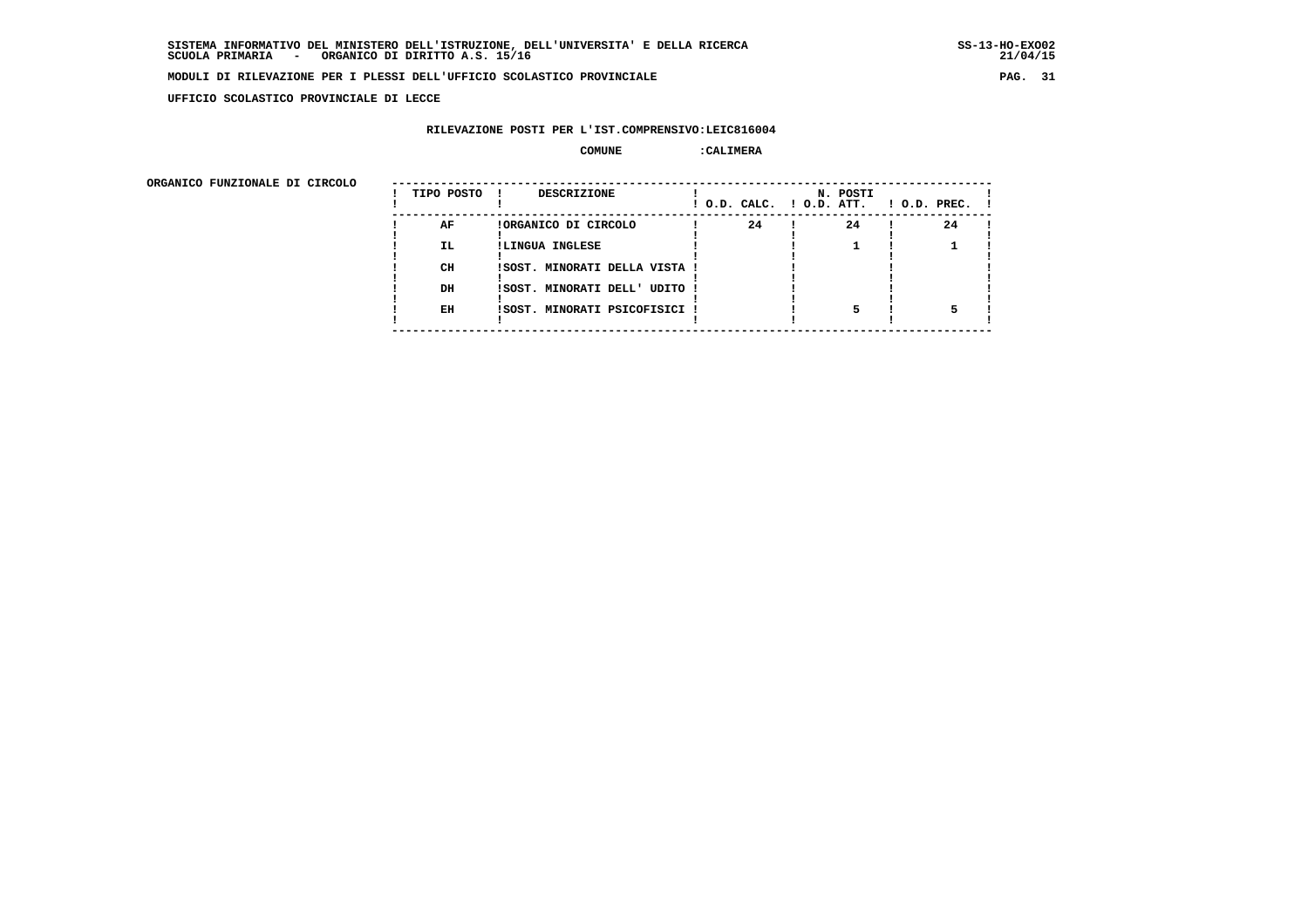SISTEMA INFORMATIVO DEL MINISTERO DELL'ISTRUZIONE, DELL'UNIVERSITA' E DELLA RICERCA
SCUOLA PRIMARIA - ORGANICO DI DIRITTO A.S. 15/16

MODULI DI RILEVAZIONE PER I PLESSI DELL'UFFICIO SCOLASTICO PROVINCIALE

UFFICIO SCOLASTICO PROVINCIALE DI LECCE

RILEVAZIONE POSTI PER L'IST.COMPRENSIVO:LEIC816004

COMUNE :CALIMERA

ORGANICO FUNZIONALE DI CIRCOLO

| TIPO POSTO | DESCRIZIONE | N. POSTI O.D. CALC. | O.D. ATT. | O.D. PREC. |
|---|---|---|---|---|
| AF | ORGANICO DI CIRCOLO | 24 | 24 | 24 |
| IL | LINGUA INGLESE | | 1 | 1 |
| CH | SOST. MINORATI DELLA VISTA | | | |
| DH | SOST. MINORATI DELL' UDITO | | | |
| EH | SOST. MINORATI PSICOFISICI | | 5 | 5 |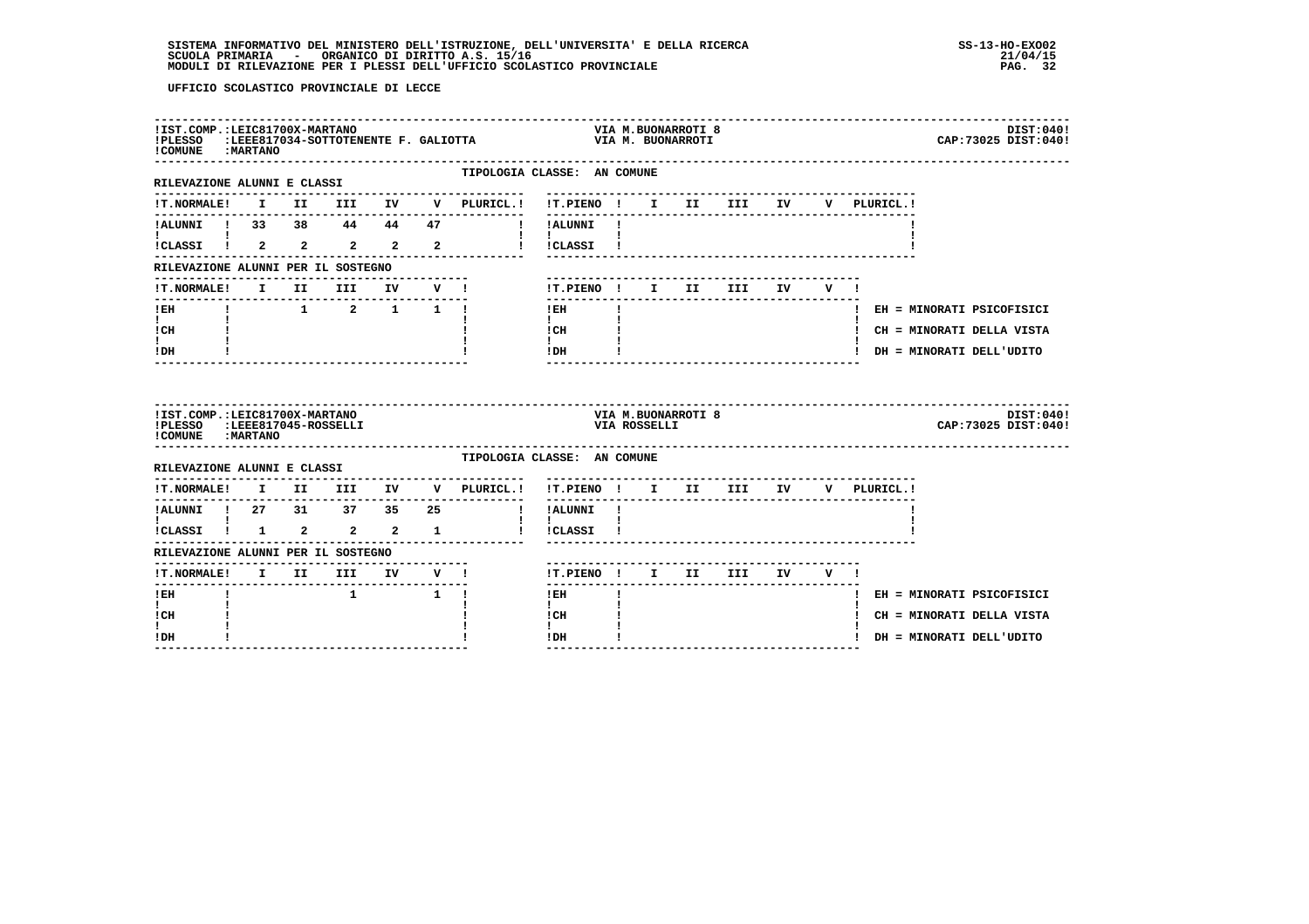UFFICIO SCOLASTICO PROVINCIALE DI LECCE

IST.COMP.: LEIC81700X-MARTANO — VIA M.BUONARROTI 8 — DIST:040
PLESSO: LEEE817034-SOTTOTENENTE F. GALIOTTA — VIA M. BUONARROTI — CAP:73025 DIST:040
COMUNE: MARTANO

TIPOLOGIA CLASSE: AN COMUNE

RILEVAZIONE ALUNNI E CLASSI

| T.NORMALE | I | II | III | IV | V | PLURICL. |
|---|---|---|---|---|---|---|
| ALUNNI | 33 | 38 | 44 | 44 | 47 | |
| CLASSI | 2 | 2 | 2 | 2 | 2 | |

| T.PIENO | I | II | III | IV | V | PLURICL. |
|---|---|---|---|---|---|---|
| ALUNNI | | | | | | |
| CLASSI | | | | | | |

RILEVAZIONE ALUNNI PER IL SOSTEGNO

| T.NORMALE | I | II | III | IV | V |
|---|---|---|---|---|---|
| EH | | 1 | 2 | 1 | 1 |
| CH | | | | | |
| DH | | | | | |

| T.PIENO | I | II | III | IV | V |
|---|---|---|---|---|---|
| EH | | | | | |
| CH | | | | | |
| DH | | | | | |

EH = MINORATI PSICOFISICI
CH = MINORATI DELLA VISTA
DH = MINORATI DELL'UDITO

IST.COMP.: LEIC81700X-MARTANO — VIA M.BUONARROTI 8 — DIST:040
PLESSO: LEEE817045-ROSSELLI — VIA ROSSELLI — CAP:73025 DIST:040
COMUNE: MARTANO

TIPOLOGIA CLASSE: AN COMUNE

RILEVAZIONE ALUNNI E CLASSI

| T.NORMALE | I | II | III | IV | V | PLURICL. |
|---|---|---|---|---|---|---|
| ALUNNI | 27 | 31 | 37 | 35 | 25 | |
| CLASSI | 1 | 2 | 2 | 2 | 1 | |

| T.PIENO | I | II | III | IV | V | PLURICL. |
|---|---|---|---|---|---|---|
| ALUNNI | | | | | | |
| CLASSI | | | | | | |

RILEVAZIONE ALUNNI PER IL SOSTEGNO

| T.NORMALE | I | II | III | IV | V |
|---|---|---|---|---|---|
| EH | | | 1 | | 1 |
| CH | | | | | |
| DH | | | | | |

| T.PIENO | I | II | III | IV | V |
|---|---|---|---|---|---|
| EH | | | | | |
| CH | | | | | |
| DH | | | | | |

EH = MINORATI PSICOFISICI
CH = MINORATI DELLA VISTA
DH = MINORATI DELL'UDITO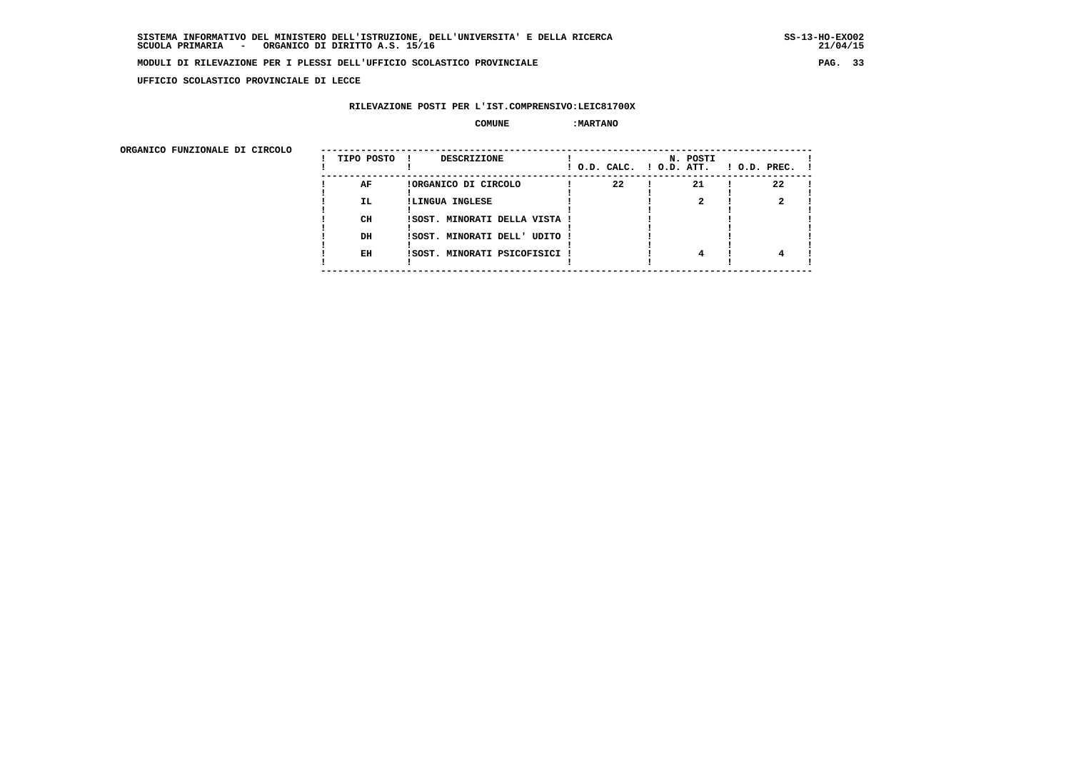SISTEMA INFORMATIVO DEL MINISTERO DELL'ISTRUZIONE, DELL'UNIVERSITA' E DELLA RICERCA
SCUOLA PRIMARIA - ORGANICO DI DIRITTO A.S. 15/16

MODULI DI RILEVAZIONE PER I PLESSI DELL'UFFICIO SCOLASTICO PROVINCIALE

UFFICIO SCOLASTICO PROVINCIALE DI LECCE

RILEVAZIONE POSTI PER L'IST.COMPRENSIVO:LEIC81700X

COMUNE :MARTANO

ORGANICO FUNZIONALE DI CIRCOLO

| TIPO POSTO | DESCRIZIONE | N. POSTI O.D. CALC. | O.D. ATT. | O.D. PREC. |
|---|---|---|---|---|
| AF | ORGANICO DI CIRCOLO | 22 | 21 | 22 |
| IL | LINGUA INGLESE | | 2 | 2 |
| CH | SOST. MINORATI DELLA VISTA | | | |
| DH | SOST. MINORATI DELL' UDITO | | | |
| EH | SOST. MINORATI PSICOFISICI | | 4 | 4 |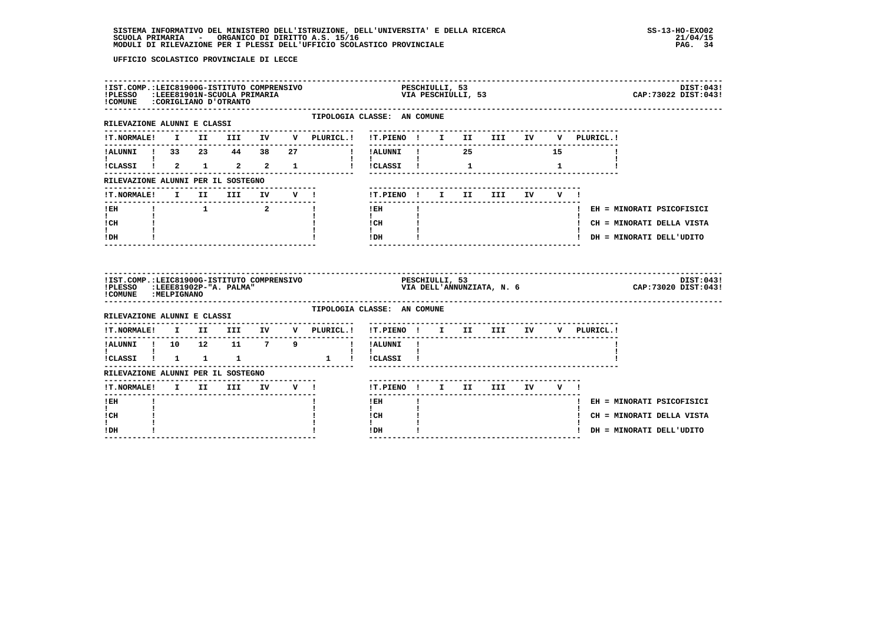UFFICIO SCOLASTICO PROVINCIALE DI LECCE

**IST.COMP.:** LEIC81900G-ISTITUTO COMPRENSIVO — PESCHIULLI, 53 — DIST:043
**PLESSO:** LEEE81901N-SCUOLA PRIMARIA — VIA PESCHIULLI, 53 — CAP:73022 DIST:043
**COMUNE:** CORIGLIANO D'OTRANTO

TIPOLOGIA CLASSE: AN COMUNE

RILEVAZIONE ALUNNI E CLASSI

| T.NORMALE | I | II | III | IV | V | PLURICL. |
|---|---|---|---|---|---|---|
| ALUNNI | 33 | 23 | 44 | 38 | 27 | |
| CLASSI | 2 | 1 | 2 | 2 | 1 | |

| T.PIENO | I | II | III | IV | V | PLURICL. |
|---|---|---|---|---|---|---|
| ALUNNI | | 25 | | | 15 | |
| CLASSI | | 1 | | | 1 | |

RILEVAZIONE ALUNNI PER IL SOSTEGNO

| T.NORMALE | I | II | III | IV | V |
|---|---|---|---|---|---|
| EH | | 1 | | 2 | |
| CH | | | | | |
| DH | | | | | |

| T.PIENO | I | II | III | IV | V |
|---|---|---|---|---|---|
| EH | | | | | |
| CH | | | | | |
| DH | | | | | |

EH = MINORATI PSICOFISICI
CH = MINORATI DELLA VISTA
DH = MINORATI DELL'UDITO

---

**IST.COMP.:** LEIC81900G-ISTITUTO COMPRENSIVO — PESCHIULLI, 53 — DIST:043
**PLESSO:** LEEE81902P-"A. PALMA" — VIA DELL'ANNUNZIATA, N. 6 — CAP:73020 DIST:043
**COMUNE:** MELPIGNANO

TIPOLOGIA CLASSE: AN COMUNE

RILEVAZIONE ALUNNI E CLASSI

| T.NORMALE | I | II | III | IV | V | PLURICL. |
|---|---|---|---|---|---|---|
| ALUNNI | 10 | 12 | 11 | 7 | 9 | |
| CLASSI | 1 | 1 | 1 | | | 1 |

| T.PIENO | I | II | III | IV | V | PLURICL. |
|---|---|---|---|---|---|---|
| ALUNNI | | | | | | |
| CLASSI | | | | | | |

RILEVAZIONE ALUNNI PER IL SOSTEGNO

| T.NORMALE | I | II | III | IV | V |
|---|---|---|---|---|---|
| EH | | | | | |
| CH | | | | | |
| DH | | | | | |

| T.PIENO | I | II | III | IV | V |
|---|---|---|---|---|---|
| EH | | | | | |
| CH | | | | | |
| DH | | | | | |

EH = MINORATI PSICOFISICI
CH = MINORATI DELLA VISTA
DH = MINORATI DELL'UDITO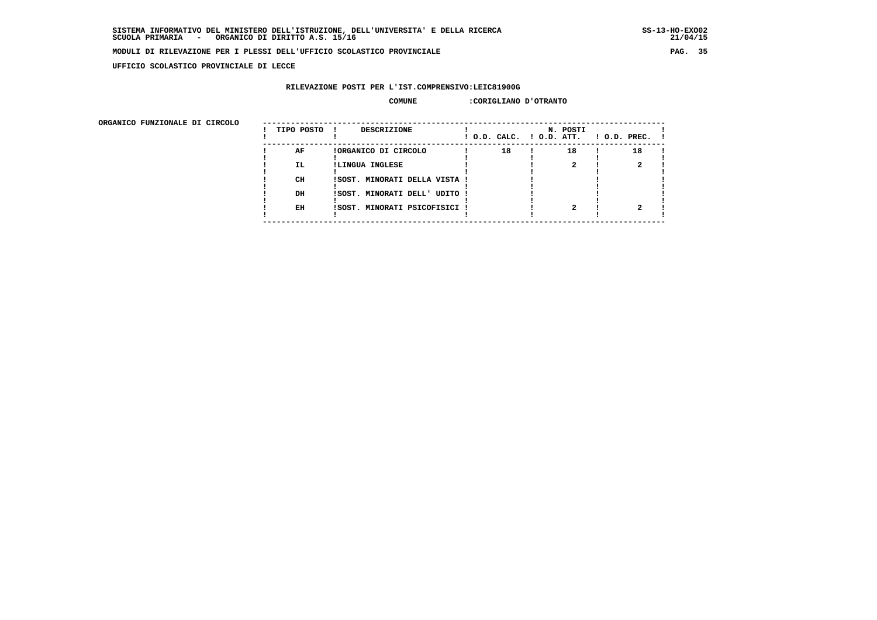SISTEMA INFORMATIVO DEL MINISTERO DELL'ISTRUZIONE, DELL'UNIVERSITA' E DELLA RICERCA
SCUOLA PRIMARIA - ORGANICO DI DIRITTO A.S. 15/16

SS-13-HO-EXO02
21/04/15

**MODULI DI RILEVAZIONE PER I PLESSI DELL'UFFICIO SCOLASTICO PROVINCIALE**

**UFFICIO SCOLASTICO PROVINCIALE DI LECCE**

**RILEVAZIONE POSTI PER L'IST.COMPRENSIVO:LEIC81900G**

**COMUNE :CORIGLIANO D'OTRANTO**

**ORGANICO FUNZIONALE DI CIRCOLO**

| TIPO POSTO | DESCRIZIONE | N. POSTI O.D. CALC. | O.D. ATT. | O.D. PREC. |
|---|---|---|---|---|
| AF | ORGANICO DI CIRCOLO | 18 | 18 | 18 |
| IL | LINGUA INGLESE | | 2 | 2 |
| CH | SOST. MINORATI DELLA VISTA | | | |
| DH | SOST. MINORATI DELL' UDITO | | | |
| EH | SOST. MINORATI PSICOFISICI | | 2 | 2 |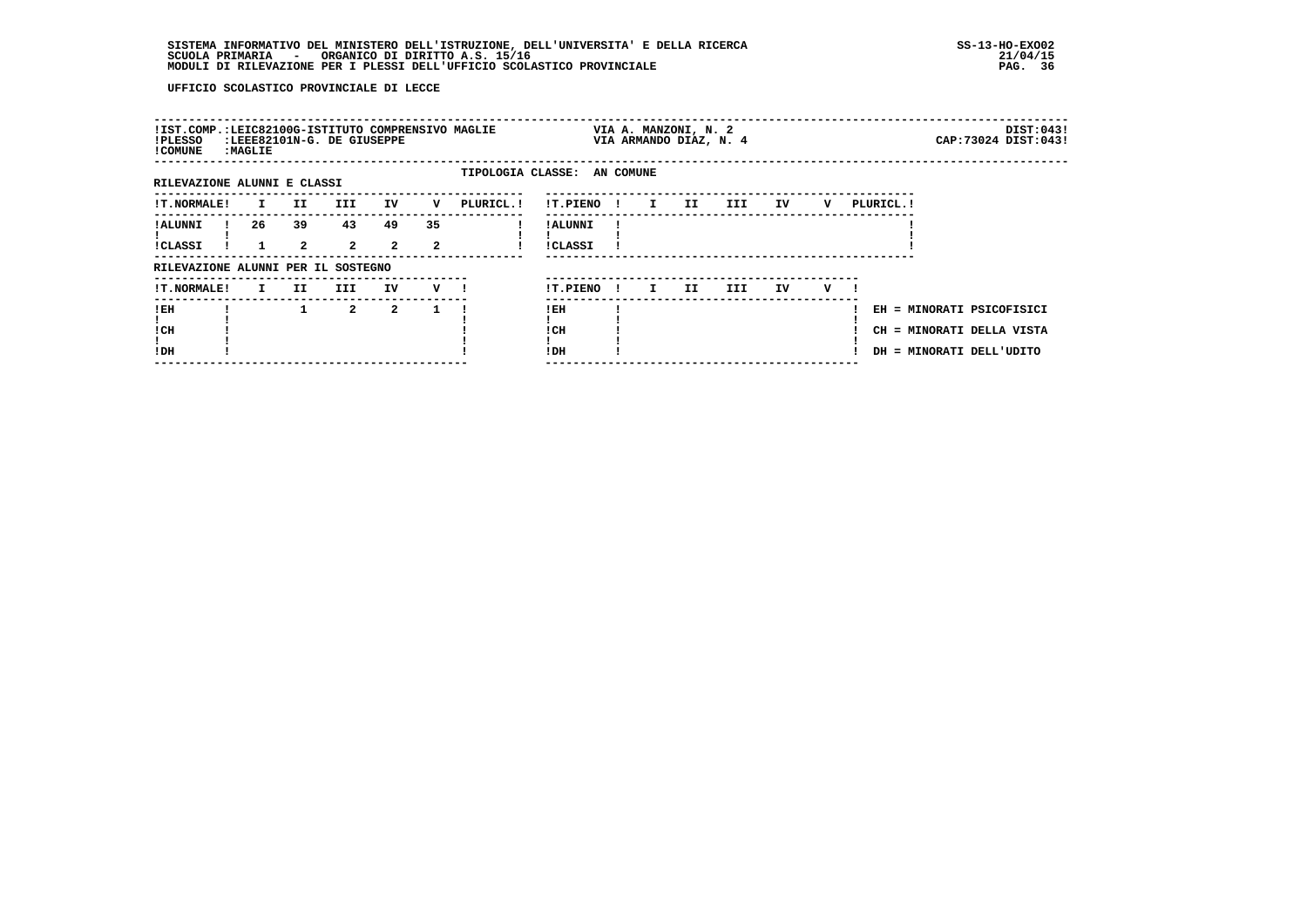UFFICIO SCOLASTICO PROVINCIALE DI LECCE

| | | | |
|---|---|---|---|
| IST.COMP.:LEIC82100G-ISTITUTO COMPRENSIVO MAGLIE | VIA A. MANZONI, N. 2 | | DIST:043 |
| PLESSO :LEEE82101N-G. DE GIUSEPPE | VIA ARMANDO DIAZ, N. 4 | | CAP:73024 DIST:043 |
| COMUNE :MAGLIE | | | |

TIPOLOGIA CLASSE: AN COMUNE

RILEVAZIONE ALUNNI E CLASSI

| T.NORMALE | I | II | III | IV | V | PLURICL. |
|---|---|---|---|---|---|---|
| ALUNNI | 26 | 39 | 43 | 49 | 35 | |
| CLASSI | 1 | 2 | 2 | 2 | 2 | |

| T.PIENO | I | II | III | IV | V | PLURICL. |
|---|---|---|---|---|---|---|
| ALUNNI | | | | | | |
| CLASSI | | | | | | |

RILEVAZIONE ALUNNI PER IL SOSTEGNO

| T.NORMALE | I | II | III | IV | V |
|---|---|---|---|---|---|
| EH | | 1 | 2 | 2 | 1 |
| CH | | | | | |
| DH | | | | | |

| T.PIENO | I | II | III | IV | V |
|---|---|---|---|---|---|
| EH | | | | | |
| CH | | | | | |
| DH | | | | | |

EH = MINORATI PSICOFISICI
CH = MINORATI DELLA VISTA
DH = MINORATI DELL'UDITO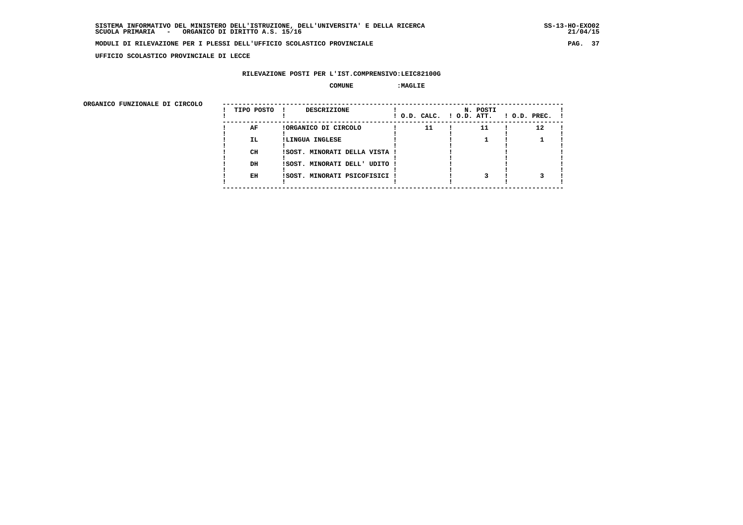SISTEMA INFORMATIVO DEL MINISTERO DELL'ISTRUZIONE, DELL'UNIVERSITA' E DELLA RICERCA
SCUOLA PRIMARIA - ORGANICO DI DIRITTO A.S. 15/16

MODULI DI RILEVAZIONE PER I PLESSI DELL'UFFICIO SCOLASTICO PROVINCIALE

UFFICIO SCOLASTICO PROVINCIALE DI LECCE

RILEVAZIONE POSTI PER L'IST.COMPRENSIVO:LEIC82100G

COMUNE :MAGLIE

ORGANICO FUNZIONALE DI CIRCOLO

| TIPO POSTO | DESCRIZIONE | N. POSTI O.D. CALC. | O.D. ATT. | O.D. PREC. |
|---|---|---|---|---|
| AF | ORGANICO DI CIRCOLO | 11 | 11 | 12 |
| IL | LINGUA INGLESE | | 1 | 1 |
| CH | SOST. MINORATI DELLA VISTA | | | |
| DH | SOST. MINORATI DELL' UDITO | | | |
| EH | SOST. MINORATI PSICOFISICI | | 3 | 3 |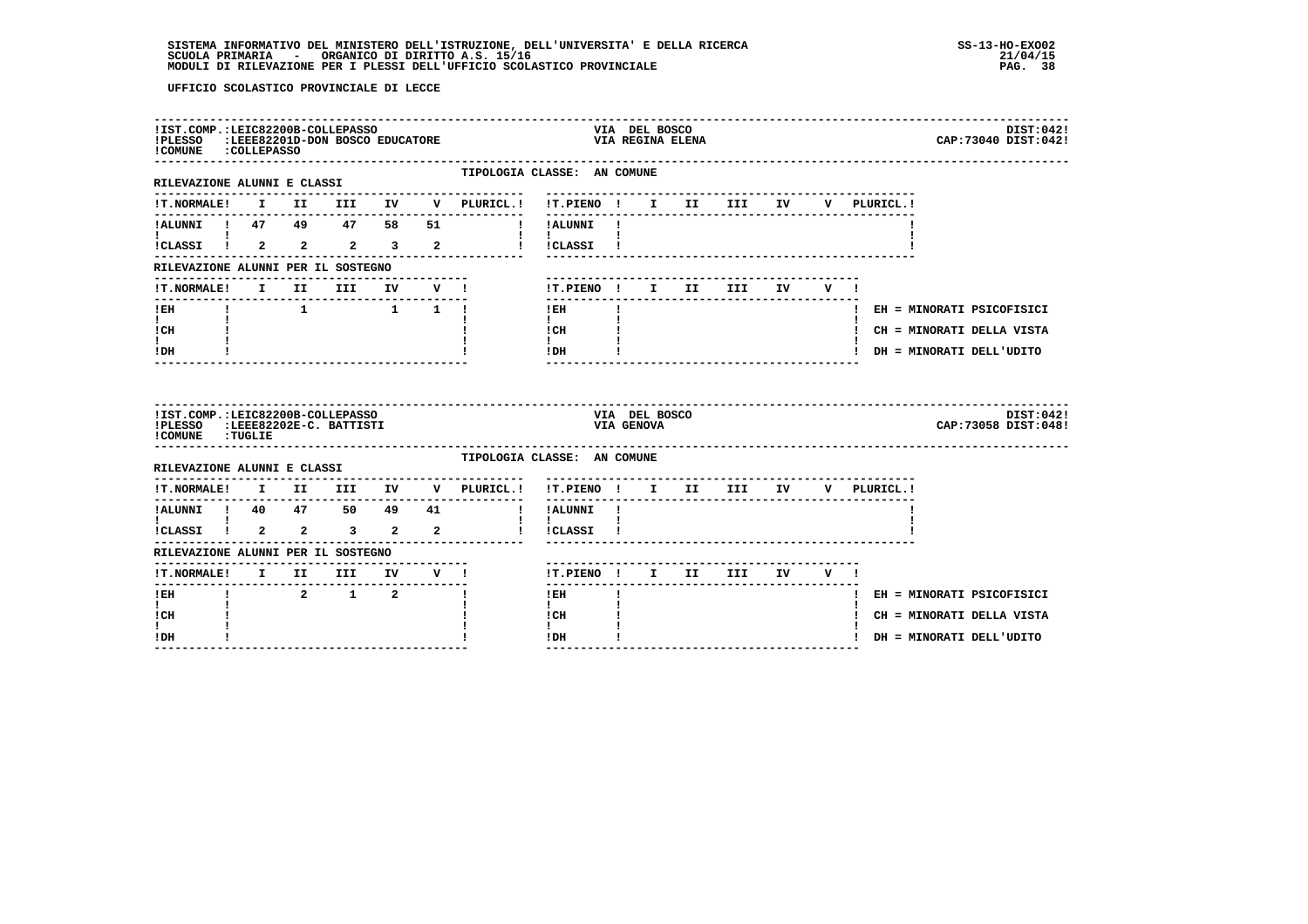UFFICIO SCOLASTICO PROVINCIALE DI LECCE

IST.COMP.:LEIC82200B-COLLEPASSO — VIA DEL BOSCO — DIST:042
PLESSO :LEEE82201D-DON BOSCO EDUCATORE — VIA REGINA ELENA — CAP:73040 DIST:042
COMUNE :COLLEPASSO

TIPOLOGIA CLASSE: AN COMUNE

RILEVAZIONE ALUNNI E CLASSI

| T.NORMALE | I | II | III | IV | V | PLURICL. |
|---|---|---|---|---|---|---|
| ALUNNI | 47 | 49 | 47 | 58 | 51 | |
| CLASSI | 2 | 2 | 2 | 3 | 2 | |

| T.PIENO | I | II | III | IV | V | PLURICL. |
|---|---|---|---|---|---|---|
| ALUNNI | | | | | | |
| CLASSI | | | | | | |

RILEVAZIONE ALUNNI PER IL SOSTEGNO

| T.NORMALE | I | II | III | IV | V |
|---|---|---|---|---|---|
| EH | | 1 | | 1 | 1 |
| CH | | | | | |
| DH | | | | | |

| T.PIENO | I | II | III | IV | V |
|---|---|---|---|---|---|
| EH | | | | | |
| CH | | | | | |
| DH | | | | | |

EH = MINORATI PSICOFISICI
CH = MINORATI DELLA VISTA
DH = MINORATI DELL'UDITO

IST.COMP.:LEIC82200B-COLLEPASSO — VIA DEL BOSCO — DIST:042
PLESSO :LEEE82202E-C. BATTISTI — VIA GENOVA — CAP:73058 DIST:048
COMUNE :TUGLIE

TIPOLOGIA CLASSE: AN COMUNE

RILEVAZIONE ALUNNI E CLASSI

| T.NORMALE | I | II | III | IV | V | PLURICL. |
|---|---|---|---|---|---|---|
| ALUNNI | 40 | 47 | 50 | 49 | 41 | |
| CLASSI | 2 | 2 | 3 | 2 | 2 | |

| T.PIENO | I | II | III | IV | V | PLURICL. |
|---|---|---|---|---|---|---|
| ALUNNI | | | | | | |
| CLASSI | | | | | | |

RILEVAZIONE ALUNNI PER IL SOSTEGNO

| T.NORMALE | I | II | III | IV | V |
|---|---|---|---|---|---|
| EH | | 2 | 1 | 2 | |
| CH | | | | | |
| DH | | | | | |

| T.PIENO | I | II | III | IV | V |
|---|---|---|---|---|---|
| EH | | | | | |
| CH | | | | | |
| DH | | | | | |

EH = MINORATI PSICOFISICI
CH = MINORATI DELLA VISTA
DH = MINORATI DELL'UDITO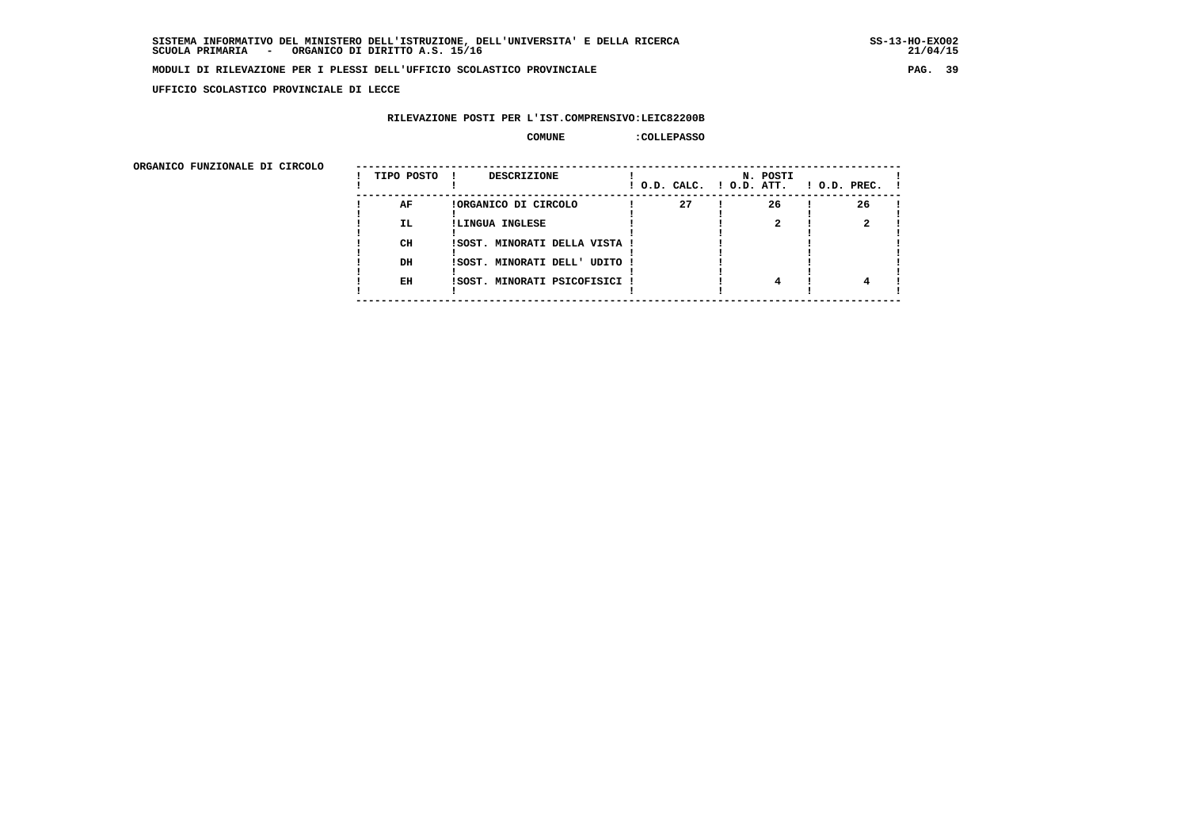SISTEMA INFORMATIVO DEL MINISTERO DELL'ISTRUZIONE, DELL'UNIVERSITA' E DELLA RICERCA
SCUOLA PRIMARIA - ORGANICO DI DIRITTO A.S. 15/16

MODULI DI RILEVAZIONE PER I PLESSI DELL'UFFICIO SCOLASTICO PROVINCIALE

UFFICIO SCOLASTICO PROVINCIALE DI LECCE

RILEVAZIONE POSTI PER L'IST.COMPRENSIVO:LEIC82200B

COMUNE :COLLEPASSO

ORGANICO FUNZIONALE DI CIRCOLO

| TIPO POSTO | DESCRIZIONE | N. POSTI O.D. CALC. | O.D. ATT. | O.D. PREC. |
|---|---|---|---|---|
| AF | ORGANICO DI CIRCOLO | 27 | 26 | 26 |
| IL | LINGUA INGLESE | | 2 | 2 |
| CH | SOST. MINORATI DELLA VISTA | | | |
| DH | SOST. MINORATI DELL' UDITO | | | |
| EH | SOST. MINORATI PSICOFISICI | | 4 | 4 |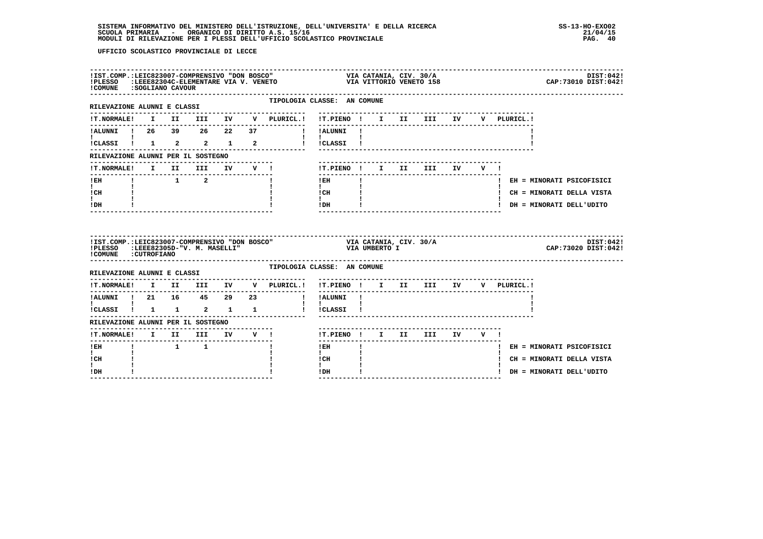UFFICIO SCOLASTICO PROVINCIALE DI LECCE

IST.COMP.:LEIC823007-COMPRENSIVO "DON BOSCO" VIA CATANIA, CIV. 30/A DIST:042
PLESSO :LEEE82304C-ELEMENTARE VIA V. VENETO VIA VITTORIO VENETO 158 CAP:73010 DIST:042
COMUNE :SOGLIANO CAVOUR

TIPOLOGIA CLASSE: AN COMUNE

RILEVAZIONE ALUNNI E CLASSI

| T.NORMALE | I | II | III | IV | V | PLURICL. | T.PIENO | I | II | III | IV | V | PLURICL. |
|---|---|---|---|---|---|---|---|---|---|---|---|---|---|
| ALUNNI | 26 | 39 | 26 | 22 | 37 | | ALUNNI | | | | | | |
| CLASSI | 1 | 2 | 2 | 1 | 2 | | CLASSI | | | | | | |

RILEVAZIONE ALUNNI PER IL SOSTEGNO

| T.NORMALE | I | II | III | IV | V | T.PIENO | I | II | III | IV | V |
|---|---|---|---|---|---|---|---|---|---|---|---|
| EH | | 1 | 2 | | | EH | | | | | |
| CH | | | | | | CH | | | | | |
| DH | | | | | | DH | | | | | |

EH = MINORATI PSICOFISICI
CH = MINORATI DELLA VISTA
DH = MINORATI DELL'UDITO

IST.COMP.:LEIC823007-COMPRENSIVO "DON BOSCO" VIA CATANIA, CIV. 30/A DIST:042
PLESSO :LEEE82305D-"V. M. MASELLI" VIA UMBERTO I CAP:73020 DIST:042
COMUNE :CUTROFIANO

TIPOLOGIA CLASSE: AN COMUNE

RILEVAZIONE ALUNNI E CLASSI

| T.NORMALE | I | II | III | IV | V | PLURICL. | T.PIENO | I | II | III | IV | V | PLURICL. |
|---|---|---|---|---|---|---|---|---|---|---|---|---|---|
| ALUNNI | 21 | 16 | 45 | 29 | 23 | | ALUNNI | | | | | | |
| CLASSI | 1 | 1 | 2 | 1 | 1 | | CLASSI | | | | | | |

RILEVAZIONE ALUNNI PER IL SOSTEGNO

| T.NORMALE | I | II | III | IV | V | T.PIENO | I | II | III | IV | V |
|---|---|---|---|---|---|---|---|---|---|---|---|
| EH | | 1 | 1 | | | EH | | | | | |
| CH | | | | | | CH | | | | | |
| DH | | | | | | DH | | | | | |

EH = MINORATI PSICOFISICI
CH = MINORATI DELLA VISTA
DH = MINORATI DELL'UDITO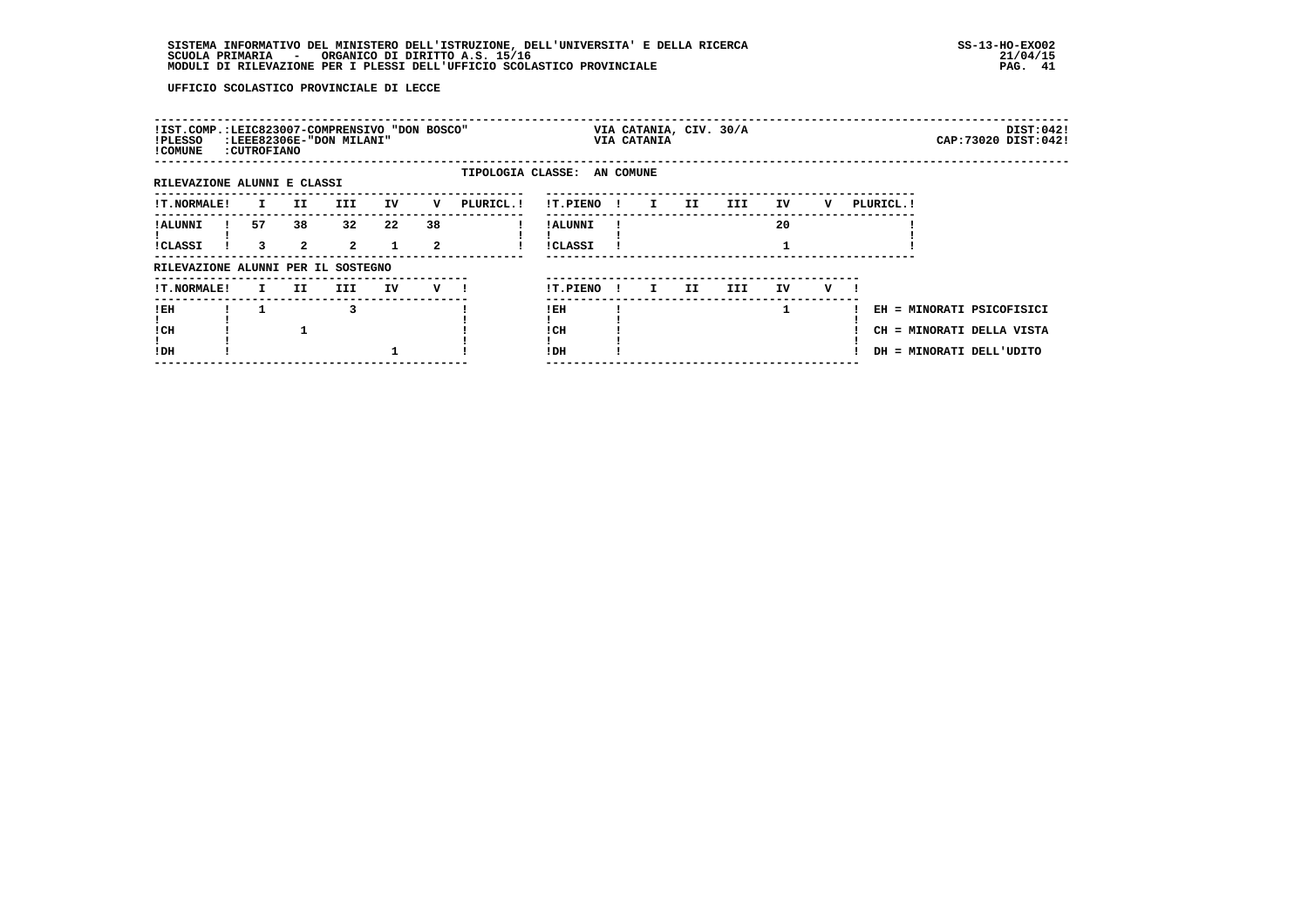UFFICIO SCOLASTICO PROVINCIALE DI LECCE

!IST.COMP.:LEIC823007-COMPRENSIVO "DON BOSCO" VIA CATANIA, CIV. 30/A DIST:042!
!PLESSO :LEEE82306E-"DON MILANI" VIA CATANIA CAP:73020 DIST:042!
!COMUNE :CUTROFIANO

TIPOLOGIA CLASSE: AN COMUNE

RILEVAZIONE ALUNNI E CLASSI

| !T.NORMALE! | I | II | III | IV | V | PLURICL.! |
|---|---|---|---|---|---|---|
| !ALUNNI | 57 | 38 | 32 | 22 | 38 | |
| !CLASSI | 3 | 2 | 2 | 1 | 2 | |

| !T.PIENO ! | I | II | III | IV | V | PLURICL.! |
|---|---|---|---|---|---|---|
| !ALUNNI | | | | 20 | | |
| !CLASSI | | | | 1 | | |

RILEVAZIONE ALUNNI PER IL SOSTEGNO

| !T.NORMALE! | I | II | III | IV | V ! |
|---|---|---|---|---|---|
| !EH | 1 | | 3 | | |
| !CH | | 1 | | | |
| !DH | | | | 1 | |

| !T.PIENO ! | I | II | III | IV | V ! |
|---|---|---|---|---|---|
| !EH | | | | 1 | |
| !CH | | | | | |
| !DH | | | | | |

EH = MINORATI PSICOFISICI
CH = MINORATI DELLA VISTA
DH = MINORATI DELL'UDITO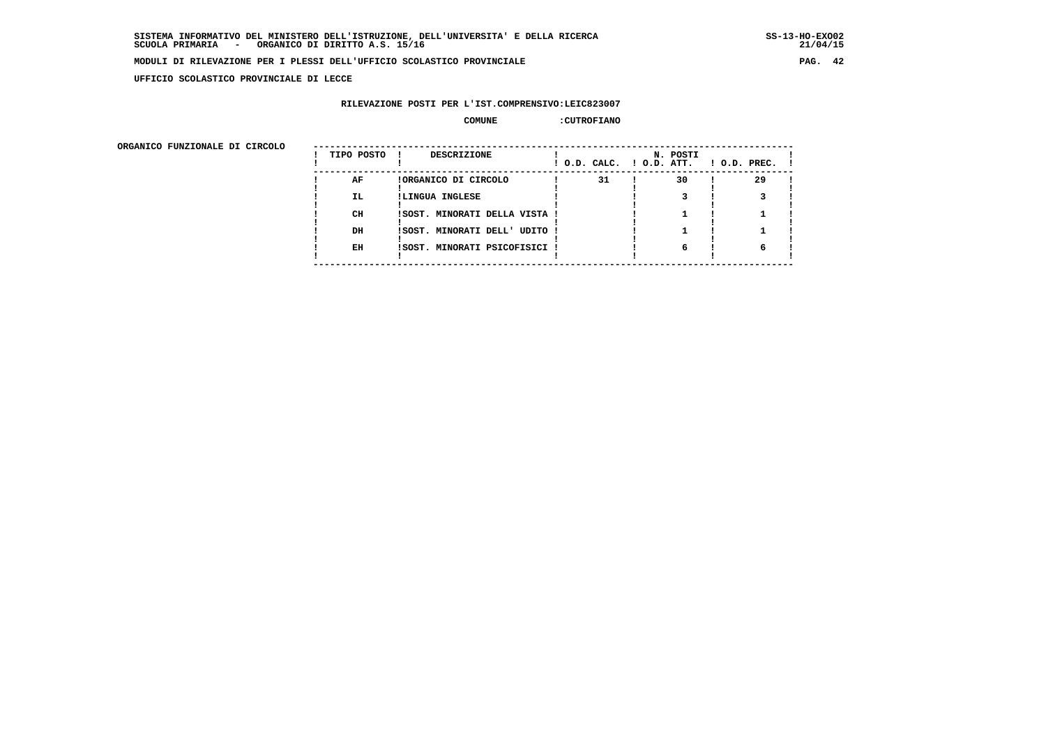SISTEMA INFORMATIVO DEL MINISTERO DELL'ISTRUZIONE, DELL'UNIVERSITA' E DELLA RICERCA
SCUOLA PRIMARIA - ORGANICO DI DIRITTO A.S. 15/16

MODULI DI RILEVAZIONE PER I PLESSI DELL'UFFICIO SCOLASTICO PROVINCIALE

UFFICIO SCOLASTICO PROVINCIALE DI LECCE

RILEVAZIONE POSTI PER L'IST.COMPRENSIVO:LEIC823007

COMUNE :CUTROFIANO

ORGANICO FUNZIONALE DI CIRCOLO

| TIPO POSTO | DESCRIZIONE | N. POSTI O.D. CALC. | O.D. ATT. | O.D. PREC. |
|---|---|---|---|---|
| AF | ORGANICO DI CIRCOLO | 31 | 30 | 29 |
| IL | LINGUA INGLESE | | 3 | 3 |
| CH | SOST. MINORATI DELLA VISTA | | 1 | 1 |
| DH | SOST. MINORATI DELL' UDITO | | 1 | 1 |
| EH | SOST. MINORATI PSICOFISICI | | 6 | 6 |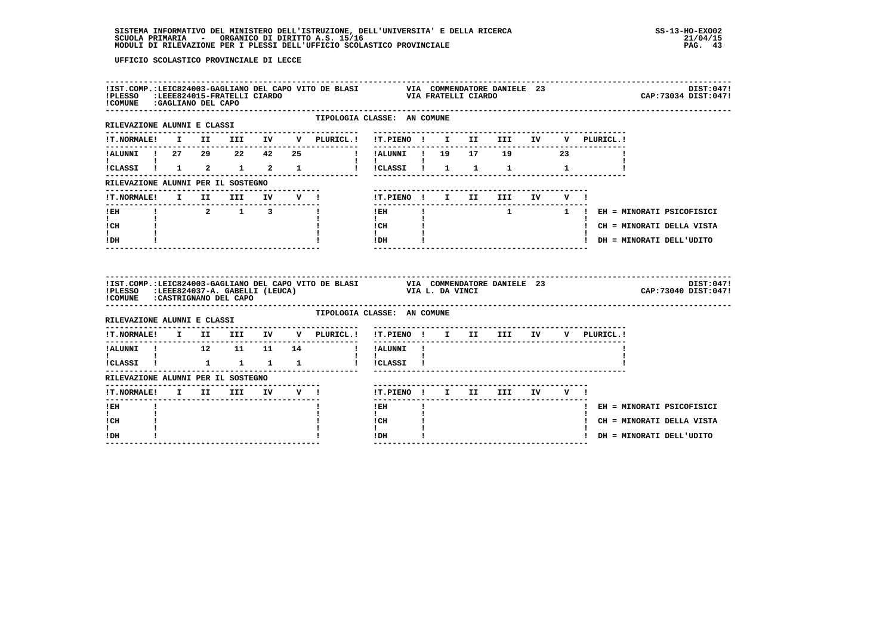UFFICIO SCOLASTICO PROVINCIALE DI LECCE

**IST.COMP.:** LEIC824003-GAGLIANO DEL CAPO VITO DE BLASI — VIA COMMENDATORE DANIELE 23 — DIST:047
**PLESSO:** LEEE824015-FRATELLI CIARDO — VIA FRATELLI CIARDO — CAP:73034 DIST:047
**COMUNE:** GAGLIANO DEL CAPO

TIPOLOGIA CLASSE: AN COMUNE

RILEVAZIONE ALUNNI E CLASSI

| T.NORMALE | I | II | III | IV | V | PLURICL. | T.PIENO | I | II | III | IV | V | PLURICL. |
|---|---|---|---|---|---|---|---|---|---|---|---|---|---|
| ALUNNI | 27 | 29 | 22 | 42 | 25 | | ALUNNI | 19 | 17 | 19 | | 23 | |
| CLASSI | 1 | 2 | 1 | 2 | 1 | | CLASSI | 1 | 1 | 1 | | 1 | |

RILEVAZIONE ALUNNI PER IL SOSTEGNO

| T.NORMALE | I | II | III | IV | V | T.PIENO | I | II | III | IV | V |
|---|---|---|---|---|---|---|---|---|---|---|---|
| EH | | 2 | 1 | 3 | | EH | | | 1 | | 1 |
| CH | | | | | | CH | | | | | |
| DH | | | | | | DH | | | | | |

EH = MINORATI PSICOFISICI
CH = MINORATI DELLA VISTA
DH = MINORATI DELL'UDITO

---

**IST.COMP.:** LEIC824003-GAGLIANO DEL CAPO VITO DE BLASI — VIA COMMENDATORE DANIELE 23 — DIST:047
**PLESSO:** LEEE824037-A. GABELLI (LEUCA) — VIA L. DA VINCI — CAP:73040 DIST:047
**COMUNE:** CASTRIGNANO DEL CAPO

TIPOLOGIA CLASSE: AN COMUNE

RILEVAZIONE ALUNNI E CLASSI

| T.NORMALE | I | II | III | IV | V | PLURICL. | T.PIENO | I | II | III | IV | V | PLURICL. |
|---|---|---|---|---|---|---|---|---|---|---|---|---|---|
| ALUNNI | | 12 | 11 | 11 | 14 | | ALUNNI | | | | | | |
| CLASSI | | 1 | 1 | 1 | 1 | | CLASSI | | | | | | |

RILEVAZIONE ALUNNI PER IL SOSTEGNO

| T.NORMALE | I | II | III | IV | V | T.PIENO | I | II | III | IV | V |
|---|---|---|---|---|---|---|---|---|---|---|---|
| EH | | | | | | EH | | | | | |
| CH | | | | | | CH | | | | | |
| DH | | | | | | DH | | | | | |

EH = MINORATI PSICOFISICI
CH = MINORATI DELLA VISTA
DH = MINORATI DELL'UDITO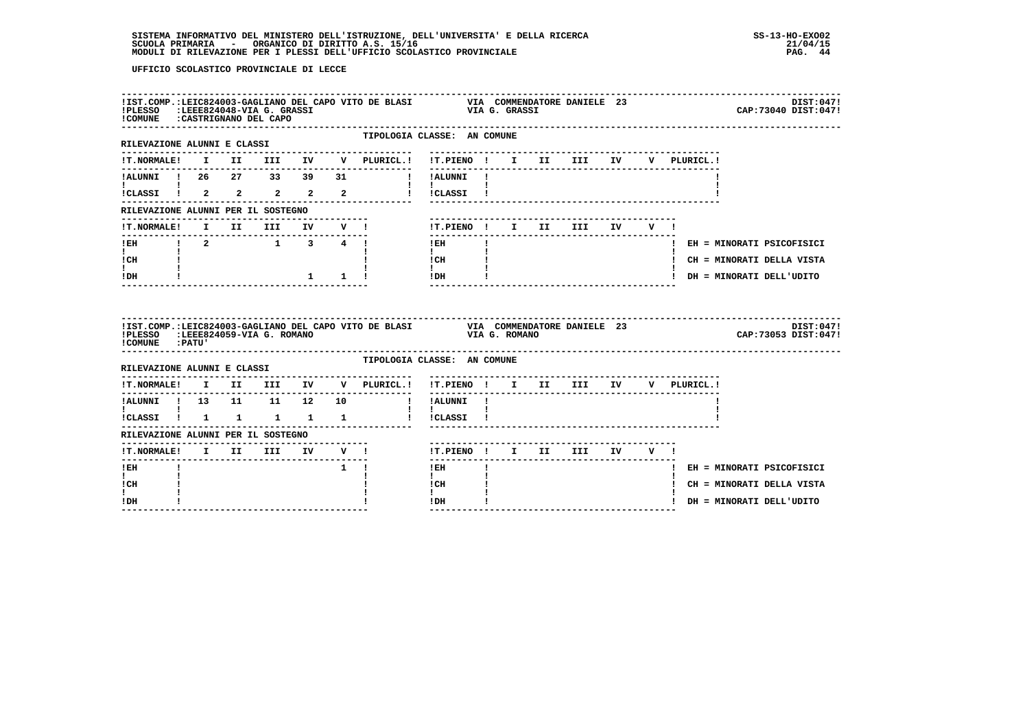UFFICIO SCOLASTICO PROVINCIALE DI LECCE

**IST.COMP.:** LEIC824003-GAGLIANO DEL CAPO VITO DE BLASI — VIA COMMENDATORE DANIELE 23 — DIST:047
**PLESSO:** LEEE824048-VIA G. GRASSI — VIA G. GRASSI — CAP:73040 DIST:047
**COMUNE:** CASTRIGNANO DEL CAPO

TIPOLOGIA CLASSE: AN COMUNE

RILEVAZIONE ALUNNI E CLASSI

| T.NORMALE | I | II | III | IV | V | PLURICL. | T.PIENO | I | II | III | IV | V | PLURICL. |
|---|---|---|---|---|---|---|---|---|---|---|---|---|---|
| ALUNNI | 26 | 27 | 33 | 39 | 31 | | ALUNNI | | | | | | |
| CLASSI | 2 | 2 | 2 | 2 | 2 | | CLASSI | | | | | | |

RILEVAZIONE ALUNNI PER IL SOSTEGNO

| T.NORMALE | I | II | III | IV | V | T.PIENO | I | II | III | IV | V |
|---|---|---|---|---|---|---|---|---|---|---|---|
| EH | 2 | | 1 | 3 | 4 | EH | | | | | |
| CH | | | | | | CH | | | | | |
| DH | | | | 1 | 1 | DH | | | | | |

EH = MINORATI PSICOFISICI
CH = MINORATI DELLA VISTA
DH = MINORATI DELL'UDITO

**IST.COMP.:** LEIC824003-GAGLIANO DEL CAPO VITO DE BLASI — VIA COMMENDATORE DANIELE 23 — DIST:047
**PLESSO:** LEEE824059-VIA G. ROMANO — VIA G. ROMANO — CAP:73053 DIST:047
**COMUNE:** PATU'

TIPOLOGIA CLASSE: AN COMUNE

RILEVAZIONE ALUNNI E CLASSI

| T.NORMALE | I | II | III | IV | V | PLURICL. | T.PIENO | I | II | III | IV | V | PLURICL. |
|---|---|---|---|---|---|---|---|---|---|---|---|---|---|
| ALUNNI | 13 | 11 | 11 | 12 | 10 | | ALUNNI | | | | | | |
| CLASSI | 1 | 1 | 1 | 1 | 1 | | CLASSI | | | | | | |

RILEVAZIONE ALUNNI PER IL SOSTEGNO

| T.NORMALE | I | II | III | IV | V | T.PIENO | I | II | III | IV | V |
|---|---|---|---|---|---|---|---|---|---|---|---|
| EH | | | | | 1 | EH | | | | | |
| CH | | | | | | CH | | | | | |
| DH | | | | | | DH | | | | | |

EH = MINORATI PSICOFISICI
CH = MINORATI DELLA VISTA
DH = MINORATI DELL'UDITO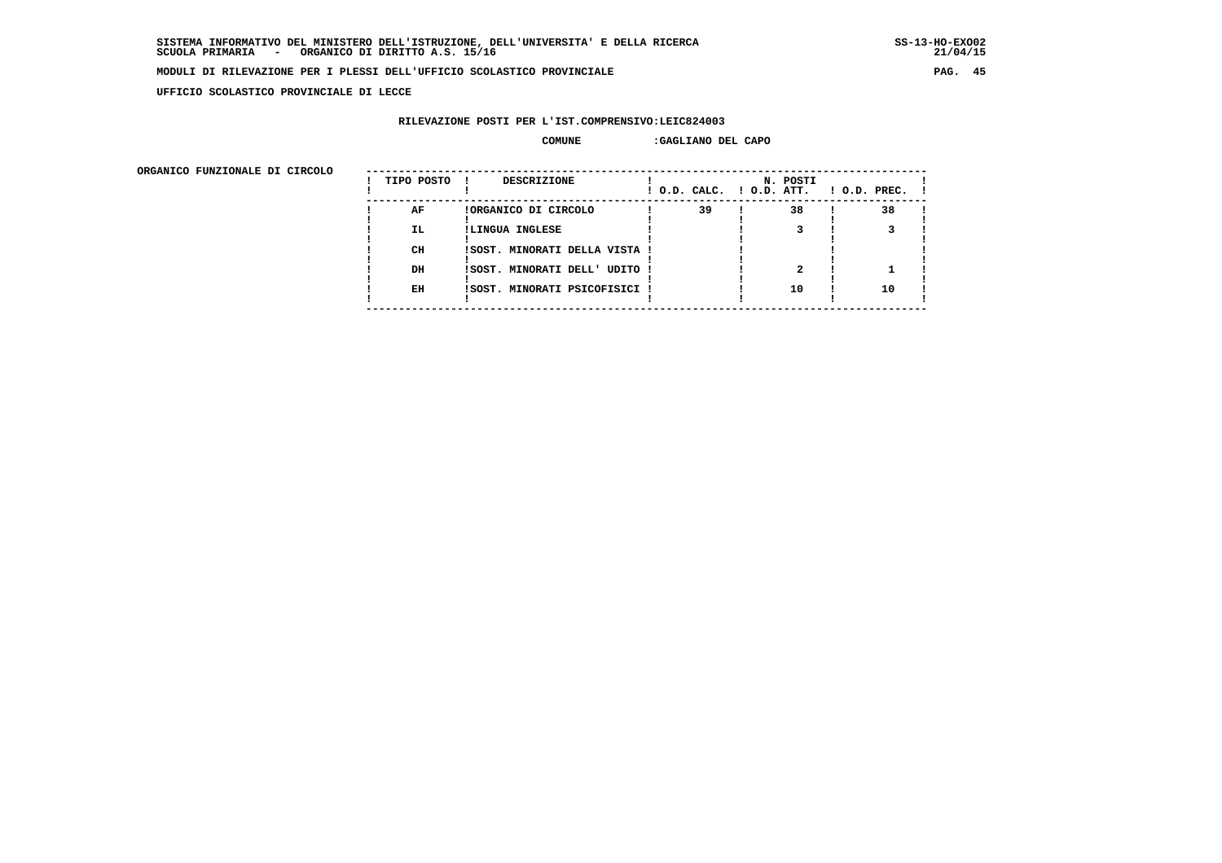SISTEMA INFORMATIVO DEL MINISTERO DELL'ISTRUZIONE, DELL'UNIVERSITA' E DELLA RICERCA SS-13-HO-EXO02
SCUOLA PRIMARIA - ORGANICO DI DIRITTO A.S. 15/16 21/04/15

MODULI DI RILEVAZIONE PER I PLESSI DELL'UFFICIO SCOLASTICO PROVINCIALE

UFFICIO SCOLASTICO PROVINCIALE DI LECCE

RILEVAZIONE POSTI PER L'IST.COMPRENSIVO:LEIC824003

COMUNE :GAGLIANO DEL CAPO

ORGANICO FUNZIONALE DI CIRCOLO

| TIPO POSTO | DESCRIZIONE | N. POSTI O.D. CALC. | O.D. ATT. | O.D. PREC. |
|---|---|---|---|---|
| AF | ORGANICO DI CIRCOLO | 39 | 38 | 38 |
| IL | LINGUA INGLESE | | 3 | 3 |
| CH | SOST. MINORATI DELLA VISTA | | | |
| DH | SOST. MINORATI DELL' UDITO | | 2 | 1 |
| EH | SOST. MINORATI PSICOFISICI | | 10 | 10 |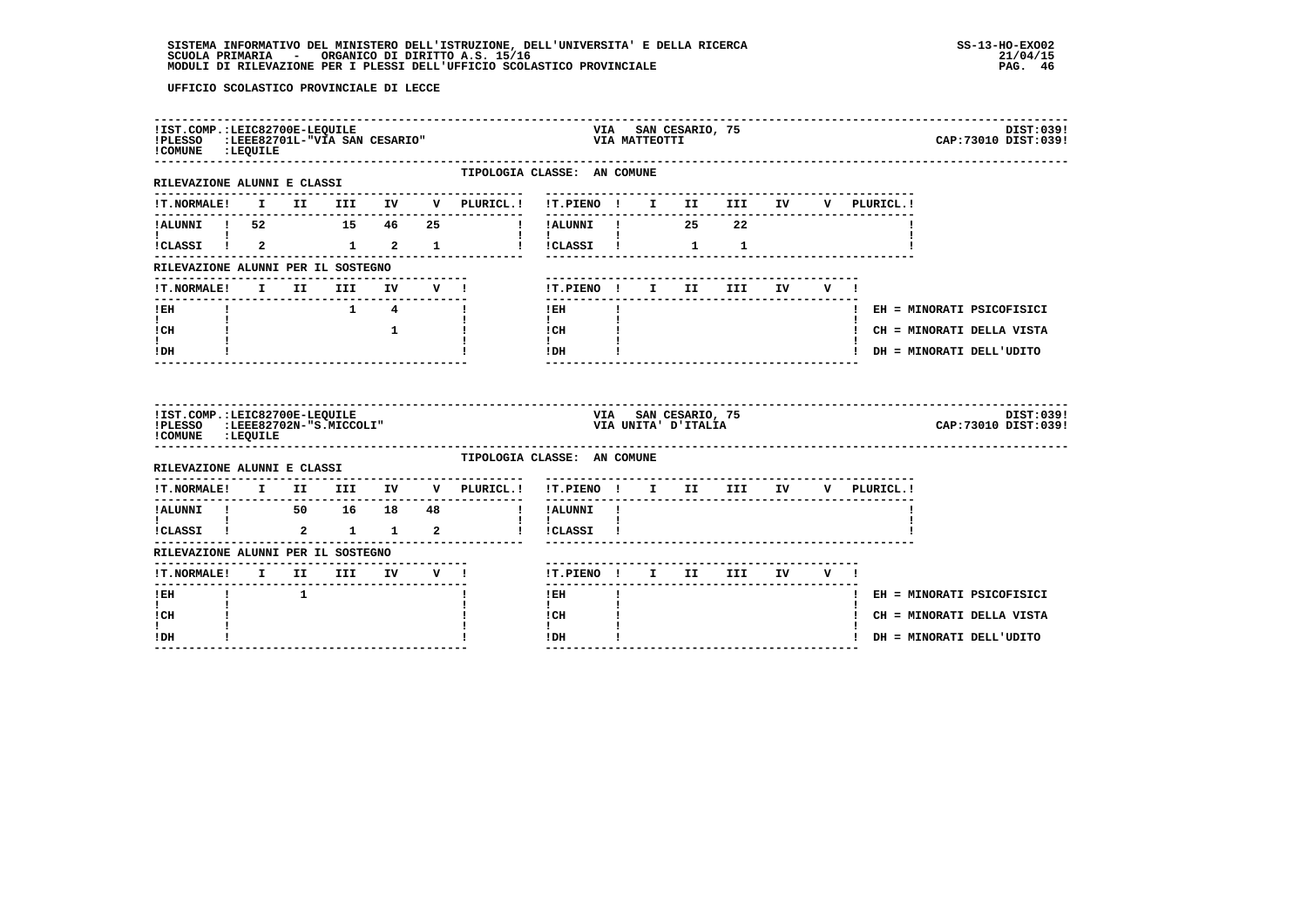UFFICIO SCOLASTICO PROVINCIALE DI LECCE

!IST.COMP.:LEIC82700E-LEQUILE  VIA SAN CESARIO, 75  DIST:039!
!PLESSO :LEEE82701L-"VIA SAN CESARIO"  VIA MATTEOTTI  CAP:73010 DIST:039!
!COMUNE :LEQUILE

TIPOLOGIA CLASSE: AN COMUNE

RILEVAZIONE ALUNNI E CLASSI

| T.NORMALE | I | II | III | IV | V | PLURICL. |
|---|---|---|---|---|---|---|
| ALUNNI | 52 | | 15 | 46 | 25 | |
| CLASSI | 2 | | 1 | 2 | 1 | |

| T.PIENO | I | II | III | IV | V | PLURICL. |
|---|---|---|---|---|---|---|
| ALUNNI | | 25 | 22 | | | |
| CLASSI | | 1 | 1 | | | |

RILEVAZIONE ALUNNI PER IL SOSTEGNO

| T.NORMALE | I | II | III | IV | V |
|---|---|---|---|---|---|
| EH | | | 1 | 4 | |
| CH | | | | 1 | |
| DH | | | | | |

| T.PIENO | I | II | III | IV | V |
|---|---|---|---|---|---|
| EH | | | | | |
| CH | | | | | |
| DH | | | | | |

EH = MINORATI PSICOFISICI
CH = MINORATI DELLA VISTA
DH = MINORATI DELL'UDITO

!IST.COMP.:LEIC82700E-LEQUILE  VIA SAN CESARIO, 75  DIST:039!
!PLESSO :LEEE82702N-"S.MICCOLI"  VIA UNITA' D'ITALIA  CAP:73010 DIST:039!
!COMUNE :LEQUILE

TIPOLOGIA CLASSE: AN COMUNE

RILEVAZIONE ALUNNI E CLASSI

| T.NORMALE | I | II | III | IV | V | PLURICL. |
|---|---|---|---|---|---|---|
| ALUNNI | | 50 | 16 | 18 | 48 | |
| CLASSI | | 2 | 1 | 1 | 2 | |

| T.PIENO | I | II | III | IV | V | PLURICL. |
|---|---|---|---|---|---|---|
| ALUNNI | | | | | | |
| CLASSI | | | | | | |

RILEVAZIONE ALUNNI PER IL SOSTEGNO

| T.NORMALE | I | II | III | IV | V |
|---|---|---|---|---|---|
| EH | | 1 | | | |
| CH | | | | | |
| DH | | | | | |

| T.PIENO | I | II | III | IV | V |
|---|---|---|---|---|---|
| EH | | | | | |
| CH | | | | | |
| DH | | | | | |

EH = MINORATI PSICOFISICI
CH = MINORATI DELLA VISTA
DH = MINORATI DELL'UDITO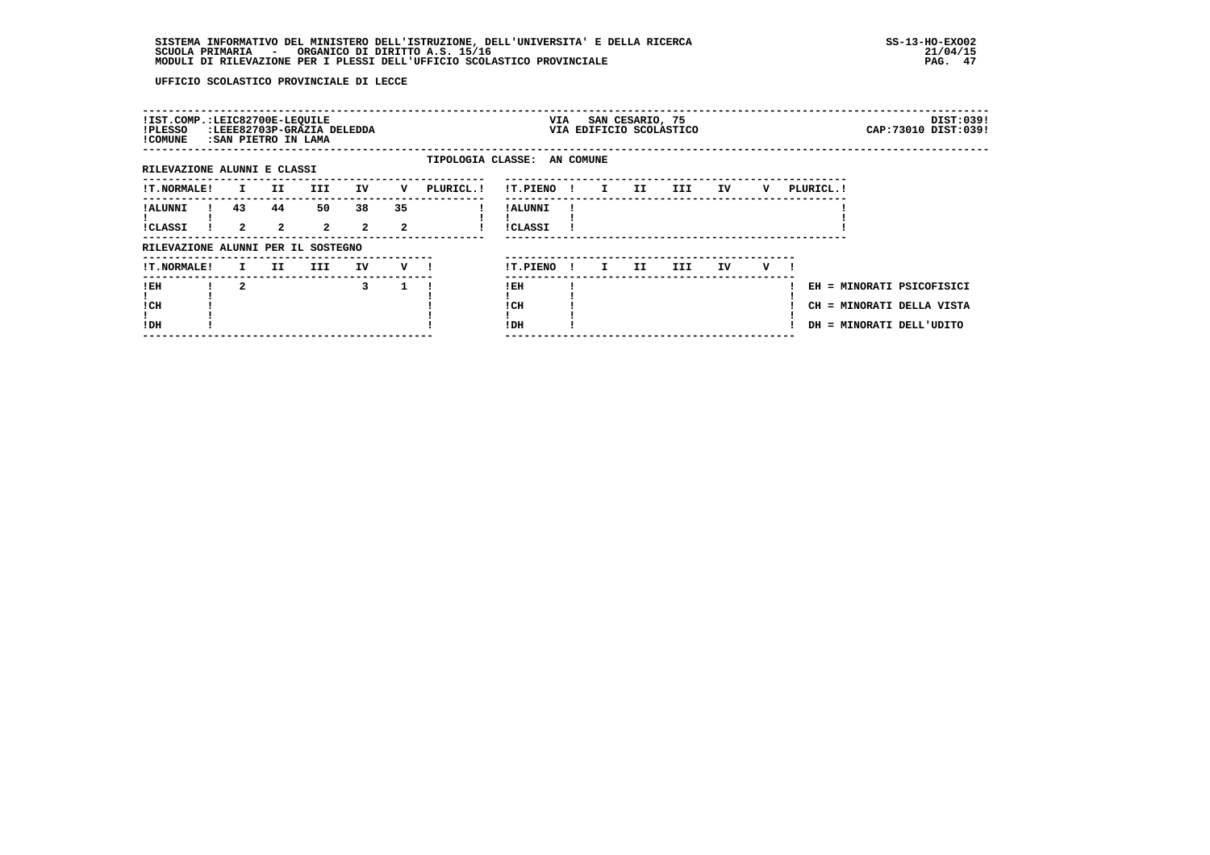UFFICIO SCOLASTICO PROVINCIALE DI LECCE

| | | | |
|---|---|---|---|
| IST.COMP.:LEIC82700E-LEQUILE | VIA SAN CESARIO, 75 | | DIST:039 |
| PLESSO :LEEE82703P-GRAZIA DELEDDA | VIA EDIFICIO SCOLASTICO | | CAP:73010 DIST:039 |
| COMUNE :SAN PIETRO IN LAMA | | | |

TIPOLOGIA CLASSE: AN COMUNE

RILEVAZIONE ALUNNI E CLASSI

| T.NORMALE | I | II | III | IV | V | PLURICL. |
|---|---|---|---|---|---|---|
| ALUNNI | 43 | 44 | 50 | 38 | 35 | |
| CLASSI | 2 | 2 | 2 | 2 | 2 | |

| T.PIENO | I | II | III | IV | V | PLURICL. |
|---|---|---|---|---|---|---|
| ALUNNI | | | | | | |
| CLASSI | | | | | | |

RILEVAZIONE ALUNNI PER IL SOSTEGNO

| T.NORMALE | I | II | III | IV | V |
|---|---|---|---|---|---|
| EH | 2 | | | 3 | 1 |
| CH | | | | | |
| DH | | | | | |

| T.PIENO | I | II | III | IV | V |
|---|---|---|---|---|---|
| EH | | | | | |
| CH | | | | | |
| DH | | | | | |

EH = MINORATI PSICOFISICI
CH = MINORATI DELLA VISTA
DH = MINORATI DELL'UDITO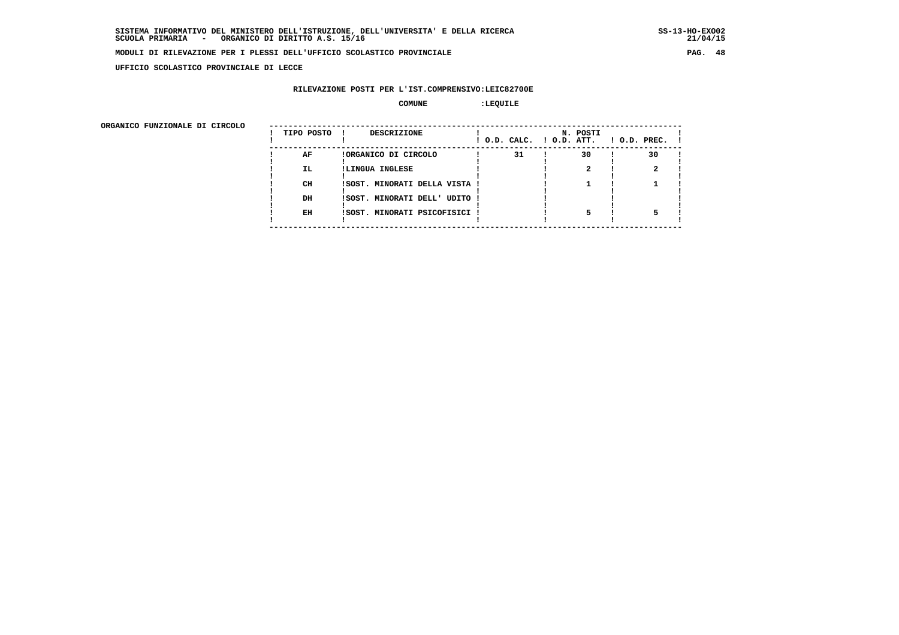SISTEMA INFORMATIVO DEL MINISTERO DELL'ISTRUZIONE, DELL'UNIVERSITA' E DELLA RICERCA
SCUOLA PRIMARIA - ORGANICO DI DIRITTO A.S. 15/16

MODULI DI RILEVAZIONE PER I PLESSI DELL'UFFICIO SCOLASTICO PROVINCIALE

UFFICIO SCOLASTICO PROVINCIALE DI LECCE

RILEVAZIONE POSTI PER L'IST.COMPRENSIVO:LEIC82700E

COMUNE :LEQUILE

ORGANICO FUNZIONALE DI CIRCOLO

| TIPO POSTO | DESCRIZIONE | N. POSTI O.D. CALC. | O.D. ATT. | O.D. PREC. |
|---|---|---|---|---|
| AF | ORGANICO DI CIRCOLO | 31 | 30 | 30 |
| IL | LINGUA INGLESE | | 2 | 2 |
| CH | SOST. MINORATI DELLA VISTA | | 1 | 1 |
| DH | SOST. MINORATI DELL' UDITO | | | |
| EH | SOST. MINORATI PSICOFISICI | | 5 | 5 |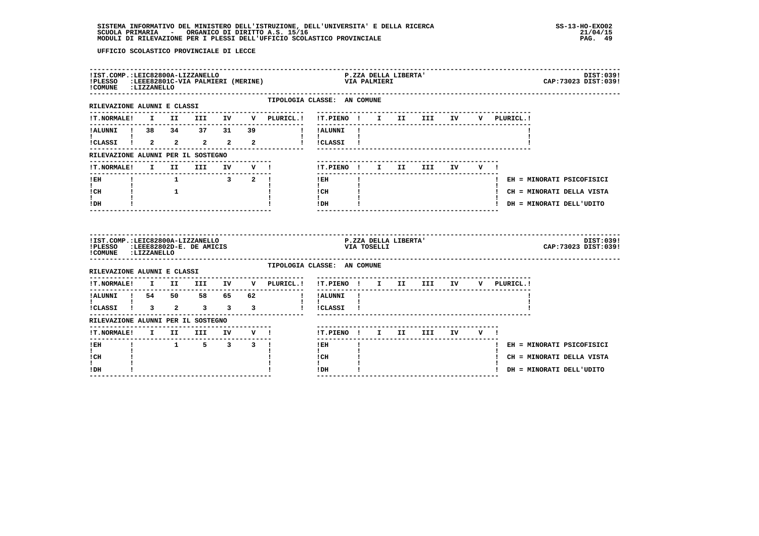UFFICIO SCOLASTICO PROVINCIALE DI LECCE

!IST.COMP.:LEIC82800A-LIZZANELLO — P.ZZA DELLA LIBERTA' — DIST:039!
!PLESSO :LEEE82801C-VIA PALMIERI (MERINE) — VIA PALMIERI — CAP:73023 DIST:039!
!COMUNE :LIZZANELLO

TIPOLOGIA CLASSE: AN COMUNE

RILEVAZIONE ALUNNI E CLASSI

| T.NORMALE | I | II | III | IV | V | PLURICL. |
|---|---|---|---|---|---|---|
| ALUNNI | 38 | 34 | 37 | 31 | 39 | |
| CLASSI | 2 | 2 | 2 | 2 | 2 | |

| T.PIENO | I | II | III | IV | V | PLURICL. |
|---|---|---|---|---|---|---|
| ALUNNI | | | | | | |
| CLASSI | | | | | | |

RILEVAZIONE ALUNNI PER IL SOSTEGNO

| T.NORMALE | I | II | III | IV | V |
|---|---|---|---|---|---|
| EH | | 1 | | 3 | 2 |
| CH | | 1 | | | |
| DH | | | | | |

| T.PIENO | I | II | III | IV | V |
|---|---|---|---|---|---|
| EH | | | | | |
| CH | | | | | |
| DH | | | | | |

EH = MINORATI PSICOFISICI
CH = MINORATI DELLA VISTA
DH = MINORATI DELL'UDITO

!IST.COMP.:LEIC82800A-LIZZANELLO — P.ZZA DELLA LIBERTA' — DIST:039!
!PLESSO :LEEE82802D-E. DE AMICIS — VIA TOSELLI — CAP:73023 DIST:039!
!COMUNE :LIZZANELLO

TIPOLOGIA CLASSE: AN COMUNE

RILEVAZIONE ALUNNI E CLASSI

| T.NORMALE | I | II | III | IV | V | PLURICL. |
|---|---|---|---|---|---|---|
| ALUNNI | 54 | 50 | 58 | 65 | 62 | |
| CLASSI | 3 | 2 | 3 | 3 | 3 | |

| T.PIENO | I | II | III | IV | V | PLURICL. |
|---|---|---|---|---|---|---|
| ALUNNI | | | | | | |
| CLASSI | | | | | | |

RILEVAZIONE ALUNNI PER IL SOSTEGNO

| T.NORMALE | I | II | III | IV | V |
|---|---|---|---|---|---|
| EH | | 1 | 5 | 3 | 3 |
| CH | | | | | |
| DH | | | | | |

| T.PIENO | I | II | III | IV | V |
|---|---|---|---|---|---|
| EH | | | | | |
| CH | | | | | |
| DH | | | | | |

EH = MINORATI PSICOFISICI
CH = MINORATI DELLA VISTA
DH = MINORATI DELL'UDITO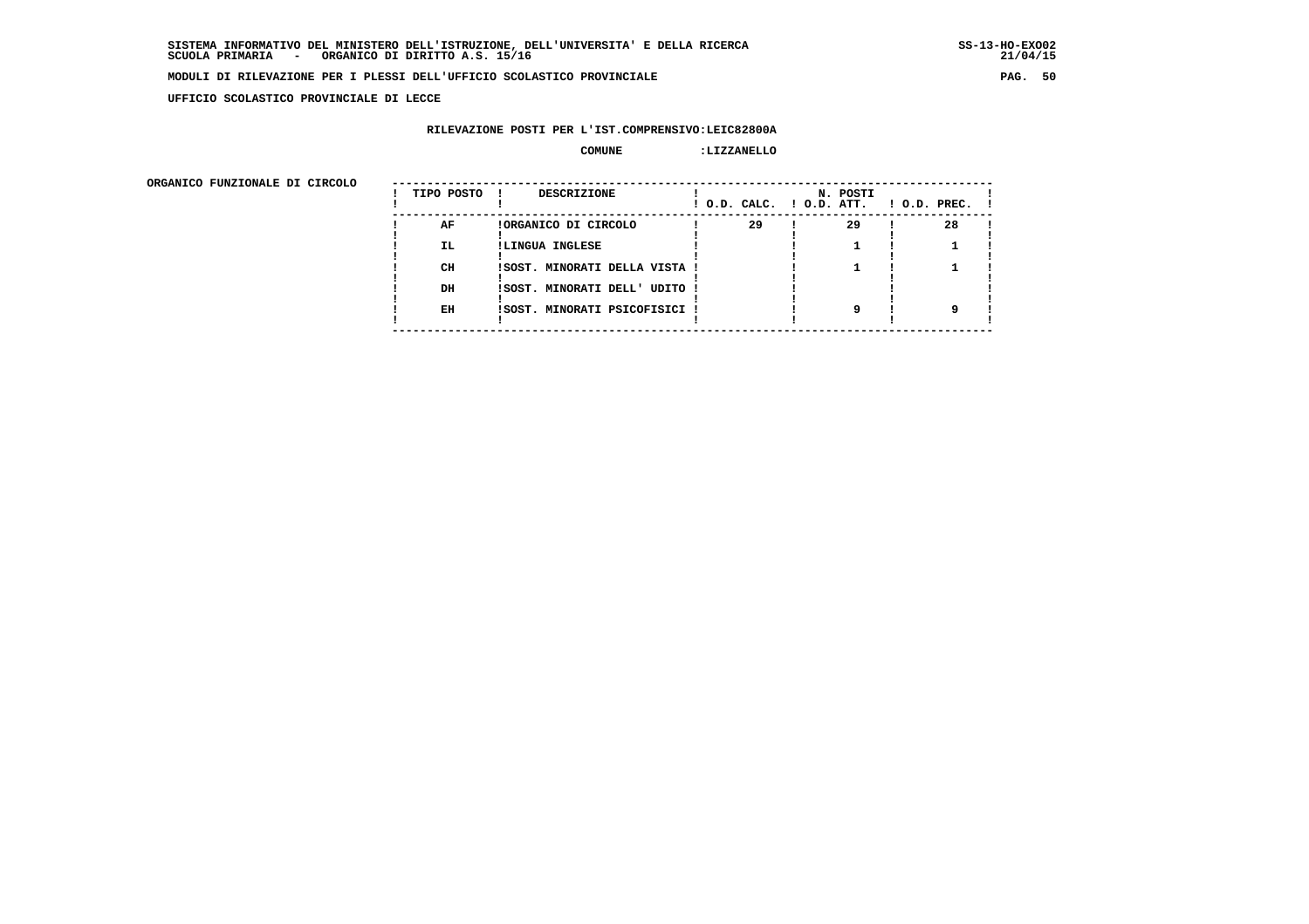**UFFICIO SCOLASTICO PROVINCIALE DI LECCE**

**RILEVAZIONE POSTI PER L'IST.COMPRENSIVO:LEIC82800A**

**COMUNE :LIZZANELLO**

**ORGANICO FUNZIONALE DI CIRCOLO**

| TIPO POSTO | DESCRIZIONE | N. POSTI O.D. CALC. | O.D. ATT. | O.D. PREC. |
|---|---|---|---|---|
| AF | ORGANICO DI CIRCOLO | 29 | 29 | 28 |
| IL | LINGUA INGLESE | | 1 | 1 |
| CH | SOST. MINORATI DELLA VISTA | | 1 | 1 |
| DH | SOST. MINORATI DELL' UDITO | | | |
| EH | SOST. MINORATI PSICOFISICI | | 9 | 9 |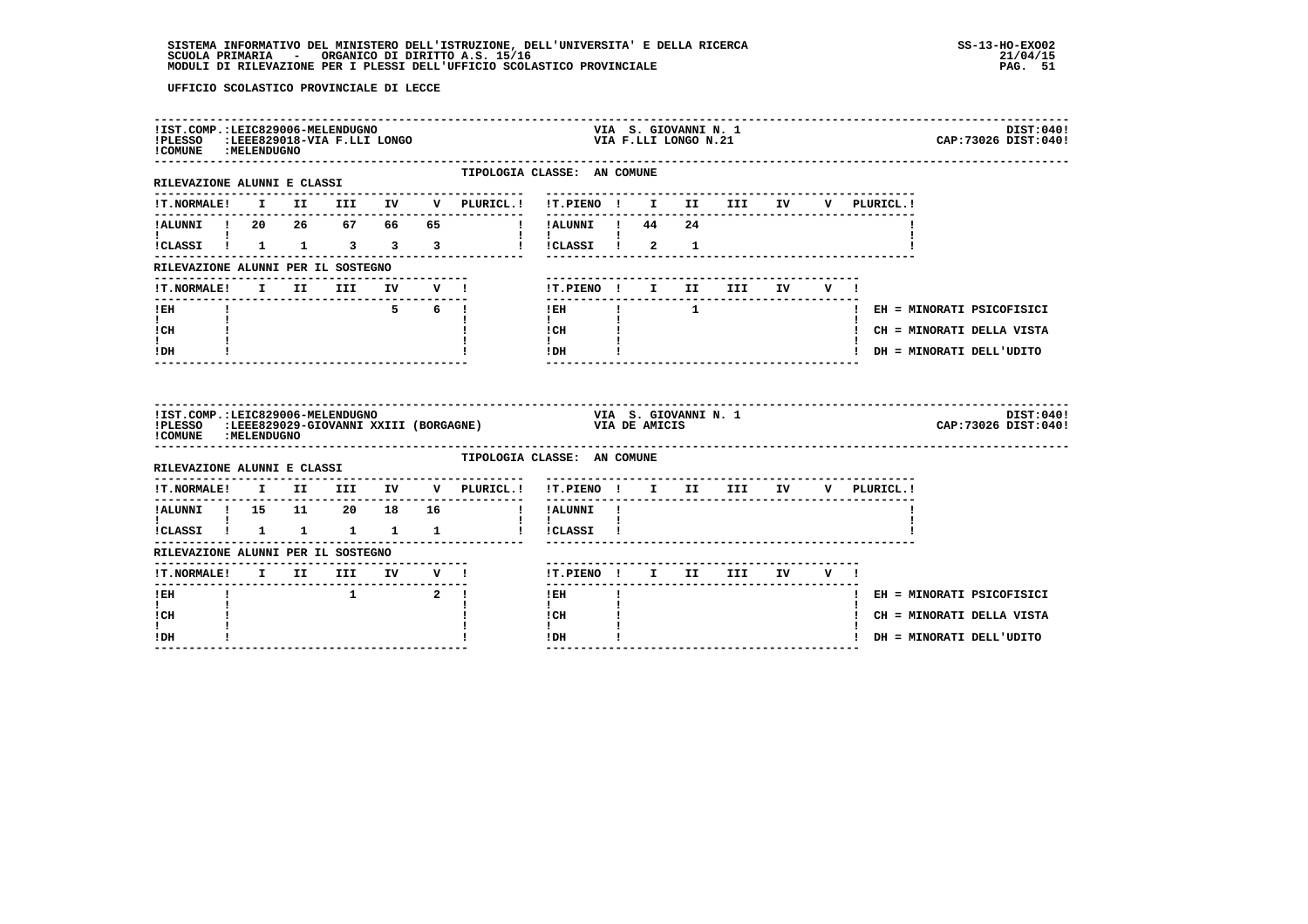UFFICIO SCOLASTICO PROVINCIALE DI LECCE

**IST.COMP.:** LEIC829006-MELENDUGNO — VIA S. GIOVANNI N. 1 — DIST:040
**PLESSO:** LEEE829018-VIA F.LLI LONGO — VIA F.LLI LONGO N.21 — CAP:73026 DIST:040
**COMUNE:** MELENDUGNO

TIPOLOGIA CLASSE: AN COMUNE

RILEVAZIONE ALUNNI E CLASSI

| T.NORMALE | I | II | III | IV | V | PLURICL. | T.PIENO | I | II | III | IV | V | PLURICL. |
|---|---|---|---|---|---|---|---|---|---|---|---|---|---|
| ALUNNI | 20 | 26 | 67 | 66 | 65 | | ALUNNI | 44 | 24 | | | | |
| CLASSI | 1 | 1 | 3 | 3 | 3 | | CLASSI | 2 | 1 | | | | |

RILEVAZIONE ALUNNI PER IL SOSTEGNO

| T.NORMALE | I | II | III | IV | V | T.PIENO | I | II | III | IV | V |
|---|---|---|---|---|---|---|---|---|---|---|---|
| EH | | | | 5 | 6 | EH | | 1 | | | |
| CH | | | | | | CH | | | | | |
| DH | | | | | | DH | | | | | |

EH = MINORATI PSICOFISICI
CH = MINORATI DELLA VISTA
DH = MINORATI DELL'UDITO

**IST.COMP.:** LEIC829006-MELENDUGNO — VIA S. GIOVANNI N. 1 — DIST:040
**PLESSO:** LEEE829029-GIOVANNI XXIII (BORGAGNE) — VIA DE AMICIS — CAP:73026 DIST:040
**COMUNE:** MELENDUGNO

TIPOLOGIA CLASSE: AN COMUNE

RILEVAZIONE ALUNNI E CLASSI

| T.NORMALE | I | II | III | IV | V | PLURICL. | T.PIENO | I | II | III | IV | V | PLURICL. |
|---|---|---|---|---|---|---|---|---|---|---|---|---|---|
| ALUNNI | 15 | 11 | 20 | 18 | 16 | | ALUNNI | | | | | | |
| CLASSI | 1 | 1 | 1 | 1 | 1 | | CLASSI | | | | | | |

RILEVAZIONE ALUNNI PER IL SOSTEGNO

| T.NORMALE | I | II | III | IV | V | T.PIENO | I | II | III | IV | V |
|---|---|---|---|---|---|---|---|---|---|---|---|
| EH | | | 1 | | 2 | EH | | | | | |
| CH | | | | | | CH | | | | | |
| DH | | | | | | DH | | | | | |

EH = MINORATI PSICOFISICI
CH = MINORATI DELLA VISTA
DH = MINORATI DELL'UDITO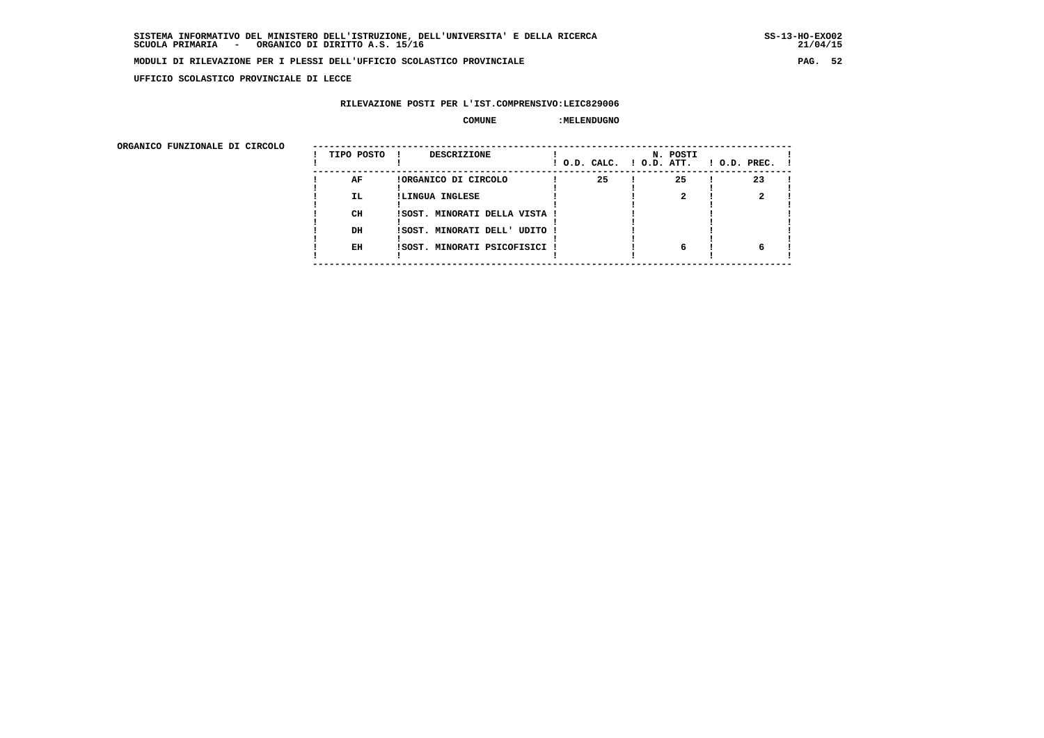UFFICIO SCOLASTICO PROVINCIALE DI LECCE

RILEVAZIONE POSTI PER L'IST.COMPRENSIVO:LEIC829006

COMUNE :MELENDUGNO

ORGANICO FUNZIONALE DI CIRCOLO

| TIPO POSTO | DESCRIZIONE | N. POSTI O.D. CALC. | O.D. ATT. | O.D. PREC. |
|---|---|---|---|---|
| AF | ORGANICO DI CIRCOLO | 25 | 25 | 23 |
| IL | LINGUA INGLESE | | 2 | 2 |
| CH | SOST. MINORATI DELLA VISTA | | | |
| DH | SOST. MINORATI DELL' UDITO | | | |
| EH | SOST. MINORATI PSICOFISICI | | 6 | 6 |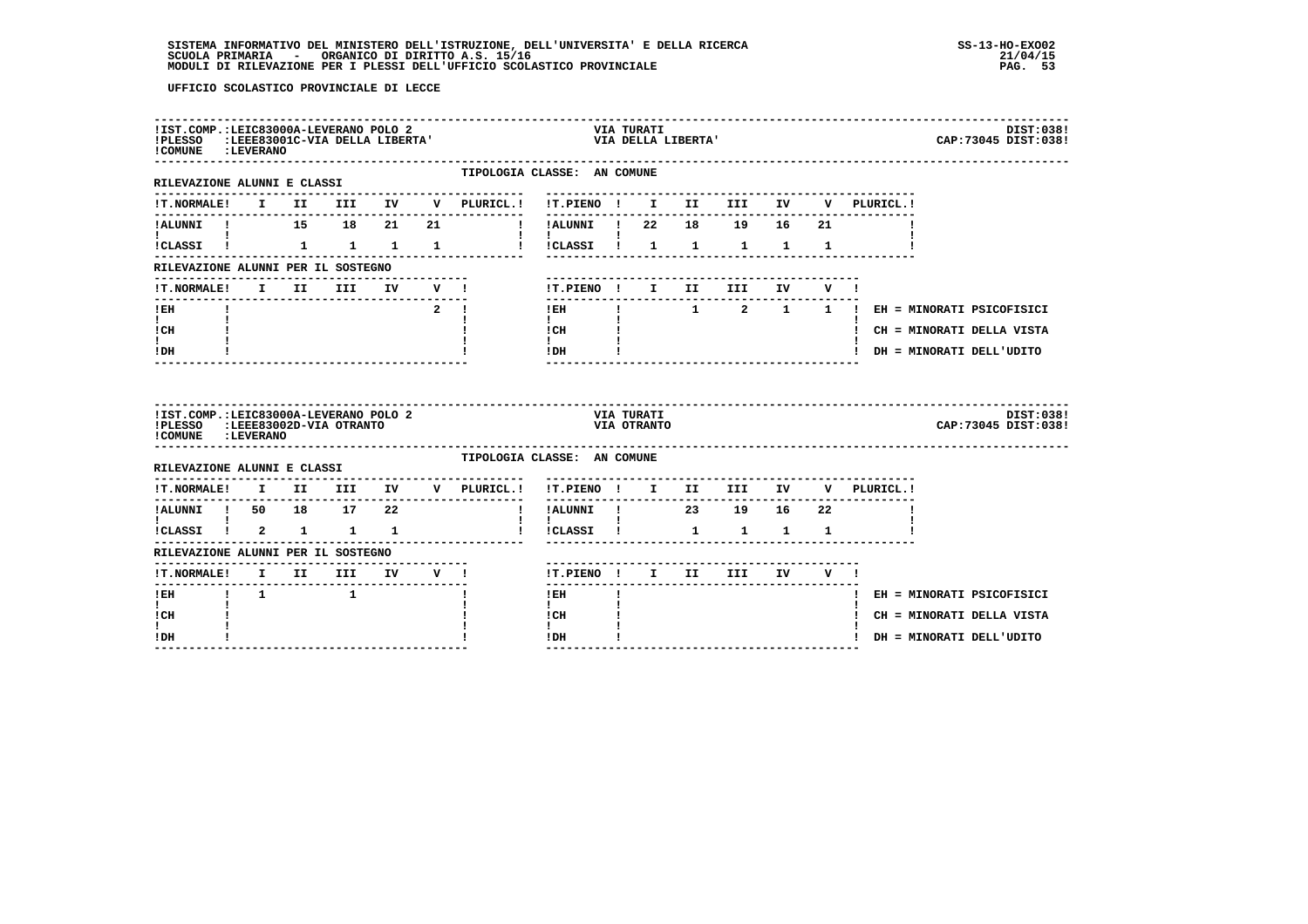UFFICIO SCOLASTICO PROVINCIALE DI LECCE

**IST.COMP.:LEIC83000A-LEVERANO POLO 2** VIA TURATI DIST:038!
**PLESSO :LEEE83001C-VIA DELLA LIBERTA'** VIA DELLA LIBERTA' CAP:73045 DIST:038!
**COMUNE :LEVERANO**

TIPOLOGIA CLASSE: AN COMUNE

RILEVAZIONE ALUNNI E CLASSI

| T.NORMALE | I | II | III | IV | V | PLURICL. | T.PIENO | I | II | III | IV | V | PLURICL. |
|---|---|---|---|---|---|---|---|---|---|---|---|---|---|
| ALUNNI | | 15 | 18 | 21 | 21 | | ALUNNI | 22 | 18 | 19 | 16 | 21 | |
| CLASSI | | 1 | 1 | 1 | 1 | | CLASSI | 1 | 1 | 1 | 1 | 1 | |

RILEVAZIONE ALUNNI PER IL SOSTEGNO

| T.NORMALE | I | II | III | IV | V | T.PIENO | I | II | III | IV | V |
|---|---|---|---|---|---|---|---|---|---|---|---|
| EH | | | | | 2 | EH | | 1 | 2 | 1 | 1 |
| CH | | | | | | CH | | | | | |
| DH | | | | | | DH | | | | | |

EH = MINORATI PSICOFISICI
CH = MINORATI DELLA VISTA
DH = MINORATI DELL'UDITO

**IST.COMP.:LEIC83000A-LEVERANO POLO 2** VIA TURATI DIST:038!
**PLESSO :LEEE83002D-VIA OTRANTO** VIA OTRANTO CAP:73045 DIST:038!
**COMUNE :LEVERANO**

TIPOLOGIA CLASSE: AN COMUNE

RILEVAZIONE ALUNNI E CLASSI

| T.NORMALE | I | II | III | IV | V | PLURICL. | T.PIENO | I | II | III | IV | V | PLURICL. |
|---|---|---|---|---|---|---|---|---|---|---|---|---|---|
| ALUNNI | 50 | 18 | 17 | 22 | | | ALUNNI | | 23 | 19 | 16 | 22 | |
| CLASSI | 2 | 1 | 1 | 1 | | | CLASSI | | 1 | 1 | 1 | 1 | |

RILEVAZIONE ALUNNI PER IL SOSTEGNO

| T.NORMALE | I | II | III | IV | V | T.PIENO | I | II | III | IV | V |
|---|---|---|---|---|---|---|---|---|---|---|---|
| EH | 1 | | 1 | | | EH | | | | | |
| CH | | | | | | CH | | | | | |
| DH | | | | | | DH | | | | | |

EH = MINORATI PSICOFISICI
CH = MINORATI DELLA VISTA
DH = MINORATI DELL'UDITO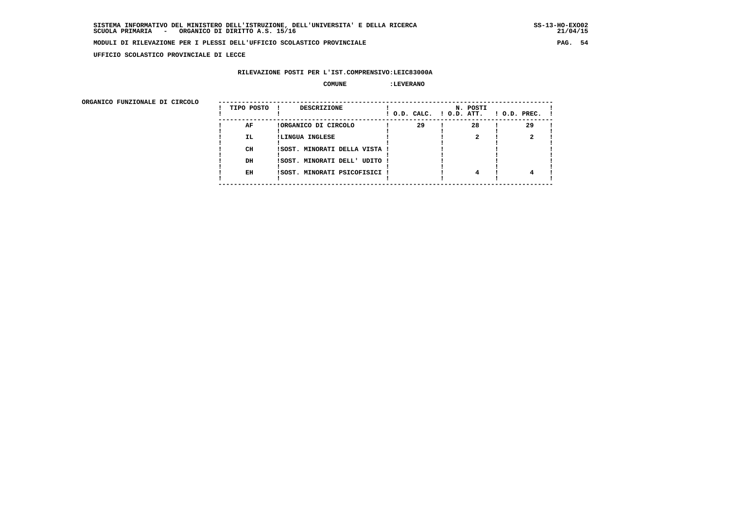**UFFICIO SCOLASTICO PROVINCIALE DI LECCE**

**RILEVAZIONE POSTI PER L'IST.COMPRENSIVO:LEIC83000A**

**COMUNE :LEVERANO**

**ORGANICO FUNZIONALE DI CIRCOLO**

| TIPO POSTO | DESCRIZIONE | N. POSTI O.D. CALC. | O.D. ATT. | O.D. PREC. |
|---|---|---|---|---|
| AF | ORGANICO DI CIRCOLO | 29 | 28 | 29 |
| IL | LINGUA INGLESE | | 2 | 2 |
| CH | SOST. MINORATI DELLA VISTA | | | |
| DH | SOST. MINORATI DELL' UDITO | | | |
| EH | SOST. MINORATI PSICOFISICI | | 4 | 4 |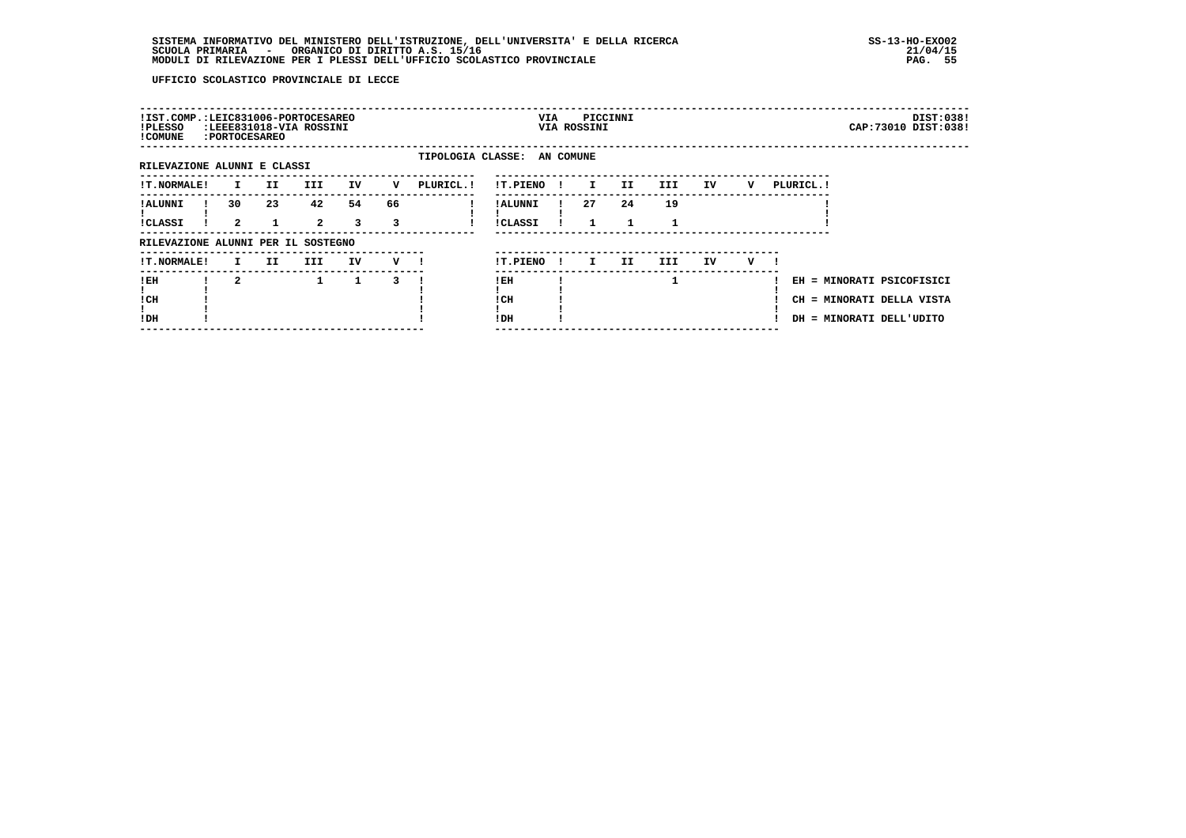UFFICIO SCOLASTICO PROVINCIALE DI LECCE

| | | | |
|---|---|---|---|
| IST.COMP.: LEIC831006-PORTOCESAREO | VIA PICCINNI | | DIST:038 |
| PLESSO : LEEE831018-VIA ROSSINI | VIA ROSSINI | | CAP:73010 DIST:038 |
| COMUNE : PORTOCESAREO | | | |

TIPOLOGIA CLASSE: AN COMUNE

RILEVAZIONE ALUNNI E CLASSI

| T.NORMALE | I | II | III | IV | V | PLURICL. |
|---|---|---|---|---|---|---|
| ALUNNI | 30 | 23 | 42 | 54 | 66 | |
| CLASSI | 2 | 1 | 2 | 3 | 3 | |

| T.PIENO | I | II | III | IV | V | PLURICL. |
|---|---|---|---|---|---|---|
| ALUNNI | 27 | 24 | 19 | | | |
| CLASSI | 1 | 1 | 1 | | | |

RILEVAZIONE ALUNNI PER IL SOSTEGNO

| T.NORMALE | I | II | III | IV | V |
|---|---|---|---|---|---|
| EH | 2 | | 1 | 1 | 3 |
| CH | | | | | |
| DH | | | | | |

| T.PIENO | I | II | III | IV | V |
|---|---|---|---|---|---|
| EH | | | 1 | | |
| CH | | | | | |
| DH | | | | | |

EH = MINORATI PSICOFISICI
CH = MINORATI DELLA VISTA
DH = MINORATI DELL'UDITO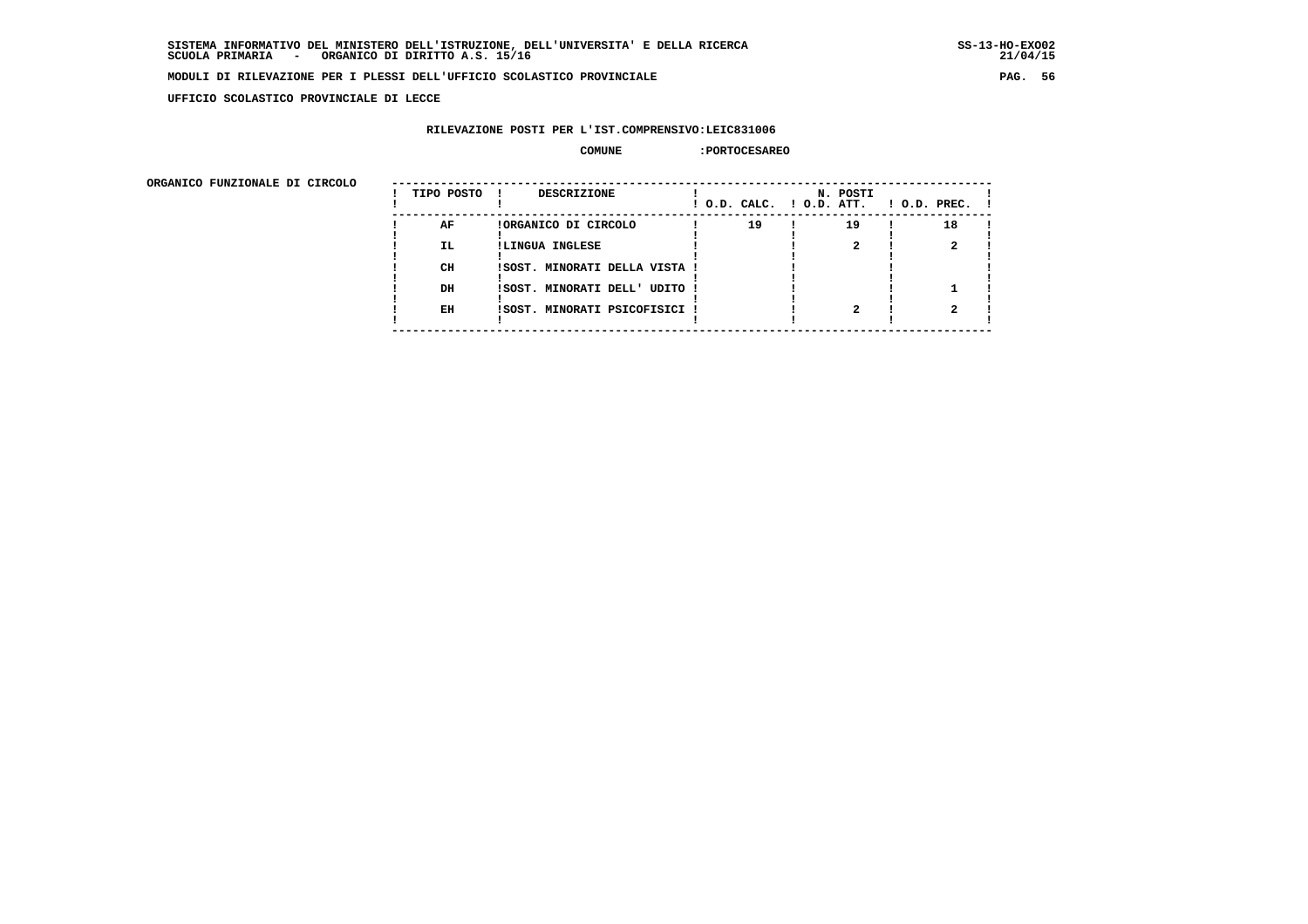SISTEMA INFORMATIVO DEL MINISTERO DELL'ISTRUZIONE, DELL'UNIVERSITA' E DELLA RICERCA
SCUOLA PRIMARIA - ORGANICO DI DIRITTO A.S. 15/16

MODULI DI RILEVAZIONE PER I PLESSI DELL'UFFICIO SCOLASTICO PROVINCIALE

UFFICIO SCOLASTICO PROVINCIALE DI LECCE

RILEVAZIONE POSTI PER L'IST.COMPRENSIVO:LEIC831006

COMUNE :PORTOCESAREO

ORGANICO FUNZIONALE DI CIRCOLO

| TIPO POSTO | DESCRIZIONE | N. POSTI O.D. CALC. | O.D. ATT. | O.D. PREC. |
|---|---|---|---|---|
| AF | ORGANICO DI CIRCOLO | 19 | 19 | 18 |
| IL | LINGUA INGLESE | | 2 | 2 |
| CH | SOST. MINORATI DELLA VISTA | | | |
| DH | SOST. MINORATI DELL' UDITO | | | 1 |
| EH | SOST. MINORATI PSICOFISICI | | 2 | 2 |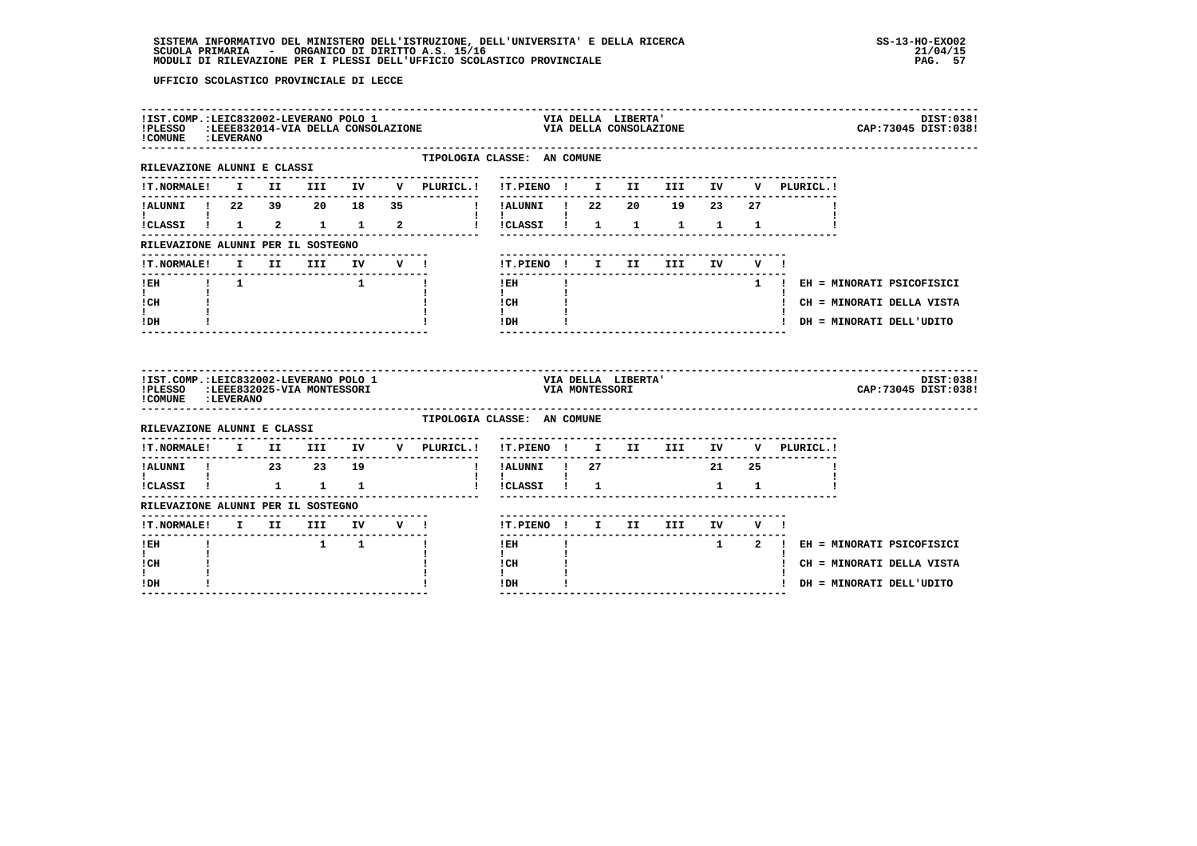UFFICIO SCOLASTICO PROVINCIALE DI LECCE

**IST.COMP.:** LEIC832002-LEVERANO POLO 1 — VIA DELLA LIBERTA' — DIST:038
**PLESSO:** LEEE832014-VIA DELLA CONSOLAZIONE — VIA DELLA CONSOLAZIONE — CAP:73045 DIST:038
**COMUNE:** LEVERANO

TIPOLOGIA CLASSE: AN COMUNE

RILEVAZIONE ALUNNI E CLASSI

| T.NORMALE | I | II | III | IV | V | PLURICL. |
|---|---|---|---|---|---|---|
| ALUNNI | 22 | 39 | 20 | 18 | 35 | |
| CLASSI | 1 | 2 | 1 | 1 | 2 | |

| T.PIENO | I | II | III | IV | V | PLURICL. |
|---|---|---|---|---|---|---|
| ALUNNI | 22 | 20 | 19 | 23 | 27 | |
| CLASSI | 1 | 1 | 1 | 1 | 1 | |

RILEVAZIONE ALUNNI PER IL SOSTEGNO

| T.NORMALE | I | II | III | IV | V |
|---|---|---|---|---|---|
| EH | 1 | | | 1 | |
| CH | | | | | |
| DH | | | | | |

| T.PIENO | I | II | III | IV | V |
|---|---|---|---|---|---|
| EH | | | | | 1 |
| CH | | | | | |
| DH | | | | | |

EH = MINORATI PSICOFISICI
CH = MINORATI DELLA VISTA
DH = MINORATI DELL'UDITO

**IST.COMP.:** LEIC832002-LEVERANO POLO 1 — VIA DELLA LIBERTA' — DIST:038
**PLESSO:** LEEE832025-VIA MONTESSORI — VIA MONTESSORI — CAP:73045 DIST:038
**COMUNE:** LEVERANO

TIPOLOGIA CLASSE: AN COMUNE

RILEVAZIONE ALUNNI E CLASSI

| T.NORMALE | I | II | III | IV | V | PLURICL. |
|---|---|---|---|---|---|---|
| ALUNNI | | 23 | 23 | 19 | | |
| CLASSI | | 1 | 1 | 1 | | |

| T.PIENO | I | II | III | IV | V | PLURICL. |
|---|---|---|---|---|---|---|
| ALUNNI | 27 | | | 21 | 25 | |
| CLASSI | 1 | | | 1 | 1 | |

RILEVAZIONE ALUNNI PER IL SOSTEGNO

| T.NORMALE | I | II | III | IV | V |
|---|---|---|---|---|---|
| EH | | | 1 | 1 | |
| CH | | | | | |
| DH | | | | | |

| T.PIENO | I | II | III | IV | V |
|---|---|---|---|---|---|
| EH | | | | 1 | 2 |
| CH | | | | | |
| DH | | | | | |

EH = MINORATI PSICOFISICI
CH = MINORATI DELLA VISTA
DH = MINORATI DELL'UDITO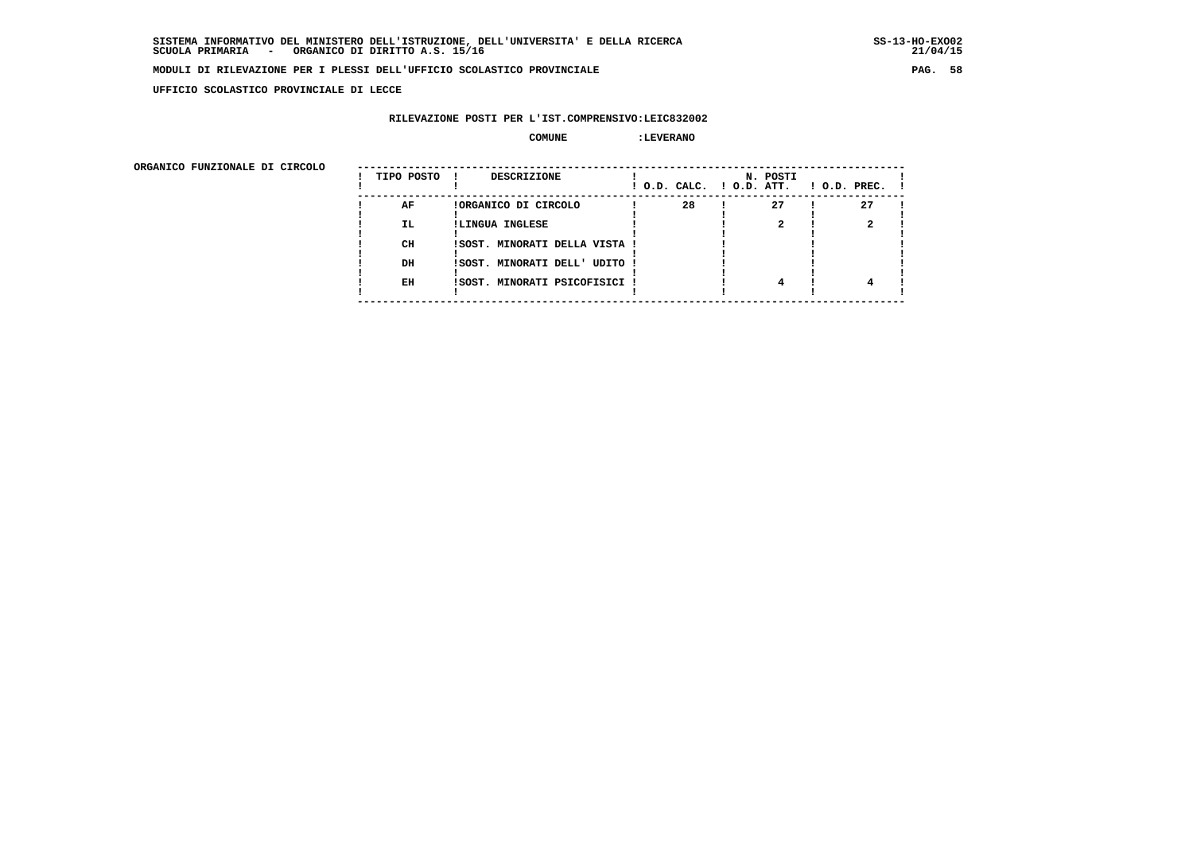SISTEMA INFORMATIVO DEL MINISTERO DELL'ISTRUZIONE, DELL'UNIVERSITA' E DELLA RICERCA
SCUOLA PRIMARIA - ORGANICO DI DIRITTO A.S. 15/16

MODULI DI RILEVAZIONE PER I PLESSI DELL'UFFICIO SCOLASTICO PROVINCIALE

UFFICIO SCOLASTICO PROVINCIALE DI LECCE

RILEVAZIONE POSTI PER L'IST.COMPRENSIVO:LEIC832002

COMUNE :LEVERANO

ORGANICO FUNZIONALE DI CIRCOLO

| TIPO POSTO | DESCRIZIONE | N. POSTI O.D. CALC. | O.D. ATT. | O.D. PREC. |
|---|---|---|---|---|
| AF | ORGANICO DI CIRCOLO | 28 | 27 | 27 |
| IL | LINGUA INGLESE | | 2 | 2 |
| CH | SOST. MINORATI DELLA VISTA | | | |
| DH | SOST. MINORATI DELL' UDITO | | | |
| EH | SOST. MINORATI PSICOFISICI | | 4 | 4 |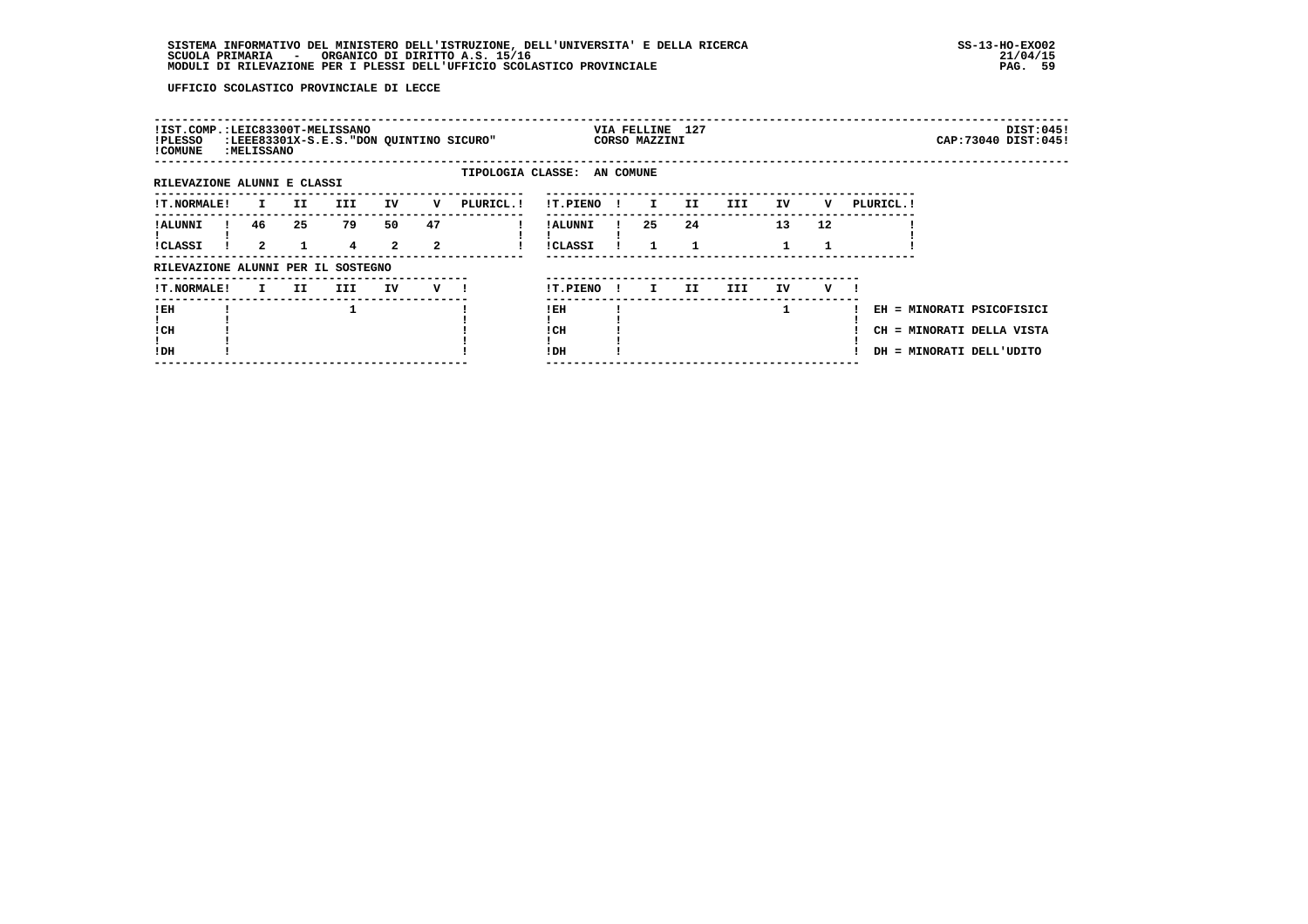UFFICIO SCOLASTICO PROVINCIALE DI LECCE

!IST.COMP.:LEIC83300T-MELISSANO  VIA FELLINE 127  DIST:045!
!PLESSO :LEEE83301X-S.E.S."DON QUINTINO SICURO"  CORSO MAZZINI  CAP:73040 DIST:045!
!COMUNE :MELISSANO

TIPOLOGIA CLASSE: AN COMUNE

RILEVAZIONE ALUNNI E CLASSI

| T.NORMALE | I | II | III | IV | V | PLURICL. |
|---|---|---|---|---|---|---|
| ALUNNI | 46 | 25 | 79 | 50 | 47 | |
| CLASSI | 2 | 1 | 4 | 2 | 2 | |

| T.PIENO | I | II | III | IV | V | PLURICL. |
|---|---|---|---|---|---|---|
| ALUNNI | 25 | 24 | | 13 | 12 | |
| CLASSI | 1 | 1 | | 1 | 1 | |

RILEVAZIONE ALUNNI PER IL SOSTEGNO

| T.NORMALE | I | II | III | IV | V |
|---|---|---|---|---|---|
| EH | | | 1 | | |
| CH | | | | | |
| DH | | | | | |

| T.PIENO | I | II | III | IV | V |
|---|---|---|---|---|---|
| EH | | | | 1 | |
| CH | | | | | |
| DH | | | | | |

EH = MINORATI PSICOFISICI
CH = MINORATI DELLA VISTA
DH = MINORATI DELL'UDITO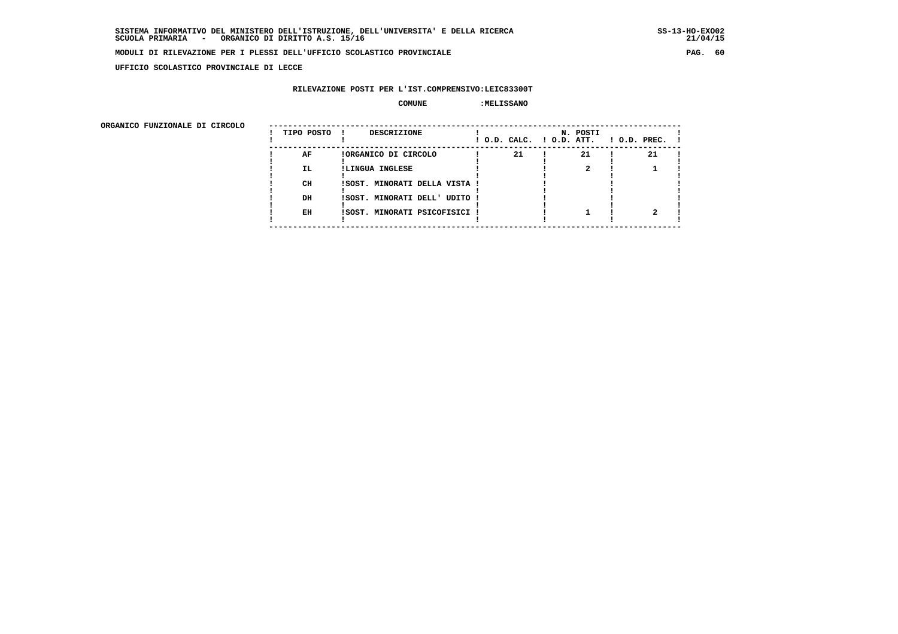SISTEMA INFORMATIVO DEL MINISTERO DELL'ISTRUZIONE, DELL'UNIVERSITA' E DELLA RICERCA
SCUOLA PRIMARIA - ORGANICO DI DIRITTO A.S. 15/16

MODULI DI RILEVAZIONE PER I PLESSI DELL'UFFICIO SCOLASTICO PROVINCIALE

UFFICIO SCOLASTICO PROVINCIALE DI LECCE

RILEVAZIONE POSTI PER L'IST.COMPRENSIVO:LEIC83300T

COMUNE :MELISSANO

ORGANICO FUNZIONALE DI CIRCOLO

| TIPO POSTO | DESCRIZIONE | N. POSTI O.D. CALC. | O.D. ATT. | O.D. PREC. |
|---|---|---|---|---|
| AF | ORGANICO DI CIRCOLO | 21 | 21 | 21 |
| IL | LINGUA INGLESE | | 2 | 1 |
| CH | SOST. MINORATI DELLA VISTA | | | |
| DH | SOST. MINORATI DELL' UDITO | | | |
| EH | SOST. MINORATI PSICOFISICI | | 1 | 2 |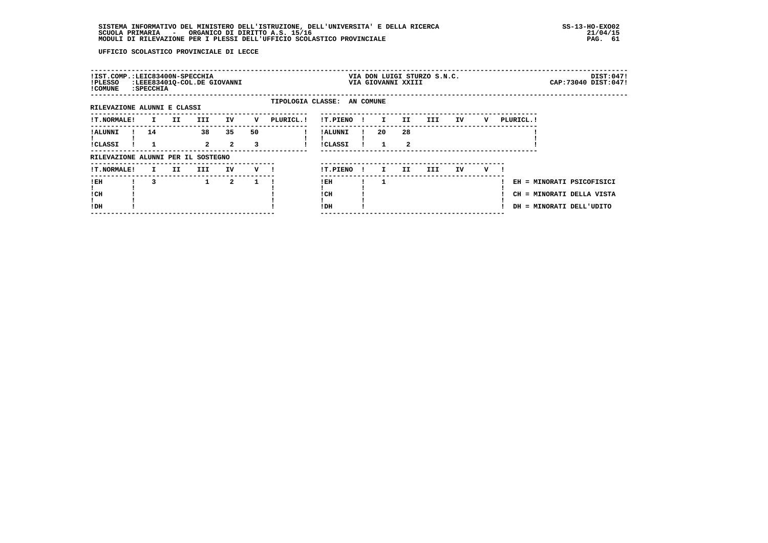UFFICIO SCOLASTICO PROVINCIALE DI LECCE

!IST.COMP.:LEIC83400N-SPECCHIA  VIA DON LUIGI STURZO S.N.C.  DIST:047!
!PLESSO :LEEE83401Q-COL.DE GIOVANNI  VIA GIOVANNI XXIII  CAP:73040 DIST:047!
!COMUNE :SPECCHIA

TIPOLOGIA CLASSE: AN COMUNE

RILEVAZIONE ALUNNI E CLASSI

| T.NORMALE | I | II | III | IV | V | PLURICL. |
|---|---|---|---|---|---|---|
| ALUNNI | 14 | | 38 | 35 | 50 | |
| CLASSI | 1 | | 2 | 2 | 3 | |

| T.PIENO | I | II | III | IV | V | PLURICL. |
|---|---|---|---|---|---|---|
| ALUNNI | 20 | 28 | | | | |
| CLASSI | 1 | 2 | | | | |

RILEVAZIONE ALUNNI PER IL SOSTEGNO

| T.NORMALE | I | II | III | IV | V |
|---|---|---|---|---|---|
| EH | 3 | | 1 | 2 | 1 |
| CH | | | | | |
| DH | | | | | |

| T.PIENO | I | II | III | IV | V |
|---|---|---|---|---|---|
| EH | 1 | | | | |
| CH | | | | | |
| DH | | | | | |

EH = MINORATI PSICOFISICI
CH = MINORATI DELLA VISTA
DH = MINORATI DELL'UDITO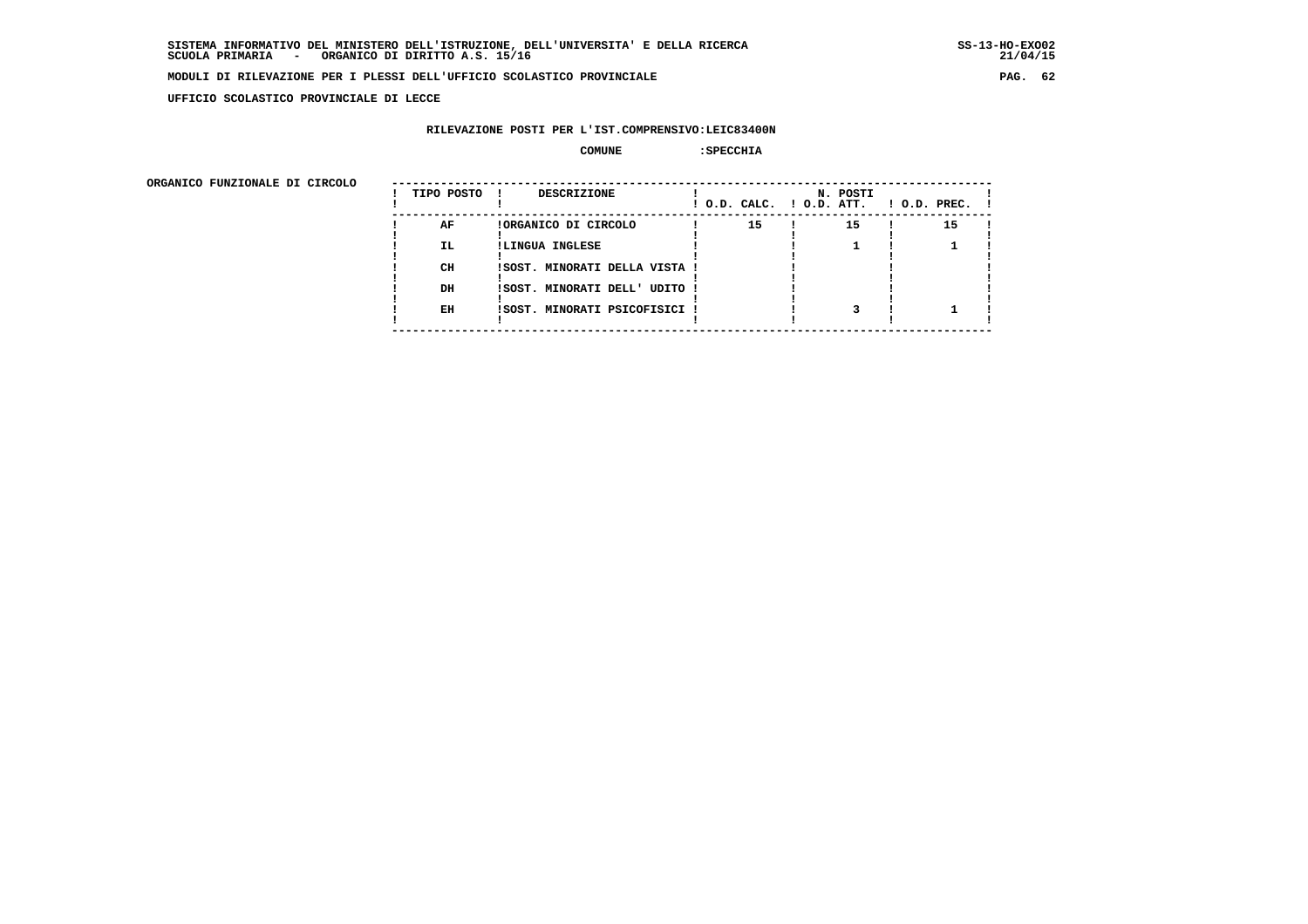SISTEMA INFORMATIVO DEL MINISTERO DELL'ISTRUZIONE, DELL'UNIVERSITA' E DELLA RICERCA
SCUOLA PRIMARIA - ORGANICO DI DIRITTO A.S. 15/16

MODULI DI RILEVAZIONE PER I PLESSI DELL'UFFICIO SCOLASTICO PROVINCIALE

UFFICIO SCOLASTICO PROVINCIALE DI LECCE

RILEVAZIONE POSTI PER L'IST.COMPRENSIVO:LEIC83400N

COMUNE :SPECCHIA

ORGANICO FUNZIONALE DI CIRCOLO

| TIPO POSTO | DESCRIZIONE | N. POSTI O.D. CALC. | O.D. ATT. | O.D. PREC. |
|---|---|---|---|---|
| AF | ORGANICO DI CIRCOLO | 15 | 15 | 15 |
| IL | LINGUA INGLESE | | 1 | 1 |
| CH | SOST. MINORATI DELLA VISTA | | | |
| DH | SOST. MINORATI DELL' UDITO | | | |
| EH | SOST. MINORATI PSICOFISICI | | 3 | 1 |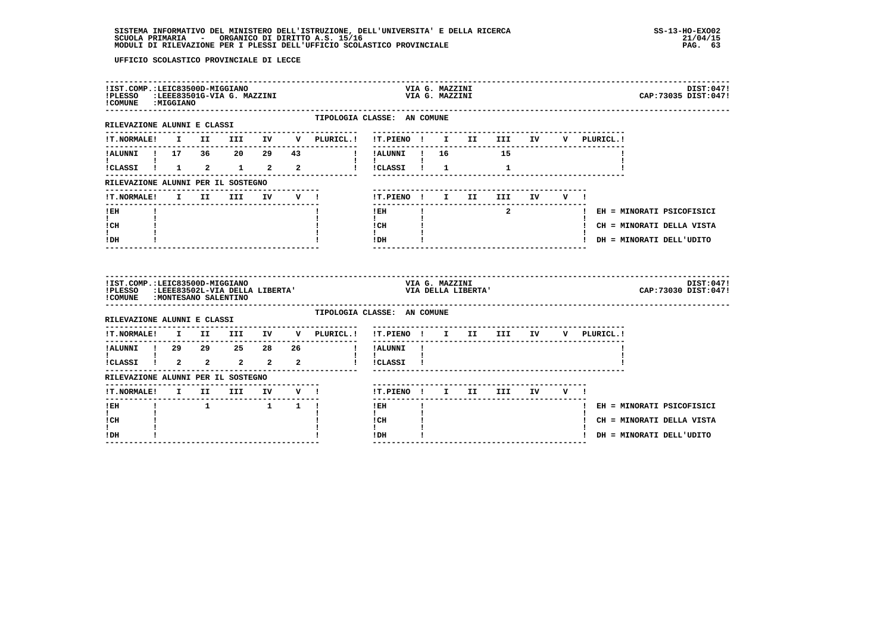UFFICIO SCOLASTICO PROVINCIALE DI LECCE

**IST.COMP.:** LEIC83500D-MIGGIANO — VIA G. MAZZINI — DIST:047
**PLESSO:** LEEE83501G-VIA G. MAZZINI — VIA G. MAZZINI — CAP:73035 DIST:047
**COMUNE:** MIGGIANO

TIPOLOGIA CLASSE: AN COMUNE

RILEVAZIONE ALUNNI E CLASSI

| T.NORMALE | I | II | III | IV | V | PLURICL. | T.PIENO | I | II | III | IV | V | PLURICL. |
|---|---|---|---|---|---|---|---|---|---|---|---|---|---|
| ALUNNI | 17 | 36 | 20 | 29 | 43 | | ALUNNI | 16 | | 15 | | | |
| CLASSI | 1 | 2 | 1 | 2 | 2 | | CLASSI | 1 | | 1 | | | |

RILEVAZIONE ALUNNI PER IL SOSTEGNO

| T.NORMALE | I | II | III | IV | V | T.PIENO | I | II | III | IV | V |
|---|---|---|---|---|---|---|---|---|---|---|---|
| EH | | | | | | EH | | | 2 | | |
| CH | | | | | | CH | | | | | |
| DH | | | | | | DH | | | | | |

EH = MINORATI PSICOFISICI
CH = MINORATI DELLA VISTA
DH = MINORATI DELL'UDITO

**IST.COMP.:** LEIC83500D-MIGGIANO — VIA G. MAZZINI — DIST:047
**PLESSO:** LEEE83502L-VIA DELLA LIBERTA' — VIA DELLA LIBERTA' — CAP:73030 DIST:047
**COMUNE:** MONTESANO SALENTINO

TIPOLOGIA CLASSE: AN COMUNE

RILEVAZIONE ALUNNI E CLASSI

| T.NORMALE | I | II | III | IV | V | PLURICL. | T.PIENO | I | II | III | IV | V | PLURICL. |
|---|---|---|---|---|---|---|---|---|---|---|---|---|---|
| ALUNNI | 29 | 29 | 25 | 28 | 26 | | ALUNNI | | | | | | |
| CLASSI | 2 | 2 | 2 | 2 | 2 | | CLASSI | | | | | | |

RILEVAZIONE ALUNNI PER IL SOSTEGNO

| T.NORMALE | I | II | III | IV | V | T.PIENO | I | II | III | IV | V |
|---|---|---|---|---|---|---|---|---|---|---|---|
| EH | | 1 | | 1 | 1 | EH | | | | | |
| CH | | | | | | CH | | | | | |
| DH | | | | | | DH | | | | | |

EH = MINORATI PSICOFISICI
CH = MINORATI DELLA VISTA
DH = MINORATI DELL'UDITO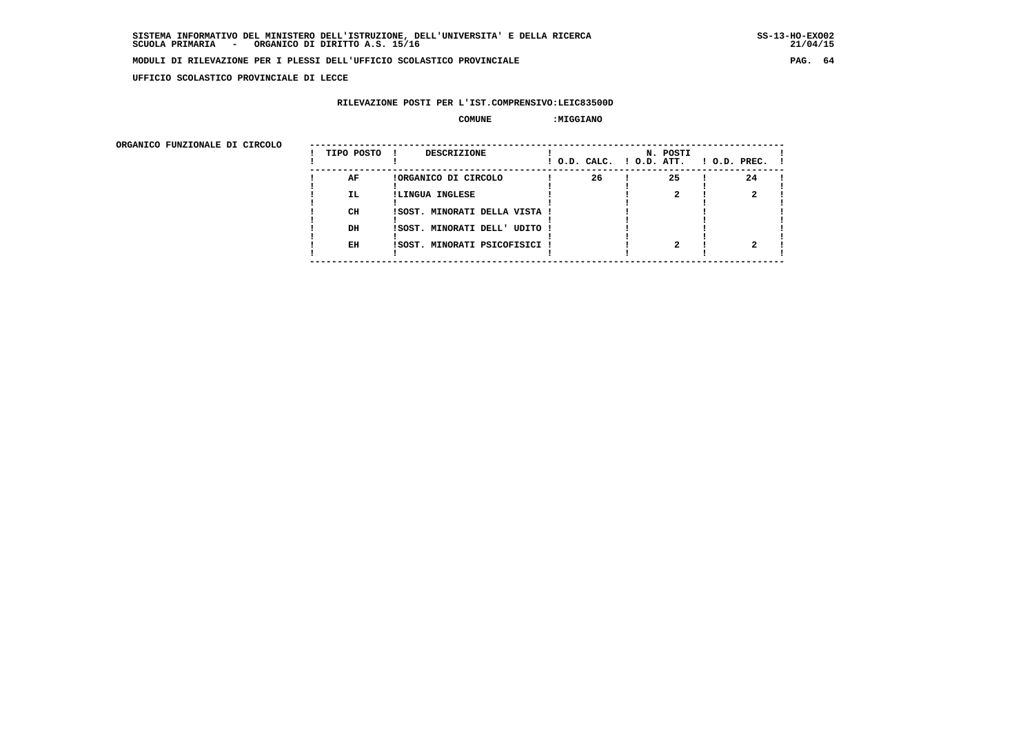SISTEMA INFORMATIVO DEL MINISTERO DELL'ISTRUZIONE, DELL'UNIVERSITA' E DELLA RICERCA
SCUOLA PRIMARIA - ORGANICO DI DIRITTO A.S. 15/16

SS-13-HO-EXO02
21/04/15

MODULI DI RILEVAZIONE PER I PLESSI DELL'UFFICIO SCOLASTICO PROVINCIALE

**UFFICIO SCOLASTICO PROVINCIALE DI LECCE**

**RILEVAZIONE POSTI PER L'IST.COMPRENSIVO:LEIC83500D**

**COMUNE :MIGGIANO**

ORGANICO FUNZIONALE DI CIRCOLO

| TIPO POSTO | DESCRIZIONE | N. POSTI O.D. CALC. | O.D. ATT. | O.D. PREC. |
|---|---|---|---|---|
| AF | ORGANICO DI CIRCOLO | 26 | 25 | 24 |
| IL | LINGUA INGLESE | | 2 | 2 |
| CH | SOST. MINORATI DELLA VISTA | | | |
| DH | SOST. MINORATI DELL' UDITO | | | |
| EH | SOST. MINORATI PSICOFISICI | | 2 | 2 |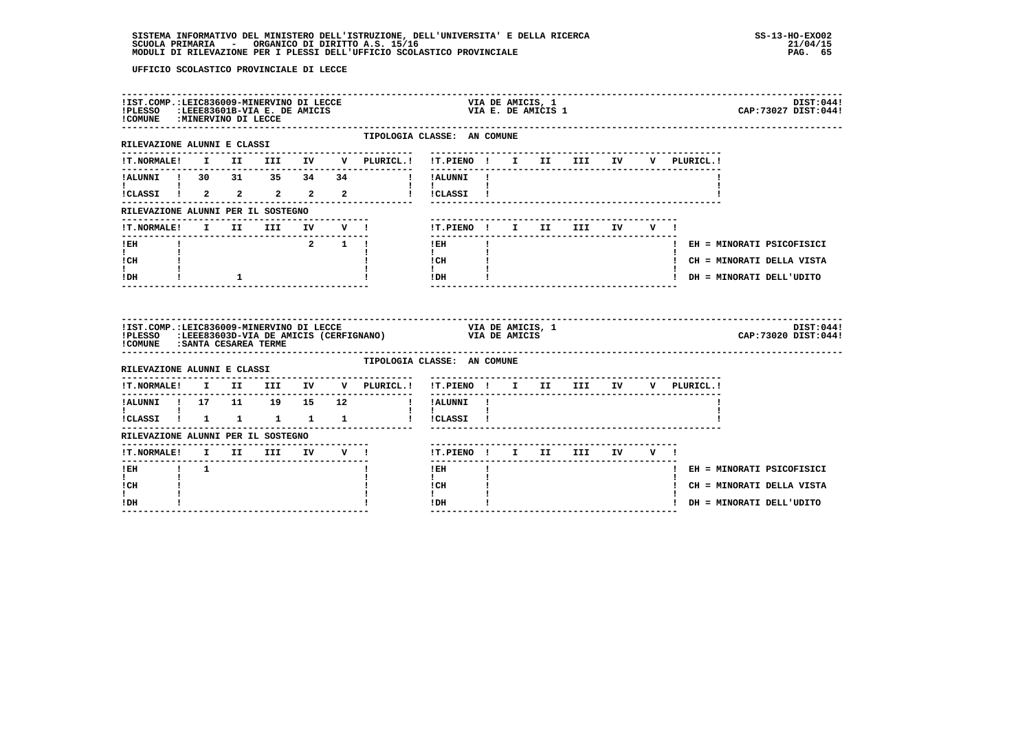UFFICIO SCOLASTICO PROVINCIALE DI LECCE

**IST.COMP.:** LEIC836009-MINERVINO DI LECCE — VIA DE AMICIS, 1 — DIST:044
**PLESSO:** LEEE83601B-VIA E. DE AMICIS — VIA E. DE AMICIS 1 — CAP:73027 DIST:044
**COMUNE:** MINERVINO DI LECCE

TIPOLOGIA CLASSE: AN COMUNE

RILEVAZIONE ALUNNI E CLASSI

| T.NORMALE | I | II | III | IV | V | PLURICL. | T.PIENO | I | II | III | IV | V | PLURICL. |
|---|---|---|---|---|---|---|---|---|---|---|---|---|---|
| ALUNNI | 30 | 31 | 35 | 34 | 34 | | ALUNNI | | | | | | |
| CLASSI | 2 | 2 | 2 | 2 | 2 | | CLASSI | | | | | | |

RILEVAZIONE ALUNNI PER IL SOSTEGNO

| T.NORMALE | I | II | III | IV | V | T.PIENO | I | II | III | IV | V |
|---|---|---|---|---|---|---|---|---|---|---|---|
| EH | | | | 2 | 1 | EH | | | | | |
| CH | | | | | | CH | | | | | |
| DH | | 1 | | | | DH | | | | | |

EH = MINORATI PSICOFISICI
CH = MINORATI DELLA VISTA
DH = MINORATI DELL'UDITO

---

**IST.COMP.:** LEIC836009-MINERVINO DI LECCE — VIA DE AMICIS, 1 — DIST:044
**PLESSO:** LEEE83603D-VIA DE AMICIS (CERFIGNANO) — VIA DE AMICIS — CAP:73020 DIST:044
**COMUNE:** SANTA CESAREA TERME

TIPOLOGIA CLASSE: AN COMUNE

RILEVAZIONE ALUNNI E CLASSI

| T.NORMALE | I | II | III | IV | V | PLURICL. | T.PIENO | I | II | III | IV | V | PLURICL. |
|---|---|---|---|---|---|---|---|---|---|---|---|---|---|
| ALUNNI | 17 | 11 | 19 | 15 | 12 | | ALUNNI | | | | | | |
| CLASSI | 1 | 1 | 1 | 1 | 1 | | CLASSI | | | | | | |

RILEVAZIONE ALUNNI PER IL SOSTEGNO

| T.NORMALE | I | II | III | IV | V | T.PIENO | I | II | III | IV | V |
|---|---|---|---|---|---|---|---|---|---|---|---|
| EH | 1 | | | | | EH | | | | | |
| CH | | | | | | CH | | | | | |
| DH | | | | | | DH | | | | | |

EH = MINORATI PSICOFISICI
CH = MINORATI DELLA VISTA
DH = MINORATI DELL'UDITO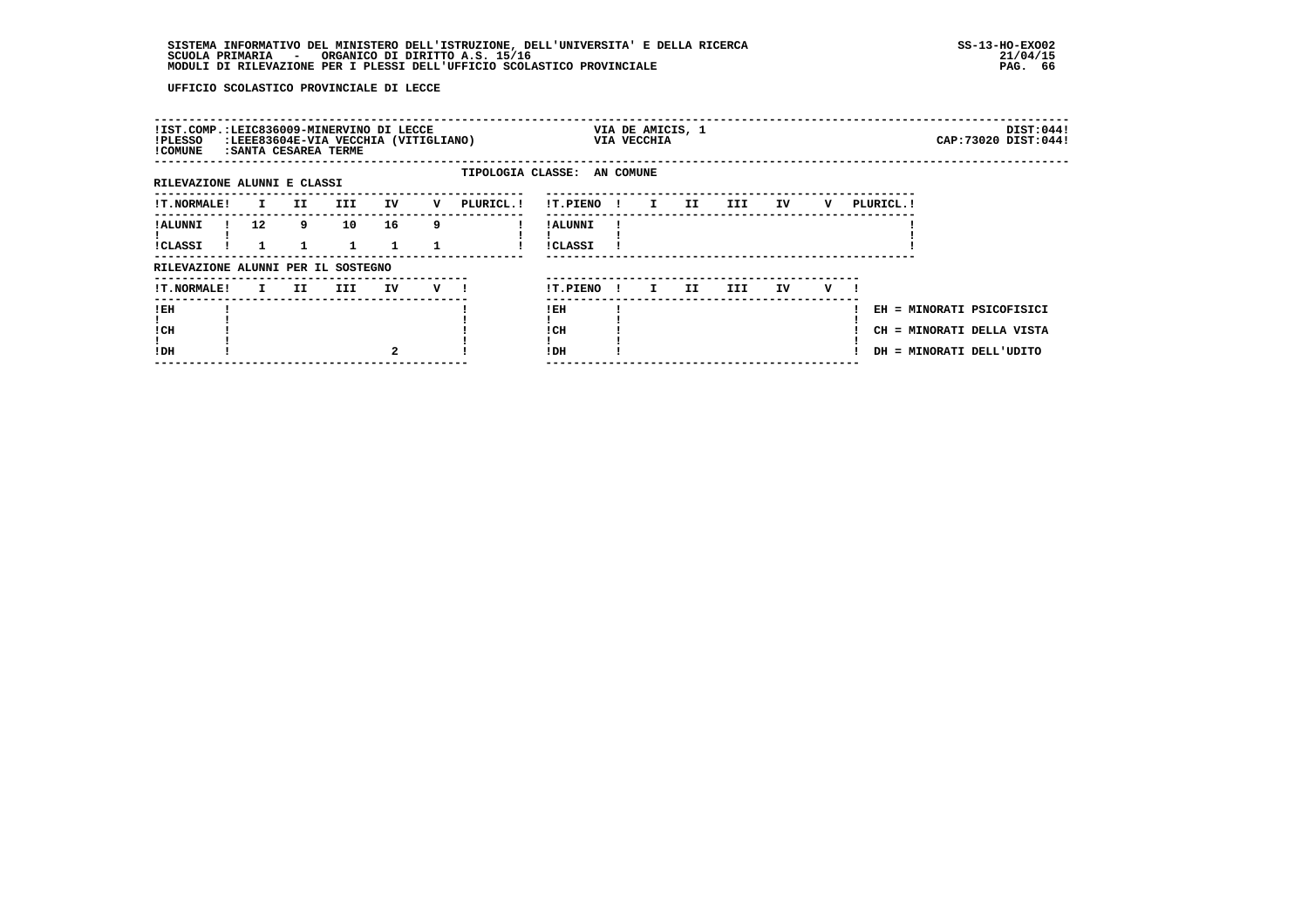UFFICIO SCOLASTICO PROVINCIALE DI LECCE

| | | | |
|---|---|---|---|
| IST.COMP.:LEIC836009-MINERVINO DI LECCE | VIA DE AMICIS, 1 | | DIST:044 |
| PLESSO :LEEE83604E-VIA VECCHIA (VITIGLIANO) | VIA VECCHIA | | CAP:73020 DIST:044 |
| COMUNE :SANTA CESAREA TERME | | | |

TIPOLOGIA CLASSE: AN COMUNE

RILEVAZIONE ALUNNI E CLASSI

| T.NORMALE | I | II | III | IV | V | PLURICL. | T.PIENO | I | II | III | IV | V | PLURICL. |
|---|---|---|---|---|---|---|---|---|---|---|---|---|---|
| ALUNNI | 12 | 9 | 10 | 16 | 9 | | ALUNNI | | | | | | |
| CLASSI | 1 | 1 | 1 | 1 | 1 | | CLASSI | | | | | | |

RILEVAZIONE ALUNNI PER IL SOSTEGNO

| T.NORMALE | I | II | III | IV | V | T.PIENO | I | II | III | IV | V |
|---|---|---|---|---|---|---|---|---|---|---|---|
| EH | | | | | | EH | | | | | |
| CH | | | | | | CH | | | | | |
| DH | | | | 2 | | DH | | | | | |

EH = MINORATI PSICOFISICI
CH = MINORATI DELLA VISTA
DH = MINORATI DELL'UDITO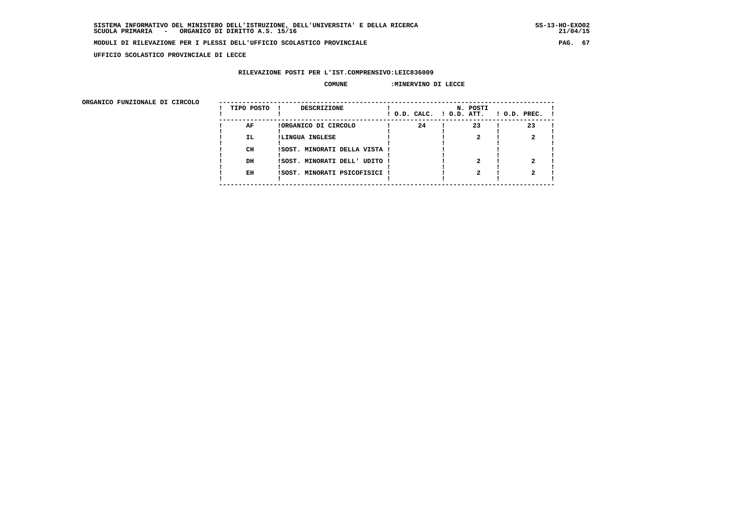SISTEMA INFORMATIVO DEL MINISTERO DELL'ISTRUZIONE, DELL'UNIVERSITA' E DELLA RICERCA
SCUOLA PRIMARIA - ORGANICO DI DIRITTO A.S. 15/16

MODULI DI RILEVAZIONE PER I PLESSI DELL'UFFICIO SCOLASTICO PROVINCIALE

UFFICIO SCOLASTICO PROVINCIALE DI LECCE

RILEVAZIONE POSTI PER L'IST.COMPRENSIVO:LEIC836009

COMUNE :MINERVINO DI LECCE

ORGANICO FUNZIONALE DI CIRCOLO

| TIPO POSTO | DESCRIZIONE | N. POSTI O.D. CALC. | O.D. ATT. | O.D. PREC. |
|---|---|---|---|---|
| AF | ORGANICO DI CIRCOLO | 24 | 23 | 23 |
| IL | LINGUA INGLESE | | 2 | 2 |
| CH | SOST. MINORATI DELLA VISTA | | | |
| DH | SOST. MINORATI DELL' UDITO | | 2 | 2 |
| EH | SOST. MINORATI PSICOFISICI | | 2 | 2 |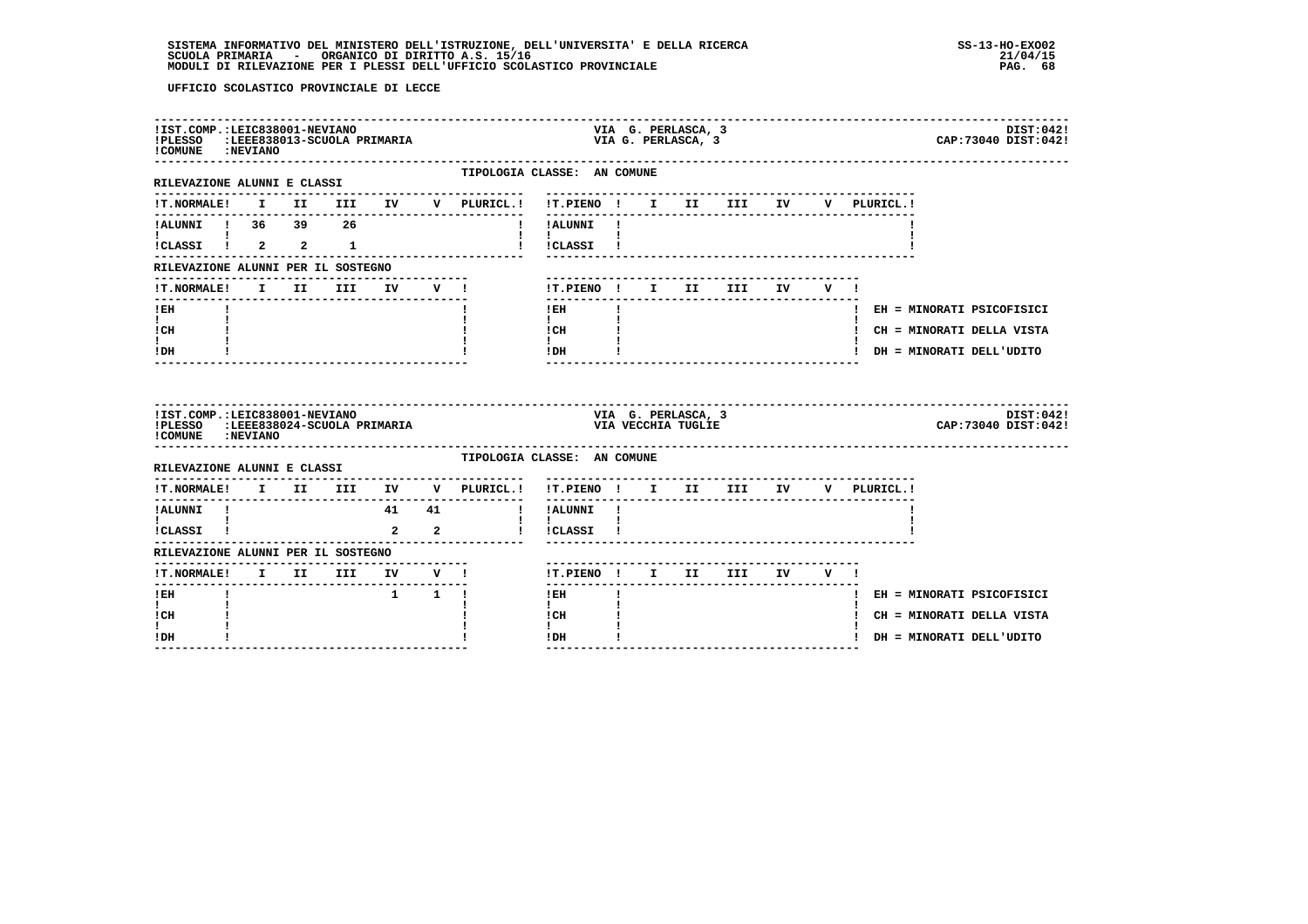UFFICIO SCOLASTICO PROVINCIALE DI LECCE

IST.COMP.:LEIC838001-NEVIANO — VIA G. PERLASCA, 3 — DIST:042
PLESSO :LEEE838013-SCUOLA PRIMARIA — VIA G. PERLASCA, 3 — CAP:73040 DIST:042
COMUNE :NEVIANO

TIPOLOGIA CLASSE: AN COMUNE

RILEVAZIONE ALUNNI E CLASSI

| T.NORMALE | I | II | III | IV | V | PLURICL. |
|---|---|---|---|---|---|---|
| ALUNNI | 36 | 39 | 26 | | | |
| CLASSI | 2 | 2 | 1 | | | |

| T.PIENO | I | II | III | IV | V | PLURICL. |
|---|---|---|---|---|---|---|
| ALUNNI | | | | | | |
| CLASSI | | | | | | |

RILEVAZIONE ALUNNI PER IL SOSTEGNO

| T.NORMALE | I | II | III | IV | V |
|---|---|---|---|---|---|
| EH | | | | | |
| CH | | | | | |
| DH | | | | | |

| T.PIENO | I | II | III | IV | V |
|---|---|---|---|---|---|
| EH | | | | | |
| CH | | | | | |
| DH | | | | | |

EH = MINORATI PSICOFISICI
CH = MINORATI DELLA VISTA
DH = MINORATI DELL'UDITO

IST.COMP.:LEIC838001-NEVIANO — VIA G. PERLASCA, 3 — DIST:042
PLESSO :LEEE838024-SCUOLA PRIMARIA — VIA VECCHIA TUGLIE — CAP:73040 DIST:042
COMUNE :NEVIANO

TIPOLOGIA CLASSE: AN COMUNE

RILEVAZIONE ALUNNI E CLASSI

| T.NORMALE | I | II | III | IV | V | PLURICL. |
|---|---|---|---|---|---|---|
| ALUNNI | | | | 41 | 41 | |
| CLASSI | | | | 2 | 2 | |

| T.PIENO | I | II | III | IV | V | PLURICL. |
|---|---|---|---|---|---|---|
| ALUNNI | | | | | | |
| CLASSI | | | | | | |

RILEVAZIONE ALUNNI PER IL SOSTEGNO

| T.NORMALE | I | II | III | IV | V |
|---|---|---|---|---|---|
| EH | | | | 1 | 1 |
| CH | | | | | |
| DH | | | | | |

| T.PIENO | I | II | III | IV | V |
|---|---|---|---|---|---|
| EH | | | | | |
| CH | | | | | |
| DH | | | | | |

EH = MINORATI PSICOFISICI
CH = MINORATI DELLA VISTA
DH = MINORATI DELL'UDITO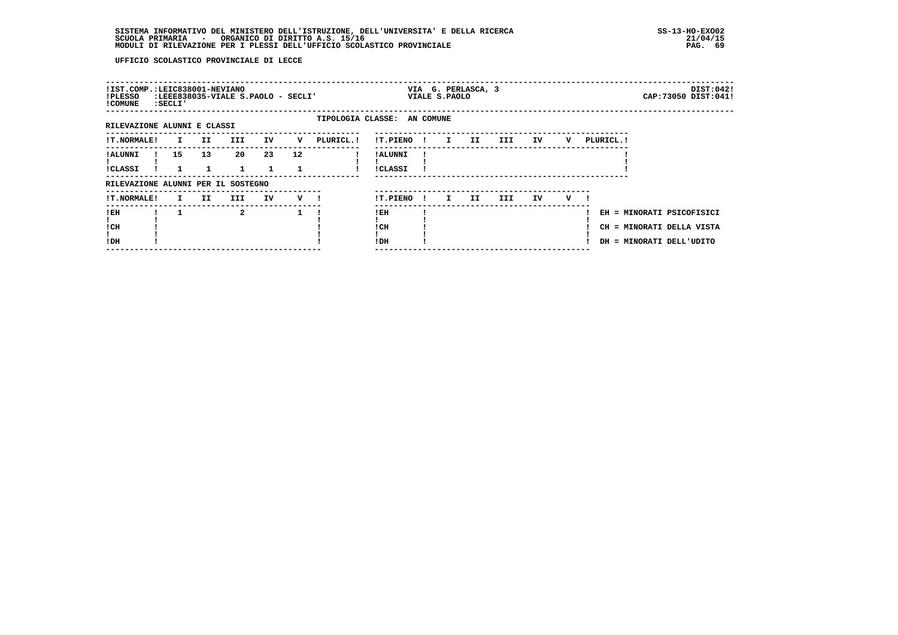UFFICIO SCOLASTICO PROVINCIALE DI LECCE

!IST.COMP.:LEIC838001-NEVIANO  VIA G. PERLASCA, 3  DIST:042!
!PLESSO :LEEE838035-VIALE S.PAOLO - SECLI'  VIALE S.PAOLO  CAP:73050 DIST:041!
!COMUNE :SECLI'

TIPOLOGIA CLASSE: AN COMUNE

RILEVAZIONE ALUNNI E CLASSI

| T.NORMALE | I | II | III | IV | V | PLURICL. |
|---|---|---|---|---|---|---|
| ALUNNI | 15 | 13 | 20 | 23 | 12 | |
| CLASSI | 1 | 1 | 1 | 1 | 1 | |

| T.PIENO | I | II | III | IV | V | PLURICL. |
|---|---|---|---|---|---|---|
| ALUNNI | | | | | | |
| CLASSI | | | | | | |

RILEVAZIONE ALUNNI PER IL SOSTEGNO

| T.NORMALE | I | II | III | IV | V |
|---|---|---|---|---|---|
| EH | 1 | | 2 | | 1 |
| CH | | | | | |
| DH | | | | | |

| T.PIENO | I | II | III | IV | V |
|---|---|---|---|---|---|
| EH | | | | | |
| CH | | | | | |
| DH | | | | | |

EH = MINORATI PSICOFISICI
CH = MINORATI DELLA VISTA
DH = MINORATI DELL'UDITO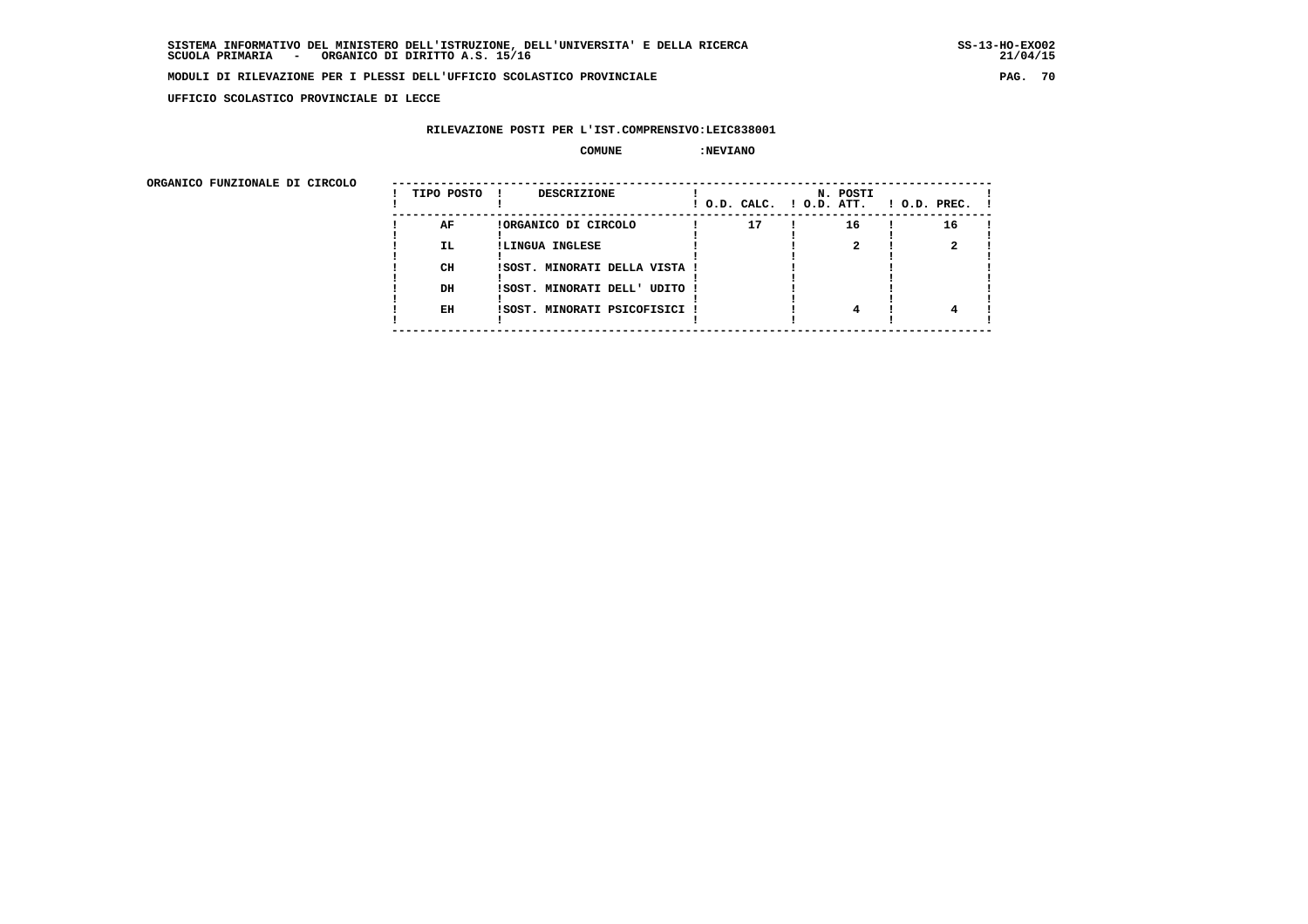SISTEMA INFORMATIVO DEL MINISTERO DELL'ISTRUZIONE, DELL'UNIVERSITA' E DELLA RICERCA
SCUOLA PRIMARIA - ORGANICO DI DIRITTO A.S. 15/16

MODULI DI RILEVAZIONE PER I PLESSI DELL'UFFICIO SCOLASTICO PROVINCIALE

UFFICIO SCOLASTICO PROVINCIALE DI LECCE

RILEVAZIONE POSTI PER L'IST.COMPRENSIVO:LEIC838001

COMUNE :NEVIANO

ORGANICO FUNZIONALE DI CIRCOLO

| TIPO POSTO | DESCRIZIONE | N. POSTI O.D. CALC. | O.D. ATT. | O.D. PREC. |
|---|---|---|---|---|
| AF | ORGANICO DI CIRCOLO | 17 | 16 | 16 |
| IL | LINGUA INGLESE | | 2 | 2 |
| CH | SOST. MINORATI DELLA VISTA | | | |
| DH | SOST. MINORATI DELL' UDITO | | | |
| EH | SOST. MINORATI PSICOFISICI | | 4 | 4 |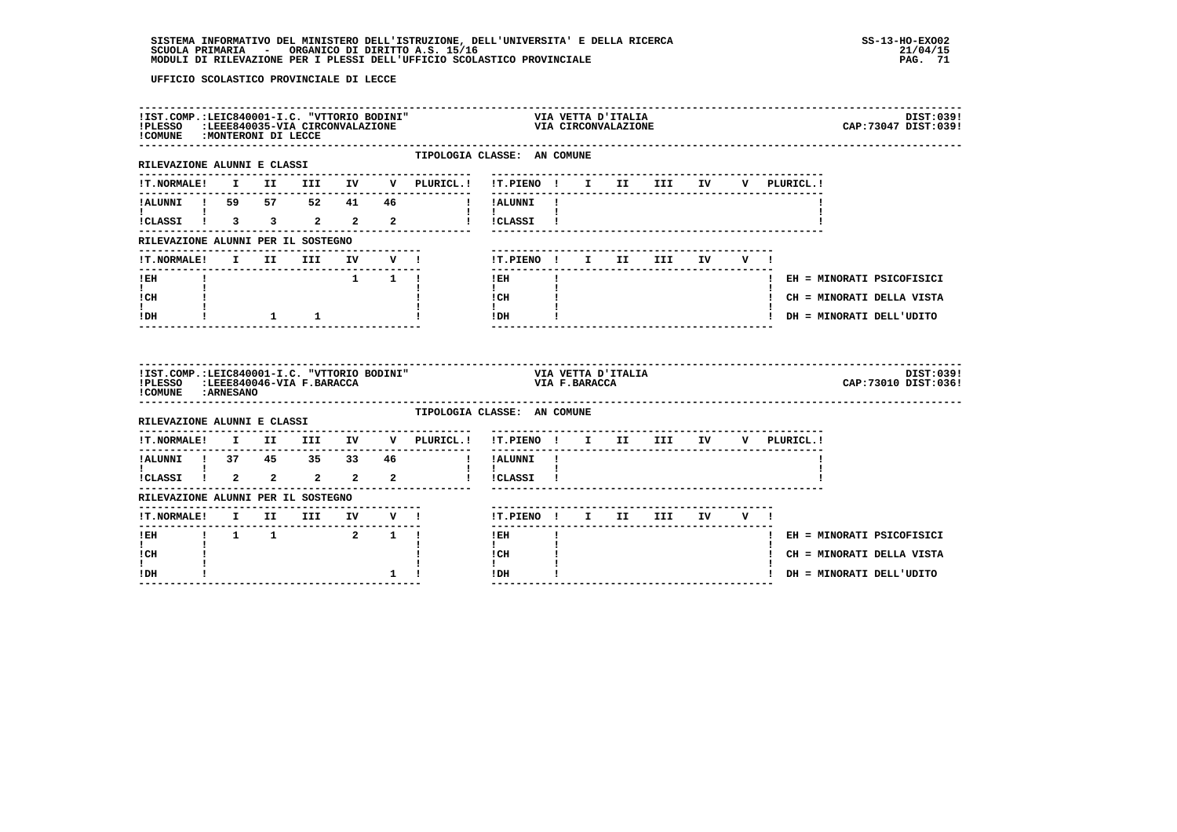UFFICIO SCOLASTICO PROVINCIALE DI LECCE

IST.COMP.:LEIC840001-I.C. "VTTORIO BODINI" — VIA VETTA D'ITALIA — DIST:039
PLESSO :LEEE840035-VIA CIRCONVALAZIONE — VIA CIRCONVALAZIONE — CAP:73047 DIST:039
COMUNE :MONTERONI DI LECCE

TIPOLOGIA CLASSE: AN COMUNE

RILEVAZIONE ALUNNI E CLASSI

| T.NORMALE | I | II | III | IV | V | PLURICL. | T.PIENO | I | II | III | IV | V | PLURICL. |
|---|---|---|---|---|---|---|---|---|---|---|---|---|---|
| ALUNNI | 59 | 57 | 52 | 41 | 46 | | ALUNNI | | | | | | |
| CLASSI | 3 | 3 | 2 | 2 | 2 | | CLASSI | | | | | | |

RILEVAZIONE ALUNNI PER IL SOSTEGNO

| T.NORMALE | I | II | III | IV | V | T.PIENO | I | II | III | IV | V |
|---|---|---|---|---|---|---|---|---|---|---|---|
| EH | | | | 1 | 1 | EH | | | | | |
| CH | | | | | | CH | | | | | |
| DH | | 1 | 1 | | | DH | | | | | |

EH = MINORATI PSICOFISICI
CH = MINORATI DELLA VISTA
DH = MINORATI DELL'UDITO

IST.COMP.:LEIC840001-I.C. "VTTORIO BODINI" — VIA VETTA D'ITALIA — DIST:039
PLESSO :LEEE840046-VIA F.BARACCA — VIA F.BARACCA — CAP:73010 DIST:036
COMUNE :ARNESANO

TIPOLOGIA CLASSE: AN COMUNE

RILEVAZIONE ALUNNI E CLASSI

| T.NORMALE | I | II | III | IV | V | PLURICL. | T.PIENO | I | II | III | IV | V | PLURICL. |
|---|---|---|---|---|---|---|---|---|---|---|---|---|---|
| ALUNNI | 37 | 45 | 35 | 33 | 46 | | ALUNNI | | | | | | |
| CLASSI | 2 | 2 | 2 | 2 | 2 | | CLASSI | | | | | | |

RILEVAZIONE ALUNNI PER IL SOSTEGNO

| T.NORMALE | I | II | III | IV | V | T.PIENO | I | II | III | IV | V |
|---|---|---|---|---|---|---|---|---|---|---|---|
| EH | 1 | 1 | | 2 | 1 | EH | | | | | |
| CH | | | | | | CH | | | | | |
| DH | | | | | 1 | DH | | | | | |

EH = MINORATI PSICOFISICI
CH = MINORATI DELLA VISTA
DH = MINORATI DELL'UDITO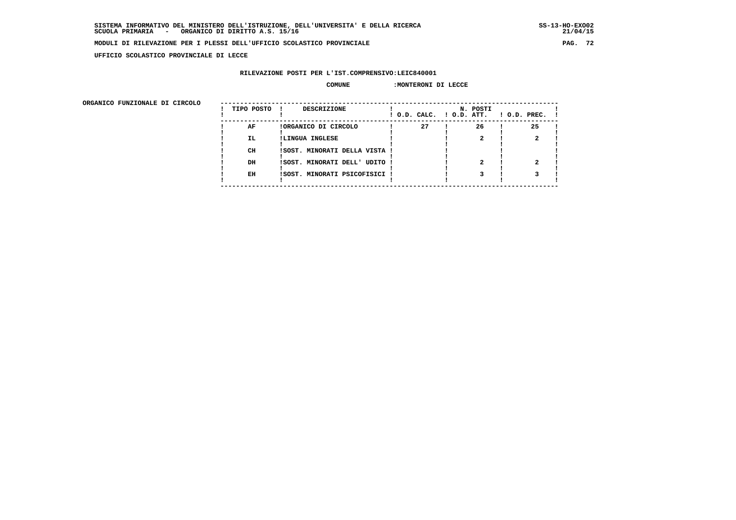SISTEMA INFORMATIVO DEL MINISTERO DELL'ISTRUZIONE, DELL'UNIVERSITA' E DELLA RICERCA
SCUOLA PRIMARIA - ORGANICO DI DIRITTO A.S. 15/16

MODULI DI RILEVAZIONE PER I PLESSI DELL'UFFICIO SCOLASTICO PROVINCIALE

UFFICIO SCOLASTICO PROVINCIALE DI LECCE

RILEVAZIONE POSTI PER L'IST.COMPRENSIVO:LEIC840001

COMUNE :MONTERONI DI LECCE

ORGANICO FUNZIONALE DI CIRCOLO

| TIPO POSTO | DESCRIZIONE | N. POSTI O.D. CALC. | O.D. ATT. | O.D. PREC. |
|---|---|---|---|---|
| AF | ORGANICO DI CIRCOLO | 27 | 26 | 25 |
| IL | LINGUA INGLESE | | 2 | 2 |
| CH | SOST. MINORATI DELLA VISTA | | | |
| DH | SOST. MINORATI DELL' UDITO | | 2 | 2 |
| EH | SOST. MINORATI PSICOFISICI | | 3 | 3 |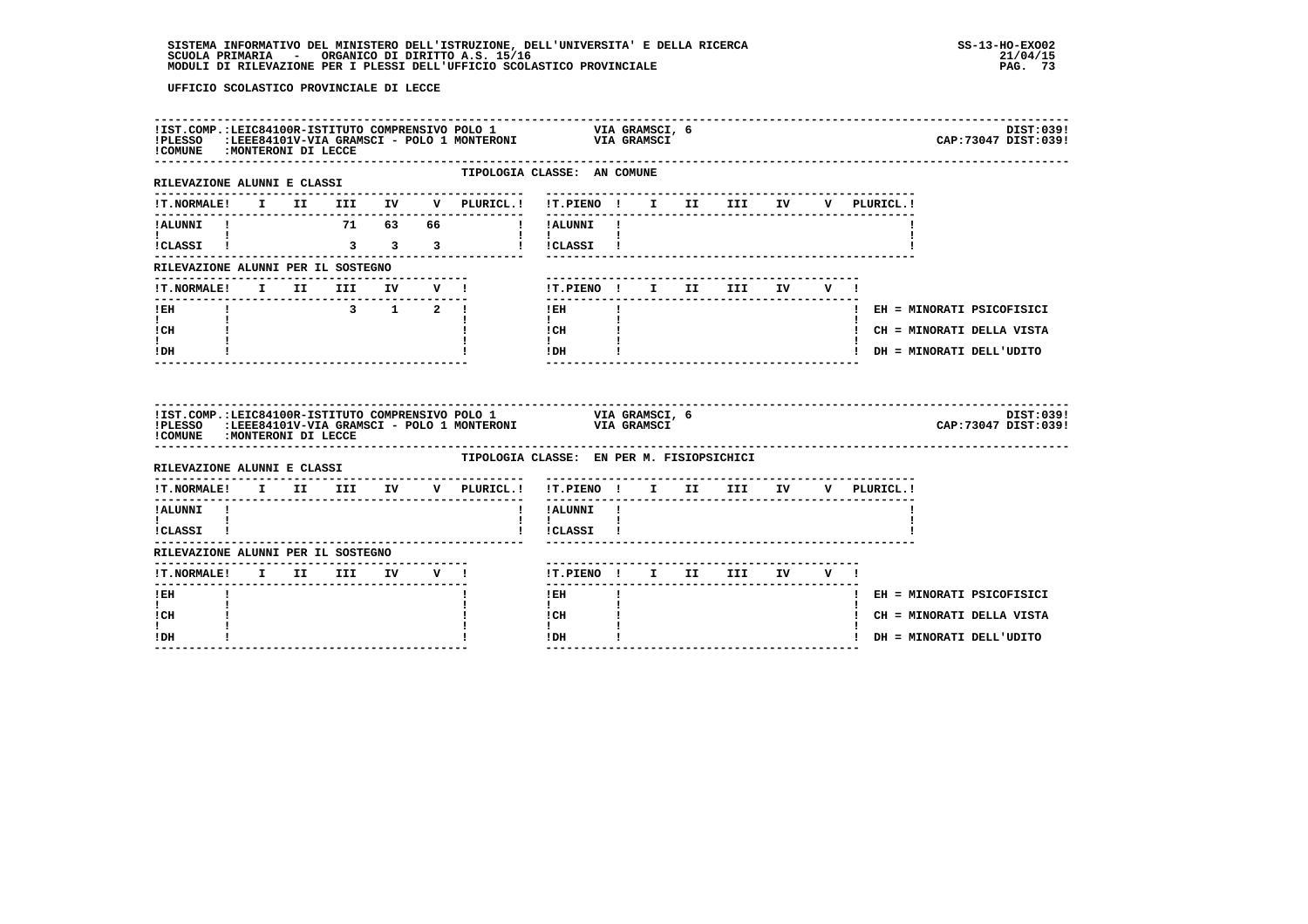UFFICIO SCOLASTICO PROVINCIALE DI LECCE

**IST.COMP.:** LEIC84100R-ISTITUTO COMPRENSIVO POLO 1 — VIA GRAMSCI, 6 — DIST:039
**PLESSO:** LEEE84101V-VIA GRAMSCI - POLO 1 MONTERONI — VIA GRAMSCI — CAP:73047 DIST:039
**COMUNE:** MONTERONI DI LECCE

TIPOLOGIA CLASSE: AN COMUNE

RILEVAZIONE ALUNNI E CLASSI

| T.NORMALE | I | II | III | IV | V | PLURICL. |
|---|---|---|---|---|---|---|
| ALUNNI | | | 71 | 63 | 66 | |
| CLASSI | | | 3 | 3 | 3 | |

| T.PIENO | I | II | III | IV | V | PLURICL. |
|---|---|---|---|---|---|---|
| ALUNNI | | | | | | |
| CLASSI | | | | | | |

RILEVAZIONE ALUNNI PER IL SOSTEGNO

| T.NORMALE | I | II | III | IV | V |
|---|---|---|---|---|---|
| EH | | | 3 | 1 | 2 |
| CH | | | | | |
| DH | | | | | |

| T.PIENO | I | II | III | IV | V |
|---|---|---|---|---|---|
| EH | | | | | |
| CH | | | | | |
| DH | | | | | |

EH = MINORATI PSICOFISICI
CH = MINORATI DELLA VISTA
DH = MINORATI DELL'UDITO

---

**IST.COMP.:** LEIC84100R-ISTITUTO COMPRENSIVO POLO 1 — VIA GRAMSCI, 6 — DIST:039
**PLESSO:** LEEE84101V-VIA GRAMSCI - POLO 1 MONTERONI — VIA GRAMSCI — CAP:73047 DIST:039
**COMUNE:** MONTERONI DI LECCE

TIPOLOGIA CLASSE: EN PER M. FISIOPSICHICI

RILEVAZIONE ALUNNI E CLASSI

| T.NORMALE | I | II | III | IV | V | PLURICL. |
|---|---|---|---|---|---|---|
| ALUNNI | | | | | | |
| CLASSI | | | | | | |

| T.PIENO | I | II | III | IV | V | PLURICL. |
|---|---|---|---|---|---|---|
| ALUNNI | | | | | | |
| CLASSI | | | | | | |

RILEVAZIONE ALUNNI PER IL SOSTEGNO

| T.NORMALE | I | II | III | IV | V |
|---|---|---|---|---|---|
| EH | | | | | |
| CH | | | | | |
| DH | | | | | |

| T.PIENO | I | II | III | IV | V |
|---|---|---|---|---|---|
| EH | | | | | |
| CH | | | | | |
| DH | | | | | |

EH = MINORATI PSICOFISICI
CH = MINORATI DELLA VISTA
DH = MINORATI DELL'UDITO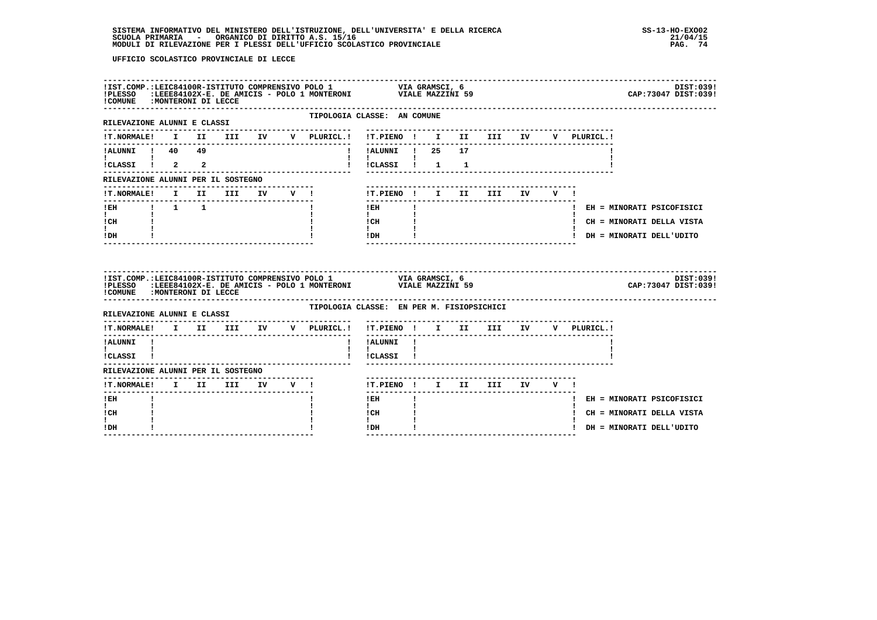UFFICIO SCOLASTICO PROVINCIALE DI LECCE

IST.COMP.:LEIC84100R-ISTITUTO COMPRENSIVO POLO 1 VIA GRAMSCI, 6 DIST:039
PLESSO :LEEE84102X-E. DE AMICIS - POLO 1 MONTERONI VIALE MAZZINI 59 CAP:73047 DIST:039
COMUNE :MONTERONI DI LECCE

TIPOLOGIA CLASSE: AN COMUNE

RILEVAZIONE ALUNNI E CLASSI

| T.NORMALE | I | II | III | IV | V | PLURICL. |
|---|---|---|---|---|---|---|
| ALUNNI | 40 | 49 | | | | |
| CLASSI | 2 | 2 | | | | |

| T.PIENO | I | II | III | IV | V | PLURICL. |
|---|---|---|---|---|---|---|
| ALUNNI | 25 | 17 | | | | |
| CLASSI | 1 | 1 | | | | |

RILEVAZIONE ALUNNI PER IL SOSTEGNO

| T.NORMALE | I | II | III | IV | V |
|---|---|---|---|---|---|
| EH | 1 | 1 | | | |
| CH | | | | | |
| DH | | | | | |

| T.PIENO | I | II | III | IV | V |
|---|---|---|---|---|---|
| EH | | | | | |
| CH | | | | | |
| DH | | | | | |

EH = MINORATI PSICOFISICI
CH = MINORATI DELLA VISTA
DH = MINORATI DELL'UDITO

IST.COMP.:LEIC84100R-ISTITUTO COMPRENSIVO POLO 1 VIA GRAMSCI, 6 DIST:039
PLESSO :LEEE84102X-E. DE AMICIS - POLO 1 MONTERONI VIALE MAZZINI 59 CAP:73047 DIST:039
COMUNE :MONTERONI DI LECCE

TIPOLOGIA CLASSE: EN PER M. FISIOPSICHICI

RILEVAZIONE ALUNNI E CLASSI

| T.NORMALE | I | II | III | IV | V | PLURICL. |
|---|---|---|---|---|---|---|
| ALUNNI | | | | | | |
| CLASSI | | | | | | |

| T.PIENO | I | II | III | IV | V | PLURICL. |
|---|---|---|---|---|---|---|
| ALUNNI | | | | | | |
| CLASSI | | | | | | |

RILEVAZIONE ALUNNI PER IL SOSTEGNO

| T.NORMALE | I | II | III | IV | V |
|---|---|---|---|---|---|
| EH | | | | | |
| CH | | | | | |
| DH | | | | | |

| T.PIENO | I | II | III | IV | V |
|---|---|---|---|---|---|
| EH | | | | | |
| CH | | | | | |
| DH | | | | | |

EH = MINORATI PSICOFISICI
CH = MINORATI DELLA VISTA
DH = MINORATI DELL'UDITO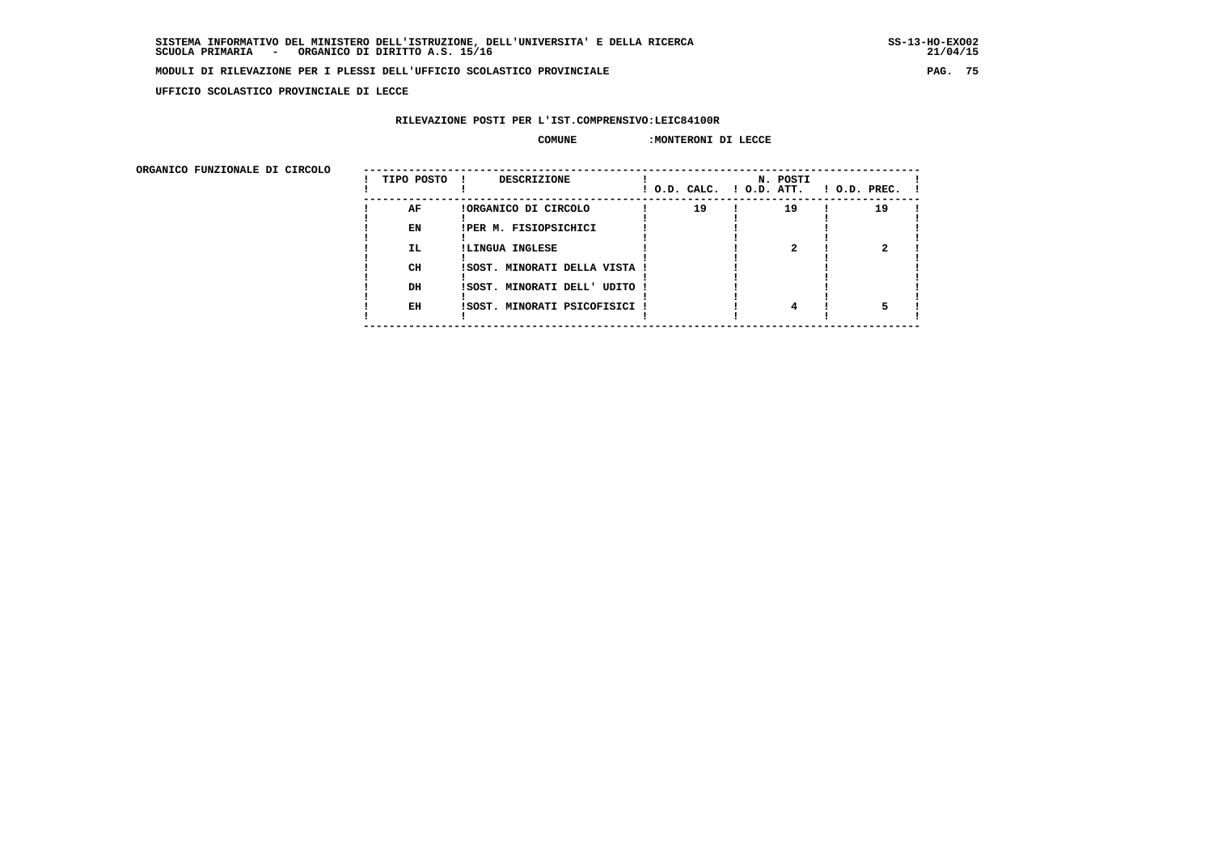SISTEMA INFORMATIVO DEL MINISTERO DELL'ISTRUZIONE, DELL'UNIVERSITA' E DELLA RICERCA
SCUOLA PRIMARIA - ORGANICO DI DIRITTO A.S. 15/16

MODULI DI RILEVAZIONE PER I PLESSI DELL'UFFICIO SCOLASTICO PROVINCIALE

UFFICIO SCOLASTICO PROVINCIALE DI LECCE

RILEVAZIONE POSTI PER L'IST.COMPRENSIVO:LEIC84100R

COMUNE :MONTERONI DI LECCE

ORGANICO FUNZIONALE DI CIRCOLO

| TIPO POSTO | DESCRIZIONE | N. POSTI O.D. CALC. | O.D. ATT. | O.D. PREC. |
|---|---|---|---|---|
| AF | ORGANICO DI CIRCOLO | 19 | 19 | 19 |
| EN | PER M. FISIOPSICHICI | | | |
| IL | LINGUA INGLESE | | 2 | 2 |
| CH | SOST. MINORATI DELLA VISTA | | | |
| DH | SOST. MINORATI DELL' UDITO | | | |
| EH | SOST. MINORATI PSICOFISICI | | 4 | 5 |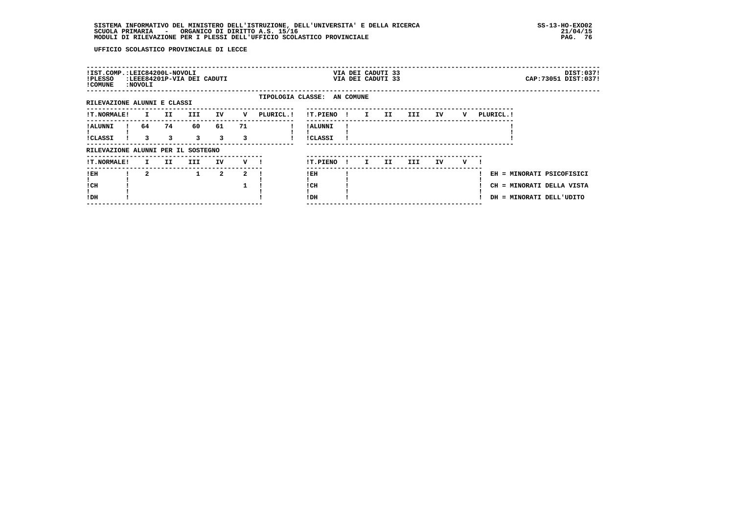UFFICIO SCOLASTICO PROVINCIALE DI LECCE

| !IST.COMP.:LEIC84200L-NOVOLI | VIA DEI CADUTI 33 | DIST:037! |
|---|---|---|
| !PLESSO :LEEE84201P-VIA DEI CADUTI | VIA DEI CADUTI 33 | CAP:73051 DIST:037! |
| !COMUNE :NOVOLI | | |

TIPOLOGIA CLASSE: AN COMUNE

RILEVAZIONE ALUNNI E CLASSI

| !T.NORMALE! | I | II | III | IV | V | PLURICL.! | !T.PIENO ! | I | II | III | IV | V | PLURICL.! |
|---|---|---|---|---|---|---|---|---|---|---|---|---|---|
| !ALUNNI ! | 64 | 74 | 60 | 61 | 71 | | !ALUNNI ! | | | | | | |
| !CLASSI ! | 3 | 3 | 3 | 3 | 3 | | !CLASSI ! | | | | | | |

RILEVAZIONE ALUNNI PER IL SOSTEGNO

| !T.NORMALE! | I | II | III | IV | V ! | !T.PIENO ! | I | II | III | IV | V ! |
|---|---|---|---|---|---|---|---|---|---|---|---|
| !EH | 2 | | 1 | 2 | 2 | !EH | | | | | |
| !CH | | | | | 1 | !CH | | | | | |
| !DH | | | | | | !DH | | | | | |

EH = MINORATI PSICOFISICI
CH = MINORATI DELLA VISTA
DH = MINORATI DELL'UDITO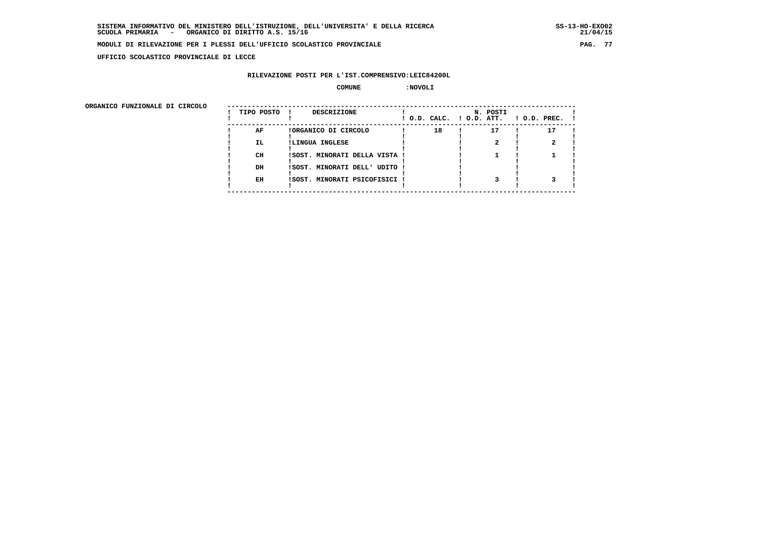**UFFICIO SCOLASTICO PROVINCIALE DI LECCE**

**RILEVAZIONE POSTI PER L'IST.COMPRENSIVO:LEIC84200L**

**COMUNE :NOVOLI**

**ORGANICO FUNZIONALE DI CIRCOLO**

| TIPO POSTO | DESCRIZIONE | N. POSTI O.D. CALC. | O.D. ATT. | O.D. PREC. |
|---|---|---|---|---|
| AF | ORGANICO DI CIRCOLO | 18 | 17 | 17 |
| IL | LINGUA INGLESE | | 2 | 2 |
| CH | SOST. MINORATI DELLA VISTA | | 1 | 1 |
| DH | SOST. MINORATI DELL' UDITO | | | |
| EH | SOST. MINORATI PSICOFISICI | | 3 | 3 |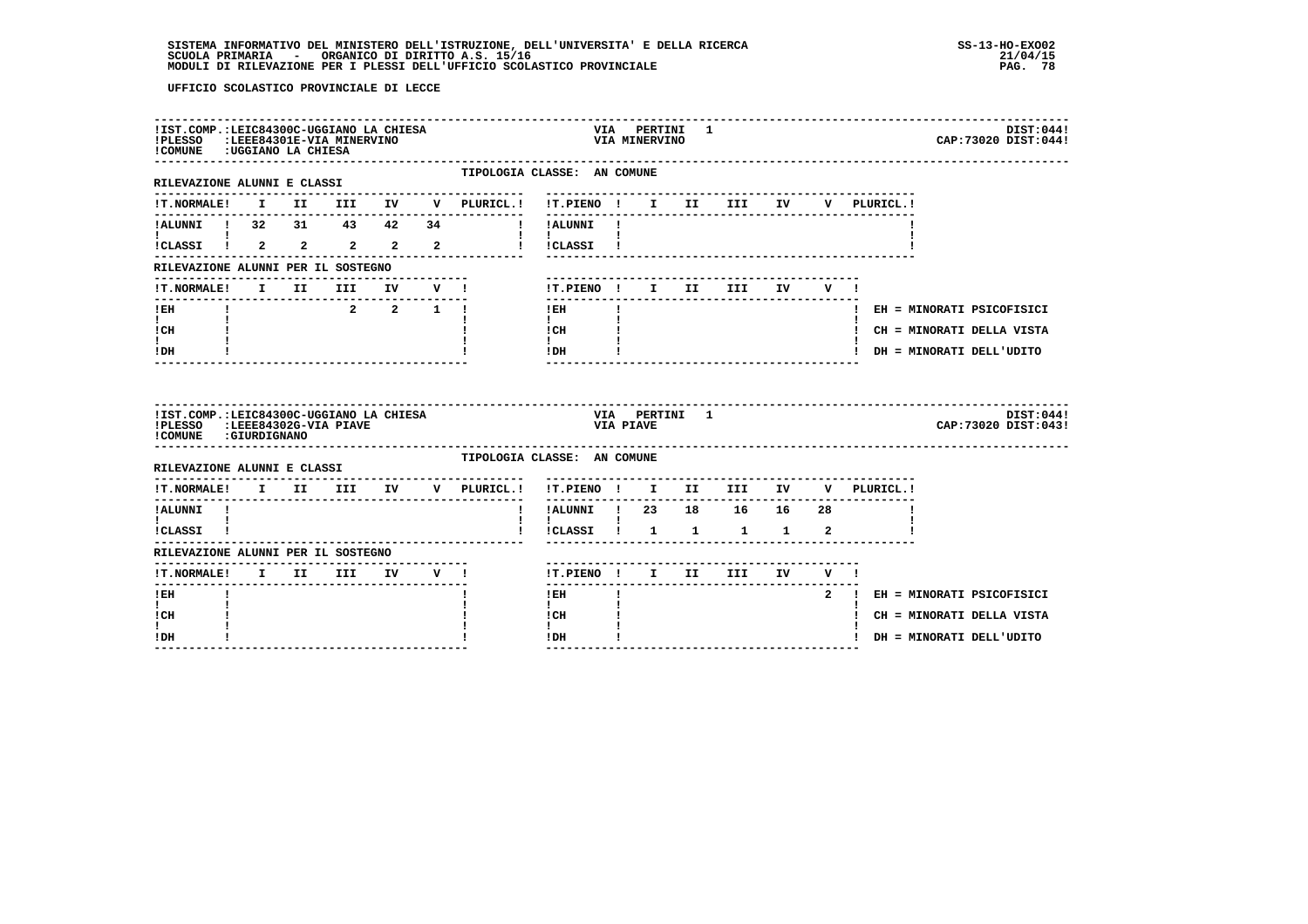UFFICIO SCOLASTICO PROVINCIALE DI LECCE

**IST.COMP.:** LEIC84300C-UGGIANO LA CHIESA — VIA PERTINI 1 — DIST:044
**PLESSO:** LEEE84301E-VIA MINERVINO — VIA MINERVINO — CAP:73020 DIST:044
**COMUNE:** UGGIANO LA CHIESA

TIPOLOGIA CLASSE: AN COMUNE

RILEVAZIONE ALUNNI E CLASSI

| T.NORMALE | I | II | III | IV | V | PLURICL. | T.PIENO | I | II | III | IV | V | PLURICL. |
|---|---|---|---|---|---|---|---|---|---|---|---|---|---|
| ALUNNI | 32 | 31 | 43 | 42 | 34 | | ALUNNI | | | | | | |
| CLASSI | 2 | 2 | 2 | 2 | 2 | | CLASSI | | | | | | |

RILEVAZIONE ALUNNI PER IL SOSTEGNO

| T.NORMALE | I | II | III | IV | V | T.PIENO | I | II | III | IV | V |
|---|---|---|---|---|---|---|---|---|---|---|---|
| EH | | | 2 | 2 | 1 | EH | | | | | |
| CH | | | | | | CH | | | | | |
| DH | | | | | | DH | | | | | |

EH = MINORATI PSICOFISICI
CH = MINORATI DELLA VISTA
DH = MINORATI DELL'UDITO

**IST.COMP.:** LEIC84300C-UGGIANO LA CHIESA — VIA PERTINI 1 — DIST:044
**PLESSO:** LEEE84302G-VIA PIAVE — VIA PIAVE — CAP:73020 DIST:043
**COMUNE:** GIURDIGNANO

TIPOLOGIA CLASSE: AN COMUNE

RILEVAZIONE ALUNNI E CLASSI

| T.NORMALE | I | II | III | IV | V | PLURICL. | T.PIENO | I | II | III | IV | V | PLURICL. |
|---|---|---|---|---|---|---|---|---|---|---|---|---|---|
| ALUNNI | | | | | | | ALUNNI | 23 | 18 | 16 | 16 | 28 | |
| CLASSI | | | | | | | CLASSI | 1 | 1 | 1 | 1 | 2 | |

RILEVAZIONE ALUNNI PER IL SOSTEGNO

| T.NORMALE | I | II | III | IV | V | T.PIENO | I | II | III | IV | V |
|---|---|---|---|---|---|---|---|---|---|---|---|
| EH | | | | | | EH | | | | | 2 |
| CH | | | | | | CH | | | | | |
| DH | | | | | | DH | | | | | |

EH = MINORATI PSICOFISICI
CH = MINORATI DELLA VISTA
DH = MINORATI DELL'UDITO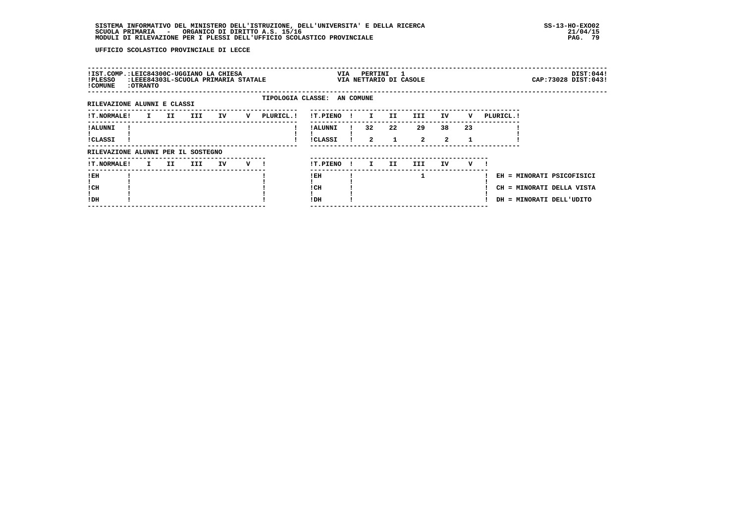UFFICIO SCOLASTICO PROVINCIALE DI LECCE

!IST.COMP.:LEIC84300C-UGGIANO LA CHIESA — VIA PERTINI 1 — DIST:044!
!PLESSO :LEEE84303L-SCUOLA PRIMARIA STATALE — VIA NETTARIO DI CASOLE — CAP:73028 DIST:043!
!COMUNE :OTRANTO

TIPOLOGIA CLASSE: AN COMUNE

RILEVAZIONE ALUNNI E CLASSI

| T.NORMALE | I | II | III | IV | V | PLURICL. |
|---|---|---|---|---|---|---|
| ALUNNI | | | | | | |
| CLASSI | | | | | | |

| T.PIENO | I | II | III | IV | V | PLURICL. |
|---|---|---|---|---|---|---|
| ALUNNI | 32 | 22 | 29 | 38 | 23 | |
| CLASSI | 2 | 1 | 2 | 2 | 1 | |

RILEVAZIONE ALUNNI PER IL SOSTEGNO

| T.NORMALE | I | II | III | IV | V |
|---|---|---|---|---|---|
| EH | | | | | |
| CH | | | | | |
| DH | | | | | |

| T.PIENO | I | II | III | IV | V |
|---|---|---|---|---|---|
| EH | | | 1 | | |
| CH | | | | | |
| DH | | | | | |

EH = MINORATI PSICOFISICI
CH = MINORATI DELLA VISTA
DH = MINORATI DELL'UDITO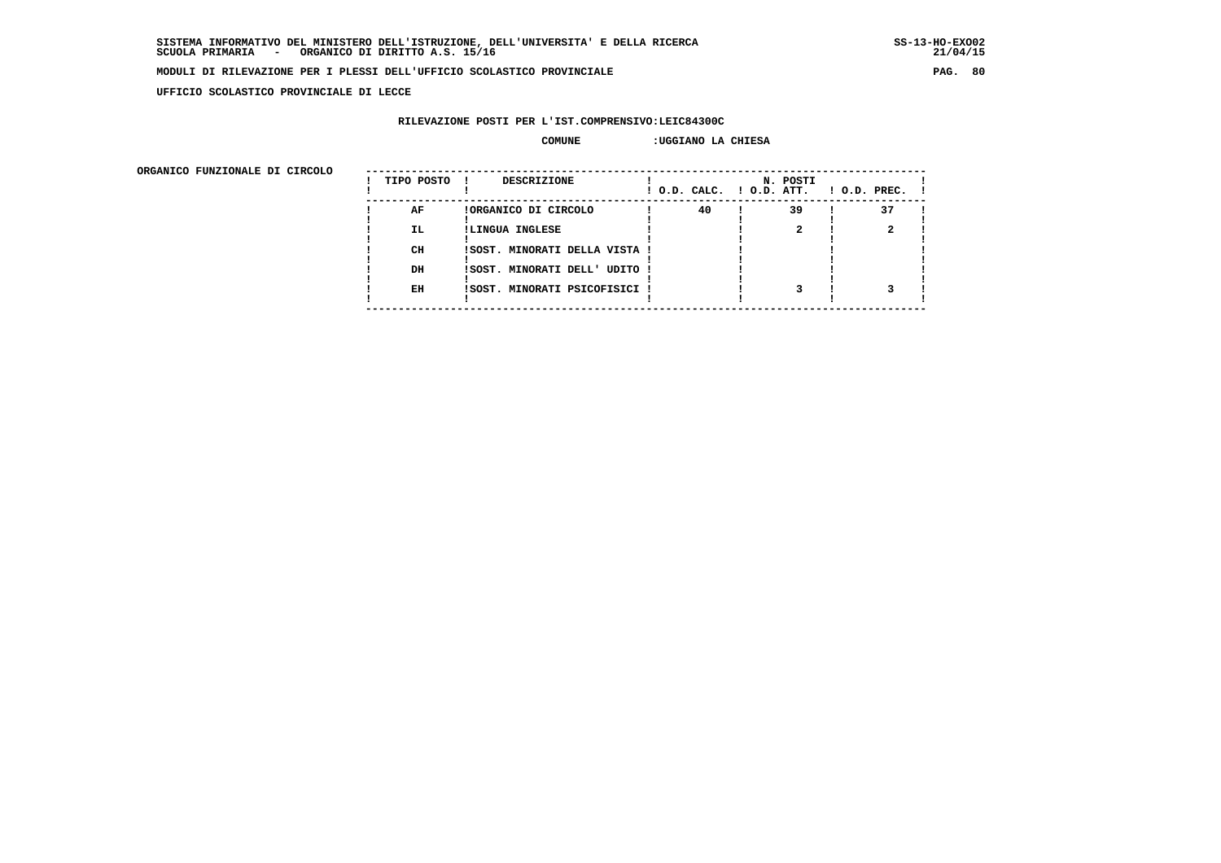SISTEMA INFORMATIVO DEL MINISTERO DELL'ISTRUZIONE, DELL'UNIVERSITA' E DELLA RICERCA
SCUOLA PRIMARIA - ORGANICO DI DIRITTO A.S. 15/16

MODULI DI RILEVAZIONE PER I PLESSI DELL'UFFICIO SCOLASTICO PROVINCIALE

UFFICIO SCOLASTICO PROVINCIALE DI LECCE

RILEVAZIONE POSTI PER L'IST.COMPRENSIVO:LEIC84300C

COMUNE :UGGIANO LA CHIESA

ORGANICO FUNZIONALE DI CIRCOLO

| TIPO POSTO | DESCRIZIONE | N. POSTI O.D. CALC. | O.D. ATT. | O.D. PREC. |
|---|---|---|---|---|
| AF | ORGANICO DI CIRCOLO | 40 | 39 | 37 |
| IL | LINGUA INGLESE | | 2 | 2 |
| CH | SOST. MINORATI DELLA VISTA | | | |
| DH | SOST. MINORATI DELL' UDITO | | | |
| EH | SOST. MINORATI PSICOFISICI | | 3 | 3 |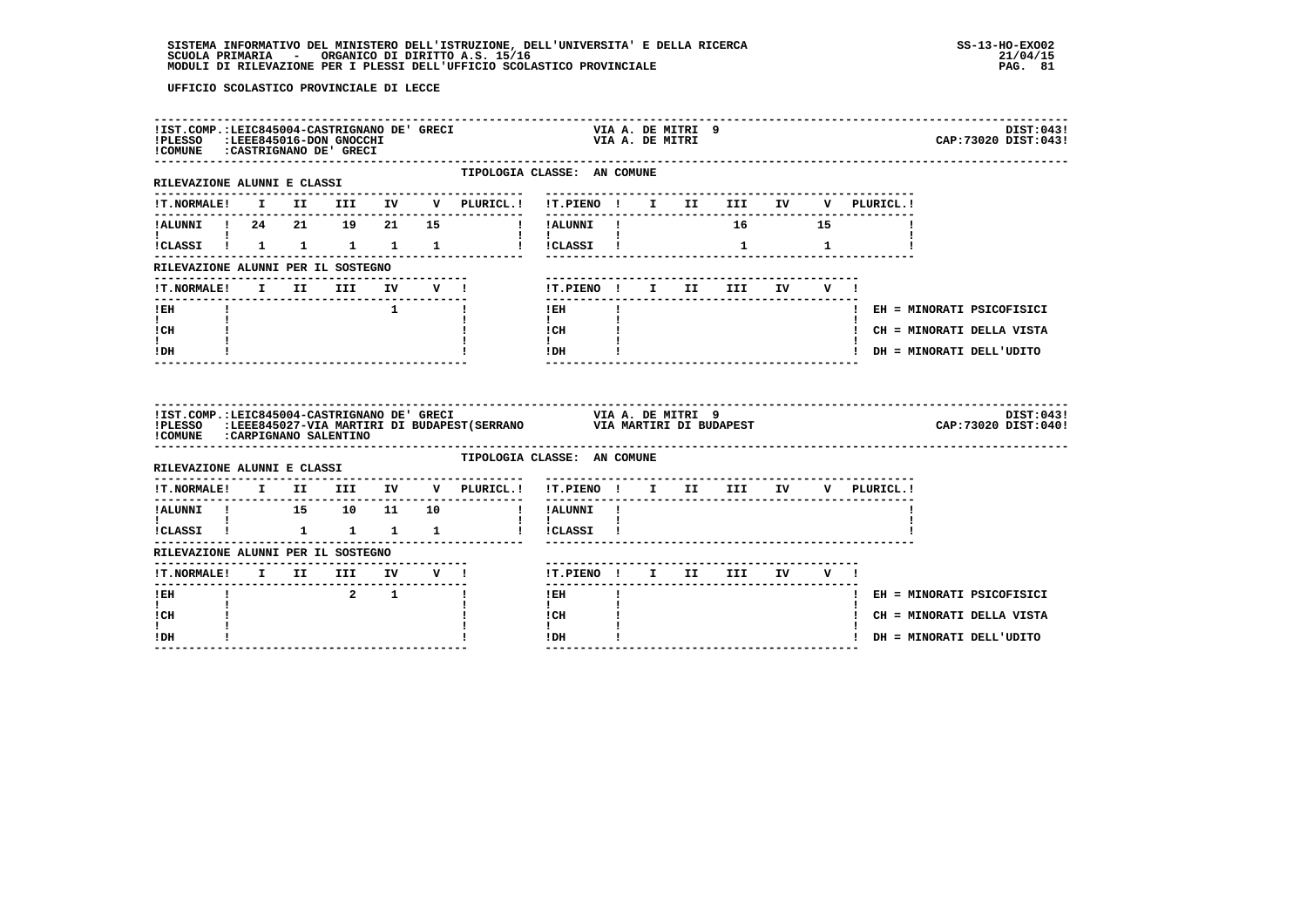UFFICIO SCOLASTICO PROVINCIALE DI LECCE

**IST.COMP.:** LEIC845004-CASTRIGNANO DE' GRECI — VIA A. DE MITRI 9 — DIST:043
**PLESSO:** LEEE845016-DON GNOCCHI — VIA A. DE MITRI — CAP:73020 DIST:043
**COMUNE:** CASTRIGNANO DE' GRECI

TIPOLOGIA CLASSE: AN COMUNE

RILEVAZIONE ALUNNI E CLASSI

| T.NORMALE | I | II | III | IV | V | PLURICL. |
|---|---|---|---|---|---|---|
| ALUNNI | 24 | 21 | 19 | 21 | 15 | |
| CLASSI | 1 | 1 | 1 | 1 | 1 | |

| T.PIENO | I | II | III | IV | V | PLURICL. |
|---|---|---|---|---|---|---|
| ALUNNI | | | 16 | | 15 | |
| CLASSI | | | 1 | | 1 | |

RILEVAZIONE ALUNNI PER IL SOSTEGNO

| T.NORMALE | I | II | III | IV | V |
|---|---|---|---|---|---|
| EH | | | | 1 | |
| CH | | | | | |
| DH | | | | | |

| T.PIENO | I | II | III | IV | V |
|---|---|---|---|---|---|
| EH | | | | | |
| CH | | | | | |
| DH | | | | | |

EH = MINORATI PSICOFISICI
CH = MINORATI DELLA VISTA
DH = MINORATI DELL'UDITO

---

**IST.COMP.:** LEIC845004-CASTRIGNANO DE' GRECI — VIA A. DE MITRI 9 — DIST:043
**PLESSO:** LEEE845027-VIA MARTIRI DI BUDAPEST(SERRANO — VIA MARTIRI DI BUDAPEST — CAP:73020 DIST:040
**COMUNE:** CARPIGNANO SALENTINO

TIPOLOGIA CLASSE: AN COMUNE

RILEVAZIONE ALUNNI E CLASSI

| T.NORMALE | I | II | III | IV | V | PLURICL. |
|---|---|---|---|---|---|---|
| ALUNNI | | 15 | 10 | 11 | 10 | |
| CLASSI | | 1 | 1 | 1 | 1 | |

| T.PIENO | I | II | III | IV | V | PLURICL. |
|---|---|---|---|---|---|---|
| ALUNNI | | | | | | |
| CLASSI | | | | | | |

RILEVAZIONE ALUNNI PER IL SOSTEGNO

| T.NORMALE | I | II | III | IV | V |
|---|---|---|---|---|---|
| EH | | | 2 | 1 | |
| CH | | | | | |
| DH | | | | | |

| T.PIENO | I | II | III | IV | V |
|---|---|---|---|---|---|
| EH | | | | | |
| CH | | | | | |
| DH | | | | | |

EH = MINORATI PSICOFISICI
CH = MINORATI DELLA VISTA
DH = MINORATI DELL'UDITO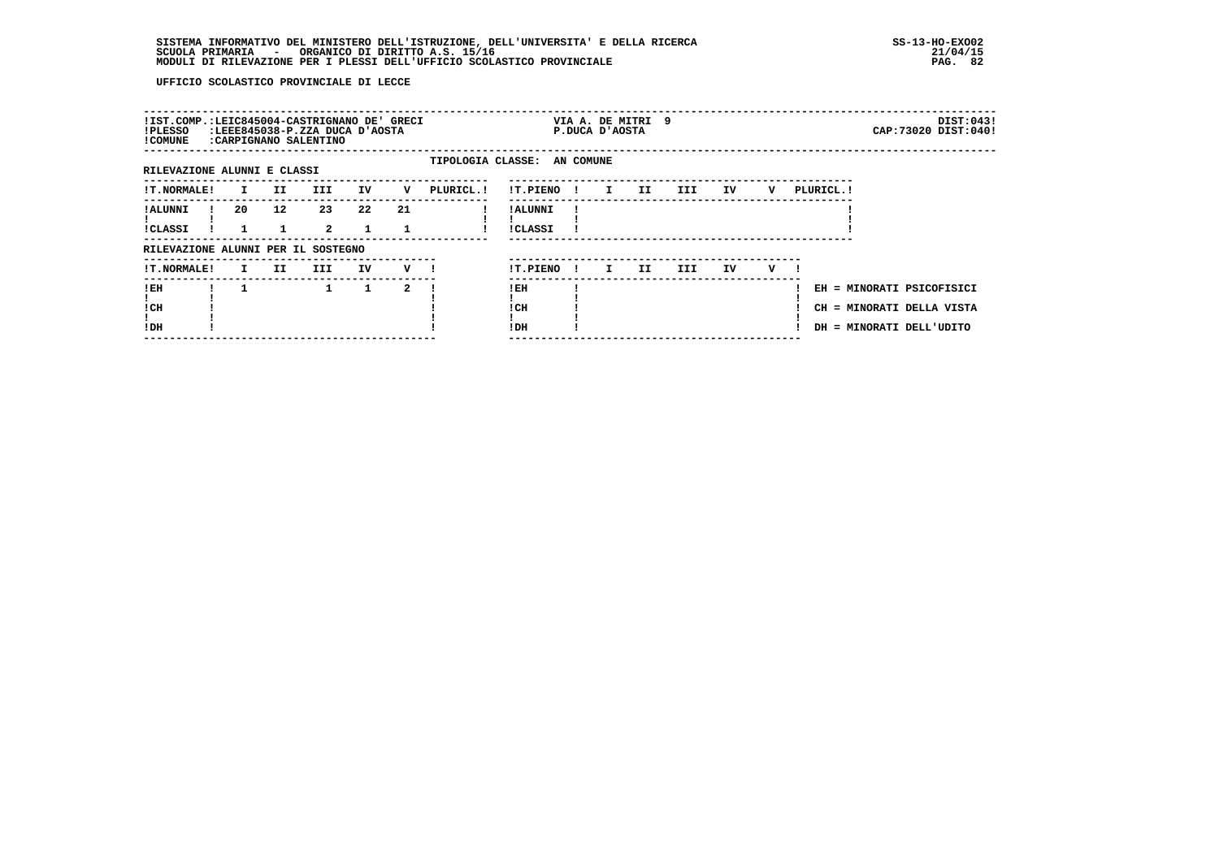UFFICIO SCOLASTICO PROVINCIALE DI LECCE

!IST.COMP.:LEIC845004-CASTRIGNANO DE' GRECI — VIA A. DE MITRI 9 — DIST:043!
!PLESSO :LEEE845038-P.ZZA DUCA D'AOSTA — P.DUCA D'AOSTA — CAP:73020 DIST:040!
!COMUNE :CARPIGNANO SALENTINO

TIPOLOGIA CLASSE: AN COMUNE

RILEVAZIONE ALUNNI E CLASSI

| T.NORMALE | I | II | III | IV | V | PLURICL. |
|---|---|---|---|---|---|---|
| ALUNNI | 20 | 12 | 23 | 22 | 21 | |
| CLASSI | 1 | 1 | 2 | 1 | 1 | |

| T.PIENO | I | II | III | IV | V | PLURICL. |
|---|---|---|---|---|---|---|
| ALUNNI | | | | | | |
| CLASSI | | | | | | |

RILEVAZIONE ALUNNI PER IL SOSTEGNO

| T.NORMALE | I | II | III | IV | V |
|---|---|---|---|---|---|
| EH | 1 | | 1 | 1 | 2 |
| CH | | | | | |
| DH | | | | | |

| T.PIENO | I | II | III | IV | V |
|---|---|---|---|---|---|
| EH | | | | | |
| CH | | | | | |
| DH | | | | | |

EH = MINORATI PSICOFISICI
CH = MINORATI DELLA VISTA
DH = MINORATI DELL'UDITO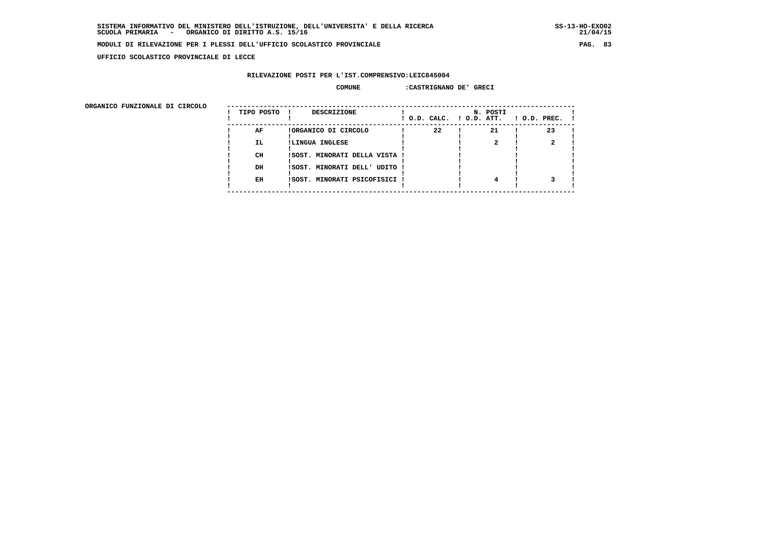**UFFICIO SCOLASTICO PROVINCIALE DI LECCE**

**RILEVAZIONE POSTI PER L'IST.COMPRENSIVO:LEIC845004**

**COMUNE :CASTRIGNANO DE' GRECI**

**ORGANICO FUNZIONALE DI CIRCOLO**

| TIPO POSTO | DESCRIZIONE | N. POSTI O.D. CALC. | O.D. ATT. | O.D. PREC. |
|---|---|---|---|---|
| AF | ORGANICO DI CIRCOLO | 22 | 21 | 23 |
| IL | LINGUA INGLESE | | 2 | 2 |
| CH | SOST. MINORATI DELLA VISTA | | | |
| DH | SOST. MINORATI DELL' UDITO | | | |
| EH | SOST. MINORATI PSICOFISICI | | 4 | 3 |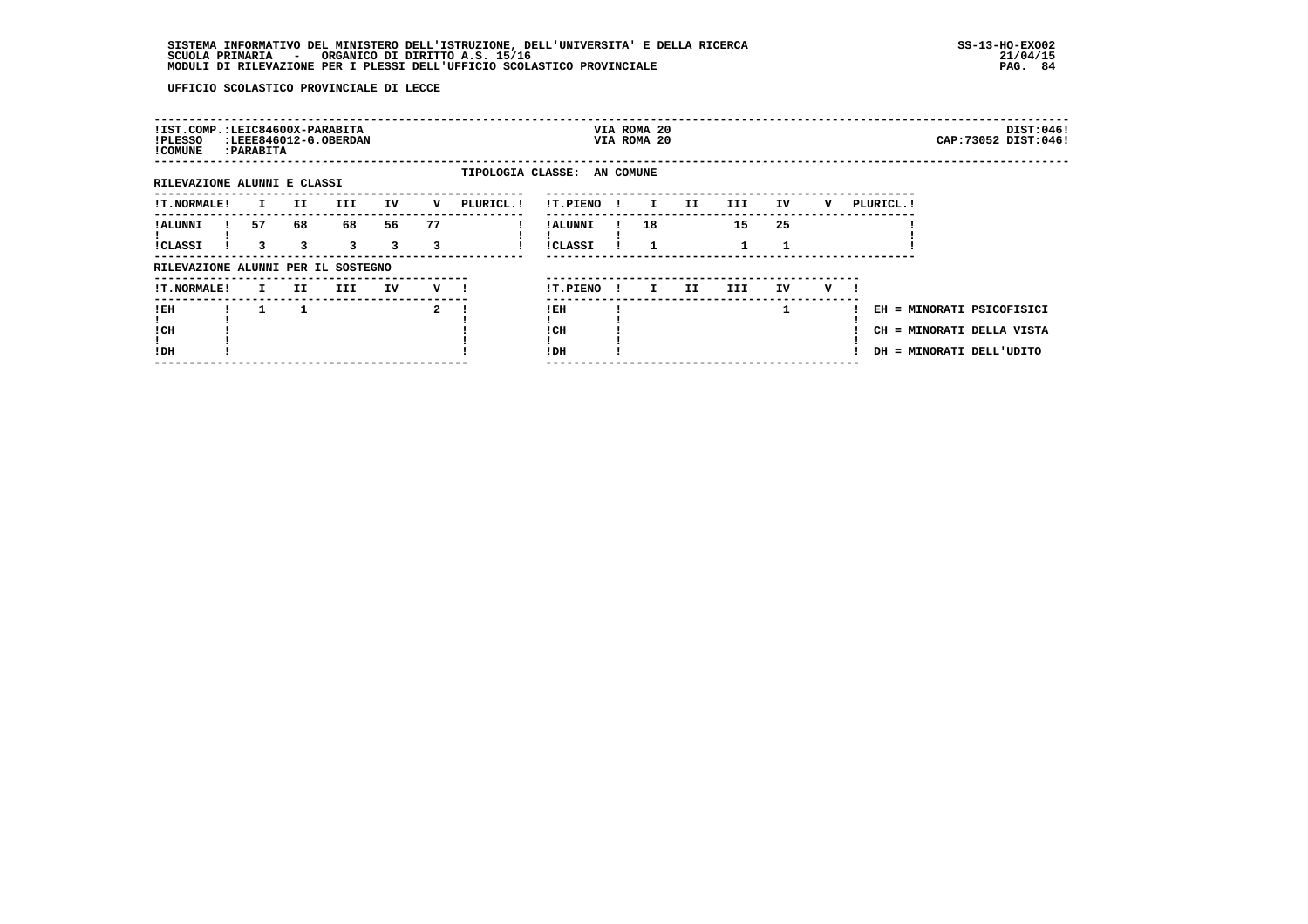UFFICIO SCOLASTICO PROVINCIALE DI LECCE

!IST.COMP.:LEIC84600X-PARABITA VIA ROMA 20 DIST:046!
!PLESSO :LEEE846012-G.OBERDAN VIA ROMA 20 CAP:73052 DIST:046!
!COMUNE :PARABITA

TIPOLOGIA CLASSE: AN COMUNE

RILEVAZIONE ALUNNI E CLASSI

| T.NORMALE | I | II | III | IV | V | PLURICL. |
|---|---|---|---|---|---|---|
| ALUNNI | 57 | 68 | 68 | 56 | 77 | |
| CLASSI | 3 | 3 | 3 | 3 | 3 | |

| T.PIENO | I | II | III | IV | V | PLURICL. |
|---|---|---|---|---|---|---|
| ALUNNI | 18 | | 15 | 25 | | |
| CLASSI | 1 | | 1 | 1 | | |

RILEVAZIONE ALUNNI PER IL SOSTEGNO

| T.NORMALE | I | II | III | IV | V |
|---|---|---|---|---|---|
| EH | 1 | 1 | | | 2 |
| CH | | | | | |
| DH | | | | | |

| T.PIENO | I | II | III | IV | V |
|---|---|---|---|---|---|
| EH | | | | 1 | |
| CH | | | | | |
| DH | | | | | |

EH = MINORATI PSICOFISICI
CH = MINORATI DELLA VISTA
DH = MINORATI DELL'UDITO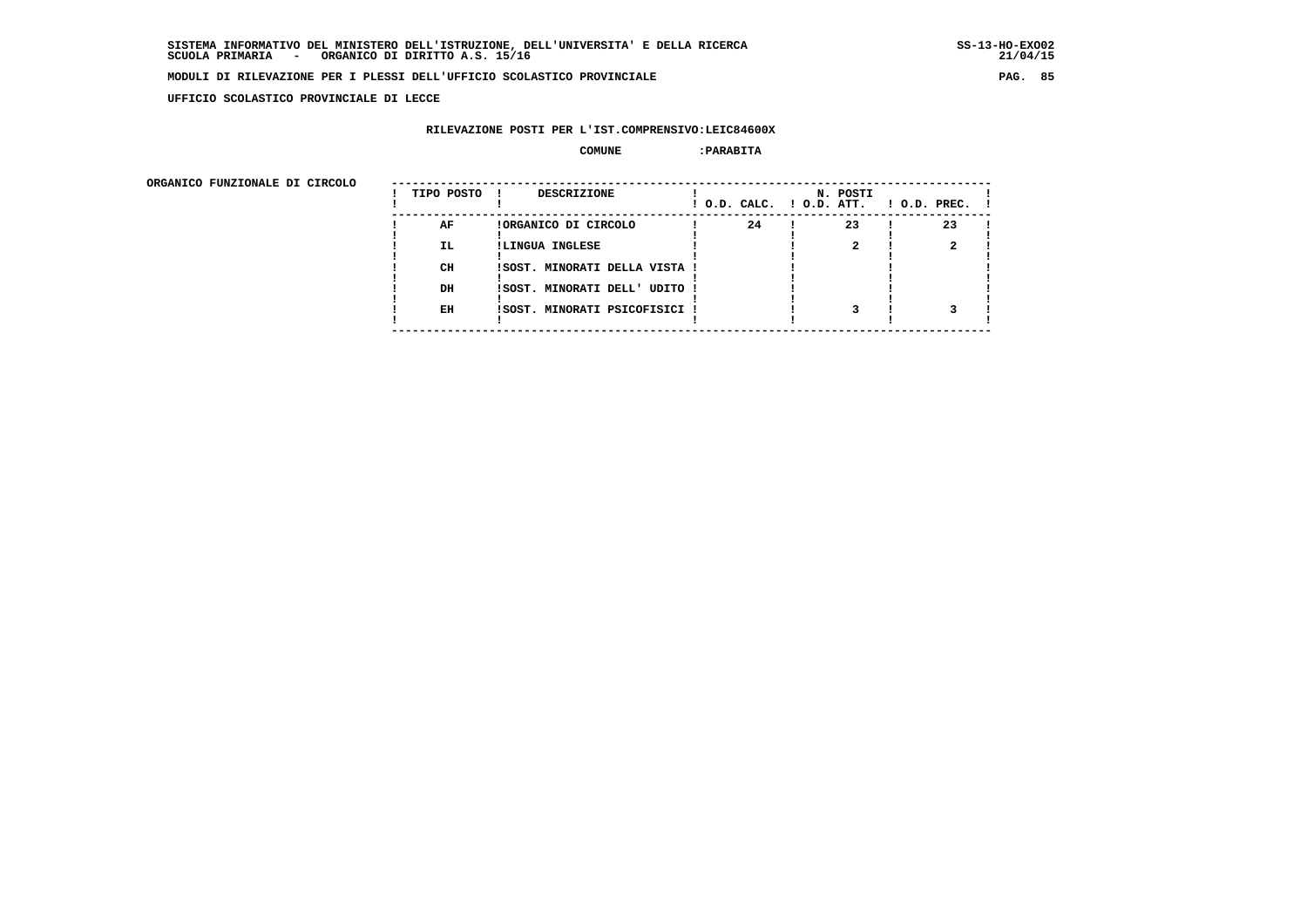UFFICIO SCOLASTICO PROVINCIALE DI LECCE

RILEVAZIONE POSTI PER L'IST.COMPRENSIVO:LEIC84600X

COMUNE :PARABITA

ORGANICO FUNZIONALE DI CIRCOLO

| TIPO POSTO | DESCRIZIONE | N. POSTI O.D. CALC. | O.D. ATT. | O.D. PREC. |
|---|---|---|---|---|
| AF | ORGANICO DI CIRCOLO | 24 | 23 | 23 |
| IL | LINGUA INGLESE | | 2 | 2 |
| CH | SOST. MINORATI DELLA VISTA | | | |
| DH | SOST. MINORATI DELL' UDITO | | | |
| EH | SOST. MINORATI PSICOFISICI | | 3 | 3 |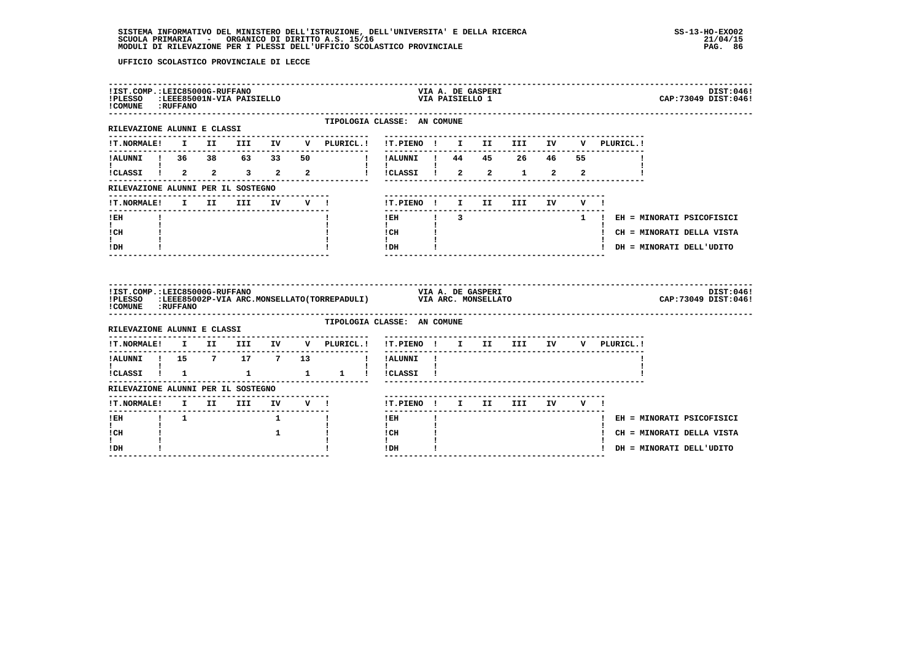UFFICIO SCOLASTICO PROVINCIALE DI LECCE

!IST.COMP.:LEIC85000G-RUFFANO — VIA A. DE GASPERI — DIST:046!
!PLESSO :LEEE85001N-VIA PAISIELLO — VIA PAISIELLO 1 — CAP:73049 DIST:046!
!COMUNE :RUFFANO

TIPOLOGIA CLASSE: AN COMUNE

RILEVAZIONE ALUNNI E CLASSI

| !T.NORMALE! | I | II | III | IV | V | PLURICL.! | !T.PIENO ! | I | II | III | IV | V | PLURICL.! |
|---|---|---|---|---|---|---|---|---|---|---|---|---|---|
| !ALUNNI ! | 36 | 38 | 63 | 33 | 50 | | !ALUNNI ! | 44 | 45 | 26 | 46 | 55 | |
| !CLASSI ! | 2 | 2 | 3 | 2 | 2 | | !CLASSI ! | 2 | 2 | 1 | 2 | 2 | |

RILEVAZIONE ALUNNI PER IL SOSTEGNO

| !T.NORMALE! | I | II | III | IV | V ! | !T.PIENO ! | I | II | III | IV | V ! | |
|---|---|---|---|---|---|---|---|---|---|---|---|---|
| !EH | | | | | | !EH | 3 | | | | 1 | EH = MINORATI PSICOFISICI |
| !CH | | | | | | !CH | | | | | | CH = MINORATI DELLA VISTA |
| !DH | | | | | | !DH | | | | | | DH = MINORATI DELL'UDITO |

!IST.COMP.:LEIC85000G-RUFFANO — VIA A. DE GASPERI — DIST:046!
!PLESSO :LEEE85002P-VIA ARC.MONSELLATO(TORREPADULI) — VIA ARC. MONSELLATO — CAP:73049 DIST:046!
!COMUNE :RUFFANO

TIPOLOGIA CLASSE: AN COMUNE

RILEVAZIONE ALUNNI E CLASSI

| !T.NORMALE! | I | II | III | IV | V | PLURICL.! | !T.PIENO ! | I | II | III | IV | V | PLURICL.! |
|---|---|---|---|---|---|---|---|---|---|---|---|---|---|
| !ALUNNI ! | 15 | 7 | 17 | 7 | 13 | | !ALUNNI ! | | | | | | |
| !CLASSI ! | 1 | | 1 | | 1 | 1 | !CLASSI ! | | | | | | |

RILEVAZIONE ALUNNI PER IL SOSTEGNO

| !T.NORMALE! | I | II | III | IV | V ! | !T.PIENO ! | I | II | III | IV | V ! | |
|---|---|---|---|---|---|---|---|---|---|---|---|---|
| !EH | 1 | | | 1 | | !EH | | | | | | EH = MINORATI PSICOFISICI |
| !CH | | | | 1 | | !CH | | | | | | CH = MINORATI DELLA VISTA |
| !DH | | | | | | !DH | | | | | | DH = MINORATI DELL'UDITO |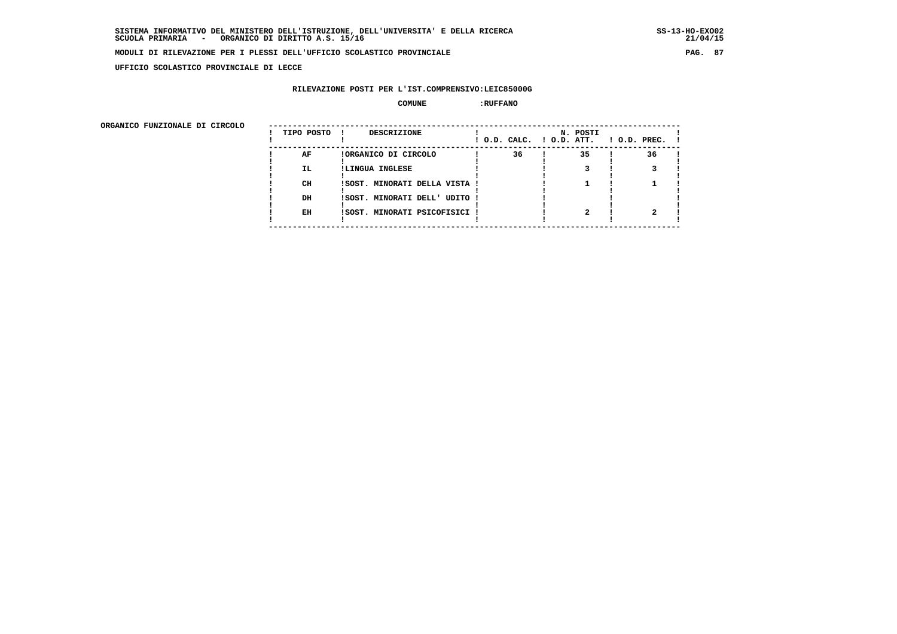SISTEMA INFORMATIVO DEL MINISTERO DELL'ISTRUZIONE, DELL'UNIVERSITA' E DELLA RICERCA
SCUOLA PRIMARIA - ORGANICO DI DIRITTO A.S. 15/16

MODULI DI RILEVAZIONE PER I PLESSI DELL'UFFICIO SCOLASTICO PROVINCIALE

UFFICIO SCOLASTICO PROVINCIALE DI LECCE

RILEVAZIONE POSTI PER L'IST.COMPRENSIVO:LEIC85000G

COMUNE :RUFFANO

ORGANICO FUNZIONALE DI CIRCOLO

| TIPO POSTO | DESCRIZIONE | N. POSTI O.D. CALC. | O.D. ATT. | O.D. PREC. |
|---|---|---|---|---|
| AF | ORGANICO DI CIRCOLO | 36 | 35 | 36 |
| IL | LINGUA INGLESE | | 3 | 3 |
| CH | SOST. MINORATI DELLA VISTA | | 1 | 1 |
| DH | SOST. MINORATI DELL' UDITO | | | |
| EH | SOST. MINORATI PSICOFISICI | | 2 | 2 |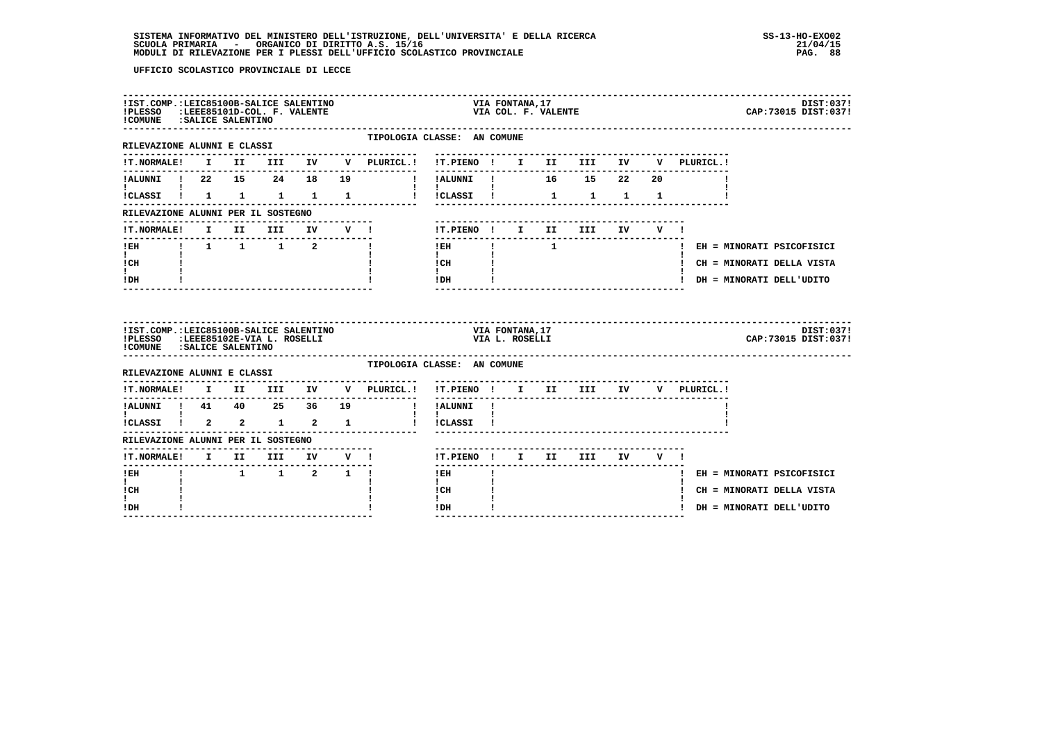UFFICIO SCOLASTICO PROVINCIALE DI LECCE

**IST.COMP.:LEIC85100B-SALICE SALENTINO** — VIA FONTANA,17 — DIST:037
**PLESSO :LEEE85101D-COL. F. VALENTE** — VIA COL. F. VALENTE — CAP:73015 DIST:037
**COMUNE :SALICE SALENTINO**

TIPOLOGIA CLASSE: AN COMUNE

RILEVAZIONE ALUNNI E CLASSI

| T.NORMALE | I | II | III | IV | V | PLURICL. | T.PIENO | I | II | III | IV | V | PLURICL. |
|---|---|---|---|---|---|---|---|---|---|---|---|---|---|
| ALUNNI | 22 | 15 | 24 | 18 | 19 | | ALUNNI | | 16 | 15 | 22 | 20 | |
| CLASSI | 1 | 1 | 1 | 1 | 1 | | CLASSI | | 1 | 1 | 1 | 1 | |

RILEVAZIONE ALUNNI PER IL SOSTEGNO

| T.NORMALE | I | II | III | IV | V | T.PIENO | I | II | III | IV | V |
|---|---|---|---|---|---|---|---|---|---|---|---|
| EH | 1 | 1 | 1 | 2 | | EH | | 1 | | | |
| CH | | | | | | CH | | | | | |
| DH | | | | | | DH | | | | | |

EH = MINORATI PSICOFISICI
CH = MINORATI DELLA VISTA
DH = MINORATI DELL'UDITO

**IST.COMP.:LEIC85100B-SALICE SALENTINO** — VIA FONTANA,17 — DIST:037
**PLESSO :LEEE85102E-VIA L. ROSELLI** — VIA L. ROSELLI — CAP:73015 DIST:037
**COMUNE :SALICE SALENTINO**

TIPOLOGIA CLASSE: AN COMUNE

RILEVAZIONE ALUNNI E CLASSI

| T.NORMALE | I | II | III | IV | V | PLURICL. | T.PIENO | I | II | III | IV | V | PLURICL. |
|---|---|---|---|---|---|---|---|---|---|---|---|---|---|
| ALUNNI | 41 | 40 | 25 | 36 | 19 | | ALUNNI | | | | | | |
| CLASSI | 2 | 2 | 1 | 2 | 1 | | CLASSI | | | | | | |

RILEVAZIONE ALUNNI PER IL SOSTEGNO

| T.NORMALE | I | II | III | IV | V | T.PIENO | I | II | III | IV | V |
|---|---|---|---|---|---|---|---|---|---|---|---|
| EH | | 1 | 1 | 2 | 1 | EH | | | | | |
| CH | | | | | | CH | | | | | |
| DH | | | | | | DH | | | | | |

EH = MINORATI PSICOFISICI
CH = MINORATI DELLA VISTA
DH = MINORATI DELL'UDITO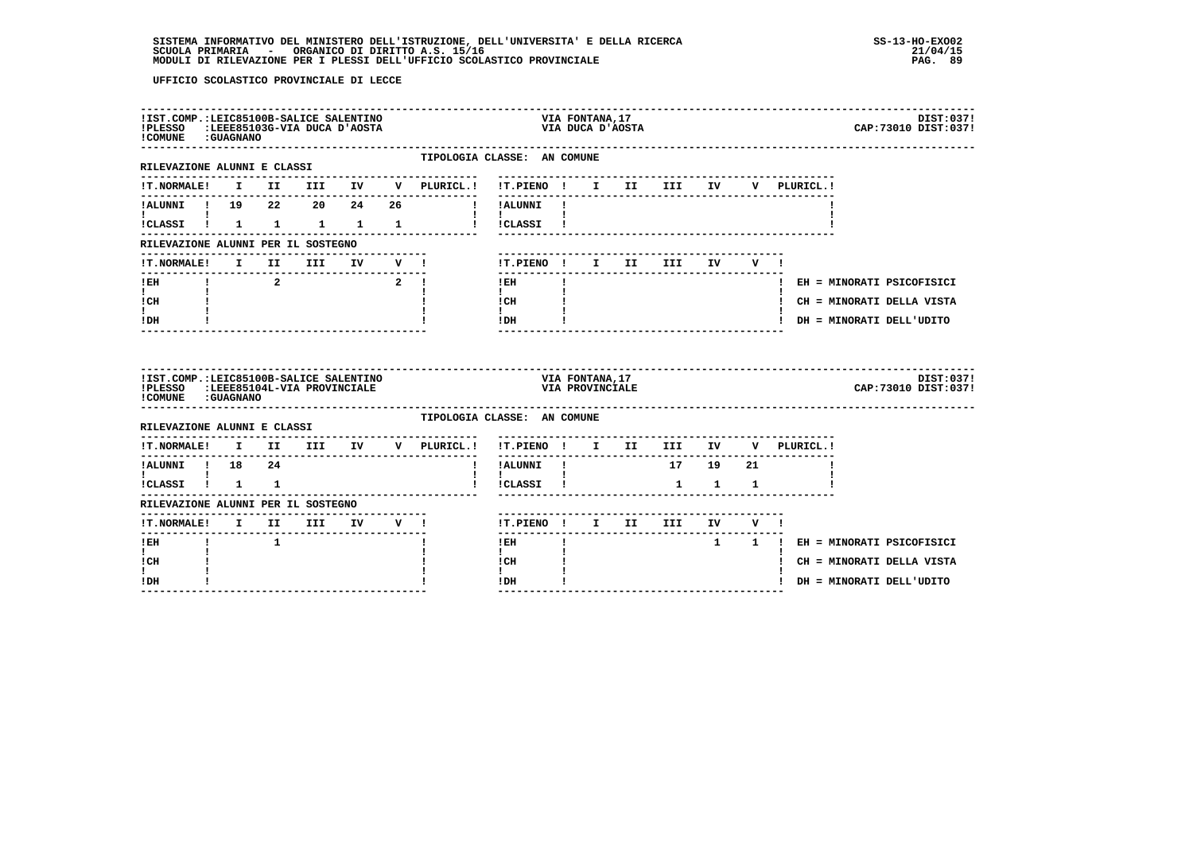UFFICIO SCOLASTICO PROVINCIALE DI LECCE

**IST.COMP.:** LEIC85100B-SALICE SALENTINO — VIA FONTANA,17 — DIST:037
**PLESSO:** LEEE85103G-VIA DUCA D'AOSTA — VIA DUCA D'AOSTA — CAP:73010 DIST:037
**COMUNE:** GUAGNANO

TIPOLOGIA CLASSE: AN COMUNE

RILEVAZIONE ALUNNI E CLASSI

| T.NORMALE | I | II | III | IV | V | PLURICL. | T.PIENO | I | II | III | IV | V | PLURICL. |
|---|---|---|---|---|---|---|---|---|---|---|---|---|---|
| ALUNNI | 19 | 22 | 20 | 24 | 26 | | ALUNNI | | | | | | |
| CLASSI | 1 | 1 | 1 | 1 | 1 | | CLASSI | | | | | | |

RILEVAZIONE ALUNNI PER IL SOSTEGNO

| T.NORMALE | I | II | III | IV | V | T.PIENO | I | II | III | IV | V |
|---|---|---|---|---|---|---|---|---|---|---|---|
| EH | | 2 | | | 2 | EH | | | | | |
| CH | | | | | | CH | | | | | |
| DH | | | | | | DH | | | | | |

EH = MINORATI PSICOFISICI
CH = MINORATI DELLA VISTA
DH = MINORATI DELL'UDITO

**IST.COMP.:** LEIC85100B-SALICE SALENTINO — VIA FONTANA,17 — DIST:037
**PLESSO:** LEEE85104L-VIA PROVINCIALE — VIA PROVINCIALE — CAP:73010 DIST:037
**COMUNE:** GUAGNANO

TIPOLOGIA CLASSE: AN COMUNE

RILEVAZIONE ALUNNI E CLASSI

| T.NORMALE | I | II | III | IV | V | PLURICL. | T.PIENO | I | II | III | IV | V | PLURICL. |
|---|---|---|---|---|---|---|---|---|---|---|---|---|---|
| ALUNNI | 18 | 24 | | | | | ALUNNI | | | 17 | 19 | 21 | |
| CLASSI | 1 | 1 | | | | | CLASSI | | | 1 | 1 | 1 | |

RILEVAZIONE ALUNNI PER IL SOSTEGNO

| T.NORMALE | I | II | III | IV | V | T.PIENO | I | II | III | IV | V |
|---|---|---|---|---|---|---|---|---|---|---|---|
| EH | | 1 | | | | EH | | | | 1 | 1 |
| CH | | | | | | CH | | | | | |
| DH | | | | | | DH | | | | | |

EH = MINORATI PSICOFISICI
CH = MINORATI DELLA VISTA
DH = MINORATI DELL'UDITO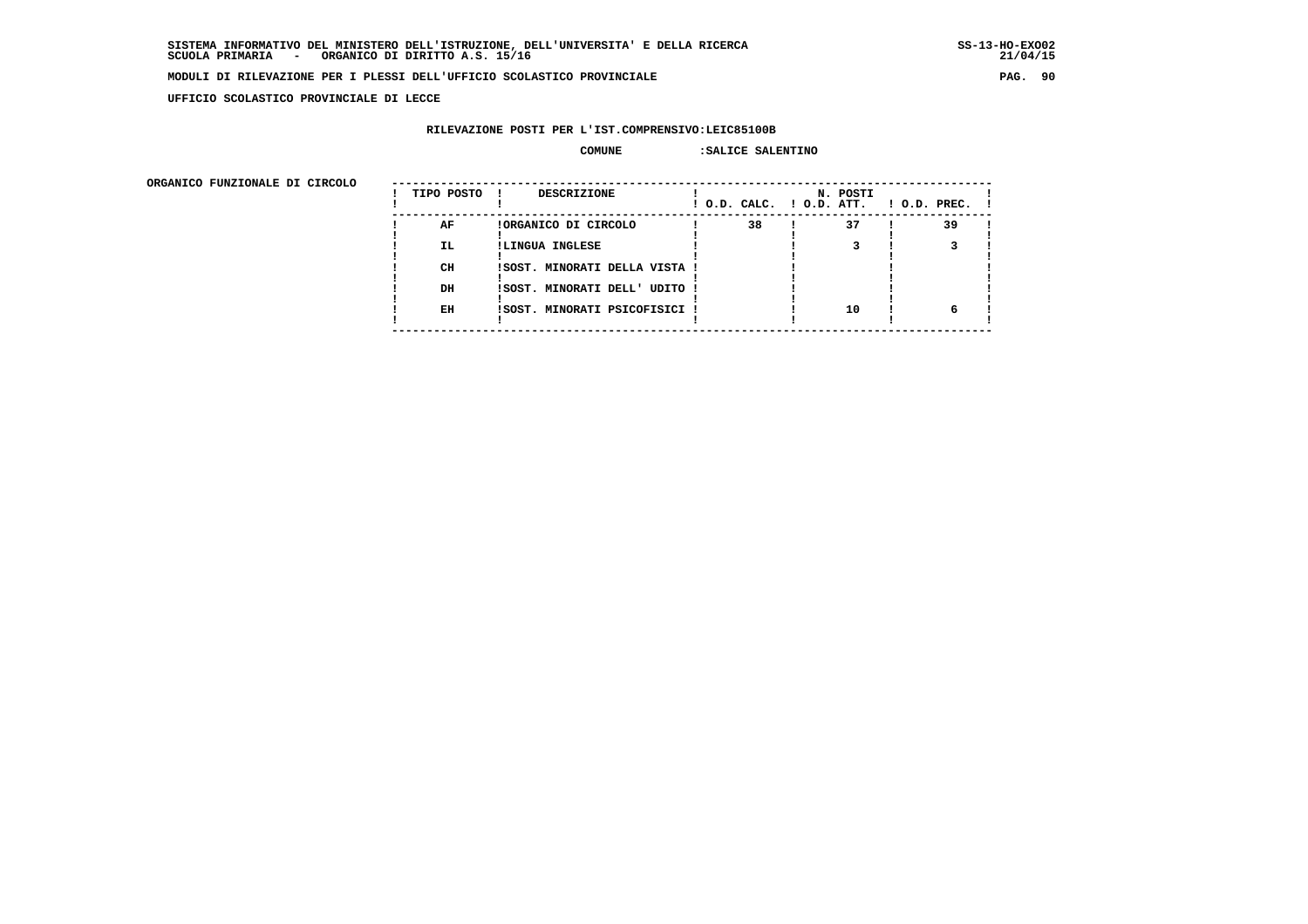UFFICIO SCOLASTICO PROVINCIALE DI LECCE

RILEVAZIONE POSTI PER L'IST.COMPRENSIVO:LEIC85100B

COMUNE :SALICE SALENTINO

ORGANICO FUNZIONALE DI CIRCOLO

| TIPO POSTO | DESCRIZIONE | N. POSTI O.D. CALC. | O.D. ATT. | O.D. PREC. |
|---|---|---|---|---|
| AF | ORGANICO DI CIRCOLO | 38 | 37 | 39 |
| IL | LINGUA INGLESE | | 3 | 3 |
| CH | SOST. MINORATI DELLA VISTA | | | |
| DH | SOST. MINORATI DELL' UDITO | | | |
| EH | SOST. MINORATI PSICOFISICI | | 10 | 6 |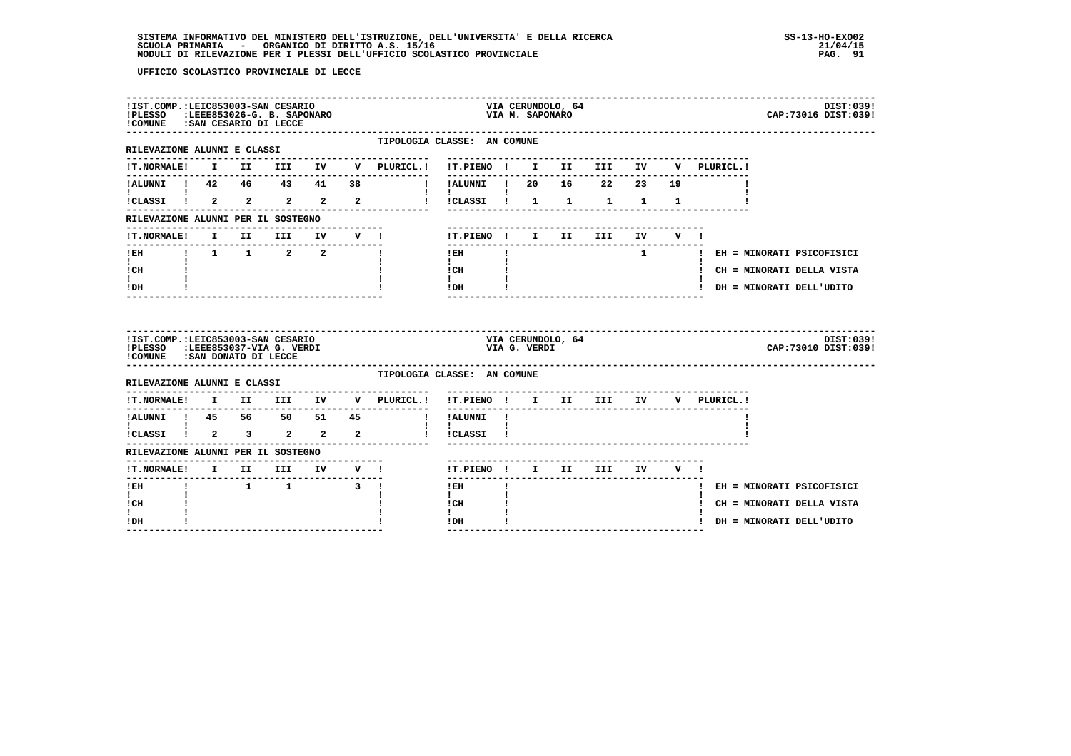UFFICIO SCOLASTICO PROVINCIALE DI LECCE

**!IST.COMP.:LEIC853003-SAN CESARIO** VIA CERUNDOLO, 64 DIST:039!
**!PLESSO :LEEE853026-G. B. SAPONARO** VIA M. SAPONARO CAP:73016 DIST:039!
**!COMUNE :SAN CESARIO DI LECCE**

TIPOLOGIA CLASSE: AN COMUNE

RILEVAZIONE ALUNNI E CLASSI

| !T.NORMALE! | I | II | III | IV | V | PLURICL.! | !T.PIENO ! | I | II | III | IV | V | PLURICL.! |
|---|---|---|---|---|---|---|---|---|---|---|---|---|---|
| !ALUNNI ! | 42 | 46 | 43 | 41 | 38 | | !ALUNNI ! | 20 | 16 | 22 | 23 | 19 | |
| !CLASSI ! | 2 | 2 | 2 | 2 | 2 | | !CLASSI ! | 1 | 1 | 1 | 1 | 1 | |

RILEVAZIONE ALUNNI PER IL SOSTEGNO

| !T.NORMALE! | I | II | III | IV | V ! | !T.PIENO ! | I | II | III | IV | V ! |
|---|---|---|---|---|---|---|---|---|---|---|---|
| !EH | 1 | 1 | 2 | 2 | | !EH | | | | 1 | |
| !CH | | | | | | !CH | | | | | |
| !DH | | | | | | !DH | | | | | |

EH = MINORATI PSICOFISICI
CH = MINORATI DELLA VISTA
DH = MINORATI DELL'UDITO

**!IST.COMP.:LEIC853003-SAN CESARIO** VIA CERUNDOLO, 64 DIST:039!
**!PLESSO :LEEE853037-VIA G. VERDI** VIA G. VERDI CAP:73010 DIST:039!
**!COMUNE :SAN DONATO DI LECCE**

TIPOLOGIA CLASSE: AN COMUNE

RILEVAZIONE ALUNNI E CLASSI

| !T.NORMALE! | I | II | III | IV | V | PLURICL.! | !T.PIENO ! | I | II | III | IV | V | PLURICL.! |
|---|---|---|---|---|---|---|---|---|---|---|---|---|---|
| !ALUNNI ! | 45 | 56 | 50 | 51 | 45 | | !ALUNNI ! | | | | | | |
| !CLASSI ! | 2 | 3 | 2 | 2 | 2 | | !CLASSI ! | | | | | | |

RILEVAZIONE ALUNNI PER IL SOSTEGNO

| !T.NORMALE! | I | II | III | IV | V ! | !T.PIENO ! | I | II | III | IV | V ! |
|---|---|---|---|---|---|---|---|---|---|---|---|
| !EH | | 1 | 1 | | 3 | !EH | | | | | |
| !CH | | | | | | !CH | | | | | |
| !DH | | | | | | !DH | | | | | |

EH = MINORATI PSICOFISICI
CH = MINORATI DELLA VISTA
DH = MINORATI DELL'UDITO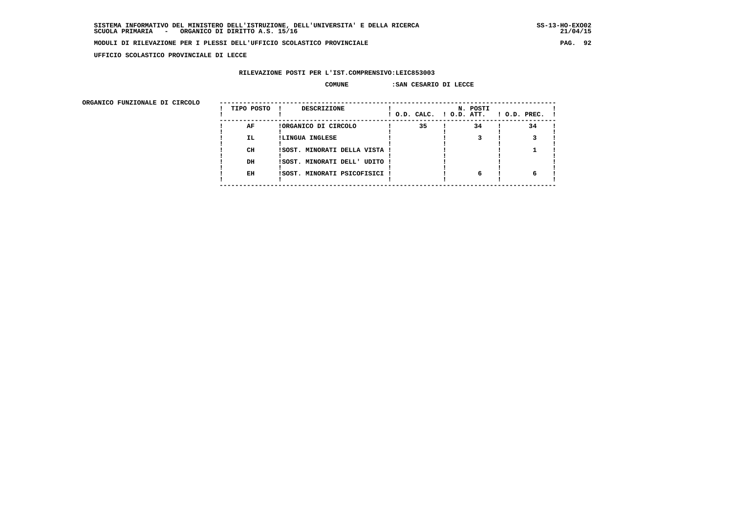SISTEMA INFORMATIVO DEL MINISTERO DELL'ISTRUZIONE, DELL'UNIVERSITA' E DELLA RICERCA
SCUOLA PRIMARIA - ORGANICO DI DIRITTO A.S. 15/16

MODULI DI RILEVAZIONE PER I PLESSI DELL'UFFICIO SCOLASTICO PROVINCIALE

UFFICIO SCOLASTICO PROVINCIALE DI LECCE

RILEVAZIONE POSTI PER L'IST.COMPRENSIVO:LEIC853003

COMUNE :SAN CESARIO DI LECCE

ORGANICO FUNZIONALE DI CIRCOLO

| TIPO POSTO | DESCRIZIONE | N. POSTI O.D. CALC. | O.D. ATT. | O.D. PREC. |
|---|---|---|---|---|
| AF | ORGANICO DI CIRCOLO | 35 | 34 | 34 |
| IL | LINGUA INGLESE | | 3 | 3 |
| CH | SOST. MINORATI DELLA VISTA | | | 1 |
| DH | SOST. MINORATI DELL' UDITO | | | |
| EH | SOST. MINORATI PSICOFISICI | | 6 | 6 |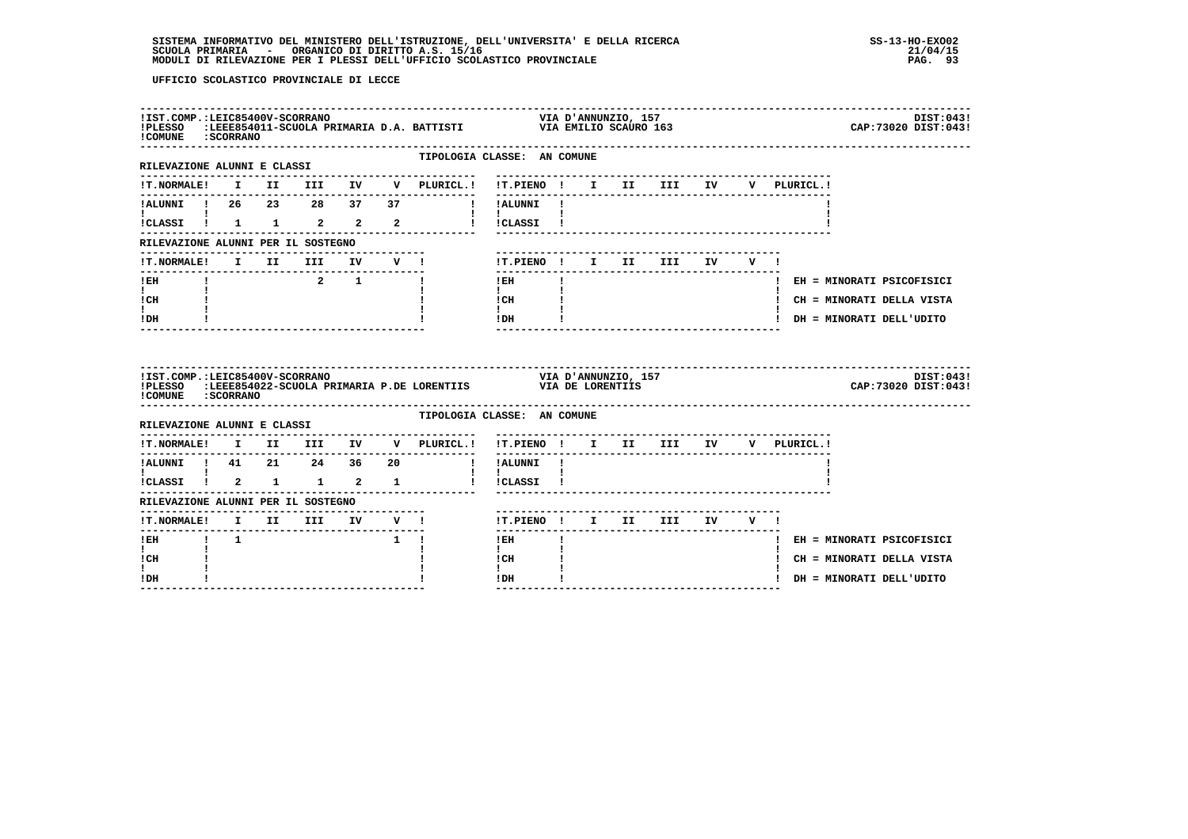UFFICIO SCOLASTICO PROVINCIALE DI LECCE

**IST.COMP.:** LEIC85400V-SCORRANO — VIA D'ANNUNZIO, 157 — DIST:043
**PLESSO:** LEEE854011-SCUOLA PRIMARIA D.A. BATTISTI — VIA EMILIO SCAURO 163 — CAP:73020 DIST:043
**COMUNE:** SCORRANO

TIPOLOGIA CLASSE: AN COMUNE

RILEVAZIONE ALUNNI E CLASSI

| T.NORMALE | I | II | III | IV | V | PLURICL. | T.PIENO | I | II | III | IV | V | PLURICL. |
|---|---|---|---|---|---|---|---|---|---|---|---|---|---|
| ALUNNI | 26 | 23 | 28 | 37 | 37 | | ALUNNI | | | | | | |
| CLASSI | 1 | 1 | 2 | 2 | 2 | | CLASSI | | | | | | |

RILEVAZIONE ALUNNI PER IL SOSTEGNO

| T.NORMALE | I | II | III | IV | V | T.PIENO | I | II | III | IV | V |
|---|---|---|---|---|---|---|---|---|---|---|---|
| EH | | | 2 | 1 | | EH | | | | | |
| CH | | | | | | CH | | | | | |
| DH | | | | | | DH | | | | | |

EH = MINORATI PSICOFISICI
CH = MINORATI DELLA VISTA
DH = MINORATI DELL'UDITO

**IST.COMP.:** LEIC85400V-SCORRANO — VIA D'ANNUNZIO, 157 — DIST:043
**PLESSO:** LEEE854022-SCUOLA PRIMARIA P.DE LORENTIIS — VIA DE LORENTIIS — CAP:73020 DIST:043
**COMUNE:** SCORRANO

TIPOLOGIA CLASSE: AN COMUNE

RILEVAZIONE ALUNNI E CLASSI

| T.NORMALE | I | II | III | IV | V | PLURICL. | T.PIENO | I | II | III | IV | V | PLURICL. |
|---|---|---|---|---|---|---|---|---|---|---|---|---|---|
| ALUNNI | 41 | 21 | 24 | 36 | 20 | | ALUNNI | | | | | | |
| CLASSI | 2 | 1 | 1 | 2 | 1 | | CLASSI | | | | | | |

RILEVAZIONE ALUNNI PER IL SOSTEGNO

| T.NORMALE | I | II | III | IV | V | T.PIENO | I | II | III | IV | V |
|---|---|---|---|---|---|---|---|---|---|---|---|
| EH | 1 | | | | 1 | EH | | | | | |
| CH | | | | | | CH | | | | | |
| DH | | | | | | DH | | | | | |

EH = MINORATI PSICOFISICI
CH = MINORATI DELLA VISTA
DH = MINORATI DELL'UDITO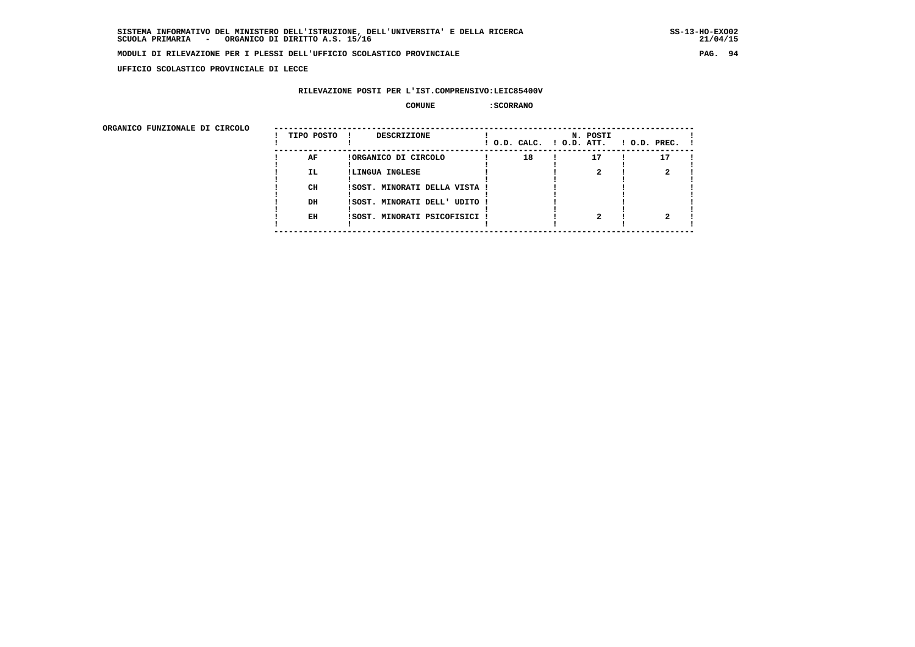UFFICIO SCOLASTICO PROVINCIALE DI LECCE

RILEVAZIONE POSTI PER L'IST.COMPRENSIVO:LEIC85400V

COMUNE :SCORRANO

ORGANICO FUNZIONALE DI CIRCOLO

| TIPO POSTO | DESCRIZIONE | N. POSTI O.D. CALC. | O.D. ATT. | O.D. PREC. |
|---|---|---|---|---|
| AF | ORGANICO DI CIRCOLO | 18 | 17 | 17 |
| IL | LINGUA INGLESE | | 2 | 2 |
| CH | SOST. MINORATI DELLA VISTA | | | |
| DH | SOST. MINORATI DELL' UDITO | | | |
| EH | SOST. MINORATI PSICOFISICI | | 2 | 2 |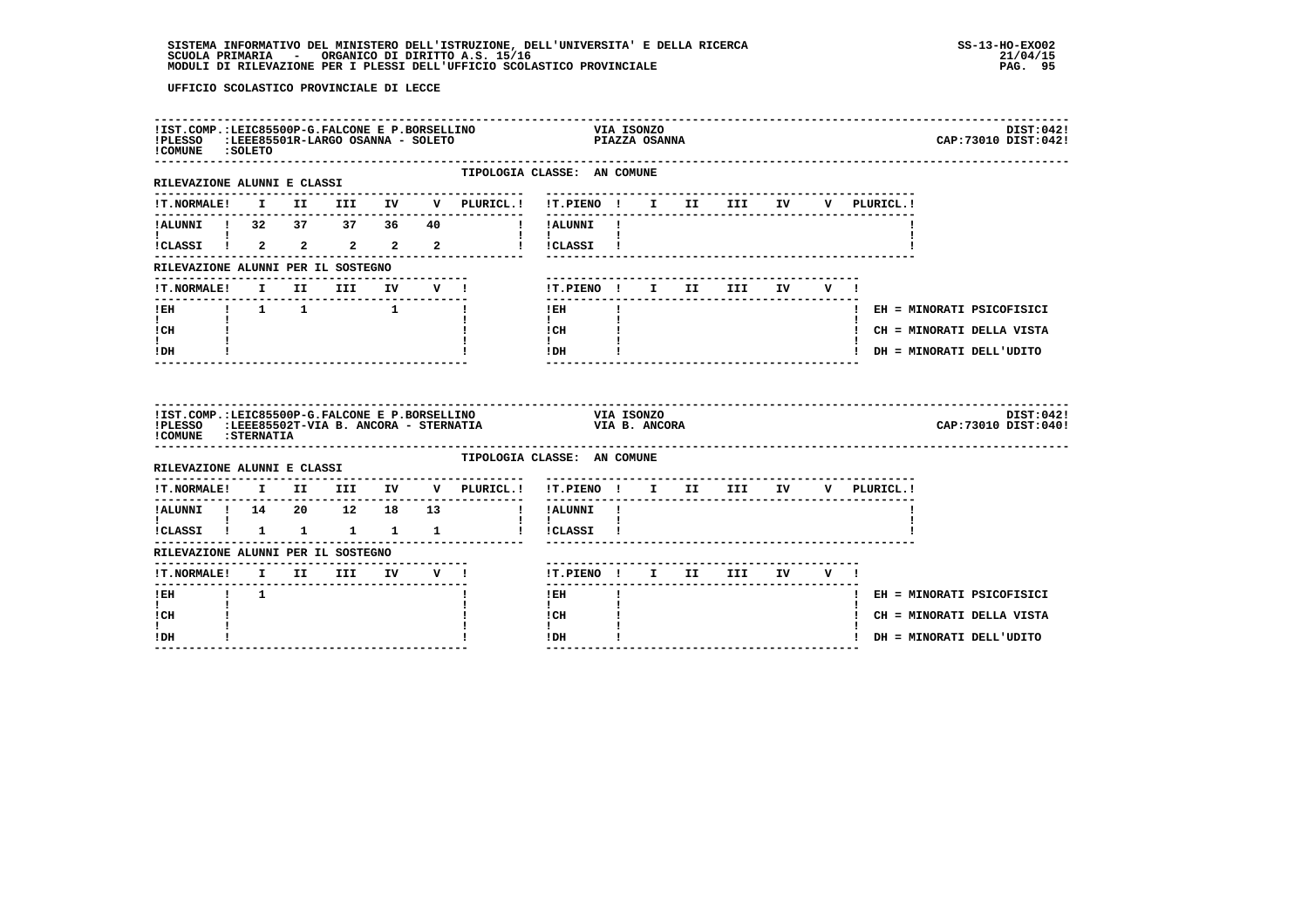UFFICIO SCOLASTICO PROVINCIALE DI LECCE

!IST.COMP.:LEIC85500P-G.FALCONE E P.BORSELLINO — VIA ISONZO — DIST:042!
!PLESSO :LEEE85501R-LARGO OSANNA - SOLETO — PIAZZA OSANNA — CAP:73010 DIST:042!
!COMUNE :SOLETO

TIPOLOGIA CLASSE: AN COMUNE

RILEVAZIONE ALUNNI E CLASSI

| T.NORMALE | I | II | III | IV | V | PLURICL. |
|---|---|---|---|---|---|---|
| ALUNNI | 32 | 37 | 37 | 36 | 40 | |
| CLASSI | 2 | 2 | 2 | 2 | 2 | |

| T.PIENO | I | II | III | IV | V | PLURICL. |
|---|---|---|---|---|---|---|
| ALUNNI | | | | | | |
| CLASSI | | | | | | |

RILEVAZIONE ALUNNI PER IL SOSTEGNO

| T.NORMALE | I | II | III | IV | V |
|---|---|---|---|---|---|
| EH | 1 | 1 | | 1 | |
| CH | | | | | |
| DH | | | | | |

| T.PIENO | I | II | III | IV | V |
|---|---|---|---|---|---|
| EH | | | | | |
| CH | | | | | |
| DH | | | | | |

EH = MINORATI PSICOFISICI
CH = MINORATI DELLA VISTA
DH = MINORATI DELL'UDITO

!IST.COMP.:LEIC85500P-G.FALCONE E P.BORSELLINO — VIA ISONZO — DIST:042!
!PLESSO :LEEE85502T-VIA B. ANCORA - STERNATIA — VIA B. ANCORA — CAP:73010 DIST:040!
!COMUNE :STERNATIA

TIPOLOGIA CLASSE: AN COMUNE

RILEVAZIONE ALUNNI E CLASSI

| T.NORMALE | I | II | III | IV | V | PLURICL. |
|---|---|---|---|---|---|---|
| ALUNNI | 14 | 20 | 12 | 18 | 13 | |
| CLASSI | 1 | 1 | 1 | 1 | 1 | |

| T.PIENO | I | II | III | IV | V | PLURICL. |
|---|---|---|---|---|---|---|
| ALUNNI | | | | | | |
| CLASSI | | | | | | |

RILEVAZIONE ALUNNI PER IL SOSTEGNO

| T.NORMALE | I | II | III | IV | V |
|---|---|---|---|---|---|
| EH | 1 | | | | |
| CH | | | | | |
| DH | | | | | |

| T.PIENO | I | II | III | IV | V |
|---|---|---|---|---|---|
| EH | | | | | |
| CH | | | | | |
| DH | | | | | |

EH = MINORATI PSICOFISICI
CH = MINORATI DELLA VISTA
DH = MINORATI DELL'UDITO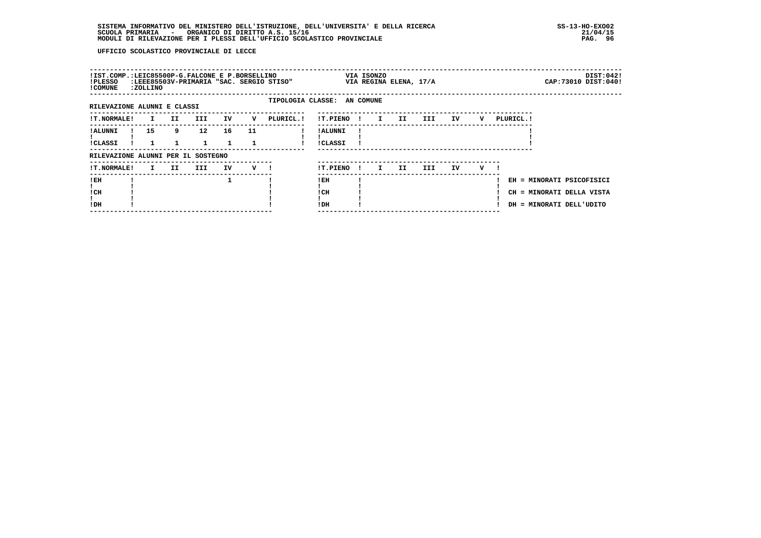UFFICIO SCOLASTICO PROVINCIALE DI LECCE

| | | | |
|---|---|---|---|
| IST.COMP.:LEIC85500P-G.FALCONE E P.BORSELLINO | VIA ISONZO | | DIST:042 |
| PLESSO :LEEE85503V-PRIMARIA "SAC. SERGIO STISO" | VIA REGINA ELENA, 17/A | | CAP:73010 DIST:040 |
| COMUNE :ZOLLINO | | | |

TIPOLOGIA CLASSE: AN COMUNE

RILEVAZIONE ALUNNI E CLASSI

| T.NORMALE | I | II | III | IV | V | PLURICL. | T.PIENO | I | II | III | IV | V | PLURICL. |
|---|---|---|---|---|---|---|---|---|---|---|---|---|---|
| ALUNNI | 15 | 9 | 12 | 16 | 11 | | ALUNNI | | | | | | |
| CLASSI | 1 | 1 | 1 | 1 | 1 | | CLASSI | | | | | | |

RILEVAZIONE ALUNNI PER IL SOSTEGNO

| T.NORMALE | I | II | III | IV | V | T.PIENO | I | II | III | IV | V |
|---|---|---|---|---|---|---|---|---|---|---|---|
| EH | | | | 1 | | EH | | | | | |
| CH | | | | | | CH | | | | | |
| DH | | | | | | DH | | | | | |

EH = MINORATI PSICOFISICI
CH = MINORATI DELLA VISTA
DH = MINORATI DELL'UDITO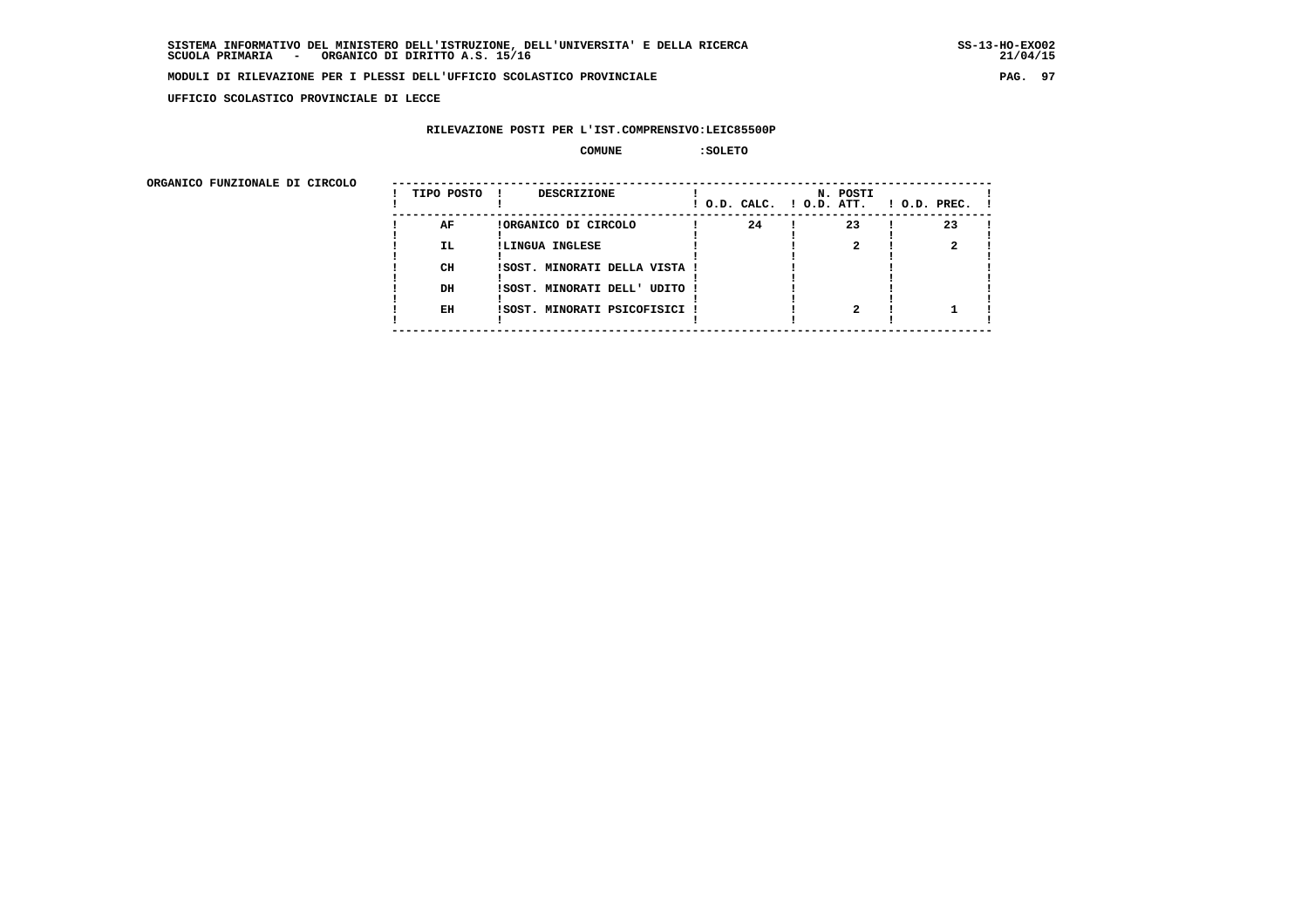**SISTEMA INFORMATIVO DEL MINISTERO DELL'ISTRUZIONE, DELL'UNIVERSITA' E DELLA RICERCA** SS-13-HO-EXO02
**SCUOLA PRIMARIA - ORGANICO DI DIRITTO A.S. 15/16** 21/04/15

**MODULI DI RILEVAZIONE PER I PLESSI DELL'UFFICIO SCOLASTICO PROVINCIALE**

**UFFICIO SCOLASTICO PROVINCIALE DI LECCE**

**RILEVAZIONE POSTI PER L'IST.COMPRENSIVO:LEIC85500P**

**COMUNE :SOLETO**

**ORGANICO FUNZIONALE DI CIRCOLO**

| TIPO POSTO | DESCRIZIONE | N. POSTI O.D. CALC. | O.D. ATT. | O.D. PREC. |
|---|---|---|---|---|
| AF | ORGANICO DI CIRCOLO | 24 | 23 | 23 |
| IL | LINGUA INGLESE | | 2 | 2 |
| CH | SOST. MINORATI DELLA VISTA | | | |
| DH | SOST. MINORATI DELL' UDITO | | | |
| EH | SOST. MINORATI PSICOFISICI | | 2 | 1 |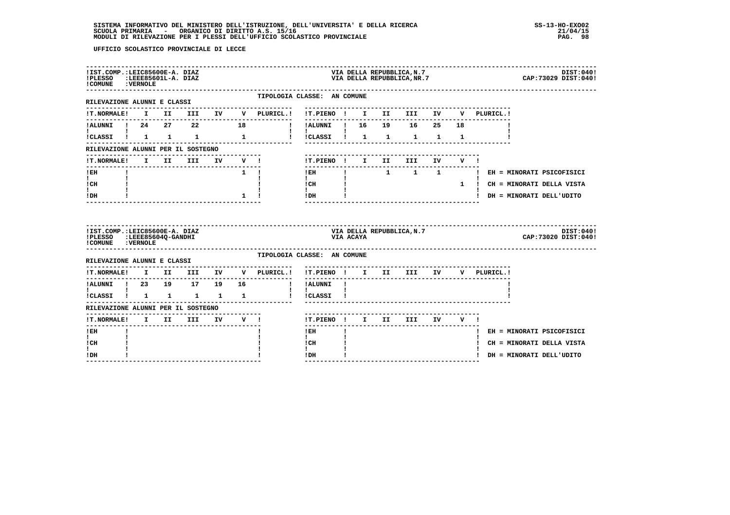UFFICIO SCOLASTICO PROVINCIALE DI LECCE

**IST.COMP.:** LEIC85600E-A. DIAZ — VIA DELLA REPUBBLICA,N.7 — DIST:040
**PLESSO:** LEEE85601L-A. DIAZ — VIA DELLA REPUBBLICA,NR.7 — CAP:73029 DIST:040
**COMUNE:** VERNOLE

TIPOLOGIA CLASSE: AN COMUNE

RILEVAZIONE ALUNNI E CLASSI

| T.NORMALE | I | II | III | IV | V | PLURICL. | T.PIENO | I | II | III | IV | V | PLURICL. |
|---|---|---|---|---|---|---|---|---|---|---|---|---|---|
| ALUNNI | 24 | 27 | 22 | | 18 | | ALUNNI | 16 | 19 | 16 | 25 | 18 | |
| CLASSI | 1 | 1 | 1 | | 1 | | CLASSI | 1 | 1 | 1 | 1 | 1 | |

RILEVAZIONE ALUNNI PER IL SOSTEGNO

| T.NORMALE | I | II | III | IV | V | T.PIENO | I | II | III | IV | V |
|---|---|---|---|---|---|---|---|---|---|---|---|
| EH | | | | | 1 | EH | | 1 | 1 | 1 | |
| CH | | | | | | CH | | | | | 1 |
| DH | | | | | 1 | DH | | | | | |

EH = MINORATI PSICOFISICI
CH = MINORATI DELLA VISTA
DH = MINORATI DELL'UDITO

---

**IST.COMP.:** LEIC85600E-A. DIAZ — VIA DELLA REPUBBLICA,N.7 — DIST:040
**PLESSO:** LEEE85604Q-GANDHI — VIA ACAYA — CAP:73020 DIST:040
**COMUNE:** VERNOLE

TIPOLOGIA CLASSE: AN COMUNE

RILEVAZIONE ALUNNI E CLASSI

| T.NORMALE | I | II | III | IV | V | PLURICL. | T.PIENO | I | II | III | IV | V | PLURICL. |
|---|---|---|---|---|---|---|---|---|---|---|---|---|---|
| ALUNNI | 23 | 19 | 17 | 19 | 16 | | ALUNNI | | | | | | |
| CLASSI | 1 | 1 | 1 | 1 | 1 | | CLASSI | | | | | | |

RILEVAZIONE ALUNNI PER IL SOSTEGNO

| T.NORMALE | I | II | III | IV | V | T.PIENO | I | II | III | IV | V |
|---|---|---|---|---|---|---|---|---|---|---|---|
| EH | | | | | | EH | | | | | |
| CH | | | | | | CH | | | | | |
| DH | | | | | | DH | | | | | |

EH = MINORATI PSICOFISICI
CH = MINORATI DELLA VISTA
DH = MINORATI DELL'UDITO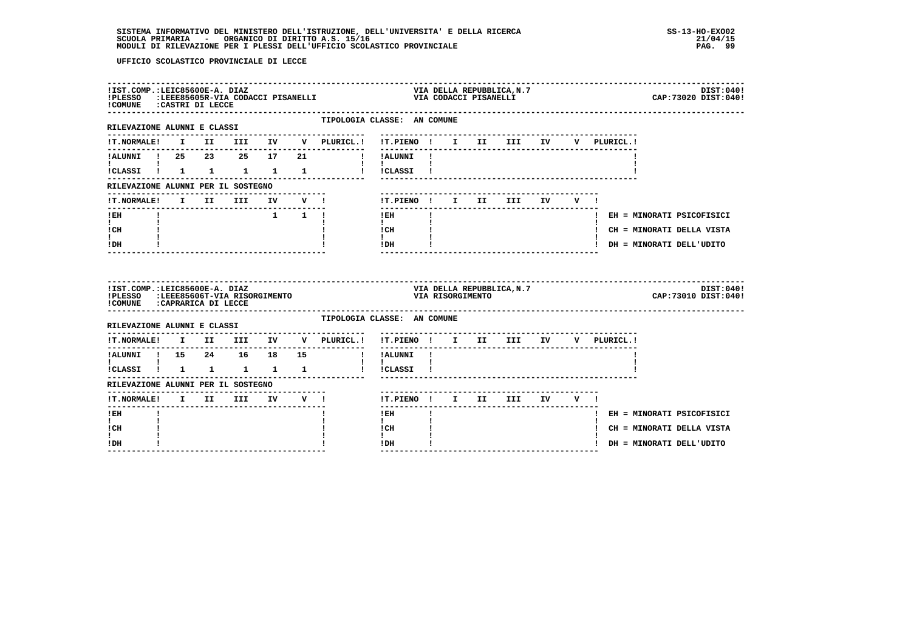UFFICIO SCOLASTICO PROVINCIALE DI LECCE

!IST.COMP.:LEIC85600E-A. DIAZ — VIA DELLA REPUBBLICA,N.7 — DIST:040!
!PLESSO :LEEE85605R-VIA CODACCI PISANELLI — VIA CODACCI PISANELLI — CAP:73020 DIST:040!
!COMUNE :CASTRI DI LECCE

TIPOLOGIA CLASSE: AN COMUNE

RILEVAZIONE ALUNNI E CLASSI

| !T.NORMALE! | I | II | III | IV | V | PLURICL.! | !T.PIENO ! | I | II | III | IV | V | PLURICL.! |
|---|---|---|---|---|---|---|---|---|---|---|---|---|---|
| !ALUNNI ! | 25 | 23 | 25 | 17 | 21 | | !ALUNNI ! | | | | | | |
| !CLASSI ! | 1 | 1 | 1 | 1 | 1 | | !CLASSI ! | | | | | | |

RILEVAZIONE ALUNNI PER IL SOSTEGNO

| !T.NORMALE! | I | II | III | IV | V ! | !T.PIENO ! | I | II | III | IV | V ! |
|---|---|---|---|---|---|---|---|---|---|---|---|
| !EH | | | | 1 | 1 | !EH | | | | | |
| !CH | | | | | | !CH | | | | | |
| !DH | | | | | | !DH | | | | | |

EH = MINORATI PSICOFISICI
CH = MINORATI DELLA VISTA
DH = MINORATI DELL'UDITO

!IST.COMP.:LEIC85600E-A. DIAZ — VIA DELLA REPUBBLICA,N.7 — DIST:040!
!PLESSO :LEEE85606T-VIA RISORGIMENTO — VIA RISORGIMENTO — CAP:73010 DIST:040!
!COMUNE :CAPRARICA DI LECCE

TIPOLOGIA CLASSE: AN COMUNE

RILEVAZIONE ALUNNI E CLASSI

| !T.NORMALE! | I | II | III | IV | V | PLURICL.! | !T.PIENO ! | I | II | III | IV | V | PLURICL.! |
|---|---|---|---|---|---|---|---|---|---|---|---|---|---|
| !ALUNNI ! | 15 | 24 | 16 | 18 | 15 | | !ALUNNI ! | | | | | | |
| !CLASSI ! | 1 | 1 | 1 | 1 | 1 | | !CLASSI ! | | | | | | |

RILEVAZIONE ALUNNI PER IL SOSTEGNO

| !T.NORMALE! | I | II | III | IV | V ! | !T.PIENO ! | I | II | III | IV | V ! |
|---|---|---|---|---|---|---|---|---|---|---|---|
| !EH | | | | | | !EH | | | | | |
| !CH | | | | | | !CH | | | | | |
| !DH | | | | | | !DH | | | | | |

EH = MINORATI PSICOFISICI
CH = MINORATI DELLA VISTA
DH = MINORATI DELL'UDITO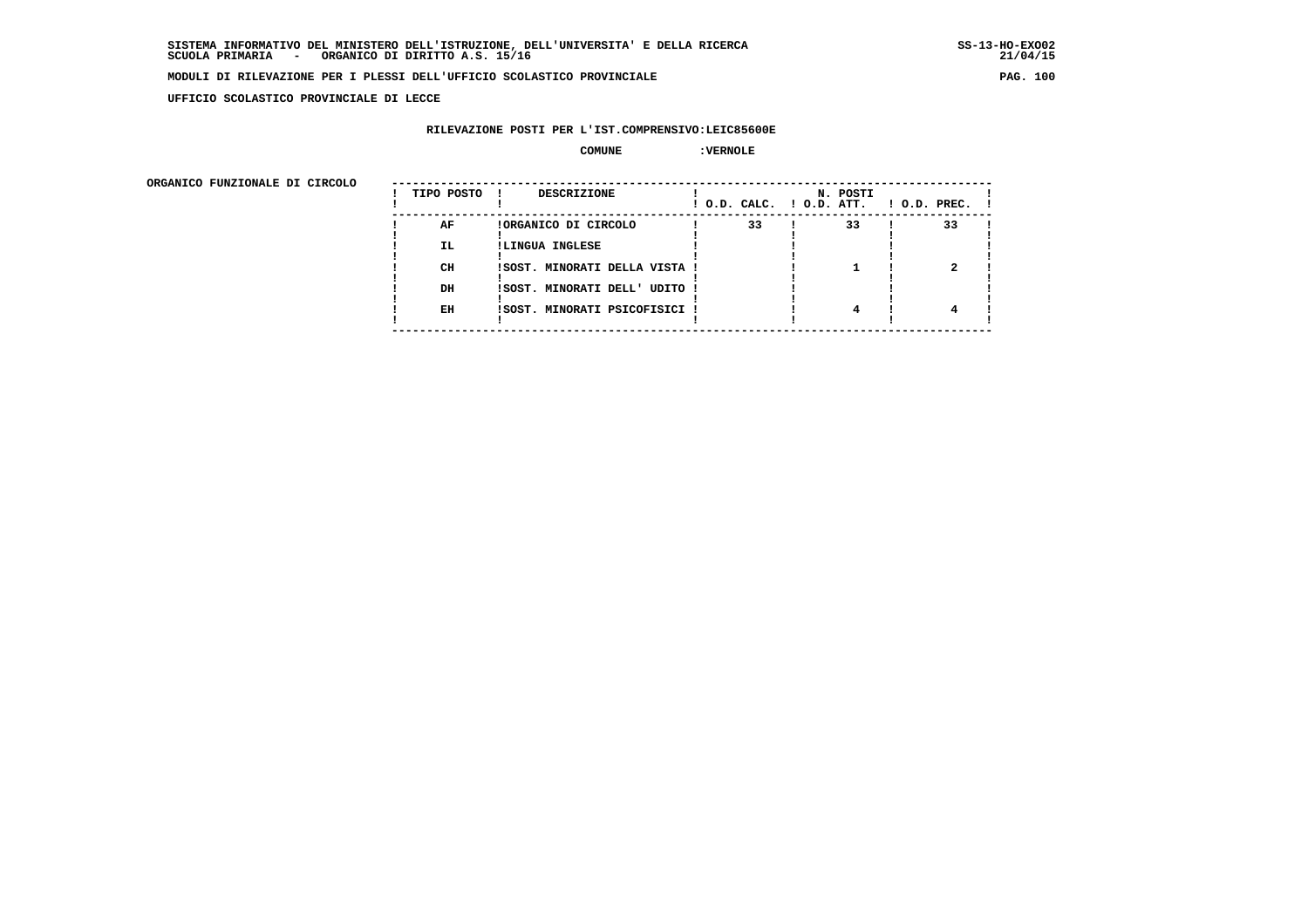UFFICIO SCOLASTICO PROVINCIALE DI LECCE

RILEVAZIONE POSTI PER L'IST.COMPRENSIVO:LEIC85600E

COMUNE :VERNOLE

ORGANICO FUNZIONALE DI CIRCOLO

| TIPO POSTO | DESCRIZIONE | N. POSTI O.D. CALC. | O.D. ATT. | O.D. PREC. |
|---|---|---|---|---|
| AF | ORGANICO DI CIRCOLO | 33 | 33 | 33 |
| IL | LINGUA INGLESE | | | |
| CH | SOST. MINORATI DELLA VISTA | | 1 | 2 |
| DH | SOST. MINORATI DELL' UDITO | | | |
| EH | SOST. MINORATI PSICOFISICI | | 4 | 4 |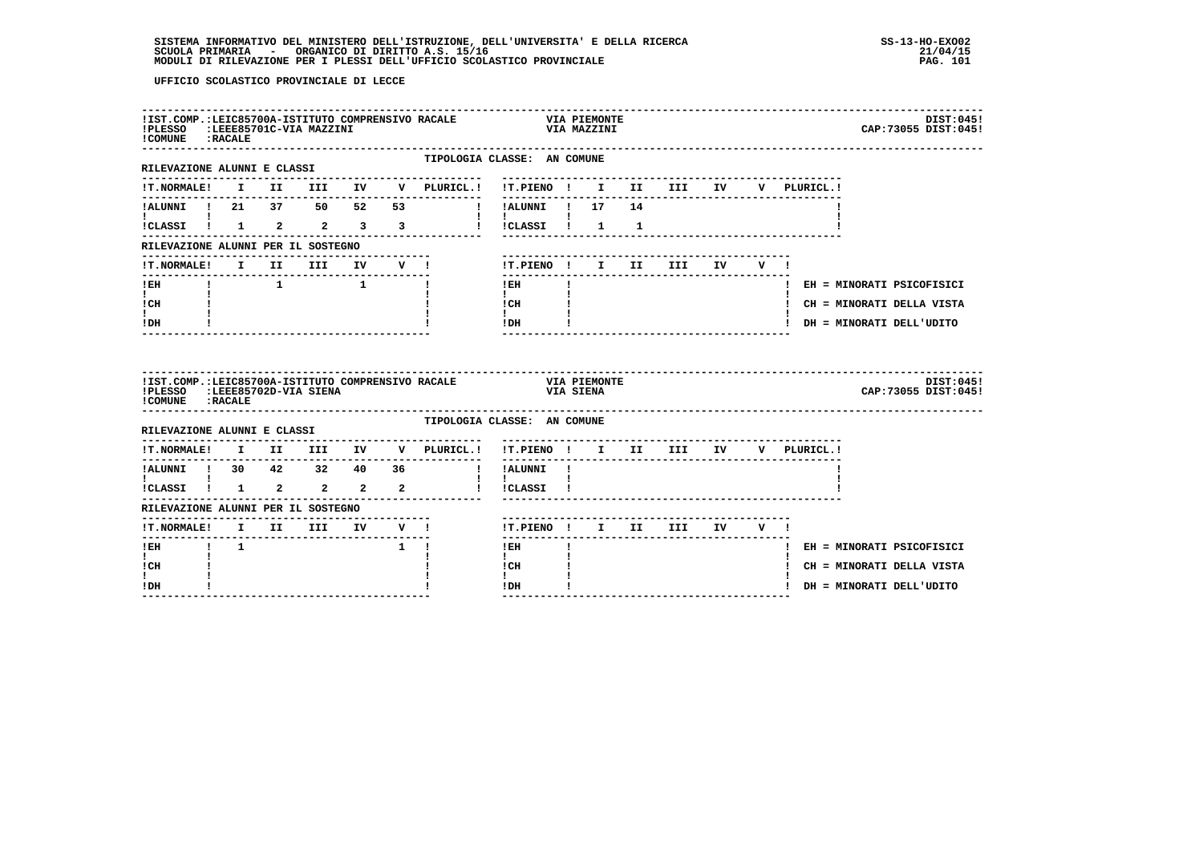UFFICIO SCOLASTICO PROVINCIALE DI LECCE

**IST.COMP.:** LEIC85700A-ISTITUTO COMPRENSIVO RACALE — VIA PIEMONTE — DIST:045
**PLESSO:** LEEE85701C-VIA MAZZINI — VIA MAZZINI — CAP:73055 DIST:045
**COMUNE:** RACALE

TIPOLOGIA CLASSE: AN COMUNE

RILEVAZIONE ALUNNI E CLASSI

| T.NORMALE | I | II | III | IV | V | PLURICL. | T.PIENO | I | II | III | IV | V | PLURICL. |
|---|---|---|---|---|---|---|---|---|---|---|---|---|---|
| ALUNNI | 21 | 37 | 50 | 52 | 53 | | ALUNNI | 17 | 14 | | | | |
| CLASSI | 1 | 2 | 2 | 3 | 3 | | CLASSI | 1 | 1 | | | | |

RILEVAZIONE ALUNNI PER IL SOSTEGNO

| T.NORMALE | I | II | III | IV | V | T.PIENO | I | II | III | IV | V |
|---|---|---|---|---|---|---|---|---|---|---|---|
| EH | | 1 | | 1 | | EH | | | | | |
| CH | | | | | | CH | | | | | |
| DH | | | | | | DH | | | | | |

EH = MINORATI PSICOFISICI
CH = MINORATI DELLA VISTA
DH = MINORATI DELL'UDITO

**IST.COMP.:** LEIC85700A-ISTITUTO COMPRENSIVO RACALE — VIA PIEMONTE — DIST:045
**PLESSO:** LEEE85702D-VIA SIENA — VIA SIENA — CAP:73055 DIST:045
**COMUNE:** RACALE

TIPOLOGIA CLASSE: AN COMUNE

RILEVAZIONE ALUNNI E CLASSI

| T.NORMALE | I | II | III | IV | V | PLURICL. | T.PIENO | I | II | III | IV | V | PLURICL. |
|---|---|---|---|---|---|---|---|---|---|---|---|---|---|
| ALUNNI | 30 | 42 | 32 | 40 | 36 | | ALUNNI | | | | | | |
| CLASSI | 1 | 2 | 2 | 2 | 2 | | CLASSI | | | | | | |

RILEVAZIONE ALUNNI PER IL SOSTEGNO

| T.NORMALE | I | II | III | IV | V | T.PIENO | I | II | III | IV | V |
|---|---|---|---|---|---|---|---|---|---|---|---|
| EH | 1 | | | | 1 | EH | | | | | |
| CH | | | | | | CH | | | | | |
| DH | | | | | | DH | | | | | |

EH = MINORATI PSICOFISICI
CH = MINORATI DELLA VISTA
DH = MINORATI DELL'UDITO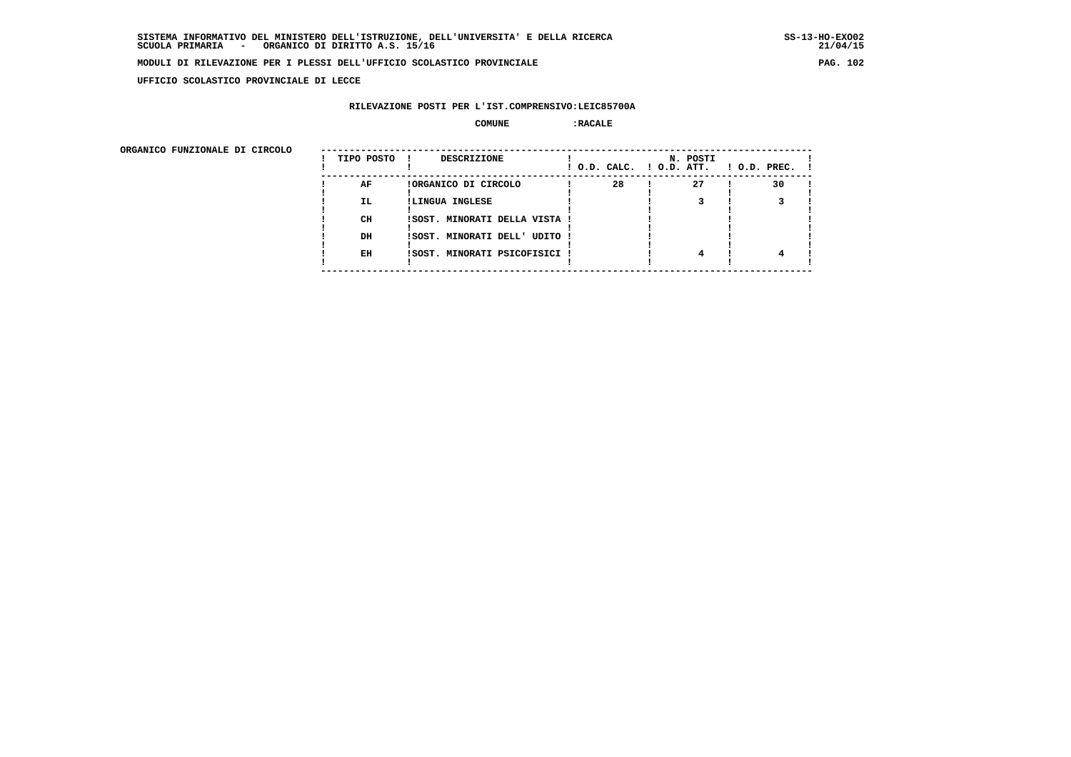SISTEMA INFORMATIVO DEL MINISTERO DELL'ISTRUZIONE, DELL'UNIVERSITA' E DELLA RICERCA
SCUOLA PRIMARIA - ORGANICO DI DIRITTO A.S. 15/16

SS-13-HO-EXO02
21/04/15

MODULI DI RILEVAZIONE PER I PLESSI DELL'UFFICIO SCOLASTICO PROVINCIALE

UFFICIO SCOLASTICO PROVINCIALE DI LECCE

RILEVAZIONE POSTI PER L'IST.COMPRENSIVO:LEIC85700A

COMUNE :RACALE

ORGANICO FUNZIONALE DI CIRCOLO

| TIPO POSTO | DESCRIZIONE | N. POSTI O.D. CALC. | N. POSTI O.D. ATT. | N. POSTI O.D. PREC. |
|---|---|---|---|---|
| AF | ORGANICO DI CIRCOLO | 28 | 27 | 30 |
| IL | LINGUA INGLESE | | 3 | 3 |
| CH | SOST. MINORATI DELLA VISTA | | | |
| DH | SOST. MINORATI DELL' UDITO | | | |
| EH | SOST. MINORATI PSICOFISICI | | 4 | 4 |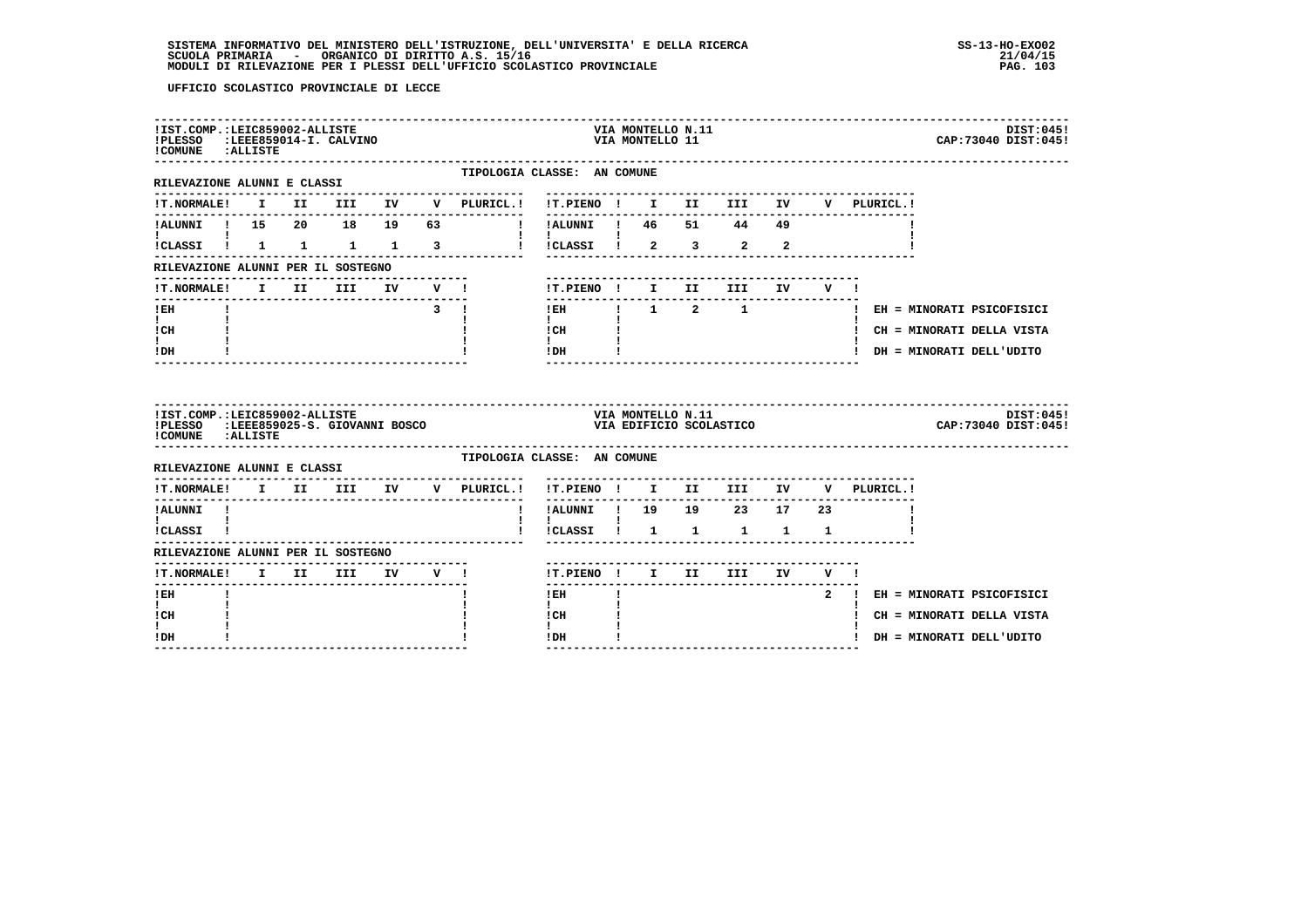UFFICIO SCOLASTICO PROVINCIALE DI LECCE

IST.COMP.:LEIC859002-ALLISTE — VIA MONTELLO N.11 — DIST:045
PLESSO :LEEE859014-I. CALVINO — VIA MONTELLO 11 — CAP:73040 DIST:045
COMUNE :ALLISTE

TIPOLOGIA CLASSE: AN COMUNE

RILEVAZIONE ALUNNI E CLASSI

| T.NORMALE | I | II | III | IV | V | PLURICL. | T.PIENO | I | II | III | IV | V | PLURICL. |
|---|---|---|---|---|---|---|---|---|---|---|---|---|---|
| ALUNNI | 15 | 20 | 18 | 19 | 63 | | ALUNNI | 46 | 51 | 44 | 49 | | |
| CLASSI | 1 | 1 | 1 | 1 | 3 | | CLASSI | 2 | 3 | 2 | 2 | | |

RILEVAZIONE ALUNNI PER IL SOSTEGNO

| T.NORMALE | I | II | III | IV | V | T.PIENO | I | II | III | IV | V |
|---|---|---|---|---|---|---|---|---|---|---|---|
| EH | | | | | 3 | EH | 1 | 2 | 1 | | |
| CH | | | | | | CH | | | | | |
| DH | | | | | | DH | | | | | |

EH = MINORATI PSICOFISICI
CH = MINORATI DELLA VISTA
DH = MINORATI DELL'UDITO

IST.COMP.:LEIC859002-ALLISTE — VIA MONTELLO N.11 — DIST:045
PLESSO :LEEE859025-S. GIOVANNI BOSCO — VIA EDIFICIO SCOLASTICO — CAP:73040 DIST:045
COMUNE :ALLISTE

TIPOLOGIA CLASSE: AN COMUNE

RILEVAZIONE ALUNNI E CLASSI

| T.NORMALE | I | II | III | IV | V | PLURICL. | T.PIENO | I | II | III | IV | V | PLURICL. |
|---|---|---|---|---|---|---|---|---|---|---|---|---|---|
| ALUNNI | | | | | | | ALUNNI | 19 | 19 | 23 | 17 | 23 | |
| CLASSI | | | | | | | CLASSI | 1 | 1 | 1 | 1 | 1 | |

RILEVAZIONE ALUNNI PER IL SOSTEGNO

| T.NORMALE | I | II | III | IV | V | T.PIENO | I | II | III | IV | V |
|---|---|---|---|---|---|---|---|---|---|---|---|
| EH | | | | | | EH | | | | | 2 |
| CH | | | | | | CH | | | | | |
| DH | | | | | | DH | | | | | |

EH = MINORATI PSICOFISICI
CH = MINORATI DELLA VISTA
DH = MINORATI DELL'UDITO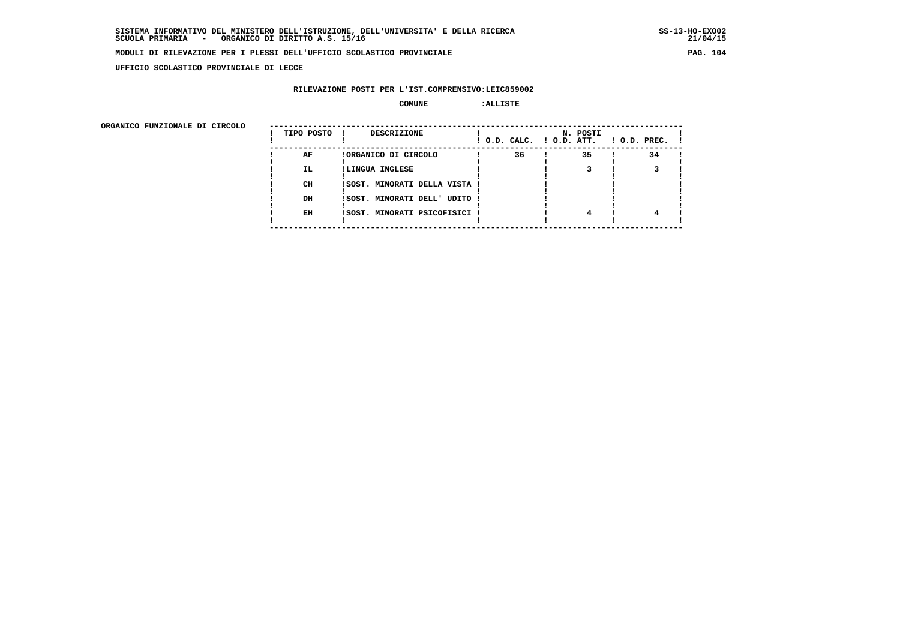UFFICIO SCOLASTICO PROVINCIALE DI LECCE

RILEVAZIONE POSTI PER L'IST.COMPRENSIVO:LEIC859002

COMUNE :ALLISTE

ORGANICO FUNZIONALE DI CIRCOLO

| TIPO POSTO | DESCRIZIONE | N. POSTI O.D. CALC. | O.D. ATT. | O.D. PREC. |
|---|---|---|---|---|
| AF | ORGANICO DI CIRCOLO | 36 | 35 | 34 |
| IL | LINGUA INGLESE | | 3 | 3 |
| CH | SOST. MINORATI DELLA VISTA | | | |
| DH | SOST. MINORATI DELL' UDITO | | | |
| EH | SOST. MINORATI PSICOFISICI | | 4 | 4 |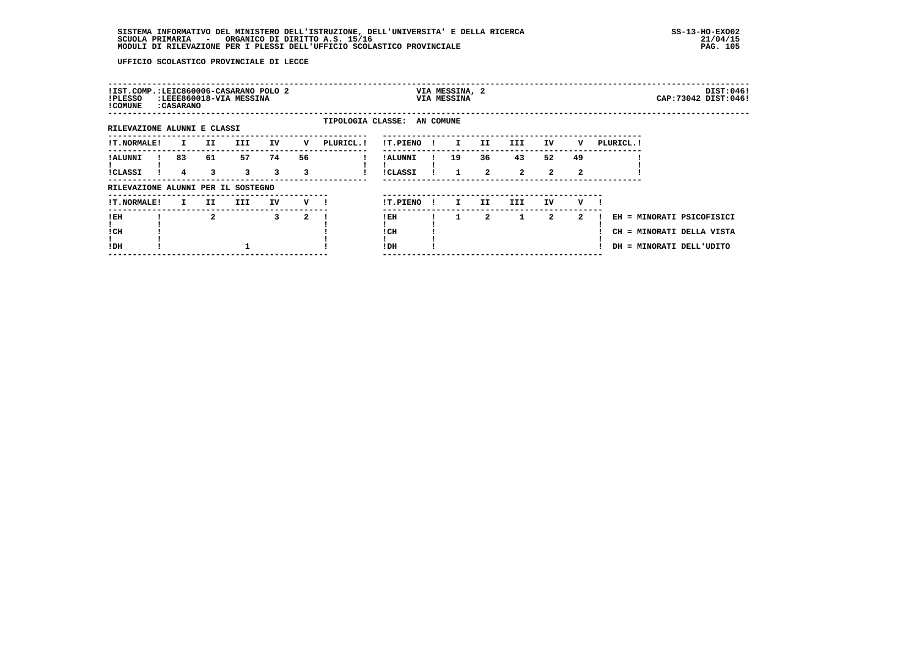UFFICIO SCOLASTICO PROVINCIALE DI LECCE

IST.COMP.:LEIC860006-CASARANO POLO 2 — VIA MESSINA, 2 — DIST:046
PLESSO :LEEE860018-VIA MESSINA — VIA MESSINA — CAP:73042 DIST:046
COMUNE :CASARANO

TIPOLOGIA CLASSE: AN COMUNE

RILEVAZIONE ALUNNI E CLASSI

| T.NORMALE | I | II | III | IV | V | PLURICL. | T.PIENO | I | II | III | IV | V | PLURICL. |
|---|---|---|---|---|---|---|---|---|---|---|---|---|---|
| ALUNNI | 83 | 61 | 57 | 74 | 56 | | ALUNNI | 19 | 36 | 43 | 52 | 49 | |
| CLASSI | 4 | 3 | 3 | 3 | 3 | | CLASSI | 1 | 2 | 2 | 2 | 2 | |

RILEVAZIONE ALUNNI PER IL SOSTEGNO

| T.NORMALE | I | II | III | IV | V | T.PIENO | I | II | III | IV | V |
|---|---|---|---|---|---|---|---|---|---|---|---|
| EH | | 2 | | 3 | 2 | EH | 1 | 2 | 1 | 2 | 2 |
| CH | | | | | | CH | | | | | |
| DH | | | 1 | | | DH | | | | | |

EH = MINORATI PSICOFISICI
CH = MINORATI DELLA VISTA
DH = MINORATI DELL'UDITO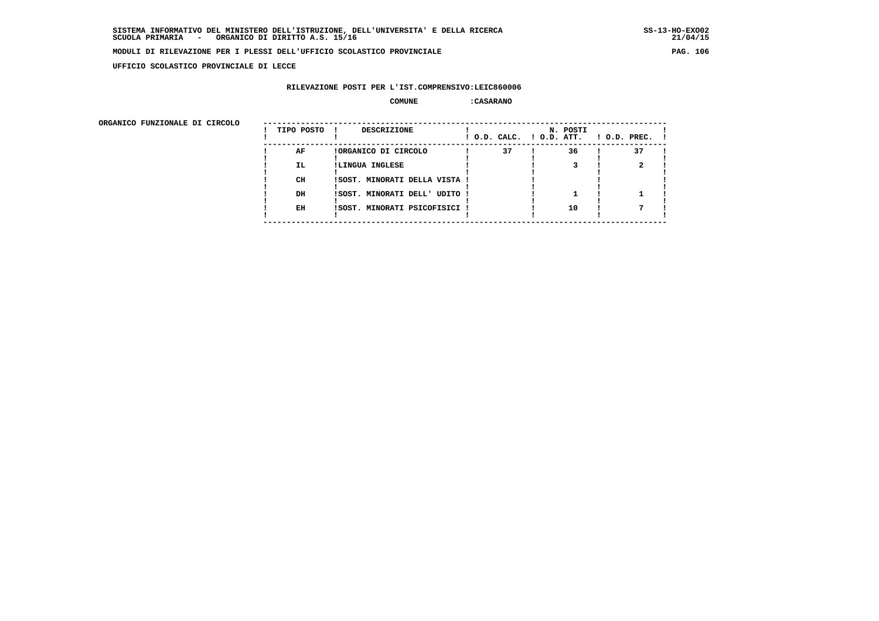UFFICIO SCOLASTICO PROVINCIALE DI LECCE

RILEVAZIONE POSTI PER L'IST.COMPRENSIVO:LEIC860006

COMUNE :CASARANO

ORGANICO FUNZIONALE DI CIRCOLO

| TIPO POSTO | DESCRIZIONE | N. POSTI O.D. CALC. | O.D. ATT. | O.D. PREC. |
|---|---|---|---|---|
| AF | ORGANICO DI CIRCOLO | 37 | 36 | 37 |
| IL | LINGUA INGLESE | | 3 | 2 |
| CH | SOST. MINORATI DELLA VISTA | | | |
| DH | SOST. MINORATI DELL' UDITO | | 1 | 1 |
| EH | SOST. MINORATI PSICOFISICI | | 10 | 7 |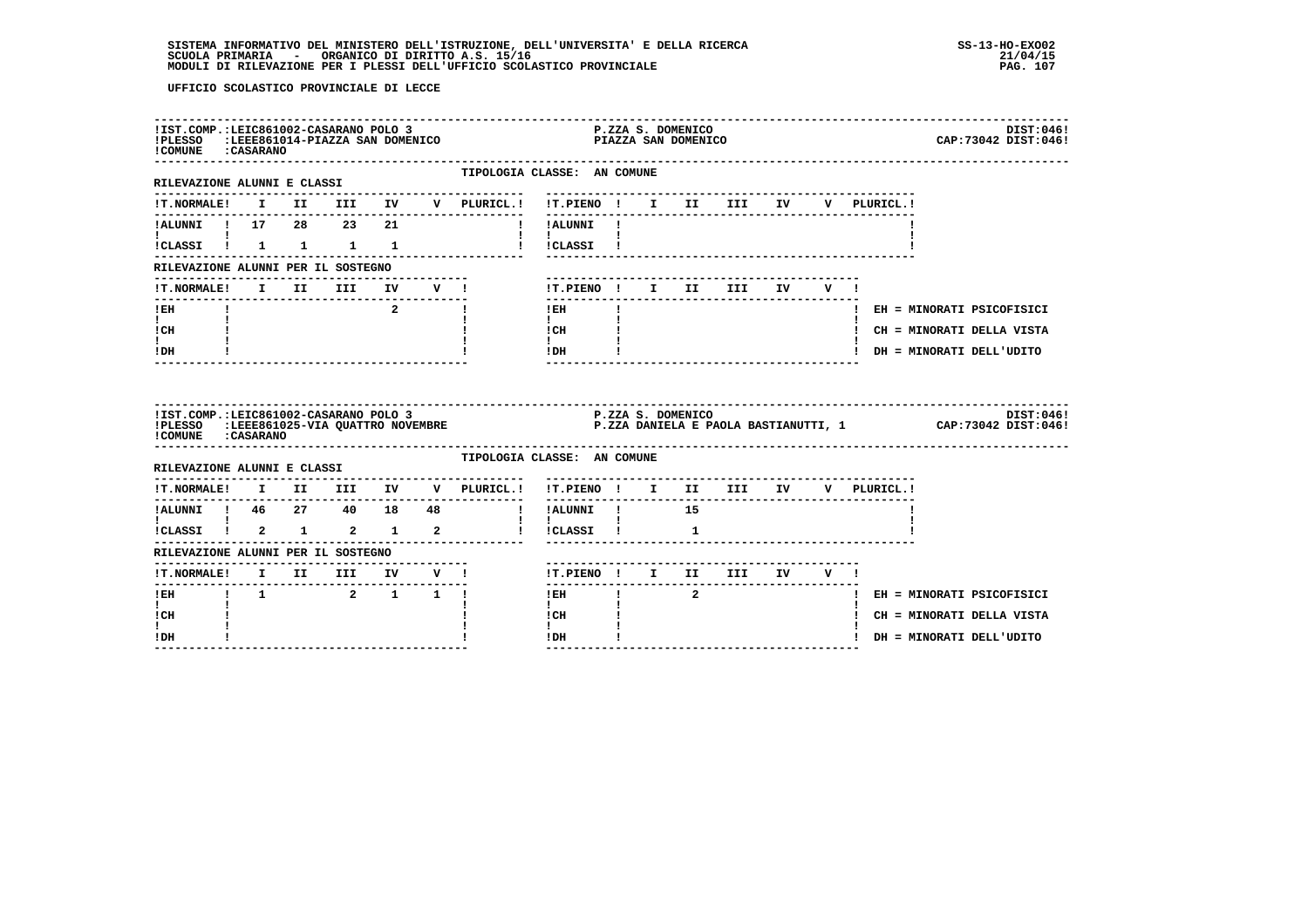UFFICIO SCOLASTICO PROVINCIALE DI LECCE

IST.COMP.:LEIC861002-CASARANO POLO 3 — P.ZZA S. DOMENICO — DIST:046
PLESSO :LEEE861014-PIAZZA SAN DOMENICO — PIAZZA SAN DOMENICO — CAP:73042 DIST:046
COMUNE :CASARANO

TIPOLOGIA CLASSE: AN COMUNE

RILEVAZIONE ALUNNI E CLASSI

| T.NORMALE | I | II | III | IV | V | PLURICL. | T.PIENO | I | II | III | IV | V | PLURICL. |
|---|---|---|---|---|---|---|---|---|---|---|---|---|---|
| ALUNNI | 17 | 28 | 23 | 21 | | | ALUNNI | | | | | | |
| CLASSI | 1 | 1 | 1 | 1 | | | CLASSI | | | | | | |

RILEVAZIONE ALUNNI PER IL SOSTEGNO

| T.NORMALE | I | II | III | IV | V | T.PIENO | I | II | III | IV | V |
|---|---|---|---|---|---|---|---|---|---|---|---|
| EH | | | | 2 | | EH | | | | | |
| CH | | | | | | CH | | | | | |
| DH | | | | | | DH | | | | | |

EH = MINORATI PSICOFISICI
CH = MINORATI DELLA VISTA
DH = MINORATI DELL'UDITO

IST.COMP.:LEIC861002-CASARANO POLO 3 — P.ZZA S. DOMENICO — DIST:046
PLESSO :LEEE861025-VIA QUATTRO NOVEMBRE — P.ZZA DANIELA E PAOLA BASTIANUTTI, 1 — CAP:73042 DIST:046
COMUNE :CASARANO

TIPOLOGIA CLASSE: AN COMUNE

RILEVAZIONE ALUNNI E CLASSI

| T.NORMALE | I | II | III | IV | V | PLURICL. | T.PIENO | I | II | III | IV | V | PLURICL. |
|---|---|---|---|---|---|---|---|---|---|---|---|---|---|
| ALUNNI | 46 | 27 | 40 | 18 | 48 | | ALUNNI | | 15 | | | | |
| CLASSI | 2 | 1 | 2 | 1 | 2 | | CLASSI | | 1 | | | | |

RILEVAZIONE ALUNNI PER IL SOSTEGNO

| T.NORMALE | I | II | III | IV | V | T.PIENO | I | II | III | IV | V |
|---|---|---|---|---|---|---|---|---|---|---|---|
| EH | 1 | | 2 | 1 | 1 | EH | | 2 | | | |
| CH | | | | | | CH | | | | | |
| DH | | | | | | DH | | | | | |

EH = MINORATI PSICOFISICI
CH = MINORATI DELLA VISTA
DH = MINORATI DELL'UDITO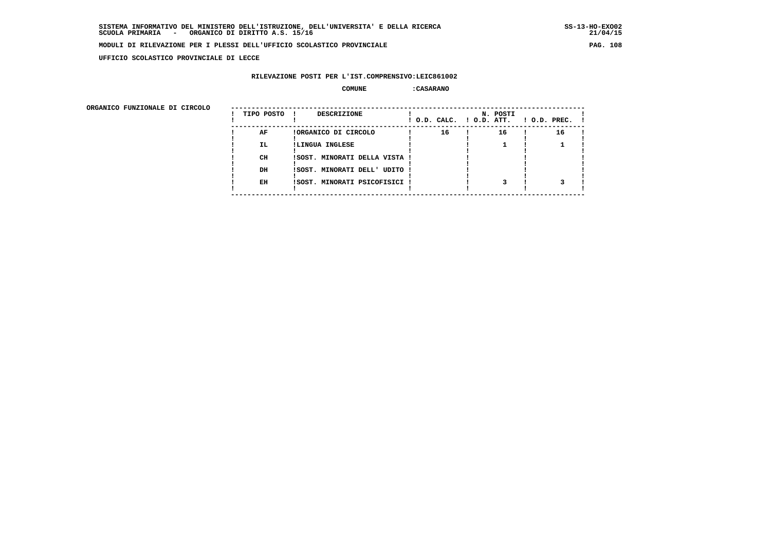SISTEMA INFORMATIVO DEL MINISTERO DELL'ISTRUZIONE, DELL'UNIVERSITA' E DELLA RICERCA
SCUOLA PRIMARIA - ORGANICO DI DIRITTO A.S. 15/16

MODULI DI RILEVAZIONE PER I PLESSI DELL'UFFICIO SCOLASTICO PROVINCIALE

UFFICIO SCOLASTICO PROVINCIALE DI LECCE

RILEVAZIONE POSTI PER L'IST.COMPRENSIVO:LEIC861002

COMUNE :CASARANO

ORGANICO FUNZIONALE DI CIRCOLO

| TIPO POSTO | DESCRIZIONE | N. POSTI O.D. CALC. | O.D. ATT. | O.D. PREC. |
|---|---|---|---|---|
| AF | ORGANICO DI CIRCOLO | 16 | 16 | 16 |
| IL | LINGUA INGLESE | | 1 | 1 |
| CH | SOST. MINORATI DELLA VISTA | | | |
| DH | SOST. MINORATI DELL' UDITO | | | |
| EH | SOST. MINORATI PSICOFISICI | | 3 | 3 |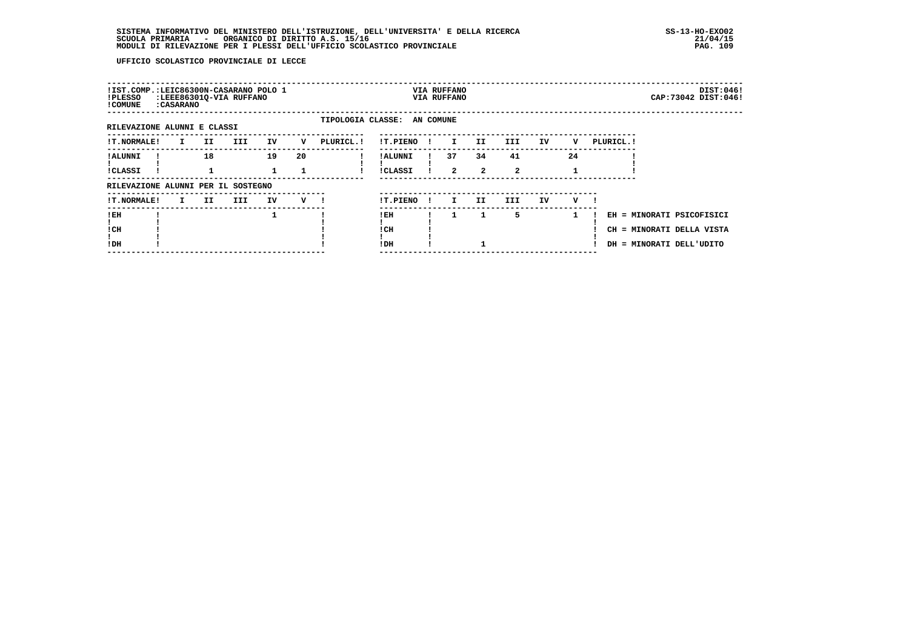UFFICIO SCOLASTICO PROVINCIALE DI LECCE

!IST.COMP.:LEIC86300N-CASARANO POLO 1 VIA RUFFANO DIST:046!
!PLESSO :LEEE86301Q-VIA RUFFANO VIA RUFFANO CAP:73042 DIST:046!
!COMUNE :CASARANO

TIPOLOGIA CLASSE: AN COMUNE

RILEVAZIONE ALUNNI E CLASSI

| T.NORMALE | I | II | III | IV | V | PLURICL. |
|---|---|---|---|---|---|---|
| ALUNNI | | 18 | | 19 | 20 | |
| CLASSI | | 1 | | 1 | 1 | |

| T.PIENO | I | II | III | IV | V | PLURICL. |
|---|---|---|---|---|---|---|
| ALUNNI | 37 | 34 | 41 | | 24 | |
| CLASSI | 2 | 2 | 2 | | 1 | |

RILEVAZIONE ALUNNI PER IL SOSTEGNO

| T.NORMALE | I | II | III | IV | V |
|---|---|---|---|---|---|
| EH | | | | 1 | |
| CH | | | | | |
| DH | | | | | |

| T.PIENO | I | II | III | IV | V |
|---|---|---|---|---|---|
| EH | 1 | 1 | 5 | | 1 |
| CH | | | | | |
| DH | | 1 | | | |

EH = MINORATI PSICOFISICI
CH = MINORATI DELLA VISTA
DH = MINORATI DELL'UDITO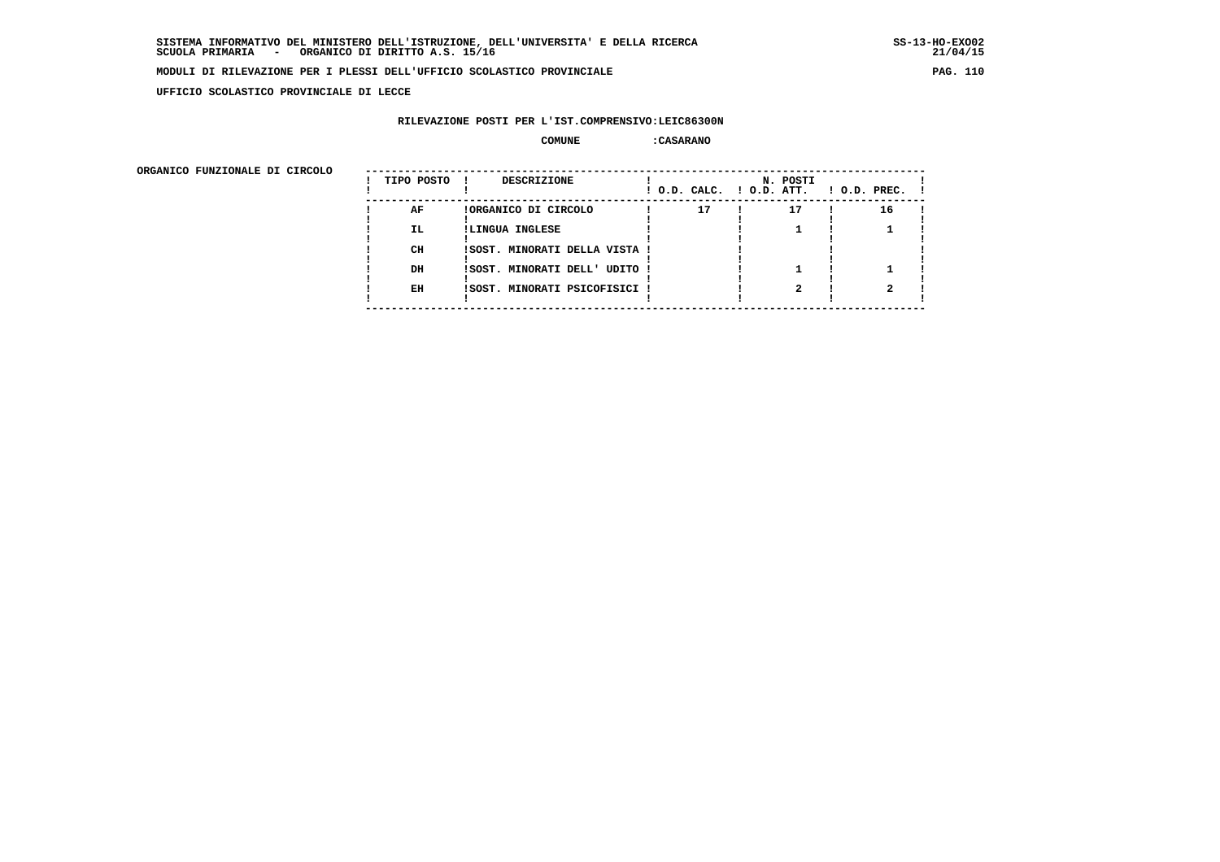SISTEMA INFORMATIVO DEL MINISTERO DELL'ISTRUZIONE, DELL'UNIVERSITA' E DELLA RICERCA
SCUOLA PRIMARIA - ORGANICO DI DIRITTO A.S. 15/16

SS-13-HO-EXO02
21/04/15

**MODULI DI RILEVAZIONE PER I PLESSI DELL'UFFICIO SCOLASTICO PROVINCIALE**

**UFFICIO SCOLASTICO PROVINCIALE DI LECCE**

**RILEVAZIONE POSTI PER L'IST.COMPRENSIVO:LEIC86300N**

**COMUNE :CASARANO**

**ORGANICO FUNZIONALE DI CIRCOLO**

| TIPO POSTO | DESCRIZIONE | N. POSTI O.D. CALC. | O.D. ATT. | O.D. PREC. |
|---|---|---|---|---|
| AF | ORGANICO DI CIRCOLO | 17 | 17 | 16 |
| IL | LINGUA INGLESE | | 1 | 1 |
| CH | SOST. MINORATI DELLA VISTA | | | |
| DH | SOST. MINORATI DELL' UDITO | | 1 | 1 |
| EH | SOST. MINORATI PSICOFISICI | | 2 | 2 |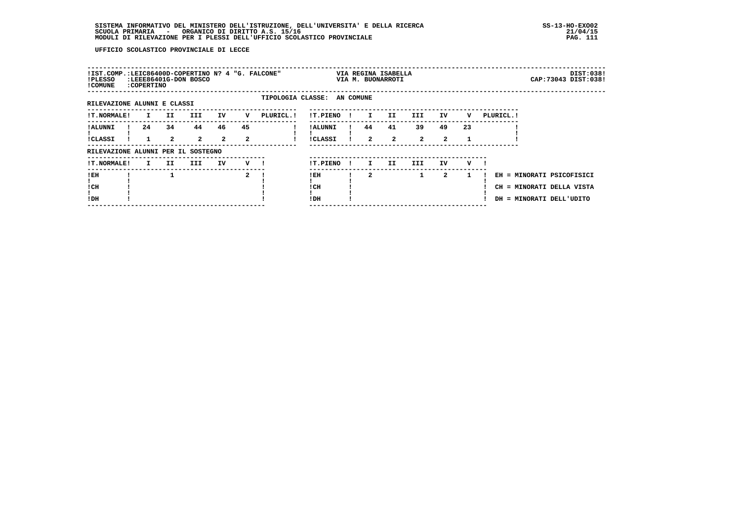UFFICIO SCOLASTICO PROVINCIALE DI LECCE

| | | | |
|---|---|---|---|
| IST.COMP.: LEIC86400D-COPERTINO N? 4 "G. FALCONE" | VIA REGINA ISABELLA | | DIST:038 |
| PLESSO : LEEE86401G-DON BOSCO | VIA M. BUONARROTI | | CAP:73043 DIST:038 |
| COMUNE : COPERTINO | | | |

TIPOLOGIA CLASSE: AN COMUNE

RILEVAZIONE ALUNNI E CLASSI

| T.NORMALE | I | II | III | IV | V | PLURICL. |
|---|---|---|---|---|---|---|
| ALUNNI | 24 | 34 | 44 | 46 | 45 | |
| CLASSI | 1 | 2 | 2 | 2 | 2 | |

| T.PIENO | I | II | III | IV | V | PLURICL. |
|---|---|---|---|---|---|---|
| ALUNNI | 44 | 41 | 39 | 49 | 23 | |
| CLASSI | 2 | 2 | 2 | 2 | 1 | |

RILEVAZIONE ALUNNI PER IL SOSTEGNO

| T.NORMALE | I | II | III | IV | V |
|---|---|---|---|---|---|
| EH | | 1 | | | 2 |
| CH | | | | | |
| DH | | | | | |

| T.PIENO | I | II | III | IV | V |
|---|---|---|---|---|---|
| EH | 2 | | 1 | 2 | 1 |
| CH | | | | | |
| DH | | | | | |

EH = MINORATI PSICOFISICI
CH = MINORATI DELLA VISTA
DH = MINORATI DELL'UDITO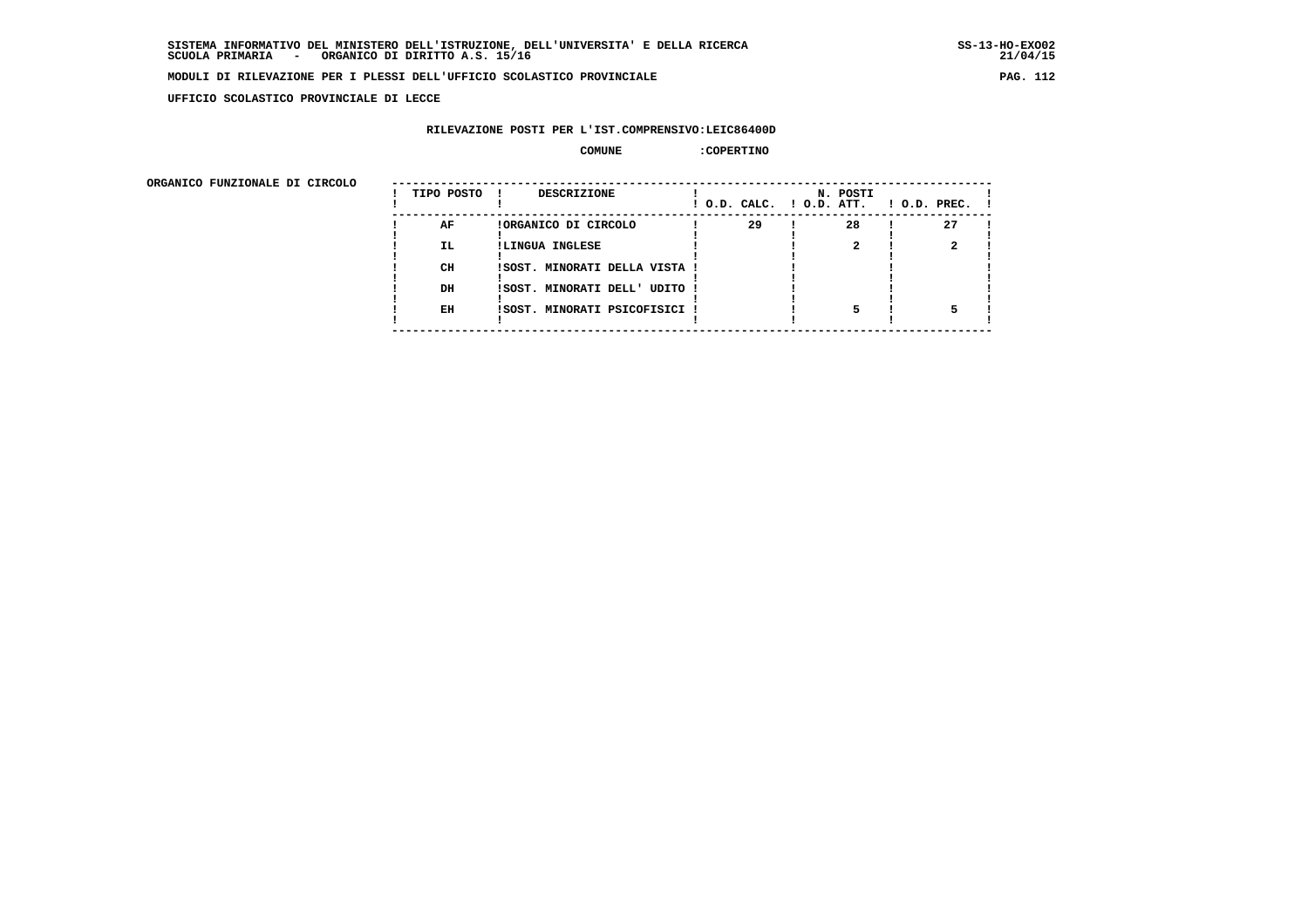UFFICIO SCOLASTICO PROVINCIALE DI LECCE

RILEVAZIONE POSTI PER L'IST.COMPRENSIVO:LEIC86400D

COMUNE :COPERTINO

ORGANICO FUNZIONALE DI CIRCOLO

| TIPO POSTO | DESCRIZIONE | N. POSTI O.D. CALC. | O.D. ATT. | O.D. PREC. |
|---|---|---|---|---|
| AF | ORGANICO DI CIRCOLO | 29 | 28 | 27 |
| IL | LINGUA INGLESE | | 2 | 2 |
| CH | SOST. MINORATI DELLA VISTA | | | |
| DH | SOST. MINORATI DELL' UDITO | | | |
| EH | SOST. MINORATI PSICOFISICI | | 5 | 5 |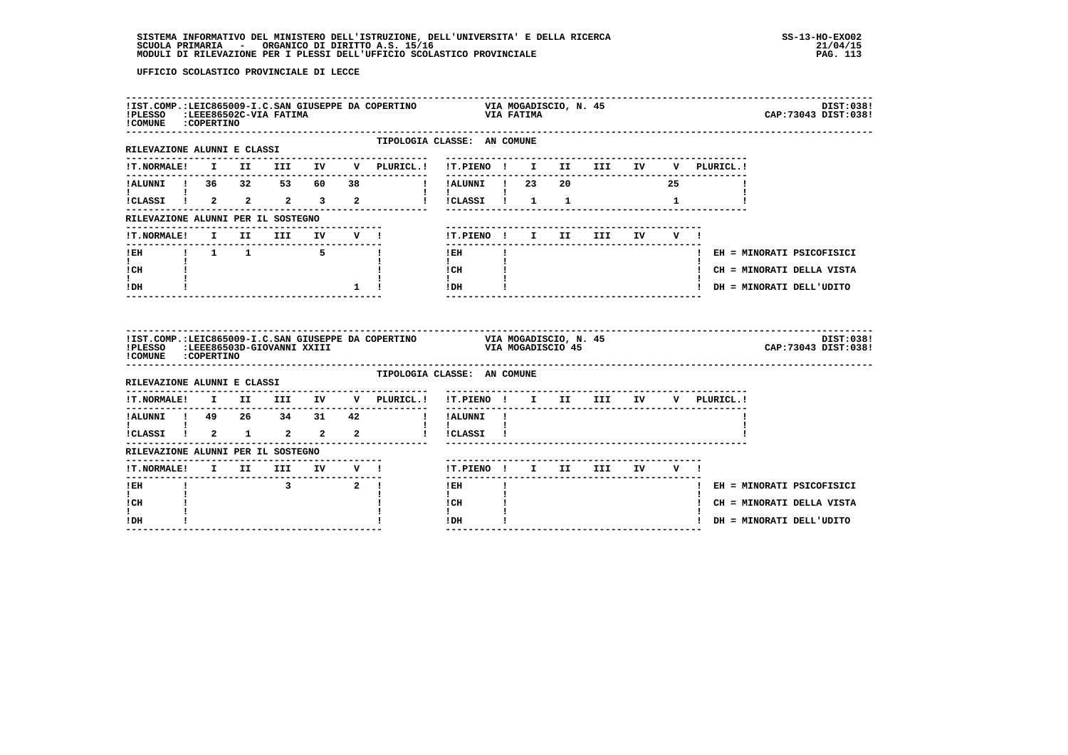UFFICIO SCOLASTICO PROVINCIALE DI LECCE

**IST.COMP.:** LEIC865009-I.C.SAN GIUSEPPE DA COPERTINO — VIA MOGADISCIO, N. 45 — DIST:038
**PLESSO:** LEEE86502C-VIA FATIMA — VIA FATIMA — CAP:73043 DIST:038
**COMUNE:** COPERTINO

TIPOLOGIA CLASSE: AN COMUNE

RILEVAZIONE ALUNNI E CLASSI

| T.NORMALE | I | II | III | IV | V | PLURICL. | T.PIENO | I | II | III | IV | V | PLURICL. |
|---|---|---|---|---|---|---|---|---|---|---|---|---|---|
| ALUNNI | 36 | 32 | 53 | 60 | 38 | | ALUNNI | 23 | 20 | | | 25 | |
| CLASSI | 2 | 2 | 2 | 3 | 2 | | CLASSI | 1 | 1 | | | 1 | |

RILEVAZIONE ALUNNI PER IL SOSTEGNO

| T.NORMALE | I | II | III | IV | V | T.PIENO | I | II | III | IV | V |
|---|---|---|---|---|---|---|---|---|---|---|---|
| EH | 1 | 1 | | 5 | | EH | | | | | |
| CH | | | | | | CH | | | | | |
| DH | | | | | 1 | DH | | | | | |

EH = MINORATI PSICOFISICI
CH = MINORATI DELLA VISTA
DH = MINORATI DELL'UDITO

**IST.COMP.:** LEIC865009-I.C.SAN GIUSEPPE DA COPERTINO — VIA MOGADISCIO, N. 45 — DIST:038
**PLESSO:** LEEE86503D-GIOVANNI XXIII — VIA MOGADISCIO 45 — CAP:73043 DIST:038
**COMUNE:** COPERTINO

TIPOLOGIA CLASSE: AN COMUNE

RILEVAZIONE ALUNNI E CLASSI

| T.NORMALE | I | II | III | IV | V | PLURICL. | T.PIENO | I | II | III | IV | V | PLURICL. |
|---|---|---|---|---|---|---|---|---|---|---|---|---|---|
| ALUNNI | 49 | 26 | 34 | 31 | 42 | | ALUNNI | | | | | | |
| CLASSI | 2 | 1 | 2 | 2 | 2 | | CLASSI | | | | | | |

RILEVAZIONE ALUNNI PER IL SOSTEGNO

| T.NORMALE | I | II | III | IV | V | T.PIENO | I | II | III | IV | V |
|---|---|---|---|---|---|---|---|---|---|---|---|
| EH | | | 3 | | 2 | EH | | | | | |
| CH | | | | | | CH | | | | | |
| DH | | | | | | DH | | | | | |

EH = MINORATI PSICOFISICI
CH = MINORATI DELLA VISTA
DH = MINORATI DELL'UDITO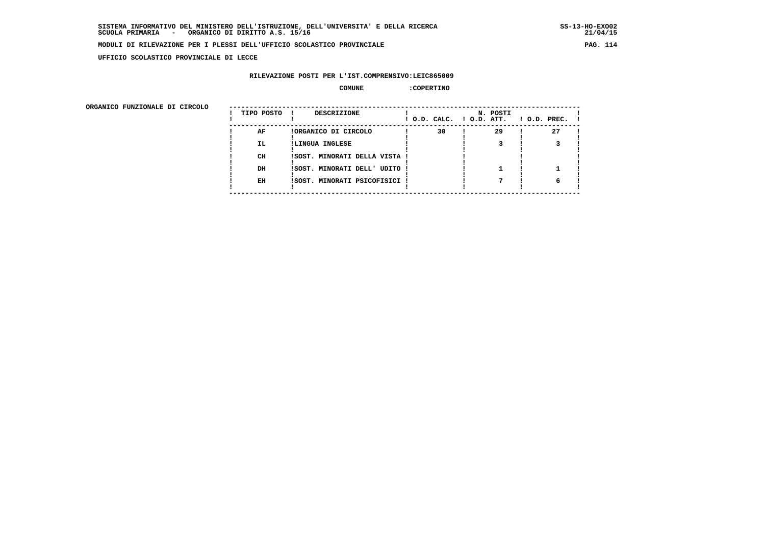SISTEMA INFORMATIVO DEL MINISTERO DELL'ISTRUZIONE, DELL'UNIVERSITA' E DELLA RICERCA
SCUOLA PRIMARIA - ORGANICO DI DIRITTO A.S. 15/16

MODULI DI RILEVAZIONE PER I PLESSI DELL'UFFICIO SCOLASTICO PROVINCIALE

UFFICIO SCOLASTICO PROVINCIALE DI LECCE

RILEVAZIONE POSTI PER L'IST.COMPRENSIVO:LEIC865009

COMUNE :COPERTINO

ORGANICO FUNZIONALE DI CIRCOLO

| TIPO POSTO | DESCRIZIONE | N. POSTI O.D. CALC. | O.D. ATT. | O.D. PREC. |
|---|---|---|---|---|
| AF | ORGANICO DI CIRCOLO | 30 | 29 | 27 |
| IL | LINGUA INGLESE | | 3 | 3 |
| CH | SOST. MINORATI DELLA VISTA | | | |
| DH | SOST. MINORATI DELL' UDITO | | 1 | 1 |
| EH | SOST. MINORATI PSICOFISICI | | 7 | 6 |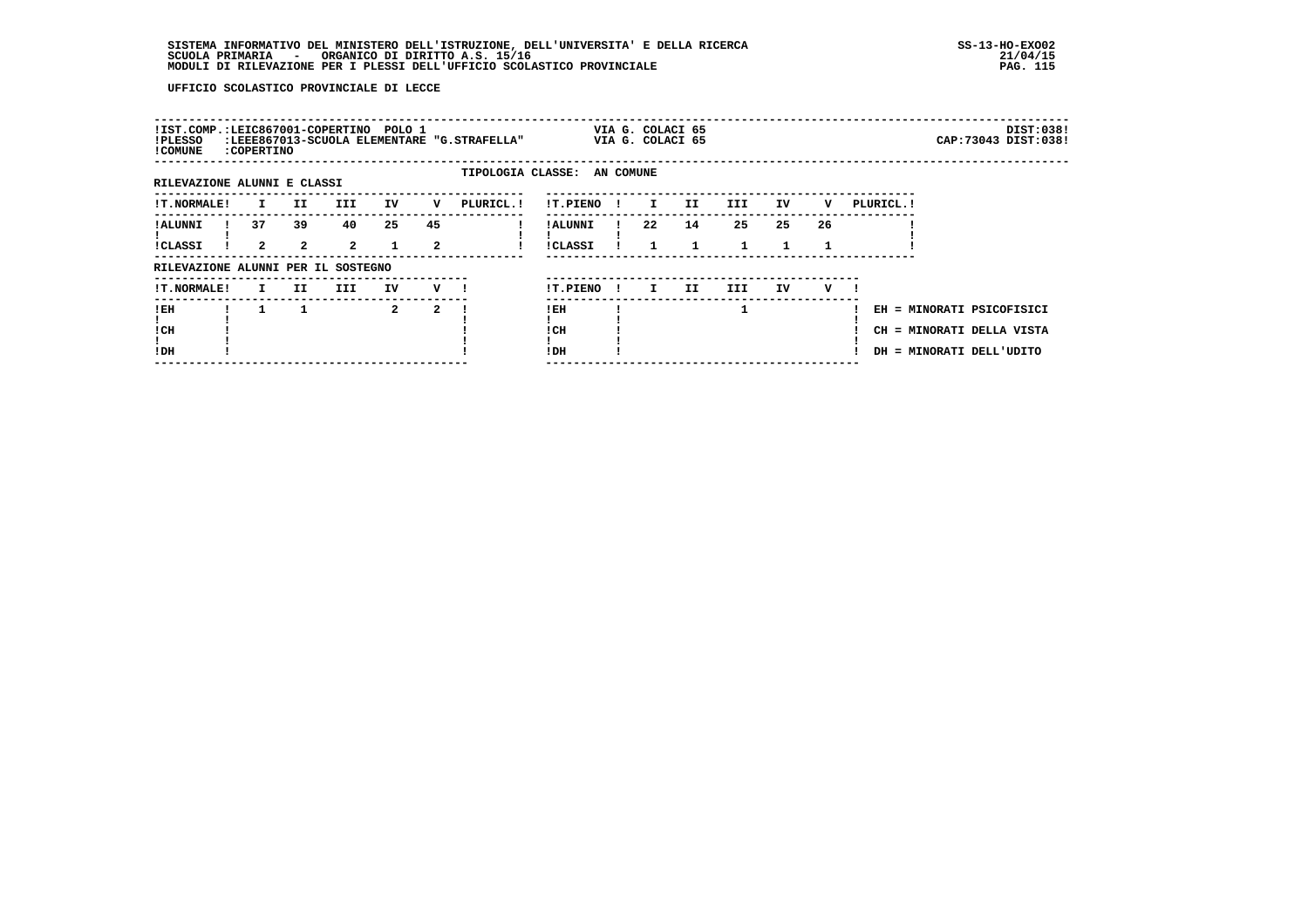UFFICIO SCOLASTICO PROVINCIALE DI LECCE

!IST.COMP.:LEIC867001-COPERTINO POLO 1 VIA G. COLACI 65 DIST:038!
!PLESSO :LEEE867013-SCUOLA ELEMENTARE "G.STRAFELLA" VIA G. COLACI 65 CAP:73043 DIST:038!
!COMUNE :COPERTINO

TIPOLOGIA CLASSE: AN COMUNE

RILEVAZIONE ALUNNI E CLASSI

| T.NORMALE | I | II | III | IV | V | PLURICL. |
|---|---|---|---|---|---|---|
| ALUNNI | 37 | 39 | 40 | 25 | 45 | |
| CLASSI | 2 | 2 | 2 | 1 | 2 | |

| T.PIENO | I | II | III | IV | V | PLURICL. |
|---|---|---|---|---|---|---|
| ALUNNI | 22 | 14 | 25 | 25 | 26 | |
| CLASSI | 1 | 1 | 1 | 1 | 1 | |

RILEVAZIONE ALUNNI PER IL SOSTEGNO

| T.NORMALE | I | II | III | IV | V |
|---|---|---|---|---|---|
| EH | 1 | 1 | | 2 | 2 |
| CH | | | | | |
| DH | | | | | |

| T.PIENO | I | II | III | IV | V |
|---|---|---|---|---|---|
| EH | | | 1 | | |
| CH | | | | | |
| DH | | | | | |

EH = MINORATI PSICOFISICI
CH = MINORATI DELLA VISTA
DH = MINORATI DELL'UDITO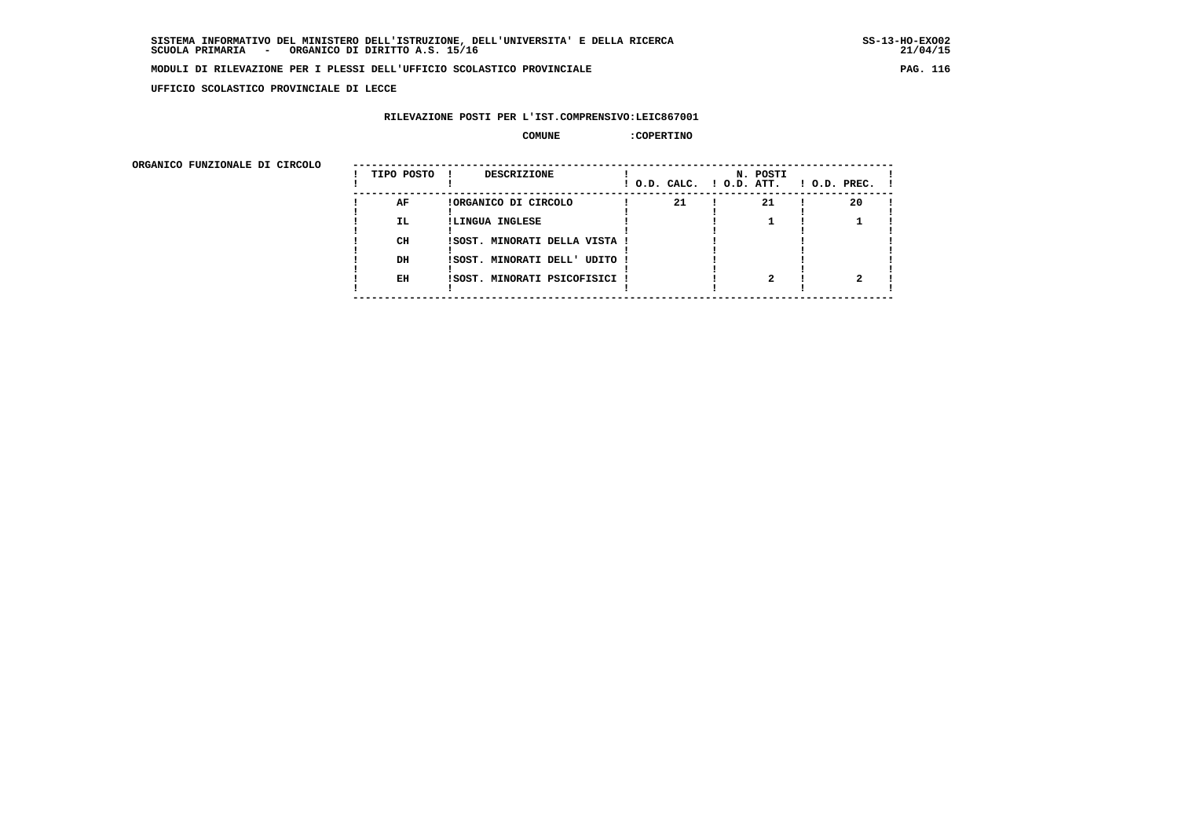SISTEMA INFORMATIVO DEL MINISTERO DELL'ISTRUZIONE, DELL'UNIVERSITA' E DELLA RICERCA
SCUOLA PRIMARIA - ORGANICO DI DIRITTO A.S. 15/16

MODULI DI RILEVAZIONE PER I PLESSI DELL'UFFICIO SCOLASTICO PROVINCIALE

UFFICIO SCOLASTICO PROVINCIALE DI LECCE

RILEVAZIONE POSTI PER L'IST.COMPRENSIVO:LEIC867001

COMUNE :COPERTINO

ORGANICO FUNZIONALE DI CIRCOLO

| TIPO POSTO | DESCRIZIONE | N. POSTI O.D. CALC. | O.D. ATT. | O.D. PREC. |
|---|---|---|---|---|
| AF | ORGANICO DI CIRCOLO | 21 | 21 | 20 |
| IL | LINGUA INGLESE | | 1 | 1 |
| CH | SOST. MINORATI DELLA VISTA | | | |
| DH | SOST. MINORATI DELL' UDITO | | | |
| EH | SOST. MINORATI PSICOFISICI | | 2 | 2 |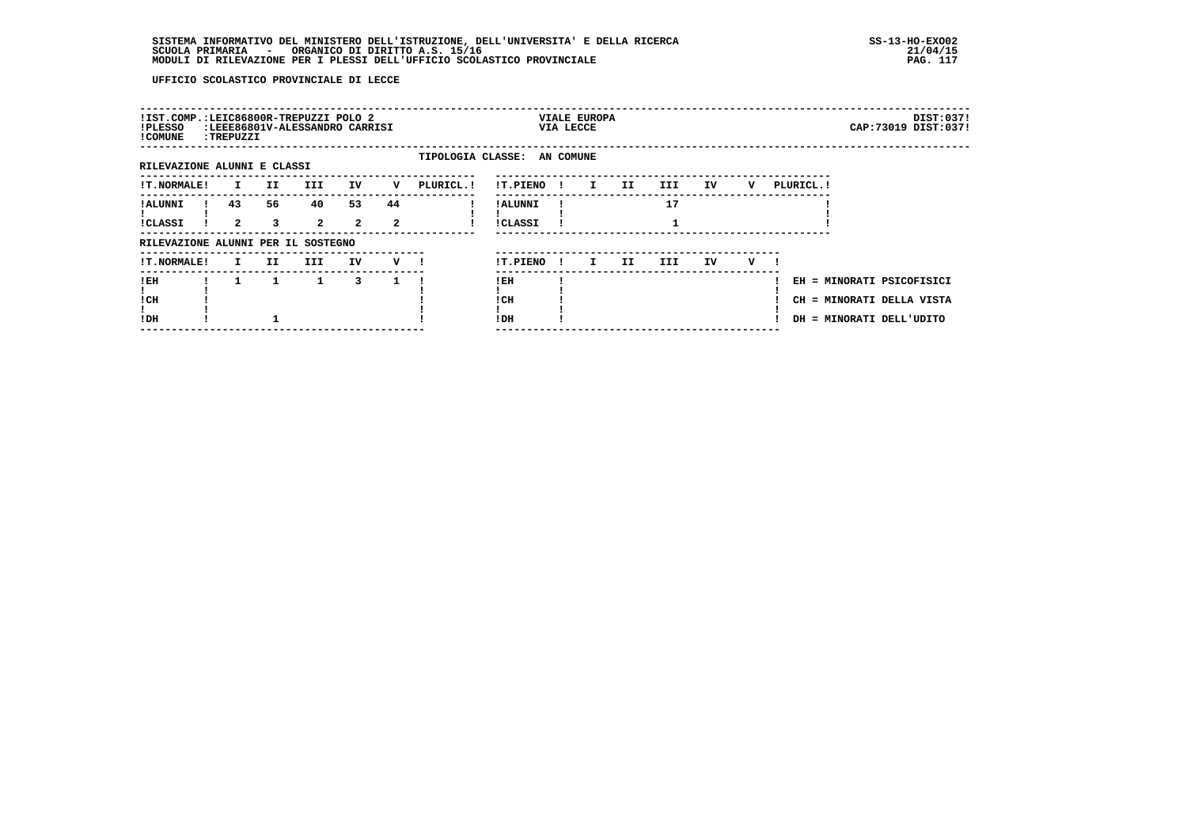UFFICIO SCOLASTICO PROVINCIALE DI LECCE

| !IST.COMP.:LEIC86800R-TREPUZZI POLO 2 | VIALE EUROPA | DIST:037! |
|---|---|---|
| !PLESSO :LEEE86801V-ALESSANDRO CARRISI | VIA LECCE | CAP:73019 DIST:037! |
| !COMUNE :TREPUZZI | | |

TIPOLOGIA CLASSE: AN COMUNE

RILEVAZIONE ALUNNI E CLASSI

| !T.NORMALE! | I | II | III | IV | V | PLURICL.! |
|---|---|---|---|---|---|---|
| !ALUNNI | 43 | 56 | 40 | 53 | 44 | |
| !CLASSI | 2 | 3 | 2 | 2 | 2 | |

| !T.PIENO ! | I | II | III | IV | V | PLURICL.! |
|---|---|---|---|---|---|---|
| !ALUNNI | | | 17 | | | |
| !CLASSI | | | 1 | | | |

RILEVAZIONE ALUNNI PER IL SOSTEGNO

| !T.NORMALE! | I | II | III | IV | V ! |
|---|---|---|---|---|---|
| !EH | 1 | 1 | 1 | 3 | 1 |
| !CH | | | | | |
| !DH | | 1 | | | |

| !T.PIENO ! | I | II | III | IV | V ! |
|---|---|---|---|---|---|
| !EH | | | | | |
| !CH | | | | | |
| !DH | | | | | |

EH = MINORATI PSICOFISICI
CH = MINORATI DELLA VISTA
DH = MINORATI DELL'UDITO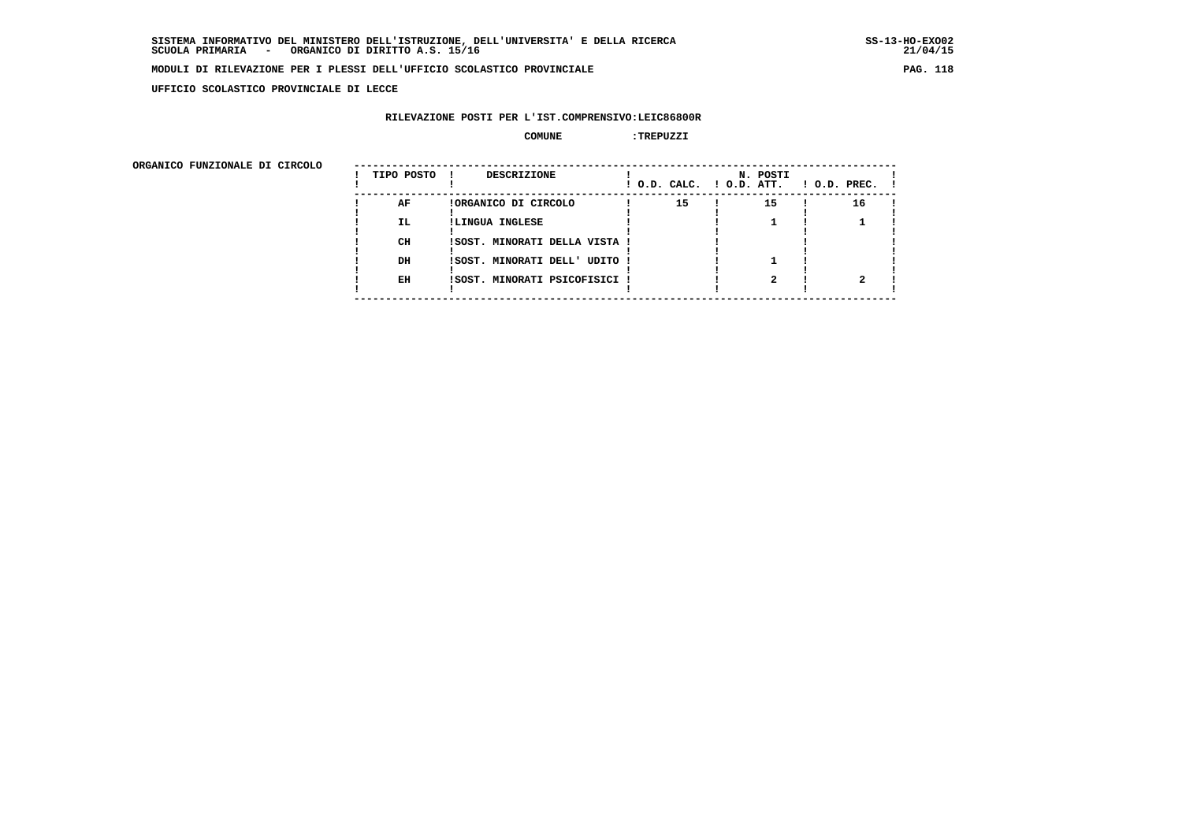**UFFICIO SCOLASTICO PROVINCIALE DI LECCE**

**RILEVAZIONE POSTI PER L'IST.COMPRENSIVO:LEIC86800R**

**COMUNE :TREPUZZI**

**ORGANICO FUNZIONALE DI CIRCOLO**

| TIPO POSTO | DESCRIZIONE | N. POSTI O.D. CALC. | O.D. ATT. | O.D. PREC. |
|---|---|---|---|---|
| AF | ORGANICO DI CIRCOLO | 15 | 15 | 16 |
| IL | LINGUA INGLESE | | 1 | 1 |
| CH | SOST. MINORATI DELLA VISTA | | | |
| DH | SOST. MINORATI DELL' UDITO | | 1 | |
| EH | SOST. MINORATI PSICOFISICI | | 2 | 2 |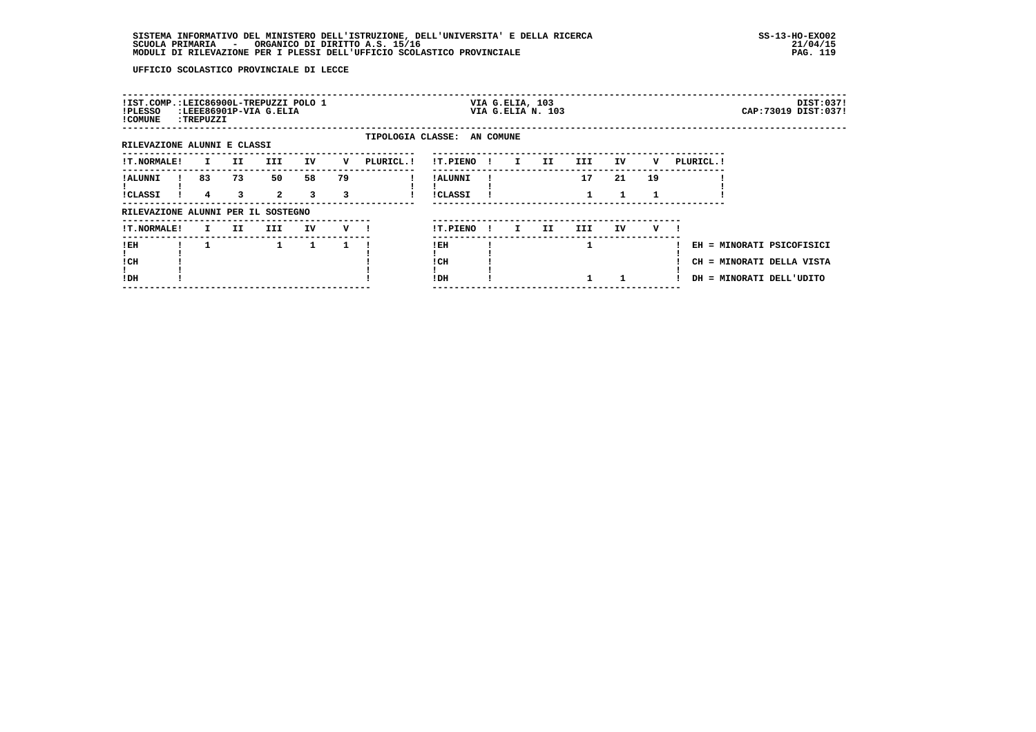SISTEMA INFORMATIVO DEL MINISTERO DELL'ISTRUZIONE, DELL'UNIVERSITA' E DELLA RICERCA
SCUOLA PRIMARIA - ORGANICO DI DIRITTO A.S. 15/16
MODULI DI RILEVAZIONE PER I PLESSI DELL'UFFICIO SCOLASTICO PROVINCIALE

SS-13-HO-EXO02
21/04/15

UFFICIO SCOLASTICO PROVINCIALE DI LECCE

IST.COMP.: LEIC86900L-TREPUZZI POLO 1 — VIA G.ELIA, 103 — DIST:037
PLESSO: LEEE86901P-VIA G.ELIA — VIA G.ELIA N. 103 — CAP:73019 DIST:037
COMUNE: TREPUZZI

TIPOLOGIA CLASSE: AN COMUNE

RILEVAZIONE ALUNNI E CLASSI

| T.NORMALE | I | II | III | IV | V | PLURICL. |
|---|---|---|---|---|---|---|
| ALUNNI | 83 | 73 | 50 | 58 | 79 | |
| CLASSI | 4 | 3 | 2 | 3 | 3 | |

| T.PIENO | I | II | III | IV | V | PLURICL. |
|---|---|---|---|---|---|---|
| ALUNNI | | | 17 | 21 | 19 | |
| CLASSI | | | 1 | 1 | 1 | |

RILEVAZIONE ALUNNI PER IL SOSTEGNO

| T.NORMALE | I | II | III | IV | V |
|---|---|---|---|---|---|
| EH | 1 | | 1 | 1 | 1 |
| CH | | | | | |
| DH | | | | | |

| T.PIENO | I | II | III | IV | V |
|---|---|---|---|---|---|
| EH | | | 1 | | |
| CH | | | | | |
| DH | | | 1 | 1 | |

EH = MINORATI PSICOFISICI
CH = MINORATI DELLA VISTA
DH = MINORATI DELL'UDITO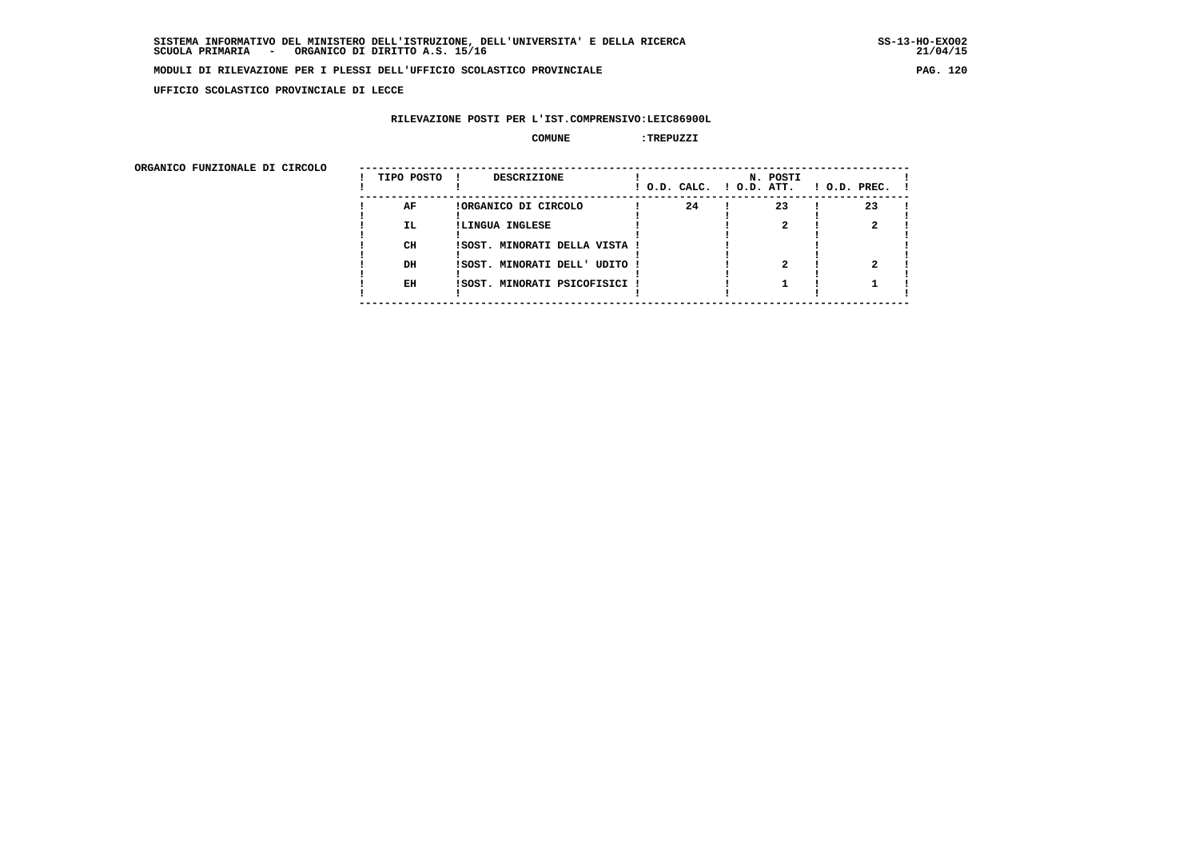**SISTEMA INFORMATIVO DEL MINISTERO DELL'ISTRUZIONE, DELL'UNIVERSITA' E DELLA RICERCA**
**SCUOLA PRIMARIA - ORGANICO DI DIRITTO A.S. 15/16**

**MODULI DI RILEVAZIONE PER I PLESSI DELL'UFFICIO SCOLASTICO PROVINCIALE**

**UFFICIO SCOLASTICO PROVINCIALE DI LECCE**

**RILEVAZIONE POSTI PER L'IST.COMPRENSIVO:LEIC86900L**

**COMUNE :TREPUZZI**

**ORGANICO FUNZIONALE DI CIRCOLO**

| TIPO POSTO | DESCRIZIONE | N. POSTI O.D. CALC. | O.D. ATT. | O.D. PREC. |
|---|---|---|---|---|
| AF | ORGANICO DI CIRCOLO | 24 | 23 | 23 |
| IL | LINGUA INGLESE | | 2 | 2 |
| CH | SOST. MINORATI DELLA VISTA | | | |
| DH | SOST. MINORATI DELL' UDITO | | 2 | 2 |
| EH | SOST. MINORATI PSICOFISICI | | 1 | 1 |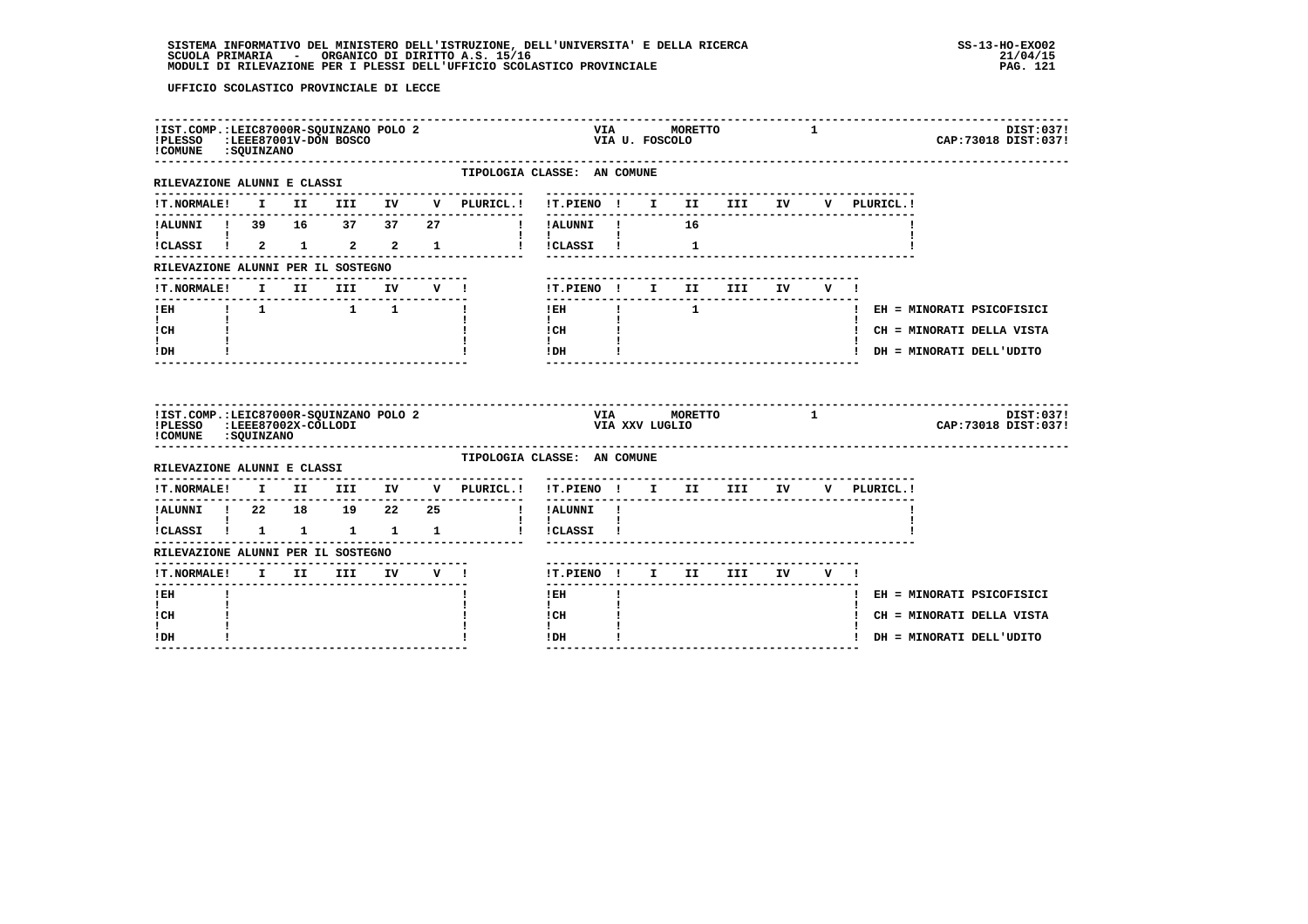UFFICIO SCOLASTICO PROVINCIALE DI LECCE

**IST.COMP.:** LEIC87000R-SQUINZANO POLO 2 — VIA MORETTO 1 — DIST:037
**PLESSO:** LEEE87001V-DON BOSCO — VIA U. FOSCOLO — CAP:73018 DIST:037
**COMUNE:** SQUINZANO

TIPOLOGIA CLASSE: AN COMUNE

RILEVAZIONE ALUNNI E CLASSI

| T.NORMALE | I | II | III | IV | V | PLURICL. |
|---|---|---|---|---|---|---|
| ALUNNI | 39 | 16 | 37 | 37 | 27 | |
| CLASSI | 2 | 1 | 2 | 2 | 1 | |

| T.PIENO | I | II | III | IV | V | PLURICL. |
|---|---|---|---|---|---|---|
| ALUNNI | | 16 | | | | |
| CLASSI | | 1 | | | | |

RILEVAZIONE ALUNNI PER IL SOSTEGNO

| T.NORMALE | I | II | III | IV | V |
|---|---|---|---|---|---|
| EH | 1 | | 1 | 1 | |
| CH | | | | | |
| DH | | | | | |

| T.PIENO | I | II | III | IV | V |
|---|---|---|---|---|---|
| EH | | 1 | | | |
| CH | | | | | |
| DH | | | | | |

EH = MINORATI PSICOFISICI
CH = MINORATI DELLA VISTA
DH = MINORATI DELL'UDITO

---

**IST.COMP.:** LEIC87000R-SQUINZANO POLO 2 — VIA MORETTO 1 — DIST:037
**PLESSO:** LEEE87002X-COLLODI — VIA XXV LUGLIO — CAP:73018 DIST:037
**COMUNE:** SQUINZANO

TIPOLOGIA CLASSE: AN COMUNE

RILEVAZIONE ALUNNI E CLASSI

| T.NORMALE | I | II | III | IV | V | PLURICL. |
|---|---|---|---|---|---|---|
| ALUNNI | 22 | 18 | 19 | 22 | 25 | |
| CLASSI | 1 | 1 | 1 | 1 | 1 | |

| T.PIENO | I | II | III | IV | V | PLURICL. |
|---|---|---|---|---|---|---|
| ALUNNI | | | | | | |
| CLASSI | | | | | | |

RILEVAZIONE ALUNNI PER IL SOSTEGNO

| T.NORMALE | I | II | III | IV | V |
|---|---|---|---|---|---|
| EH | | | | | |
| CH | | | | | |
| DH | | | | | |

| T.PIENO | I | II | III | IV | V |
|---|---|---|---|---|---|
| EH | | | | | |
| CH | | | | | |
| DH | | | | | |

EH = MINORATI PSICOFISICI
CH = MINORATI DELLA VISTA
DH = MINORATI DELL'UDITO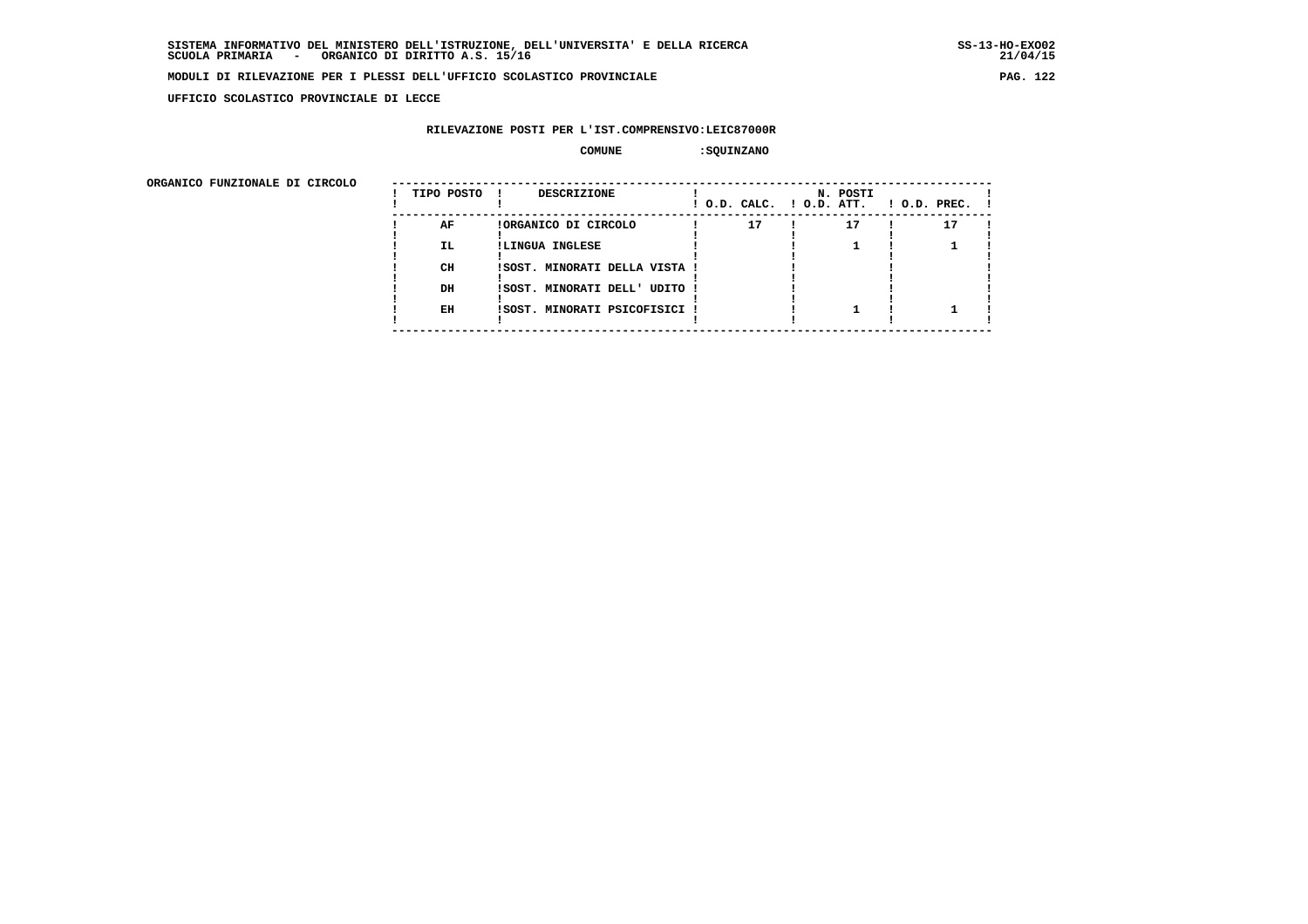SISTEMA INFORMATIVO DEL MINISTERO DELL'ISTRUZIONE, DELL'UNIVERSITA' E DELLA RICERCA
SCUOLA PRIMARIA - ORGANICO DI DIRITTO A.S. 15/16

MODULI DI RILEVAZIONE PER I PLESSI DELL'UFFICIO SCOLASTICO PROVINCIALE

UFFICIO SCOLASTICO PROVINCIALE DI LECCE

RILEVAZIONE POSTI PER L'IST.COMPRENSIVO:LEIC87000R

COMUNE :SQUINZANO

ORGANICO FUNZIONALE DI CIRCOLO

| TIPO POSTO | DESCRIZIONE | N. POSTI O.D. CALC. | O.D. ATT. | O.D. PREC. |
|---|---|---|---|---|
| AF | ORGANICO DI CIRCOLO | 17 | 17 | 17 |
| IL | LINGUA INGLESE | | 1 | 1 |
| CH | SOST. MINORATI DELLA VISTA | | | |
| DH | SOST. MINORATI DELL' UDITO | | | |
| EH | SOST. MINORATI PSICOFISICI | | 1 | 1 |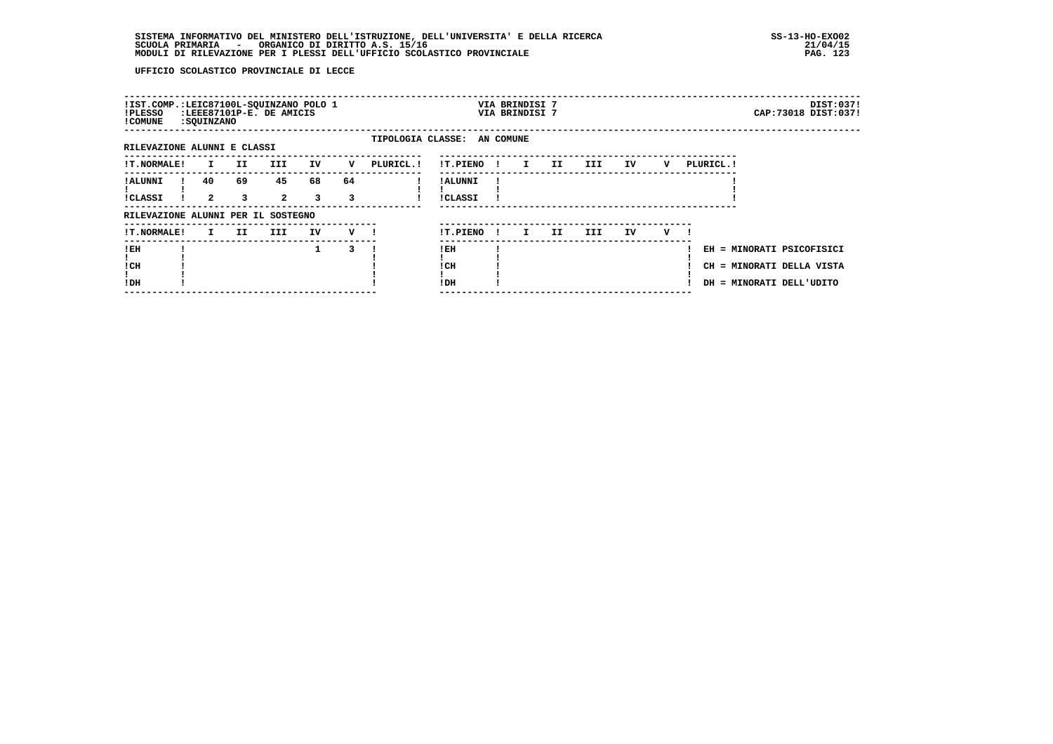UFFICIO SCOLASTICO PROVINCIALE DI LECCE

| !IST.COMP.:LEIC87100L-SQUINZANO POLO 1 | VIA BRINDISI 7 | DIST:037! |
|---|---|---|
| !PLESSO :LEEE87101P-E. DE AMICIS | VIA BRINDISI 7 | CAP:73018 DIST:037! |
| !COMUNE :SQUINZANO | | |

TIPOLOGIA CLASSE: AN COMUNE

RILEVAZIONE ALUNNI E CLASSI

| !T.NORMALE! | I | II | III | IV | V | PLURICL.! | !T.PIENO ! | I | II | III | IV | V | PLURICL.! |
|---|---|---|---|---|---|---|---|---|---|---|---|---|---|
| !ALUNNI ! | 40 | 69 | 45 | 68 | 64 | | !ALUNNI ! | | | | | | |
| !CLASSI ! | 2 | 3 | 2 | 3 | 3 | | !CLASSI ! | | | | | | |

RILEVAZIONE ALUNNI PER IL SOSTEGNO

| !T.NORMALE! | I | II | III | IV | V ! | !T.PIENO ! | I | II | III | IV | V ! |
|---|---|---|---|---|---|---|---|---|---|---|---|
| !EH | | | | 1 | 3 | !EH | | | | | |
| !CH | | | | | | !CH | | | | | |
| !DH | | | | | | !DH | | | | | |

EH = MINORATI PSICOFISICI
CH = MINORATI DELLA VISTA
DH = MINORATI DELL'UDITO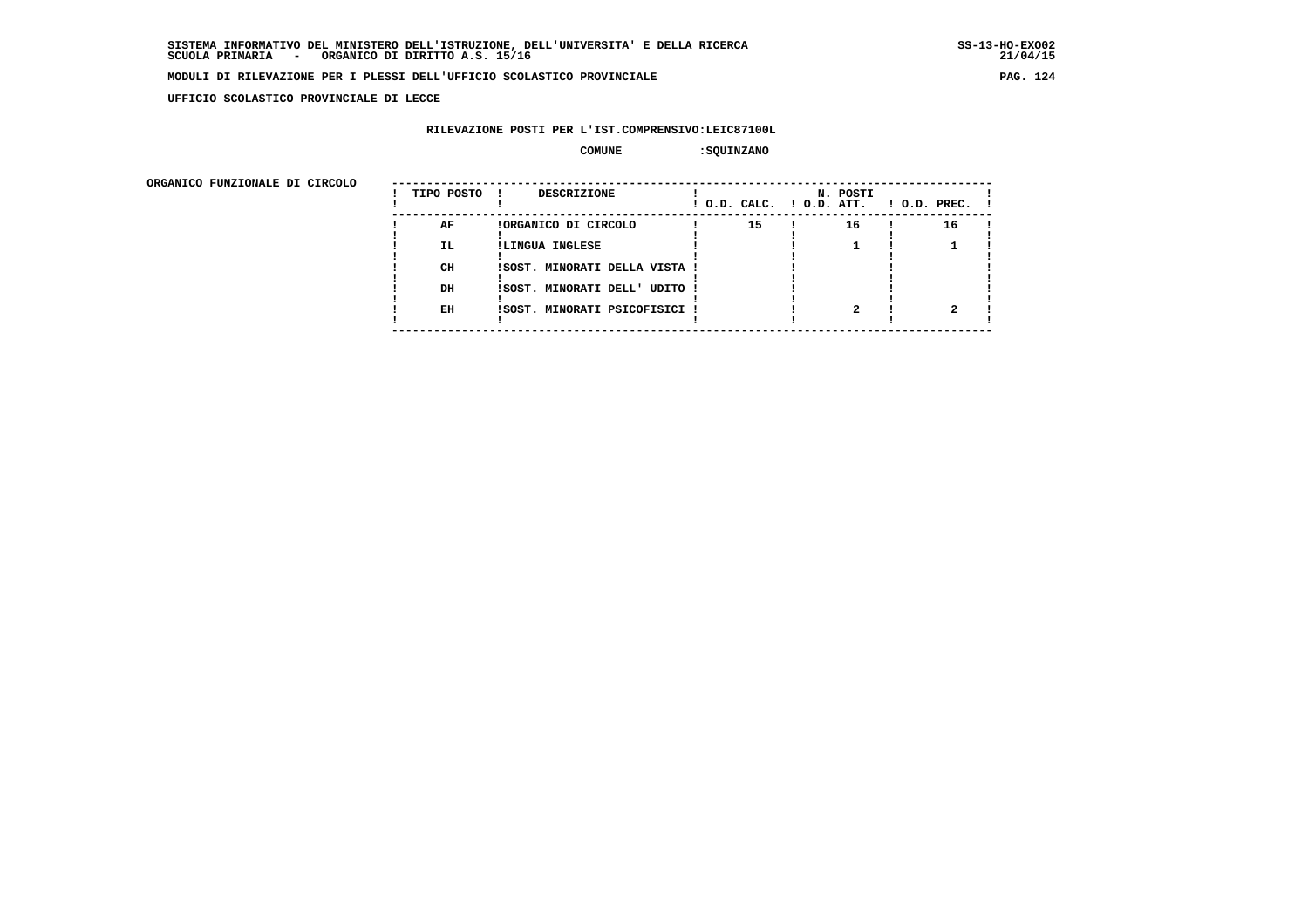SISTEMA INFORMATIVO DEL MINISTERO DELL'ISTRUZIONE, DELL'UNIVERSITA' E DELLA RICERCA
SCUOLA PRIMARIA - ORGANICO DI DIRITTO A.S. 15/16

SS-13-HO-EXO02
21/04/15

MODULI DI RILEVAZIONE PER I PLESSI DELL'UFFICIO SCOLASTICO PROVINCIALE

UFFICIO SCOLASTICO PROVINCIALE DI LECCE

RILEVAZIONE POSTI PER L'IST.COMPRENSIVO:LEIC87100L

COMUNE :SQUINZANO

ORGANICO FUNZIONALE DI CIRCOLO

| TIPO POSTO | DESCRIZIONE | N. POSTI O.D. CALC. | O.D. ATT. | O.D. PREC. |
|---|---|---|---|---|
| AF | ORGANICO DI CIRCOLO | 15 | 16 | 16 |
| IL | LINGUA INGLESE | | 1 | 1 |
| CH | SOST. MINORATI DELLA VISTA | | | |
| DH | SOST. MINORATI DELL' UDITO | | | |
| EH | SOST. MINORATI PSICOFISICI | | 2 | 2 |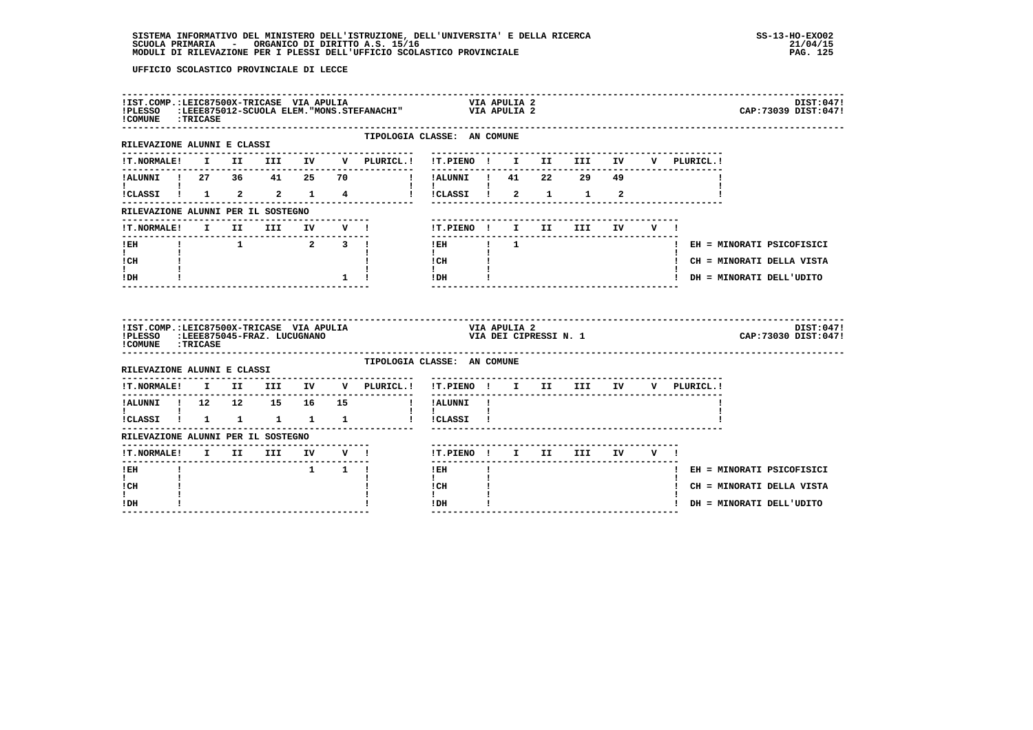UFFICIO SCOLASTICO PROVINCIALE DI LECCE

**IST.COMP.:** LEIC87500X-TRICASE VIA APULIA — VIA APULIA 2 — DIST:047
**PLESSO:** LEEE875012-SCUOLA ELEM."MONS.STEFANACHI" — VIA APULIA 2 — CAP:73039 DIST:047
**COMUNE:** TRICASE

TIPOLOGIA CLASSE: AN COMUNE

RILEVAZIONE ALUNNI E CLASSI

| T.NORMALE | I | II | III | IV | V | PLURICL. | T.PIENO | I | II | III | IV | V | PLURICL. |
|---|---|---|---|---|---|---|---|---|---|---|---|---|---|
| ALUNNI | 27 | 36 | 41 | 25 | 70 | | ALUNNI | 41 | 22 | 29 | 49 | | |
| CLASSI | 1 | 2 | 2 | 1 | 4 | | CLASSI | 2 | 1 | 1 | 2 | | |

RILEVAZIONE ALUNNI PER IL SOSTEGNO

| T.NORMALE | I | II | III | IV | V | T.PIENO | I | II | III | IV | V |
|---|---|---|---|---|---|---|---|---|---|---|---|
| EH | | 1 | | 2 | 3 | EH | 1 | | | | |
| CH | | | | | | CH | | | | | |
| DH | | | | | 1 | DH | | | | | |

EH = MINORATI PSICOFISICI
CH = MINORATI DELLA VISTA
DH = MINORATI DELL'UDITO

**IST.COMP.:** LEIC87500X-TRICASE VIA APULIA — VIA APULIA 2 — DIST:047
**PLESSO:** LEEE875045-FRAZ. LUCUGNANO — VIA DEI CIPRESSI N. 1 — CAP:73030 DIST:047
**COMUNE:** TRICASE

TIPOLOGIA CLASSE: AN COMUNE

RILEVAZIONE ALUNNI E CLASSI

| T.NORMALE | I | II | III | IV | V | PLURICL. | T.PIENO | I | II | III | IV | V | PLURICL. |
|---|---|---|---|---|---|---|---|---|---|---|---|---|---|
| ALUNNI | 12 | 12 | 15 | 16 | 15 | | ALUNNI | | | | | | |
| CLASSI | 1 | 1 | 1 | 1 | 1 | | CLASSI | | | | | | |

RILEVAZIONE ALUNNI PER IL SOSTEGNO

| T.NORMALE | I | II | III | IV | V | T.PIENO | I | II | III | IV | V |
|---|---|---|---|---|---|---|---|---|---|---|---|
| EH | | | | 1 | 1 | EH | | | | | |
| CH | | | | | | CH | | | | | |
| DH | | | | | | DH | | | | | |

EH = MINORATI PSICOFISICI
CH = MINORATI DELLA VISTA
DH = MINORATI DELL'UDITO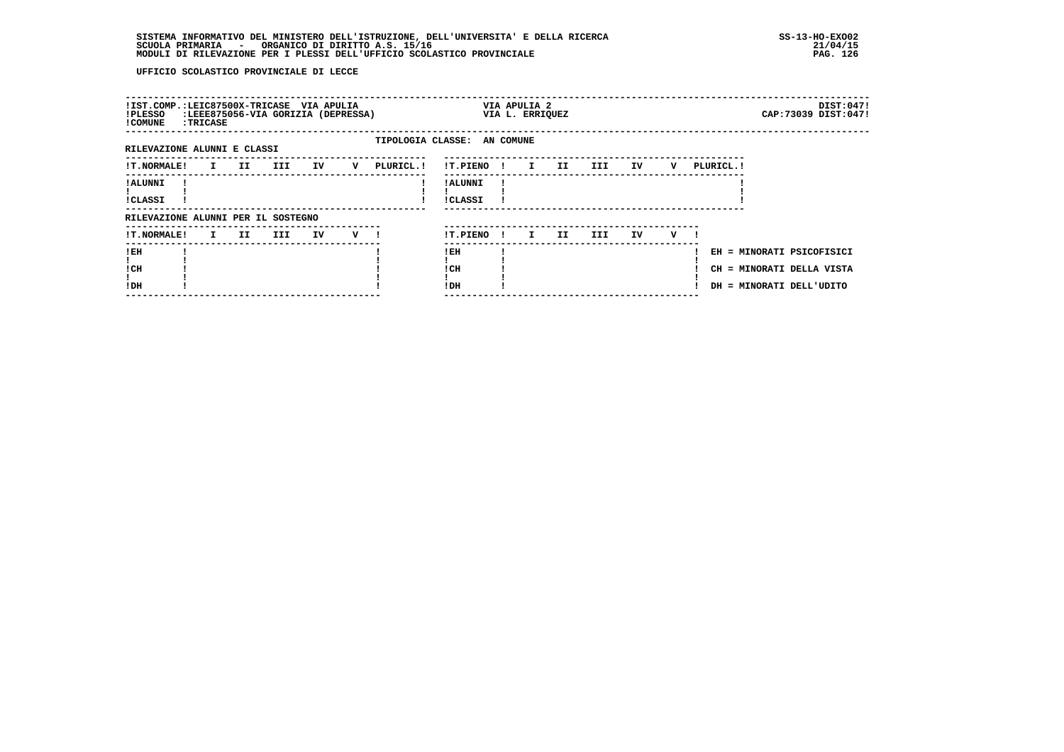UFFICIO SCOLASTICO PROVINCIALE DI LECCE

| | | |
|---|---|---|
| IST.COMP.:LEIC87500X-TRICASE VIA APULIA | VIA APULIA 2 | DIST:047 |
| PLESSO :LEEE875056-VIA GORIZIA (DEPRESSA) | VIA L. ERRIQUEZ | CAP:73039 DIST:047 |
| COMUNE :TRICASE | | |

TIPOLOGIA CLASSE: AN COMUNE

RILEVAZIONE ALUNNI E CLASSI

| T.NORMALE | I | II | III | IV | V | PLURICL. |
|---|---|---|---|---|---|---|
| ALUNNI | | | | | | |
| CLASSI | | | | | | |

| T.PIENO | I | II | III | IV | V | PLURICL. |
|---|---|---|---|---|---|---|
| ALUNNI | | | | | | |
| CLASSI | | | | | | |

RILEVAZIONE ALUNNI PER IL SOSTEGNO

| T.NORMALE | I | II | III | IV | V |
|---|---|---|---|---|---|
| EH | | | | | |
| CH | | | | | |
| DH | | | | | |

| T.PIENO | I | II | III | IV | V |
|---|---|---|---|---|---|
| EH | | | | | |
| CH | | | | | |
| DH | | | | | |

EH = MINORATI PSICOFISICI
CH = MINORATI DELLA VISTA
DH = MINORATI DELL'UDITO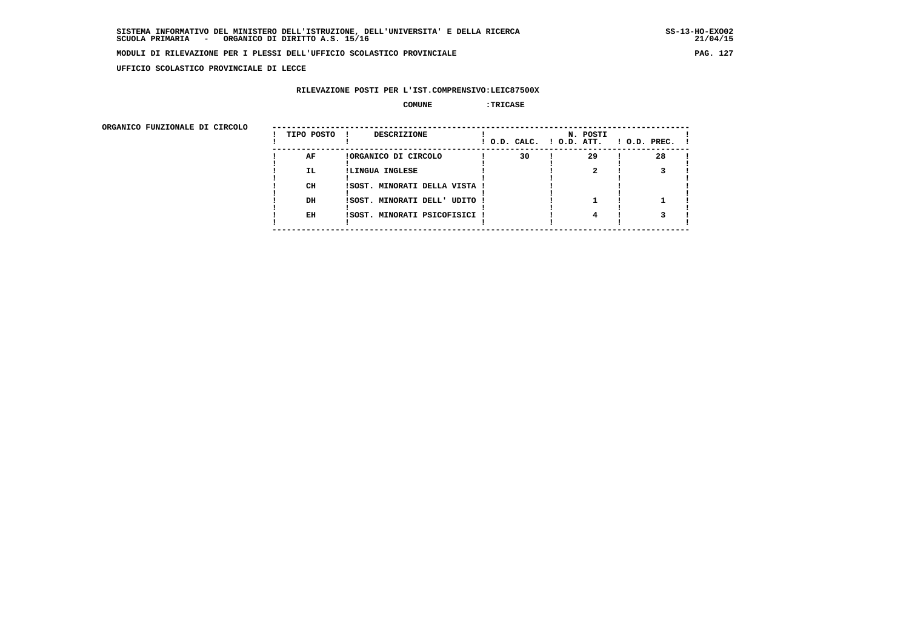SISTEMA INFORMATIVO DEL MINISTERO DELL'ISTRUZIONE, DELL'UNIVERSITA' E DELLA RICERCA
SCUOLA PRIMARIA - ORGANICO DI DIRITTO A.S. 15/16

SS-13-HO-EXO02
21/04/15

**MODULI DI RILEVAZIONE PER I PLESSI DELL'UFFICIO SCOLASTICO PROVINCIALE**

**UFFICIO SCOLASTICO PROVINCIALE DI LECCE**

**RILEVAZIONE POSTI PER L'IST.COMPRENSIVO:LEIC87500X**

**COMUNE :TRICASE**

**ORGANICO FUNZIONALE DI CIRCOLO**

| TIPO POSTO | DESCRIZIONE | N. POSTI O.D. CALC. | O.D. ATT. | O.D. PREC. |
|---|---|---|---|---|
| AF | ORGANICO DI CIRCOLO | 30 | 29 | 28 |
| IL | LINGUA INGLESE | | 2 | 3 |
| CH | SOST. MINORATI DELLA VISTA | | | |
| DH | SOST. MINORATI DELL' UDITO | | 1 | 1 |
| EH | SOST. MINORATI PSICOFISICI | | 4 | 3 |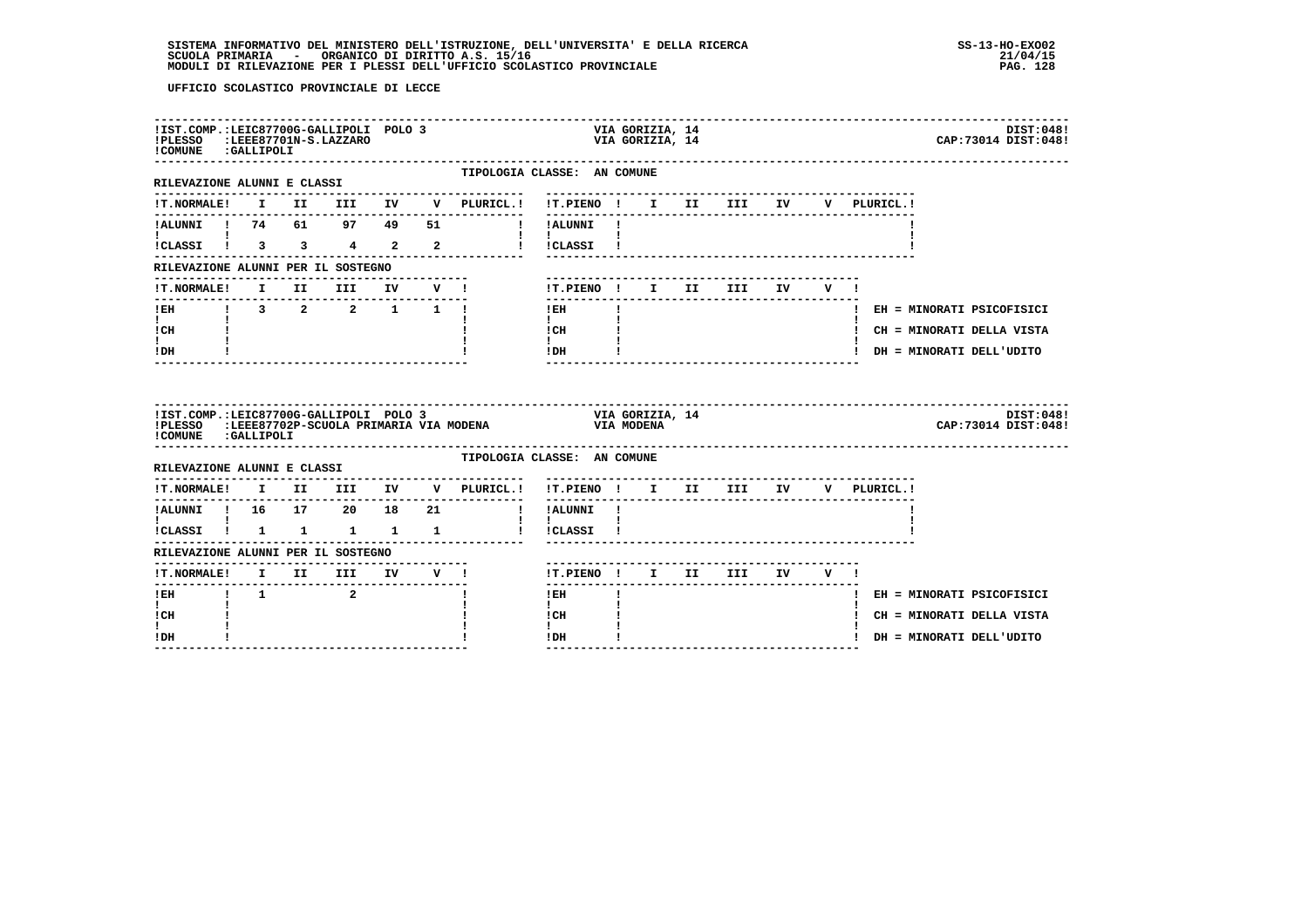UFFICIO SCOLASTICO PROVINCIALE DI LECCE

IST.COMP.:LEIC87700G-GALLIPOLI POLO 3 — VIA GORIZIA, 14 — DIST:048
PLESSO :LEEE87701N-S.LAZZARO — VIA GORIZIA, 14 — CAP:73014 DIST:048
COMUNE :GALLIPOLI

TIPOLOGIA CLASSE: AN COMUNE

RILEVAZIONE ALUNNI E CLASSI

| T.NORMALE | I | II | III | IV | V | PLURICL. |
|---|---|---|---|---|---|---|
| ALUNNI | 74 | 61 | 97 | 49 | 51 | |
| CLASSI | 3 | 3 | 4 | 2 | 2 | |

| T.PIENO | I | II | III | IV | V | PLURICL. |
|---|---|---|---|---|---|---|
| ALUNNI | | | | | | |
| CLASSI | | | | | | |

RILEVAZIONE ALUNNI PER IL SOSTEGNO

| T.NORMALE | I | II | III | IV | V |
|---|---|---|---|---|---|
| EH | 3 | 2 | 2 | 1 | 1 |
| CH | | | | | |
| DH | | | | | |

| T.PIENO | I | II | III | IV | V |
|---|---|---|---|---|---|
| EH | | | | | |
| CH | | | | | |
| DH | | | | | |

EH = MINORATI PSICOFISICI
CH = MINORATI DELLA VISTA
DH = MINORATI DELL'UDITO

IST.COMP.:LEIC87700G-GALLIPOLI POLO 3 — VIA GORIZIA, 14 — DIST:048
PLESSO :LEEE87702P-SCUOLA PRIMARIA VIA MODENA — VIA MODENA — CAP:73014 DIST:048
COMUNE :GALLIPOLI

TIPOLOGIA CLASSE: AN COMUNE

RILEVAZIONE ALUNNI E CLASSI

| T.NORMALE | I | II | III | IV | V | PLURICL. |
|---|---|---|---|---|---|---|
| ALUNNI | 16 | 17 | 20 | 18 | 21 | |
| CLASSI | 1 | 1 | 1 | 1 | 1 | |

| T.PIENO | I | II | III | IV | V | PLURICL. |
|---|---|---|---|---|---|---|
| ALUNNI | | | | | | |
| CLASSI | | | | | | |

RILEVAZIONE ALUNNI PER IL SOSTEGNO

| T.NORMALE | I | II | III | IV | V |
|---|---|---|---|---|---|
| EH | 1 | | 2 | | |
| CH | | | | | |
| DH | | | | | |

| T.PIENO | I | II | III | IV | V |
|---|---|---|---|---|---|
| EH | | | | | |
| CH | | | | | |
| DH | | | | | |

EH = MINORATI PSICOFISICI
CH = MINORATI DELLA VISTA
DH = MINORATI DELL'UDITO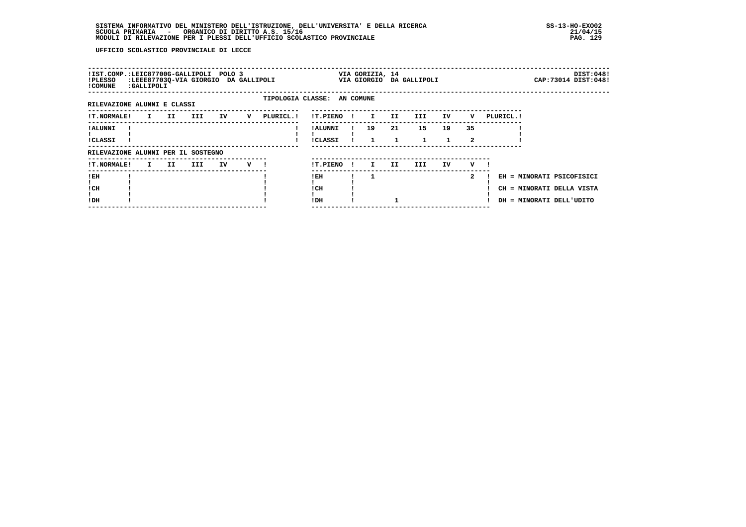UFFICIO SCOLASTICO PROVINCIALE DI LECCE

!IST.COMP.:LEIC87700G-GALLIPOLI POLO 3 VIA GORIZIA, 14 DIST:048!
!PLESSO :LEEE87703Q-VIA GIORGIO DA GALLIPOLI VIA GIORGIO DA GALLIPOLI CAP:73014 DIST:048!
!COMUNE :GALLIPOLI

TIPOLOGIA CLASSE: AN COMUNE

RILEVAZIONE ALUNNI E CLASSI

| T.NORMALE | I | II | III | IV | V | PLURICL. |
|---|---|---|---|---|---|---|
| ALUNNI | | | | | | |
| CLASSI | | | | | | |

| T.PIENO | I | II | III | IV | V | PLURICL. |
|---|---|---|---|---|---|---|
| ALUNNI | 19 | 21 | 15 | 19 | 35 | |
| CLASSI | 1 | 1 | 1 | 1 | 2 | |

RILEVAZIONE ALUNNI PER IL SOSTEGNO

| T.NORMALE | I | II | III | IV | V |
|---|---|---|---|---|---|
| EH | | | | | |
| CH | | | | | |
| DH | | | | | |

| T.PIENO | I | II | III | IV | V |
|---|---|---|---|---|---|
| EH | 1 | | | | 2 |
| CH | | | | | |
| DH | | 1 | | | |

EH = MINORATI PSICOFISICI
CH = MINORATI DELLA VISTA
DH = MINORATI DELL'UDITO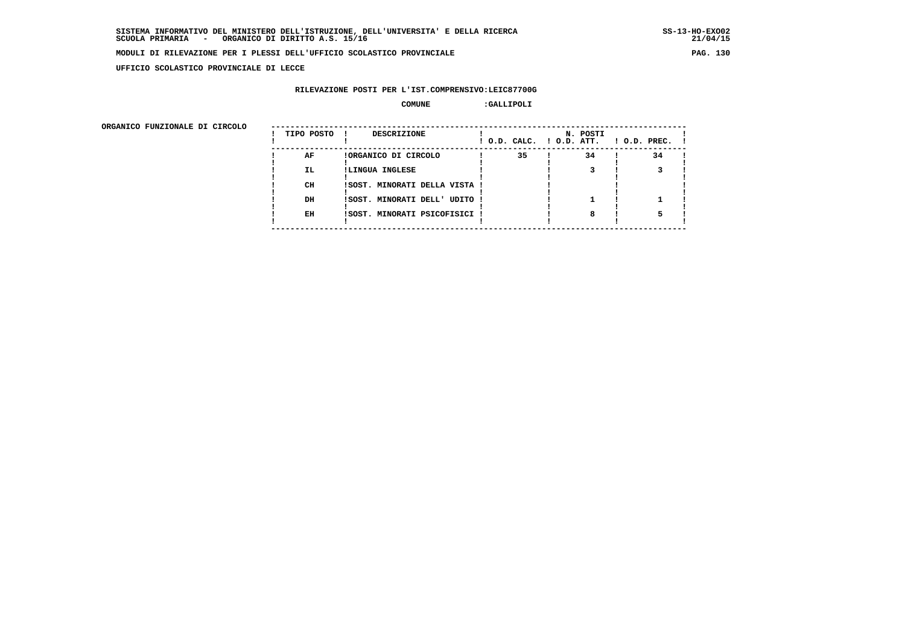**SISTEMA INFORMATIVO DEL MINISTERO DELL'ISTRUZIONE, DELL'UNIVERSITA' E DELLA RICERCA**
**SCUOLA PRIMARIA - ORGANICO DI DIRITTO A.S. 15/16**

**SS-13-HO-EXO02**
**21/04/15**

**MODULI DI RILEVAZIONE PER I PLESSI DELL'UFFICIO SCOLASTICO PROVINCIALE**

**UFFICIO SCOLASTICO PROVINCIALE DI LECCE**

**RILEVAZIONE POSTI PER L'IST.COMPRENSIVO:LEIC87700G**

**COMUNE :GALLIPOLI**

**ORGANICO FUNZIONALE DI CIRCOLO**

| TIPO POSTO | DESCRIZIONE | N. POSTI O.D. CALC. | O.D. ATT. | O.D. PREC. |
|---|---|---|---|---|
| AF | ORGANICO DI CIRCOLO | 35 | 34 | 34 |
| IL | LINGUA INGLESE | | 3 | 3 |
| CH | SOST. MINORATI DELLA VISTA | | | |
| DH | SOST. MINORATI DELL' UDITO | | 1 | 1 |
| EH | SOST. MINORATI PSICOFISICI | | 8 | 5 |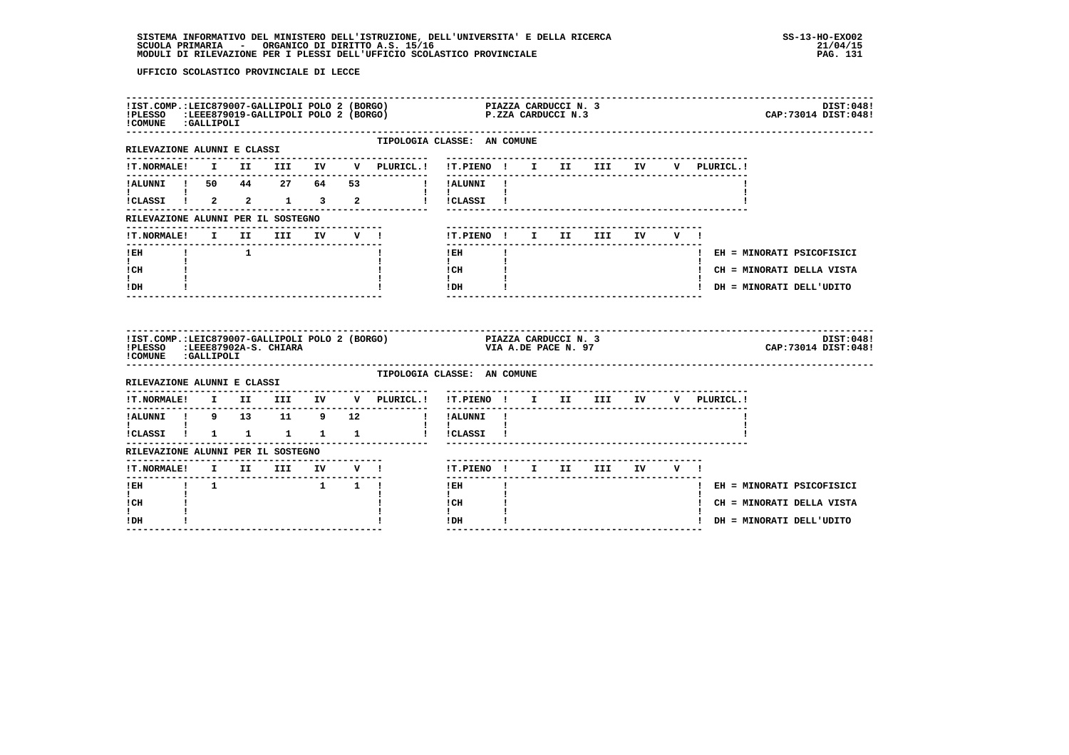UFFICIO SCOLASTICO PROVINCIALE DI LECCE

IST.COMP.:LEIC879007-GALLIPOLI POLO 2 (BORGO) — PIAZZA CARDUCCI N. 3 — DIST:048
PLESSO :LEEE879019-GALLIPOLI POLO 2 (BORGO) — P.ZZA CARDUCCI N.3 — CAP:73014 DIST:048
COMUNE :GALLIPOLI

TIPOLOGIA CLASSE: AN COMUNE

RILEVAZIONE ALUNNI E CLASSI

| T.NORMALE | I | II | III | IV | V | PLURICL. |
|---|---|---|---|---|---|---|
| ALUNNI | 50 | 44 | 27 | 64 | 53 | |
| CLASSI | 2 | 2 | 1 | 3 | 2 | |

| T.PIENO | I | II | III | IV | V | PLURICL. |
|---|---|---|---|---|---|---|
| ALUNNI | | | | | | |
| CLASSI | | | | | | |

RILEVAZIONE ALUNNI PER IL SOSTEGNO

| T.NORMALE | I | II | III | IV | V |
|---|---|---|---|---|---|
| EH | | 1 | | | |
| CH | | | | | |
| DH | | | | | |

| T.PIENO | I | II | III | IV | V |
|---|---|---|---|---|---|
| EH | | | | | |
| CH | | | | | |
| DH | | | | | |

EH = MINORATI PSICOFISICI
CH = MINORATI DELLA VISTA
DH = MINORATI DELL'UDITO

---

IST.COMP.:LEIC879007-GALLIPOLI POLO 2 (BORGO) — PIAZZA CARDUCCI N. 3 — DIST:048
PLESSO :LEEE87902A-S. CHIARA — VIA A.DE PACE N. 97 — CAP:73014 DIST:048
COMUNE :GALLIPOLI

TIPOLOGIA CLASSE: AN COMUNE

RILEVAZIONE ALUNNI E CLASSI

| T.NORMALE | I | II | III | IV | V | PLURICL. |
|---|---|---|---|---|---|---|
| ALUNNI | 9 | 13 | 11 | 9 | 12 | |
| CLASSI | 1 | 1 | 1 | 1 | 1 | |

| T.PIENO | I | II | III | IV | V | PLURICL. |
|---|---|---|---|---|---|---|
| ALUNNI | | | | | | |
| CLASSI | | | | | | |

RILEVAZIONE ALUNNI PER IL SOSTEGNO

| T.NORMALE | I | II | III | IV | V |
|---|---|---|---|---|---|
| EH | 1 | | | 1 | 1 |
| CH | | | | | |
| DH | | | | | |

| T.PIENO | I | II | III | IV | V |
|---|---|---|---|---|---|
| EH | | | | | |
| CH | | | | | |
| DH | | | | | |

EH = MINORATI PSICOFISICI
CH = MINORATI DELLA VISTA
DH = MINORATI DELL'UDITO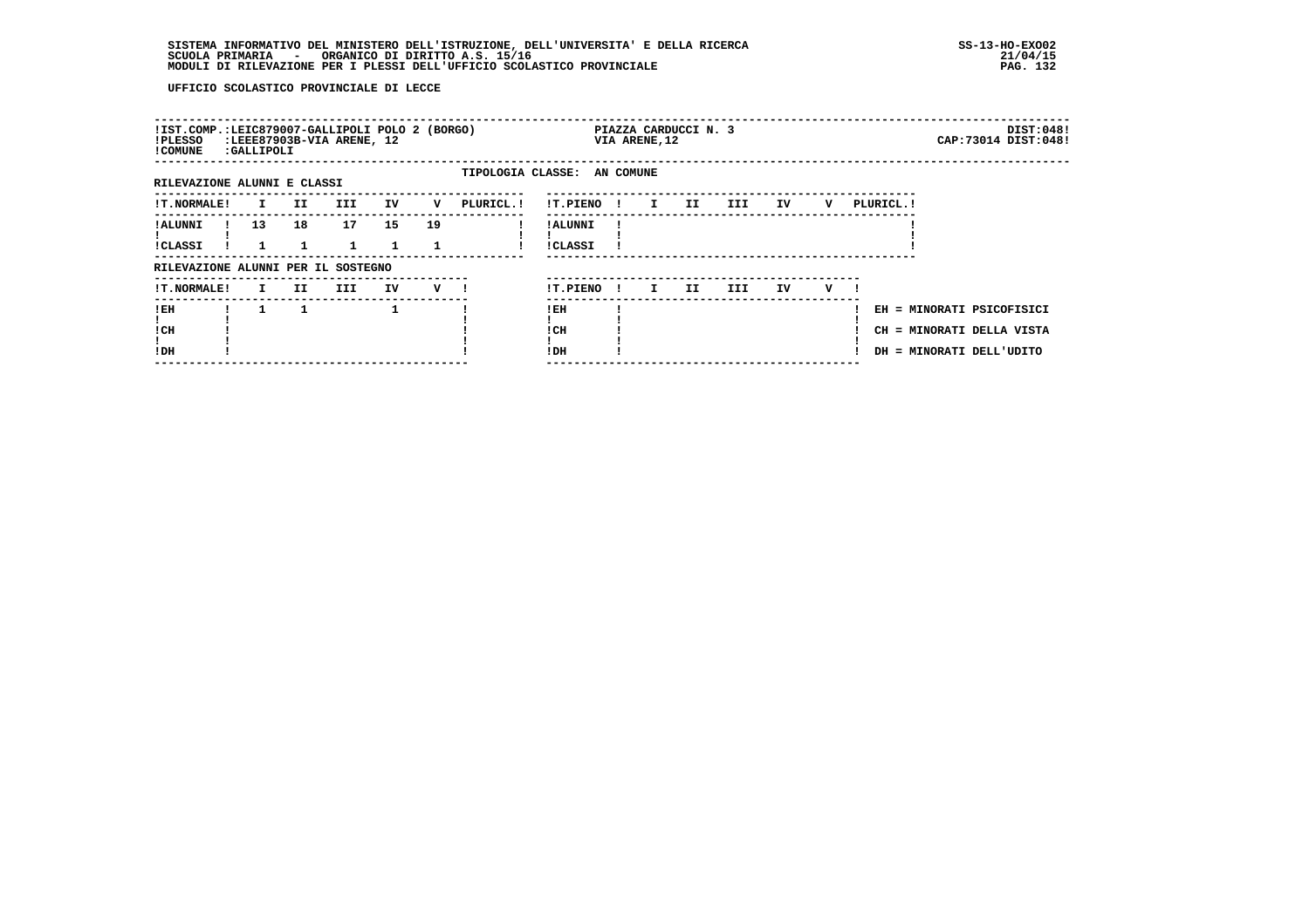UFFICIO SCOLASTICO PROVINCIALE DI LECCE

| | | |
|---|---|---|
| !IST.COMP.:LEIC879007-GALLIPOLI POLO 2 (BORGO) | PIAZZA CARDUCCI N. 3 | DIST:048! |
| !PLESSO :LEEE87903B-VIA ARENE, 12 | VIA ARENE,12 | CAP:73014 DIST:048! |
| !COMUNE :GALLIPOLI | | |

TIPOLOGIA CLASSE: AN COMUNE

RILEVAZIONE ALUNNI E CLASSI

| !T.NORMALE! | I | II | III | IV | V | PLURICL.! | !T.PIENO ! | I | II | III | IV | V | PLURICL.! |
|---|---|---|---|---|---|---|---|---|---|---|---|---|---|
| !ALUNNI ! | 13 | 18 | 17 | 15 | 19 | | !ALUNNI ! | | | | | | |
| !CLASSI ! | 1 | 1 | 1 | 1 | 1 | | !CLASSI ! | | | | | | |

RILEVAZIONE ALUNNI PER IL SOSTEGNO

| !T.NORMALE! | I | II | III | IV | V ! | !T.PIENO ! | I | II | III | IV | V ! | |
|---|---|---|---|---|---|---|---|---|---|---|---|---|
| !EH | 1 | 1 | | 1 | | !EH | | | | | | EH = MINORATI PSICOFISICI |
| !CH | | | | | | !CH | | | | | | CH = MINORATI DELLA VISTA |
| !DH | | | | | | !DH | | | | | | DH = MINORATI DELL'UDITO |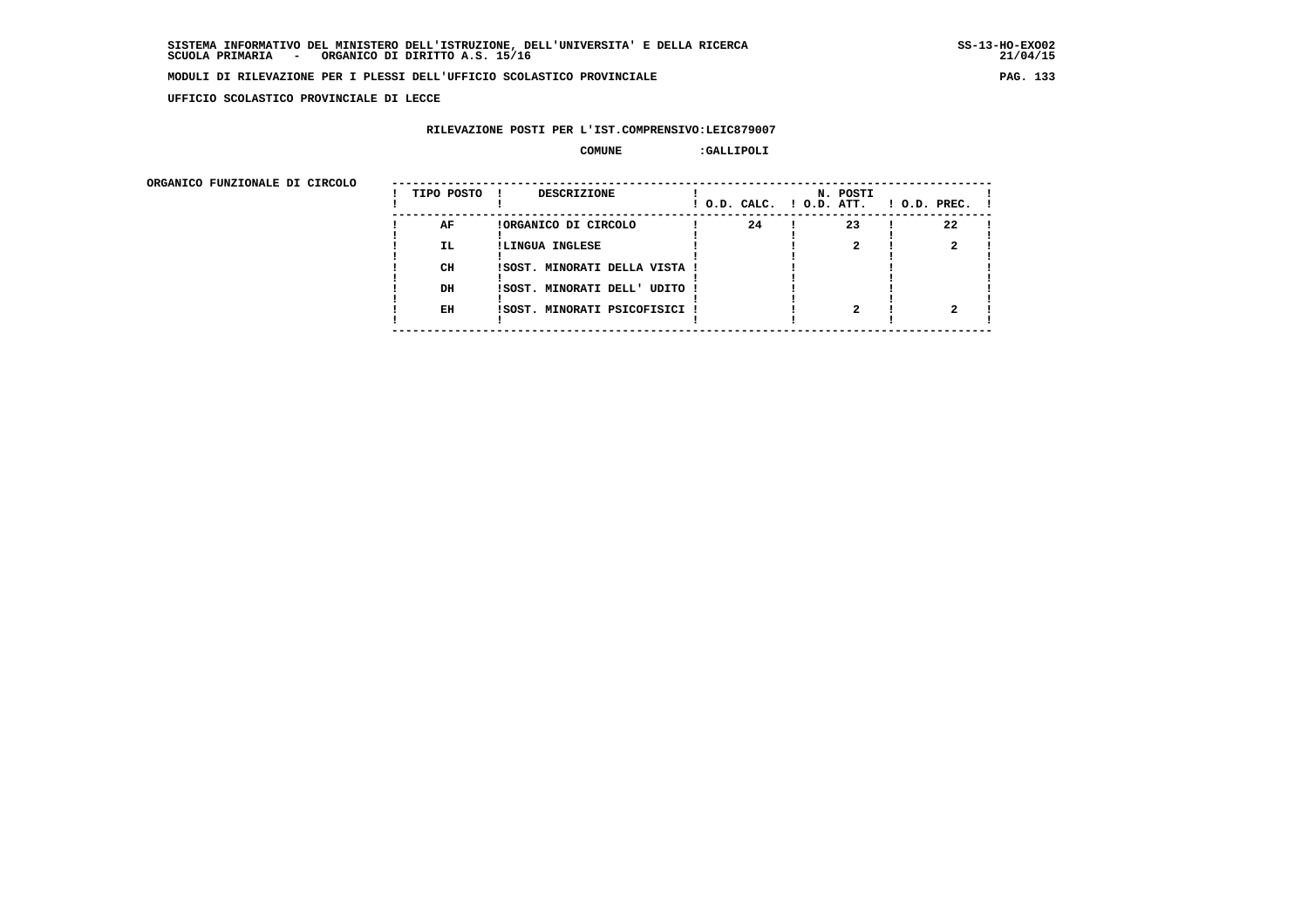SISTEMA INFORMATIVO DEL MINISTERO DELL'ISTRUZIONE, DELL'UNIVERSITA' E DELLA RICERCA
SCUOLA PRIMARIA - ORGANICO DI DIRITTO A.S. 15/16

MODULI DI RILEVAZIONE PER I PLESSI DELL'UFFICIO SCOLASTICO PROVINCIALE

UFFICIO SCOLASTICO PROVINCIALE DI LECCE

RILEVAZIONE POSTI PER L'IST.COMPRENSIVO:LEIC879007

COMUNE :GALLIPOLI

ORGANICO FUNZIONALE DI CIRCOLO

| TIPO POSTO | DESCRIZIONE | N. POSTI O.D. CALC. | O.D. ATT. | O.D. PREC. |
|---|---|---|---|---|
| AF | ORGANICO DI CIRCOLO | 24 | 23 | 22 |
| IL | LINGUA INGLESE | | 2 | 2 |
| CH | SOST. MINORATI DELLA VISTA | | | |
| DH | SOST. MINORATI DELL' UDITO | | | |
| EH | SOST. MINORATI PSICOFISICI | | 2 | 2 |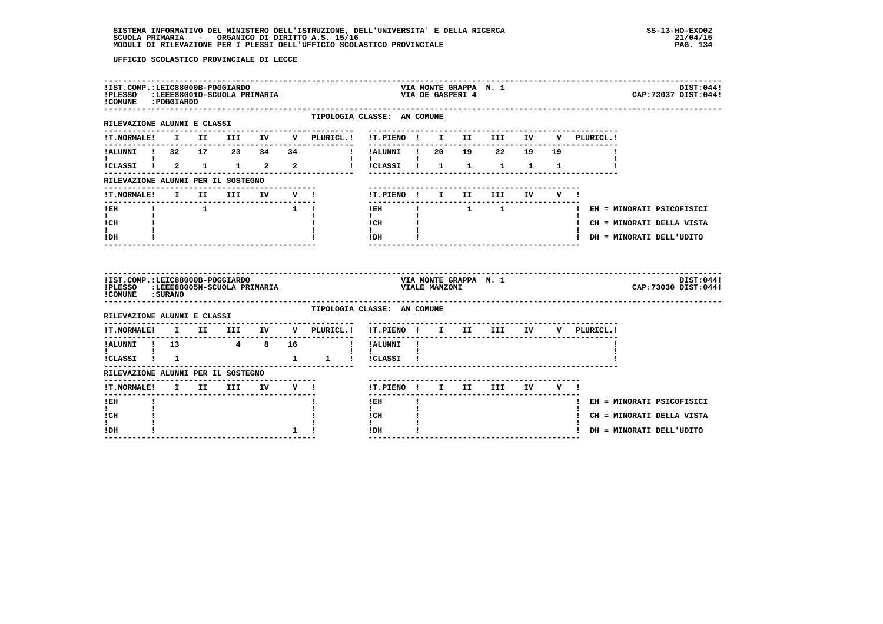UFFICIO SCOLASTICO PROVINCIALE DI LECCE

!IST.COMP.:LEIC88000B-POGGIARDO VIA MONTE GRAPPA N. 1 DIST:044!
!PLESSO :LEEE88001D-SCUOLA PRIMARIA VIA DE GASPERI 4 CAP:73037 DIST:044!
!COMUNE :POGGIARDO

TIPOLOGIA CLASSE: AN COMUNE

RILEVAZIONE ALUNNI E CLASSI

| T.NORMALE | I | II | III | IV | V | PLURICL. |
|---|---|---|---|---|---|---|
| ALUNNI | 32 | 17 | 23 | 34 | 34 | |
| CLASSI | 2 | 1 | 1 | 2 | 2 | |

| T.PIENO | I | II | III | IV | V | PLURICL. |
|---|---|---|---|---|---|---|
| ALUNNI | 20 | 19 | 22 | 19 | 19 | |
| CLASSI | 1 | 1 | 1 | 1 | 1 | |

RILEVAZIONE ALUNNI PER IL SOSTEGNO

| T.NORMALE | I | II | III | IV | V |
|---|---|---|---|---|---|
| EH | | 1 | | | 1 |
| CH | | | | | |
| DH | | | | | |

| T.PIENO | I | II | III | IV | V |
|---|---|---|---|---|---|
| EH | | 1 | 1 | | |
| CH | | | | | |
| DH | | | | | |

EH = MINORATI PSICOFISICI
CH = MINORATI DELLA VISTA
DH = MINORATI DELL'UDITO

!IST.COMP.:LEIC88000B-POGGIARDO VIA MONTE GRAPPA N. 1 DIST:044!
!PLESSO :LEEE88005N-SCUOLA PRIMARIA VIALE MANZONI CAP:73030 DIST:044!
!COMUNE :SURANO

TIPOLOGIA CLASSE: AN COMUNE

RILEVAZIONE ALUNNI E CLASSI

| T.NORMALE | I | II | III | IV | V | PLURICL. |
|---|---|---|---|---|---|---|
| ALUNNI | 13 | | 4 | 8 | 16 | |
| CLASSI | 1 | | | | 1 | 1 |

| T.PIENO | I | II | III | IV | V | PLURICL. |
|---|---|---|---|---|---|---|
| ALUNNI | | | | | | |
| CLASSI | | | | | | |

RILEVAZIONE ALUNNI PER IL SOSTEGNO

| T.NORMALE | I | II | III | IV | V |
|---|---|---|---|---|---|
| EH | | | | | |
| CH | | | | | |
| DH | | | | | 1 |

| T.PIENO | I | II | III | IV | V |
|---|---|---|---|---|---|
| EH | | | | | |
| CH | | | | | |
| DH | | | | | |

EH = MINORATI PSICOFISICI
CH = MINORATI DELLA VISTA
DH = MINORATI DELL'UDITO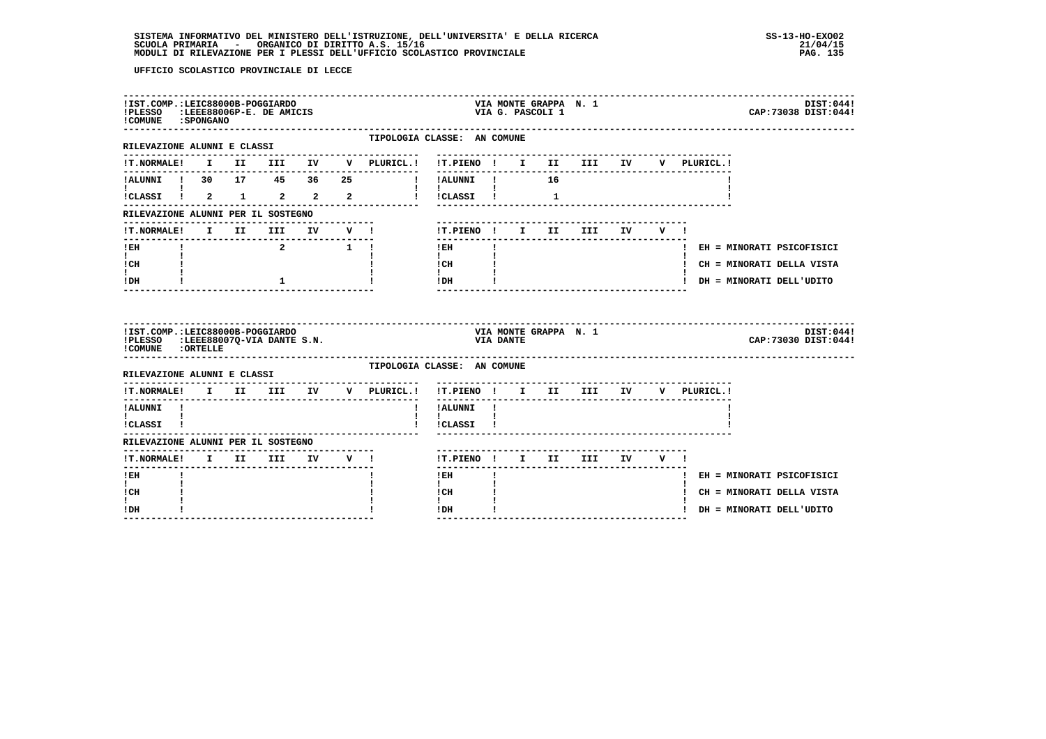UFFICIO SCOLASTICO PROVINCIALE DI LECCE

**IST.COMP.:** LEIC88000B-POGGIARDO — VIA MONTE GRAPPA N. 1 — DIST:044
**PLESSO:** LEEE88006P-E. DE AMICIS — VIA G. PASCOLI 1 — CAP:73038 DIST:044
**COMUNE:** SPONGANO

TIPOLOGIA CLASSE: AN COMUNE

RILEVAZIONE ALUNNI E CLASSI

| T.NORMALE | I | II | III | IV | V | PLURICL. | T.PIENO | I | II | III | IV | V | PLURICL. |
|---|---|---|---|---|---|---|---|---|---|---|---|---|---|
| ALUNNI | 30 | 17 | 45 | 36 | 25 | | ALUNNI | | 16 | | | | |
| CLASSI | 2 | 1 | 2 | 2 | 2 | | CLASSI | | 1 | | | | |

RILEVAZIONE ALUNNI PER IL SOSTEGNO

| T.NORMALE | I | II | III | IV | V | T.PIENO | I | II | III | IV | V |
|---|---|---|---|---|---|---|---|---|---|---|---|
| EH | | | 2 | | 1 | EH | | | | | |
| CH | | | | | | CH | | | | | |
| DH | | | 1 | | | DH | | | | | |

EH = MINORATI PSICOFISICI
CH = MINORATI DELLA VISTA
DH = MINORATI DELL'UDITO

**IST.COMP.:** LEIC88000B-POGGIARDO — VIA MONTE GRAPPA N. 1 — DIST:044
**PLESSO:** LEEE88007Q-VIA DANTE S.N. — VIA DANTE — CAP:73030 DIST:044
**COMUNE:** ORTELLE

TIPOLOGIA CLASSE: AN COMUNE

RILEVAZIONE ALUNNI E CLASSI

| T.NORMALE | I | II | III | IV | V | PLURICL. | T.PIENO | I | II | III | IV | V | PLURICL. |
|---|---|---|---|---|---|---|---|---|---|---|---|---|---|
| ALUNNI | | | | | | | ALUNNI | | | | | | |
| CLASSI | | | | | | | CLASSI | | | | | | |

RILEVAZIONE ALUNNI PER IL SOSTEGNO

| T.NORMALE | I | II | III | IV | V | T.PIENO | I | II | III | IV | V |
|---|---|---|---|---|---|---|---|---|---|---|---|
| EH | | | | | | EH | | | | | |
| CH | | | | | | CH | | | | | |
| DH | | | | | | DH | | | | | |

EH = MINORATI PSICOFISICI
CH = MINORATI DELLA VISTA
DH = MINORATI DELL'UDITO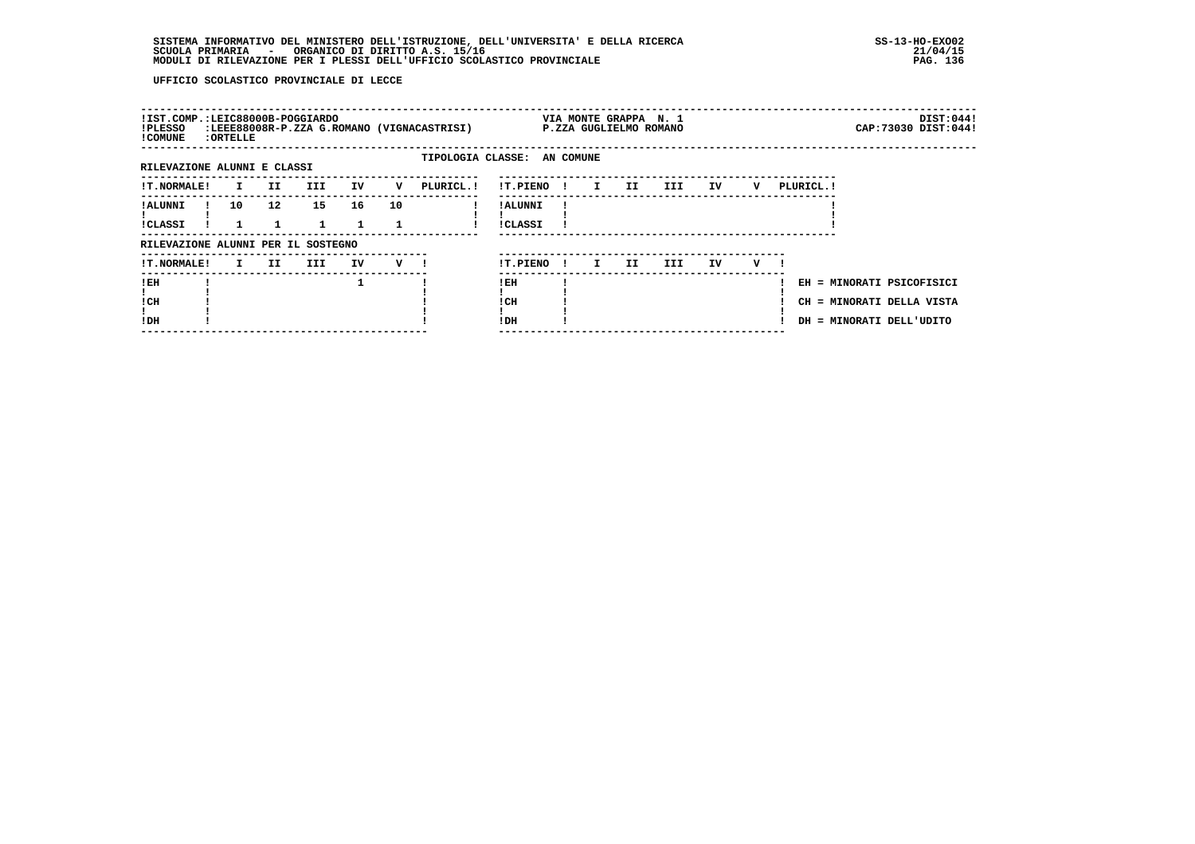UFFICIO SCOLASTICO PROVINCIALE DI LECCE

!IST.COMP.:LEIC88000B-POGGIARDO VIA MONTE GRAPPA N. 1 DIST:044!
!PLESSO :LEEE88008R-P.ZZA G.ROMANO (VIGNACASTRISI) P.ZZA GUGLIELMO ROMANO CAP:73030 DIST:044!
!COMUNE :ORTELLE

TIPOLOGIA CLASSE: AN COMUNE

RILEVAZIONE ALUNNI E CLASSI

| T.NORMALE | I | II | III | IV | V | PLURICL. |
|---|---|---|---|---|---|---|
| ALUNNI | 10 | 12 | 15 | 16 | 10 | |
| CLASSI | 1 | 1 | 1 | 1 | 1 | |

| T.PIENO | I | II | III | IV | V | PLURICL. |
|---|---|---|---|---|---|---|
| ALUNNI | | | | | | |
| CLASSI | | | | | | |

RILEVAZIONE ALUNNI PER IL SOSTEGNO

| T.NORMALE | I | II | III | IV | V |
|---|---|---|---|---|---|
| EH | | | | 1 | |
| CH | | | | | |
| DH | | | | | |

| T.PIENO | I | II | III | IV | V |
|---|---|---|---|---|---|
| EH | | | | | |
| CH | | | | | |
| DH | | | | | |

EH = MINORATI PSICOFISICI
CH = MINORATI DELLA VISTA
DH = MINORATI DELL'UDITO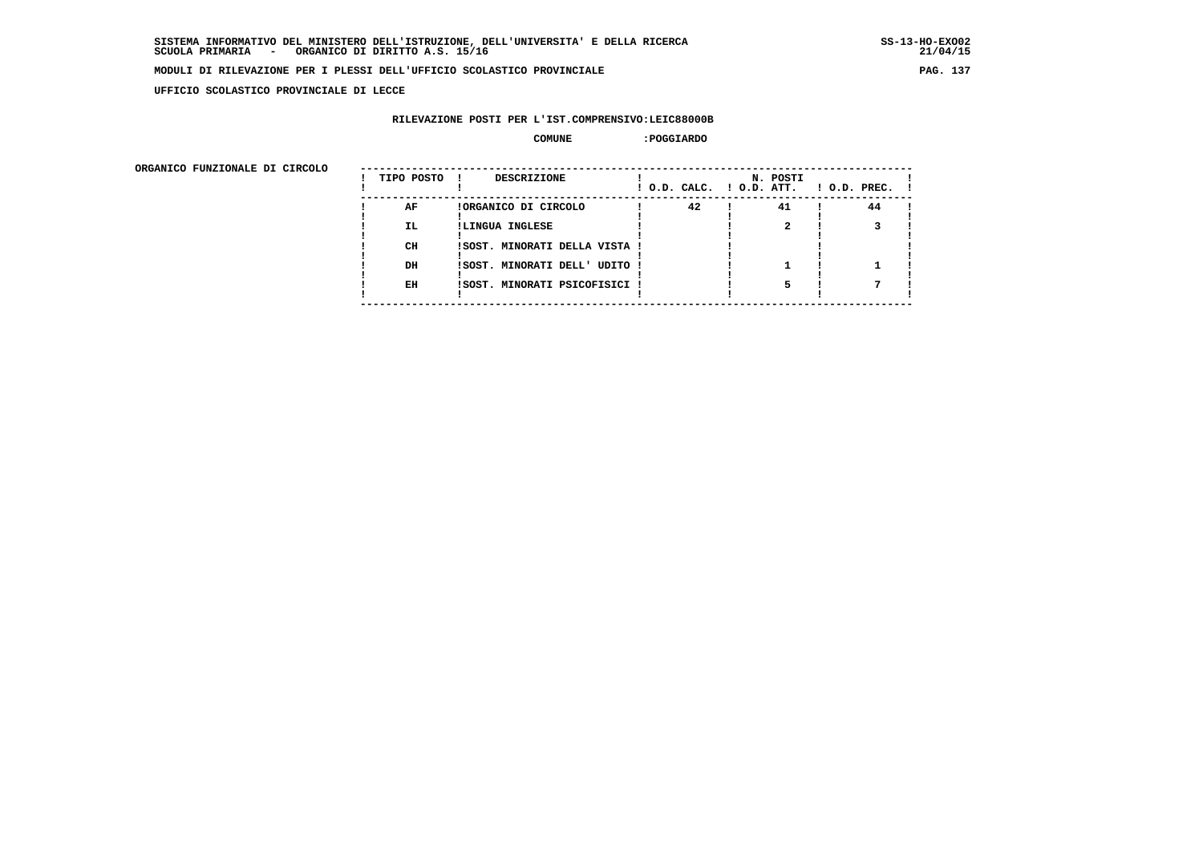SISTEMA INFORMATIVO DEL MINISTERO DELL'ISTRUZIONE, DELL'UNIVERSITA' E DELLA RICERCA
SCUOLA PRIMARIA - ORGANICO DI DIRITTO A.S. 15/16

MODULI DI RILEVAZIONE PER I PLESSI DELL'UFFICIO SCOLASTICO PROVINCIALE

UFFICIO SCOLASTICO PROVINCIALE DI LECCE

RILEVAZIONE POSTI PER L'IST.COMPRENSIVO:LEIC88000B

COMUNE :POGGIARDO

ORGANICO FUNZIONALE DI CIRCOLO

| TIPO POSTO | DESCRIZIONE | N. POSTI O.D. CALC. | O.D. ATT. | O.D. PREC. |
|---|---|---|---|---|
| AF | ORGANICO DI CIRCOLO | 42 | 41 | 44 |
| IL | LINGUA INGLESE | | 2 | 3 |
| CH | SOST. MINORATI DELLA VISTA | | | |
| DH | SOST. MINORATI DELL' UDITO | | 1 | 1 |
| EH | SOST. MINORATI PSICOFISICI | | 5 | 7 |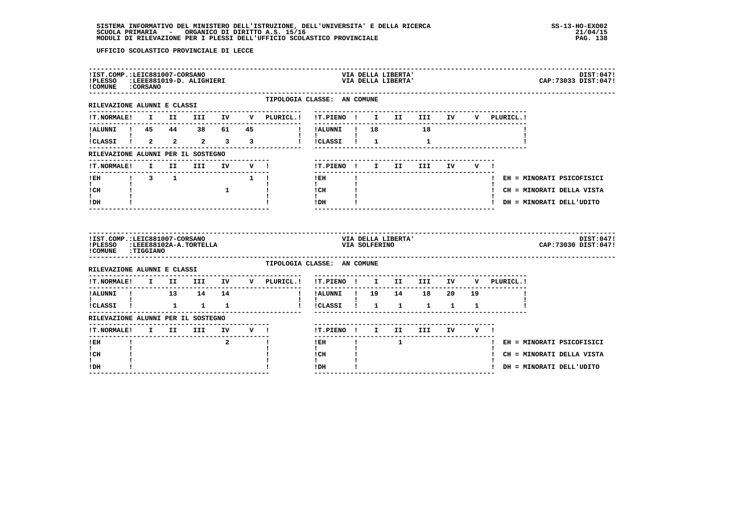UFFICIO SCOLASTICO PROVINCIALE DI LECCE

IST.COMP.:LEIC881007-CORSANO — VIA DELLA LIBERTA' — DIST:047
PLESSO :LEEE881019-D. ALIGHIERI — VIA DELLA LIBERTA' — CAP:73033 DIST:047
COMUNE :CORSANO

TIPOLOGIA CLASSE: AN COMUNE

RILEVAZIONE ALUNNI E CLASSI

| T.NORMALE | I | II | III | IV | V | PLURICL. |
|---|---|---|---|---|---|---|
| ALUNNI | 45 | 44 | 38 | 61 | 45 | |
| CLASSI | 2 | 2 | 2 | 3 | 3 | |

| T.PIENO | I | II | III | IV | V | PLURICL. |
|---|---|---|---|---|---|---|
| ALUNNI | 18 | | 18 | | | |
| CLASSI | 1 | | 1 | | | |

RILEVAZIONE ALUNNI PER IL SOSTEGNO

| T.NORMALE | I | II | III | IV | V |
|---|---|---|---|---|---|
| EH | 3 | 1 | | | 1 |
| CH | | | | 1 | |
| DH | | | | | |

| T.PIENO | I | II | III | IV | V |
|---|---|---|---|---|---|
| EH | | | | | |
| CH | | | | | |
| DH | | | | | |

EH = MINORATI PSICOFISICI
CH = MINORATI DELLA VISTA
DH = MINORATI DELL'UDITO

IST.COMP.:LEIC881007-CORSANO — VIA DELLA LIBERTA' — DIST:047
PLESSO :LEEE88102A-A.TORTELLA — VIA SOLFERINO — CAP:73030 DIST:047
COMUNE :TIGGIANO

TIPOLOGIA CLASSE: AN COMUNE

RILEVAZIONE ALUNNI E CLASSI

| T.NORMALE | I | II | III | IV | V | PLURICL. |
|---|---|---|---|---|---|---|
| ALUNNI | | 13 | 14 | 14 | | |
| CLASSI | | 1 | 1 | 1 | | |

| T.PIENO | I | II | III | IV | V | PLURICL. |
|---|---|---|---|---|---|---|
| ALUNNI | 19 | 14 | 18 | 20 | 19 | |
| CLASSI | 1 | 1 | 1 | 1 | 1 | |

RILEVAZIONE ALUNNI PER IL SOSTEGNO

| T.NORMALE | I | II | III | IV | V |
|---|---|---|---|---|---|
| EH | | | | 2 | |
| CH | | | | | |
| DH | | | | | |

| T.PIENO | I | II | III | IV | V |
|---|---|---|---|---|---|
| EH | | 1 | | | |
| CH | | | | | |
| DH | | | | | |

EH = MINORATI PSICOFISICI
CH = MINORATI DELLA VISTA
DH = MINORATI DELL'UDITO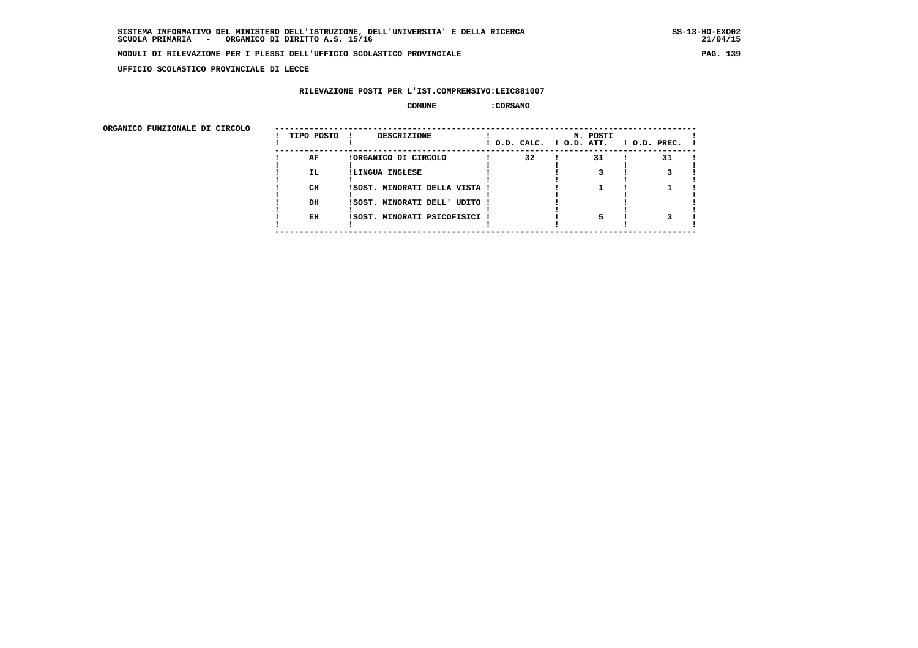SISTEMA INFORMATIVO DEL MINISTERO DELL'ISTRUZIONE, DELL'UNIVERSITA' E DELLA RICERCA
SCUOLA PRIMARIA - ORGANICO DI DIRITTO A.S. 15/16

MODULI DI RILEVAZIONE PER I PLESSI DELL'UFFICIO SCOLASTICO PROVINCIALE

UFFICIO SCOLASTICO PROVINCIALE DI LECCE

RILEVAZIONE POSTI PER L'IST.COMPRENSIVO:LEIC881007

COMUNE :CORSANO

ORGANICO FUNZIONALE DI CIRCOLO

| TIPO POSTO | DESCRIZIONE | N. POSTI O.D. CALC. | O.D. ATT. | O.D. PREC. |
|---|---|---|---|---|
| AF | ORGANICO DI CIRCOLO | 32 | 31 | 31 |
| IL | LINGUA INGLESE | | 3 | 3 |
| CH | SOST. MINORATI DELLA VISTA | | 1 | 1 |
| DH | SOST. MINORATI DELL' UDITO | | | |
| EH | SOST. MINORATI PSICOFISICI | | 5 | 3 |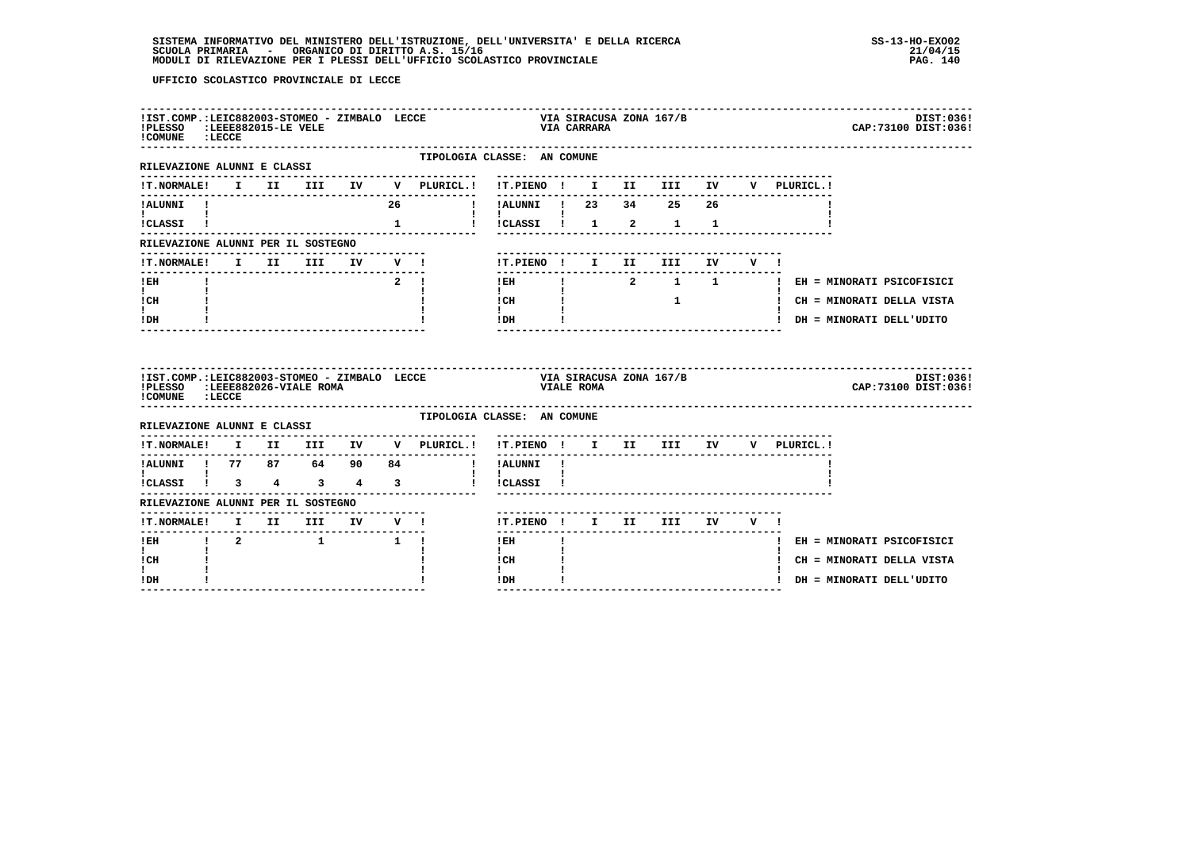UFFICIO SCOLASTICO PROVINCIALE DI LECCE

**IST.COMP.:LEIC882003-STOMEO - ZIMBALO LECCE** — VIA SIRACUSA ZONA 167/B — DIST:036
**PLESSO :LEEE882015-LE VELE** — VIA CARRARA — CAP:73100 DIST:036
**COMUNE :LECCE**

TIPOLOGIA CLASSE: AN COMUNE

RILEVAZIONE ALUNNI E CLASSI

| T.NORMALE | I | II | III | IV | V | PLURICL. | T.PIENO | I | II | III | IV | V | PLURICL. |
|---|---|---|---|---|---|---|---|---|---|---|---|---|---|
| ALUNNI | | | | | 26 | | ALUNNI | 23 | 34 | 25 | 26 | | |
| CLASSI | | | | | 1 | | CLASSI | 1 | 2 | 1 | 1 | | |

RILEVAZIONE ALUNNI PER IL SOSTEGNO

| T.NORMALE | I | II | III | IV | V | T.PIENO | I | II | III | IV | V |
|---|---|---|---|---|---|---|---|---|---|---|---|
| EH | | | | | 2 | EH | | 2 | 1 | 1 | |
| CH | | | | | | CH | | | 1 | | |
| DH | | | | | | DH | | | | | |

EH = MINORATI PSICOFISICI
CH = MINORATI DELLA VISTA
DH = MINORATI DELL'UDITO

**IST.COMP.:LEIC882003-STOMEO - ZIMBALO LECCE** — VIA SIRACUSA ZONA 167/B — DIST:036
**PLESSO :LEEE882026-VIALE ROMA** — VIALE ROMA — CAP:73100 DIST:036
**COMUNE :LECCE**

TIPOLOGIA CLASSE: AN COMUNE

RILEVAZIONE ALUNNI E CLASSI

| T.NORMALE | I | II | III | IV | V | PLURICL. | T.PIENO | I | II | III | IV | V | PLURICL. |
|---|---|---|---|---|---|---|---|---|---|---|---|---|---|
| ALUNNI | 77 | 87 | 64 | 90 | 84 | | ALUNNI | | | | | | |
| CLASSI | 3 | 4 | 3 | 4 | 3 | | CLASSI | | | | | | |

RILEVAZIONE ALUNNI PER IL SOSTEGNO

| T.NORMALE | I | II | III | IV | V | T.PIENO | I | II | III | IV | V |
|---|---|---|---|---|---|---|---|---|---|---|---|
| EH | 2 | | 1 | | 1 | EH | | | | | |
| CH | | | | | | CH | | | | | |
| DH | | | | | | DH | | | | | |

EH = MINORATI PSICOFISICI
CH = MINORATI DELLA VISTA
DH = MINORATI DELL'UDITO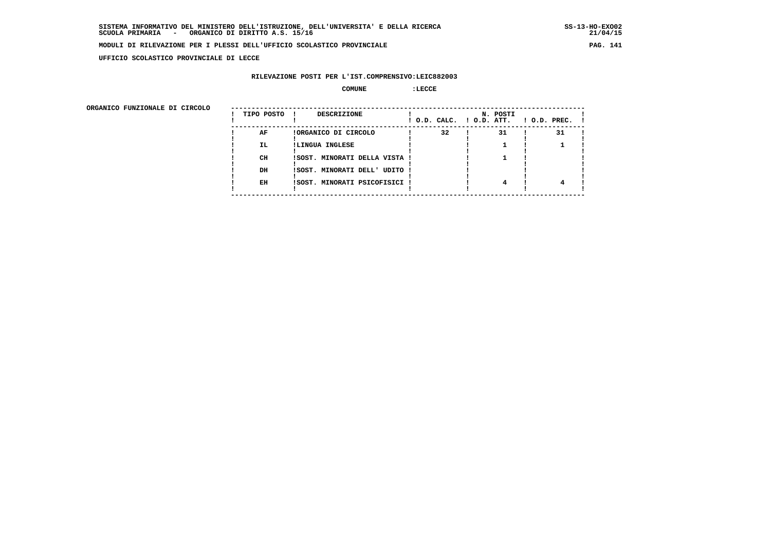**UFFICIO SCOLASTICO PROVINCIALE DI LECCE**

**RILEVAZIONE POSTI PER L'IST.COMPRENSIVO:LEIC882003**

**COMUNE :LECCE**

**ORGANICO FUNZIONALE DI CIRCOLO**

| TIPO POSTO | DESCRIZIONE | N. POSTI O.D. CALC. | O.D. ATT. | O.D. PREC. |
|---|---|---|---|---|
| AF | ORGANICO DI CIRCOLO | 32 | 31 | 31 |
| IL | LINGUA INGLESE | | 1 | 1 |
| CH | SOST. MINORATI DELLA VISTA | | 1 | |
| DH | SOST. MINORATI DELL' UDITO | | | |
| EH | SOST. MINORATI PSICOFISICI | | 4 | 4 |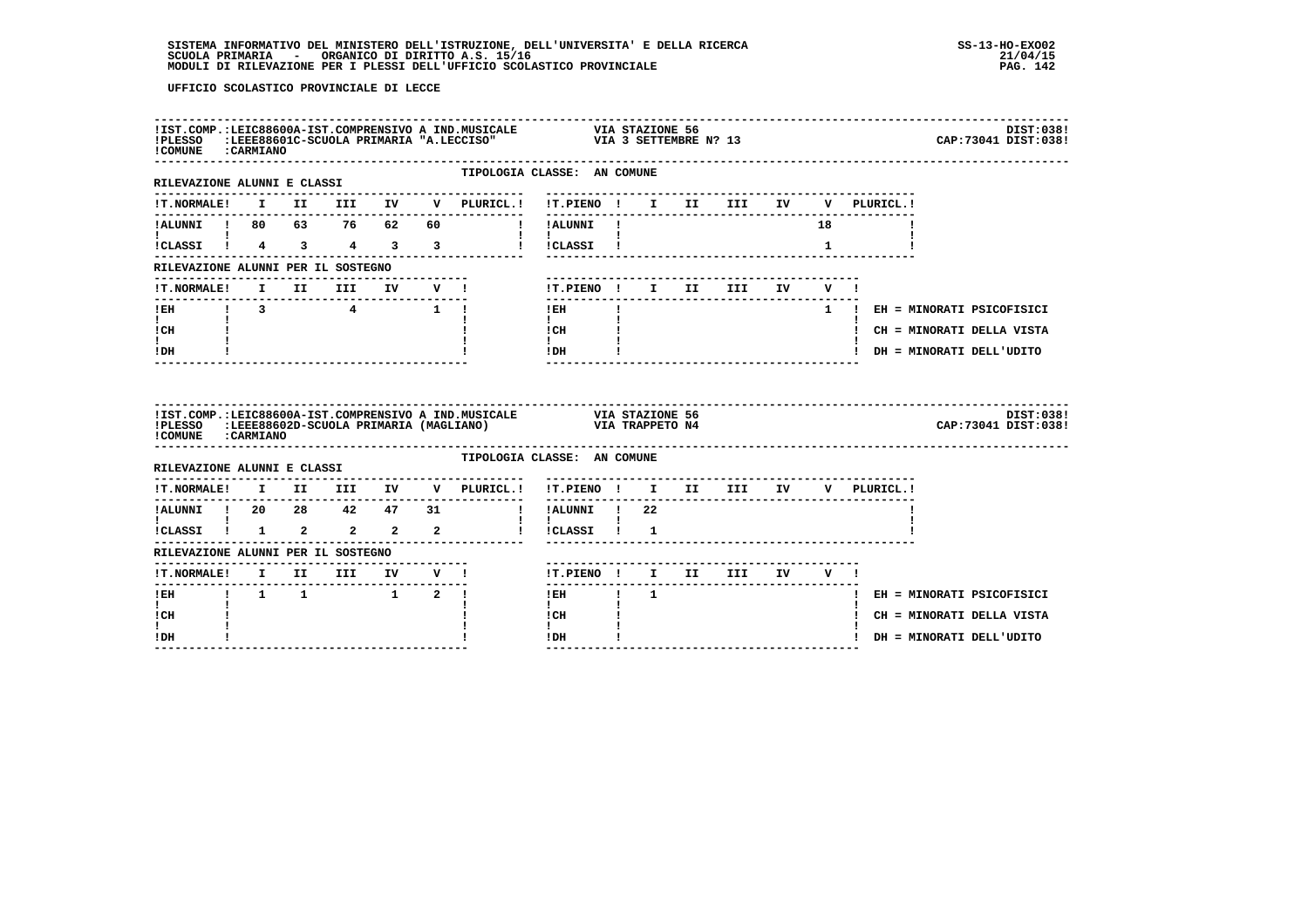UFFICIO SCOLASTICO PROVINCIALE DI LECCE

**IST.COMP.:** LEIC88600A-IST.COMPRENSIVO A IND.MUSICALE — VIA STAZIONE 56 — DIST:038
**PLESSO:** LEEE88601C-SCUOLA PRIMARIA "A.LECCISO" — VIA 3 SETTEMBRE N? 13 — CAP:73041 DIST:038
**COMUNE:** CARMIANO

TIPOLOGIA CLASSE: AN COMUNE

RILEVAZIONE ALUNNI E CLASSI

| T.NORMALE | I | II | III | IV | V | PLURICL. | T.PIENO | I | II | III | IV | V | PLURICL. |
|---|---|---|---|---|---|---|---|---|---|---|---|---|---|
| ALUNNI | 80 | 63 | 76 | 62 | 60 | | ALUNNI | | | | | 18 | |
| CLASSI | 4 | 3 | 4 | 3 | 3 | | CLASSI | | | | | 1 | |

RILEVAZIONE ALUNNI PER IL SOSTEGNO

| T.NORMALE | I | II | III | IV | V | T.PIENO | I | II | III | IV | V |
|---|---|---|---|---|---|---|---|---|---|---|---|
| EH | 3 | | 4 | | 1 | EH | | | | | 1 |
| CH | | | | | | CH | | | | | |
| DH | | | | | | DH | | | | | |

EH = MINORATI PSICOFISICI
CH = MINORATI DELLA VISTA
DH = MINORATI DELL'UDITO

**IST.COMP.:** LEIC88600A-IST.COMPRENSIVO A IND.MUSICALE — VIA STAZIONE 56 — DIST:038
**PLESSO:** LEEE88602D-SCUOLA PRIMARIA (MAGLIANO) — VIA TRAPPETO N4 — CAP:73041 DIST:038
**COMUNE:** CARMIANO

TIPOLOGIA CLASSE: AN COMUNE

RILEVAZIONE ALUNNI E CLASSI

| T.NORMALE | I | II | III | IV | V | PLURICL. | T.PIENO | I | II | III | IV | V | PLURICL. |
|---|---|---|---|---|---|---|---|---|---|---|---|---|---|
| ALUNNI | 20 | 28 | 42 | 47 | 31 | | ALUNNI | 22 | | | | | |
| CLASSI | 1 | 2 | 2 | 2 | 2 | | CLASSI | 1 | | | | | |

RILEVAZIONE ALUNNI PER IL SOSTEGNO

| T.NORMALE | I | II | III | IV | V | T.PIENO | I | II | III | IV | V |
|---|---|---|---|---|---|---|---|---|---|---|---|
| EH | 1 | 1 | | 1 | 2 | EH | 1 | | | | |
| CH | | | | | | CH | | | | | |
| DH | | | | | | DH | | | | | |

EH = MINORATI PSICOFISICI
CH = MINORATI DELLA VISTA
DH = MINORATI DELL'UDITO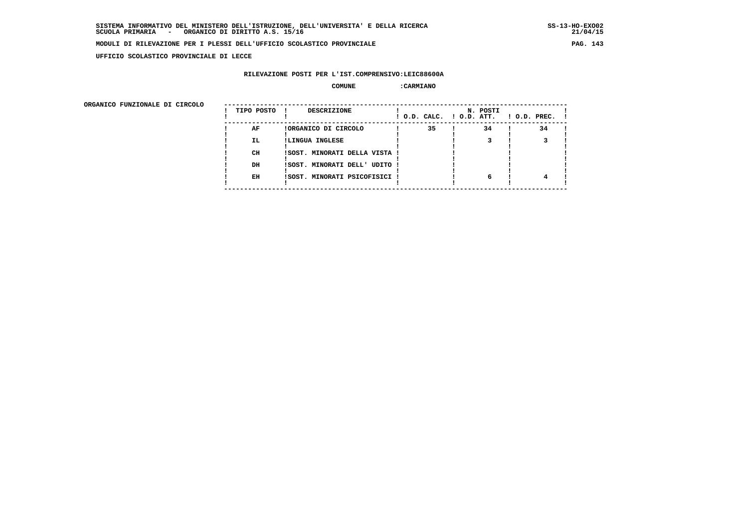**UFFICIO SCOLASTICO PROVINCIALE DI LECCE**

**RILEVAZIONE POSTI PER L'IST.COMPRENSIVO:LEIC88600A**

**COMUNE :CARMIANO**

**ORGANICO FUNZIONALE DI CIRCOLO**

| TIPO POSTO | DESCRIZIONE | N. POSTI O.D. CALC. | O.D. ATT. | O.D. PREC. |
|---|---|---|---|---|
| AF | ORGANICO DI CIRCOLO | 35 | 34 | 34 |
| IL | LINGUA INGLESE | | 3 | 3 |
| CH | SOST. MINORATI DELLA VISTA | | | |
| DH | SOST. MINORATI DELL' UDITO | | | |
| EH | SOST. MINORATI PSICOFISICI | | 6 | 4 |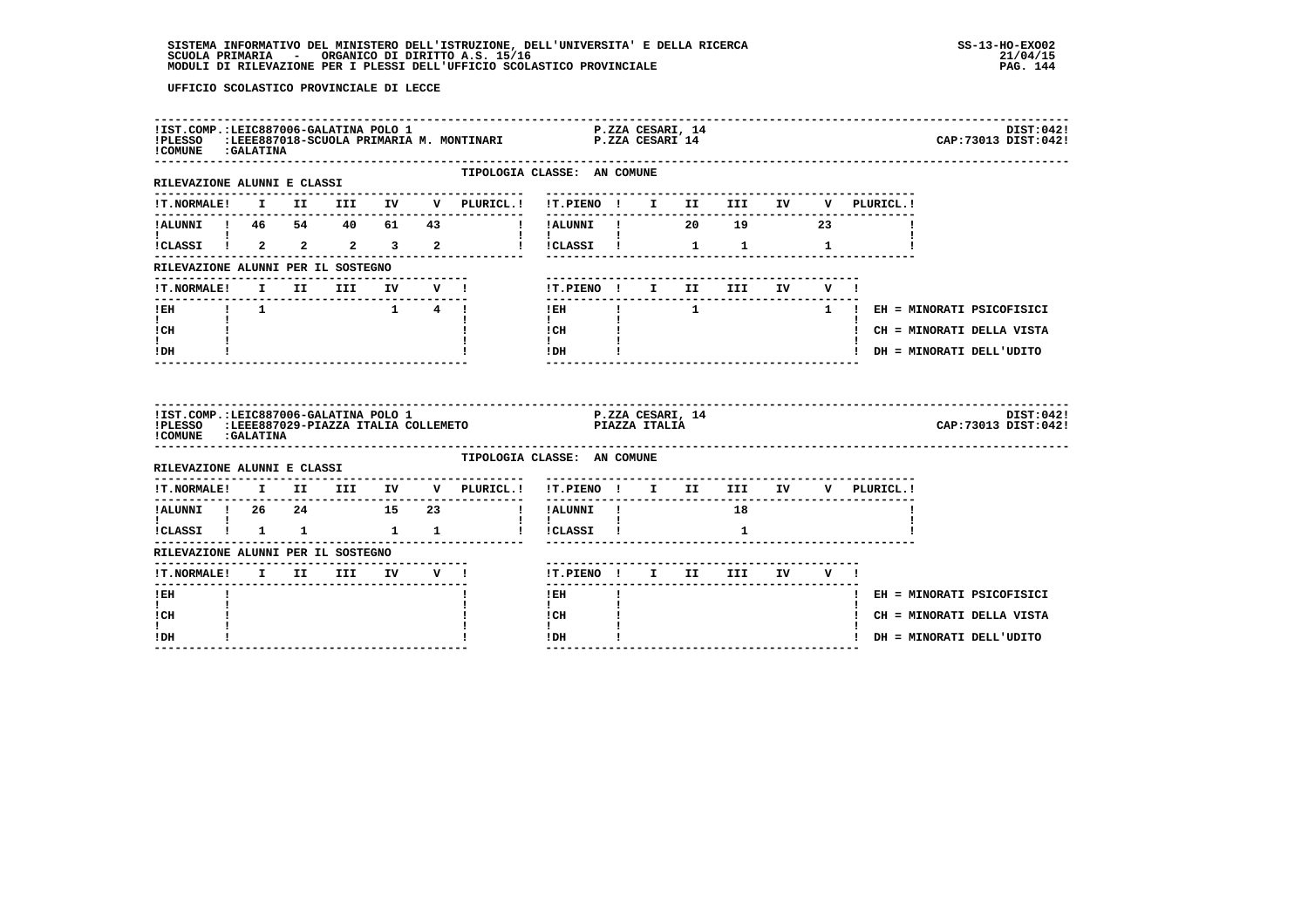SISTEMA INFORMATIVO DEL MINISTERO DELL'ISTRUZIONE, DELL'UNIVERSITA' E DELLA RICERCA
SCUOLA PRIMARIA - ORGANICO DI DIRITTO A.S. 15/16
MODULI DI RILEVAZIONE PER I PLESSI DELL'UFFICIO SCOLASTICO PROVINCIALE

SS-13-HO-EXO02
21/04/15

UFFICIO SCOLASTICO PROVINCIALE DI LECCE

IST.COMP.: LEIC887006-GALATINA POLO 1 — P.ZZA CESARI, 14 — DIST:042
PLESSO: LEEE887018-SCUOLA PRIMARIA M. MONTINARI — P.ZZA CESARI 14 — CAP:73013 DIST:042
COMUNE: GALATINA

TIPOLOGIA CLASSE: AN COMUNE

RILEVAZIONE ALUNNI E CLASSI

| T.NORMALE | I | II | III | IV | V | PLURICL. |
|---|---|---|---|---|---|---|
| ALUNNI | 46 | 54 | 40 | 61 | 43 | |
| CLASSI | 2 | 2 | 2 | 3 | 2 | |

| T.PIENO | I | II | III | IV | V | PLURICL. |
|---|---|---|---|---|---|---|
| ALUNNI | | 20 | 19 | | 23 | |
| CLASSI | | 1 | 1 | | 1 | |

RILEVAZIONE ALUNNI PER IL SOSTEGNO

| T.NORMALE | I | II | III | IV | V |
|---|---|---|---|---|---|
| EH | 1 | | | 1 | 4 |
| CH | | | | | |
| DH | | | | | |

| T.PIENO | I | II | III | IV | V |
|---|---|---|---|---|---|
| EH | | 1 | | | 1 |
| CH | | | | | |
| DH | | | | | |

EH = MINORATI PSICOFISICI
CH = MINORATI DELLA VISTA
DH = MINORATI DELL'UDITO

IST.COMP.: LEIC887006-GALATINA POLO 1 — P.ZZA CESARI, 14 — DIST:042
PLESSO: LEEE887029-PIAZZA ITALIA COLLEMETO — PIAZZA ITALIA — CAP:73013 DIST:042
COMUNE: GALATINA

TIPOLOGIA CLASSE: AN COMUNE

RILEVAZIONE ALUNNI E CLASSI

| T.NORMALE | I | II | III | IV | V | PLURICL. |
|---|---|---|---|---|---|---|
| ALUNNI | 26 | 24 | | 15 | 23 | |
| CLASSI | 1 | 1 | | 1 | 1 | |

| T.PIENO | I | II | III | IV | V | PLURICL. |
|---|---|---|---|---|---|---|
| ALUNNI | | | 18 | | | |
| CLASSI | | | 1 | | | |

RILEVAZIONE ALUNNI PER IL SOSTEGNO

| T.NORMALE | I | II | III | IV | V |
|---|---|---|---|---|---|
| EH | | | | | |
| CH | | | | | |
| DH | | | | | |

| T.PIENO | I | II | III | IV | V |
|---|---|---|---|---|---|
| EH | | | | | |
| CH | | | | | |
| DH | | | | | |

EH = MINORATI PSICOFISICI
CH = MINORATI DELLA VISTA
DH = MINORATI DELL'UDITO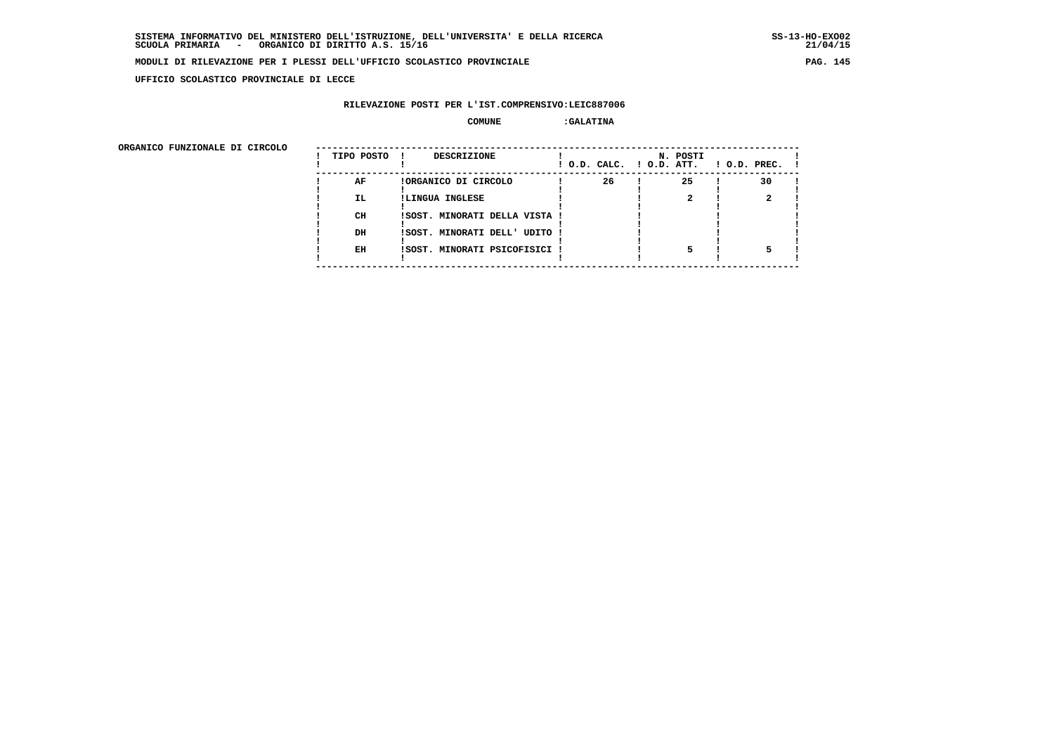**SISTEMA INFORMATIVO DEL MINISTERO DELL'ISTRUZIONE, DELL'UNIVERSITA' E DELLA RICERCA** — SS-13-HO-EXO02
**SCUOLA PRIMARIA - ORGANICO DI DIRITTO A.S. 15/16** — 21/04/15

**MODULI DI RILEVAZIONE PER I PLESSI DELL'UFFICIO SCOLASTICO PROVINCIALE**

**UFFICIO SCOLASTICO PROVINCIALE DI LECCE**

**RILEVAZIONE POSTI PER L'IST.COMPRENSIVO:LEIC887006**

**COMUNE :GALATINA**

**ORGANICO FUNZIONALE DI CIRCOLO**

| TIPO POSTO | DESCRIZIONE | N. POSTI O.D. CALC. | O.D. ATT. | O.D. PREC. |
|---|---|---|---|---|
| AF | ORGANICO DI CIRCOLO | 26 | 25 | 30 |
| IL | LINGUA INGLESE | | 2 | 2 |
| CH | SOST. MINORATI DELLA VISTA | | | |
| DH | SOST. MINORATI DELL' UDITO | | | |
| EH | SOST. MINORATI PSICOFISICI | | 5 | 5 |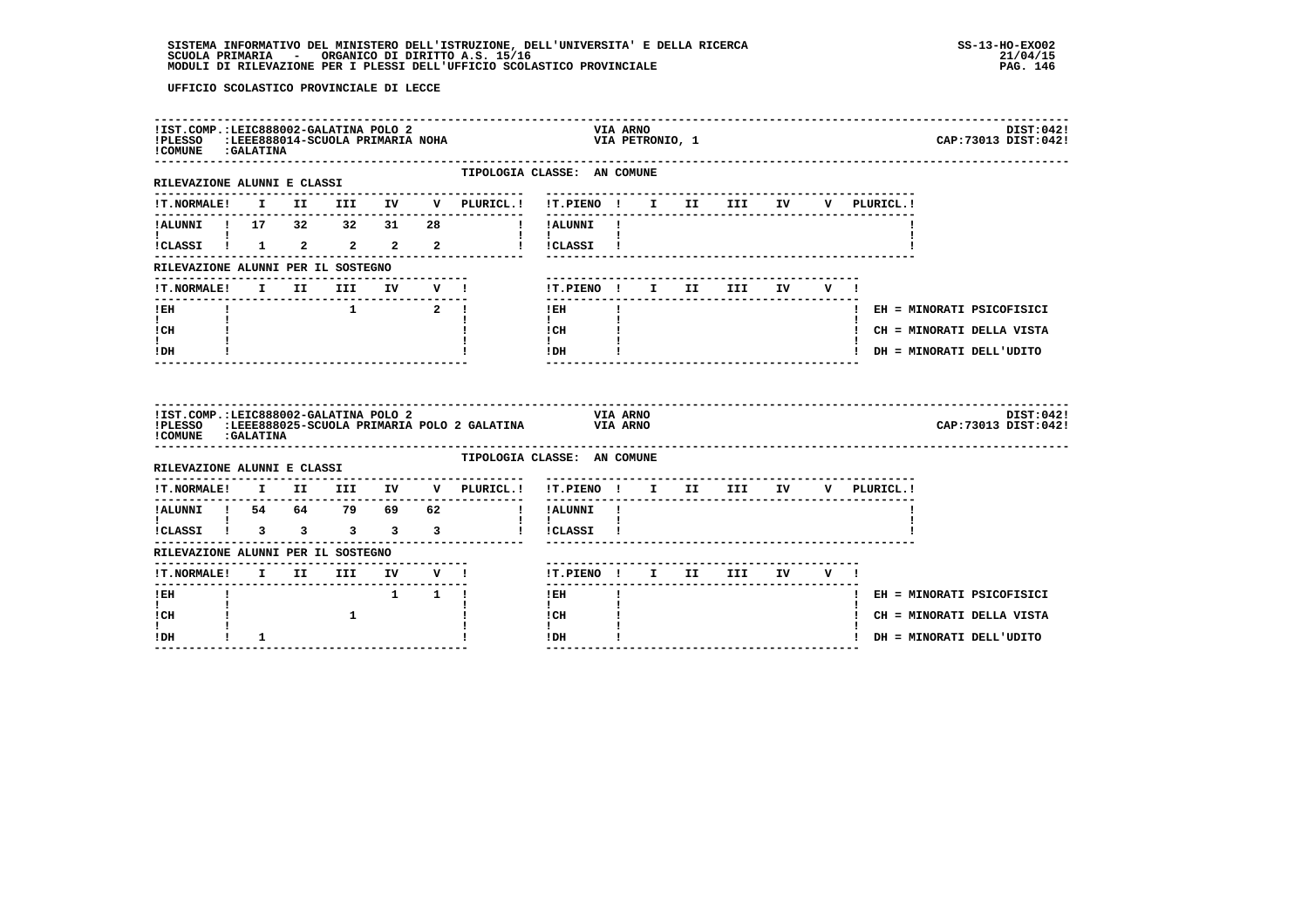UFFICIO SCOLASTICO PROVINCIALE DI LECCE

**IST.COMP.:** LEIC888002-GALATINA POLO 2 — VIA ARNO — DIST:042
**PLESSO:** LEEE888014-SCUOLA PRIMARIA NOHA — VIA PETRONIO, 1 — CAP:73013 DIST:042
**COMUNE:** GALATINA

TIPOLOGIA CLASSE: AN COMUNE

RILEVAZIONE ALUNNI E CLASSI

| T.NORMALE | I | II | III | IV | V | PLURICL. |
|---|---|---|---|---|---|---|
| ALUNNI | 17 | 32 | 32 | 31 | 28 | |
| CLASSI | 1 | 2 | 2 | 2 | 2 | |

| T.PIENO | I | II | III | IV | V | PLURICL. |
|---|---|---|---|---|---|---|
| ALUNNI | | | | | | |
| CLASSI | | | | | | |

RILEVAZIONE ALUNNI PER IL SOSTEGNO

| T.NORMALE | I | II | III | IV | V |
|---|---|---|---|---|---|
| EH | | | 1 | | 2 |
| CH | | | | | |
| DH | | | | | |

| T.PIENO | I | II | III | IV | V |
|---|---|---|---|---|---|
| EH | | | | | |
| CH | | | | | |
| DH | | | | | |

EH = MINORATI PSICOFISICI
CH = MINORATI DELLA VISTA
DH = MINORATI DELL'UDITO

---

**IST.COMP.:** LEIC888002-GALATINA POLO 2 — VIA ARNO — DIST:042
**PLESSO:** LEEE888025-SCUOLA PRIMARIA POLO 2 GALATINA — VIA ARNO — CAP:73013 DIST:042
**COMUNE:** GALATINA

TIPOLOGIA CLASSE: AN COMUNE

RILEVAZIONE ALUNNI E CLASSI

| T.NORMALE | I | II | III | IV | V | PLURICL. |
|---|---|---|---|---|---|---|
| ALUNNI | 54 | 64 | 79 | 69 | 62 | |
| CLASSI | 3 | 3 | 3 | 3 | 3 | |

| T.PIENO | I | II | III | IV | V | PLURICL. |
|---|---|---|---|---|---|---|
| ALUNNI | | | | | | |
| CLASSI | | | | | | |

RILEVAZIONE ALUNNI PER IL SOSTEGNO

| T.NORMALE | I | II | III | IV | V |
|---|---|---|---|---|---|
| EH | | | | 1 | 1 |
| CH | | | 1 | | |
| DH | 1 | | | | |

| T.PIENO | I | II | III | IV | V |
|---|---|---|---|---|---|
| EH | | | | | |
| CH | | | | | |
| DH | | | | | |

EH = MINORATI PSICOFISICI
CH = MINORATI DELLA VISTA
DH = MINORATI DELL'UDITO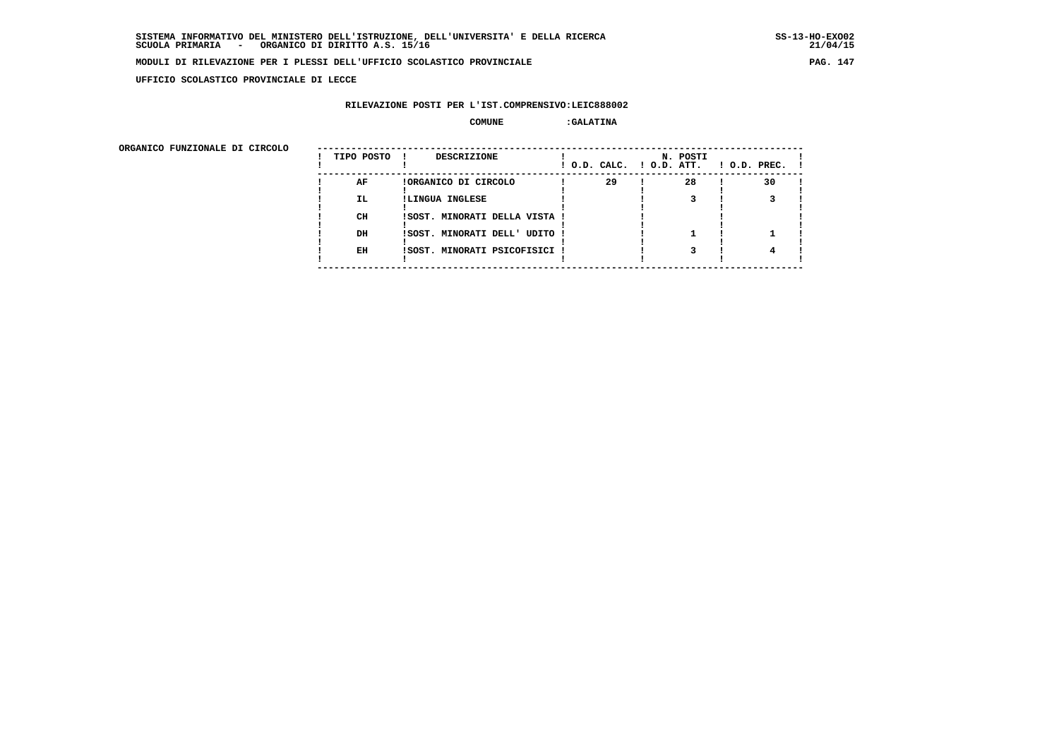SISTEMA INFORMATIVO DEL MINISTERO DELL'ISTRUZIONE, DELL'UNIVERSITA' E DELLA RICERCA
SCUOLA PRIMARIA - ORGANICO DI DIRITTO A.S. 15/16

MODULI DI RILEVAZIONE PER I PLESSI DELL'UFFICIO SCOLASTICO PROVINCIALE

UFFICIO SCOLASTICO PROVINCIALE DI LECCE

RILEVAZIONE POSTI PER L'IST.COMPRENSIVO:LEIC888002

COMUNE :GALATINA

ORGANICO FUNZIONALE DI CIRCOLO

| TIPO POSTO | DESCRIZIONE | N. POSTI O.D. CALC. | O.D. ATT. | O.D. PREC. |
|---|---|---|---|---|
| AF | ORGANICO DI CIRCOLO | 29 | 28 | 30 |
| IL | LINGUA INGLESE | | 3 | 3 |
| CH | SOST. MINORATI DELLA VISTA | | | |
| DH | SOST. MINORATI DELL' UDITO | | 1 | 1 |
| EH | SOST. MINORATI PSICOFISICI | | 3 | 4 |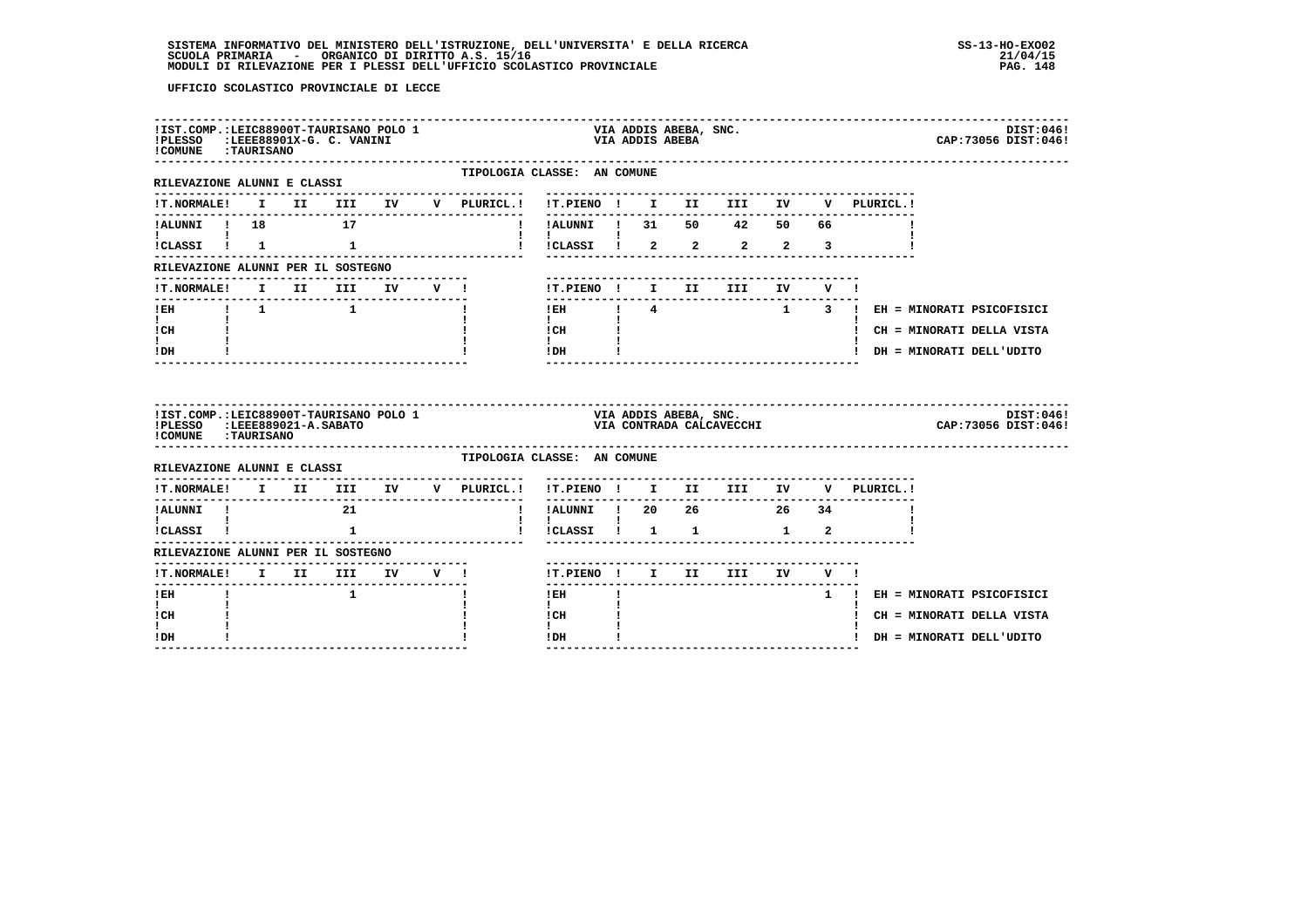UFFICIO SCOLASTICO PROVINCIALE DI LECCE

**IST.COMP.:** LEIC88900T-TAURISANO POLO 1 — VIA ADDIS ABEBA, SNC. — DIST:046
**PLESSO:** LEEE88901X-G. C. VANINI — VIA ADDIS ABEBA — CAP:73056 DIST:046
**COMUNE:** TAURISANO

TIPOLOGIA CLASSE: AN COMUNE

RILEVAZIONE ALUNNI E CLASSI

| T.NORMALE | I | II | III | IV | V | PLURICL. |
|---|---|---|---|---|---|---|
| ALUNNI | 18 | | 17 | | | |
| CLASSI | 1 | | 1 | | | |

| T.PIENO | I | II | III | IV | V | PLURICL. |
|---|---|---|---|---|---|---|
| ALUNNI | 31 | 50 | 42 | 50 | 66 | |
| CLASSI | 2 | 2 | 2 | 2 | 3 | |

RILEVAZIONE ALUNNI PER IL SOSTEGNO

| T.NORMALE | I | II | III | IV | V |
|---|---|---|---|---|---|
| EH | 1 | | 1 | | |
| CH | | | | | |
| DH | | | | | |

| T.PIENO | I | II | III | IV | V |
|---|---|---|---|---|---|
| EH | 4 | | | 1 | 3 |
| CH | | | | | |
| DH | | | | | |

EH = MINORATI PSICOFISICI
CH = MINORATI DELLA VISTA
DH = MINORATI DELL'UDITO

---

**IST.COMP.:** LEIC88900T-TAURISANO POLO 1 — VIA ADDIS ABEBA, SNC. — DIST:046
**PLESSO:** LEEE889021-A.SABATO — VIA CONTRADA CALCAVECCHI — CAP:73056 DIST:046
**COMUNE:** TAURISANO

TIPOLOGIA CLASSE: AN COMUNE

RILEVAZIONE ALUNNI E CLASSI

| T.NORMALE | I | II | III | IV | V | PLURICL. |
|---|---|---|---|---|---|---|
| ALUNNI | | | 21 | | | |
| CLASSI | | | 1 | | | |

| T.PIENO | I | II | III | IV | V | PLURICL. |
|---|---|---|---|---|---|---|
| ALUNNI | 20 | 26 | | 26 | 34 | |
| CLASSI | 1 | 1 | | 1 | 2 | |

RILEVAZIONE ALUNNI PER IL SOSTEGNO

| T.NORMALE | I | II | III | IV | V |
|---|---|---|---|---|---|
| EH | | | 1 | | |
| CH | | | | | |
| DH | | | | | |

| T.PIENO | I | II | III | IV | V |
|---|---|---|---|---|---|
| EH | | | | | 1 |
| CH | | | | | |
| DH | | | | | |

EH = MINORATI PSICOFISICI
CH = MINORATI DELLA VISTA
DH = MINORATI DELL'UDITO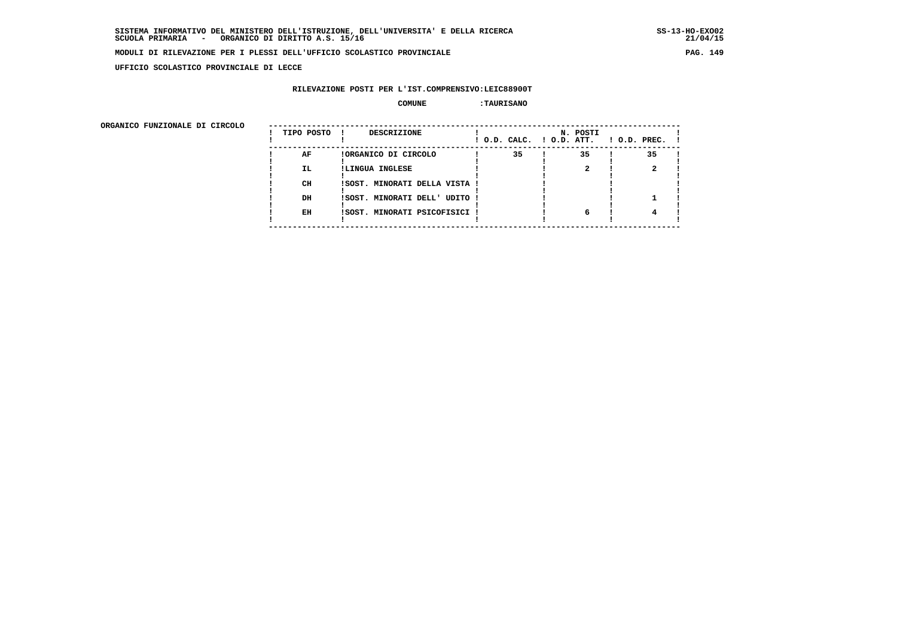SISTEMA INFORMATIVO DEL MINISTERO DELL'ISTRUZIONE, DELL'UNIVERSITA' E DELLA RICERCA
SCUOLA PRIMARIA - ORGANICO DI DIRITTO A.S. 15/16

**MODULI DI RILEVAZIONE PER I PLESSI DELL'UFFICIO SCOLASTICO PROVINCIALE**

**UFFICIO SCOLASTICO PROVINCIALE DI LECCE**

**RILEVAZIONE POSTI PER L'IST.COMPRENSIVO:LEIC88900T**

**COMUNE :TAURISANO**

ORGANICO FUNZIONALE DI CIRCOLO

| TIPO POSTO | DESCRIZIONE | N. POSTI O.D. CALC. | O.D. ATT. | O.D. PREC. |
|---|---|---|---|---|
| AF | ORGANICO DI CIRCOLO | 35 | 35 | 35 |
| IL | LINGUA INGLESE | | 2 | 2 |
| CH | SOST. MINORATI DELLA VISTA | | | |
| DH | SOST. MINORATI DELL' UDITO | | | 1 |
| EH | SOST. MINORATI PSICOFISICI | | 6 | 4 |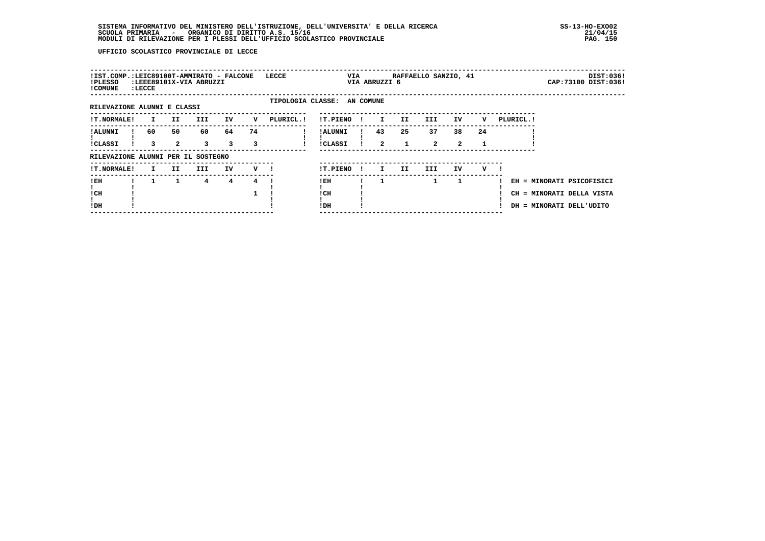UFFICIO SCOLASTICO PROVINCIALE DI LECCE

| !IST.COMP.:LEIC89100T-AMMIRATO - FALCONE LECCE | VIA RAFFAELLO SANZIO, 41 | DIST:036! |
|---|---|---|
| !PLESSO :LEEE89101X-VIA ABRUZZI | VIA ABRUZZI 6 | CAP:73100 DIST:036! |
| !COMUNE :LECCE | | |

TIPOLOGIA CLASSE: AN COMUNE

RILEVAZIONE ALUNNI E CLASSI

| T.NORMALE | I | II | III | IV | V | PLURICL. |
|---|---|---|---|---|---|---|
| ALUNNI | 60 | 50 | 60 | 64 | 74 | |
| CLASSI | 3 | 2 | 3 | 3 | 3 | |

| T.PIENO | I | II | III | IV | V | PLURICL. |
|---|---|---|---|---|---|---|
| ALUNNI | 43 | 25 | 37 | 38 | 24 | |
| CLASSI | 2 | 1 | 2 | 2 | 1 | |

RILEVAZIONE ALUNNI PER IL SOSTEGNO

| T.NORMALE | I | II | III | IV | V |
|---|---|---|---|---|---|
| EH | 1 | 1 | 4 | 4 | 4 |
| CH | | | | | 1 |
| DH | | | | | |

| T.PIENO | I | II | III | IV | V |
|---|---|---|---|---|---|
| EH | 1 | | 1 | 1 | |
| CH | | | | | |
| DH | | | | | |

EH = MINORATI PSICOFISICI

CH = MINORATI DELLA VISTA

DH = MINORATI DELL'UDITO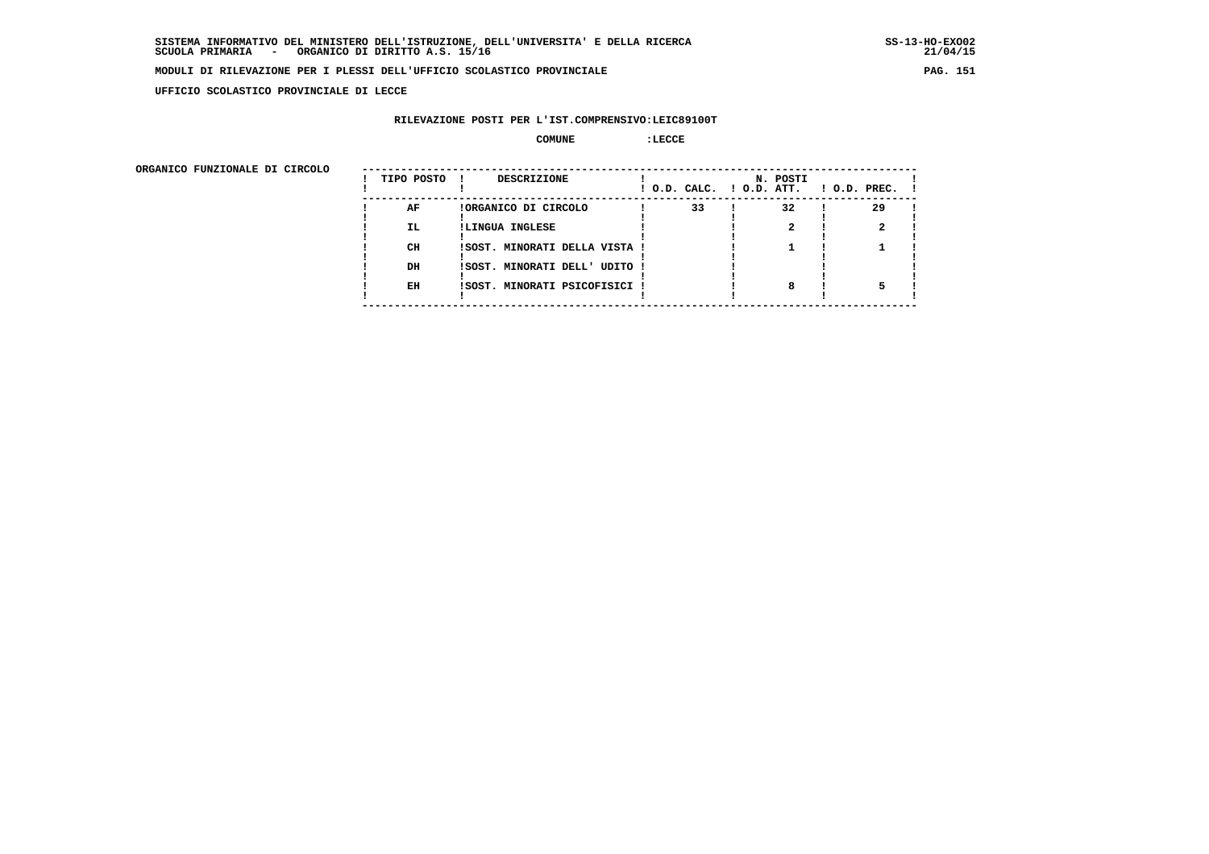SISTEMA INFORMATIVO DEL MINISTERO DELL'ISTRUZIONE, DELL'UNIVERSITA' E DELLA RICERCA
SCUOLA PRIMARIA - ORGANICO DI DIRITTO A.S. 15/16

MODULI DI RILEVAZIONE PER I PLESSI DELL'UFFICIO SCOLASTICO PROVINCIALE

UFFICIO SCOLASTICO PROVINCIALE DI LECCE

RILEVAZIONE POSTI PER L'IST.COMPRENSIVO:LEIC89100T

COMUNE :LECCE

ORGANICO FUNZIONALE DI CIRCOLO

| TIPO POSTO | DESCRIZIONE | N. POSTI O.D. CALC. | O.D. ATT. | O.D. PREC. |
|---|---|---|---|---|
| AF | ORGANICO DI CIRCOLO | 33 | 32 | 29 |
| IL | LINGUA INGLESE | | 2 | 2 |
| CH | SOST. MINORATI DELLA VISTA | | 1 | 1 |
| DH | SOST. MINORATI DELL' UDITO | | | |
| EH | SOST. MINORATI PSICOFISICI | | 8 | 5 |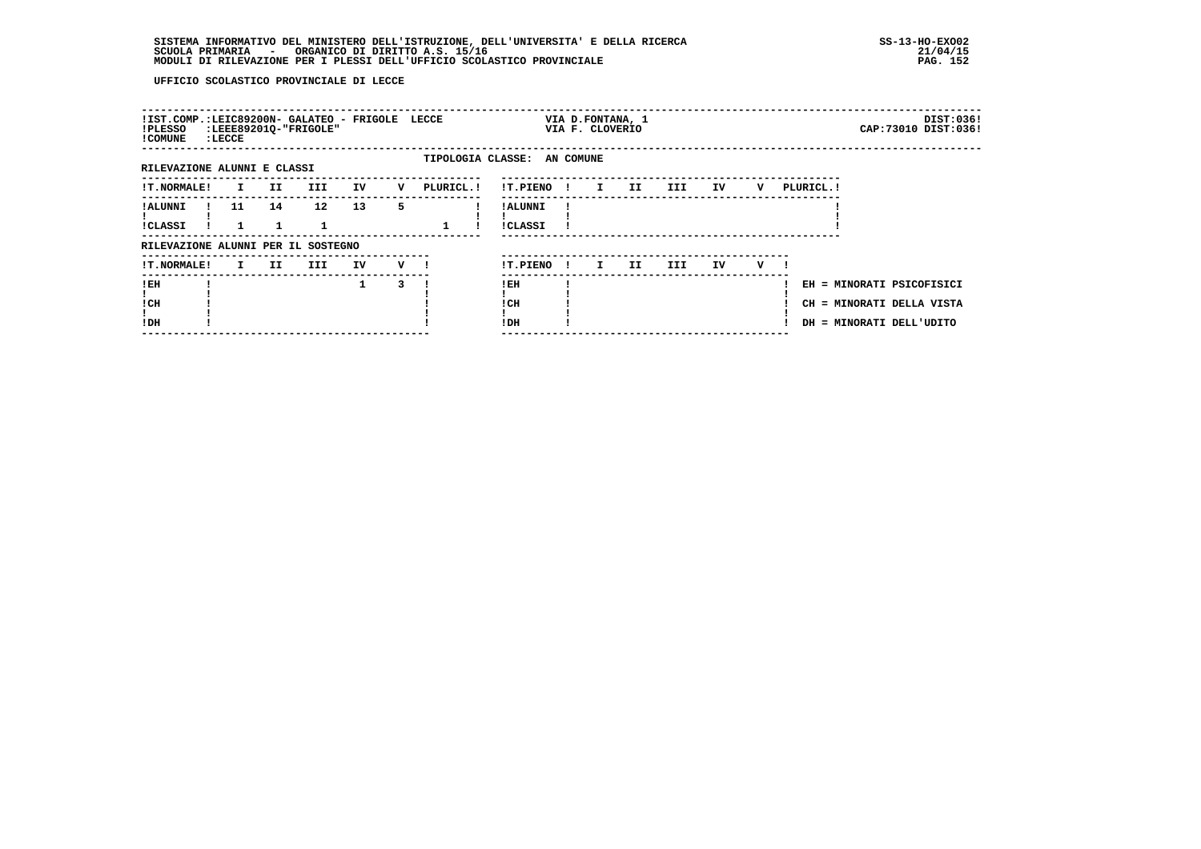UFFICIO SCOLASTICO PROVINCIALE DI LECCE

!IST.COMP.:LEIC89200N- GALATEO - FRIGOLE LECCE VIA D.FONTANA, 1 DIST:036!
!PLESSO :LEEE89201Q-"FRIGOLE" VIA F. CLOVERIO CAP:73010 DIST:036!
!COMUNE :LECCE

TIPOLOGIA CLASSE: AN COMUNE

RILEVAZIONE ALUNNI E CLASSI

| T.NORMALE | I | II | III | IV | V | PLURICL. |
|---|---|---|---|---|---|---|
| ALUNNI | 11 | 14 | 12 | 13 | 5 | |
| CLASSI | 1 | 1 | 1 | | | 1 |

| T.PIENO | I | II | III | IV | V | PLURICL. |
|---|---|---|---|---|---|---|
| ALUNNI | | | | | | |
| CLASSI | | | | | | |

RILEVAZIONE ALUNNI PER IL SOSTEGNO

| T.NORMALE | I | II | III | IV | V |
|---|---|---|---|---|---|
| EH | | | | 1 | 3 |
| CH | | | | | |
| DH | | | | | |

| T.PIENO | I | II | III | IV | V |
|---|---|---|---|---|---|
| EH | | | | | |
| CH | | | | | |
| DH | | | | | |

EH = MINORATI PSICOFISICI
CH = MINORATI DELLA VISTA
DH = MINORATI DELL'UDITO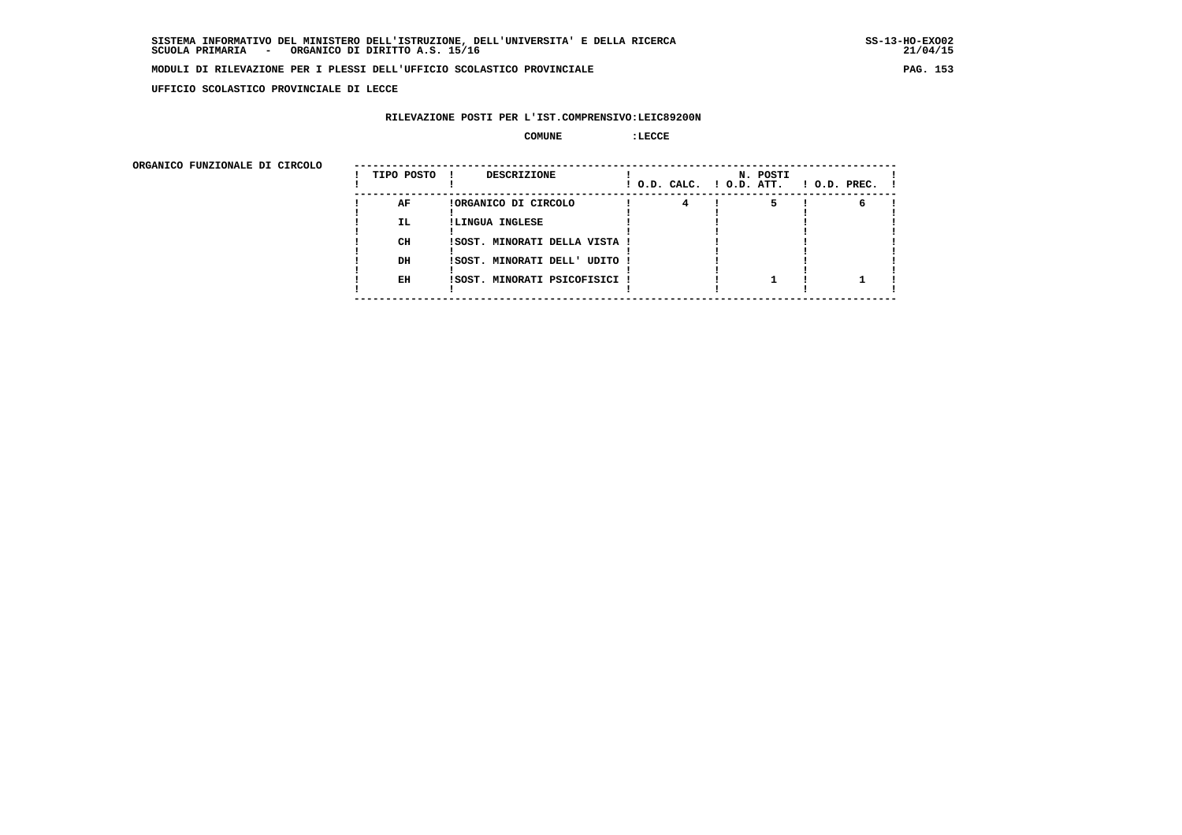SISTEMA INFORMATIVO DEL MINISTERO DELL'ISTRUZIONE, DELL'UNIVERSITA' E DELLA RICERCA
SCUOLA PRIMARIA - ORGANICO DI DIRITTO A.S. 15/16

MODULI DI RILEVAZIONE PER I PLESSI DELL'UFFICIO SCOLASTICO PROVINCIALE

UFFICIO SCOLASTICO PROVINCIALE DI LECCE

RILEVAZIONE POSTI PER L'IST.COMPRENSIVO:LEIC89200N

COMUNE :LECCE

ORGANICO FUNZIONALE DI CIRCOLO

| TIPO POSTO | DESCRIZIONE | N. POSTI O.D. CALC. | O.D. ATT. | O.D. PREC. |
|---|---|---|---|---|
| AF | ORGANICO DI CIRCOLO | 4 | 5 | 6 |
| IL | LINGUA INGLESE | | | |
| CH | SOST. MINORATI DELLA VISTA | | | |
| DH | SOST. MINORATI DELL' UDITO | | | |
| EH | SOST. MINORATI PSICOFISICI | | 1 | 1 |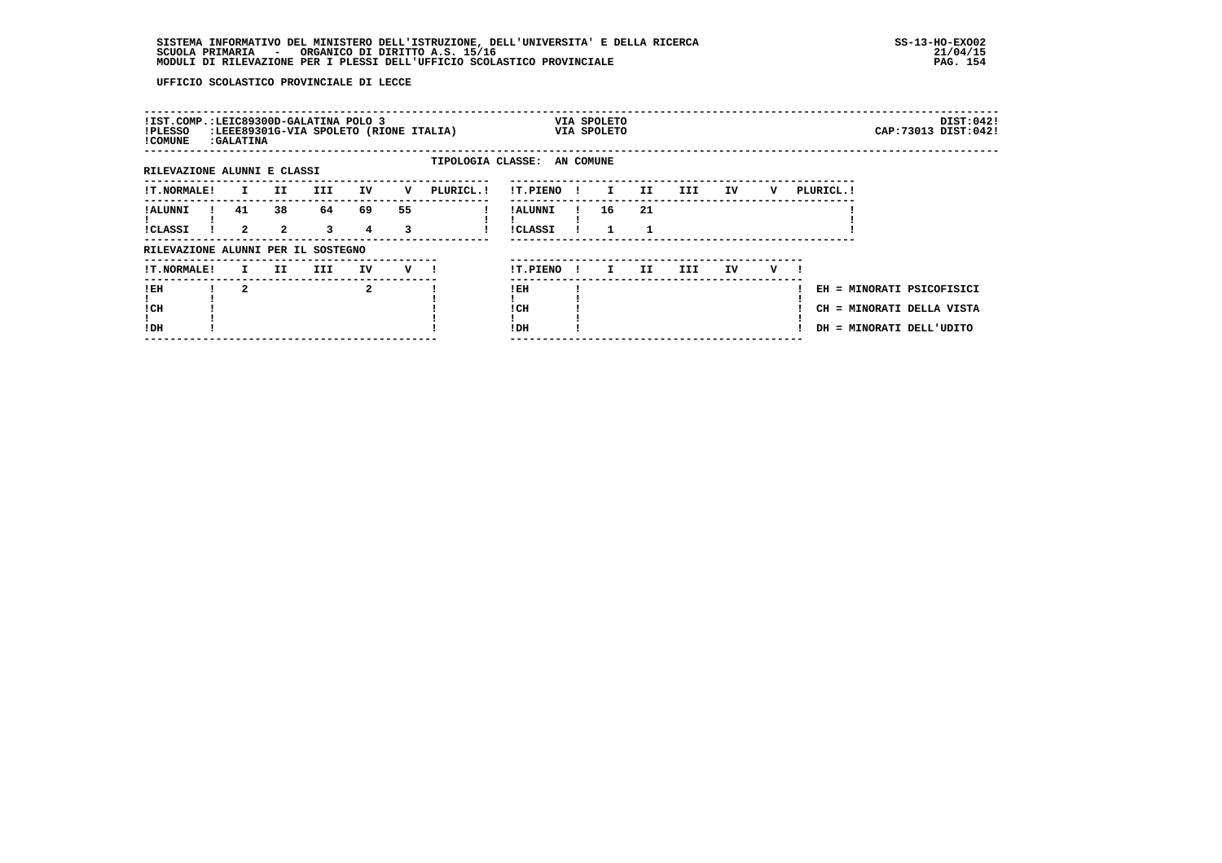UFFICIO SCOLASTICO PROVINCIALE DI LECCE

!IST.COMP.:LEIC89300D-GALATINA POLO 3 VIA SPOLETO DIST:042!
!PLESSO :LEEE89301G-VIA SPOLETO (RIONE ITALIA) VIA SPOLETO CAP:73013 DIST:042!
!COMUNE :GALATINA

TIPOLOGIA CLASSE: AN COMUNE

RILEVAZIONE ALUNNI E CLASSI

| T.NORMALE | I | II | III | IV | V | PLURICL. |
|---|---|---|---|---|---|---|
| ALUNNI | 41 | 38 | 64 | 69 | 55 | |
| CLASSI | 2 | 2 | 3 | 4 | 3 | |

| T.PIENO | I | II | III | IV | V | PLURICL. |
|---|---|---|---|---|---|---|
| ALUNNI | 16 | 21 | | | | |
| CLASSI | 1 | 1 | | | | |

RILEVAZIONE ALUNNI PER IL SOSTEGNO

| T.NORMALE | I | II | III | IV | V |
|---|---|---|---|---|---|
| EH | 2 | | | 2 | |
| CH | | | | | |
| DH | | | | | |

| T.PIENO | I | II | III | IV | V |
|---|---|---|---|---|---|
| EH | | | | | |
| CH | | | | | |
| DH | | | | | |

EH = MINORATI PSICOFISICI
CH = MINORATI DELLA VISTA
DH = MINORATI DELL'UDITO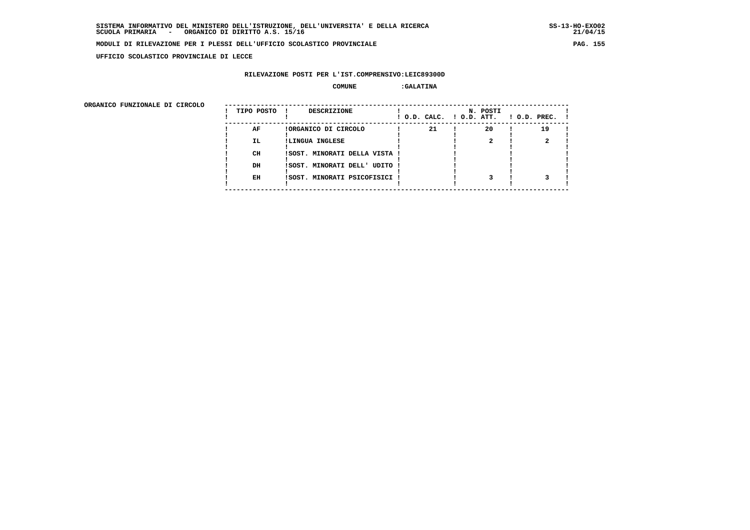**SISTEMA INFORMATIVO DEL MINISTERO DELL'ISTRUZIONE, DELL'UNIVERSITA' E DELLA RICERCA** SS-13-HO-EXO02
**SCUOLA PRIMARIA - ORGANICO DI DIRITTO A.S. 15/16** 21/04/15

**MODULI DI RILEVAZIONE PER I PLESSI DELL'UFFICIO SCOLASTICO PROVINCIALE**

**UFFICIO SCOLASTICO PROVINCIALE DI LECCE**

**RILEVAZIONE POSTI PER L'IST.COMPRENSIVO:LEIC89300D**

**COMUNE :GALATINA**

**ORGANICO FUNZIONALE DI CIRCOLO**

| TIPO POSTO | DESCRIZIONE | N. POSTI O.D. CALC. | O.D. ATT. | O.D. PREC. |
|---|---|---|---|---|
| AF | ORGANICO DI CIRCOLO | 21 | 20 | 19 |
| IL | LINGUA INGLESE | | 2 | 2 |
| CH | SOST. MINORATI DELLA VISTA | | | |
| DH | SOST. MINORATI DELL' UDITO | | | |
| EH | SOST. MINORATI PSICOFISICI | | 3 | 3 |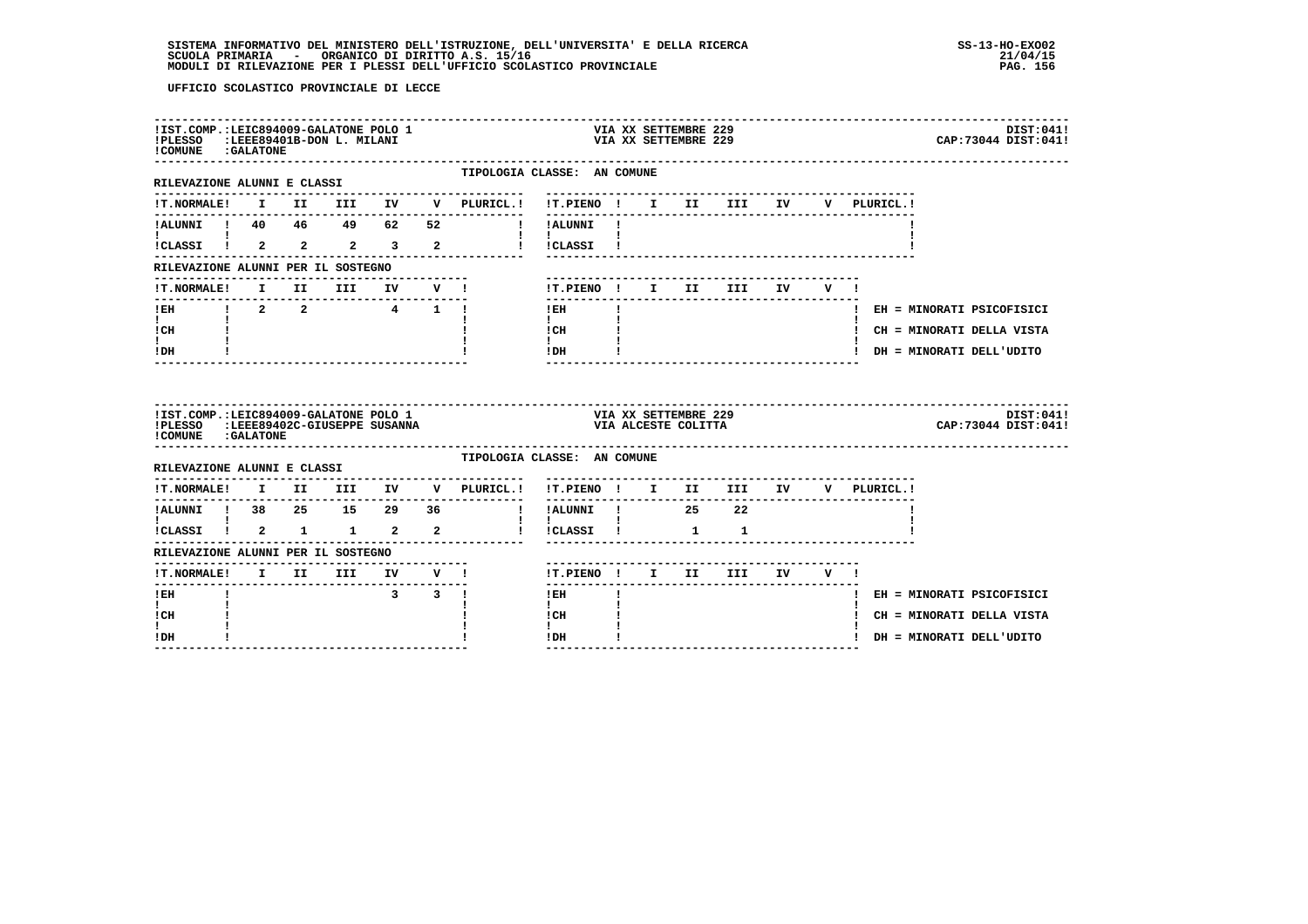UFFICIO SCOLASTICO PROVINCIALE DI LECCE

IST.COMP.:LEIC894009-GALATONE POLO 1 — VIA XX SETTEMBRE 229 — DIST:041
PLESSO :LEEE89401B-DON L. MILANI — VIA XX SETTEMBRE 229 — CAP:73044 DIST:041
COMUNE :GALATONE

TIPOLOGIA CLASSE: AN COMUNE

RILEVAZIONE ALUNNI E CLASSI

| T.NORMALE | I | II | III | IV | V | PLURICL. |
|---|---|---|---|---|---|---|
| ALUNNI | 40 | 46 | 49 | 62 | 52 | |
| CLASSI | 2 | 2 | 2 | 3 | 2 | |

| T.PIENO | I | II | III | IV | V | PLURICL. |
|---|---|---|---|---|---|---|
| ALUNNI | | | | | | |
| CLASSI | | | | | | |

RILEVAZIONE ALUNNI PER IL SOSTEGNO

| T.NORMALE | I | II | III | IV | V |
|---|---|---|---|---|---|
| EH | 2 | 2 | | 4 | 1 |
| CH | | | | | |
| DH | | | | | |

| T.PIENO | I | II | III | IV | V |
|---|---|---|---|---|---|
| EH | | | | | |
| CH | | | | | |
| DH | | | | | |

EH = MINORATI PSICOFISICI
CH = MINORATI DELLA VISTA
DH = MINORATI DELL'UDITO

IST.COMP.:LEIC894009-GALATONE POLO 1 — VIA XX SETTEMBRE 229 — DIST:041
PLESSO :LEEE89402C-GIUSEPPE SUSANNA — VIA ALCESTE COLITTA — CAP:73044 DIST:041
COMUNE :GALATONE

TIPOLOGIA CLASSE: AN COMUNE

RILEVAZIONE ALUNNI E CLASSI

| T.NORMALE | I | II | III | IV | V | PLURICL. |
|---|---|---|---|---|---|---|
| ALUNNI | 38 | 25 | 15 | 29 | 36 | |
| CLASSI | 2 | 1 | 1 | 2 | 2 | |

| T.PIENO | I | II | III | IV | V | PLURICL. |
|---|---|---|---|---|---|---|
| ALUNNI | | 25 | 22 | | | |
| CLASSI | | 1 | 1 | | | |

RILEVAZIONE ALUNNI PER IL SOSTEGNO

| T.NORMALE | I | II | III | IV | V |
|---|---|---|---|---|---|
| EH | | | | 3 | 3 |
| CH | | | | | |
| DH | | | | | |

| T.PIENO | I | II | III | IV | V |
|---|---|---|---|---|---|
| EH | | | | | |
| CH | | | | | |
| DH | | | | | |

EH = MINORATI PSICOFISICI
CH = MINORATI DELLA VISTA
DH = MINORATI DELL'UDITO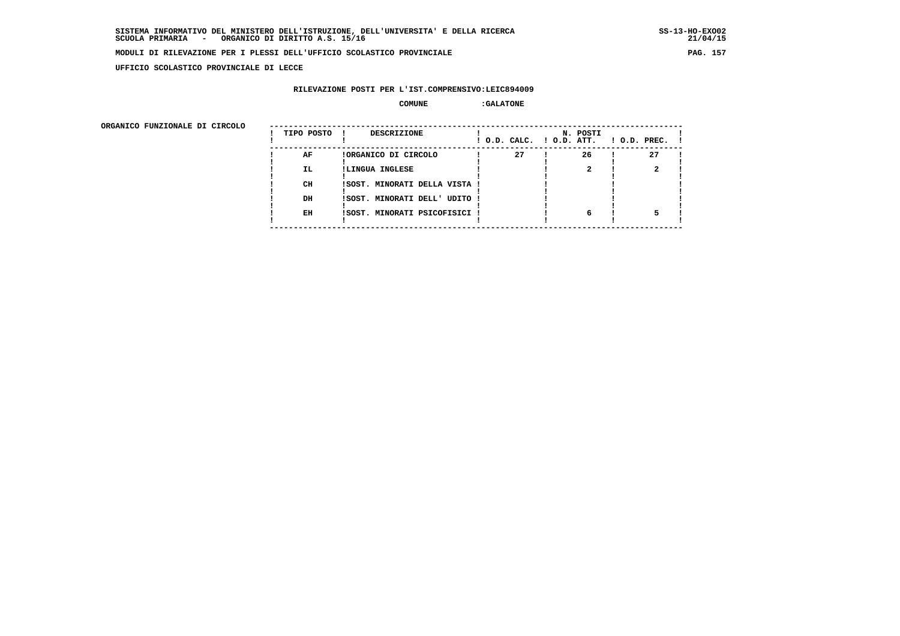**UFFICIO SCOLASTICO PROVINCIALE DI LECCE**

**RILEVAZIONE POSTI PER L'IST.COMPRENSIVO:LEIC894009**

**COMUNE :GALATONE**

**ORGANICO FUNZIONALE DI CIRCOLO**

| TIPO POSTO | DESCRIZIONE | N. POSTI O.D. CALC. | O.D. ATT. | O.D. PREC. |
|---|---|---|---|---|
| AF | ORGANICO DI CIRCOLO | 27 | 26 | 27 |
| IL | LINGUA INGLESE | | 2 | 2 |
| CH | SOST. MINORATI DELLA VISTA | | | |
| DH | SOST. MINORATI DELL' UDITO | | | |
| EH | SOST. MINORATI PSICOFISICI | | 6 | 5 |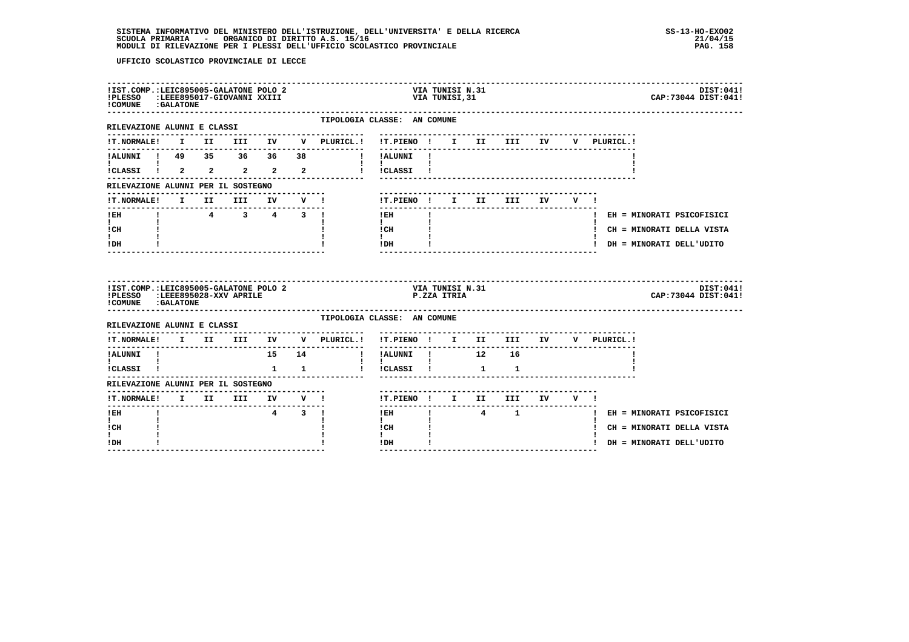UFFICIO SCOLASTICO PROVINCIALE DI LECCE

!IST.COMP.:LEIC895005-GALATONE POLO 2 — VIA TUNISI N.31 — DIST:041!
!PLESSO :LEEE895017-GIOVANNI XXIII — VIA TUNISI,31 — CAP:73044 DIST:041!
!COMUNE :GALATONE

TIPOLOGIA CLASSE: AN COMUNE

RILEVAZIONE ALUNNI E CLASSI

| T.NORMALE | I | II | III | IV | V | PLURICL. |
|---|---|---|---|---|---|---|
| ALUNNI | 49 | 35 | 36 | 36 | 38 | |
| CLASSI | 2 | 2 | 2 | 2 | 2 | |

| T.PIENO | I | II | III | IV | V | PLURICL. |
|---|---|---|---|---|---|---|
| ALUNNI | | | | | | |
| CLASSI | | | | | | |

RILEVAZIONE ALUNNI PER IL SOSTEGNO

| T.NORMALE | I | II | III | IV | V |
|---|---|---|---|---|---|
| EH | | 4 | 3 | 4 | 3 |
| CH | | | | | |
| DH | | | | | |

| T.PIENO | I | II | III | IV | V |
|---|---|---|---|---|---|
| EH | | | | | |
| CH | | | | | |
| DH | | | | | |

EH = MINORATI PSICOFISICI
CH = MINORATI DELLA VISTA
DH = MINORATI DELL'UDITO

!IST.COMP.:LEIC895005-GALATONE POLO 2 — VIA TUNISI N.31 — DIST:041!
!PLESSO :LEEE895028-XXV APRILE — P.ZZA ITRIA — CAP:73044 DIST:041!
!COMUNE :GALATONE

TIPOLOGIA CLASSE: AN COMUNE

RILEVAZIONE ALUNNI E CLASSI

| T.NORMALE | I | II | III | IV | V | PLURICL. |
|---|---|---|---|---|---|---|
| ALUNNI | | | | 15 | 14 | |
| CLASSI | | | | 1 | 1 | |

| T.PIENO | I | II | III | IV | V | PLURICL. |
|---|---|---|---|---|---|---|
| ALUNNI | | 12 | 16 | | | |
| CLASSI | | 1 | 1 | | | |

RILEVAZIONE ALUNNI PER IL SOSTEGNO

| T.NORMALE | I | II | III | IV | V |
|---|---|---|---|---|---|
| EH | | | | 4 | 3 |
| CH | | | | | |
| DH | | | | | |

| T.PIENO | I | II | III | IV | V |
|---|---|---|---|---|---|
| EH | | 4 | 1 | | |
| CH | | | | | |
| DH | | | | | |

EH = MINORATI PSICOFISICI
CH = MINORATI DELLA VISTA
DH = MINORATI DELL'UDITO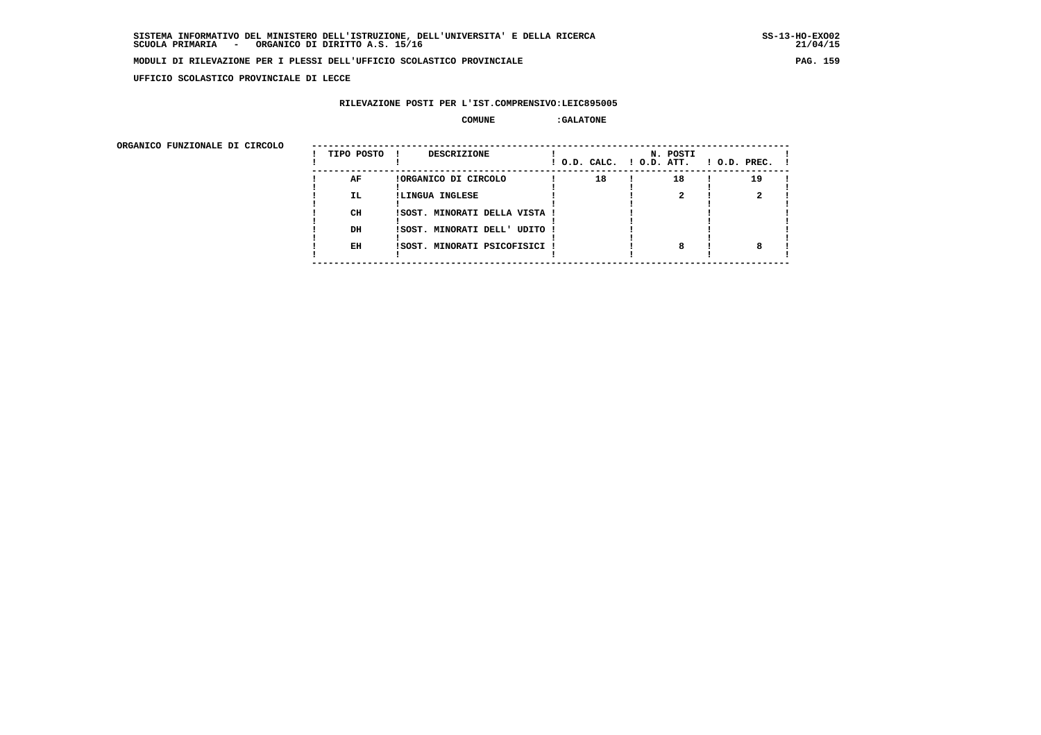SISTEMA INFORMATIVO DEL MINISTERO DELL'ISTRUZIONE, DELL'UNIVERSITA' E DELLA RICERCA
SCUOLA PRIMARIA - ORGANICO DI DIRITTO A.S. 15/16

SS-13-HO-EXO02
21/04/15

MODULI DI RILEVAZIONE PER I PLESSI DELL'UFFICIO SCOLASTICO PROVINCIALE

UFFICIO SCOLASTICO PROVINCIALE DI LECCE

RILEVAZIONE POSTI PER L'IST.COMPRENSIVO:LEIC895005

COMUNE :GALATONE

ORGANICO FUNZIONALE DI CIRCOLO

| TIPO POSTO | DESCRIZIONE | N. POSTI O.D. CALC. | O.D. ATT. | O.D. PREC. |
|---|---|---|---|---|
| AF | ORGANICO DI CIRCOLO | 18 | 18 | 19 |
| IL | LINGUA INGLESE | | 2 | 2 |
| CH | SOST. MINORATI DELLA VISTA | | | |
| DH | SOST. MINORATI DELL' UDITO | | | |
| EH | SOST. MINORATI PSICOFISICI | | 8 | 8 |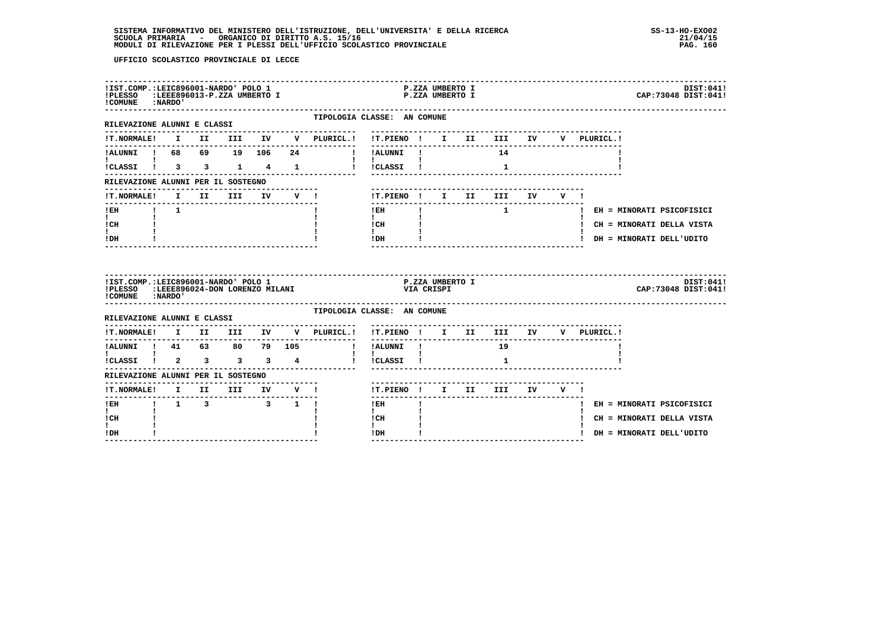UFFICIO SCOLASTICO PROVINCIALE DI LECCE

**IST.COMP.:LEIC896001-NARDO' POLO 1** — P.ZZA UMBERTO I — DIST:041
**PLESSO :LEEE896013-P.ZZA UMBERTO I** — P.ZZA UMBERTO I — CAP:73048 DIST:041
**COMUNE :NARDO'**

TIPOLOGIA CLASSE: AN COMUNE

RILEVAZIONE ALUNNI E CLASSI

| T.NORMALE | I | II | III | IV | V | PLURICL. |
|---|---|---|---|---|---|---|
| ALUNNI | 68 | 69 | 19 | 106 | 24 | |
| CLASSI | 3 | 3 | 1 | 4 | 1 | |

| T.PIENO | I | II | III | IV | V | PLURICL. |
|---|---|---|---|---|---|---|
| ALUNNI | | | 14 | | | |
| CLASSI | | | 1 | | | |

RILEVAZIONE ALUNNI PER IL SOSTEGNO

| T.NORMALE | I | II | III | IV | V |
|---|---|---|---|---|---|
| EH | 1 | | | | |
| CH | | | | | |
| DH | | | | | |

| T.PIENO | I | II | III | IV | V |
|---|---|---|---|---|---|
| EH | | | 1 | | |
| CH | | | | | |
| DH | | | | | |

EH = MINORATI PSICOFISICI
CH = MINORATI DELLA VISTA
DH = MINORATI DELL'UDITO

**IST.COMP.:LEIC896001-NARDO' POLO 1** — P.ZZA UMBERTO I — DIST:041
**PLESSO :LEEE896024-DON LORENZO MILANI** — VIA CRISPI — CAP:73048 DIST:041
**COMUNE :NARDO'**

TIPOLOGIA CLASSE: AN COMUNE

RILEVAZIONE ALUNNI E CLASSI

| T.NORMALE | I | II | III | IV | V | PLURICL. |
|---|---|---|---|---|---|---|
| ALUNNI | 41 | 63 | 80 | 79 | 105 | |
| CLASSI | 2 | 3 | 3 | 3 | 4 | |

| T.PIENO | I | II | III | IV | V | PLURICL. |
|---|---|---|---|---|---|---|
| ALUNNI | | | 19 | | | |
| CLASSI | | | 1 | | | |

RILEVAZIONE ALUNNI PER IL SOSTEGNO

| T.NORMALE | I | II | III | IV | V |
|---|---|---|---|---|---|
| EH | 1 | 3 | | 3 | 1 |
| CH | | | | | |
| DH | | | | | |

| T.PIENO | I | II | III | IV | V |
|---|---|---|---|---|---|
| EH | | | | | |
| CH | | | | | |
| DH | | | | | |

EH = MINORATI PSICOFISICI
CH = MINORATI DELLA VISTA
DH = MINORATI DELL'UDITO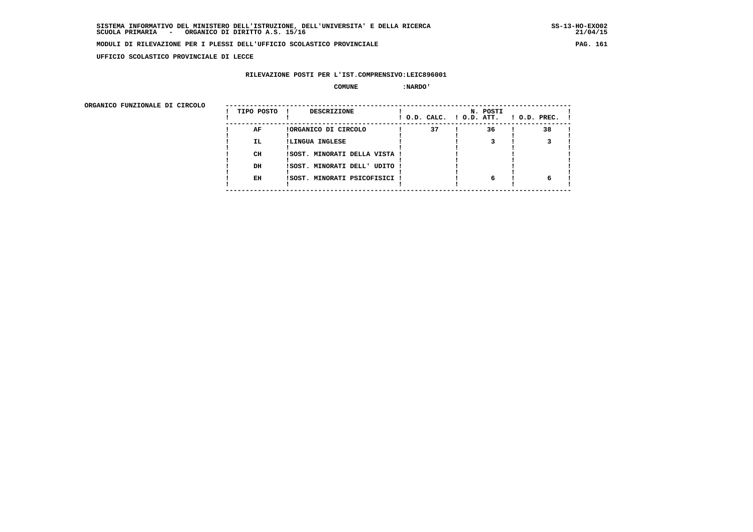UFFICIO SCOLASTICO PROVINCIALE DI LECCE

**RILEVAZIONE POSTI PER L'IST.COMPRENSIVO:LEIC896001**

**COMUNE :NARDO'**

ORGANICO FUNZIONALE DI CIRCOLO

| TIPO POSTO | DESCRIZIONE | N. POSTI O.D. CALC. | O.D. ATT. | O.D. PREC. |
|---|---|---|---|---|
| AF | ORGANICO DI CIRCOLO | 37 | 36 | 38 |
| IL | LINGUA INGLESE | | 3 | 3 |
| CH | SOST. MINORATI DELLA VISTA | | | |
| DH | SOST. MINORATI DELL' UDITO | | | |
| EH | SOST. MINORATI PSICOFISICI | | 6 | 6 |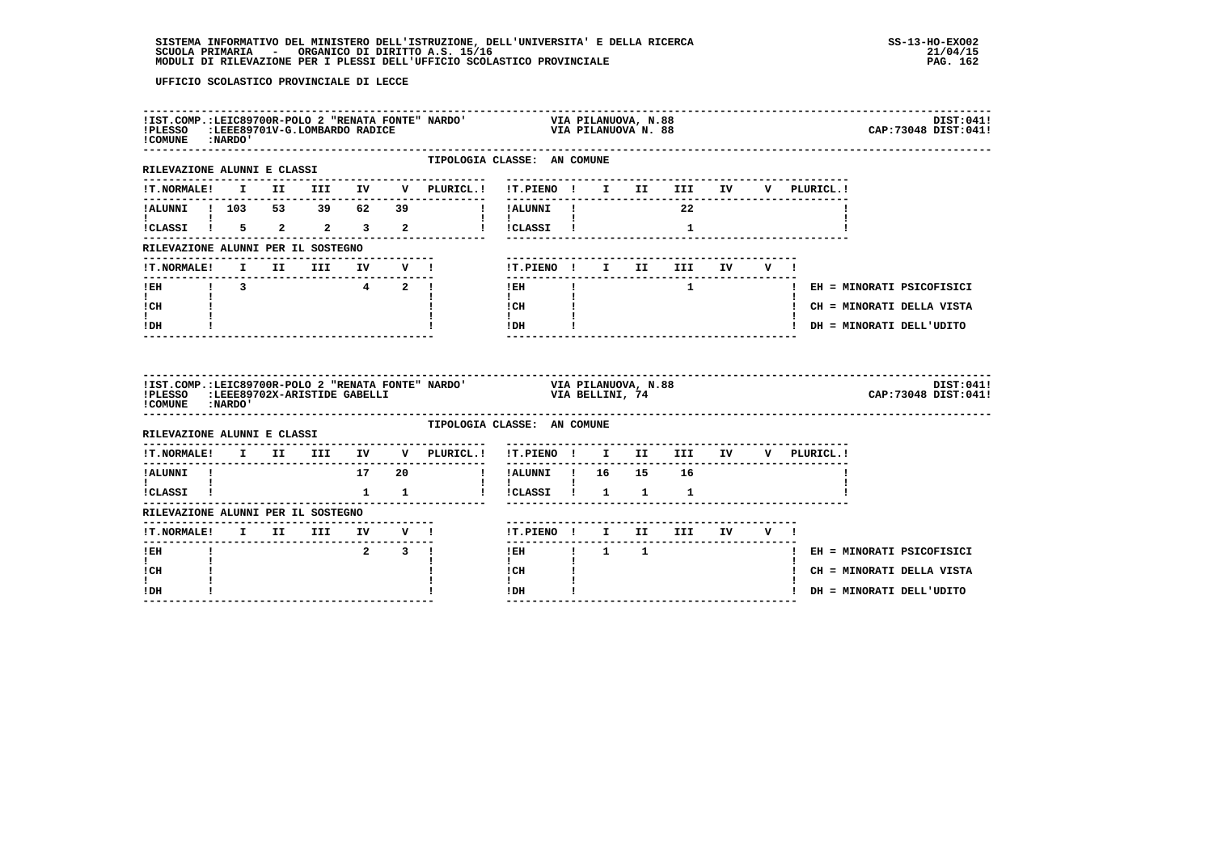UFFICIO SCOLASTICO PROVINCIALE DI LECCE

**IST.COMP.:** LEIC89700R-POLO 2 "RENATA FONTE" NARDO' — VIA PILANUOVA, N.88 — DIST:041
**PLESSO:** LEEE89701V-G.LOMBARDO RADICE — VIA PILANUOVA N. 88 — CAP:73048 DIST:041
**COMUNE:** NARDO'

TIPOLOGIA CLASSE: AN COMUNE

RILEVAZIONE ALUNNI E CLASSI

| T.NORMALE | I | II | III | IV | V | PLURICL. | T.PIENO | I | II | III | IV | V | PLURICL. |
|---|---|---|---|---|---|---|---|---|---|---|---|---|---|
| ALUNNI | 103 | 53 | 39 | 62 | 39 | | ALUNNI | | | 22 | | | |
| CLASSI | 5 | 2 | 2 | 3 | 2 | | CLASSI | | | 1 | | | |

RILEVAZIONE ALUNNI PER IL SOSTEGNO

| T.NORMALE | I | II | III | IV | V | T.PIENO | I | II | III | IV | V |
|---|---|---|---|---|---|---|---|---|---|---|---|
| EH | 3 | | | 4 | 2 | EH | | | 1 | | |
| CH | | | | | | CH | | | | | |
| DH | | | | | | DH | | | | | |

EH = MINORATI PSICOFISICI
CH = MINORATI DELLA VISTA
DH = MINORATI DELL'UDITO

---

**IST.COMP.:** LEIC89700R-POLO 2 "RENATA FONTE" NARDO' — VIA PILANUOVA, N.88 — DIST:041
**PLESSO:** LEEE89702X-ARISTIDE GABELLI — VIA BELLINI, 74 — CAP:73048 DIST:041
**COMUNE:** NARDO'

TIPOLOGIA CLASSE: AN COMUNE

RILEVAZIONE ALUNNI E CLASSI

| T.NORMALE | I | II | III | IV | V | PLURICL. | T.PIENO | I | II | III | IV | V | PLURICL. |
|---|---|---|---|---|---|---|---|---|---|---|---|---|---|
| ALUNNI | | | | 17 | 20 | | ALUNNI | 16 | 15 | 16 | | | |
| CLASSI | | | | 1 | 1 | | CLASSI | 1 | 1 | 1 | | | |

RILEVAZIONE ALUNNI PER IL SOSTEGNO

| T.NORMALE | I | II | III | IV | V | T.PIENO | I | II | III | IV | V |
|---|---|---|---|---|---|---|---|---|---|---|---|
| EH | | | | 2 | 3 | EH | 1 | 1 | | | |
| CH | | | | | | CH | | | | | |
| DH | | | | | | DH | | | | | |

EH = MINORATI PSICOFISICI
CH = MINORATI DELLA VISTA
DH = MINORATI DELL'UDITO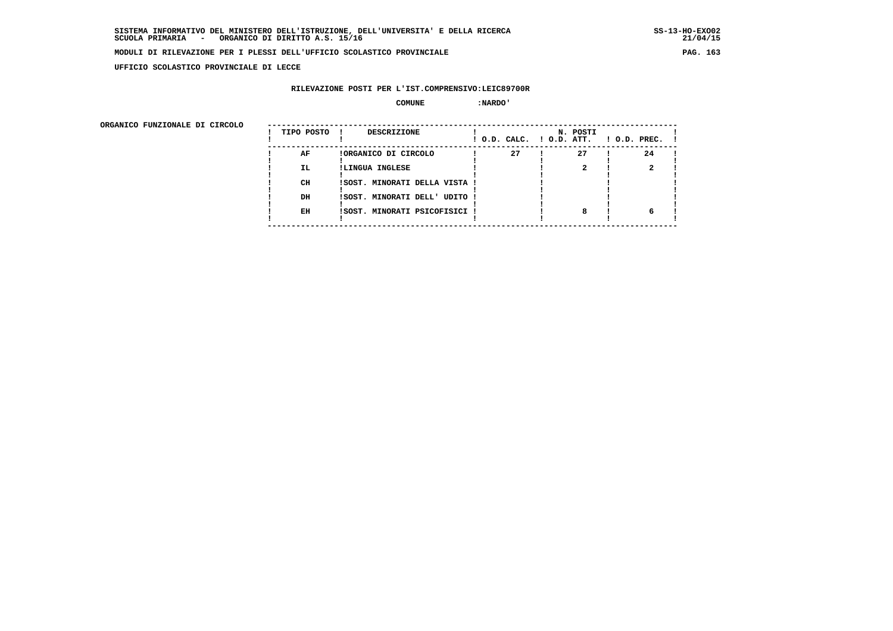SISTEMA INFORMATIVO DEL MINISTERO DELL'ISTRUZIONE, DELL'UNIVERSITA' E DELLA RICERCA
SCUOLA PRIMARIA - ORGANICO DI DIRITTO A.S. 15/16

MODULI DI RILEVAZIONE PER I PLESSI DELL'UFFICIO SCOLASTICO PROVINCIALE

UFFICIO SCOLASTICO PROVINCIALE DI LECCE

RILEVAZIONE POSTI PER L'IST.COMPRENSIVO:LEIC89700R

COMUNE :NARDO'

ORGANICO FUNZIONALE DI CIRCOLO

| TIPO POSTO | DESCRIZIONE | N. POSTI O.D. CALC. | O.D. ATT. | O.D. PREC. |
|---|---|---|---|---|
| AF | ORGANICO DI CIRCOLO | 27 | 27 | 24 |
| IL | LINGUA INGLESE | | 2 | 2 |
| CH | SOST. MINORATI DELLA VISTA | | | |
| DH | SOST. MINORATI DELL' UDITO | | | |
| EH | SOST. MINORATI PSICOFISICI | | 8 | 6 |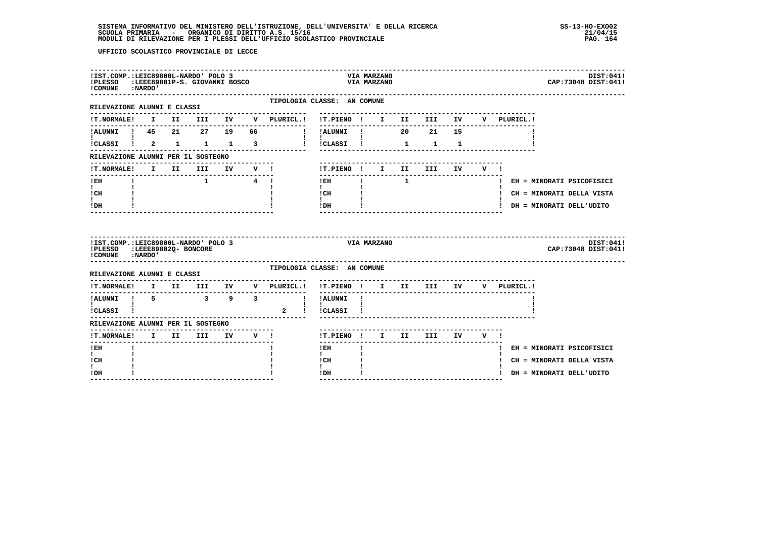UFFICIO SCOLASTICO PROVINCIALE DI LECCE

**IST.COMP.:** LEIC89800L-NARDO' POLO 3 — VIA MARZANO — DIST:041
**PLESSO:** LEEE89801P-S. GIOVANNI BOSCO — VIA MARZANO — CAP:73048 DIST:041
**COMUNE:** NARDO'

TIPOLOGIA CLASSE: AN COMUNE

RILEVAZIONE ALUNNI E CLASSI

| T.NORMALE | I | II | III | IV | V | PLURICL. | T.PIENO | I | II | III | IV | V | PLURICL. |
|---|---|---|---|---|---|---|---|---|---|---|---|---|---|
| ALUNNI | 45 | 21 | 27 | 19 | 66 | | ALUNNI | | 20 | 21 | 15 | | |
| CLASSI | 2 | 1 | 1 | 1 | 3 | | CLASSI | | 1 | 1 | 1 | | |

RILEVAZIONE ALUNNI PER IL SOSTEGNO

| T.NORMALE | I | II | III | IV | V | T.PIENO | I | II | III | IV | V |
|---|---|---|---|---|---|---|---|---|---|---|---|
| EH | | | 1 | | 4 | EH | | 1 | | | |
| CH | | | | | | CH | | | | | |
| DH | | | | | | DH | | | | | |

EH = MINORATI PSICOFISICI
CH = MINORATI DELLA VISTA
DH = MINORATI DELL'UDITO

**IST.COMP.:** LEIC89800L-NARDO' POLO 3 — VIA MARZANO — DIST:041
**PLESSO:** LEEE89802Q- BONCORE — CAP:73048 DIST:041
**COMUNE:** NARDO'

TIPOLOGIA CLASSE: AN COMUNE

RILEVAZIONE ALUNNI E CLASSI

| T.NORMALE | I | II | III | IV | V | PLURICL. | T.PIENO | I | II | III | IV | V | PLURICL. |
|---|---|---|---|---|---|---|---|---|---|---|---|---|---|
| ALUNNI | 5 | | 3 | 9 | 3 | | ALUNNI | | | | | | |
| CLASSI | | | | | | 2 | CLASSI | | | | | | |

RILEVAZIONE ALUNNI PER IL SOSTEGNO

| T.NORMALE | I | II | III | IV | V | T.PIENO | I | II | III | IV | V |
|---|---|---|---|---|---|---|---|---|---|---|---|
| EH | | | | | | EH | | | | | |
| CH | | | | | | CH | | | | | |
| DH | | | | | | DH | | | | | |

EH = MINORATI PSICOFISICI
CH = MINORATI DELLA VISTA
DH = MINORATI DELL'UDITO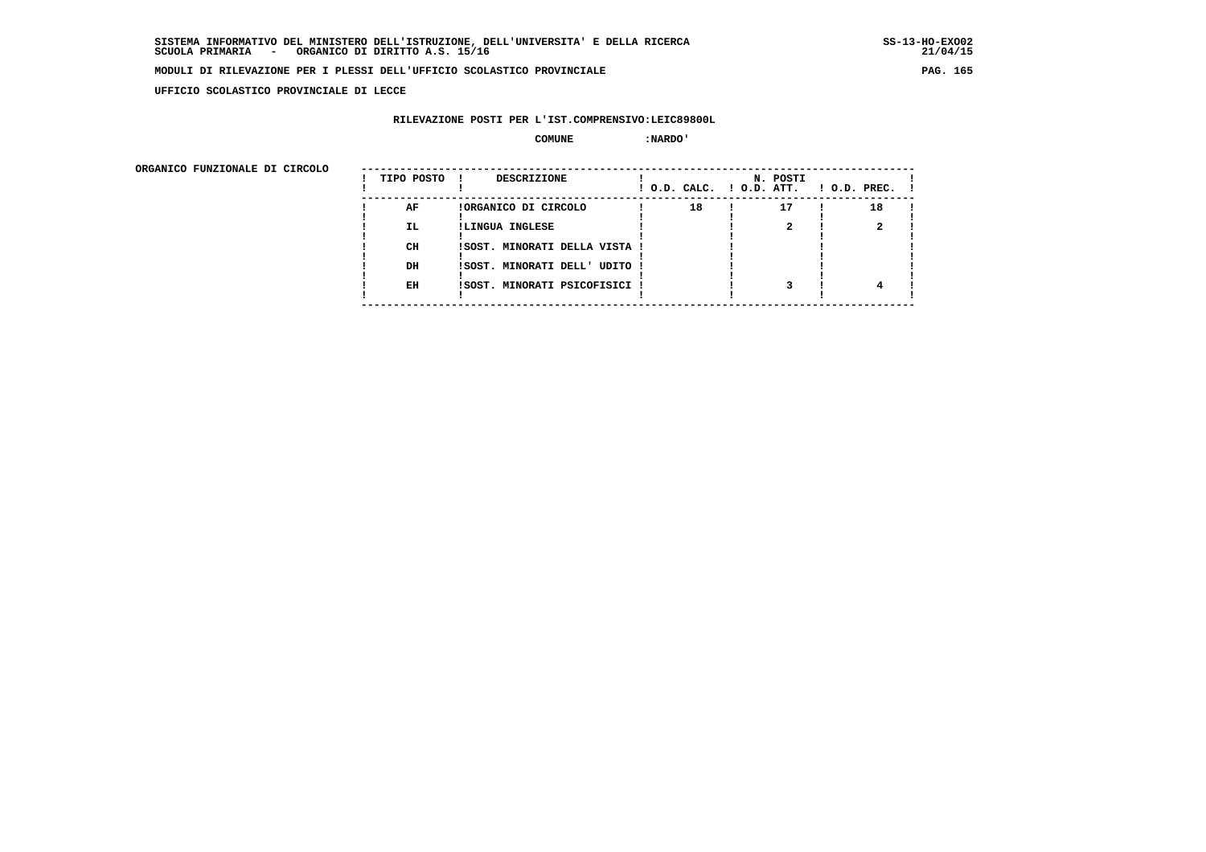**SISTEMA INFORMATIVO DEL MINISTERO DELL'ISTRUZIONE, DELL'UNIVERSITA' E DELLA RICERCA** SS-13-HO-EXO02
**SCUOLA PRIMARIA - ORGANICO DI DIRITTO A.S. 15/16** 21/04/15

**MODULI DI RILEVAZIONE PER I PLESSI DELL'UFFICIO SCOLASTICO PROVINCIALE**

**UFFICIO SCOLASTICO PROVINCIALE DI LECCE**

**RILEVAZIONE POSTI PER L'IST.COMPRENSIVO:LEIC89800L**

**COMUNE :NARDO'**

**ORGANICO FUNZIONALE DI CIRCOLO**

| TIPO POSTO | DESCRIZIONE | N. POSTI O.D. CALC. | O.D. ATT. | O.D. PREC. |
|---|---|---|---|---|
| AF | ORGANICO DI CIRCOLO | 18 | 17 | 18 |
| IL | LINGUA INGLESE | | 2 | 2 |
| CH | SOST. MINORATI DELLA VISTA | | | |
| DH | SOST. MINORATI DELL' UDITO | | | |
| EH | SOST. MINORATI PSICOFISICI | | 3 | 4 |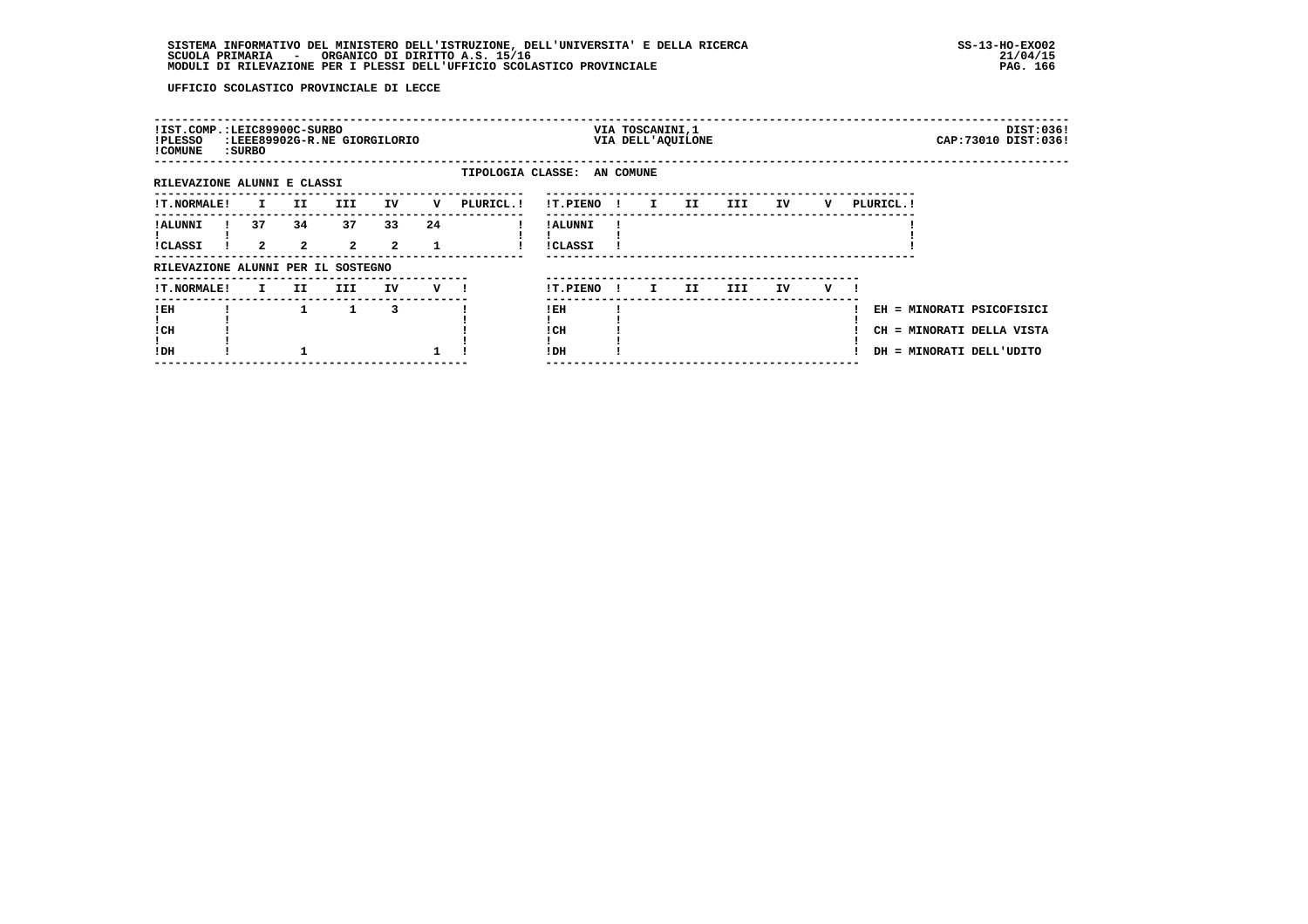UFFICIO SCOLASTICO PROVINCIALE DI LECCE

| !IST.COMP.:LEIC89900C-SURBO | VIA TOSCANINI,1 | DIST:036! |
|---|---|---|
| !PLESSO :LEEE89902G-R.NE GIORGILORIO | VIA DELL'AQUILONE | CAP:73010 DIST:036! |
| !COMUNE :SURBO | | |

TIPOLOGIA CLASSE: AN COMUNE

RILEVAZIONE ALUNNI E CLASSI

| !T.NORMALE! | I | II | III | IV | V | PLURICL.! |
|---|---|---|---|---|---|---|
| !ALUNNI ! | 37 | 34 | 37 | 33 | 24 | |
| !CLASSI ! | 2 | 2 | 2 | 2 | 1 | |

| !T.PIENO ! | I | II | III | IV | V | PLURICL.! |
|---|---|---|---|---|---|---|
| !ALUNNI ! | | | | | | |
| !CLASSI ! | | | | | | |

RILEVAZIONE ALUNNI PER IL SOSTEGNO

| !T.NORMALE! | I | II | III | IV | V ! |
|---|---|---|---|---|---|
| !EH ! | | 1 | 1 | 3 | |
| !CH ! | | | | | |
| !DH ! | | 1 | | | 1 |

| !T.PIENO ! | I | II | III | IV | V ! |
|---|---|---|---|---|---|
| !EH ! | | | | | |
| !CH ! | | | | | |
| !DH ! | | | | | |

EH = MINORATI PSICOFISICI
CH = MINORATI DELLA VISTA
DH = MINORATI DELL'UDITO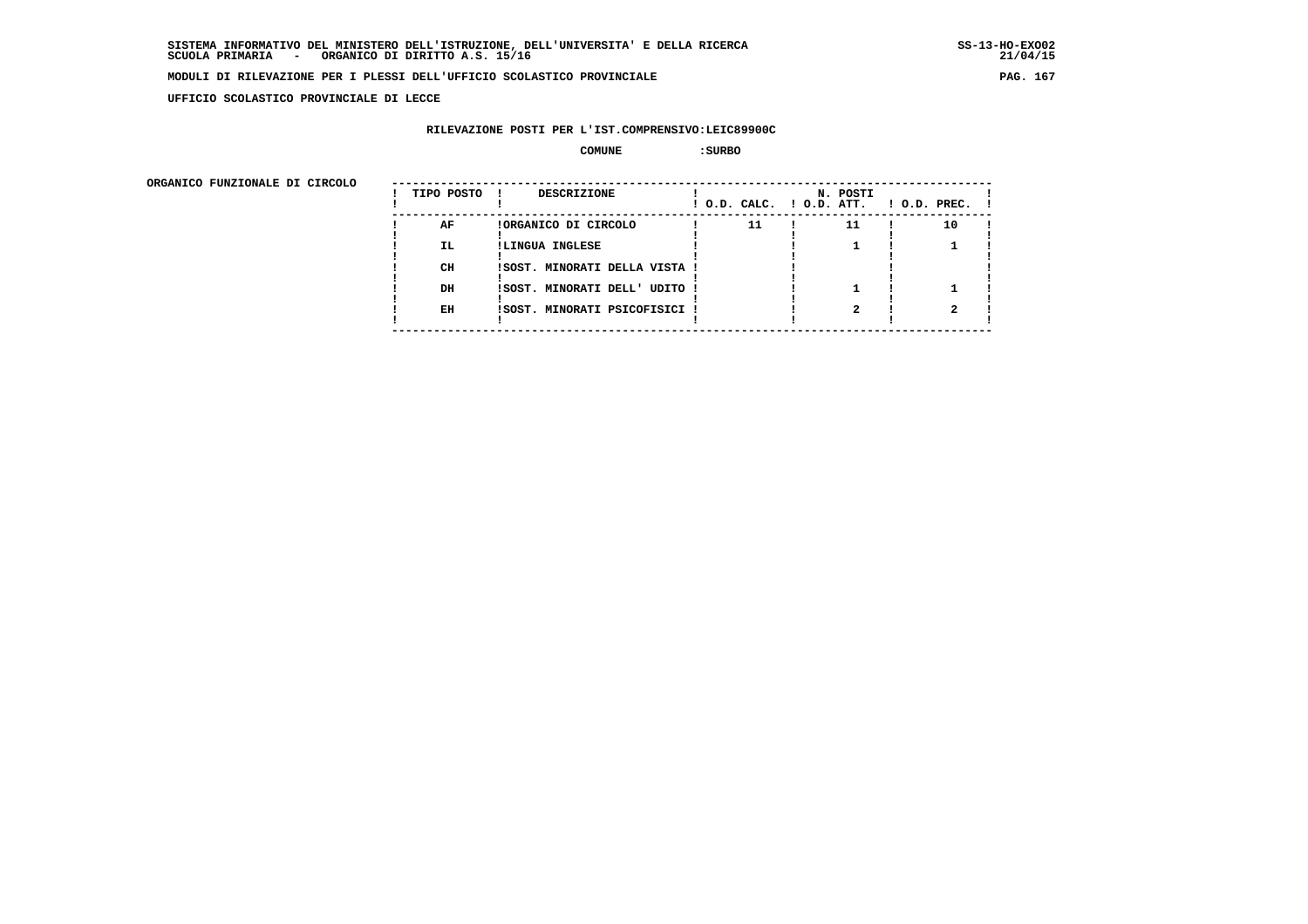SISTEMA INFORMATIVO DEL MINISTERO DELL'ISTRUZIONE, DELL'UNIVERSITA' E DELLA RICERCA
SCUOLA PRIMARIA - ORGANICO DI DIRITTO A.S. 15/16

**MODULI DI RILEVAZIONE PER I PLESSI DELL'UFFICIO SCOLASTICO PROVINCIALE**

**UFFICIO SCOLASTICO PROVINCIALE DI LECCE**

**RILEVAZIONE POSTI PER L'IST.COMPRENSIVO:LEIC89900C**

**COMUNE :SURBO**

ORGANICO FUNZIONALE DI CIRCOLO

| TIPO POSTO | DESCRIZIONE | N. POSTI O.D. CALC. | O.D. ATT. | O.D. PREC. |
|---|---|---|---|---|
| AF | ORGANICO DI CIRCOLO | 11 | 11 | 10 |
| IL | LINGUA INGLESE | | 1 | 1 |
| CH | SOST. MINORATI DELLA VISTA | | | |
| DH | SOST. MINORATI DELL' UDITO | | 1 | 1 |
| EH | SOST. MINORATI PSICOFISICI | | 2 | 2 |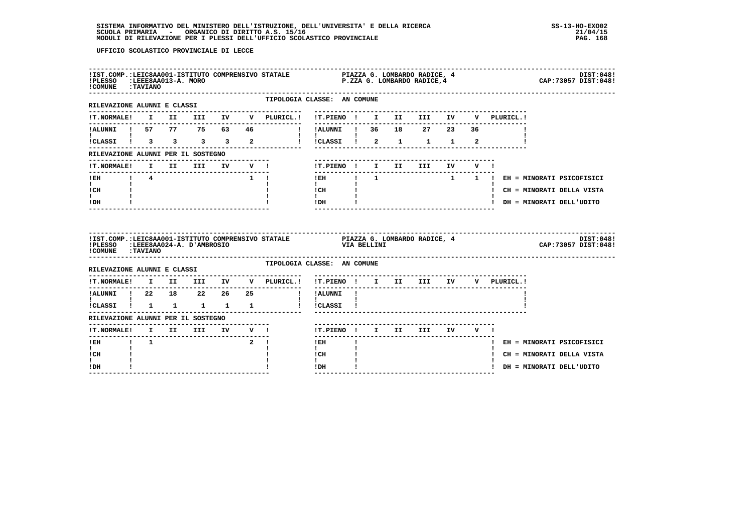UFFICIO SCOLASTICO PROVINCIALE DI LECCE

**IST.COMP.:** LEIC8AA001-ISTITUTO COMPRENSIVO STATALE — PIAZZA G. LOMBARDO RADICE, 4 — DIST:048
**PLESSO:** LEEE8AA013-A. MORO — P.ZZA G. LOMBARDO RADICE,4 — CAP:73057 DIST:048
**COMUNE:** TAVIANO

TIPOLOGIA CLASSE: AN COMUNE

RILEVAZIONE ALUNNI E CLASSI

| T.NORMALE | I | II | III | IV | V | PLURICL. |
|---|---|---|---|---|---|---|
| ALUNNI | 57 | 77 | 75 | 63 | 46 | |
| CLASSI | 3 | 3 | 3 | 3 | 2 | |

| T.PIENO | I | II | III | IV | V | PLURICL. |
|---|---|---|---|---|---|---|
| ALUNNI | 36 | 18 | 27 | 23 | 36 | |
| CLASSI | 2 | 1 | 1 | 1 | 2 | |

RILEVAZIONE ALUNNI PER IL SOSTEGNO

| T.NORMALE | I | II | III | IV | V |
|---|---|---|---|---|---|
| EH | 4 | | | | 1 |
| CH | | | | | |
| DH | | | | | |

| T.PIENO | I | II | III | IV | V |
|---|---|---|---|---|---|
| EH | 1 | | | 1 | 1 |
| CH | | | | | |
| DH | | | | | |

EH = MINORATI PSICOFISICI
CH = MINORATI DELLA VISTA
DH = MINORATI DELL'UDITO

---

**IST.COMP.:** LEIC8AA001-ISTITUTO COMPRENSIVO STATALE — PIAZZA G. LOMBARDO RADICE, 4 — DIST:048
**PLESSO:** LEEE8AA024-A. D'AMBROSIO — VIA BELLINI — CAP:73057 DIST:048
**COMUNE:** TAVIANO

TIPOLOGIA CLASSE: AN COMUNE

RILEVAZIONE ALUNNI E CLASSI

| T.NORMALE | I | II | III | IV | V | PLURICL. |
|---|---|---|---|---|---|---|
| ALUNNI | 22 | 18 | 22 | 26 | 25 | |
| CLASSI | 1 | 1 | 1 | 1 | 1 | |

| T.PIENO | I | II | III | IV | V | PLURICL. |
|---|---|---|---|---|---|---|
| ALUNNI | | | | | | |
| CLASSI | | | | | | |

RILEVAZIONE ALUNNI PER IL SOSTEGNO

| T.NORMALE | I | II | III | IV | V |
|---|---|---|---|---|---|
| EH | 1 | | | | 2 |
| CH | | | | | |
| DH | | | | | |

| T.PIENO | I | II | III | IV | V |
|---|---|---|---|---|---|
| EH | | | | | |
| CH | | | | | |
| DH | | | | | |

EH = MINORATI PSICOFISICI
CH = MINORATI DELLA VISTA
DH = MINORATI DELL'UDITO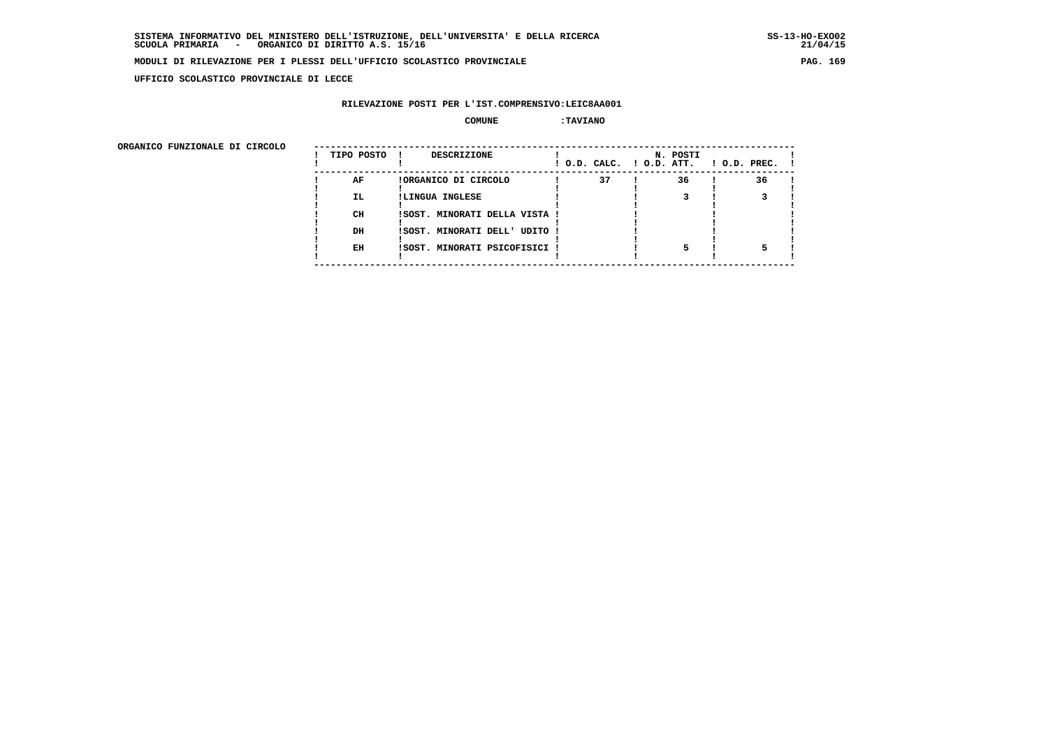SISTEMA INFORMATIVO DEL MINISTERO DELL'ISTRUZIONE, DELL'UNIVERSITA' E DELLA RICERCA
SCUOLA PRIMARIA - ORGANICO DI DIRITTO A.S. 15/16

MODULI DI RILEVAZIONE PER I PLESSI DELL'UFFICIO SCOLASTICO PROVINCIALE

UFFICIO SCOLASTICO PROVINCIALE DI LECCE

RILEVAZIONE POSTI PER L'IST.COMPRENSIVO:LEIC8AA001

COMUNE :TAVIANO

ORGANICO FUNZIONALE DI CIRCOLO

| TIPO POSTO | DESCRIZIONE | N. POSTI O.D. CALC. | O.D. ATT. | O.D. PREC. |
|---|---|---|---|---|
| AF | ORGANICO DI CIRCOLO | 37 | 36 | 36 |
| IL | LINGUA INGLESE | | 3 | 3 |
| CH | SOST. MINORATI DELLA VISTA | | | |
| DH | SOST. MINORATI DELL' UDITO | | | |
| EH | SOST. MINORATI PSICOFISICI | | 5 | 5 |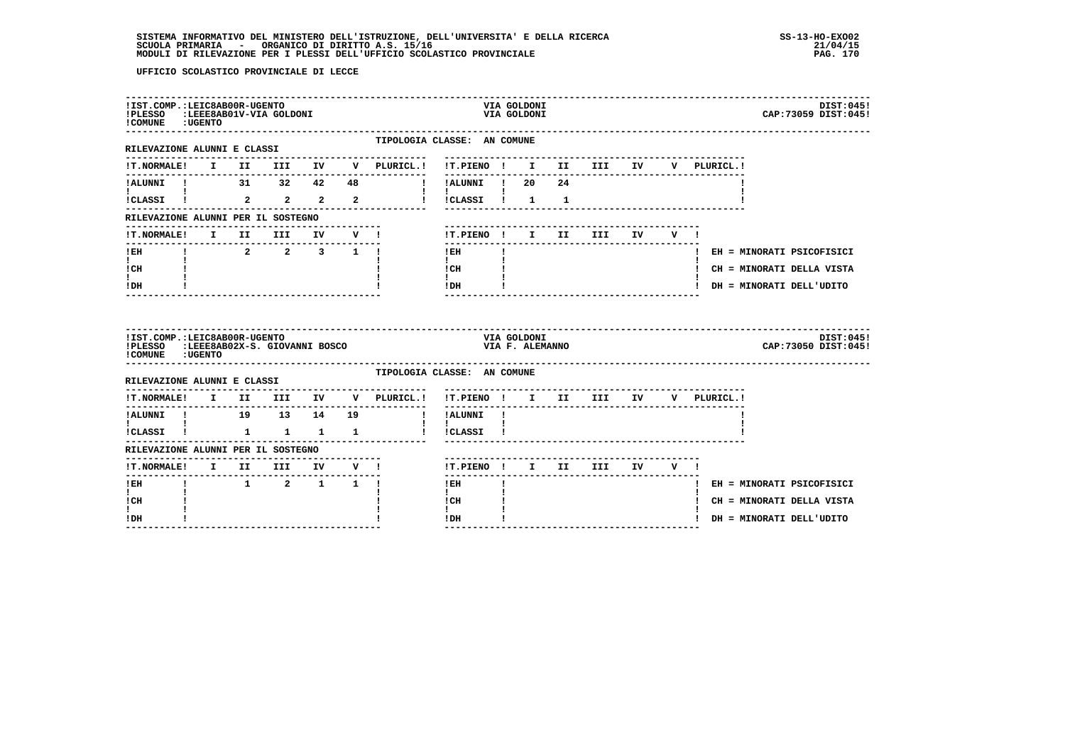UFFICIO SCOLASTICO PROVINCIALE DI LECCE

**IST.COMP.:** LEIC8AB00R-UGENTO — VIA GOLDONI — DIST:045
**PLESSO:** LEEE8AB01V-VIA GOLDONI — VIA GOLDONI — CAP:73059 DIST:045
**COMUNE:** UGENTO

TIPOLOGIA CLASSE: AN COMUNE

RILEVAZIONE ALUNNI E CLASSI

| T.NORMALE | I | II | III | IV | V | PLURICL. |
|---|---|---|---|---|---|---|
| ALUNNI | | 31 | 32 | 42 | 48 | |
| CLASSI | | 2 | 2 | 2 | 2 | |

| T.PIENO | I | II | III | IV | V | PLURICL. |
|---|---|---|---|---|---|---|
| ALUNNI | 20 | 24 | | | | |
| CLASSI | 1 | 1 | | | | |

RILEVAZIONE ALUNNI PER IL SOSTEGNO

| T.NORMALE | I | II | III | IV | V |
|---|---|---|---|---|---|
| EH | | 2 | 2 | 3 | 1 |
| CH | | | | | |
| DH | | | | | |

| T.PIENO | I | II | III | IV | V |
|---|---|---|---|---|---|
| EH | | | | | |
| CH | | | | | |
| DH | | | | | |

EH = MINORATI PSICOFISICI
CH = MINORATI DELLA VISTA
DH = MINORATI DELL'UDITO

**IST.COMP.:** LEIC8AB00R-UGENTO — VIA GOLDONI — DIST:045
**PLESSO:** LEEE8AB02X-S. GIOVANNI BOSCO — VIA F. ALEMANNO — CAP:73050 DIST:045
**COMUNE:** UGENTO

TIPOLOGIA CLASSE: AN COMUNE

RILEVAZIONE ALUNNI E CLASSI

| T.NORMALE | I | II | III | IV | V | PLURICL. |
|---|---|---|---|---|---|---|
| ALUNNI | | 19 | 13 | 14 | 19 | |
| CLASSI | | 1 | 1 | 1 | 1 | |

| T.PIENO | I | II | III | IV | V | PLURICL. |
|---|---|---|---|---|---|---|
| ALUNNI | | | | | | |
| CLASSI | | | | | | |

RILEVAZIONE ALUNNI PER IL SOSTEGNO

| T.NORMALE | I | II | III | IV | V |
|---|---|---|---|---|---|
| EH | | 1 | 2 | 1 | 1 |
| CH | | | | | |
| DH | | | | | |

| T.PIENO | I | II | III | IV | V |
|---|---|---|---|---|---|
| EH | | | | | |
| CH | | | | | |
| DH | | | | | |

EH = MINORATI PSICOFISICI
CH = MINORATI DELLA VISTA
DH = MINORATI DELL'UDITO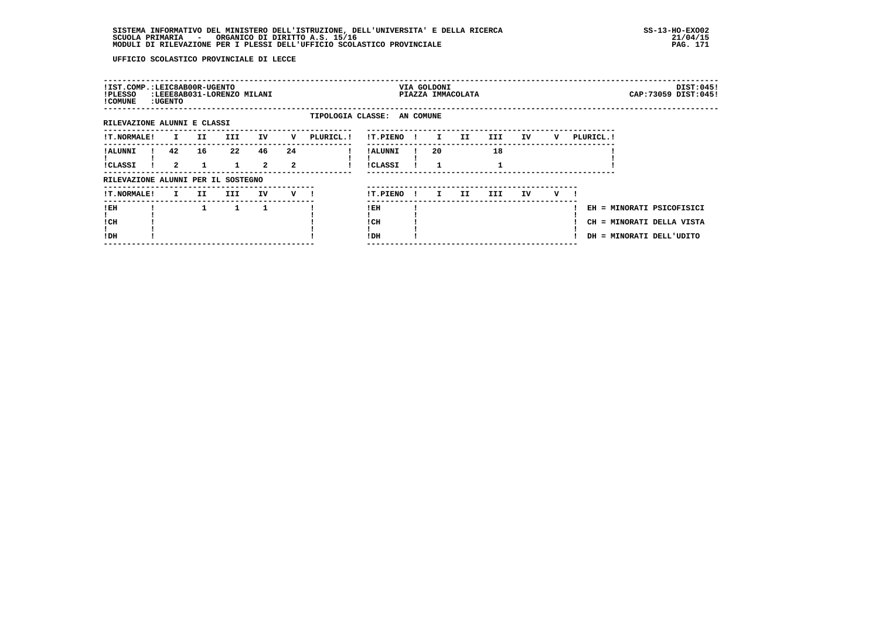SISTEMA INFORMATIVO DEL MINISTERO DELL'ISTRUZIONE, DELL'UNIVERSITA' E DELLA RICERCA
SCUOLA PRIMARIA - ORGANICO DI DIRITTO A.S. 15/16
MODULI DI RILEVAZIONE PER I PLESSI DELL'UFFICIO SCOLASTICO PROVINCIALE

SS-13-HO-EXO02
21/04/15

UFFICIO SCOLASTICO PROVINCIALE DI LECCE

!IST.COMP.:LEIC8AB00R-UGENTO — VIA GOLDONI — DIST:045!
!PLESSO :LEEE8AB031-LORENZO MILANI — PIAZZA IMMACOLATA — CAP:73059 DIST:045!
!COMUNE :UGENTO

TIPOLOGIA CLASSE: AN COMUNE

RILEVAZIONE ALUNNI E CLASSI

| T.NORMALE | I | II | III | IV | V | PLURICL. | T.PIENO | I | II | III | IV | V | PLURICL. |
|---|---|---|---|---|---|---|---|---|---|---|---|---|---|
| ALUNNI | 42 | 16 | 22 | 46 | 24 | | ALUNNI | 20 | | 18 | | | |
| CLASSI | 2 | 1 | 1 | 2 | 2 | | CLASSI | 1 | | 1 | | | |

RILEVAZIONE ALUNNI PER IL SOSTEGNO

| T.NORMALE | I | II | III | IV | V | T.PIENO | I | II | III | IV | V |
|---|---|---|---|---|---|---|---|---|---|---|---|
| EH | | 1 | 1 | 1 | | EH | | | | | |
| CH | | | | | | CH | | | | | |
| DH | | | | | | DH | | | | | |

EH = MINORATI PSICOFISICI
CH = MINORATI DELLA VISTA
DH = MINORATI DELL'UDITO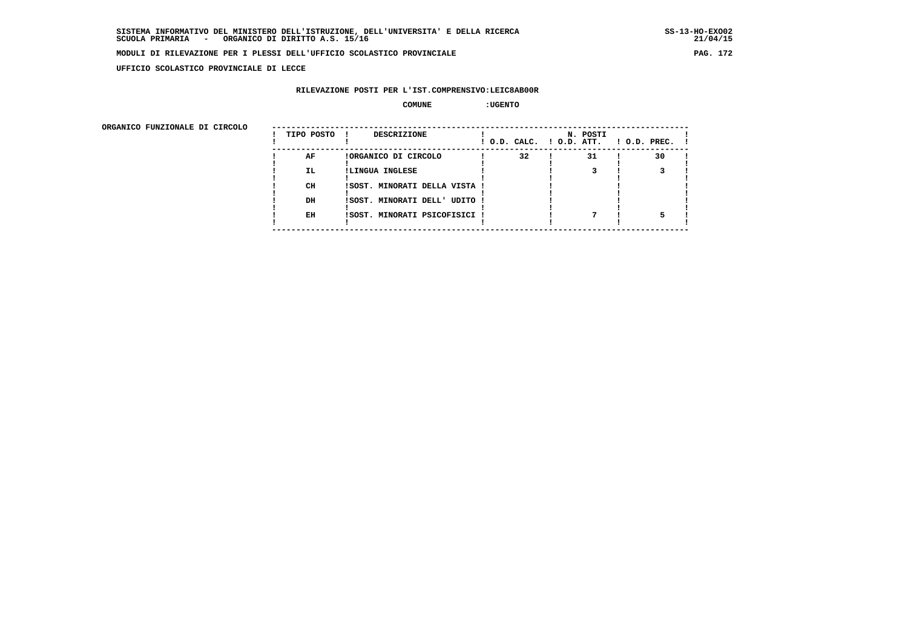UFFICIO SCOLASTICO PROVINCIALE DI LECCE

RILEVAZIONE POSTI PER L'IST.COMPRENSIVO:LEIC8AB00R

COMUNE :UGENTO

ORGANICO FUNZIONALE DI CIRCOLO

| TIPO POSTO | DESCRIZIONE | N. POSTI O.D. CALC. | O.D. ATT. | O.D. PREC. |
|---|---|---|---|---|
| AF | ORGANICO DI CIRCOLO | 32 | 31 | 30 |
| IL | LINGUA INGLESE | | 3 | 3 |
| CH | SOST. MINORATI DELLA VISTA | | | |
| DH | SOST. MINORATI DELL' UDITO | | | |
| EH | SOST. MINORATI PSICOFISICI | | 7 | 5 |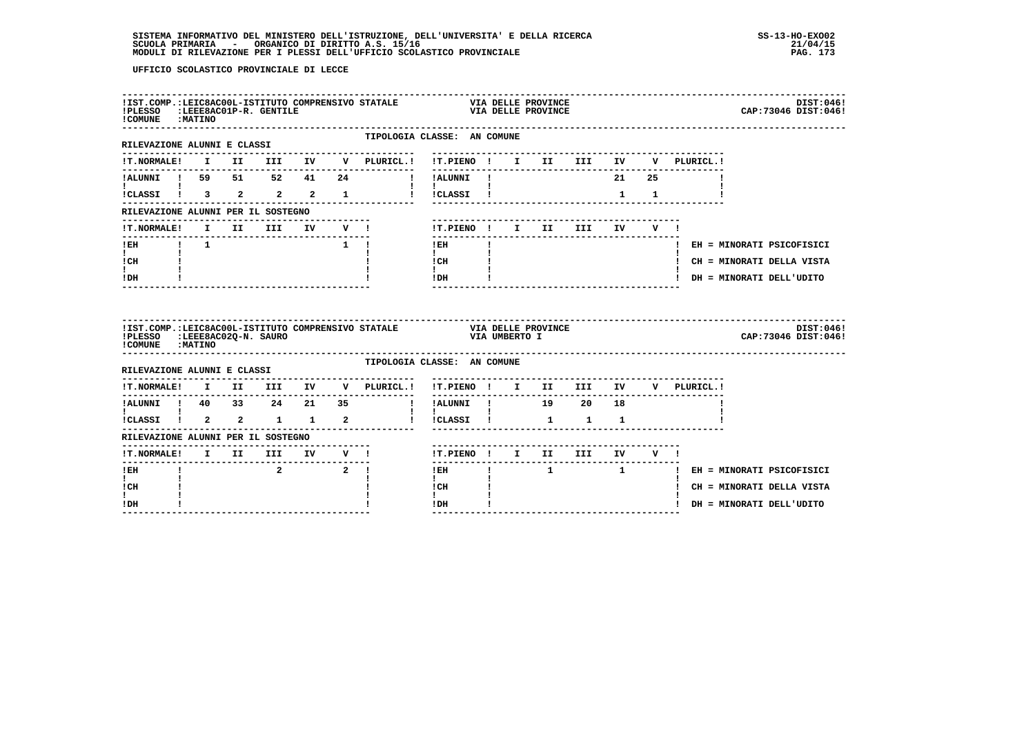UFFICIO SCOLASTICO PROVINCIALE DI LECCE

**IST.COMP.:LEIC8AC00L-ISTITUTO COMPRENSIVO STATALE** — VIA DELLE PROVINCE — DIST:046!
**PLESSO :LEEE8AC01P-R. GENTILE** — VIA DELLE PROVINCE — CAP:73046 DIST:046!
**COMUNE :MATINO**

TIPOLOGIA CLASSE: AN COMUNE

RILEVAZIONE ALUNNI E CLASSI

| T.NORMALE | I | II | III | IV | V | PLURICL. |
|---|---|---|---|---|---|---|
| ALUNNI | 59 | 51 | 52 | 41 | 24 | |
| CLASSI | 3 | 2 | 2 | 2 | 1 | |

| T.PIENO | I | II | III | IV | V | PLURICL. |
|---|---|---|---|---|---|---|
| ALUNNI | | | | 21 | 25 | |
| CLASSI | | | | 1 | 1 | |

RILEVAZIONE ALUNNI PER IL SOSTEGNO

| T.NORMALE | I | II | III | IV | V |
|---|---|---|---|---|---|
| EH | 1 | | | | 1 |
| CH | | | | | |
| DH | | | | | |

| T.PIENO | I | II | III | IV | V |
|---|---|---|---|---|---|
| EH | | | | | |
| CH | | | | | |
| DH | | | | | |

EH = MINORATI PSICOFISICI
CH = MINORATI DELLA VISTA
DH = MINORATI DELL'UDITO

**IST.COMP.:LEIC8AC00L-ISTITUTO COMPRENSIVO STATALE** — VIA DELLE PROVINCE — DIST:046!
**PLESSO :LEEE8AC02Q-N. SAURO** — VIA UMBERTO I — CAP:73046 DIST:046!
**COMUNE :MATINO**

TIPOLOGIA CLASSE: AN COMUNE

RILEVAZIONE ALUNNI E CLASSI

| T.NORMALE | I | II | III | IV | V | PLURICL. |
|---|---|---|---|---|---|---|
| ALUNNI | 40 | 33 | 24 | 21 | 35 | |
| CLASSI | 2 | 2 | 1 | 1 | 2 | |

| T.PIENO | I | II | III | IV | V | PLURICL. |
|---|---|---|---|---|---|---|
| ALUNNI | | 19 | 20 | 18 | | |
| CLASSI | | 1 | 1 | 1 | | |

RILEVAZIONE ALUNNI PER IL SOSTEGNO

| T.NORMALE | I | II | III | IV | V |
|---|---|---|---|---|---|
| EH | | | 2 | | 2 |
| CH | | | | | |
| DH | | | | | |

| T.PIENO | I | II | III | IV | V |
|---|---|---|---|---|---|
| EH | | 1 | | 1 | |
| CH | | | | | |
| DH | | | | | |

EH = MINORATI PSICOFISICI
CH = MINORATI DELLA VISTA
DH = MINORATI DELL'UDITO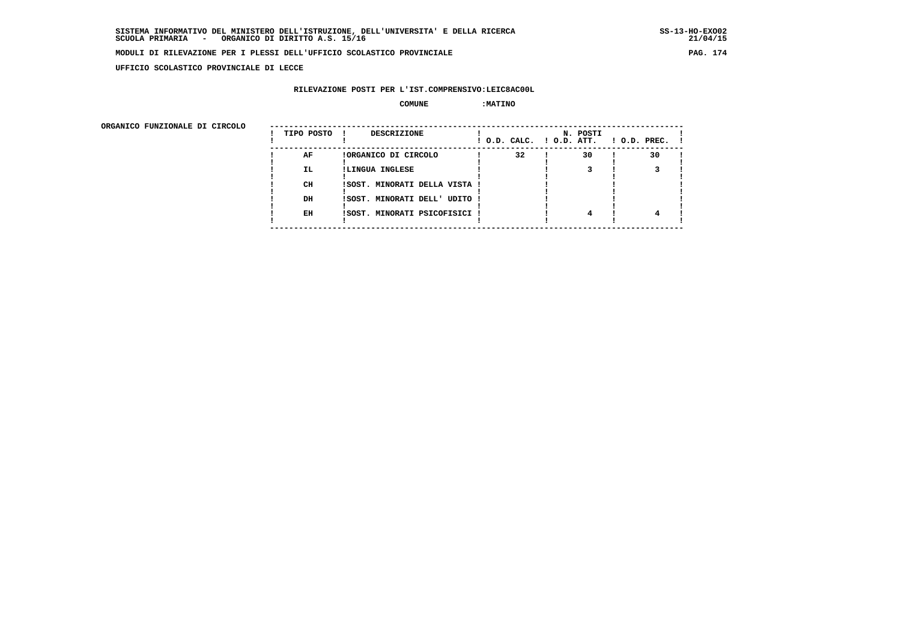UFFICIO SCOLASTICO PROVINCIALE DI LECCE

RILEVAZIONE POSTI PER L'IST.COMPRENSIVO:LEIC8AC00L

COMUNE :MATINO

ORGANICO FUNZIONALE DI CIRCOLO

| TIPO POSTO | DESCRIZIONE | N. POSTI O.D. CALC. | O.D. ATT. | O.D. PREC. |
|---|---|---|---|---|
| AF | ORGANICO DI CIRCOLO | 32 | 30 | 30 |
| IL | LINGUA INGLESE | | 3 | 3 |
| CH | SOST. MINORATI DELLA VISTA | | | |
| DH | SOST. MINORATI DELL' UDITO | | | |
| EH | SOST. MINORATI PSICOFISICI | | 4 | 4 |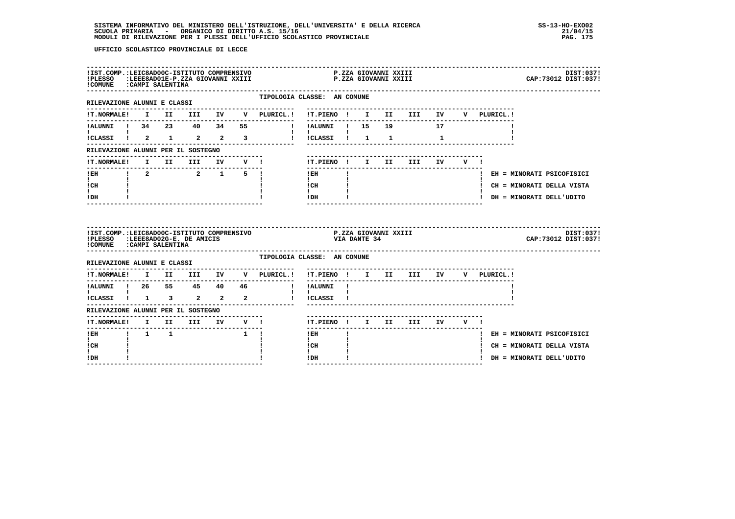UFFICIO SCOLASTICO PROVINCIALE DI LECCE

!IST.COMP.:LEIC8AD00C-ISTITUTO COMPRENSIVO — P.ZZA GIOVANNI XXIII — DIST:037!
!PLESSO :LEEE8AD01E-P.ZZA GIOVANNI XXIII — P.ZZA GIOVANNI XXIII — CAP:73012 DIST:037!
!COMUNE :CAMPI SALENTINA

TIPOLOGIA CLASSE: AN COMUNE

RILEVAZIONE ALUNNI E CLASSI

| T.NORMALE | I | II | III | IV | V | PLURICL. |
|---|---|---|---|---|---|---|
| ALUNNI | 34 | 23 | 40 | 34 | 55 | |
| CLASSI | 2 | 1 | 2 | 2 | 3 | |

| T.PIENO | I | II | III | IV | V | PLURICL. |
|---|---|---|---|---|---|---|
| ALUNNI | 15 | 19 | | 17 | | |
| CLASSI | 1 | 1 | | 1 | | |

RILEVAZIONE ALUNNI PER IL SOSTEGNO

| T.NORMALE | I | II | III | IV | V |
|---|---|---|---|---|---|
| EH | 2 | | 2 | 1 | 5 |
| CH | | | | | |
| DH | | | | | |

| T.PIENO | I | II | III | IV | V |
|---|---|---|---|---|---|
| EH | | | | | |
| CH | | | | | |
| DH | | | | | |

EH = MINORATI PSICOFISICI
CH = MINORATI DELLA VISTA
DH = MINORATI DELL'UDITO

!IST.COMP.:LEIC8AD00C-ISTITUTO COMPRENSIVO — P.ZZA GIOVANNI XXIII — DIST:037!
!PLESSO :LEEE8AD02G-E. DE AMICIS — VIA DANTE 34 — CAP:73012 DIST:037!
!COMUNE :CAMPI SALENTINA

TIPOLOGIA CLASSE: AN COMUNE

RILEVAZIONE ALUNNI E CLASSI

| T.NORMALE | I | II | III | IV | V | PLURICL. |
|---|---|---|---|---|---|---|
| ALUNNI | 26 | 55 | 45 | 40 | 46 | |
| CLASSI | 1 | 3 | 2 | 2 | 2 | |

| T.PIENO | I | II | III | IV | V | PLURICL. |
|---|---|---|---|---|---|---|
| ALUNNI | | | | | | |
| CLASSI | | | | | | |

RILEVAZIONE ALUNNI PER IL SOSTEGNO

| T.NORMALE | I | II | III | IV | V |
|---|---|---|---|---|---|
| EH | 1 | 1 | | | 1 |
| CH | | | | | |
| DH | | | | | |

| T.PIENO | I | II | III | IV | V |
|---|---|---|---|---|---|
| EH | | | | | |
| CH | | | | | |
| DH | | | | | |

EH = MINORATI PSICOFISICI
CH = MINORATI DELLA VISTA
DH = MINORATI DELL'UDITO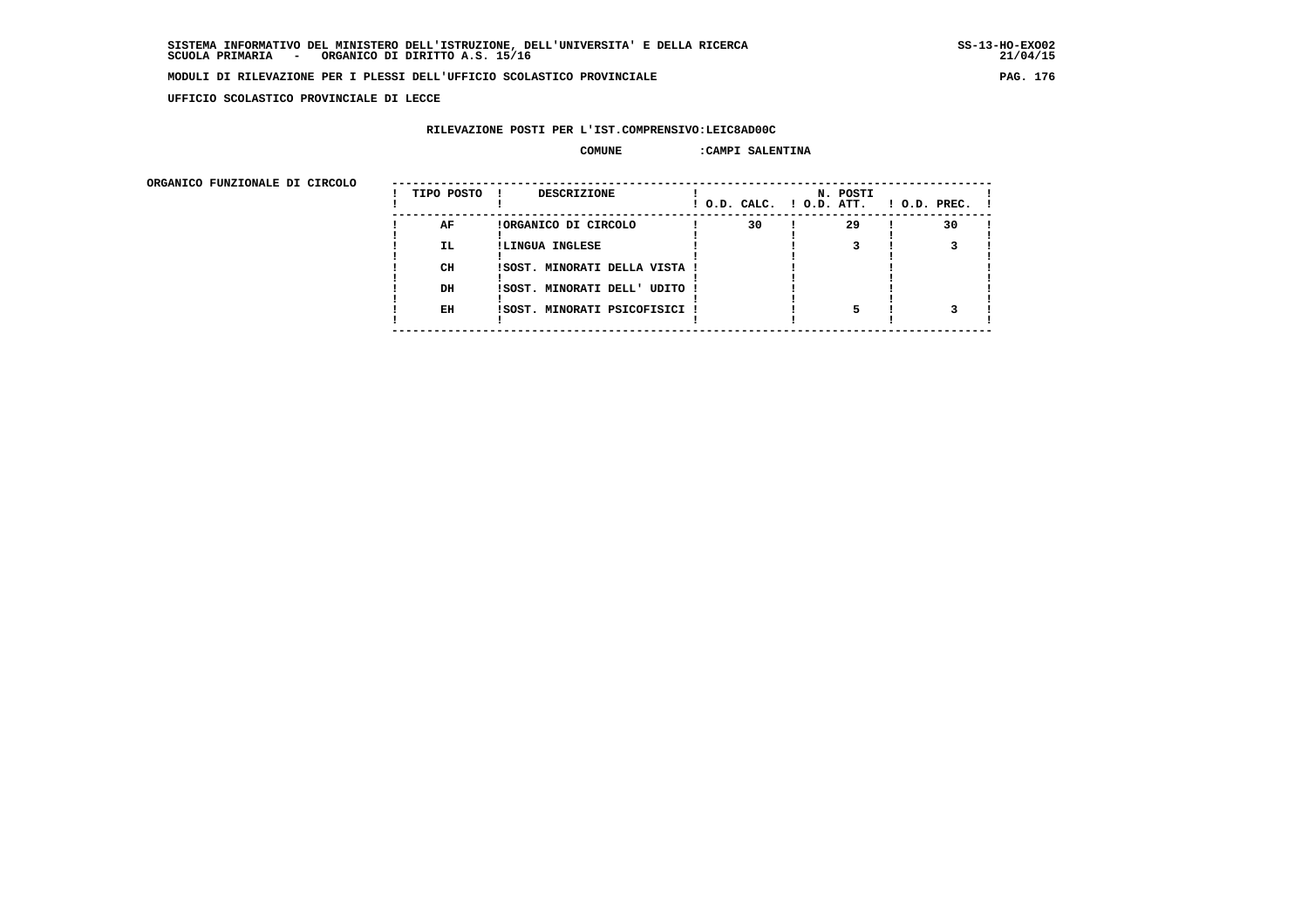**SISTEMA INFORMATIVO DEL MINISTERO DELL'ISTRUZIONE, DELL'UNIVERSITA' E DELLA RICERCA** SS-13-HO-EXO02
**SCUOLA PRIMARIA - ORGANICO DI DIRITTO A.S. 15/16** 21/04/15

**MODULI DI RILEVAZIONE PER I PLESSI DELL'UFFICIO SCOLASTICO PROVINCIALE**

**UFFICIO SCOLASTICO PROVINCIALE DI LECCE**

**RILEVAZIONE POSTI PER L'IST.COMPRENSIVO:LEIC8AD00C**

**COMUNE :CAMPI SALENTINA**

**ORGANICO FUNZIONALE DI CIRCOLO**

| TIPO POSTO | DESCRIZIONE | N. POSTI O.D. CALC. | O.D. ATT. | O.D. PREC. |
|---|---|---|---|---|
| AF | ORGANICO DI CIRCOLO | 30 | 29 | 30 |
| IL | LINGUA INGLESE | | 3 | 3 |
| CH | SOST. MINORATI DELLA VISTA | | | |
| DH | SOST. MINORATI DELL' UDITO | | | |
| EH | SOST. MINORATI PSICOFISICI | | 5 | 3 |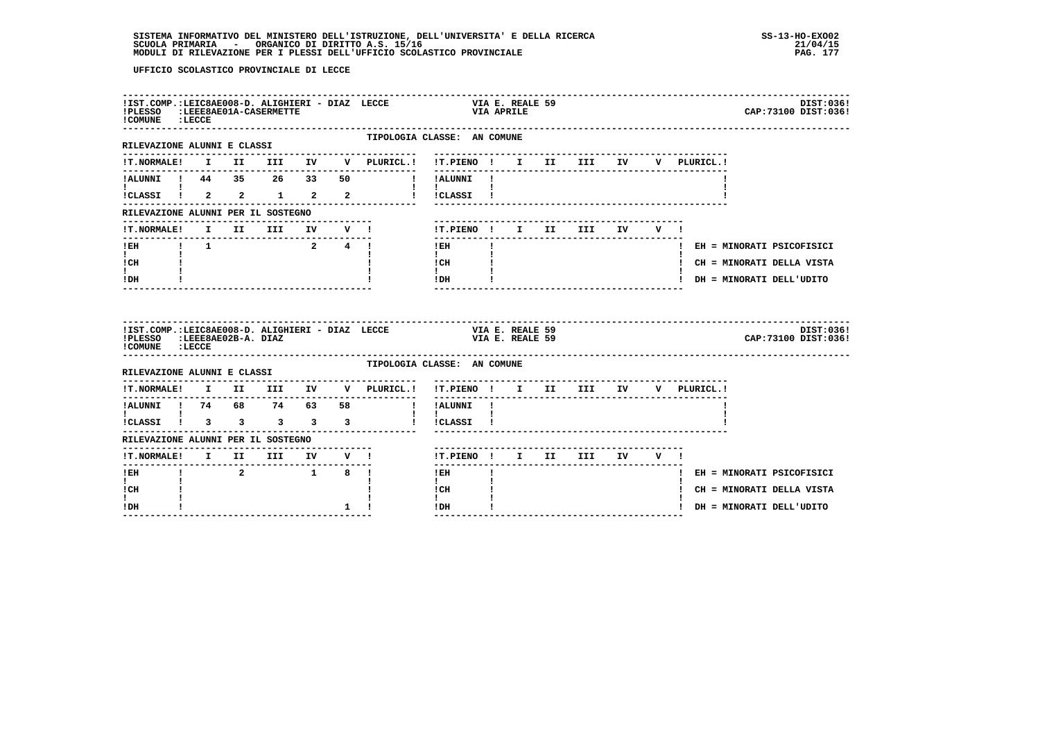UFFICIO SCOLASTICO PROVINCIALE DI LECCE

IST.COMP.:LEIC8AE008-D. ALIGHIERI - DIAZ LECCE — VIA E. REALE 59 — DIST:036
PLESSO :LEEE8AE01A-CASERMETTE — VIA APRILE — CAP:73100 DIST:036
COMUNE :LECCE

TIPOLOGIA CLASSE: AN COMUNE

RILEVAZIONE ALUNNI E CLASSI

| T.NORMALE | I | II | III | IV | V | PLURICL. |
|---|---|---|---|---|---|---|
| ALUNNI | 44 | 35 | 26 | 33 | 50 | |
| CLASSI | 2 | 2 | 1 | 2 | 2 | |

| T.PIENO | I | II | III | IV | V | PLURICL. |
|---|---|---|---|---|---|---|
| ALUNNI | | | | | | |
| CLASSI | | | | | | |

RILEVAZIONE ALUNNI PER IL SOSTEGNO

| T.NORMALE | I | II | III | IV | V |
|---|---|---|---|---|---|
| EH | 1 | | | 2 | 4 |
| CH | | | | | |
| DH | | | | | |

| T.PIENO | I | II | III | IV | V |
|---|---|---|---|---|---|
| EH | | | | | |
| CH | | | | | |
| DH | | | | | |

EH = MINORATI PSICOFISICI
CH = MINORATI DELLA VISTA
DH = MINORATI DELL'UDITO

IST.COMP.:LEIC8AE008-D. ALIGHIERI - DIAZ LECCE — VIA E. REALE 59 — DIST:036
PLESSO :LEEE8AE02B-A. DIAZ — VIA E. REALE 59 — CAP:73100 DIST:036
COMUNE :LECCE

TIPOLOGIA CLASSE: AN COMUNE

RILEVAZIONE ALUNNI E CLASSI

| T.NORMALE | I | II | III | IV | V | PLURICL. |
|---|---|---|---|---|---|---|
| ALUNNI | 74 | 68 | 74 | 63 | 58 | |
| CLASSI | 3 | 3 | 3 | 3 | 3 | |

| T.PIENO | I | II | III | IV | V | PLURICL. |
|---|---|---|---|---|---|---|
| ALUNNI | | | | | | |
| CLASSI | | | | | | |

RILEVAZIONE ALUNNI PER IL SOSTEGNO

| T.NORMALE | I | II | III | IV | V |
|---|---|---|---|---|---|
| EH | | 2 | | 1 | 8 |
| CH | | | | | |
| DH | | | | | 1 |

| T.PIENO | I | II | III | IV | V |
|---|---|---|---|---|---|
| EH | | | | | |
| CH | | | | | |
| DH | | | | | |

EH = MINORATI PSICOFISICI
CH = MINORATI DELLA VISTA
DH = MINORATI DELL'UDITO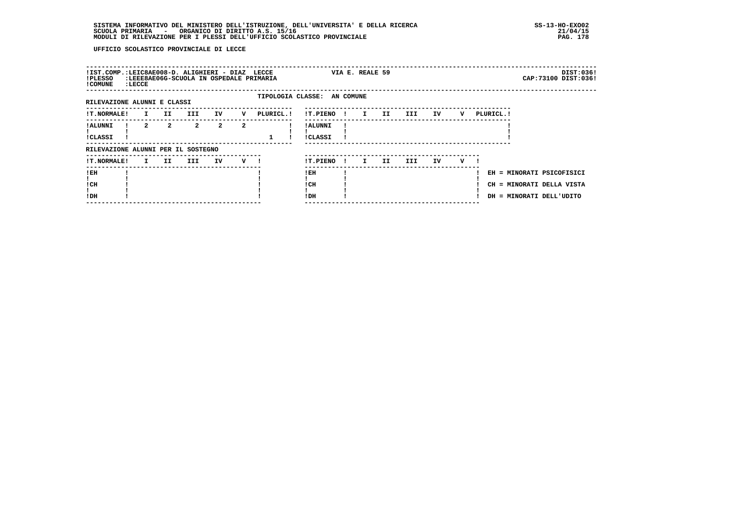UFFICIO SCOLASTICO PROVINCIALE DI LECCE

!IST.COMP.:LEIC8AE008-D. ALIGHIERI - DIAZ LECCE VIA E. REALE 59 DIST:036!
!PLESSO :LEEE8AE06G-SCUOLA IN OSPEDALE PRIMARIA CAP:73100 DIST:036!
!COMUNE :LECCE

TIPOLOGIA CLASSE: AN COMUNE

RILEVAZIONE ALUNNI E CLASSI

| T.NORMALE | I | II | III | IV | V | PLURICL. |
|---|---|---|---|---|---|---|
| ALUNNI | 2 | 2 | 2 | 2 | 2 | |
| CLASSI | | | | | | 1 |

| T.PIENO | I | II | III | IV | V | PLURICL. |
|---|---|---|---|---|---|---|
| ALUNNI | | | | | | |
| CLASSI | | | | | | |

RILEVAZIONE ALUNNI PER IL SOSTEGNO

| T.NORMALE | I | II | III | IV | V |
|---|---|---|---|---|---|
| EH | | | | | |
| CH | | | | | |
| DH | | | | | |

| T.PIENO | I | II | III | IV | V |
|---|---|---|---|---|---|
| EH | | | | | |
| CH | | | | | |
| DH | | | | | |

EH = MINORATI PSICOFISICI
CH = MINORATI DELLA VISTA
DH = MINORATI DELL'UDITO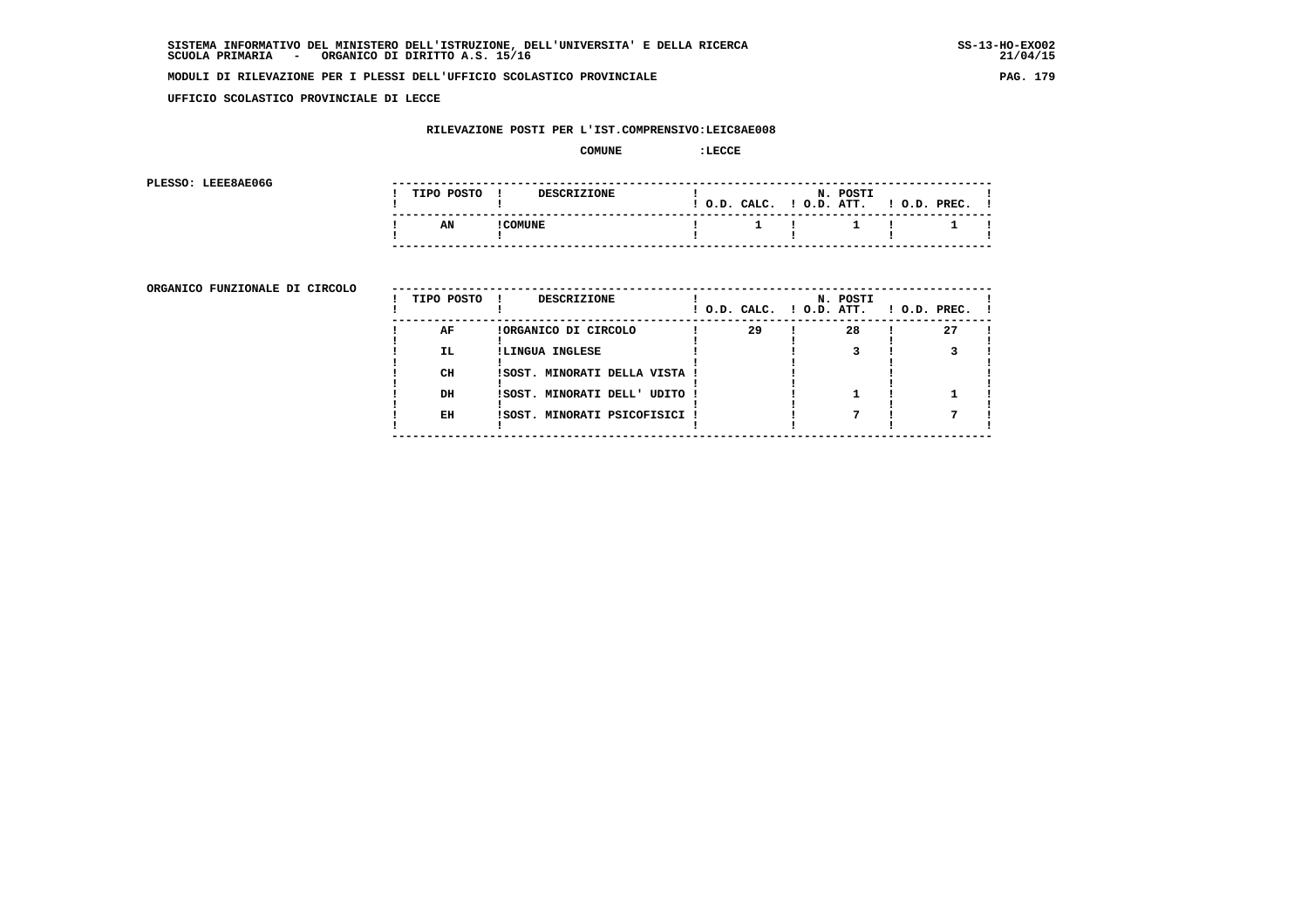SISTEMA INFORMATIVO DEL MINISTERO DELL'ISTRUZIONE, DELL'UNIVERSITA' E DELLA RICERCA
SCUOLA PRIMARIA - ORGANICO DI DIRITTO A.S. 15/16

SS-13-HO-EXO02
21/04/15

MODULI DI RILEVAZIONE PER I PLESSI DELL'UFFICIO SCOLASTICO PROVINCIALE

UFFICIO SCOLASTICO PROVINCIALE DI LECCE

RILEVAZIONE POSTI PER L'IST.COMPRENSIVO:LEIC8AE008

COMUNE :LECCE

PLESSO: LEEE8AE06G

| TIPO POSTO | DESCRIZIONE | N. POSTI O.D. CALC. | O.D. ATT. | O.D. PREC. |
|---|---|---|---|---|
| AN | COMUNE | 1 | 1 | 1 |

ORGANICO FUNZIONALE DI CIRCOLO

| TIPO POSTO | DESCRIZIONE | N. POSTI O.D. CALC. | O.D. ATT. | O.D. PREC. |
|---|---|---|---|---|
| AF | ORGANICO DI CIRCOLO | 29 | 28 | 27 |
| IL | LINGUA INGLESE | | 3 | 3 |
| CH | SOST. MINORATI DELLA VISTA | | | |
| DH | SOST. MINORATI DELL' UDITO | | 1 | 1 |
| EH | SOST. MINORATI PSICOFISICI | | 7 | 7 |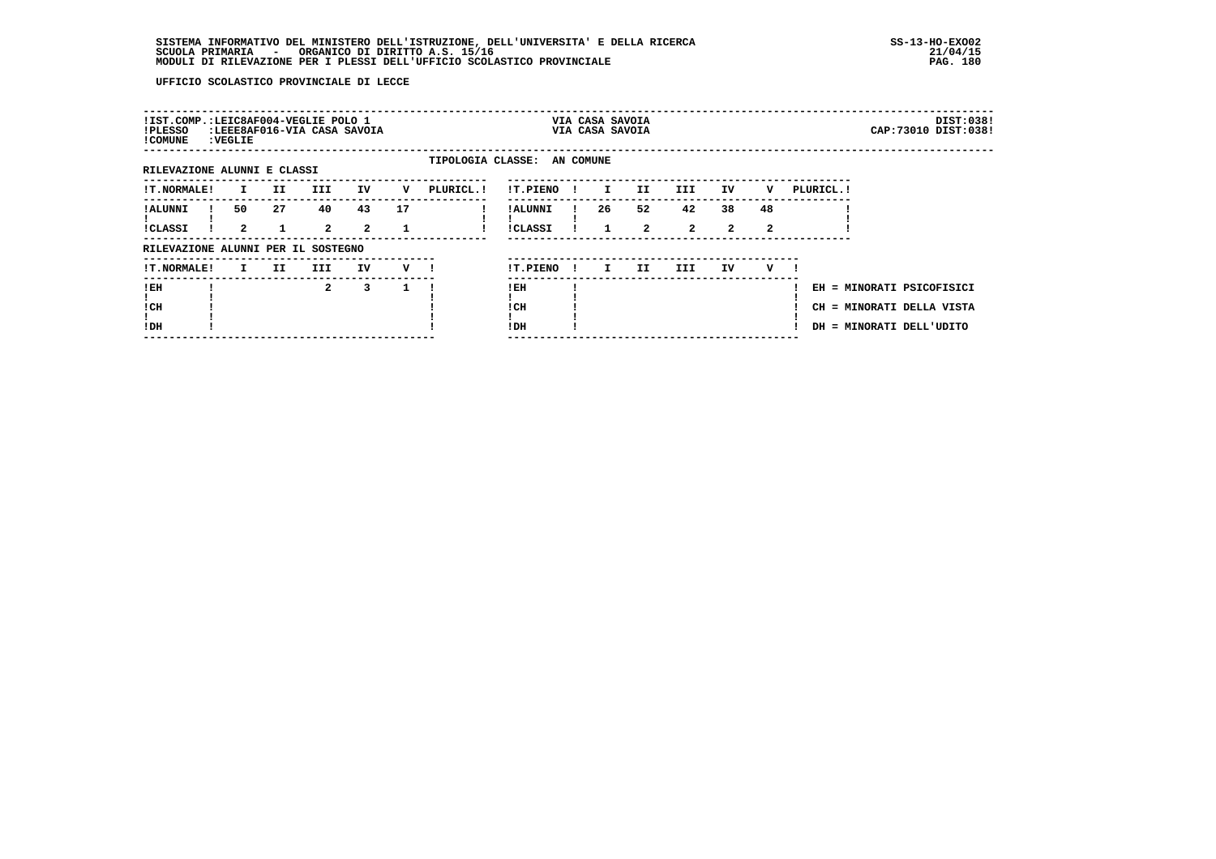SISTEMA INFORMATIVO DEL MINISTERO DELL'ISTRUZIONE, DELL'UNIVERSITA' E DELLA RICERCA
SCUOLA PRIMARIA - ORGANICO DI DIRITTO A.S. 15/16
MODULI DI RILEVAZIONE PER I PLESSI DELL'UFFICIO SCOLASTICO PROVINCIALE

SS-13-HO-EXO02
21/04/15

UFFICIO SCOLASTICO PROVINCIALE DI LECCE

!IST.COMP.:LEIC8AF004-VEGLIE POLO 1 — VIA CASA SAVOIA — DIST:038!
!PLESSO :LEEE8AF016-VIA CASA SAVOIA — VIA CASA SAVOIA — CAP:73010 DIST:038!
!COMUNE :VEGLIE

TIPOLOGIA CLASSE: AN COMUNE

RILEVAZIONE ALUNNI E CLASSI

| T.NORMALE | I | II | III | IV | V | PLURICL. |
|---|---|---|---|---|---|---|
| ALUNNI | 50 | 27 | 40 | 43 | 17 | |
| CLASSI | 2 | 1 | 2 | 2 | 1 | |

| T.PIENO | I | II | III | IV | V | PLURICL. |
|---|---|---|---|---|---|---|
| ALUNNI | 26 | 52 | 42 | 38 | 48 | |
| CLASSI | 1 | 2 | 2 | 2 | 2 | |

RILEVAZIONE ALUNNI PER IL SOSTEGNO

| T.NORMALE | I | II | III | IV | V |
|---|---|---|---|---|---|
| EH | | | 2 | 3 | 1 |
| CH | | | | | |
| DH | | | | | |

| T.PIENO | I | II | III | IV | V |
|---|---|---|---|---|---|
| EH | | | | | |
| CH | | | | | |
| DH | | | | | |

EH = MINORATI PSICOFISICI
CH = MINORATI DELLA VISTA
DH = MINORATI DELL'UDITO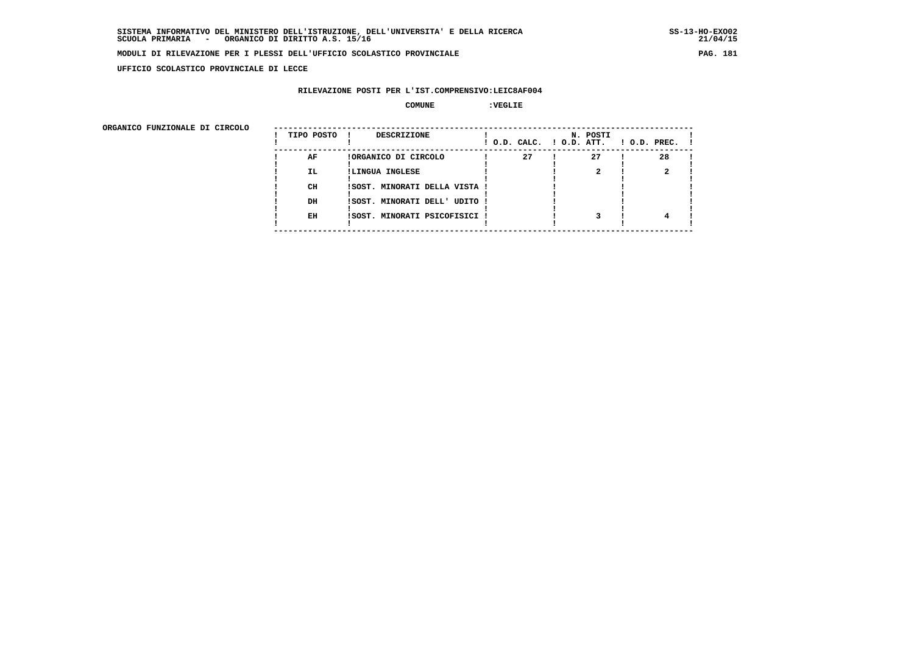SISTEMA INFORMATIVO DEL MINISTERO DELL'ISTRUZIONE, DELL'UNIVERSITA' E DELLA RICERCA
SCUOLA PRIMARIA - ORGANICO DI DIRITTO A.S. 15/16

MODULI DI RILEVAZIONE PER I PLESSI DELL'UFFICIO SCOLASTICO PROVINCIALE

UFFICIO SCOLASTICO PROVINCIALE DI LECCE

RILEVAZIONE POSTI PER L'IST.COMPRENSIVO:LEIC8AF004

COMUNE :VEGLIE

ORGANICO FUNZIONALE DI CIRCOLO

| TIPO POSTO | DESCRIZIONE | N. POSTI O.D. CALC. | O.D. ATT. | O.D. PREC. |
|---|---|---|---|---|
| AF | ORGANICO DI CIRCOLO | 27 | 27 | 28 |
| IL | LINGUA INGLESE | | 2 | 2 |
| CH | SOST. MINORATI DELLA VISTA | | | |
| DH | SOST. MINORATI DELL' UDITO | | | |
| EH | SOST. MINORATI PSICOFISICI | | 3 | 4 |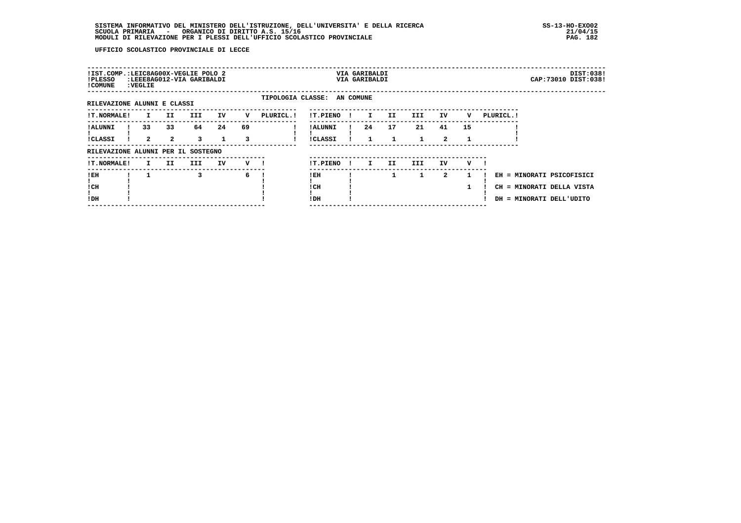UFFICIO SCOLASTICO PROVINCIALE DI LECCE

!IST.COMP.:LEIC8AG00X-VEGLIE POLO 2 VIA GARIBALDI DIST:038!
!PLESSO :LEEE8AG012-VIA GARIBALDI VIA GARIBALDI CAP:73010 DIST:038!
!COMUNE :VEGLIE

TIPOLOGIA CLASSE: AN COMUNE

RILEVAZIONE ALUNNI E CLASSI

| T.NORMALE | I | II | III | IV | V | PLURICL. |
|---|---|---|---|---|---|---|
| ALUNNI | 33 | 33 | 64 | 24 | 69 | |
| CLASSI | 2 | 2 | 3 | 1 | 3 | |

| T.PIENO | I | II | III | IV | V | PLURICL. |
|---|---|---|---|---|---|---|
| ALUNNI | 24 | 17 | 21 | 41 | 15 | |
| CLASSI | 1 | 1 | 1 | 2 | 1 | |

RILEVAZIONE ALUNNI PER IL SOSTEGNO

| T.NORMALE | I | II | III | IV | V |
|---|---|---|---|---|---|
| EH | 1 | | 3 | | 6 |
| CH | | | | | |
| DH | | | | | |

| T.PIENO | I | II | III | IV | V |
|---|---|---|---|---|---|
| EH | | 1 | 1 | 2 | 1 |
| CH | | | | | 1 |
| DH | | | | | |

EH = MINORATI PSICOFISICI
CH = MINORATI DELLA VISTA
DH = MINORATI DELL'UDITO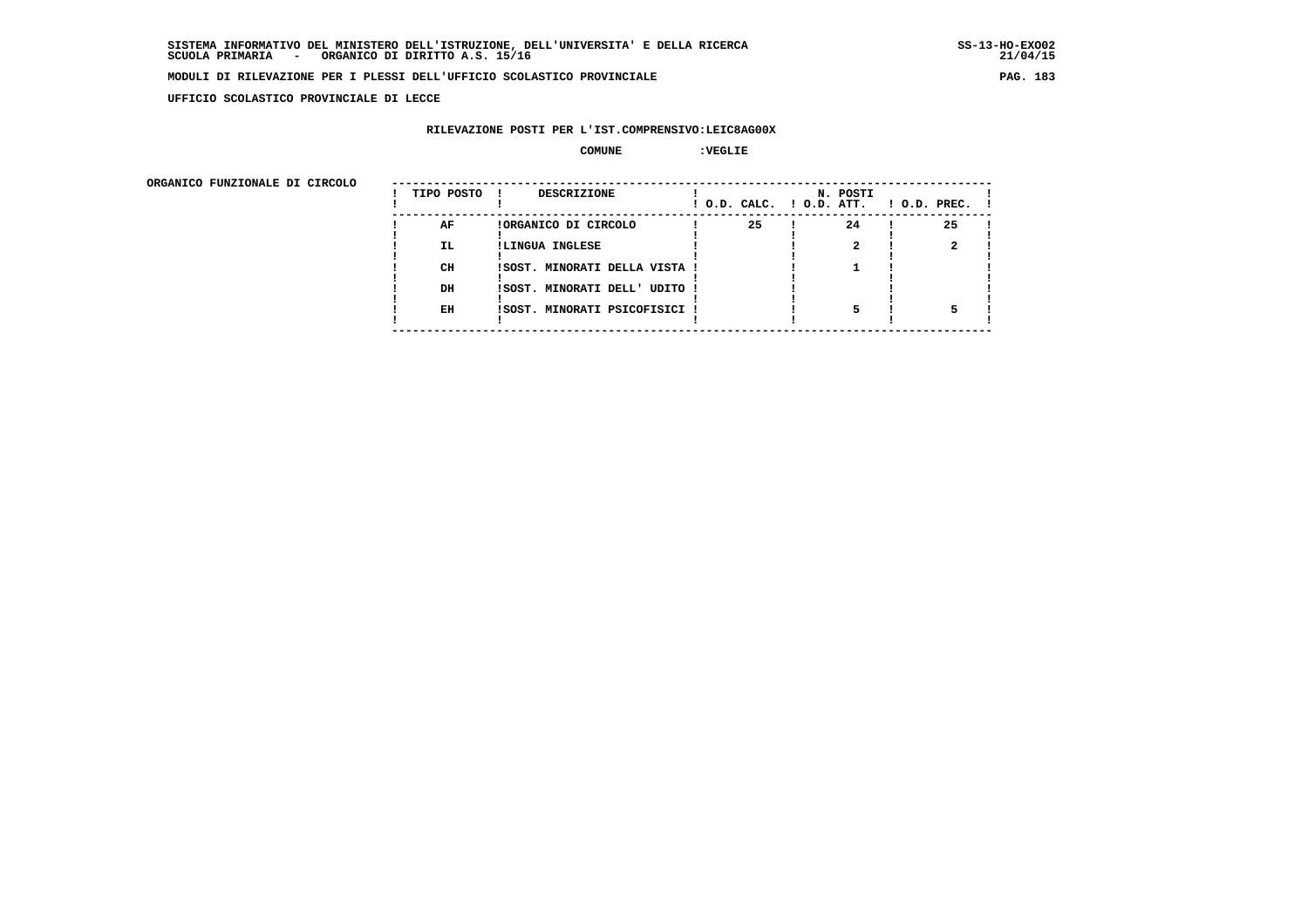SISTEMA INFORMATIVO DEL MINISTERO DELL'ISTRUZIONE, DELL'UNIVERSITA' E DELLA RICERCA
SCUOLA PRIMARIA - ORGANICO DI DIRITTO A.S. 15/16

MODULI DI RILEVAZIONE PER I PLESSI DELL'UFFICIO SCOLASTICO PROVINCIALE

UFFICIO SCOLASTICO PROVINCIALE DI LECCE

RILEVAZIONE POSTI PER L'IST.COMPRENSIVO:LEIC8AG00X

COMUNE :VEGLIE

ORGANICO FUNZIONALE DI CIRCOLO

| TIPO POSTO | DESCRIZIONE | N. POSTI O.D. CALC. | O.D. ATT. | O.D. PREC. |
|---|---|---|---|---|
| AF | ORGANICO DI CIRCOLO | 25 | 24 | 25 |
| IL | LINGUA INGLESE | | 2 | 2 |
| CH | SOST. MINORATI DELLA VISTA | | 1 | |
| DH | SOST. MINORATI DELL' UDITO | | | |
| EH | SOST. MINORATI PSICOFISICI | | 5 | 5 |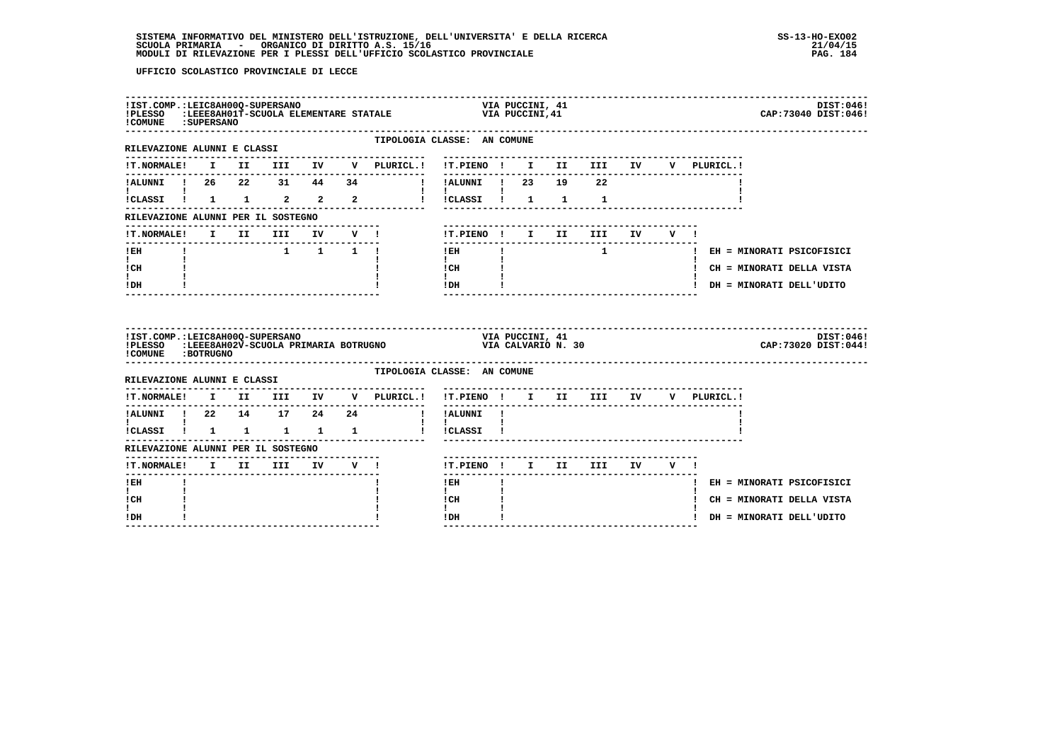UFFICIO SCOLASTICO PROVINCIALE DI LECCE

**!IST.COMP.:LEIC8AH00Q-SUPERSANO** VIA PUCCINI, 41 DIST:046!
**!PLESSO :LEEE8AH01T-SCUOLA ELEMENTARE STATALE** VIA PUCCINI,41 CAP:73040 DIST:046!
**!COMUNE :SUPERSANO**

TIPOLOGIA CLASSE: AN COMUNE

RILEVAZIONE ALUNNI E CLASSI

| T.NORMALE | I | II | III | IV | V | PLURICL. | T.PIENO | I | II | III | IV | V | PLURICL. |
|---|---|---|---|---|---|---|---|---|---|---|---|---|---|
| ALUNNI | 26 | 22 | 31 | 44 | 34 | | ALUNNI | 23 | 19 | 22 | | | |
| CLASSI | 1 | 1 | 2 | 2 | 2 | | CLASSI | 1 | 1 | 1 | | | |

RILEVAZIONE ALUNNI PER IL SOSTEGNO

| T.NORMALE | I | II | III | IV | V | T.PIENO | I | II | III | IV | V |
|---|---|---|---|---|---|---|---|---|---|---|---|
| EH | | | 1 | 1 | 1 | EH | | | 1 | | |
| CH | | | | | | CH | | | | | |
| DH | | | | | | DH | | | | | |

EH = MINORATI PSICOFISICI
CH = MINORATI DELLA VISTA
DH = MINORATI DELL'UDITO

**!IST.COMP.:LEIC8AH00Q-SUPERSANO** VIA PUCCINI, 41 DIST:046!
**!PLESSO :LEEE8AH02V-SCUOLA PRIMARIA BOTRUGNO** VIA CALVARIO N. 30 CAP:73020 DIST:044!
**!COMUNE :BOTRUGNO**

TIPOLOGIA CLASSE: AN COMUNE

RILEVAZIONE ALUNNI E CLASSI

| T.NORMALE | I | II | III | IV | V | PLURICL. | T.PIENO | I | II | III | IV | V | PLURICL. |
|---|---|---|---|---|---|---|---|---|---|---|---|---|---|
| ALUNNI | 22 | 14 | 17 | 24 | 24 | | ALUNNI | | | | | | |
| CLASSI | 1 | 1 | 1 | 1 | 1 | | CLASSI | | | | | | |

RILEVAZIONE ALUNNI PER IL SOSTEGNO

| T.NORMALE | I | II | III | IV | V | T.PIENO | I | II | III | IV | V |
|---|---|---|---|---|---|---|---|---|---|---|---|
| EH | | | | | | EH | | | | | |
| CH | | | | | | CH | | | | | |
| DH | | | | | | DH | | | | | |

EH = MINORATI PSICOFISICI
CH = MINORATI DELLA VISTA
DH = MINORATI DELL'UDITO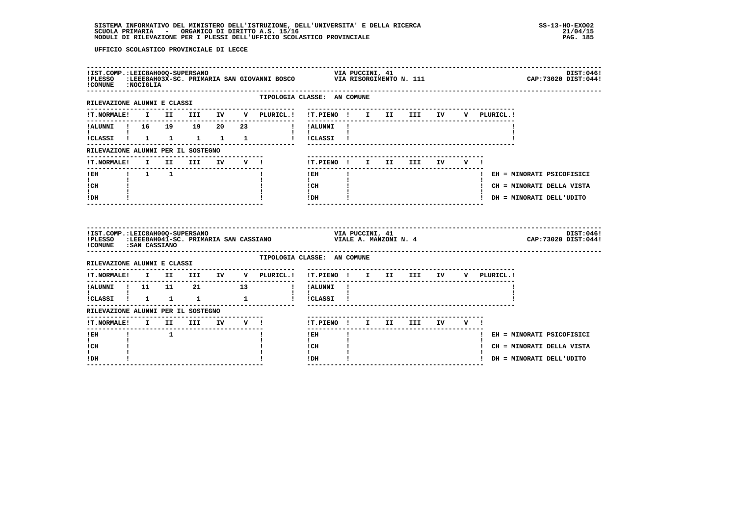UFFICIO SCOLASTICO PROVINCIALE DI LECCE

!IST.COMP.:LEIC8AH00Q-SUPERSANO — VIA PUCCINI, 41 — DIST:046!
!PLESSO :LEEE8AH03X-SC. PRIMARIA SAN GIOVANNI BOSCO — VIA RISORGIMENTO N. 111 — CAP:73020 DIST:044!
!COMUNE :NOCIGLIA

TIPOLOGIA CLASSE: AN COMUNE

RILEVAZIONE ALUNNI E CLASSI

| T.NORMALE | I | II | III | IV | V | PLURICL. | T.PIENO | I | II | III | IV | V | PLURICL. |
|---|---|---|---|---|---|---|---|---|---|---|---|---|---|
| ALUNNI | 16 | 19 | 19 | 20 | 23 | | ALUNNI | | | | | | |
| CLASSI | 1 | 1 | 1 | 1 | 1 | | CLASSI | | | | | | |

RILEVAZIONE ALUNNI PER IL SOSTEGNO

| T.NORMALE | I | II | III | IV | V | T.PIENO | I | II | III | IV | V |
|---|---|---|---|---|---|---|---|---|---|---|---|
| EH | 1 | 1 | | | | EH | | | | | |
| CH | | | | | | CH | | | | | |
| DH | | | | | | DH | | | | | |

EH = MINORATI PSICOFISICI
CH = MINORATI DELLA VISTA
DH = MINORATI DELL'UDITO

!IST.COMP.:LEIC8AH00Q-SUPERSANO — VIA PUCCINI, 41 — DIST:046!
!PLESSO :LEEE8AH041-SC. PRIMARIA SAN CASSIANO — VIALE A. MANZONI N. 4 — CAP:73020 DIST:044!
!COMUNE :SAN CASSIANO

TIPOLOGIA CLASSE: AN COMUNE

RILEVAZIONE ALUNNI E CLASSI

| T.NORMALE | I | II | III | IV | V | PLURICL. | T.PIENO | I | II | III | IV | V | PLURICL. |
|---|---|---|---|---|---|---|---|---|---|---|---|---|---|
| ALUNNI | 11 | 11 | 21 | | 13 | | ALUNNI | | | | | | |
| CLASSI | 1 | 1 | 1 | | 1 | | CLASSI | | | | | | |

RILEVAZIONE ALUNNI PER IL SOSTEGNO

| T.NORMALE | I | II | III | IV | V | T.PIENO | I | II | III | IV | V |
|---|---|---|---|---|---|---|---|---|---|---|---|
| EH | | 1 | | | | EH | | | | | |
| CH | | | | | | CH | | | | | |
| DH | | | | | | DH | | | | | |

EH = MINORATI PSICOFISICI
CH = MINORATI DELLA VISTA
DH = MINORATI DELL'UDITO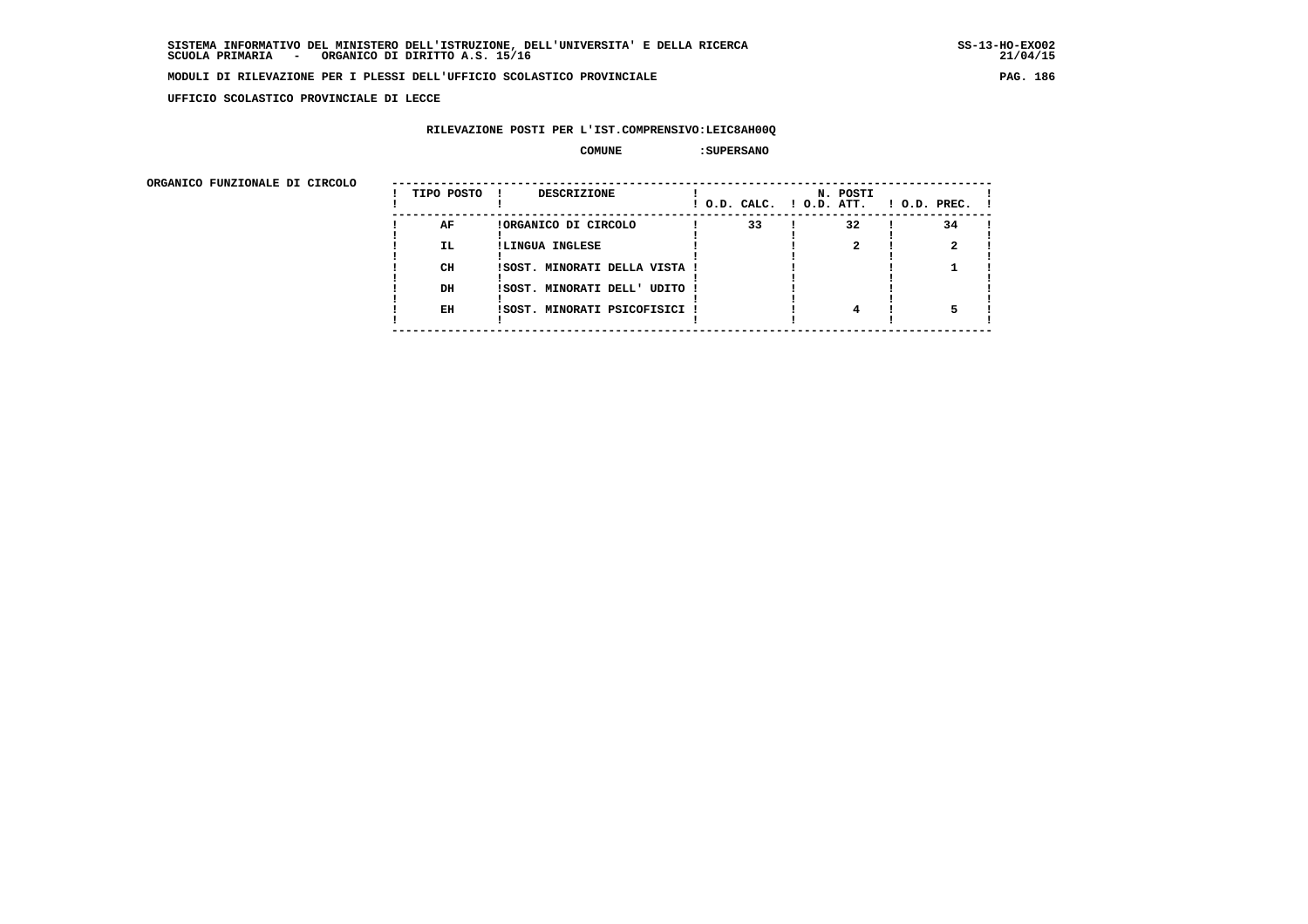SISTEMA INFORMATIVO DEL MINISTERO DELL'ISTRUZIONE, DELL'UNIVERSITA' E DELLA RICERCA
SCUOLA PRIMARIA - ORGANICO DI DIRITTO A.S. 15/16

MODULI DI RILEVAZIONE PER I PLESSI DELL'UFFICIO SCOLASTICO PROVINCIALE

UFFICIO SCOLASTICO PROVINCIALE DI LECCE

RILEVAZIONE POSTI PER L'IST.COMPRENSIVO:LEIC8AH00Q

COMUNE :SUPERSANO

ORGANICO FUNZIONALE DI CIRCOLO

| TIPO POSTO | DESCRIZIONE | N. POSTI O.D. CALC. | O.D. ATT. | O.D. PREC. |
|---|---|---|---|---|
| AF | ORGANICO DI CIRCOLO | 33 | 32 | 34 |
| IL | LINGUA INGLESE | | 2 | 2 |
| CH | SOST. MINORATI DELLA VISTA | | | 1 |
| DH | SOST. MINORATI DELL' UDITO | | | |
| EH | SOST. MINORATI PSICOFISICI | | 4 | 5 |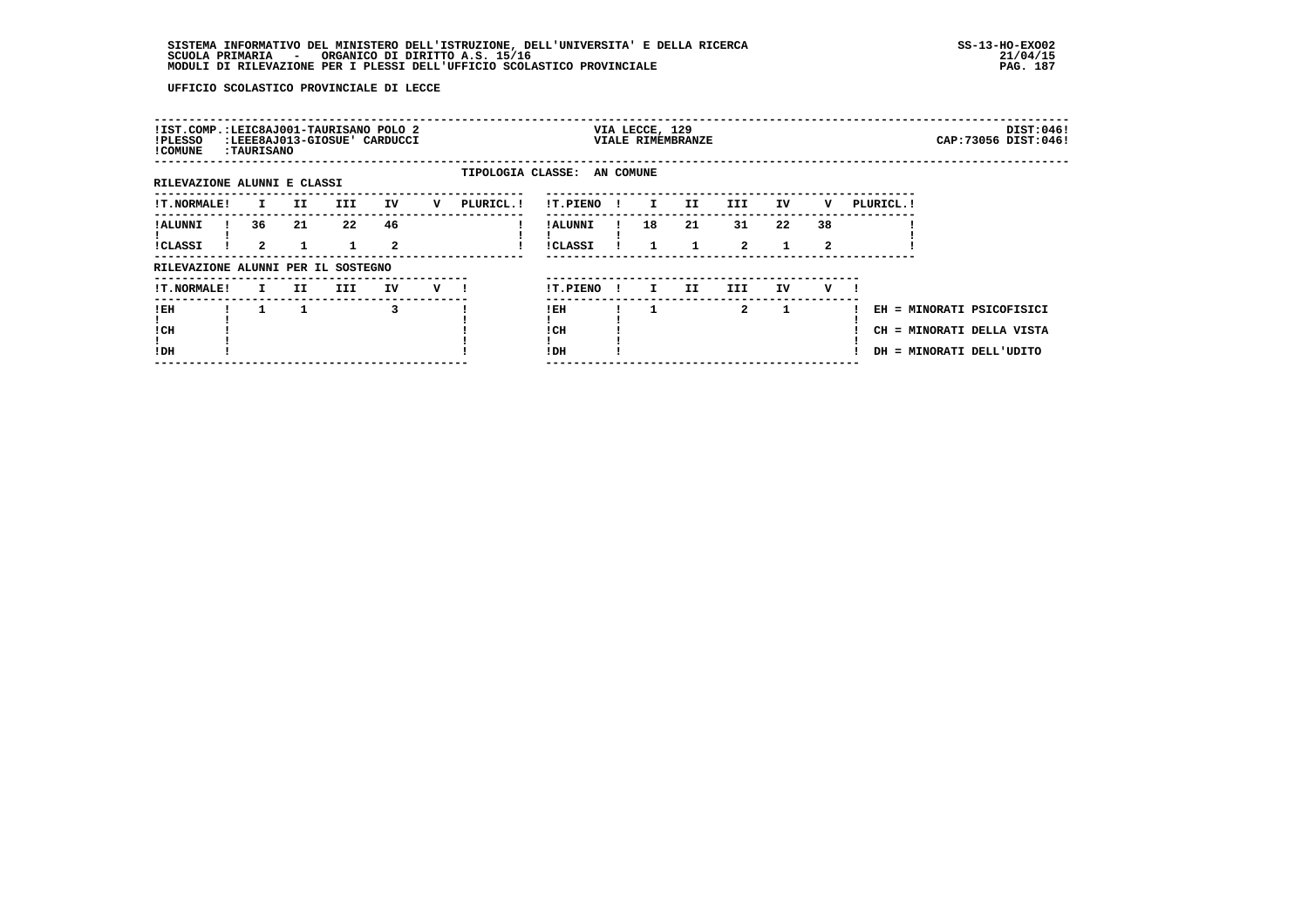UFFICIO SCOLASTICO PROVINCIALE DI LECCE

!IST.COMP.:LEIC8AJ001-TAURISANO POLO 2 VIA LECCE, 129 DIST:046!
!PLESSO :LEEE8AJ013-GIOSUE' CARDUCCI VIALE RIMEMBRANZE CAP:73056 DIST:046!
!COMUNE :TAURISANO

TIPOLOGIA CLASSE: AN COMUNE

RILEVAZIONE ALUNNI E CLASSI

| T.NORMALE | I | II | III | IV | V | PLURICL. |
|---|---|---|---|---|---|---|
| ALUNNI | 36 | 21 | 22 | 46 | | |
| CLASSI | 2 | 1 | 1 | 2 | | |

| T.PIENO | I | II | III | IV | V | PLURICL. |
|---|---|---|---|---|---|---|
| ALUNNI | 18 | 21 | 31 | 22 | 38 | |
| CLASSI | 1 | 1 | 2 | 1 | 2 | |

RILEVAZIONE ALUNNI PER IL SOSTEGNO

| T.NORMALE | I | II | III | IV | V |
|---|---|---|---|---|---|
| EH | 1 | 1 | | 3 | |
| CH | | | | | |
| DH | | | | | |

| T.PIENO | I | II | III | IV | V |
|---|---|---|---|---|---|
| EH | 1 | | 2 | 1 | |
| CH | | | | | |
| DH | | | | | |

EH = MINORATI PSICOFISICI
CH = MINORATI DELLA VISTA
DH = MINORATI DELL'UDITO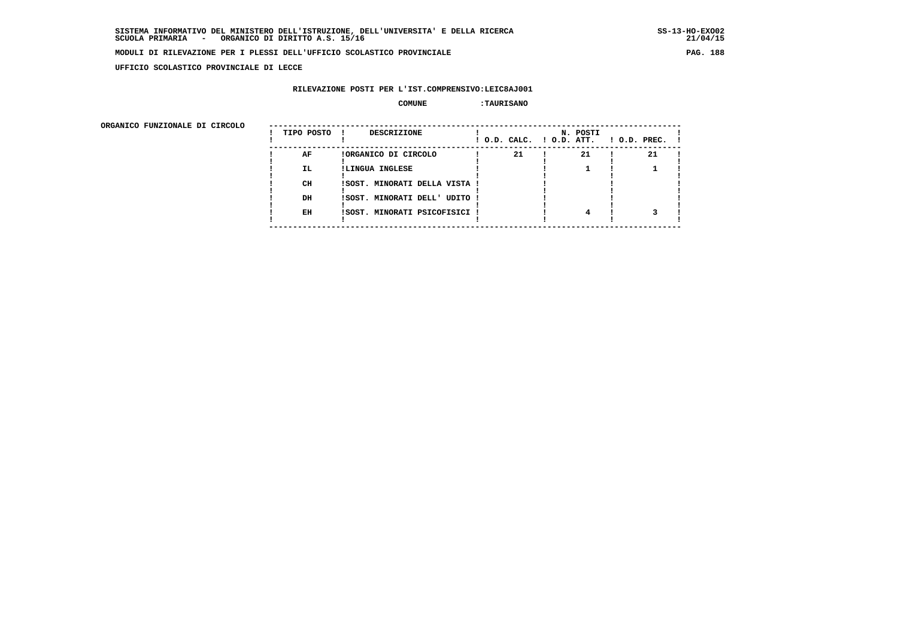SISTEMA INFORMATIVO DEL MINISTERO DELL'ISTRUZIONE, DELL'UNIVERSITA' E DELLA RICERCA
SCUOLA PRIMARIA - ORGANICO DI DIRITTO A.S. 15/16

MODULI DI RILEVAZIONE PER I PLESSI DELL'UFFICIO SCOLASTICO PROVINCIALE

UFFICIO SCOLASTICO PROVINCIALE DI LECCE

RILEVAZIONE POSTI PER L'IST.COMPRENSIVO:LEIC8AJ001

COMUNE :TAURISANO

ORGANICO FUNZIONALE DI CIRCOLO

| TIPO POSTO | DESCRIZIONE | N. POSTI O.D. CALC. | O.D. ATT. | O.D. PREC. |
|---|---|---|---|---|
| AF | ORGANICO DI CIRCOLO | 21 | 21 | 21 |
| IL | LINGUA INGLESE | | 1 | 1 |
| CH | SOST. MINORATI DELLA VISTA | | | |
| DH | SOST. MINORATI DELL' UDITO | | | |
| EH | SOST. MINORATI PSICOFISICI | | 4 | 3 |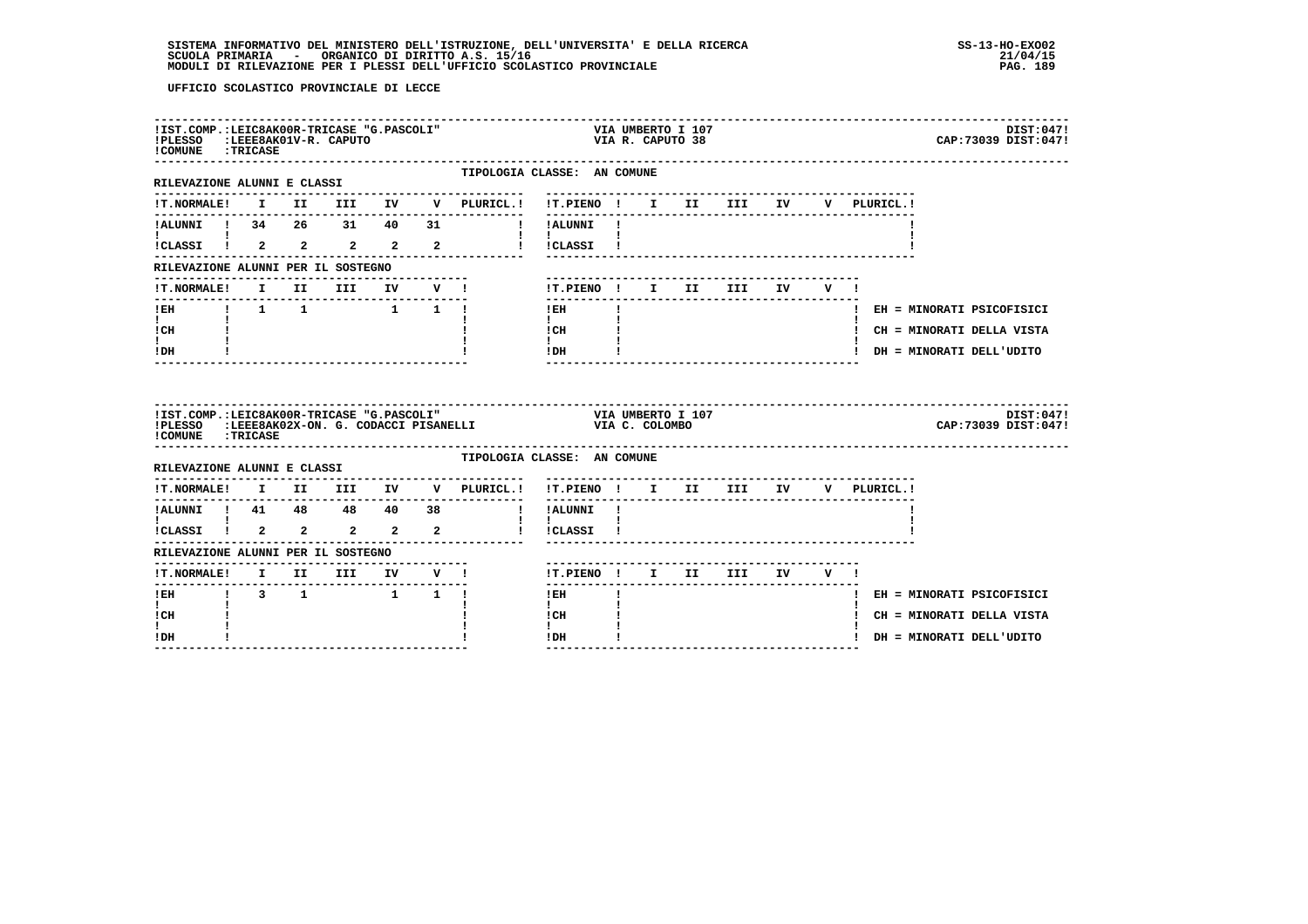UFFICIO SCOLASTICO PROVINCIALE DI LECCE

| IST.COMP.:LEIC8AK00R-TRICASE "G.PASCOLI" | VIA UMBERTO I 107 | DIST:047 |
|---|---|---|
| PLESSO :LEEE8AK01V-R. CAPUTO | VIA R. CAPUTO 38 | CAP:73039 DIST:047 |
| COMUNE :TRICASE | | |

TIPOLOGIA CLASSE: AN COMUNE

RILEVAZIONE ALUNNI E CLASSI

| T.NORMALE | I | II | III | IV | V | PLURICL. |
|---|---|---|---|---|---|---|
| ALUNNI | 34 | 26 | 31 | 40 | 31 | |
| CLASSI | 2 | 2 | 2 | 2 | 2 | |

| T.PIENO | I | II | III | IV | V | PLURICL. |
|---|---|---|---|---|---|---|
| ALUNNI | | | | | | |
| CLASSI | | | | | | |

RILEVAZIONE ALUNNI PER IL SOSTEGNO

| T.NORMALE | I | II | III | IV | V |
|---|---|---|---|---|---|
| EH | 1 | 1 | | 1 | 1 |
| CH | | | | | |
| DH | | | | | |

| T.PIENO | I | II | III | IV | V |
|---|---|---|---|---|---|
| EH | | | | | |
| CH | | | | | |
| DH | | | | | |

EH = MINORATI PSICOFISICI
CH = MINORATI DELLA VISTA
DH = MINORATI DELL'UDITO

| IST.COMP.:LEIC8AK00R-TRICASE "G.PASCOLI" | VIA UMBERTO I 107 | DIST:047 |
|---|---|---|
| PLESSO :LEEE8AK02X-ON. G. CODACCI PISANELLI | VIA C. COLOMBO | CAP:73039 DIST:047 |
| COMUNE :TRICASE | | |

TIPOLOGIA CLASSE: AN COMUNE

RILEVAZIONE ALUNNI E CLASSI

| T.NORMALE | I | II | III | IV | V | PLURICL. |
|---|---|---|---|---|---|---|
| ALUNNI | 41 | 48 | 48 | 40 | 38 | |
| CLASSI | 2 | 2 | 2 | 2 | 2 | |

| T.PIENO | I | II | III | IV | V | PLURICL. |
|---|---|---|---|---|---|---|
| ALUNNI | | | | | | |
| CLASSI | | | | | | |

RILEVAZIONE ALUNNI PER IL SOSTEGNO

| T.NORMALE | I | II | III | IV | V |
|---|---|---|---|---|---|
| EH | 3 | 1 | | 1 | 1 |
| CH | | | | | |
| DH | | | | | |

| T.PIENO | I | II | III | IV | V |
|---|---|---|---|---|---|
| EH | | | | | |
| CH | | | | | |
| DH | | | | | |

EH = MINORATI PSICOFISICI
CH = MINORATI DELLA VISTA
DH = MINORATI DELL'UDITO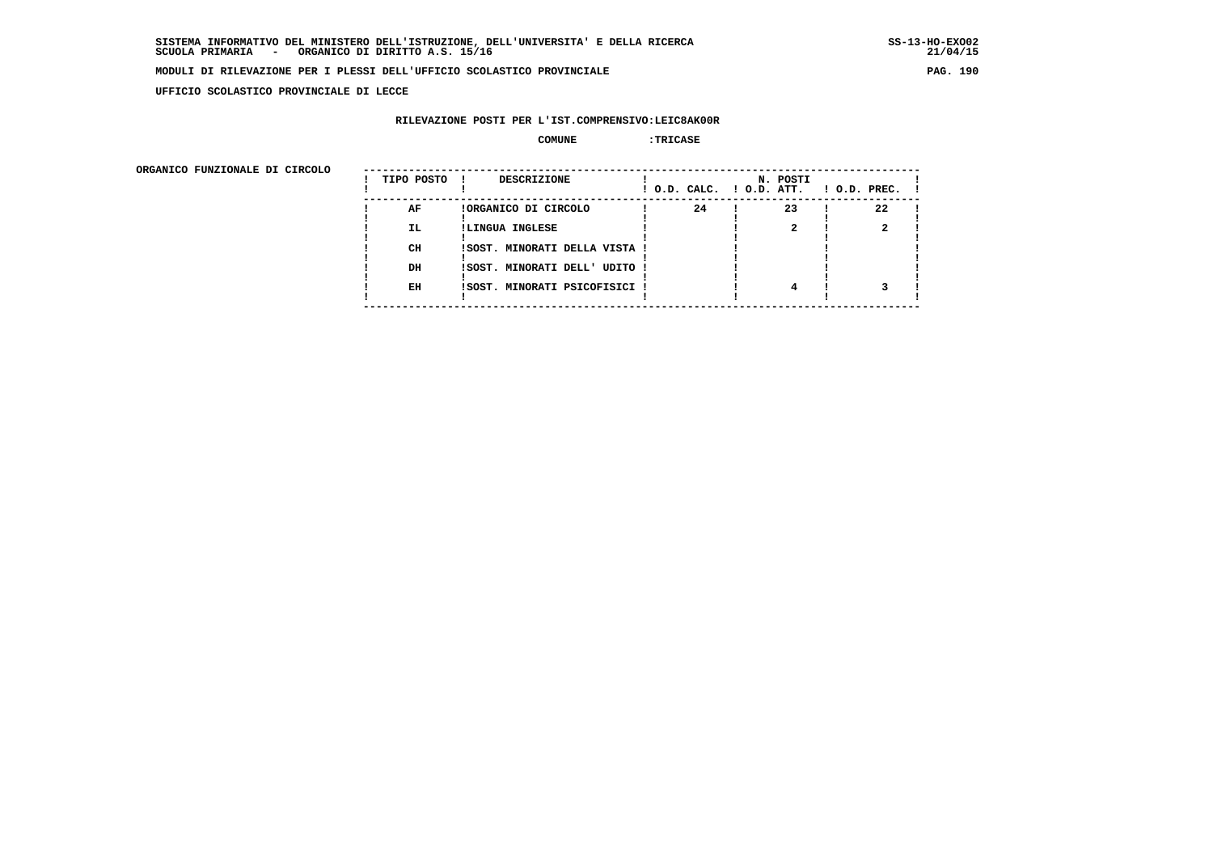UFFICIO SCOLASTICO PROVINCIALE DI LECCE

RILEVAZIONE POSTI PER L'IST.COMPRENSIVO:LEIC8AK00R

COMUNE :TRICASE

ORGANICO FUNZIONALE DI CIRCOLO

| TIPO POSTO | DESCRIZIONE | N. POSTI O.D. CALC. | O.D. ATT. | O.D. PREC. |
|---|---|---|---|---|
| AF | ORGANICO DI CIRCOLO | 24 | 23 | 22 |
| IL | LINGUA INGLESE | | 2 | 2 |
| CH | SOST. MINORATI DELLA VISTA | | | |
| DH | SOST. MINORATI DELL' UDITO | | | |
| EH | SOST. MINORATI PSICOFISICI | | 4 | 3 |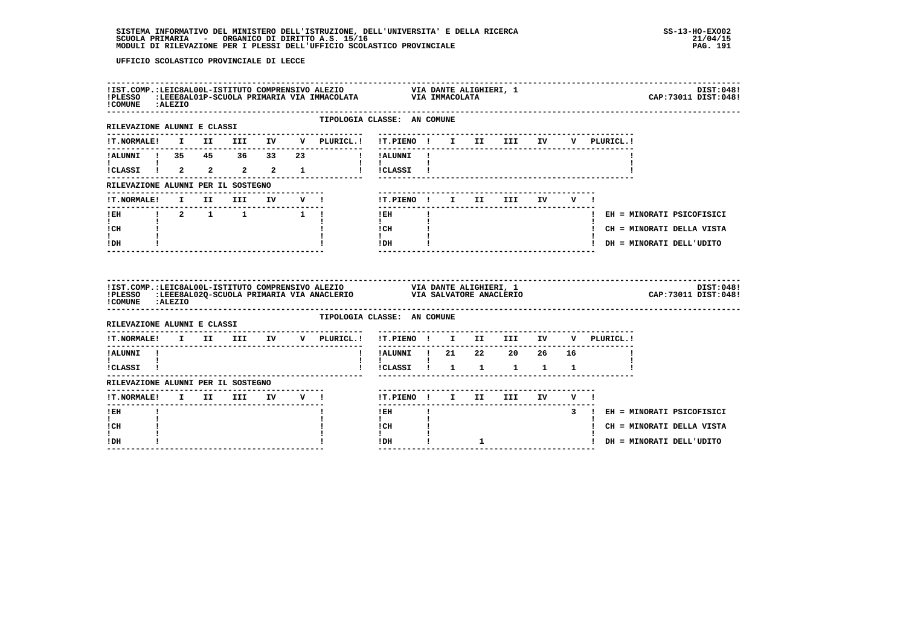UFFICIO SCOLASTICO PROVINCIALE DI LECCE

!IST.COMP.:LEIC8AL00L-ISTITUTO COMPRENSIVO ALEZIO VIA DANTE ALIGHIERI, 1 DIST:048!
!PLESSO :LEEE8AL01P-SCUOLA PRIMARIA VIA IMMACOLATA VIA IMMACOLATA CAP:73011 DIST:048!
!COMUNE :ALEZIO

TIPOLOGIA CLASSE: AN COMUNE

RILEVAZIONE ALUNNI E CLASSI

| T.NORMALE | I | II | III | IV | V | PLURICL. | T.PIENO | I | II | III | IV | V | PLURICL. |
|---|---|---|---|---|---|---|---|---|---|---|---|---|---|
| ALUNNI | 35 | 45 | 36 | 33 | 23 | | ALUNNI | | | | | | |
| CLASSI | 2 | 2 | 2 | 2 | 1 | | CLASSI | | | | | | |

RILEVAZIONE ALUNNI PER IL SOSTEGNO

| T.NORMALE | I | II | III | IV | V | T.PIENO | I | II | III | IV | V |
|---|---|---|---|---|---|---|---|---|---|---|---|
| EH | 2 | 1 | 1 | | 1 | EH | | | | | |
| CH | | | | | | CH | | | | | |
| DH | | | | | | DH | | | | | |

EH = MINORATI PSICOFISICI
CH = MINORATI DELLA VISTA
DH = MINORATI DELL'UDITO

!IST.COMP.:LEIC8AL00L-ISTITUTO COMPRENSIVO ALEZIO VIA DANTE ALIGHIERI, 1 DIST:048!
!PLESSO :LEEE8AL02Q-SCUOLA PRIMARIA VIA ANACLERIO VIA SALVATORE ANACLERIO CAP:73011 DIST:048!
!COMUNE :ALEZIO

TIPOLOGIA CLASSE: AN COMUNE

RILEVAZIONE ALUNNI E CLASSI

| T.NORMALE | I | II | III | IV | V | PLURICL. | T.PIENO | I | II | III | IV | V | PLURICL. |
|---|---|---|---|---|---|---|---|---|---|---|---|---|---|
| ALUNNI | | | | | | | ALUNNI | 21 | 22 | 20 | 26 | 16 | |
| CLASSI | | | | | | | CLASSI | 1 | 1 | 1 | 1 | 1 | |

RILEVAZIONE ALUNNI PER IL SOSTEGNO

| T.NORMALE | I | II | III | IV | V | T.PIENO | I | II | III | IV | V |
|---|---|---|---|---|---|---|---|---|---|---|---|
| EH | | | | | | EH | | | | | 3 |
| CH | | | | | | CH | | | | | |
| DH | | | | | | DH | | 1 | | | |

EH = MINORATI PSICOFISICI
CH = MINORATI DELLA VISTA
DH = MINORATI DELL'UDITO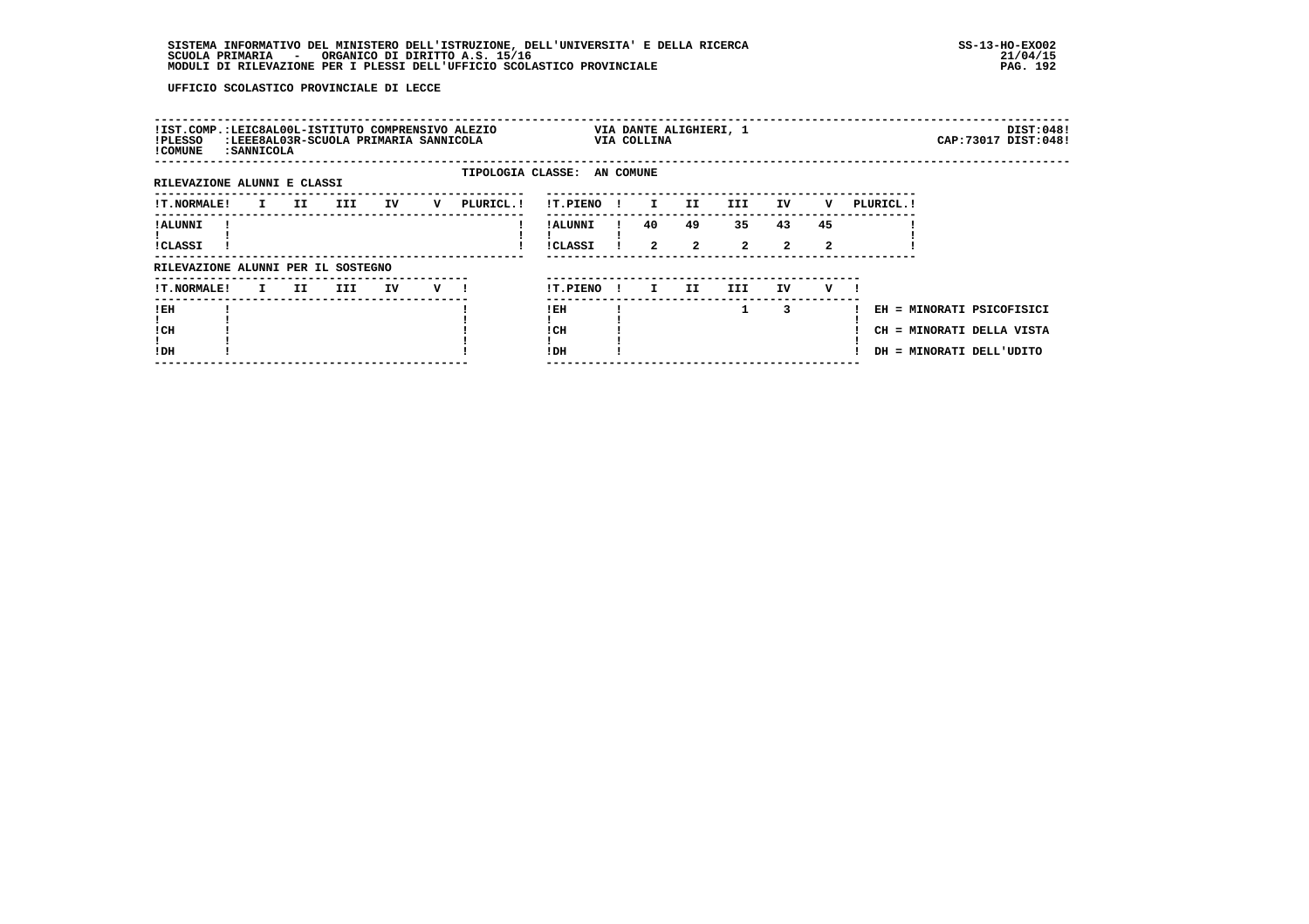UFFICIO SCOLASTICO PROVINCIALE DI LECCE

| | | | |
|---|---|---|---|
| IST.COMP.: LEIC8AL00L-ISTITUTO COMPRENSIVO ALEZIO | VIA DANTE ALIGHIERI, 1 | | DIST:048 |
| PLESSO : LEEE8AL03R-SCUOLA PRIMARIA SANNICOLA | VIA COLLINA | | CAP:73017 DIST:048 |
| COMUNE : SANNICOLA | | | |

TIPOLOGIA CLASSE: AN COMUNE

RILEVAZIONE ALUNNI E CLASSI

| T.NORMALE | I | II | III | IV | V | PLURICL. |
|---|---|---|---|---|---|---|
| ALUNNI | | | | | | |
| CLASSI | | | | | | |

| T.PIENO | I | II | III | IV | V | PLURICL. |
|---|---|---|---|---|---|---|
| ALUNNI | 40 | 49 | 35 | 43 | 45 | |
| CLASSI | 2 | 2 | 2 | 2 | 2 | |

RILEVAZIONE ALUNNI PER IL SOSTEGNO

| T.NORMALE | I | II | III | IV | V |
|---|---|---|---|---|---|
| EH | | | | | |
| CH | | | | | |
| DH | | | | | |

| T.PIENO | I | II | III | IV | V |
|---|---|---|---|---|---|
| EH | | | 1 | 3 | |
| CH | | | | | |
| DH | | | | | |

EH = MINORATI PSICOFISICI
CH = MINORATI DELLA VISTA
DH = MINORATI DELL'UDITO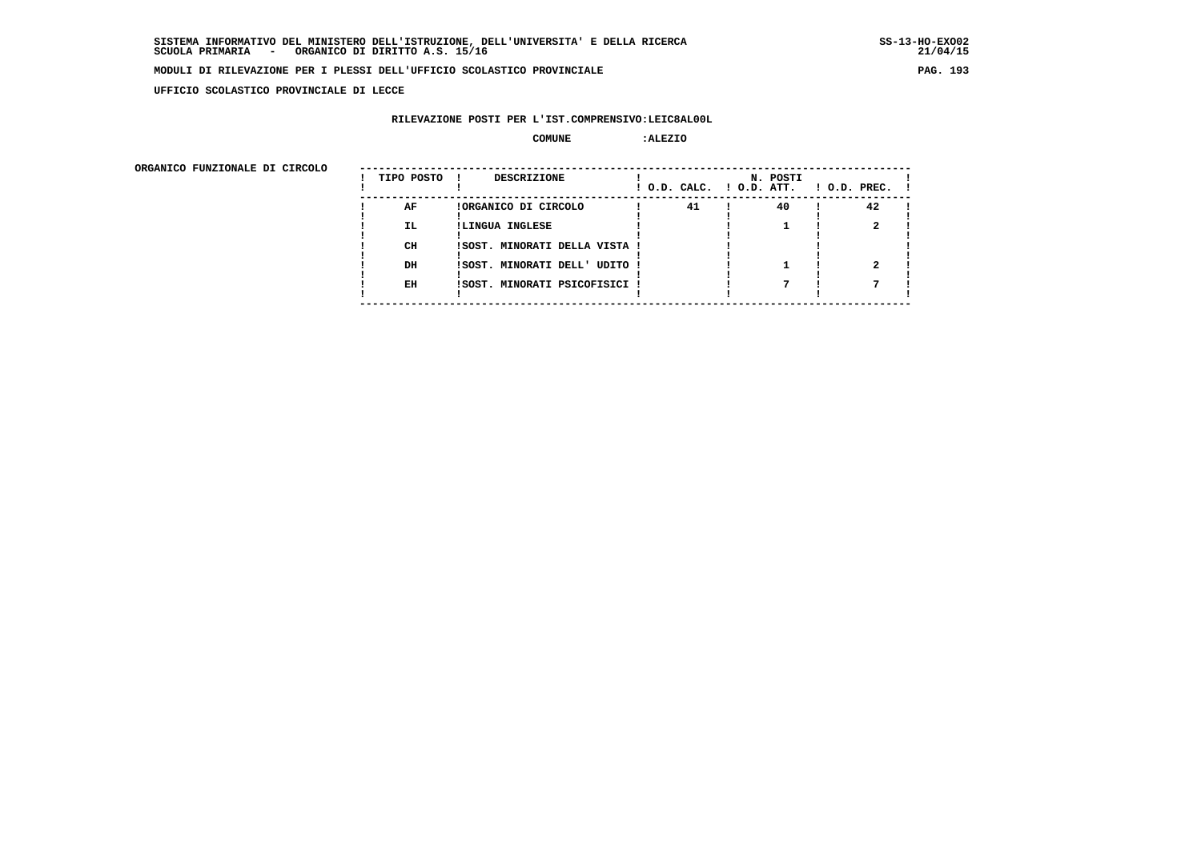SISTEMA INFORMATIVO DEL MINISTERO DELL'ISTRUZIONE, DELL'UNIVERSITA' E DELLA RICERCA
SCUOLA PRIMARIA - ORGANICO DI DIRITTO A.S. 15/16

SS-13-HO-EXO02
21/04/15

MODULI DI RILEVAZIONE PER I PLESSI DELL'UFFICIO SCOLASTICO PROVINCIALE

UFFICIO SCOLASTICO PROVINCIALE DI LECCE

RILEVAZIONE POSTI PER L'IST.COMPRENSIVO:LEIC8AL00L

COMUNE :ALEZIO

ORGANICO FUNZIONALE DI CIRCOLO

| TIPO POSTO | DESCRIZIONE | N. POSTI O.D. CALC. | O.D. ATT. | O.D. PREC. |
|---|---|---|---|---|
| AF | ORGANICO DI CIRCOLO | 41 | 40 | 42 |
| IL | LINGUA INGLESE | | 1 | 2 |
| CH | SOST. MINORATI DELLA VISTA | | | |
| DH | SOST. MINORATI DELL' UDITO | | 1 | 2 |
| EH | SOST. MINORATI PSICOFISICI | | 7 | 7 |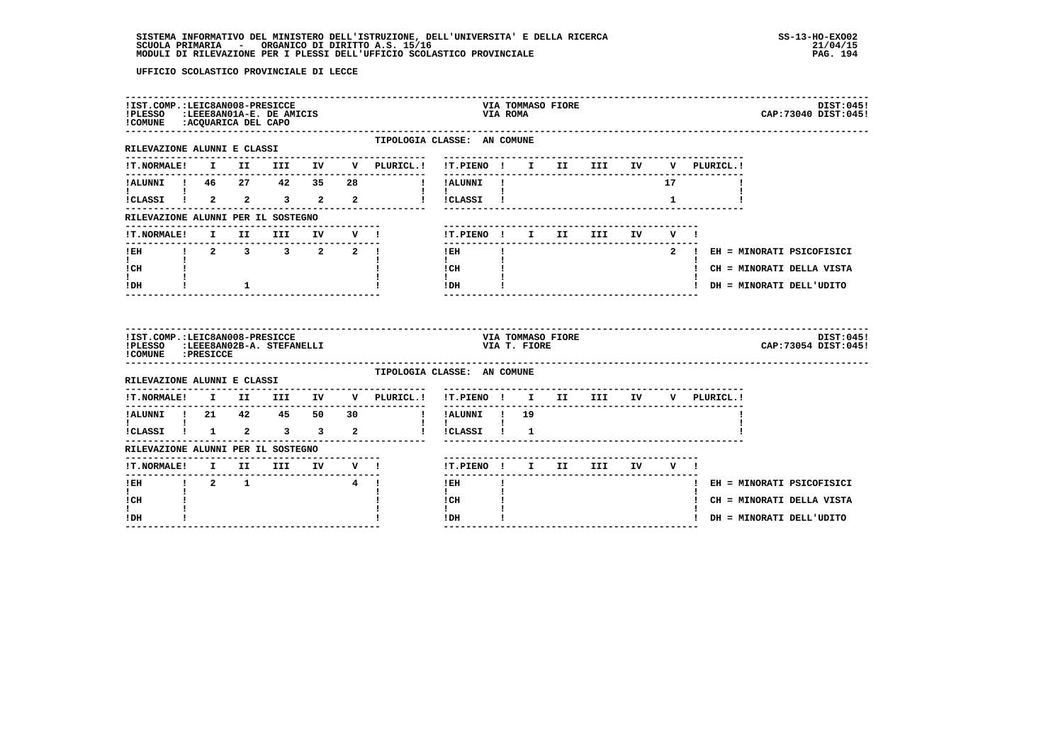UFFICIO SCOLASTICO PROVINCIALE DI LECCE

**IST.COMP.:LEIC8AN008-PRESICCE** — VIA TOMMASO FIORE — DIST:045
**PLESSO :LEEE8AN01A-E. DE AMICIS** — VIA ROMA — CAP:73040 DIST:045
**COMUNE :ACQUARICA DEL CAPO**

TIPOLOGIA CLASSE: AN COMUNE

RILEVAZIONE ALUNNI E CLASSI

| T.NORMALE | I | II | III | IV | V | PLURICL. |
|---|---|---|---|---|---|---|
| ALUNNI | 46 | 27 | 42 | 35 | 28 | |
| CLASSI | 2 | 2 | 3 | 2 | 2 | |

| T.PIENO | I | II | III | IV | V | PLURICL. |
|---|---|---|---|---|---|---|
| ALUNNI | | | | | 17 | |
| CLASSI | | | | | 1 | |

RILEVAZIONE ALUNNI PER IL SOSTEGNO

| T.NORMALE | I | II | III | IV | V |
|---|---|---|---|---|---|
| EH | 2 | 3 | 3 | 2 | 2 |
| CH | | | | | |
| DH | | 1 | | | |

| T.PIENO | I | II | III | IV | V |
|---|---|---|---|---|---|
| EH | | | | | 2 |
| CH | | | | | |
| DH | | | | | |

EH = MINORATI PSICOFISICI
CH = MINORATI DELLA VISTA
DH = MINORATI DELL'UDITO

---

**IST.COMP.:LEIC8AN008-PRESICCE** — VIA TOMMASO FIORE — DIST:045
**PLESSO :LEEE8AN02B-A. STEFANELLI** — VIA T. FIORE — CAP:73054 DIST:045
**COMUNE :PRESICCE**

TIPOLOGIA CLASSE: AN COMUNE

RILEVAZIONE ALUNNI E CLASSI

| T.NORMALE | I | II | III | IV | V | PLURICL. |
|---|---|---|---|---|---|---|
| ALUNNI | 21 | 42 | 45 | 50 | 30 | |
| CLASSI | 1 | 2 | 3 | 3 | 2 | |

| T.PIENO | I | II | III | IV | V | PLURICL. |
|---|---|---|---|---|---|---|
| ALUNNI | 19 | | | | | |
| CLASSI | 1 | | | | | |

RILEVAZIONE ALUNNI PER IL SOSTEGNO

| T.NORMALE | I | II | III | IV | V |
|---|---|---|---|---|---|
| EH | 2 | 1 | | | 4 |
| CH | | | | | |
| DH | | | | | |

| T.PIENO | I | II | III | IV | V |
|---|---|---|---|---|---|
| EH | | | | | |
| CH | | | | | |
| DH | | | | | |

EH = MINORATI PSICOFISICI
CH = MINORATI DELLA VISTA
DH = MINORATI DELL'UDITO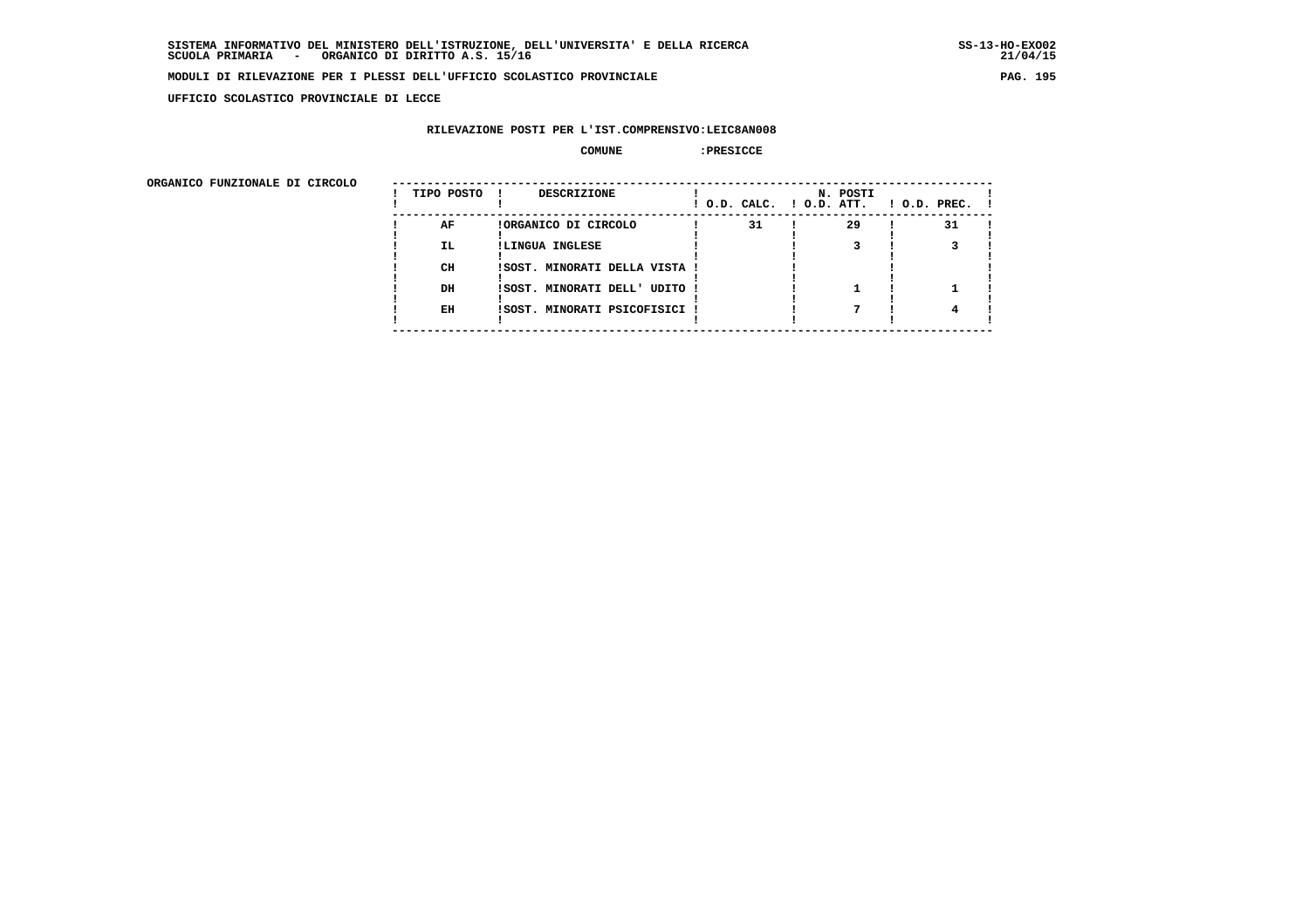SISTEMA INFORMATIVO DEL MINISTERO DELL'ISTRUZIONE, DELL'UNIVERSITA' E DELLA RICERCA
SCUOLA PRIMARIA - ORGANICO DI DIRITTO A.S. 15/16

SS-13-HO-EXO02
21/04/15

MODULI DI RILEVAZIONE PER I PLESSI DELL'UFFICIO SCOLASTICO PROVINCIALE

**UFFICIO SCOLASTICO PROVINCIALE DI LECCE**

**RILEVAZIONE POSTI PER L'IST.COMPRENSIVO:LEIC8AN008**

**COMUNE :PRESICCE**

ORGANICO FUNZIONALE DI CIRCOLO

| TIPO POSTO | DESCRIZIONE | N. POSTI O.D. CALC. | O.D. ATT. | O.D. PREC. |
|---|---|---|---|---|
| AF | ORGANICO DI CIRCOLO | 31 | 29 | 31 |
| IL | LINGUA INGLESE | | 3 | 3 |
| CH | SOST. MINORATI DELLA VISTA | | | |
| DH | SOST. MINORATI DELL' UDITO | | 1 | 1 |
| EH | SOST. MINORATI PSICOFISICI | | 7 | 4 |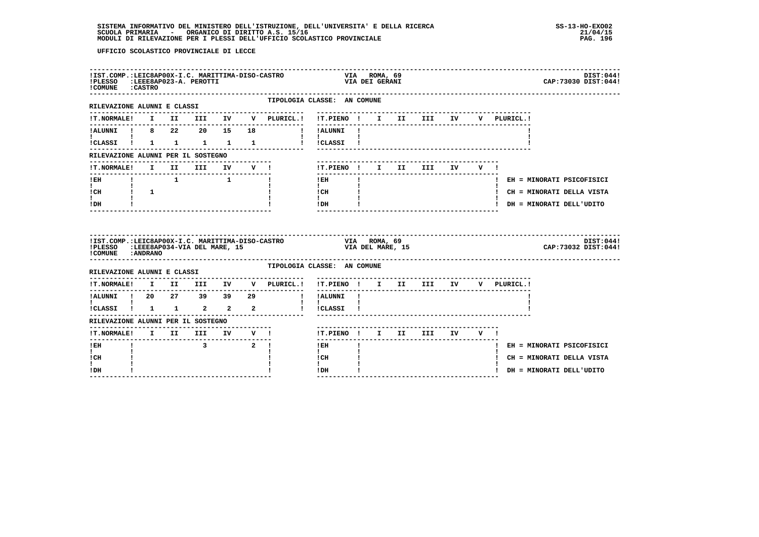UFFICIO SCOLASTICO PROVINCIALE DI LECCE

**IST.COMP.:** LEIC8AP00X-I.C. MARITTIMA-DISO-CASTRO — VIA ROMA, 69 — DIST:044
**PLESSO:** LEEE8AP023-A. PEROTTI — VIA DEI GERANI — CAP:73030 DIST:044
**COMUNE:** CASTRO

TIPOLOGIA CLASSE: AN COMUNE

RILEVAZIONE ALUNNI E CLASSI

| T.NORMALE | I | II | III | IV | V | PLURICL. |
|---|---|---|---|---|---|---|
| ALUNNI | 8 | 22 | 20 | 15 | 18 | |
| CLASSI | 1 | 1 | 1 | 1 | 1 | |

| T.PIENO | I | II | III | IV | V | PLURICL. |
|---|---|---|---|---|---|---|
| ALUNNI | | | | | | |
| CLASSI | | | | | | |

RILEVAZIONE ALUNNI PER IL SOSTEGNO

| T.NORMALE | I | II | III | IV | V |
|---|---|---|---|---|---|
| EH | | 1 | | 1 | |
| CH | 1 | | | | |
| DH | | | | | |

| T.PIENO | I | II | III | IV | V |
|---|---|---|---|---|---|
| EH | | | | | |
| CH | | | | | |
| DH | | | | | |

EH = MINORATI PSICOFISICI
CH = MINORATI DELLA VISTA
DH = MINORATI DELL'UDITO

---

**IST.COMP.:** LEIC8AP00X-I.C. MARITTIMA-DISO-CASTRO — VIA ROMA, 69 — DIST:044
**PLESSO:** LEEE8AP034-VIA DEL MARE, 15 — VIA DEL MARE, 15 — CAP:73032 DIST:044
**COMUNE:** ANDRANO

TIPOLOGIA CLASSE: AN COMUNE

RILEVAZIONE ALUNNI E CLASSI

| T.NORMALE | I | II | III | IV | V | PLURICL. |
|---|---|---|---|---|---|---|
| ALUNNI | 20 | 27 | 39 | 39 | 29 | |
| CLASSI | 1 | 1 | 2 | 2 | 2 | |

| T.PIENO | I | II | III | IV | V | PLURICL. |
|---|---|---|---|---|---|---|
| ALUNNI | | | | | | |
| CLASSI | | | | | | |

RILEVAZIONE ALUNNI PER IL SOSTEGNO

| T.NORMALE | I | II | III | IV | V |
|---|---|---|---|---|---|
| EH | | | 3 | | 2 |
| CH | | | | | |
| DH | | | | | |

| T.PIENO | I | II | III | IV | V |
|---|---|---|---|---|---|
| EH | | | | | |
| CH | | | | | |
| DH | | | | | |

EH = MINORATI PSICOFISICI
CH = MINORATI DELLA VISTA
DH = MINORATI DELL'UDITO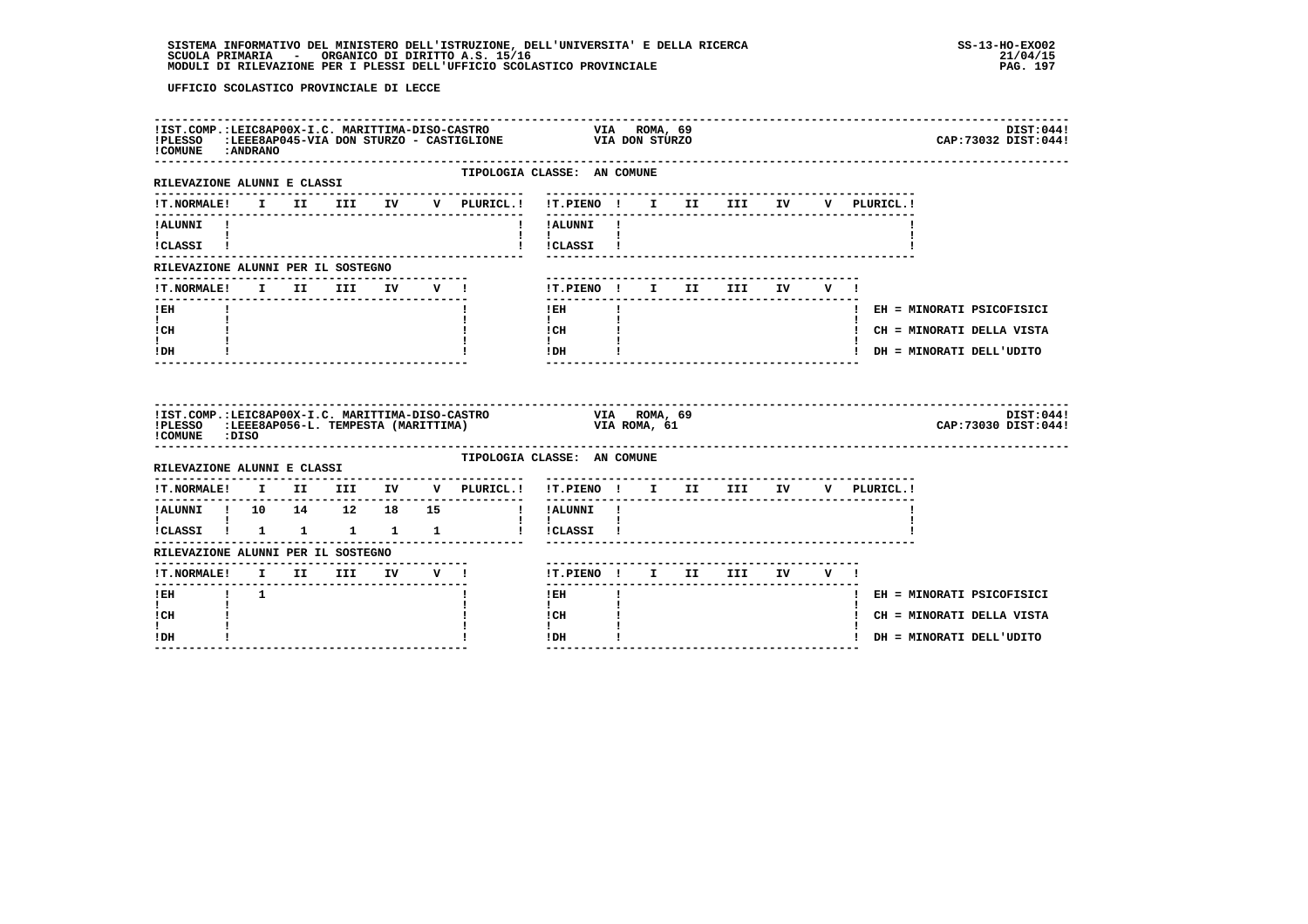SISTEMA INFORMATIVO DEL MINISTERO DELL'ISTRUZIONE, DELL'UNIVERSITA' E DELLA RICERCA
SCUOLA PRIMARIA - ORGANICO DI DIRITTO A.S. 15/16
MODULI DI RILEVAZIONE PER I PLESSI DELL'UFFICIO SCOLASTICO PROVINCIALE

SS-13-HO-EXO02
21/04/15

UFFICIO SCOLASTICO PROVINCIALE DI LECCE

---

IST.COMP.:LEIC8AP00X-I.C. MARITTIMA-DISO-CASTRO — VIA ROMA, 69 — DIST:044
PLESSO :LEEE8AP045-VIA DON STURZO - CASTIGLIONE — VIA DON STURZO — CAP:73032 DIST:044
COMUNE :ANDRANO

TIPOLOGIA CLASSE: AN COMUNE

RILEVAZIONE ALUNNI E CLASSI

| T.NORMALE | I | II | III | IV | V | PLURICL. |
|---|---|---|---|---|---|---|
| ALUNNI | | | | | | |
| CLASSI | | | | | | |

| T.PIENO | I | II | III | IV | V | PLURICL. |
|---|---|---|---|---|---|---|
| ALUNNI | | | | | | |
| CLASSI | | | | | | |

RILEVAZIONE ALUNNI PER IL SOSTEGNO

| T.NORMALE | I | II | III | IV | V |
|---|---|---|---|---|---|
| EH | | | | | |
| CH | | | | | |
| DH | | | | | |

| T.PIENO | I | II | III | IV | V |
|---|---|---|---|---|---|
| EH | | | | | |
| CH | | | | | |
| DH | | | | | |

EH = MINORATI PSICOFISICI
CH = MINORATI DELLA VISTA
DH = MINORATI DELL'UDITO

---

IST.COMP.:LEIC8AP00X-I.C. MARITTIMA-DISO-CASTRO — VIA ROMA, 69 — DIST:044
PLESSO :LEEE8AP056-L. TEMPESTA (MARITTIMA) — VIA ROMA, 61 — CAP:73030 DIST:044
COMUNE :DISO

TIPOLOGIA CLASSE: AN COMUNE

RILEVAZIONE ALUNNI E CLASSI

| T.NORMALE | I | II | III | IV | V | PLURICL. |
|---|---|---|---|---|---|---|
| ALUNNI | 10 | 14 | 12 | 18 | 15 | |
| CLASSI | 1 | 1 | 1 | 1 | 1 | |

| T.PIENO | I | II | III | IV | V | PLURICL. |
|---|---|---|---|---|---|---|
| ALUNNI | | | | | | |
| CLASSI | | | | | | |

RILEVAZIONE ALUNNI PER IL SOSTEGNO

| T.NORMALE | I | II | III | IV | V |
|---|---|---|---|---|---|
| EH | 1 | | | | |
| CH | | | | | |
| DH | | | | | |

| T.PIENO | I | II | III | IV | V |
|---|---|---|---|---|---|
| EH | | | | | |
| CH | | | | | |
| DH | | | | | |

EH = MINORATI PSICOFISICI
CH = MINORATI DELLA VISTA
DH = MINORATI DELL'UDITO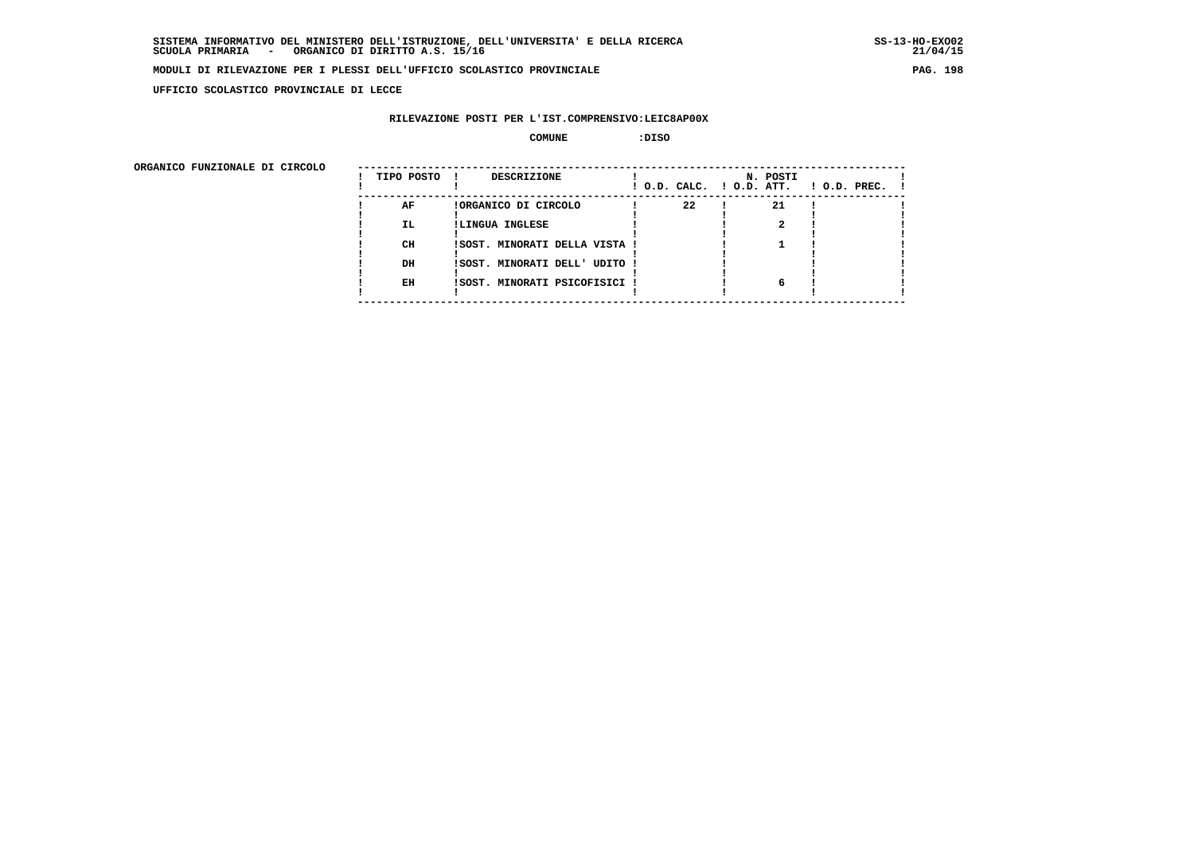SISTEMA INFORMATIVO DEL MINISTERO DELL'ISTRUZIONE, DELL'UNIVERSITA' E DELLA RICERCA
SCUOLA PRIMARIA - ORGANICO DI DIRITTO A.S. 15/16

SS-13-HO-EXO02
21/04/15

MODULI DI RILEVAZIONE PER I PLESSI DELL'UFFICIO SCOLASTICO PROVINCIALE

UFFICIO SCOLASTICO PROVINCIALE DI LECCE

RILEVAZIONE POSTI PER L'IST.COMPRENSIVO:LEIC8AP00X

COMUNE :DISO

ORGANICO FUNZIONALE DI CIRCOLO

| TIPO POSTO | DESCRIZIONE | N. POSTI O.D. CALC. | N. POSTI O.D. ATT. | N. POSTI O.D. PREC. |
|---|---|---|---|---|
| AF | ORGANICO DI CIRCOLO | 22 | 21 | |
| IL | LINGUA INGLESE | | 2 | |
| CH | SOST. MINORATI DELLA VISTA | | 1 | |
| DH | SOST. MINORATI DELL' UDITO | | | |
| EH | SOST. MINORATI PSICOFISICI | | 6 | |